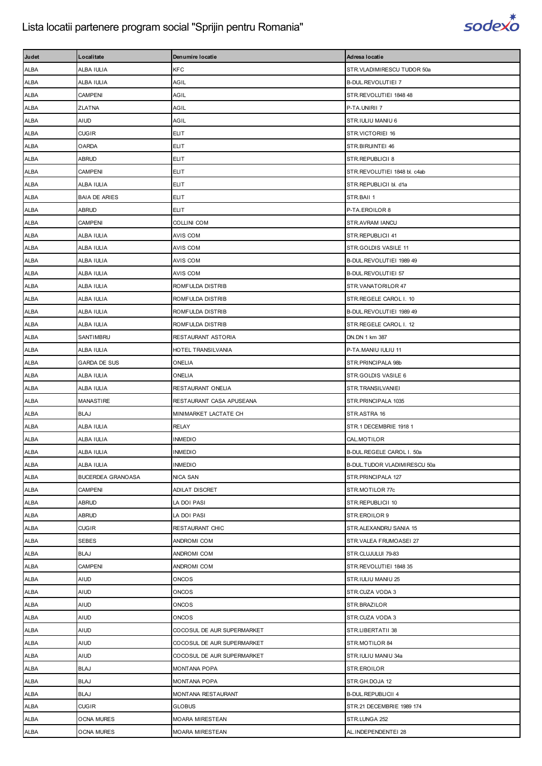# Lista locatii partenere program social "Sprijin pentru Romania"

| Judet | Localitate | Denumire locatie | Adresa locatie |
|---|---|---|---|
| ALBA | ALBA IULIA | KFC | STR.VLADIMIRESCU TUDOR 50a |
| ALBA | ALBA IULIA | AGIL | B-DUL.REVOLUTIEI 7 |
| ALBA | CAMPENI | AGIL | STR.REVOLUTIEI 1848 48 |
| ALBA | ZLATNA | AGIL | P-TA.UNIRII 7 |
| ALBA | AIUD | AGIL | STR.IULIU MANIU 6 |
| ALBA | CUGIR | ELIT | STR.VICTORIEI 16 |
| ALBA | OARDA | ELIT | STR.BIRUINTEI 46 |
| ALBA | ABRUD | ELIT | STR.REPUBLICII 8 |
| ALBA | CAMPENI | ELIT | STR.REVOLUTIEI 1848 bl. c4ab |
| ALBA | ALBA IULIA | ELIT | STR.REPUBLICII bl. d1a |
| ALBA | BAIA DE ARIES | ELIT | STR.BAII 1 |
| ALBA | ABRUD | ELIT | P-TA.EROILOR 8 |
| ALBA | CAMPENI | COLLINI COM | STR.AVRAM IANCU |
| ALBA | ALBA IULIA | AVIS COM | STR.REPUBLICII 41 |
| ALBA | ALBA IULIA | AVIS COM | STR.GOLDIS VASILE 11 |
| ALBA | ALBA IULIA | AVIS COM | B-DUL.REVOLUTIEI 1989 49 |
| ALBA | ALBA IULIA | AVIS COM | B-DUL.REVOLUTIEI 57 |
| ALBA | ALBA IULIA | ROMFULDA DISTRIB | STR.VANATORILOR 47 |
| ALBA | ALBA IULIA | ROMFULDA DISTRIB | STR.REGELE CAROL I. 10 |
| ALBA | ALBA IULIA | ROMFULDA DISTRIB | B-DUL.REVOLUTIEI 1989 49 |
| ALBA | ALBA IULIA | ROMFULDA DISTRIB | STR.REGELE CAROL I. 12 |
| ALBA | SANTIMBRU | RESTAURANT ASTORIA | DN.DN 1 km 387 |
| ALBA | ALBA IULIA | HOTEL TRANSILVANIA | P-TA.MANIU IULIU 11 |
| ALBA | GARDA DE SUS | ONELIA | STR.PRINCIPALA 98b |
| ALBA | ALBA IULIA | ONELIA | STR.GOLDIS VASILE 6 |
| ALBA | ALBA IULIA | RESTAURANT ONELIA | STR.TRANSILVANIEI |
| ALBA | MANASTIRE | RESTAURANT CASA APUSEANA | STR.PRINCIPALA 1035 |
| ALBA | BLAJ | MINIMARKET LACTATE CH | STR.ASTRA 16 |
| ALBA | ALBA IULIA | RELAY | STR.1 DECEMBRIE 1918 1 |
| ALBA | ALBA IULIA | INMEDIO | CAL.MOTILOR |
| ALBA | ALBA IULIA | INMEDIO | B-DUL.REGELE CAROL I. 50a |
| ALBA | ALBA IULIA | INMEDIO | B-DUL.TUDOR VLADIMIRESCU 50a |
| ALBA | BUCERDEA GRANOASA | NICA SAN | STR.PRINCIPALA 127 |
| ALBA | CAMPENI | ADILAT DISCRET | STR.MOTILOR 77c |
| ALBA | ABRUD | LA DOI PASI | STR.REPUBLICII 10 |
| ALBA | ABRUD | LA DOI PASI | STR.EROILOR 9 |
| ALBA | CUGIR | RESTAURANT CHIC | STR.ALEXANDRU SANIA 15 |
| ALBA | SEBES | ANDROMI COM | STR.VALEA FRUMOASEI 27 |
| ALBA | BLAJ | ANDROMI COM | STR.CLUJULUI 79-83 |
| ALBA | CAMPENI | ANDROMI COM | STR.REVOLUTIEI 1848 35 |
| ALBA | AIUD | ONCOS | STR.IULIU MANIU 25 |
| ALBA | AIUD | ONCOS | STR.CUZA VODA 3 |
| ALBA | AIUD | ONCOS | STR.BRAZILOR |
| ALBA | AIUD | ONCOS | STR.CUZA VODA 3 |
| ALBA | AIUD | COCOSUL DE AUR SUPERMARKET | STR.LIBERTATII 38 |
| ALBA | AIUD | COCOSUL DE AUR SUPERMARKET | STR.MOTILOR 84 |
| ALBA | AIUD | COCOSUL DE AUR SUPERMARKET | STR.IULIU MANIU 34a |
| ALBA | BLAJ | MONTANA POPA | STR.EROILOR |
| ALBA | BLAJ | MONTANA POPA | STR.GH.DOJA 12 |
| ALBA | BLAJ | MONTANA RESTAURANT | B-DUL.REPUBLICII 4 |
| ALBA | CUGIR | GLOBUS | STR.21 DECEMBRIE 1989 174 |
| ALBA | OCNA MURES | MOARA MIRESTEAN | STR.LUNGA 252 |
| ALBA | OCNA MURES | MOARA MIRESTEAN | AL.INDEPENDENTEI 28 |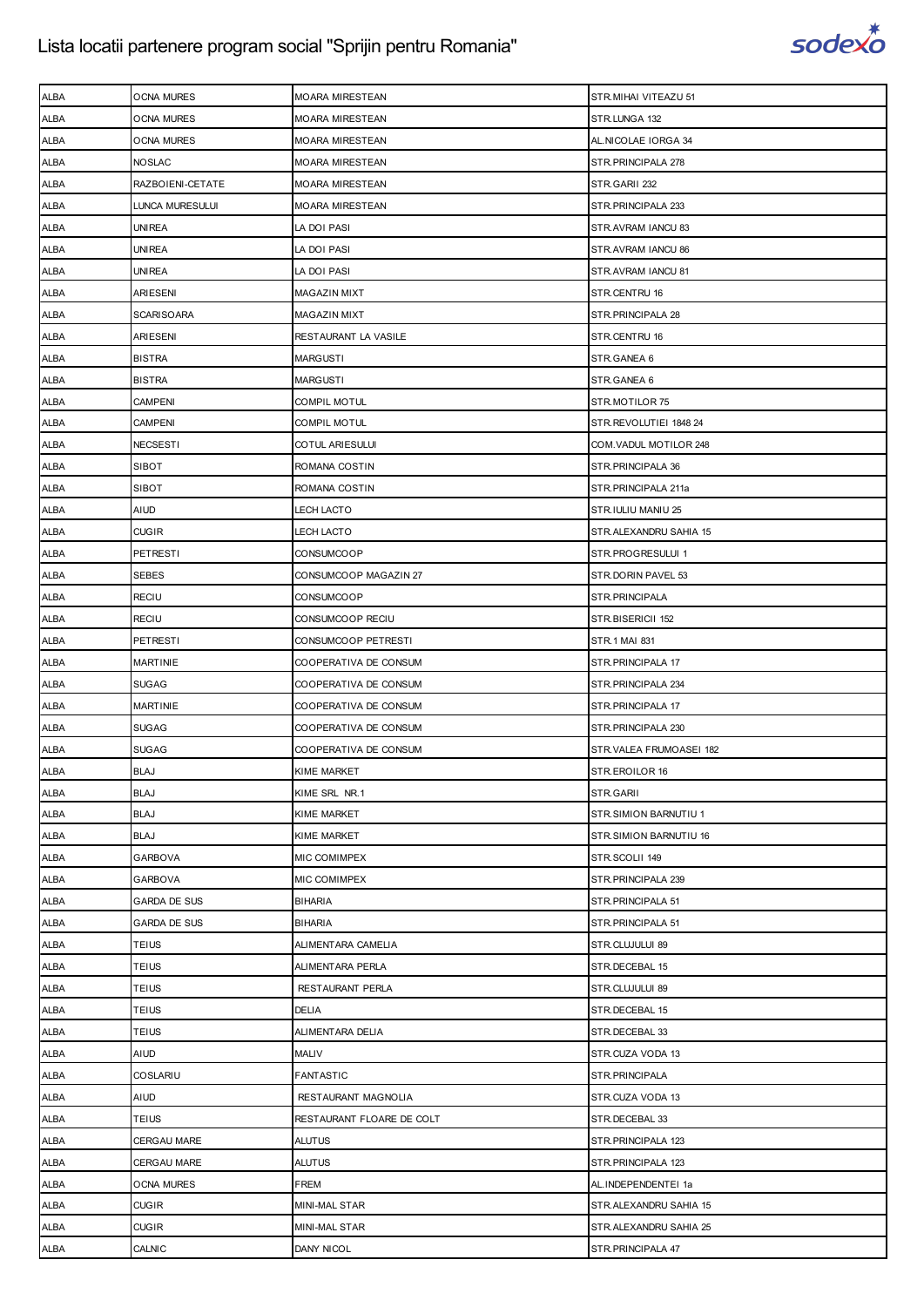| ALBA | OCNA MURES | MOARA MIRESTEAN | STR.MIHAI VITEAZU 51 |
|---|---|---|---|
| ALBA | OCNA MURES | MOARA MIRESTEAN | STR.LUNGA 132 |
| ALBA | OCNA MURES | MOARA MIRESTEAN | AL.NICOLAE IORGA 34 |
| ALBA | NOSLAC | MOARA MIRESTEAN | STR.PRINCIPALA 278 |
| ALBA | RAZBOIENI-CETATE | MOARA MIRESTEAN | STR.GARII 232 |
| ALBA | LUNCA MURESULUI | MOARA MIRESTEAN | STR.PRINCIPALA 233 |
| ALBA | UNIREA | LA DOI PASI | STR.AVRAM IANCU 83 |
| ALBA | UNIREA | LA DOI PASI | STR.AVRAM IANCU 86 |
| ALBA | UNIREA | LA DOI PASI | STR.AVRAM IANCU 81 |
| ALBA | ARIESENI | MAGAZIN MIXT | STR.CENTRU 16 |
| ALBA | SCARISOARA | MAGAZIN MIXT | STR.PRINCIPALA 28 |
| ALBA | ARIESENI | RESTAURANT LA VASILE | STR.CENTRU 16 |
| ALBA | BISTRA | MARGUSTI | STR.GANEA 6 |
| ALBA | BISTRA | MARGUSTI | STR.GANEA 6 |
| ALBA | CAMPENI | COMPIL MOTUL | STR.MOTILOR 75 |
| ALBA | CAMPENI | COMPIL MOTUL | STR.REVOLUTIEI 1848 24 |
| ALBA | NECSESTI | COTUL ARIESULUI | COM.VADUL MOTILOR 248 |
| ALBA | SIBOT | ROMANA COSTIN | STR.PRINCIPALA 36 |
| ALBA | SIBOT | ROMANA COSTIN | STR.PRINCIPALA 211a |
| ALBA | AIUD | LECH LACTO | STR.IULIU MANIU 25 |
| ALBA | CUGIR | LECH LACTO | STR.ALEXANDRU SAHIA 15 |
| ALBA | PETRESTI | CONSUMCOOP | STR.PROGRESULUI 1 |
| ALBA | SEBES | CONSUMCOOP MAGAZIN 27 | STR.DORIN PAVEL 53 |
| ALBA | RECIU | CONSUMCOOP | STR.PRINCIPALA |
| ALBA | RECIU | CONSUMCOOP RECIU | STR.BISERICII 152 |
| ALBA | PETRESTI | CONSUMCOOP PETRESTI | STR.1 MAI 831 |
| ALBA | MARTINIE | COOPERATIVA DE CONSUM | STR.PRINCIPALA 17 |
| ALBA | SUGAG | COOPERATIVA DE CONSUM | STR.PRINCIPALA 234 |
| ALBA | MARTINIE | COOPERATIVA DE CONSUM | STR.PRINCIPALA 17 |
| ALBA | SUGAG | COOPERATIVA DE CONSUM | STR.PRINCIPALA 230 |
| ALBA | SUGAG | COOPERATIVA DE CONSUM | STR.VALEA FRUMOASEI 182 |
| ALBA | BLAJ | KIME MARKET | STR.EROILOR 16 |
| ALBA | BLAJ | KIME SRL NR.1 | STR.GARII |
| ALBA | BLAJ | KIME MARKET | STR.SIMION BARNUTIU 1 |
| ALBA | BLAJ | KIME MARKET | STR.SIMION BARNUTIU 16 |
| ALBA | GARBOVA | MIC COMIMPEX | STR.SCOLII 149 |
| ALBA | GARBOVA | MIC COMIMPEX | STR.PRINCIPALA 239 |
| ALBA | GARDA DE SUS | BIHARIA | STR.PRINCIPALA 51 |
| ALBA | GARDA DE SUS | BIHARIA | STR.PRINCIPALA 51 |
| ALBA | TEIUS | ALIMENTARA CAMELIA | STR.CLUJULUI 89 |
| ALBA | TEIUS | ALIMENTARA PERLA | STR.DECEBAL 15 |
| ALBA | TEIUS | RESTAURANT PERLA | STR.CLUJULUI 89 |
| ALBA | TEIUS | DELIA | STR.DECEBAL 15 |
| ALBA | TEIUS | ALIMENTARA DELIA | STR.DECEBAL 33 |
| ALBA | AIUD | MALIV | STR.CUZA VODA 13 |
| ALBA | COSLARIU | FANTASTIC | STR.PRINCIPALA |
| ALBA | AIUD | RESTAURANT MAGNOLIA | STR.CUZA VODA 13 |
| ALBA | TEIUS | RESTAURANT FLOARE DE COLT | STR.DECEBAL 33 |
| ALBA | CERGAU MARE | ALUTUS | STR.PRINCIPALA 123 |
| ALBA | CERGAU MARE | ALUTUS | STR.PRINCIPALA 123 |
| ALBA | OCNA MURES | FREM | AL.INDEPENDENTEI 1a |
| ALBA | CUGIR | MINI-MAL STAR | STR.ALEXANDRU SAHIA 15 |
| ALBA | CUGIR | MINI-MAL STAR | STR.ALEXANDRU SAHIA 25 |
| ALBA | CALNIC | DANY NICOL | STR.PRINCIPALA 47 |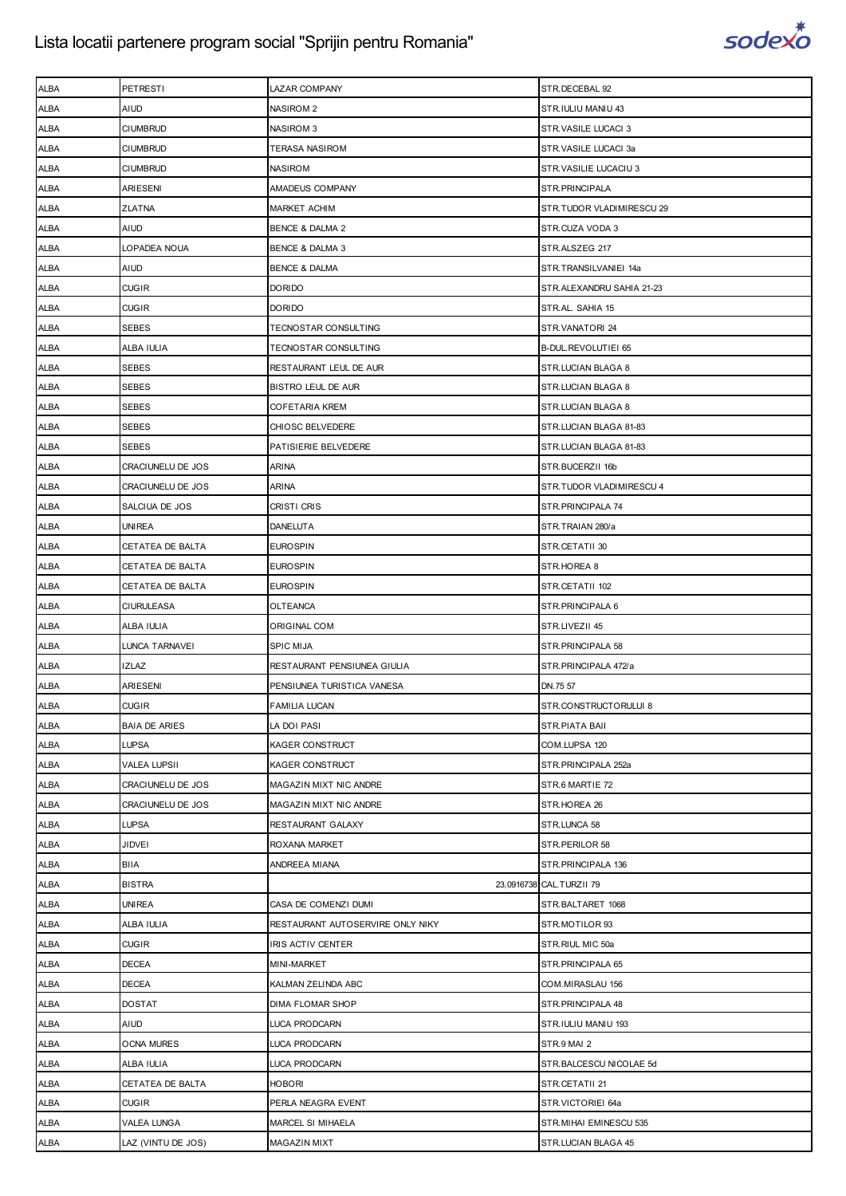| ALBA | PETRESTI | LAZAR COMPANY | STR.DECEBAL 92 |
|---|---|---|---|
| ALBA | AIUD | NASIROM 2 | STR.IULIU MANIU 43 |
| ALBA | CIUMBRUD | NASIROM 3 | STR.VASILE LUCACI 3 |
| ALBA | CIUMBRUD | TERASA NASIROM | STR.VASILE LUCACI 3a |
| ALBA | CIUMBRUD | NASIROM | STR.VASILIE LUCACIU 3 |
| ALBA | ARIESENI | AMADEUS COMPANY | STR.PRINCIPALA |
| ALBA | ZLATNA | MARKET ACHIM | STR.TUDOR VLADIMIRESCU 29 |
| ALBA | AIUD | BENCE & DALMA 2 | STR.CUZA VODA 3 |
| ALBA | LOPADEA NOUA | BENCE & DALMA 3 | STR.ALSZEG 217 |
| ALBA | AIUD | BENCE & DALMA | STR.TRANSILVANIEI 14a |
| ALBA | CUGIR | DORIDO | STR.ALEXANDRU SAHIA 21-23 |
| ALBA | CUGIR | DORIDO | STR.AL. SAHIA 15 |
| ALBA | SEBES | TECNOSTAR CONSULTING | STR.VANATORI 24 |
| ALBA | ALBA IULIA | TECNOSTAR CONSULTING | B-DUL.REVOLUTIEI 65 |
| ALBA | SEBES | RESTAURANT LEUL DE AUR | STR.LUCIAN BLAGA 8 |
| ALBA | SEBES | BISTRO LEUL DE AUR | STR.LUCIAN BLAGA 8 |
| ALBA | SEBES | COFETARIA KREM | STR.LUCIAN BLAGA 8 |
| ALBA | SEBES | CHIOSC BELVEDERE | STR.LUCIAN BLAGA 81-83 |
| ALBA | SEBES | PATISIERIE BELVEDERE | STR.LUCIAN BLAGA 81-83 |
| ALBA | CRACIUNELU DE JOS | ARINA | STR.BUCERZII 16b |
| ALBA | CRACIUNELU DE JOS | ARINA | STR.TUDOR VLADIMIRESCU 4 |
| ALBA | SALCIUA DE JOS | CRISTI CRIS | STR.PRINCIPALA 74 |
| ALBA | UNIREA | DANELUTA | STR.TRAIAN 280/a |
| ALBA | CETATEA DE BALTA | EUROSPIN | STR.CETATII 30 |
| ALBA | CETATEA DE BALTA | EUROSPIN | STR.HOREA 8 |
| ALBA | CETATEA DE BALTA | EUROSPIN | STR.CETATII 102 |
| ALBA | CIURULEASA | OLTEANCA | STR.PRINCIPALA 6 |
| ALBA | ALBA IULIA | ORIGINAL COM | STR.LIVEZII 45 |
| ALBA | LUNCA TARNAVEI | SPIC MIJA | STR.PRINCIPALA 58 |
| ALBA | IZLAZ | RESTAURANT PENSIUNEA GIULIA | STR.PRINCIPALA 472/a |
| ALBA | ARIESENI | PENSIUNEA TURISTICA VANESA | DN.75 57 |
| ALBA | CUGIR | FAMILIA LUCAN | STR.CONSTRUCTORULUI 8 |
| ALBA | BAIA DE ARIES | LA DOI PASI | STR.PIATA BAII |
| ALBA | LUPSA | KAGER CONSTRUCT | COM.LUPSA 120 |
| ALBA | VALEA LUPSII | KAGER CONSTRUCT | STR.PRINCIPALA 252a |
| ALBA | CRACIUNELU DE JOS | MAGAZIN MIXT NIC ANDRE | STR.6 MARTIE 72 |
| ALBA | CRACIUNELU DE JOS | MAGAZIN MIXT NIC ANDRE | STR.HOREA 26 |
| ALBA | LUPSA | RESTAURANT GALAXY | STR.LUNCA 58 |
| ALBA | JIDVEI | ROXANA MARKET | STR.PERILOR 58 |
| ALBA | BIIA | ANDREEA MIANA | STR.PRINCIPALA 136 |
| ALBA | BISTRA | 23,0916738 | CAL.TURZII 79 |
| ALBA | UNIREA | CASA DE COMENZI DUMI | STR.BALTARET 1068 |
| ALBA | ALBA IULIA | RESTAURANT AUTOSERVIRE ONLY NIKY | STR.MOTILOR 93 |
| ALBA | CUGIR | IRIS ACTIV CENTER | STR.RIUL MIC 50a |
| ALBA | DECEA | MINI-MARKET | STR.PRINCIPALA 65 |
| ALBA | DECEA | KALMAN ZELINDA ABC | COM.MIRASLAU 156 |
| ALBA | DOSTAT | DIMA FLOMAR SHOP | STR.PRINCIPALA 48 |
| ALBA | AIUD | LUCA PRODCARN | STR.IULIU MANIU 193 |
| ALBA | OCNA MURES | LUCA PRODCARN | STR.9 MAI 2 |
| ALBA | ALBA IULIA | LUCA PRODCARN | STR.BALCESCU NICOLAE 5d |
| ALBA | CETATEA DE BALTA | HOBORI | STR.CETATII 21 |
| ALBA | CUGIR | PERLA NEAGRA EVENT | STR.VICTORIEI 64a |
| ALBA | VALEA LUNGA | MARCEL SI MIHAELA | STR.MIHAI EMINESCU 535 |
| ALBA | LAZ (VINTU DE JOS) | MAGAZIN MIXT | STR.LUCIAN BLAGA 45 |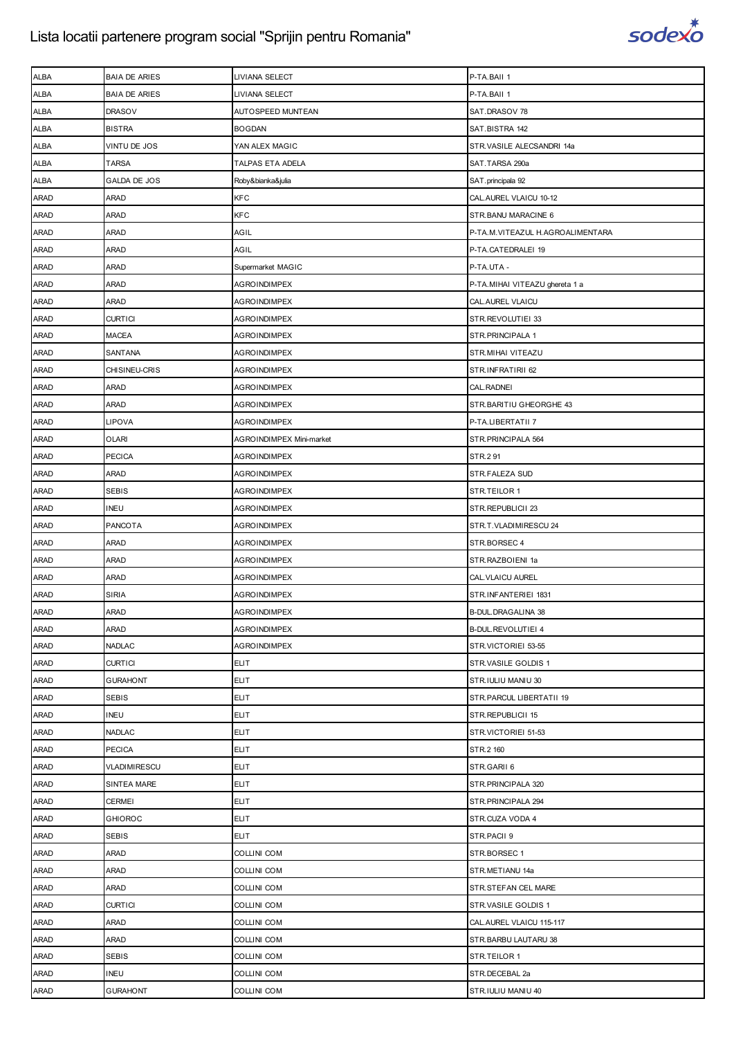# Lista locatii partenere program social "Sprijin pentru Romania"

| | | | |
|---|---|---|---|
| ALBA | BAIA DE ARIES | LIVIANA SELECT | P-TA.BAII 1 |
| ALBA | BAIA DE ARIES | LIVIANA SELECT | P-TA.BAII 1 |
| ALBA | DRASOV | AUTOSPEED MUNTEAN | SAT.DRASOV 78 |
| ALBA | BISTRA | BOGDAN | SAT.BISTRA 142 |
| ALBA | VINTU DE JOS | YAN ALEX MAGIC | STR.VASILE ALECSANDRI 14a |
| ALBA | TARSA | TALPAS ETA ADELA | SAT.TARSA 290a |
| ALBA | GALDA DE JOS | Roby&bianka&julia | SAT.principala 92 |
| ARAD | ARAD | KFC | CAL.AUREL VLAICU 10-12 |
| ARAD | ARAD | KFC | STR.BANU MARACINE 6 |
| ARAD | ARAD | AGIL | P-TA.M.VITEAZUL H.AGROALIMENTARA |
| ARAD | ARAD | AGIL | P-TA.CATEDRALEI 19 |
| ARAD | ARAD | Supermarket MAGIC | P-TA.UTA - |
| ARAD | ARAD | AGROINDIMPEX | P-TA.MIHAI VITEAZU ghereta 1 a |
| ARAD | ARAD | AGROINDIMPEX | CAL.AUREL VLAICU |
| ARAD | CURTICI | AGROINDIMPEX | STR.REVOLUTIEI 33 |
| ARAD | MACEA | AGROINDIMPEX | STR.PRINCIPALA 1 |
| ARAD | SANTANA | AGROINDIMPEX | STR.MIHAI VITEAZU |
| ARAD | CHISINEU-CRIS | AGROINDIMPEX | STR.INFRATIRII 62 |
| ARAD | ARAD | AGROINDIMPEX | CAL.RADNEI |
| ARAD | ARAD | AGROINDIMPEX | STR.BARITIU GHEORGHE 43 |
| ARAD | LIPOVA | AGROINDIMPEX | P-TA.LIBERTATII 7 |
| ARAD | OLARI | AGROINDIMPEX Mini-market | STR.PRINCIPALA 564 |
| ARAD | PECICA | AGROINDIMPEX | STR.2 91 |
| ARAD | ARAD | AGROINDIMPEX | STR.FALEZA SUD |
| ARAD | SEBIS | AGROINDIMPEX | STR.TEILOR 1 |
| ARAD | INEU | AGROINDIMPEX | STR.REPUBLICII 23 |
| ARAD | PANCOTA | AGROINDIMPEX | STR.T.VLADIMIRESCU 24 |
| ARAD | ARAD | AGROINDIMPEX | STR.BORSEC 4 |
| ARAD | ARAD | AGROINDIMPEX | STR.RAZBOIENI 1a |
| ARAD | ARAD | AGROINDIMPEX | CAL.VLAICU AUREL |
| ARAD | SIRIA | AGROINDIMPEX | STR.INFANTERIEI 1831 |
| ARAD | ARAD | AGROINDIMPEX | B-DUL.DRAGALINA 38 |
| ARAD | ARAD | AGROINDIMPEX | B-DUL.REVOLUTIEI 4 |
| ARAD | NADLAC | AGROINDIMPEX | STR.VICTORIEI 53-55 |
| ARAD | CURTICI | ELIT | STR.VASILE GOLDIS 1 |
| ARAD | GURAHONT | ELIT | STR.IULIU MANIU 30 |
| ARAD | SEBIS | ELIT | STR.PARCUL LIBERTATII 19 |
| ARAD | INEU | ELIT | STR.REPUBLICII 15 |
| ARAD | NADLAC | ELIT | STR.VICTORIEI 51-53 |
| ARAD | PECICA | ELIT | STR.2 160 |
| ARAD | VLADIMIRESCU | ELIT | STR.GARII 6 |
| ARAD | SINTEA MARE | ELIT | STR.PRINCIPALA 320 |
| ARAD | CERMEI | ELIT | STR.PRINCIPALA 294 |
| ARAD | GHIOROC | ELIT | STR.CUZA VODA 4 |
| ARAD | SEBIS | ELIT | STR.PACII 9 |
| ARAD | ARAD | COLLINI COM | STR.BORSEC 1 |
| ARAD | ARAD | COLLINI COM | STR.METIANU 14a |
| ARAD | ARAD | COLLINI COM | STR.STEFAN CEL MARE |
| ARAD | CURTICI | COLLINI COM | STR.VASILE GOLDIS 1 |
| ARAD | ARAD | COLLINI COM | CAL.AUREL VLAICU 115-117 |
| ARAD | ARAD | COLLINI COM | STR.BARBU LAUTARU 38 |
| ARAD | SEBIS | COLLINI COM | STR.TEILOR 1 |
| ARAD | INEU | COLLINI COM | STR.DECEBAL 2a |
| ARAD | GURAHONT | COLLINI COM | STR.IULIU MANIU 40 |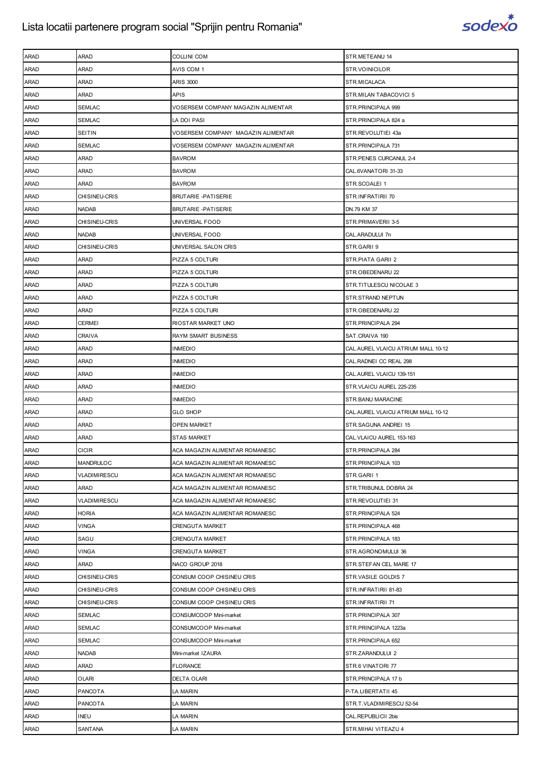| ARAD | ARAD | COLLINI COM | STR.METEANU 14 |
|---|---|---|---|
| ARAD | ARAD | AVIS COM 1 | STR.VOINICILOR |
| ARAD | ARAD | ARIS 3000 | STR.MICALACA |
| ARAD | ARAD | APIS | STR.MILAN TABACOVICI 5 |
| ARAD | SEMLAC | VOSERSEM COMPANY MAGAZIN ALIMENTAR | STR.PRINCIPALA 999 |
| ARAD | SEMLAC | LA DOI PASI | STR.PRINCIPALA 824 a |
| ARAD | SEITIN | VOSERSEM COMPANY MAGAZIN ALIMENTAR | STR.REVOLUTIEI 43a |
| ARAD | SEMLAC | VOSERSEM COMPANY MAGAZIN ALIMENTAR | STR.PRINCIPALA 731 |
| ARAD | ARAD | BAVROM | STR.PENES CURCANUL 2-4 |
| ARAD | ARAD | BAVROM | CAL.6VANATORI 31-33 |
| ARAD | ARAD | BAVROM | STR.SCOALEI 1 |
| ARAD | CHISINEU-CRIS | BRUTARIE -PATISERIE | STR.INFRATIRII 70 |
| ARAD | NADAB | BRUTARIE -PATISERIE | DN.79 KM 37 |
| ARAD | CHISINEU-CRIS | UNIVERSAL FOOD | STR.PRIMAVERII 3-5 |
| ARAD | NADAB | UNIVERSAL FOOD | CAL.ARADULUI 7n |
| ARAD | CHISINEU-CRIS | UNIVERSAL SALON CRIS | STR.GARII 9 |
| ARAD | ARAD | PIZZA 5 COLTURI | STR.PIATA GARII 2 |
| ARAD | ARAD | PIZZA 5 COLTURI | STR.OBEDENARU 22 |
| ARAD | ARAD | PIZZA 5 COLTURI | STR.TITULESCU NICOLAE 3 |
| ARAD | ARAD | PIZZA 5 COLTURI | STR.STRAND NEPTUN |
| ARAD | ARAD | PIZZA 5 COLTURI | STR.OBEDENARU 22 |
| ARAD | CERMEI | RIOSTAR MARKET UNO | STR.PRINCIPALA 294 |
| ARAD | CRAIVA | RAYM SMART BUSINESS | SAT.CRAIVA 190 |
| ARAD | ARAD | INMEDIO | CAL.AUREL VLAICU ATRIUM MALL 10-12 |
| ARAD | ARAD | INMEDIO | CAL.RADNEI CC REAL 298 |
| ARAD | ARAD | INMEDIO | CAL.AUREL VLAICU 139-151 |
| ARAD | ARAD | INMEDIO | STR.VLAICU AUREL 225-235 |
| ARAD | ARAD | INMEDIO | STR.BANU MARACINE |
| ARAD | ARAD | GLO SHOP | CAL.AUREL VLAICU ATRIUM MALL 10-12 |
| ARAD | ARAD | OPEN MARKET | STR.SAGUNA ANDREI 15 |
| ARAD | ARAD | STAS MARKET | CAL.VLAICU AUREL 153-163 |
| ARAD | CICIR | ACA MAGAZIN ALIMENTAR ROMANESC | STR.PRINCIPALA 284 |
| ARAD | MANDRULOC | ACA MAGAZIN ALIMENTAR ROMANESC | STR.PRINCIPALA 103 |
| ARAD | VLADIMIRESCU | ACA MAGAZIN ALIMENTAR ROMANESC | STR.GARII 1 |
| ARAD | ARAD | ACA MAGAZIN ALIMENTAR ROMANESC | STR.TRIBUNUL DOBRA 24 |
| ARAD | VLADIMIRESCU | ACA MAGAZIN ALIMENTAR ROMANESC | STR.REVOLUTIEI 31 |
| ARAD | HORIA | ACA MAGAZIN ALIMENTAR ROMANESC | STR.PRINCIPALA 524 |
| ARAD | VINGA | CRENGUTA MARKET | STR.PRINCIPALA 468 |
| ARAD | SAGU | CRENGUTA MARKET | STR.PRINCIPALA 183 |
| ARAD | VINGA | CRENGUTA MARKET | STR.AGRONOMULUI 36 |
| ARAD | ARAD | NACO GROUP 2018 | STR.STEFAN CEL MARE 17 |
| ARAD | CHISINEU-CRIS | CONSUM COOP CHISINEU CRIS | STR.VASILE GOLDIS 7 |
| ARAD | CHISINEU-CRIS | CONSUM COOP CHISINEU CRIS | STR.INFRATIRII 81-83 |
| ARAD | CHISINEU-CRIS | CONSUM COOP CHISINEU CRIS | STR.INFRATIRII 71 |
| ARAD | SEMLAC | CONSUMCOOP Mini-market | STR.PRINCIPALA 307 |
| ARAD | SEMLAC | CONSUMCOOP Mini-market | STR.PRINCIPALA 1223a |
| ARAD | SEMLAC | CONSUMCOOP Mini-market | STR.PRINCIPALA 652 |
| ARAD | NADAB | Mini-market IZAURA | STR.ZARANDULUI 2 |
| ARAD | ARAD | FLORANCE | STR.6 VINATORI 77 |
| ARAD | OLARI | DELTA OLARI | STR.PRINCIPALA 17 b |
| ARAD | PANCOTA | LA MARIN | P-TA.LIBERTATII 45 |
| ARAD | PANCOTA | LA MARIN | STR.T.VLADIMIRESCU 52-54 |
| ARAD | INEU | LA MARIN | CAL.REPUBLICII 2bis |
| ARAD | SANTANA | LA MARIN | STR.MIHAI VITEAZU 4 |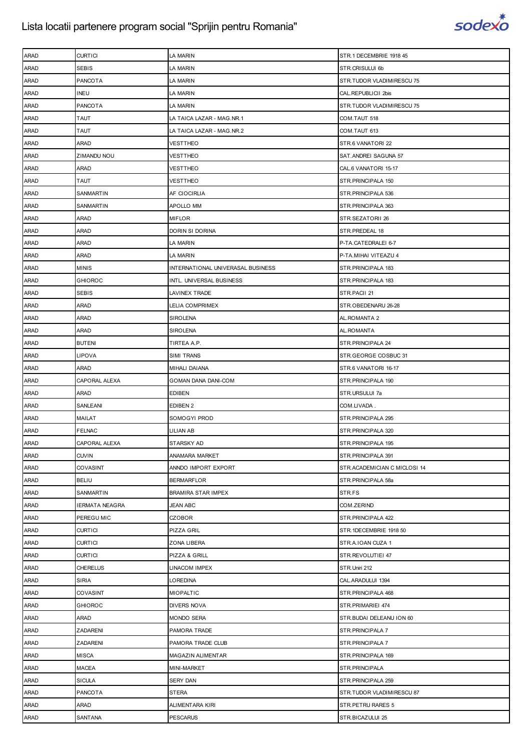| ARAD | CURTICI | LA MARIN | STR.1 DECEMBRIE 1918 45 |
|---|---|---|---|
| ARAD | SEBIS | LA MARIN | STR.CRISULUI 6b |
| ARAD | PANCOTA | LA MARIN | STR.TUDOR VLADIMIRESCU 75 |
| ARAD | INEU | LA MARIN | CAL.REPUBLICII 2bis |
| ARAD | PANCOTA | LA MARIN | STR.TUDOR VLADIMIRESCU 75 |
| ARAD | TAUT | LA TAICA LAZAR - MAG.NR.1 | COM.TAUT 518 |
| ARAD | TAUT | LA TAICA LAZAR - MAG.NR.2 | COM.TAUT 613 |
| ARAD | ARAD | VESTTHEO | STR.6 VANATORI 22 |
| ARAD | ZIMANDU NOU | VESTTHEO | SAT.ANDREI SAGUNA 57 |
| ARAD | ARAD | VESTTHEO | CAL.6 VANATORI 15-17 |
| ARAD | TAUT | VESTTHEO | STR.PRINCIPALA 150 |
| ARAD | SANMARTIN | AF CIOCIRLIA | STR.PRINCIPALA 536 |
| ARAD | SANMARTIN | APOLLO MM | STR.PRINCIPALA 363 |
| ARAD | ARAD | MIFLOR | STR.SEZATORII 26 |
| ARAD | ARAD | DORIN SI DORINA | STR.PREDEAL 18 |
| ARAD | ARAD | LA MARIN | P-TA.CATEDRALEI 6-7 |
| ARAD | ARAD | LA MARIN | P-TA.MIHAI VITEAZU 4 |
| ARAD | MINIS | INTERNATIONAL UNIVERASAL BUSINESS | STR.PRINCIPALA 183 |
| ARAD | GHIOROC | INTL. UNIVERSAL BUSINESS | STR.PRINCIPALA 183 |
| ARAD | SEBIS | LAVINEX TRADE | STR.PACII 21 |
| ARAD | ARAD | LELIA COMPRIMEX | STR.OBEDENARU 26-28 |
| ARAD | ARAD | SIROLENA | AL.ROMANTA 2 |
| ARAD | ARAD | SIROLENA | AL.ROMANTA |
| ARAD | BUTENI | TIRTEA A.P. | STR.PRINCIPALA 24 |
| ARAD | LIPOVA | SIMI TRANS | STR.GEORGE COSBUC 31 |
| ARAD | ARAD | MIHALI DAIANA | STR.6 VANATORI 16-17 |
| ARAD | CAPORAL ALEXA | GOMAN DANA DANI-COM | STR.PRINCIPALA 190 |
| ARAD | ARAD | EDIBEN | STR.URSULUI 7a |
| ARAD | SANLEANI | EDIBEN 2 | COM.LIVADA . |
| ARAD | MAILAT | SOMOGYI PROD | STR.PRINCIPALA 295 |
| ARAD | FELNAC | LILIAN AB | STR.PRINCIPALA 320 |
| ARAD | CAPORAL ALEXA | STARSKY AD | STR.PRINCIPALA 195 |
| ARAD | CUVIN | ANAMARA MARKET | STR.PRINCIPALA 391 |
| ARAD | COVASINT | ANNDO IMPORT EXPORT | STR.ACADEMICIAN C MICLOSI 14 |
| ARAD | BELIU | BERMARFLOR | STR.PRINCIPALA 58a |
| ARAD | SANMARTIN | BRAMIRA STAR IMPEX | STR.FS |
| ARAD | IERMATA NEAGRA | JEAN ABC | COM.ZERIND |
| ARAD | PEREGU MIC | CZOBOR | STR.PRINCIPALA 422 |
| ARAD | CURTICI | PIZZA GRIL | STR.1DECEMBRIE 1918 50 |
| ARAD | CURTICI | ZONA LIBERA | STR.A.IOAN CUZA 1 |
| ARAD | CURTICI | PIZZA & GRILL | STR.REVOLUTIEI 47 |
| ARAD | CHERELUS | LINACOM IMPEX | STR.Uniri 212 |
| ARAD | SIRIA | LOREDINA | CAL.ARADULUI 1394 |
| ARAD | COVASINT | MIOPALTIC | STR.PRINCIPALA 468 |
| ARAD | GHIOROC | DIVERS NOVA | STR.PRIMARIEI 474 |
| ARAD | ARAD | MONDO SERA | STR.BUDAI DELEANU ION 60 |
| ARAD | ZADARENI | PAMORA TRADE | STR.PRINCIPALA 7 |
| ARAD | ZADARENI | PAMORA TRADE CLUB | STR.PRINCIPALA 7 |
| ARAD | MISCA | MAGAZIN ALIMENTAR | STR.PRINCIPALA 169 |
| ARAD | MACEA | MINI-MARKET | STR.PRINCIPALA |
| ARAD | SICULA | SERY DAN | STR.PRINCIPALA 259 |
| ARAD | PANCOTA | STERA | STR.TUDOR VLADIMIRESCU 87 |
| ARAD | ARAD | ALIMENTARA KIRI | STR.PETRU RARES 5 |
| ARAD | SANTANA | PESCARUS | STR.BICAZULUI 25 |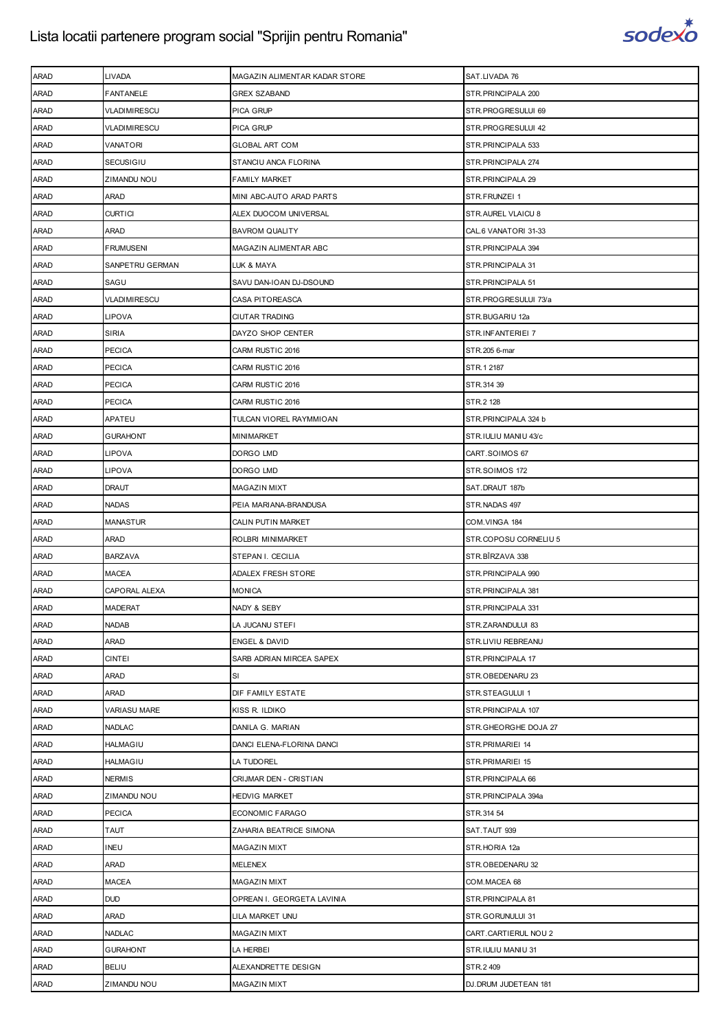# Lista locatii partenere program social "Sprijin pentru Romania"

| ARAD | LIVADA | MAGAZIN ALIMENTAR KADAR STORE | SAT.LIVADA 76 |
|---|---|---|---|
| ARAD | FANTANELE | GREX SZABAND | STR.PRINCIPALA 200 |
| ARAD | VLADIMIRESCU | PICA GRUP | STR.PROGRESULUI 69 |
| ARAD | VLADIMIRESCU | PICA GRUP | STR.PROGRESULUI 42 |
| ARAD | VANATORI | GLOBAL ART COM | STR.PRINCIPALA 533 |
| ARAD | SECUSIGIU | STANCIU ANCA FLORINA | STR.PRINCIPALA 274 |
| ARAD | ZIMANDU NOU | FAMILY MARKET | STR.PRINCIPALA 29 |
| ARAD | ARAD | MINI ABC-AUTO ARAD PARTS | STR.FRUNZEI 1 |
| ARAD | CURTICI | ALEX DUOCOM UNIVERSAL | STR.AUREL VLAICU 8 |
| ARAD | ARAD | BAVROM QUALITY | CAL.6 VANATORI 31-33 |
| ARAD | FRUMUSENI | MAGAZIN ALIMENTAR ABC | STR.PRINCIPALA 394 |
| ARAD | SANPETRU GERMAN | LUK & MAYA | STR.PRINCIPALA 31 |
| ARAD | SAGU | SAVU DAN-IOAN DJ-DSOUND | STR.PRINCIPALA 51 |
| ARAD | VLADIMIRESCU | CASA PITOREASCA | STR.PROGRESULUI 73/a |
| ARAD | LIPOVA | CIUTAR TRADING | STR.BUGARIU 12a |
| ARAD | SIRIA | DAYZO SHOP CENTER | STR.INFANTERIEI 7 |
| ARAD | PECICA | CARM RUSTIC 2016 | STR.205 6-mar |
| ARAD | PECICA | CARM RUSTIC 2016 | STR.1 2187 |
| ARAD | PECICA | CARM RUSTIC 2016 | STR.314 39 |
| ARAD | PECICA | CARM RUSTIC 2016 | STR.2 128 |
| ARAD | APATEU | TULCAN VIOREL RAYMMIOAN | STR.PRINCIPALA 324 b |
| ARAD | GURAHONT | MINIMARKET | STR.IULIU MANIU 43/c |
| ARAD | LIPOVA | DORGO LMD | CART.SOIMOS 67 |
| ARAD | LIPOVA | DORGO LMD | STR.SOIMOS 172 |
| ARAD | DRAUT | MAGAZIN MIXT | SAT.DRAUT 187b |
| ARAD | NADAS | PEIA MARIANA-BRANDUSA | STR.NADAS 497 |
| ARAD | MANASTUR | CALIN PUTIN MARKET | COM.VINGA 184 |
| ARAD | ARAD | ROLBRI MINIMARKET | STR.COPOSU CORNELIU 5 |
| ARAD | BARZAVA | STEPAN I. CECILIA | STR.BÎRZAVA 338 |
| ARAD | MACEA | ADALEX FRESH STORE | STR.PRINCIPALA 990 |
| ARAD | CAPORAL ALEXA | MONICA | STR.PRINCIPALA 381 |
| ARAD | MADERAT | NADY & SEBY | STR.PRINCIPALA 331 |
| ARAD | NADAB | LA JUCANU STEFI | STR.ZARANDULUI 83 |
| ARAD | ARAD | ENGEL & DAVID | STR.LIVIU REBREANU |
| ARAD | CINTEI | SARB ADRIAN MIRCEA SAPEX | STR.PRINCIPALA 17 |
| ARAD | ARAD | SI | STR.OBEDENARU 23 |
| ARAD | ARAD | DIF FAMILY ESTATE | STR.STEAGULUI 1 |
| ARAD | VARIASU MARE | KISS R. ILDIKO | STR.PRINCIPALA 107 |
| ARAD | NADLAC | DANILA G. MARIAN | STR.GHEORGHE DOJA 27 |
| ARAD | HALMAGIU | DANCI ELENA-FLORINA DANCI | STR.PRIMARIEI 14 |
| ARAD | HALMAGIU | LA TUDOREL | STR.PRIMARIEI 15 |
| ARAD | NERMIS | CRIJMAR DEN - CRISTIAN | STR.PRINCIPALA 66 |
| ARAD | ZIMANDU NOU | HEDVIG MARKET | STR.PRINCIPALA 394a |
| ARAD | PECICA | ECONOMIC FARAGO | STR.314 54 |
| ARAD | TAUT | ZAHARIA BEATRICE SIMONA | SAT.TAUT 939 |
| ARAD | INEU | MAGAZIN MIXT | STR.HORIA 12a |
| ARAD | ARAD | MELENEX | STR.OBEDENARU 32 |
| ARAD | MACEA | MAGAZIN MIXT | COM.MACEA 68 |
| ARAD | DUD | OPREAN I. GEORGETA LAVINIA | STR.PRINCIPALA 81 |
| ARAD | ARAD | LILA MARKET UNU | STR.GORUNULUI 31 |
| ARAD | NADLAC | MAGAZIN MIXT | CART.CARTIERUL NOU 2 |
| ARAD | GURAHONT | LA HERBEI | STR.IULIU MANIU 31 |
| ARAD | BELIU | ALEXANDRETTE DESIGN | STR.2 409 |
| ARAD | ZIMANDU NOU | MAGAZIN MIXT | DJ.DRUM JUDETEAN 181 |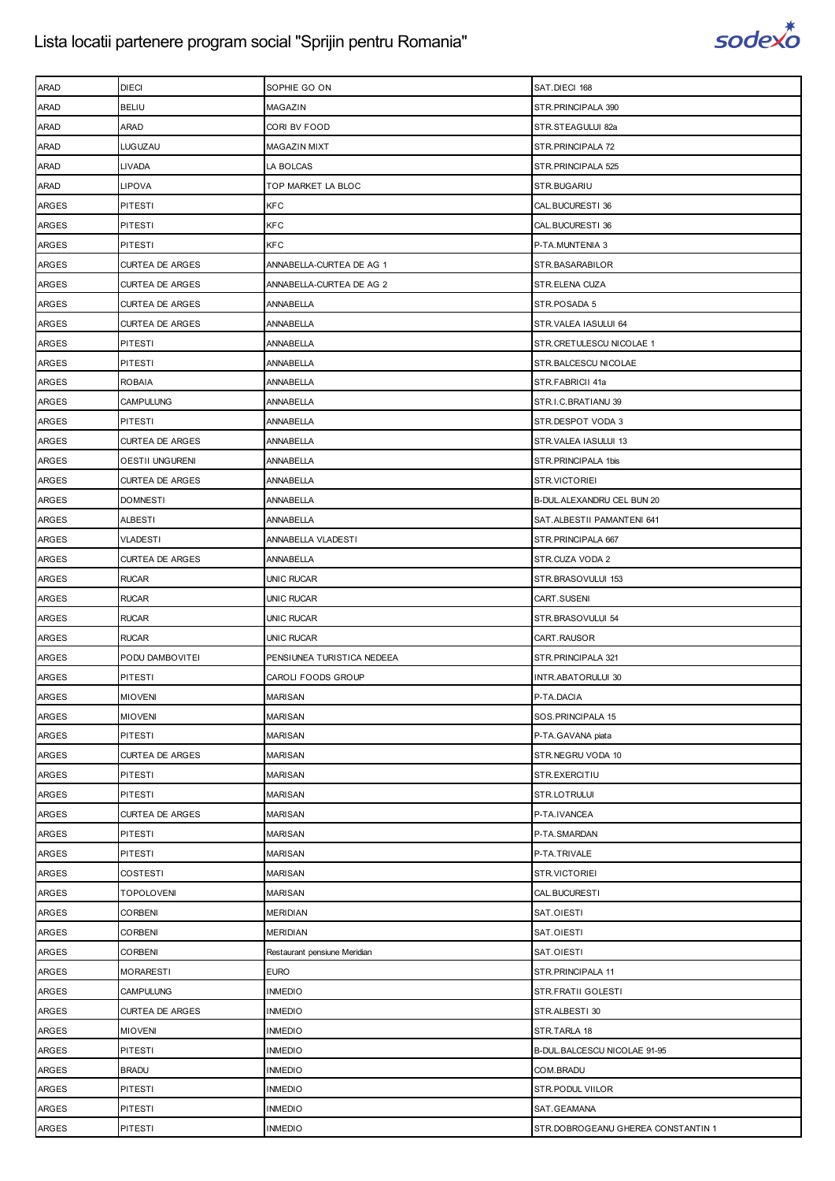# Lista locatii partenere program social "Sprijin pentru Romania"

| | | | |
|---|---|---|---|
| ARAD | DIECI | SOPHIE GO ON | SAT.DIECI 168 |
| ARAD | BELIU | MAGAZIN | STR.PRINCIPALA 390 |
| ARAD | ARAD | CORI BV FOOD | STR.STEAGULUI 82a |
| ARAD | LUGUZAU | MAGAZIN MIXT | STR.PRINCIPALA 72 |
| ARAD | LIVADA | LA BOLCAS | STR.PRINCIPALA 525 |
| ARAD | LIPOVA | TOP MARKET LA BLOC | STR.BUGARIU |
| ARGES | PITESTI | KFC | CAL.BUCURESTI 36 |
| ARGES | PITESTI | KFC | CAL.BUCURESTI 36 |
| ARGES | PITESTI | KFC | P-TA.MUNTENIA 3 |
| ARGES | CURTEA DE ARGES | ANNABELLA-CURTEA DE AG 1 | STR.BASARABILOR |
| ARGES | CURTEA DE ARGES | ANNABELLA-CURTEA DE AG 2 | STR.ELENA CUZA |
| ARGES | CURTEA DE ARGES | ANNABELLA | STR.POSADA 5 |
| ARGES | CURTEA DE ARGES | ANNABELLA | STR.VALEA IASULUI 64 |
| ARGES | PITESTI | ANNABELLA | STR.CRETULESCU NICOLAE 1 |
| ARGES | PITESTI | ANNABELLA | STR.BALCESCU NICOLAE |
| ARGES | ROBAIA | ANNABELLA | STR.FABRICII 41a |
| ARGES | CAMPULUNG | ANNABELLA | STR.I.C.BRATIANU 39 |
| ARGES | PITESTI | ANNABELLA | STR.DESPOT VODA 3 |
| ARGES | CURTEA DE ARGES | ANNABELLA | STR.VALEA IASULUI 13 |
| ARGES | OESTII UNGURENI | ANNABELLA | STR.PRINCIPALA 1bis |
| ARGES | CURTEA DE ARGES | ANNABELLA | STR.VICTORIEI |
| ARGES | DOMNESTI | ANNABELLA | B-DUL.ALEXANDRU CEL BUN 20 |
| ARGES | ALBESTI | ANNABELLA | SAT.ALBESTII PAMANTENI 641 |
| ARGES | VLADESTI | ANNABELLA VLADESTI | STR.PRINCIPALA 667 |
| ARGES | CURTEA DE ARGES | ANNABELLA | STR.CUZA VODA 2 |
| ARGES | RUCAR | UNIC RUCAR | STR.BRASOVULUI 153 |
| ARGES | RUCAR | UNIC RUCAR | CART.SUSENI |
| ARGES | RUCAR | UNIC RUCAR | STR.BRASOVULUI 54 |
| ARGES | RUCAR | UNIC RUCAR | CART.RAUSOR |
| ARGES | PODU DAMBOVITEI | PENSIUNEA TURISTICA NEDEEA | STR.PRINCIPALA 321 |
| ARGES | PITESTI | CAROLI FOODS GROUP | INTR.ABATORULUI 30 |
| ARGES | MIOVENI | MARISAN | P-TA.DACIA |
| ARGES | MIOVENI | MARISAN | SOS.PRINCIPALA 15 |
| ARGES | PITESTI | MARISAN | P-TA.GAVANA piata |
| ARGES | CURTEA DE ARGES | MARISAN | STR.NEGRU VODA 10 |
| ARGES | PITESTI | MARISAN | STR.EXERCITIU |
| ARGES | PITESTI | MARISAN | STR.LOTRULUI |
| ARGES | CURTEA DE ARGES | MARISAN | P-TA.IVANCEA |
| ARGES | PITESTI | MARISAN | P-TA.SMARDAN |
| ARGES | PITESTI | MARISAN | P-TA.TRIVALE |
| ARGES | COSTESTI | MARISAN | STR.VICTORIEI |
| ARGES | TOPOLOVENI | MARISAN | CAL.BUCURESTI |
| ARGES | CORBENI | MERIDIAN | SAT.OIESTI |
| ARGES | CORBENI | MERIDIAN | SAT.OIESTI |
| ARGES | CORBENI | Restaurant pensiune Meridian | SAT.OIESTI |
| ARGES | MORARESTI | EURO | STR.PRINCIPALA 11 |
| ARGES | CAMPULUNG | INMEDIO | STR.FRATII GOLESTI |
| ARGES | CURTEA DE ARGES | INMEDIO | STR.ALBESTI 30 |
| ARGES | MIOVENI | INMEDIO | STR.TARLA 18 |
| ARGES | PITESTI | INMEDIO | B-DUL.BALCESCU NICOLAE 91-95 |
| ARGES | BRADU | INMEDIO | COM.BRADU |
| ARGES | PITESTI | INMEDIO | STR.PODUL VIILOR |
| ARGES | PITESTI | INMEDIO | SAT.GEAMANA |
| ARGES | PITESTI | INMEDIO | STR.DOBROGEANU GHEREA CONSTANTIN 1 |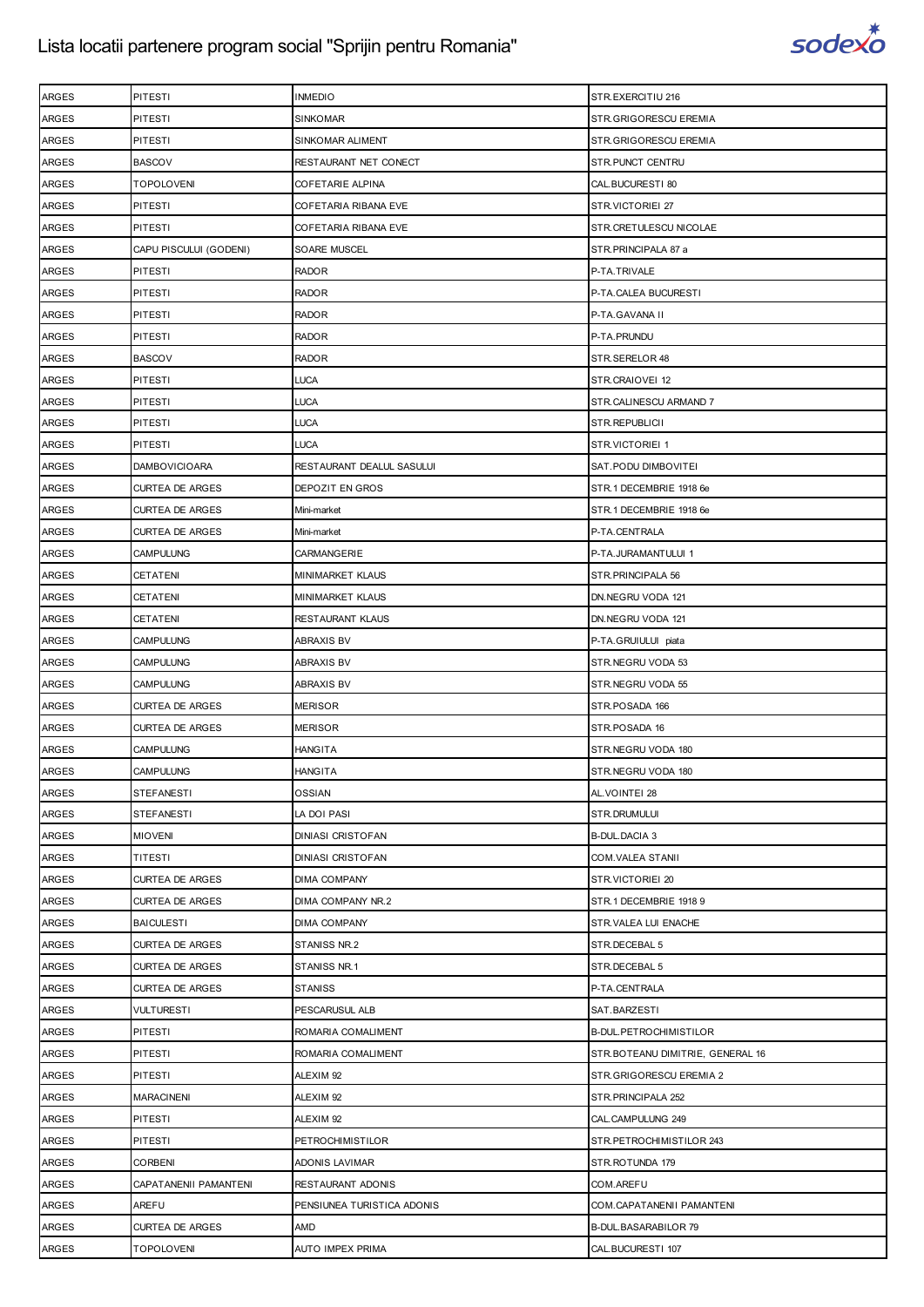| ARGES | PITESTI | INMEDIO | STR.EXERCITIU 216 |
|---|---|---|---|
| ARGES | PITESTI | SINKOMAR | STR.GRIGORESCU EREMIA |
| ARGES | PITESTI | SINKOMAR ALIMENT | STR.GRIGORESCU EREMIA |
| ARGES | BASCOV | RESTAURANT NET CONECT | STR.PUNCT CENTRU |
| ARGES | TOPOLOVENI | COFETARIE ALPINA | CAL.BUCURESTI 80 |
| ARGES | PITESTI | COFETARIA RIBANA EVE | STR.VICTORIEI 27 |
| ARGES | PITESTI | COFETARIA RIBANA EVE | STR.CRETULESCU NICOLAE |
| ARGES | CAPU PISCULUI (GODENI) | SOARE MUSCEL | STR.PRINCIPALA 87 a |
| ARGES | PITESTI | RADOR | P-TA.TRIVALE |
| ARGES | PITESTI | RADOR | P-TA.CALEA BUCURESTI |
| ARGES | PITESTI | RADOR | P-TA.GAVANA II |
| ARGES | PITESTI | RADOR | P-TA.PRUNDU |
| ARGES | BASCOV | RADOR | STR.SERELOR 48 |
| ARGES | PITESTI | LUCA | STR.CRAIOVEI 12 |
| ARGES | PITESTI | LUCA | STR.CALINESCU ARMAND 7 |
| ARGES | PITESTI | LUCA | STR.REPUBLICII |
| ARGES | PITESTI | LUCA | STR.VICTORIEI 1 |
| ARGES | DAMBOVICIOARA | RESTAURANT DEALUL SASULUI | SAT.PODU DIMBOVITEI |
| ARGES | CURTEA DE ARGES | DEPOZIT EN GROS | STR.1 DECEMBRIE 1918 6e |
| ARGES | CURTEA DE ARGES | Mini-market | STR.1 DECEMBRIE 1918 6e |
| ARGES | CURTEA DE ARGES | Mini-market | P-TA.CENTRALA |
| ARGES | CAMPULUNG | CARMANGERIE | P-TA.JURAMANTULUI 1 |
| ARGES | CETATENI | MINIMARKET KLAUS | STR.PRINCIPALA 56 |
| ARGES | CETATENI | MINIMARKET KLAUS | DN.NEGRU VODA 121 |
| ARGES | CETATENI | RESTAURANT KLAUS | DN.NEGRU VODA 121 |
| ARGES | CAMPULUNG | ABRAXIS BV | P-TA.GRUIULUI piata |
| ARGES | CAMPULUNG | ABRAXIS BV | STR.NEGRU VODA 53 |
| ARGES | CAMPULUNG | ABRAXIS BV | STR.NEGRU VODA 55 |
| ARGES | CURTEA DE ARGES | MERISOR | STR.POSADA 166 |
| ARGES | CURTEA DE ARGES | MERISOR | STR.POSADA 16 |
| ARGES | CAMPULUNG | HANGITA | STR.NEGRU VODA 180 |
| ARGES | CAMPULUNG | HANGITA | STR.NEGRU VODA 180 |
| ARGES | STEFANESTI | OSSIAN | AL.VOINTEI 28 |
| ARGES | STEFANESTI | LA DOI PASI | STR.DRUMULUI |
| ARGES | MIOVENI | DINIASI CRISTOFAN | B-DUL.DACIA 3 |
| ARGES | TITESTI | DINIASI CRISTOFAN | COM.VALEA STANII |
| ARGES | CURTEA DE ARGES | DIMA COMPANY | STR.VICTORIEI 20 |
| ARGES | CURTEA DE ARGES | DIMA COMPANY NR.2 | STR.1 DECEMBRIE 1918 9 |
| ARGES | BAICULESTI | DIMA COMPANY | STR.VALEA LUI ENACHE |
| ARGES | CURTEA DE ARGES | STANISS NR.2 | STR.DECEBAL 5 |
| ARGES | CURTEA DE ARGES | STANISS NR.1 | STR.DECEBAL 5 |
| ARGES | CURTEA DE ARGES | STANISS | P-TA.CENTRALA |
| ARGES | VULTURESTI | PESCARUSUL ALB | SAT.BARZESTI |
| ARGES | PITESTI | ROMARIA COMALIMENT | B-DUL.PETROCHIMISTILOR |
| ARGES | PITESTI | ROMARIA COMALIMENT | STR.BOTEANU DIMITRIE, GENERAL 16 |
| ARGES | PITESTI | ALEXIM 92 | STR.GRIGORESCU EREMIA 2 |
| ARGES | MARACINENI | ALEXIM 92 | STR.PRINCIPALA 252 |
| ARGES | PITESTI | ALEXIM 92 | CAL.CAMPULUNG 249 |
| ARGES | PITESTI | PETROCHIMISTILOR | STR.PETROCHIMISTILOR 243 |
| ARGES | CORBENI | ADONIS LAVIMAR | STR.ROTUNDA 179 |
| ARGES | CAPATANENII PAMANTENI | RESTAURANT ADONIS | COM.AREFU |
| ARGES | AREFU | PENSIUNEA TURISTICA ADONIS | COM.CAPATANENII PAMANTENI |
| ARGES | CURTEA DE ARGES | AMD | B-DUL.BASARABILOR 79 |
| ARGES | TOPOLOVENI | AUTO IMPEX PRIMA | CAL.BUCURESTI 107 |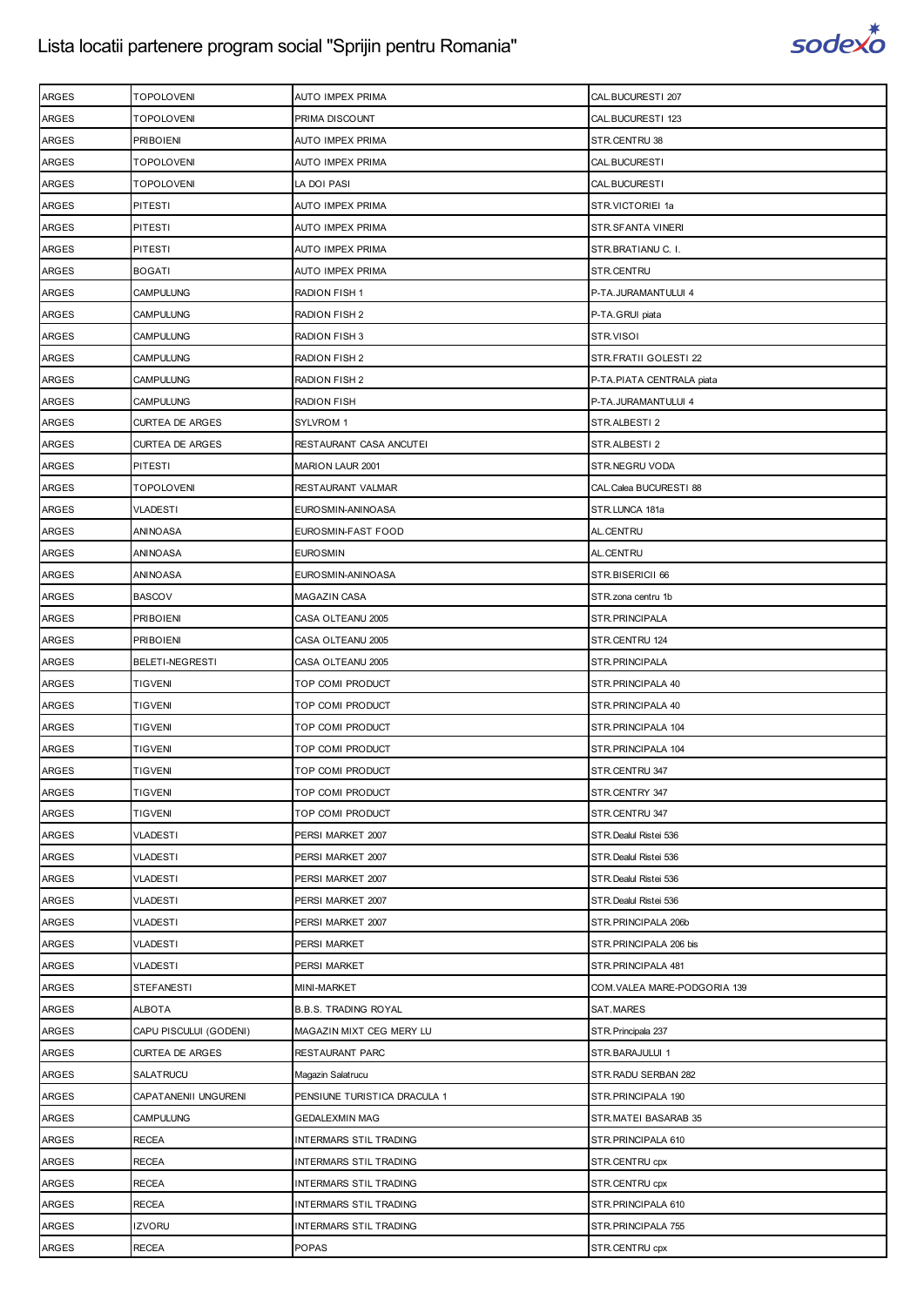| ARGES | TOPOLOVENI | AUTO IMPEX PRIMA | CAL.BUCURESTI 207 |
|---|---|---|---|
| ARGES | TOPOLOVENI | PRIMA DISCOUNT | CAL.BUCURESTI 123 |
| ARGES | PRIBOIENI | AUTO IMPEX PRIMA | STR.CENTRU 38 |
| ARGES | TOPOLOVENI | AUTO IMPEX PRIMA | CAL.BUCURESTI |
| ARGES | TOPOLOVENI | LA DOI PASI | CAL.BUCURESTI |
| ARGES | PITESTI | AUTO IMPEX PRIMA | STR.VICTORIEI 1a |
| ARGES | PITESTI | AUTO IMPEX PRIMA | STR.SFANTA VINERI |
| ARGES | PITESTI | AUTO IMPEX PRIMA | STR.BRATIANU C. I. |
| ARGES | BOGATI | AUTO IMPEX PRIMA | STR.CENTRU |
| ARGES | CAMPULUNG | RADION FISH 1 | P-TA.JURAMANTULUI 4 |
| ARGES | CAMPULUNG | RADION FISH 2 | P-TA.GRUI piata |
| ARGES | CAMPULUNG | RADION FISH 3 | STR.VISOI |
| ARGES | CAMPULUNG | RADION FISH 2 | STR.FRATII GOLESTI 22 |
| ARGES | CAMPULUNG | RADION FISH 2 | P-TA.PIATA CENTRALA piata |
| ARGES | CAMPULUNG | RADION FISH | P-TA.JURAMANTULUI 4 |
| ARGES | CURTEA DE ARGES | SYLVROM 1 | STR.ALBESTI 2 |
| ARGES | CURTEA DE ARGES | RESTAURANT CASA ANCUTEI | STR.ALBESTI 2 |
| ARGES | PITESTI | MARION LAUR 2001 | STR.NEGRU VODA |
| ARGES | TOPOLOVENI | RESTAURANT VALMAR | CAL.Calea BUCURESTI 88 |
| ARGES | VLADESTI | EUROSMIN-ANINOASA | STR.LUNCA 181a |
| ARGES | ANINOASA | EUROSMIN-FAST FOOD | AL.CENTRU |
| ARGES | ANINOASA | EUROSMIN | AL.CENTRU |
| ARGES | ANINOASA | EUROSMIN-ANINOASA | STR.BISERICII 66 |
| ARGES | BASCOV | MAGAZIN CASA | STR.zona centru 1b |
| ARGES | PRIBOIENI | CASA OLTEANU 2005 | STR.PRINCIPALA |
| ARGES | PRIBOIENI | CASA OLTEANU 2005 | STR.CENTRU 124 |
| ARGES | BELETI-NEGRESTI | CASA OLTEANU 2005 | STR.PRINCIPALA |
| ARGES | TIGVENI | TOP COMI PRODUCT | STR.PRINCIPALA 40 |
| ARGES | TIGVENI | TOP COMI PRODUCT | STR.PRINCIPALA 40 |
| ARGES | TIGVENI | TOP COMI PRODUCT | STR.PRINCIPALA 104 |
| ARGES | TIGVENI | TOP COMI PRODUCT | STR.PRINCIPALA 104 |
| ARGES | TIGVENI | TOP COMI PRODUCT | STR.CENTRU 347 |
| ARGES | TIGVENI | TOP COMI PRODUCT | STR.CENTRY 347 |
| ARGES | TIGVENI | TOP COMI PRODUCT | STR.CENTRU 347 |
| ARGES | VLADESTI | PERSI MARKET 2007 | STR.Dealul Ristei 536 |
| ARGES | VLADESTI | PERSI MARKET 2007 | STR.Dealul Ristei 536 |
| ARGES | VLADESTI | PERSI MARKET 2007 | STR.Dealul Ristei 536 |
| ARGES | VLADESTI | PERSI MARKET 2007 | STR.Dealul Ristei 536 |
| ARGES | VLADESTI | PERSI MARKET 2007 | STR.PRINCIPALA 206b |
| ARGES | VLADESTI | PERSI MARKET | STR.PRINCIPALA 206 bis |
| ARGES | VLADESTI | PERSI MARKET | STR.PRINCIPALA 481 |
| ARGES | STEFANESTI | MINI-MARKET | COM.VALEA MARE-PODGORIA 139 |
| ARGES | ALBOTA | B.B.S. TRADING ROYAL | SAT.MARES |
| ARGES | CAPU PISCULUI (GODENI) | MAGAZIN MIXT CEG MERY LU | STR.Principala 237 |
| ARGES | CURTEA DE ARGES | RESTAURANT PARC | STR.BARAJULUI 1 |
| ARGES | SALATRUCU | Magazin Salatrucu | STR.RADU SERBAN 282 |
| ARGES | CAPATANENII UNGURENI | PENSIUNE TURISTICA DRACULA 1 | STR.PRINCIPALA 190 |
| ARGES | CAMPULUNG | GEDALEXMIN MAG | STR.MATEI BASARAB 35 |
| ARGES | RECEA | INTERMARS STIL TRADING | STR.PRINCIPALA 610 |
| ARGES | RECEA | INTERMARS STIL TRADING | STR.CENTRU cpx |
| ARGES | RECEA | INTERMARS STIL TRADING | STR.CENTRU cpx |
| ARGES | RECEA | INTERMARS STIL TRADING | STR.PRINCIPALA 610 |
| ARGES | IZVORU | INTERMARS STIL TRADING | STR.PRINCIPALA 755 |
| ARGES | RECEA | POPAS | STR.CENTRU cpx |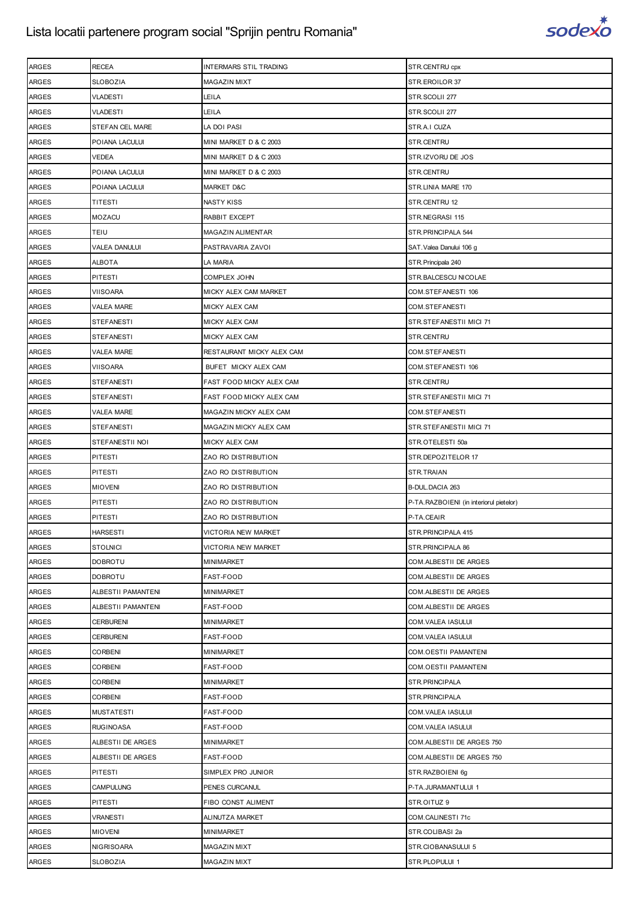| ARGES | RECEA | INTERMARS STIL TRADING | STR.CENTRU cpx |
|---|---|---|---|
| ARGES | SLOBOZIA | MAGAZIN MIXT | STR.EROILOR 37 |
| ARGES | VLADESTI | LEILA | STR.SCOLII 277 |
| ARGES | VLADESTI | LEILA | STR.SCOLII 277 |
| ARGES | STEFAN CEL MARE | LA DOI PASI | STR.A.I CUZA |
| ARGES | POIANA LACULUI | MINI MARKET D & C 2003 | STR.CENTRU |
| ARGES | VEDEA | MINI MARKET D & C 2003 | STR.IZVORU DE JOS |
| ARGES | POIANA LACULUI | MINI MARKET D & C 2003 | STR.CENTRU |
| ARGES | POIANA LACULUI | MARKET D&C | STR.LINIA MARE 170 |
| ARGES | TITESTI | NASTY KISS | STR.CENTRU 12 |
| ARGES | MOZACU | RABBIT EXCEPT | STR.NEGRASI 115 |
| ARGES | TEIU | MAGAZIN ALIMENTAR | STR.PRINCIPALA 544 |
| ARGES | VALEA DANULUI | PASTRAVARIA ZAVOI | SAT.Valea Danului 106 g |
| ARGES | ALBOTA | LA MARIA | STR.Principala 240 |
| ARGES | PITESTI | COMPLEX JOHN | STR.BALCESCU NICOLAE |
| ARGES | VIISOARA | MICKY ALEX CAM MARKET | COM.STEFANESTI 106 |
| ARGES | VALEA MARE | MICKY ALEX CAM | COM.STEFANESTI |
| ARGES | STEFANESTI | MICKY ALEX CAM | STR.STEFANESTII MICI 71 |
| ARGES | STEFANESTI | MICKY ALEX CAM | STR.CENTRU |
| ARGES | VALEA MARE | RESTAURANT MICKY ALEX CAM | COM.STEFANESTI |
| ARGES | VIISOARA | BUFET MICKY ALEX CAM | COM.STEFANESTI 106 |
| ARGES | STEFANESTI | FAST FOOD MICKY ALEX CAM | STR.CENTRU |
| ARGES | STEFANESTI | FAST FOOD MICKY ALEX CAM | STR.STEFANESTII MICI 71 |
| ARGES | VALEA MARE | MAGAZIN MICKY ALEX CAM | COM.STEFANESTI |
| ARGES | STEFANESTI | MAGAZIN MICKY ALEX CAM | STR.STEFANESTII MICI 71 |
| ARGES | STEFANESTII NOI | MICKY ALEX CAM | STR.OTELESTI 50a |
| ARGES | PITESTI | ZAO RO DISTRIBUTION | STR.DEPOZITELOR 17 |
| ARGES | PITESTI | ZAO RO DISTRIBUTION | STR.TRAIAN |
| ARGES | MIOVENI | ZAO RO DISTRIBUTION | B-DUL.DACIA 263 |
| ARGES | PITESTI | ZAO RO DISTRIBUTION | P-TA.RAZBOIENI (in interiorul pietelor) |
| ARGES | PITESTI | ZAO RO DISTRIBUTION | P-TA.CEAIR |
| ARGES | HARSESTI | VICTORIA NEW MARKET | STR.PRINCIPALA 415 |
| ARGES | STOLNICI | VICTORIA NEW MARKET | STR.PRINCIPALA 86 |
| ARGES | DOBROTU | MINIMARKET | COM.ALBESTII DE ARGES |
| ARGES | DOBROTU | FAST-FOOD | COM.ALBESTII DE ARGES |
| ARGES | ALBESTII PAMANTENI | MINIMARKET | COM.ALBESTII DE ARGES |
| ARGES | ALBESTII PAMANTENI | FAST-FOOD | COM.ALBESTII DE ARGES |
| ARGES | CERBURENI | MINIMARKET | COM.VALEA IASULUI |
| ARGES | CERBURENI | FAST-FOOD | COM.VALEA IASULUI |
| ARGES | CORBENI | MINIMARKET | COM.OESTII PAMANTENI |
| ARGES | CORBENI | FAST-FOOD | COM.OESTII PAMANTENI |
| ARGES | CORBENI | MINIMARKET | STR.PRINCIPALA |
| ARGES | CORBENI | FAST-FOOD | STR.PRINCIPALA |
| ARGES | MUSTATESTI | FAST-FOOD | COM.VALEA IASULUI |
| ARGES | RUGINOASA | FAST-FOOD | COM.VALEA IASULUI |
| ARGES | ALBESTII DE ARGES | MINIMARKET | COM.ALBESTII DE ARGES 750 |
| ARGES | ALBESTII DE ARGES | FAST-FOOD | COM.ALBESTII DE ARGES 750 |
| ARGES | PITESTI | SIMPLEX PRO JUNIOR | STR.RAZBOIENI 6g |
| ARGES | CAMPULUNG | PENES CURCANUL | P-TA.JURAMANTULUI 1 |
| ARGES | PITESTI | FIBO CONST ALIMENT | STR.OITUZ 9 |
| ARGES | VRANESTI | ALINUTZA MARKET | COM.CALINESTI 71c |
| ARGES | MIOVENI | MINIMARKET | STR.COLIBASI 2a |
| ARGES | NIGRISOARA | MAGAZIN MIXT | STR.CIOBANASULUI 5 |
| ARGES | SLOBOZIA | MAGAZIN MIXT | STR.PLOPULUI 1 |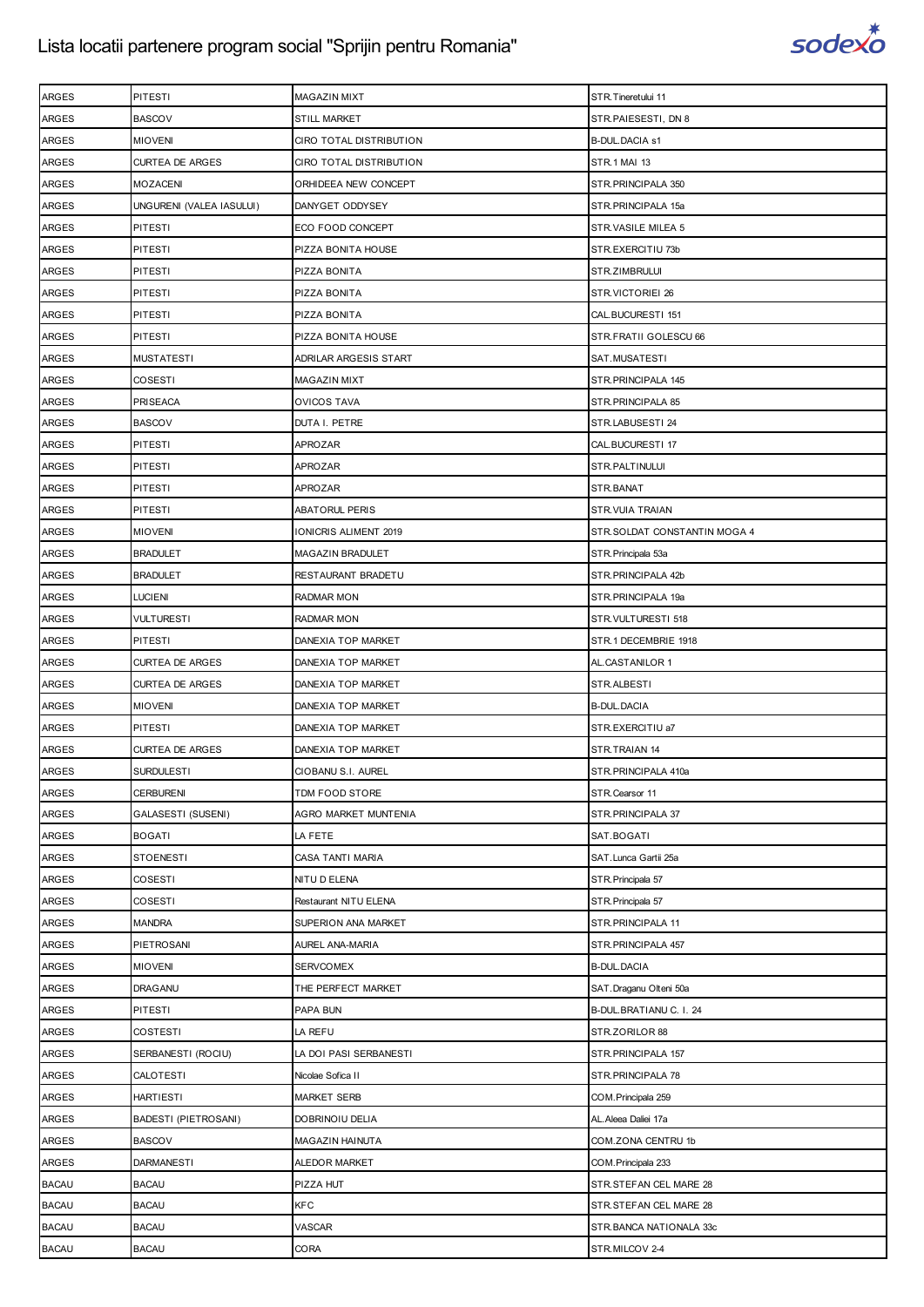# Lista locatii partenere program social "Sprijin pentru Romania"

| | | | |
|---|---|---|---|
| ARGES | PITESTI | MAGAZIN MIXT | STR.Tineretului 11 |
| ARGES | BASCOV | STILL MARKET | STR.PAIESESTI, DN 8 |
| ARGES | MIOVENI | CIRO TOTAL DISTRIBUTION | B-DUL.DACIA s1 |
| ARGES | CURTEA DE ARGES | CIRO TOTAL DISTRIBUTION | STR.1 MAI 13 |
| ARGES | MOZACENI | ORHIDEEA NEW CONCEPT | STR.PRINCIPALA 350 |
| ARGES | UNGURENI (VALEA IASULUI) | DANYGET ODDYSEY | STR.PRINCIPALA 15a |
| ARGES | PITESTI | ECO FOOD CONCEPT | STR.VASILE MILEA 5 |
| ARGES | PITESTI | PIZZA BONITA HOUSE | STR.EXERCITIU 73b |
| ARGES | PITESTI | PIZZA BONITA | STR.ZIMBRULUI |
| ARGES | PITESTI | PIZZA BONITA | STR.VICTORIEI 26 |
| ARGES | PITESTI | PIZZA BONITA | CAL.BUCURESTI 151 |
| ARGES | PITESTI | PIZZA BONITA HOUSE | STR.FRATII GOLESCU 66 |
| ARGES | MUSTATESTI | ADRILAR ARGESIS START | SAT.MUSATESTI |
| ARGES | COSESTI | MAGAZIN MIXT | STR.PRINCIPALA 145 |
| ARGES | PRISEACA | OVICOS TAVA | STR.PRINCIPALA 85 |
| ARGES | BASCOV | DUTA I. PETRE | STR.LABUSESTI 24 |
| ARGES | PITESTI | APROZAR | CAL.BUCURESTI 17 |
| ARGES | PITESTI | APROZAR | STR.PALTINULUI |
| ARGES | PITESTI | APROZAR | STR.BANAT |
| ARGES | PITESTI | ABATORUL PERIS | STR.VUIA TRAIAN |
| ARGES | MIOVENI | IONICRIS ALIMENT 2019 | STR.SOLDAT CONSTANTIN MOGA 4 |
| ARGES | BRADULET | MAGAZIN BRADULET | STR.Principala 53a |
| ARGES | BRADULET | RESTAURANT BRADETU | STR.PRINCIPALA 42b |
| ARGES | LUCIENI | RADMAR MON | STR.PRINCIPALA 19a |
| ARGES | VULTURESTI | RADMAR MON | STR.VULTURESTI 518 |
| ARGES | PITESTI | DANEXIA TOP MARKET | STR.1 DECEMBRIE 1918 |
| ARGES | CURTEA DE ARGES | DANEXIA TOP MARKET | AL.CASTANILOR 1 |
| ARGES | CURTEA DE ARGES | DANEXIA TOP MARKET | STR.ALBESTI |
| ARGES | MIOVENI | DANEXIA TOP MARKET | B-DUL.DACIA |
| ARGES | PITESTI | DANEXIA TOP MARKET | STR.EXERCITIU a7 |
| ARGES | CURTEA DE ARGES | DANEXIA TOP MARKET | STR.TRAIAN 14 |
| ARGES | SURDULESTI | CIOBANU S.I. AUREL | STR.PRINCIPALA 410a |
| ARGES | CERBURENI | TDM FOOD STORE | STR.Cearsor 11 |
| ARGES | GALASESTI (SUSENI) | AGRO MARKET MUNTENIA | STR.PRINCIPALA 37 |
| ARGES | BOGATI | LA FETE | SAT.BOGATI |
| ARGES | STOENESTI | CASA TANTI MARIA | SAT.Lunca Gartii 25a |
| ARGES | COSESTI | NITU D ELENA | STR.Principala 57 |
| ARGES | COSESTI | Restaurant NITU ELENA | STR.Principala 57 |
| ARGES | MANDRA | SUPERION ANA MARKET | STR.PRINCIPALA 11 |
| ARGES | PIETROSANI | AUREL ANA-MARIA | STR.PRINCIPALA 457 |
| ARGES | MIOVENI | SERVCOMEX | B-DUL.DACIA |
| ARGES | DRAGANU | THE PERFECT MARKET | SAT.Draganu Olteni 50a |
| ARGES | PITESTI | PAPA BUN | B-DUL.BRATIANU C. I. 24 |
| ARGES | COSTESTI | LA REFU | STR.ZORILOR 88 |
| ARGES | SERBANESTI (ROCIU) | LA DOI PASI SERBANESTI | STR.PRINCIPALA 157 |
| ARGES | CALOTESTI | Nicolae Sofica II | STR.PRINCIPALA 78 |
| ARGES | HARTIESTI | MARKET SERB | COM.Principala 259 |
| ARGES | BADESTI (PIETROSANI) | DOBRINOIU DELIA | AL.Aleea Daliei 17a |
| ARGES | BASCOV | MAGAZIN HAINUTA | COM.ZONA CENTRU 1b |
| ARGES | DARMANESTI | ALEDOR MARKET | COM.Principala 233 |
| BACAU | BACAU | PIZZA HUT | STR.STEFAN CEL MARE 28 |
| BACAU | BACAU | KFC | STR.STEFAN CEL MARE 28 |
| BACAU | BACAU | VASCAR | STR.BANCA NATIONALA 33c |
| BACAU | BACAU | CORA | STR.MILCOV 2-4 |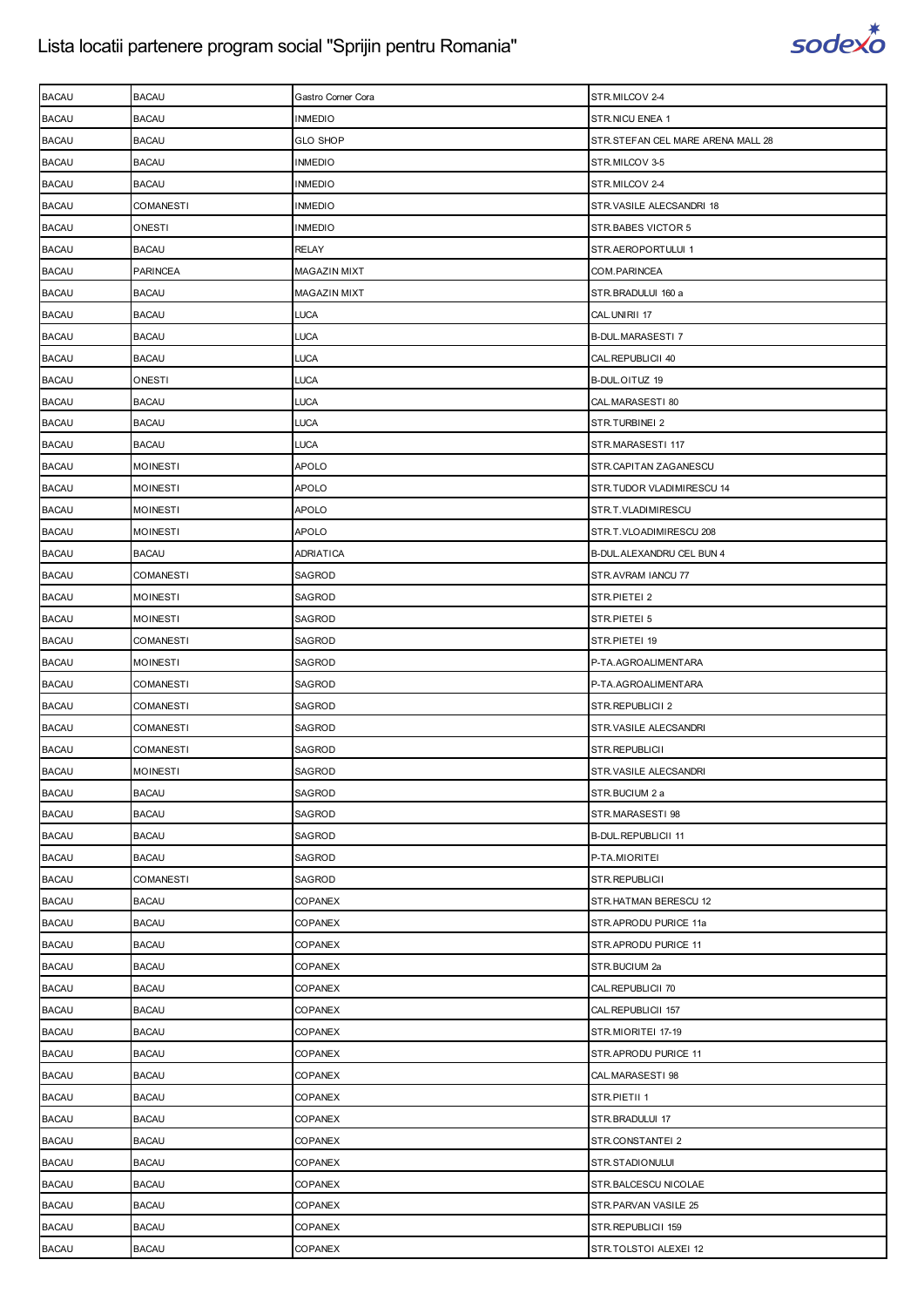| BACAU | BACAU | Gastro Corner Cora | STR.MILCOV 2-4 |
|---|---|---|---|
| BACAU | BACAU | INMEDIO | STR.NICU ENEA 1 |
| BACAU | BACAU | GLO SHOP | STR.STEFAN CEL MARE ARENA MALL 28 |
| BACAU | BACAU | INMEDIO | STR.MILCOV 3-5 |
| BACAU | BACAU | INMEDIO | STR.MILCOV 2-4 |
| BACAU | COMANESTI | INMEDIO | STR.VASILE ALECSANDRI 18 |
| BACAU | ONESTI | INMEDIO | STR.BABES VICTOR 5 |
| BACAU | BACAU | RELAY | STR.AEROPORTULUI 1 |
| BACAU | PARINCEA | MAGAZIN MIXT | COM.PARINCEA |
| BACAU | BACAU | MAGAZIN MIXT | STR.BRADULUI 160 a |
| BACAU | BACAU | LUCA | CAL.UNIRII 17 |
| BACAU | BACAU | LUCA | B-DUL.MARASESTI 7 |
| BACAU | BACAU | LUCA | CAL.REPUBLICII 40 |
| BACAU | ONESTI | LUCA | B-DUL.OITUZ 19 |
| BACAU | BACAU | LUCA | CAL.MARASESTI 80 |
| BACAU | BACAU | LUCA | STR.TURBINEI 2 |
| BACAU | BACAU | LUCA | STR.MARASESTI 117 |
| BACAU | MOINESTI | APOLO | STR.CAPITAN ZAGANESCU |
| BACAU | MOINESTI | APOLO | STR.TUDOR VLADIMIRESCU 14 |
| BACAU | MOINESTI | APOLO | STR.T.VLADIMIRESCU |
| BACAU | MOINESTI | APOLO | STR.T.VLOADIMIRESCU 208 |
| BACAU | BACAU | ADRIATICA | B-DUL.ALEXANDRU CEL BUN 4 |
| BACAU | COMANESTI | SAGROD | STR.AVRAM IANCU 77 |
| BACAU | MOINESTI | SAGROD | STR.PIETEI 2 |
| BACAU | MOINESTI | SAGROD | STR.PIETEI 5 |
| BACAU | COMANESTI | SAGROD | STR.PIETEI 19 |
| BACAU | MOINESTI | SAGROD | P-TA.AGROALIMENTARA |
| BACAU | COMANESTI | SAGROD | P-TA.AGROALIMENTARA |
| BACAU | COMANESTI | SAGROD | STR.REPUBLICII 2 |
| BACAU | COMANESTI | SAGROD | STR.VASILE ALECSANDRI |
| BACAU | COMANESTI | SAGROD | STR.REPUBLICII |
| BACAU | MOINESTI | SAGROD | STR.VASILE ALECSANDRI |
| BACAU | BACAU | SAGROD | STR.BUCIUM 2 a |
| BACAU | BACAU | SAGROD | STR.MARASESTI 98 |
| BACAU | BACAU | SAGROD | B-DUL.REPUBLICII 11 |
| BACAU | BACAU | SAGROD | P-TA.MIORITEI |
| BACAU | COMANESTI | SAGROD | STR.REPUBLICII |
| BACAU | BACAU | COPANEX | STR.HATMAN BERESCU 12 |
| BACAU | BACAU | COPANEX | STR.APRODU PURICE 11a |
| BACAU | BACAU | COPANEX | STR.APRODU PURICE 11 |
| BACAU | BACAU | COPANEX | STR.BUCIUM 2a |
| BACAU | BACAU | COPANEX | CAL.REPUBLICII 70 |
| BACAU | BACAU | COPANEX | CAL.REPUBLICII 157 |
| BACAU | BACAU | COPANEX | STR.MIORITEI 17-19 |
| BACAU | BACAU | COPANEX | STR.APRODU PURICE 11 |
| BACAU | BACAU | COPANEX | CAL.MARASESTI 98 |
| BACAU | BACAU | COPANEX | STR.PIETII 1 |
| BACAU | BACAU | COPANEX | STR.BRADULUI 17 |
| BACAU | BACAU | COPANEX | STR.CONSTANTEI 2 |
| BACAU | BACAU | COPANEX | STR.STADIONULUI |
| BACAU | BACAU | COPANEX | STR.BALCESCU NICOLAE |
| BACAU | BACAU | COPANEX | STR.PARVAN VASILE 25 |
| BACAU | BACAU | COPANEX | STR.REPUBLICII 159 |
| BACAU | BACAU | COPANEX | STR.TOLSTOI ALEXEI 12 |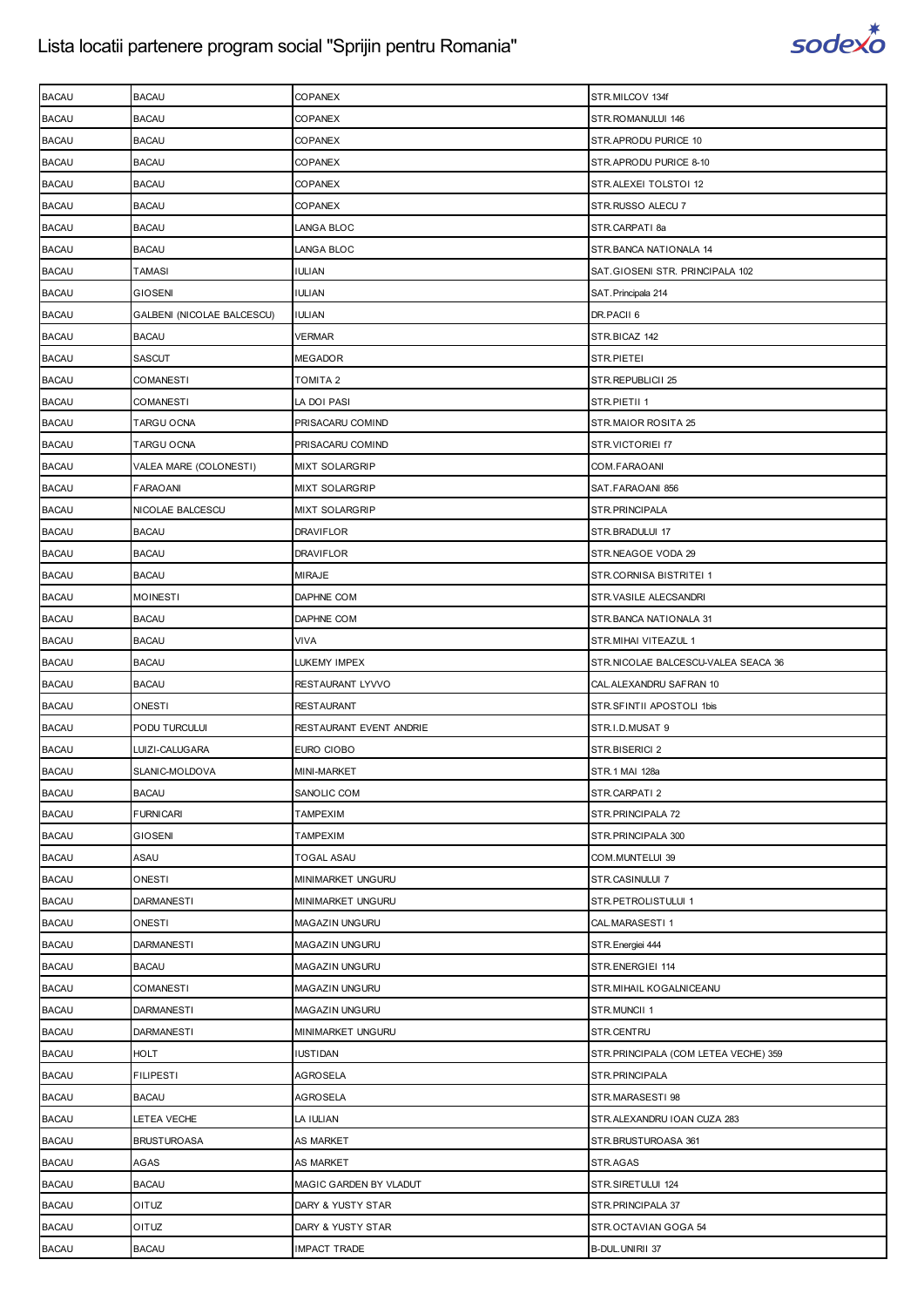| BACAU | BACAU | COPANEX | STR.MILCOV 134f |
|---|---|---|---|
| BACAU | BACAU | COPANEX | STR.ROMANULUI 146 |
| BACAU | BACAU | COPANEX | STR.APRODU PURICE 10 |
| BACAU | BACAU | COPANEX | STR.APRODU PURICE 8-10 |
| BACAU | BACAU | COPANEX | STR.ALEXEI TOLSTOI 12 |
| BACAU | BACAU | COPANEX | STR.RUSSO ALECU 7 |
| BACAU | BACAU | LANGA BLOC | STR.CARPATI 8a |
| BACAU | BACAU | LANGA BLOC | STR.BANCA NATIONALA 14 |
| BACAU | TAMASI | IULIAN | SAT.GIOSENI STR. PRINCIPALA 102 |
| BACAU | GIOSENI | IULIAN | SAT.Principala 214 |
| BACAU | GALBENI (NICOLAE BALCESCU) | IULIAN | DR.PACII 6 |
| BACAU | BACAU | VERMAR | STR.BICAZ 142 |
| BACAU | SASCUT | MEGADOR | STR.PIETEI |
| BACAU | COMANESTI | TOMITA 2 | STR.REPUBLICII 25 |
| BACAU | COMANESTI | LA DOI PASI | STR.PIETII 1 |
| BACAU | TARGU OCNA | PRISACARU COMIND | STR.MAIOR ROSITA 25 |
| BACAU | TARGU OCNA | PRISACARU COMIND | STR.VICTORIEI f7 |
| BACAU | VALEA MARE (COLONESTI) | MIXT SOLARGRIP | COM.FARAOANI |
| BACAU | FARAOANI | MIXT SOLARGRIP | SAT.FARAOANI 856 |
| BACAU | NICOLAE BALCESCU | MIXT SOLARGRIP | STR.PRINCIPALA |
| BACAU | BACAU | DRAVIFLOR | STR.BRADULUI 17 |
| BACAU | BACAU | DRAVIFLOR | STR.NEAGOE VODA 29 |
| BACAU | BACAU | MIRAJE | STR.CORNISA BISTRITEI 1 |
| BACAU | MOINESTI | DAPHNE COM | STR.VASILE ALECSANDRI |
| BACAU | BACAU | DAPHNE COM | STR.BANCA NATIONALA 31 |
| BACAU | BACAU | VIVA | STR.MIHAI VITEAZUL 1 |
| BACAU | BACAU | LUKEMY IMPEX | STR.NICOLAE BALCESCU-VALEA SEACA 36 |
| BACAU | BACAU | RESTAURANT LYVVO | CAL.ALEXANDRU SAFRAN 10 |
| BACAU | ONESTI | RESTAURANT | STR.SFINTII APOSTOLI 1bis |
| BACAU | PODU TURCULUI | RESTAURANT EVENT ANDRIE | STR.I.D.MUSAT 9 |
| BACAU | LUIZI-CALUGARA | EURO CIOBO | STR.BISERICI 2 |
| BACAU | SLANIC-MOLDOVA | MINI-MARKET | STR.1 MAI 128a |
| BACAU | BACAU | SANOLIC COM | STR.CARPATI 2 |
| BACAU | FURNICARI | TAMPEXIM | STR.PRINCIPALA 72 |
| BACAU | GIOSENI | TAMPEXIM | STR.PRINCIPALA 300 |
| BACAU | ASAU | TOGAL ASAU | COM.MUNTELUI 39 |
| BACAU | ONESTI | MINIMARKET UNGURU | STR.CASINULUI 7 |
| BACAU | DARMANESTI | MINIMARKET UNGURU | STR.PETROLISTULUI 1 |
| BACAU | ONESTI | MAGAZIN UNGURU | CAL.MARASESTI 1 |
| BACAU | DARMANESTI | MAGAZIN UNGURU | STR.Energiei 444 |
| BACAU | BACAU | MAGAZIN UNGURU | STR.ENERGIEI 114 |
| BACAU | COMANESTI | MAGAZIN UNGURU | STR.MIHAIL KOGALNICEANU |
| BACAU | DARMANESTI | MAGAZIN UNGURU | STR.MUNCII 1 |
| BACAU | DARMANESTI | MINIMARKET UNGURU | STR.CENTRU |
| BACAU | HOLT | IUSTIDAN | STR.PRINCIPALA (COM LETEA VECHE) 359 |
| BACAU | FILIPESTI | AGROSELA | STR.PRINCIPALA |
| BACAU | BACAU | AGROSELA | STR.MARASESTI 98 |
| BACAU | LETEA VECHE | LA IULIAN | STR.ALEXANDRU IOAN CUZA 283 |
| BACAU | BRUSTUROASA | AS MARKET | STR.BRUSTUROASA 361 |
| BACAU | AGAS | AS MARKET | STR.AGAS |
| BACAU | BACAU | MAGIC GARDEN BY VLADUT | STR.SIRETULUI 124 |
| BACAU | OITUZ | DARY & YUSTY STAR | STR.PRINCIPALA 37 |
| BACAU | OITUZ | DARY & YUSTY STAR | STR.OCTAVIAN GOGA 54 |
| BACAU | BACAU | IMPACT TRADE | B-DUL.UNIRII 37 |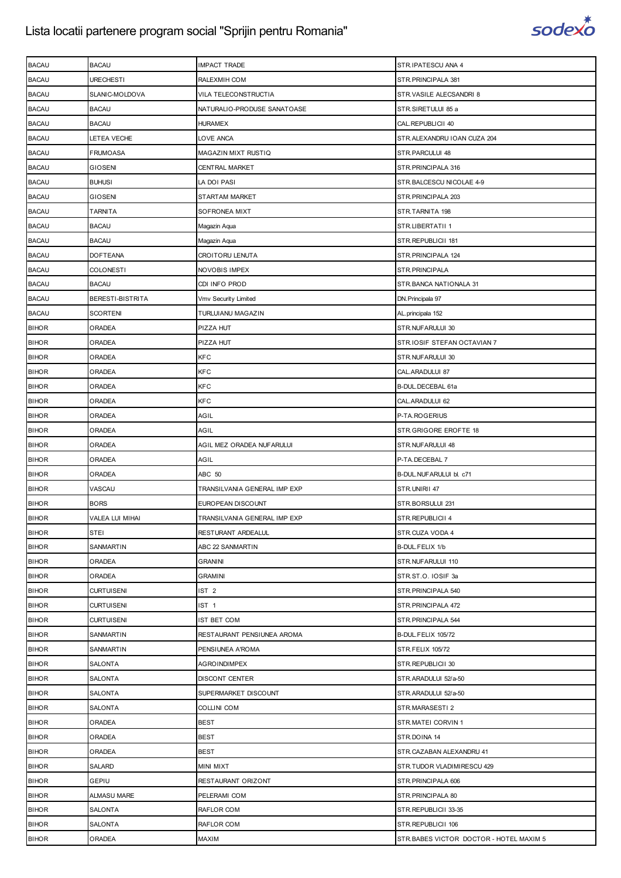# Lista locatii partenere program social "Sprijin pentru Romania"

| | | | |
|---|---|---|---|
| BACAU | BACAU | IMPACT TRADE | STR.IPATESCU ANA 4 |
| BACAU | URECHESTI | RALEXMIH COM | STR.PRINCIPALA 381 |
| BACAU | SLANIC-MOLDOVA | VILA TELECONSTRUCTIA | STR.VASILE ALECSANDRI 8 |
| BACAU | BACAU | NATURALIO-PRODUSE SANATOASE | STR.SIRETULUI 85 a |
| BACAU | BACAU | HURAMEX | CAL.REPUBLICII 40 |
| BACAU | LETEA VECHE | LOVE ANCA | STR.ALEXANDRU IOAN CUZA 204 |
| BACAU | FRUMOASA | MAGAZIN MIXT RUSTIQ | STR.PARCULUI 48 |
| BACAU | GIOSENI | CENTRAL MARKET | STR.PRINCIPALA 316 |
| BACAU | BUHUSI | LA DOI PASI | STR.BALCESCU NICOLAE 4-9 |
| BACAU | GIOSENI | STARTAM MARKET | STR.PRINCIPALA 203 |
| BACAU | TARNITA | SOFRONEA MIXT | STR.TARNITA 198 |
| BACAU | BACAU | Magazin Aqua | STR.LIBERTATII 1 |
| BACAU | BACAU | Magazin Aqua | STR.REPUBLICII 181 |
| BACAU | DOFTEANA | CROITORU LENUTA | STR.PRINCIPALA 124 |
| BACAU | COLONESTI | NOVOBIS IMPEX | STR.PRINCIPALA |
| BACAU | BACAU | CDI INFO PROD | STR.BANCA NATIONALA 31 |
| BACAU | BERESTI-BISTRITA | Vmv Security Limited | DN.Principala 97 |
| BACAU | SCORTENI | TURLUIANU MAGAZIN | AL.principala 152 |
| BIHOR | ORADEA | PIZZA HUT | STR.NUFARULUI 30 |
| BIHOR | ORADEA | PIZZA HUT | STR.IOSIF STEFAN OCTAVIAN 7 |
| BIHOR | ORADEA | KFC | STR.NUFARULUI 30 |
| BIHOR | ORADEA | KFC | CAL.ARADULUI 87 |
| BIHOR | ORADEA | KFC | B-DUL.DECEBAL 61a |
| BIHOR | ORADEA | KFC | CAL.ARADULUI 62 |
| BIHOR | ORADEA | AGIL | P-TA.ROGERIUS |
| BIHOR | ORADEA | AGIL | STR.GRIGORE EROFTE 18 |
| BIHOR | ORADEA | AGIL MEZ ORADEA NUFARULUI | STR.NUFARULUI 48 |
| BIHOR | ORADEA | AGIL | P-TA.DECEBAL 7 |
| BIHOR | ORADEA | ABC 50 | B-DUL.NUFARULUI bl. c71 |
| BIHOR | VASCAU | TRANSILVANIA GENERAL IMP EXP | STR.UNIRII 47 |
| BIHOR | BORS | EUROPEAN DISCOUNT | STR.BORSULUI 231 |
| BIHOR | VALEA LUI MIHAI | TRANSILVANIA GENERAL IMP EXP | STR.REPUBLICII 4 |
| BIHOR | STEI | RESTURANT ARDEALUL | STR.CUZA VODA 4 |
| BIHOR | SANMARTIN | ABC 22 SANMARTIN | B-DUL.FELIX 1/b |
| BIHOR | ORADEA | GRANINI | STR.NUFARULUI 110 |
| BIHOR | ORADEA | GRAMINI | STR.ST.O. IOSIF 3a |
| BIHOR | CURTUISENI | IST 2 | STR.PRINCIPALA 540 |
| BIHOR | CURTUISENI | IST 1 | STR.PRINCIPALA 472 |
| BIHOR | CURTUISENI | IST BET COM | STR.PRINCIPALA 544 |
| BIHOR | SANMARTIN | RESTAURANT PENSIUNEA AROMA | B-DUL.FELIX 105/72 |
| BIHOR | SANMARTIN | PENSIUNEA A'ROMA | STR.FELIX 105/72 |
| BIHOR | SALONTA | AGROINDIMPEX | STR.REPUBLICII 30 |
| BIHOR | SALONTA | DISCONT CENTER | STR.ARADULUI 52/a-50 |
| BIHOR | SALONTA | SUPERMARKET DISCOUNT | STR.ARADULUI 52/a-50 |
| BIHOR | SALONTA | COLLINI COM | STR.MARASESTI 2 |
| BIHOR | ORADEA | BEST | STR.MATEI CORVIN 1 |
| BIHOR | ORADEA | BEST | STR.DOINA 14 |
| BIHOR | ORADEA | BEST | STR.CAZABAN ALEXANDRU 41 |
| BIHOR | SALARD | MINI MIXT | STR.TUDOR VLADIMIRESCU 429 |
| BIHOR | GEPIU | RESTAURANT ORIZONT | STR.PRINCIPALA 606 |
| BIHOR | ALMASU MARE | PELERAMI COM | STR.PRINCIPALA 80 |
| BIHOR | SALONTA | RAFLOR COM | STR.REPUBLICII 33-35 |
| BIHOR | SALONTA | RAFLOR COM | STR.REPUBLICII 106 |
| BIHOR | ORADEA | MAXIM | STR.BABES VICTOR DOCTOR - HOTEL MAXIM 5 |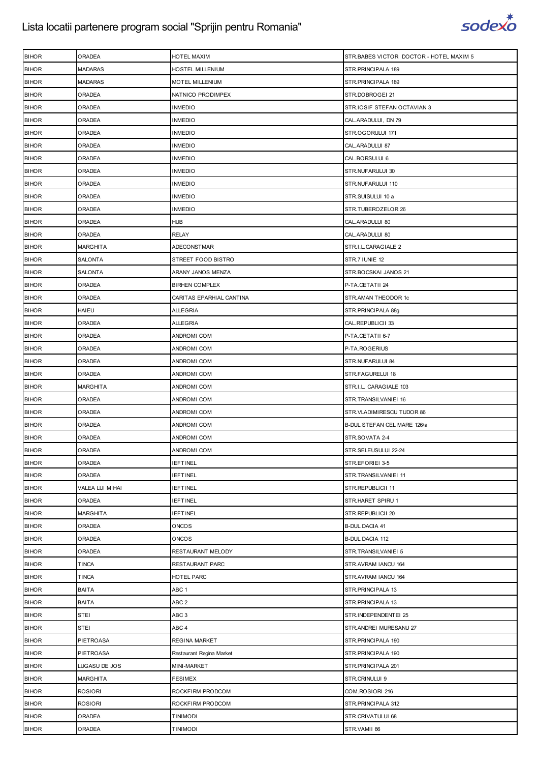| BIHOR | ORADEA | HOTEL MAXIM | STR.BABES VICTOR DOCTOR - HOTEL MAXIM 5 |
|---|---|---|---|
| BIHOR | MADARAS | HOSTEL MILLENIUM | STR.PRINCIPALA 189 |
| BIHOR | MADARAS | MOTEL MILLENIUM | STR.PRINCIPALA 189 |
| BIHOR | ORADEA | NATNICO PRODIMPEX | STR.DOBROGEI 21 |
| BIHOR | ORADEA | INMEDIO | STR.IOSIF STEFAN OCTAVIAN 3 |
| BIHOR | ORADEA | INMEDIO | CAL.ARADULUI, DN 79 |
| BIHOR | ORADEA | INMEDIO | STR.OGORULUI 171 |
| BIHOR | ORADEA | INMEDIO | CAL.ARADULUI 87 |
| BIHOR | ORADEA | INMEDIO | CAL.BORSULUI 6 |
| BIHOR | ORADEA | INMEDIO | STR.NUFARULUI 30 |
| BIHOR | ORADEA | INMEDIO | STR.NUFARULUI 110 |
| BIHOR | ORADEA | INMEDIO | STR.SUISULUI 10 a |
| BIHOR | ORADEA | INMEDIO | STR.TUBEROZELOR 26 |
| BIHOR | ORADEA | HUB | CAL.ARADULUI 80 |
| BIHOR | ORADEA | RELAY | CAL.ARADULUI 80 |
| BIHOR | MARGHITA | ADECONSTMAR | STR.I.L.CARAGIALE 2 |
| BIHOR | SALONTA | STREET FOOD BISTRO | STR.7 IUNIE 12 |
| BIHOR | SALONTA | ARANY JANOS MENZA | STR.BOCSKAI JANOS 21 |
| BIHOR | ORADEA | BIRHEN COMPLEX | P-TA.CETATII 24 |
| BIHOR | ORADEA | CARITAS EPARHIAL CANTINA | STR.AMAN THEODOR 1c |
| BIHOR | HAIEU | ALLEGRIA | STR.PRINCIPALA 88g |
| BIHOR | ORADEA | ALLEGRIA | CAL.REPUBLICII 33 |
| BIHOR | ORADEA | ANDROMI COM | P-TA.CETATII 6-7 |
| BIHOR | ORADEA | ANDROMI COM | P-TA.ROGERIUS |
| BIHOR | ORADEA | ANDROMI COM | STR.NUFARULUI 84 |
| BIHOR | ORADEA | ANDROMI COM | STR.FAGURELUI 18 |
| BIHOR | MARGHITA | ANDROMI COM | STR.I.L. CARAGIALE 103 |
| BIHOR | ORADEA | ANDROMI COM | STR.TRANSILVANIEI 16 |
| BIHOR | ORADEA | ANDROMI COM | STR.VLADIMIRESCU TUDOR 86 |
| BIHOR | ORADEA | ANDROMI COM | B-DUL.STEFAN CEL MARE 126/a |
| BIHOR | ORADEA | ANDROMI COM | STR.SOVATA 2-4 |
| BIHOR | ORADEA | ANDROMI COM | STR.SELEUSULUI 22-24 |
| BIHOR | ORADEA | IEFTINEL | STR.EFORIEI 3-5 |
| BIHOR | ORADEA | IEFTINEL | STR.TRANSILVANIEI 11 |
| BIHOR | VALEA LUI MIHAI | IEFTINEL | STR.REPUBLICII 11 |
| BIHOR | ORADEA | IEFTINEL | STR.HARET SPIRU 1 |
| BIHOR | MARGHITA | IEFTINEL | STR.REPUBLICII 20 |
| BIHOR | ORADEA | ONCOS | B-DUL.DACIA 41 |
| BIHOR | ORADEA | ONCOS | B-DUL.DACIA 112 |
| BIHOR | ORADEA | RESTAURANT MELODY | STR.TRANSILVANIEI 5 |
| BIHOR | TINCA | RESTAURANT PARC | STR.AVRAM IANCU 164 |
| BIHOR | TINCA | HOTEL PARC | STR.AVRAM IANCU 164 |
| BIHOR | BAITA | ABC 1 | STR.PRINCIPALA 13 |
| BIHOR | BAITA | ABC 2 | STR.PRINCIPALA 13 |
| BIHOR | STEI | ABC 3 | STR.INDEPENDENTEI 25 |
| BIHOR | STEI | ABC 4 | STR.ANDREI MURESANU 27 |
| BIHOR | PIETROASA | REGINA MARKET | STR.PRINCIPALA 190 |
| BIHOR | PIETROASA | Restaurant Regina Market | STR.PRINCIPALA 190 |
| BIHOR | LUGASU DE JOS | MINI-MARKET | STR.PRINCIPALA 201 |
| BIHOR | MARGHITA | FESIMEX | STR.CRINULUI 9 |
| BIHOR | ROSIORI | ROCKFIRM PRODCOM | COM.ROSIORI 216 |
| BIHOR | ROSIORI | ROCKFIRM PRODCOM | STR.PRINCIPALA 312 |
| BIHOR | ORADEA | TINIMODI | STR.CRIVATULUI 68 |
| BIHOR | ORADEA | TINIMODI | STR.VAMII 66 |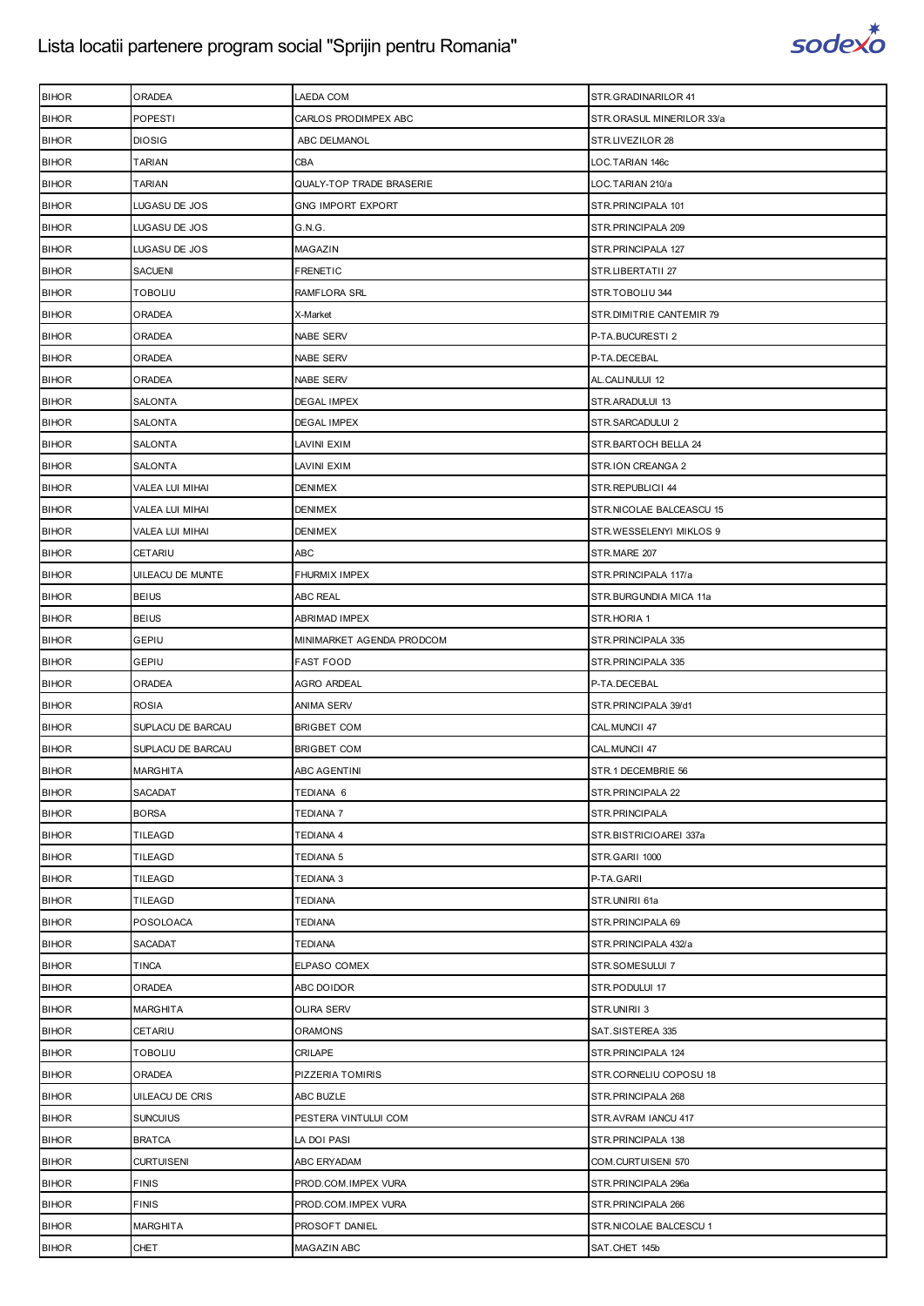# Lista locatii partenere program social "Sprijin pentru Romania"

| | | | |
|---|---|---|---|
| BIHOR | ORADEA | LAEDA COM | STR.GRADINARILOR 41 |
| BIHOR | POPESTI | CARLOS PRODIMPEX ABC | STR.ORASUL MINERILOR 33/a |
| BIHOR | DIOSIG | ABC DELMANOL | STR.LIVEZILOR 28 |
| BIHOR | TARIAN | CBA | LOC.TARIAN 146c |
| BIHOR | TARIAN | QUALY-TOP TRADE BRASERIE | LOC.TARIAN 210/a |
| BIHOR | LUGASU DE JOS | GNG IMPORT EXPORT | STR.PRINCIPALA 101 |
| BIHOR | LUGASU DE JOS | G.N.G. | STR.PRINCIPALA 209 |
| BIHOR | LUGASU DE JOS | MAGAZIN | STR.PRINCIPALA 127 |
| BIHOR | SACUENI | FRENETIC | STR.LIBERTATII 27 |
| BIHOR | TOBOLIU | RAMFLORA SRL | STR.TOBOLIU 344 |
| BIHOR | ORADEA | X-Market | STR.DIMITRIE CANTEMIR 79 |
| BIHOR | ORADEA | NABE SERV | P-TA.BUCURESTI 2 |
| BIHOR | ORADEA | NABE SERV | P-TA.DECEBAL |
| BIHOR | ORADEA | NABE SERV | AL.CALINULUI 12 |
| BIHOR | SALONTA | DEGAL IMPEX | STR.ARADULUI 13 |
| BIHOR | SALONTA | DEGAL IMPEX | STR.SARCADULUI 2 |
| BIHOR | SALONTA | LAVINI EXIM | STR.BARTOCH BELLA 24 |
| BIHOR | SALONTA | LAVINI EXIM | STR.ION CREANGA 2 |
| BIHOR | VALEA LUI MIHAI | DENIMEX | STR.REPUBLICII 44 |
| BIHOR | VALEA LUI MIHAI | DENIMEX | STR.NICOLAE BALCEASCU 15 |
| BIHOR | VALEA LUI MIHAI | DENIMEX | STR.WESSELENYI MIKLOS 9 |
| BIHOR | CETARIU | ABC | STR.MARE 207 |
| BIHOR | UILEACU DE MUNTE | FHURMIX IMPEX | STR.PRINCIPALA 117/a |
| BIHOR | BEIUS | ABC REAL | STR.BURGUNDIA MICA 11a |
| BIHOR | BEIUS | ABRIMAD IMPEX | STR.HORIA 1 |
| BIHOR | GEPIU | MINIMARKET AGENDA PRODCOM | STR.PRINCIPALA 335 |
| BIHOR | GEPIU | FAST FOOD | STR.PRINCIPALA 335 |
| BIHOR | ORADEA | AGRO ARDEAL | P-TA.DECEBAL |
| BIHOR | ROSIA | ANIMA SERV | STR.PRINCIPALA 39/d1 |
| BIHOR | SUPLACU DE BARCAU | BRIGBET COM | CAL.MUNCII 47 |
| BIHOR | SUPLACU DE BARCAU | BRIGBET COM | CAL.MUNCII 47 |
| BIHOR | MARGHITA | ABC AGENTINI | STR.1 DECEMBRIE 56 |
| BIHOR | SACADAT | TEDIANA 6 | STR.PRINCIPALA 22 |
| BIHOR | BORSA | TEDIANA 7 | STR.PRINCIPALA |
| BIHOR | TILEAGD | TEDIANA 4 | STR.BISTRICIOAREI 337a |
| BIHOR | TILEAGD | TEDIANA 5 | STR.GARII 1000 |
| BIHOR | TILEAGD | TEDIANA 3 | P-TA.GARII |
| BIHOR | TILEAGD | TEDIANA | STR.UNIRII 61a |
| BIHOR | POSOLOACA | TEDIANA | STR.PRINCIPALA 69 |
| BIHOR | SACADAT | TEDIANA | STR.PRINCIPALA 432/a |
| BIHOR | TINCA | ELPASO COMEX | STR.SOMESULUI 7 |
| BIHOR | ORADEA | ABC DOIDOR | STR.PODULUI 17 |
| BIHOR | MARGHITA | OLIRA SERV | STR.UNIRII 3 |
| BIHOR | CETARIU | ORAMONS | SAT.SISTEREA 335 |
| BIHOR | TOBOLIU | CRILAPE | STR.PRINCIPALA 124 |
| BIHOR | ORADEA | PIZZERIA TOMIRIS | STR.CORNELIU COPOSU 18 |
| BIHOR | UILEACU DE CRIS | ABC BUZLE | STR.PRINCIPALA 268 |
| BIHOR | SUNCUIUS | PESTERA VINTULUI COM | STR.AVRAM IANCU 417 |
| BIHOR | BRATCA | LA DOI PASI | STR.PRINCIPALA 138 |
| BIHOR | CURTUISENI | ABC ERYADAM | COM.CURTUISENI 570 |
| BIHOR | FINIS | PROD.COM.IMPEX VURA | STR.PRINCIPALA 296a |
| BIHOR | FINIS | PROD.COM.IMPEX VURA | STR.PRINCIPALA 266 |
| BIHOR | MARGHITA | PROSOFT DANIEL | STR.NICOLAE BALCESCU 1 |
| BIHOR | CHET | MAGAZIN ABC | SAT.CHET 145b |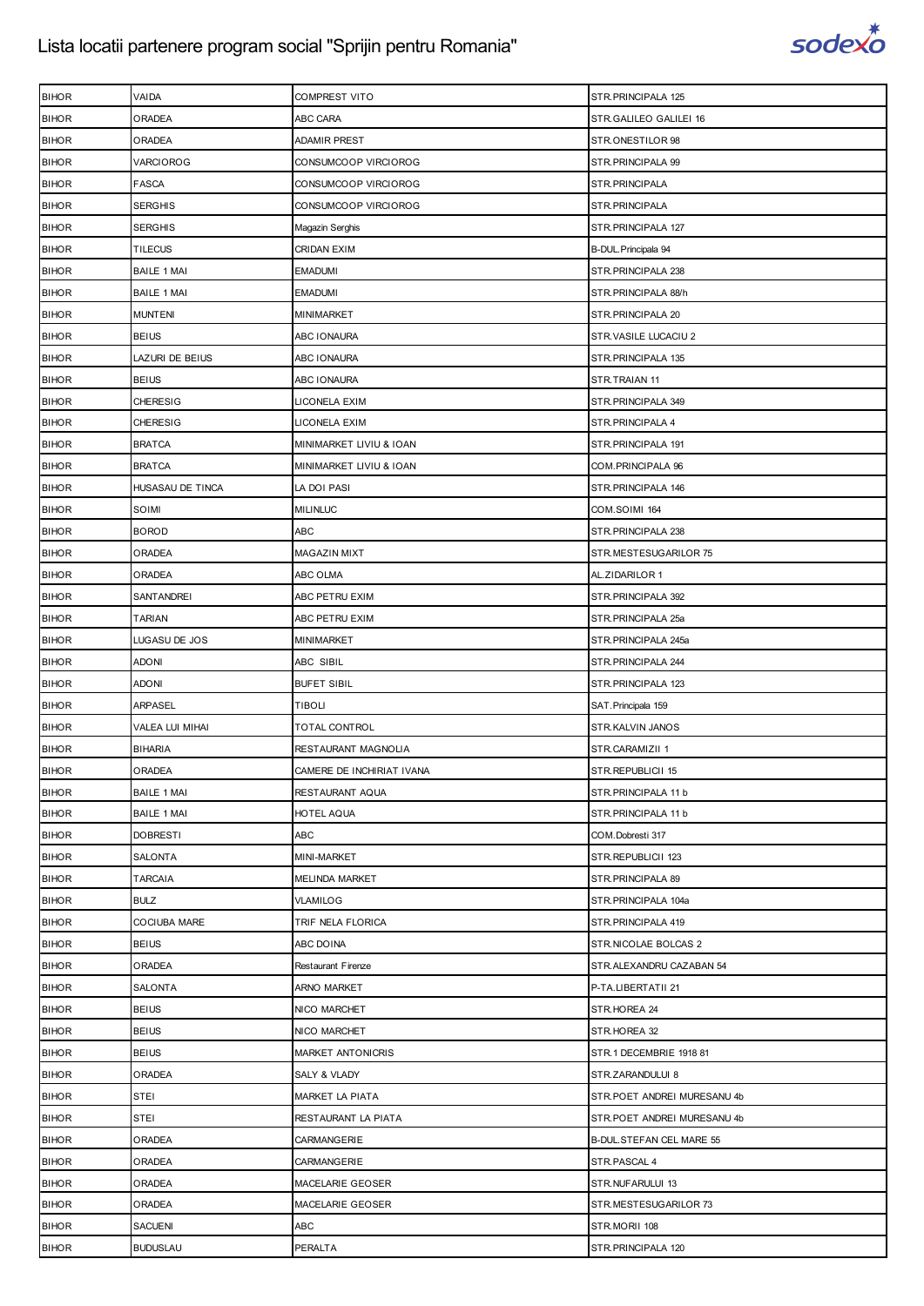# Lista locatii partenere program social "Sprijin pentru Romania"

| | | | |
|---|---|---|---|
| BIHOR | VAIDA | COMPREST VITO | STR.PRINCIPALA 125 |
| BIHOR | ORADEA | ABC CARA | STR.GALILEO GALILEI 16 |
| BIHOR | ORADEA | ADAMIR PREST | STR.ONESTILOR 98 |
| BIHOR | VARCIOROG | CONSUMCOOP VIRCIOROG | STR.PRINCIPALA 99 |
| BIHOR | FASCA | CONSUMCOOP VIRCIOROG | STR.PRINCIPALA |
| BIHOR | SERGHIS | CONSUMCOOP VIRCIOROG | STR.PRINCIPALA |
| BIHOR | SERGHIS | Magazin Serghis | STR.PRINCIPALA 127 |
| BIHOR | TILECUS | CRIDAN EXIM | B-DUL.Principala 94 |
| BIHOR | BAILE 1 MAI | EMADUMI | STR.PRINCIPALA 238 |
| BIHOR | BAILE 1 MAI | EMADUMI | STR.PRINCIPALA 88/h |
| BIHOR | MUNTENI | MINIMARKET | STR.PRINCIPALA 20 |
| BIHOR | BEIUS | ABC IONAURA | STR.VASILE LUCACIU 2 |
| BIHOR | LAZURI DE BEIUS | ABC IONAURA | STR.PRINCIPALA 135 |
| BIHOR | BEIUS | ABC IONAURA | STR.TRAIAN 11 |
| BIHOR | CHERESIG | LICONELA EXIM | STR.PRINCIPALA 349 |
| BIHOR | CHERESIG | LICONELA EXIM | STR.PRINCIPALA 4 |
| BIHOR | BRATCA | MINIMARKET LIVIU & IOAN | STR.PRINCIPALA 191 |
| BIHOR | BRATCA | MINIMARKET LIVIU & IOAN | COM.PRINCIPALA 96 |
| BIHOR | HUSASAU DE TINCA | LA DOI PASI | STR.PRINCIPALA 146 |
| BIHOR | SOIMI | MILINLUC | COM.SOIMI 164 |
| BIHOR | BOROD | ABC | STR.PRINCIPALA 238 |
| BIHOR | ORADEA | MAGAZIN MIXT | STR.MESTESUGARILOR 75 |
| BIHOR | ORADEA | ABC OLMA | AL.ZIDARILOR 1 |
| BIHOR | SANTANDREI | ABC PETRU EXIM | STR.PRINCIPALA 392 |
| BIHOR | TARIAN | ABC PETRU EXIM | STR.PRINCIPALA 25a |
| BIHOR | LUGASU DE JOS | MINIMARKET | STR.PRINCIPALA 245a |
| BIHOR | ADONI | ABC SIBIL | STR.PRINCIPALA 244 |
| BIHOR | ADONI | BUFET SIBIL | STR.PRINCIPALA 123 |
| BIHOR | ARPASEL | TIBOLI | SAT.Principala 159 |
| BIHOR | VALEA LUI MIHAI | TOTAL CONTROL | STR.KALVIN JANOS |
| BIHOR | BIHARIA | RESTAURANT MAGNOLIA | STR.CARAMIZII 1 |
| BIHOR | ORADEA | CAMERE DE INCHIRIAT IVANA | STR.REPUBLICII 15 |
| BIHOR | BAILE 1 MAI | RESTAURANT AQUA | STR.PRINCIPALA 11 b |
| BIHOR | BAILE 1 MAI | HOTEL AQUA | STR.PRINCIPALA 11 b |
| BIHOR | DOBRESTI | ABC | COM.Dobresti 317 |
| BIHOR | SALONTA | MINI-MARKET | STR.REPUBLICII 123 |
| BIHOR | TARCAIA | MELINDA MARKET | STR.PRINCIPALA 89 |
| BIHOR | BULZ | VLAMILOG | STR.PRINCIPALA 104a |
| BIHOR | COCIUBA MARE | TRIF NELA FLORICA | STR.PRINCIPALA 419 |
| BIHOR | BEIUS | ABC DOINA | STR.NICOLAE BOLCAS 2 |
| BIHOR | ORADEA | Restaurant Firenze | STR.ALEXANDRU CAZABAN 54 |
| BIHOR | SALONTA | ARNO MARKET | P-TA.LIBERTATII 21 |
| BIHOR | BEIUS | NICO MARCHET | STR.HOREA 24 |
| BIHOR | BEIUS | NICO MARCHET | STR.HOREA 32 |
| BIHOR | BEIUS | MARKET ANTONICRIS | STR.1 DECEMBRIE 1918 81 |
| BIHOR | ORADEA | SALY & VLADY | STR.ZARANDULUI 8 |
| BIHOR | STEI | MARKET LA PIATA | STR.POET ANDREI MURESANU 4b |
| BIHOR | STEI | RESTAURANT LA PIATA | STR.POET ANDREI MURESANU 4b |
| BIHOR | ORADEA | CARMANGERIE | B-DUL.STEFAN CEL MARE 55 |
| BIHOR | ORADEA | CARMANGERIE | STR.PASCAL 4 |
| BIHOR | ORADEA | MACELARIE GEOSER | STR.NUFARULUI 13 |
| BIHOR | ORADEA | MACELARIE GEOSER | STR.MESTESUGARILOR 73 |
| BIHOR | SACUENI | ABC | STR.MORII 108 |
| BIHOR | BUDUSLAU | PERALTA | STR.PRINCIPALA 120 |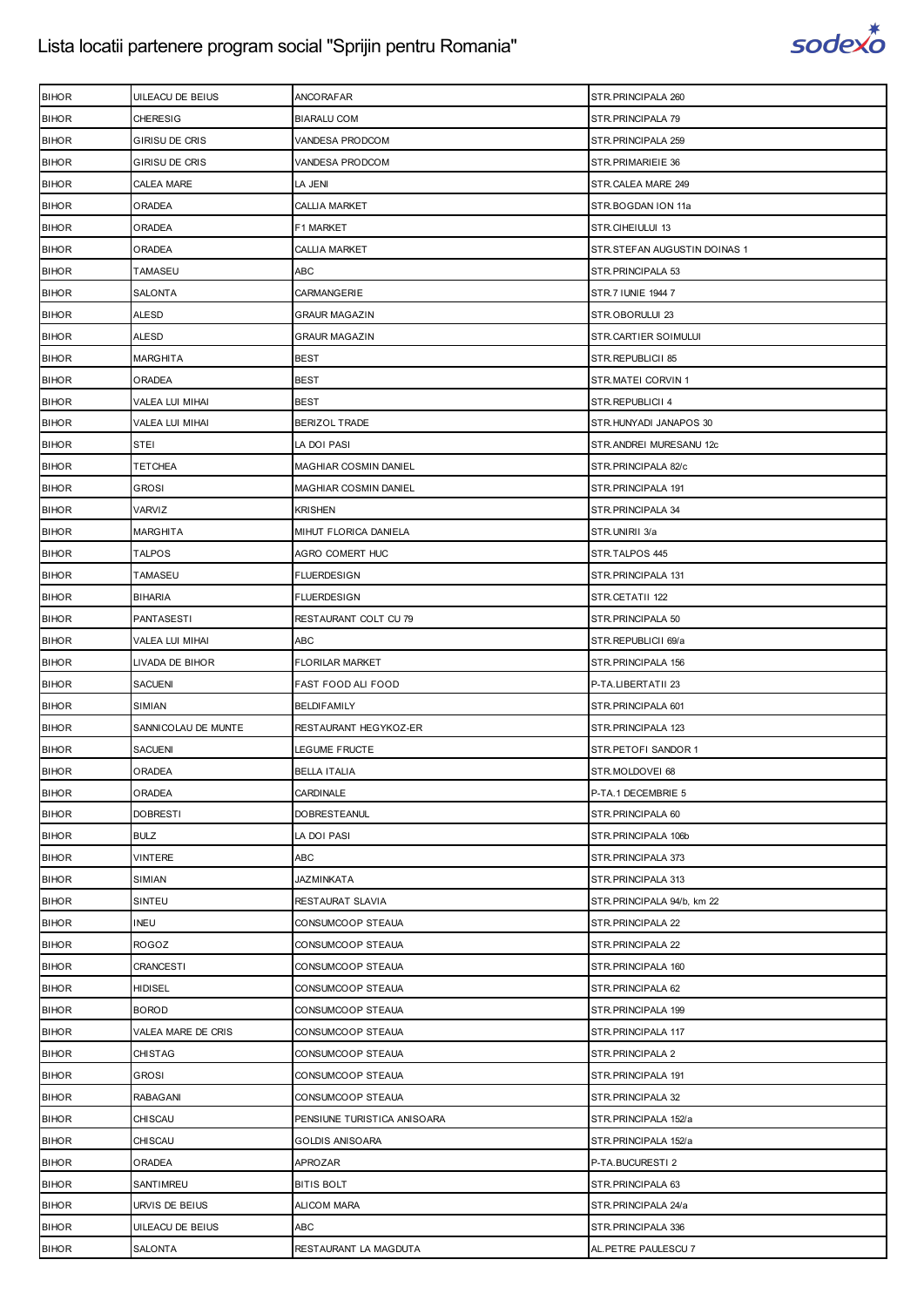# Lista locatii partenere program social "Sprijin pentru Romania"

| | | | |
|---|---|---|---|
| BIHOR | UILEACU DE BEIUS | ANCORAFAR | STR.PRINCIPALA 260 |
| BIHOR | CHERESIG | BIARALU COM | STR.PRINCIPALA 79 |
| BIHOR | GIRISU DE CRIS | VANDESA PRODCOM | STR.PRINCIPALA 259 |
| BIHOR | GIRISU DE CRIS | VANDESA PRODCOM | STR.PRIMARIEIE 36 |
| BIHOR | CALEA MARE | LA JENI | STR.CALEA MARE 249 |
| BIHOR | ORADEA | CALLIA MARKET | STR.BOGDAN ION 11a |
| BIHOR | ORADEA | F1 MARKET | STR.CIHEIULUI 13 |
| BIHOR | ORADEA | CALLIA MARKET | STR.STEFAN AUGUSTIN DOINAS 1 |
| BIHOR | TAMASEU | ABC | STR.PRINCIPALA 53 |
| BIHOR | SALONTA | CARMANGERIE | STR.7 IUNIE 1944 7 |
| BIHOR | ALESD | GRAUR MAGAZIN | STR.OBORULUI 23 |
| BIHOR | ALESD | GRAUR MAGAZIN | STR.CARTIER SOIMULUI |
| BIHOR | MARGHITA | BEST | STR.REPUBLICII 85 |
| BIHOR | ORADEA | BEST | STR.MATEI CORVIN 1 |
| BIHOR | VALEA LUI MIHAI | BEST | STR.REPUBLICII 4 |
| BIHOR | VALEA LUI MIHAI | BERIZOL TRADE | STR.HUNYADI JANAPOS 30 |
| BIHOR | STEI | LA DOI PASI | STR.ANDREI MURESANU 12c |
| BIHOR | TETCHEA | MAGHIAR COSMIN DANIEL | STR.PRINCIPALA 82/c |
| BIHOR | GROSI | MAGHIAR COSMIN DANIEL | STR.PRINCIPALA 191 |
| BIHOR | VARVIZ | KRISHEN | STR.PRINCIPALA 34 |
| BIHOR | MARGHITA | MIHUT FLORICA DANIELA | STR.UNIRII 3/a |
| BIHOR | TALPOS | AGRO COMERT HUC | STR.TALPOS 445 |
| BIHOR | TAMASEU | FLUERDESIGN | STR.PRINCIPALA 131 |
| BIHOR | BIHARIA | FLUERDESIGN | STR.CETATII 122 |
| BIHOR | PANTASESTI | RESTAURANT COLT CU 79 | STR.PRINCIPALA 50 |
| BIHOR | VALEA LUI MIHAI | ABC | STR.REPUBLICII 69/a |
| BIHOR | LIVADA DE BIHOR | FLORILAR MARKET | STR.PRINCIPALA 156 |
| BIHOR | SACUENI | FAST FOOD ALI FOOD | P-TA.LIBERTATII 23 |
| BIHOR | SIMIAN | BELDIFAMILY | STR.PRINCIPALA 601 |
| BIHOR | SANNICOLAU DE MUNTE | RESTAURANT HEGYKOZ-ER | STR.PRINCIPALA 123 |
| BIHOR | SACUENI | LEGUME FRUCTE | STR.PETOFI SANDOR 1 |
| BIHOR | ORADEA | BELLA ITALIA | STR.MOLDOVEI 68 |
| BIHOR | ORADEA | CARDINALE | P-TA.1 DECEMBRIE 5 |
| BIHOR | DOBRESTI | DOBRESTEANUL | STR.PRINCIPALA 60 |
| BIHOR | BULZ | LA DOI PASI | STR.PRINCIPALA 106b |
| BIHOR | VINTERE | ABC | STR.PRINCIPALA 373 |
| BIHOR | SIMIAN | JAZMINKATA | STR.PRINCIPALA 313 |
| BIHOR | SINTEU | RESTAURAT SLAVIA | STR.PRINCIPALA 94/b, km 22 |
| BIHOR | INEU | CONSUMCOOP STEAUA | STR.PRINCIPALA 22 |
| BIHOR | ROGOZ | CONSUMCOOP STEAUA | STR.PRINCIPALA 22 |
| BIHOR | CRANCESTI | CONSUMCOOP STEAUA | STR.PRINCIPALA 160 |
| BIHOR | HIDISEL | CONSUMCOOP STEAUA | STR.PRINCIPALA 62 |
| BIHOR | BOROD | CONSUMCOOP STEAUA | STR.PRINCIPALA 199 |
| BIHOR | VALEA MARE DE CRIS | CONSUMCOOP STEAUA | STR.PRINCIPALA 117 |
| BIHOR | CHISTAG | CONSUMCOOP STEAUA | STR.PRINCIPALA 2 |
| BIHOR | GROSI | CONSUMCOOP STEAUA | STR.PRINCIPALA 191 |
| BIHOR | RABAGANI | CONSUMCOOP STEAUA | STR.PRINCIPALA 32 |
| BIHOR | CHISCAU | PENSIUNE TURISTICA ANISOARA | STR.PRINCIPALA 152/a |
| BIHOR | CHISCAU | GOLDIS ANISOARA | STR.PRINCIPALA 152/a |
| BIHOR | ORADEA | APROZAR | P-TA.BUCURESTI 2 |
| BIHOR | SANTIMREU | BITIS BOLT | STR.PRINCIPALA 63 |
| BIHOR | URVIS DE BEIUS | ALICOM MARA | STR.PRINCIPALA 24/a |
| BIHOR | UILEACU DE BEIUS | ABC | STR.PRINCIPALA 336 |
| BIHOR | SALONTA | RESTAURANT LA MAGDUTA | AL.PETRE PAULESCU 7 |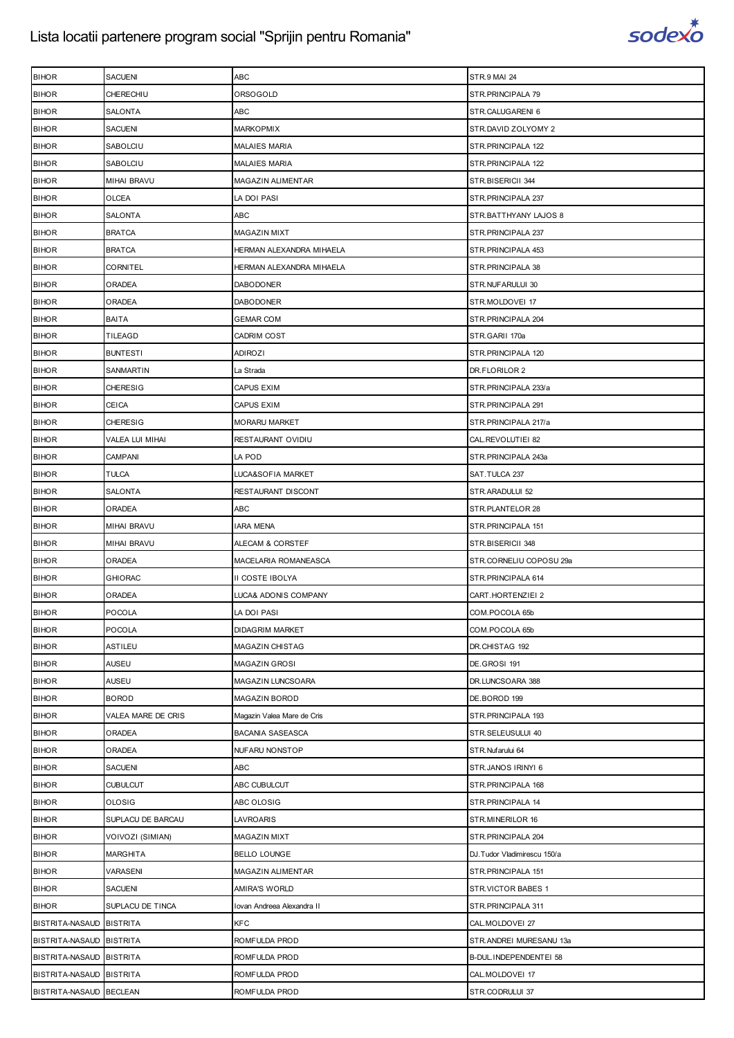# Lista locatii partenere program social "Sprijin pentru Romania"

| | | | |
|---|---|---|---|
| BIHOR | SACUENI | ABC | STR.9 MAI 24 |
| BIHOR | CHERECHIU | ORSOGOLD | STR.PRINCIPALA 79 |
| BIHOR | SALONTA | ABC | STR.CALUGARENI 6 |
| BIHOR | SACUENI | MARKOPMIX | STR.DAVID ZOLYOMY 2 |
| BIHOR | SABOLCIU | MALAIES MARIA | STR.PRINCIPALA 122 |
| BIHOR | SABOLCIU | MALAIES MARIA | STR.PRINCIPALA 122 |
| BIHOR | MIHAI BRAVU | MAGAZIN ALIMENTAR | STR.BISERICII 344 |
| BIHOR | OLCEA | LA DOI PASI | STR.PRINCIPALA 237 |
| BIHOR | SALONTA | ABC | STR.BATTHYANY LAJOS 8 |
| BIHOR | BRATCA | MAGAZIN MIXT | STR.PRINCIPALA 237 |
| BIHOR | BRATCA | HERMAN ALEXANDRA MIHAELA | STR.PRINCIPALA 453 |
| BIHOR | CORNITEL | HERMAN ALEXANDRA MIHAELA | STR.PRINCIPALA 38 |
| BIHOR | ORADEA | DABODONER | STR.NUFARULUI 30 |
| BIHOR | ORADEA | DABODONER | STR.MOLDOVEI 17 |
| BIHOR | BAITA | GEMAR COM | STR.PRINCIPALA 204 |
| BIHOR | TILEAGD | CADRIM COST | STR.GARII 170a |
| BIHOR | BUNTESTI | ADIROZI | STR.PRINCIPALA 120 |
| BIHOR | SANMARTIN | La Strada | DR.FLORILOR 2 |
| BIHOR | CHERESIG | CAPUS EXIM | STR.PRINCIPALA 233/a |
| BIHOR | CEICA | CAPUS EXIM | STR.PRINCIPALA 291 |
| BIHOR | CHERESIG | MORARU MARKET | STR.PRINCIPALA 217/a |
| BIHOR | VALEA LUI MIHAI | RESTAURANT OVIDIU | CAL.REVOLUTIEI 82 |
| BIHOR | CAMPANI | LA POD | STR.PRINCIPALA 243a |
| BIHOR | TULCA | LUCA&SOFIA MARKET | SAT.TULCA 237 |
| BIHOR | SALONTA | RESTAURANT DISCONT | STR.ARADULUI 52 |
| BIHOR | ORADEA | ABC | STR.PLANTELOR 28 |
| BIHOR | MIHAI BRAVU | IARA MENA | STR.PRINCIPALA 151 |
| BIHOR | MIHAI BRAVU | ALECAM & CORSTEF | STR.BISERICII 348 |
| BIHOR | ORADEA | MACELARIA ROMANEASCA | STR.CORNELIU COPOSU 29a |
| BIHOR | GHIORAC | II COSTE IBOLYA | STR.PRINCIPALA 614 |
| BIHOR | ORADEA | LUCA& ADONIS COMPANY | CART.HORTENZIEI 2 |
| BIHOR | POCOLA | LA DOI PASI | COM.POCOLA 65b |
| BIHOR | POCOLA | DIDAGRIM MARKET | COM.POCOLA 65b |
| BIHOR | ASTILEU | MAGAZIN CHISTAG | DR.CHISTAG 192 |
| BIHOR | AUSEU | MAGAZIN GROSI | DE.GROSI 191 |
| BIHOR | AUSEU | MAGAZIN LUNCSOARA | DR.LUNCSOARA 388 |
| BIHOR | BOROD | MAGAZIN BOROD | DE.BOROD 199 |
| BIHOR | VALEA MARE DE CRIS | Magazin Valea Mare de Cris | STR.PRINCIPALA 193 |
| BIHOR | ORADEA | BACANIA SASEASCA | STR.SELEUSULUI 40 |
| BIHOR | ORADEA | NUFARU NONSTOP | STR.Nufarului 64 |
| BIHOR | SACUENI | ABC | STR.JANOS IRINYI 6 |
| BIHOR | CUBULCUT | ABC CUBULCUT | STR.PRINCIPALA 168 |
| BIHOR | OLOSIG | ABC OLOSIG | STR.PRINCIPALA 14 |
| BIHOR | SUPLACU DE BARCAU | LAVROARIS | STR.MINERILOR 16 |
| BIHOR | VOIVOZI (SIMIAN) | MAGAZIN MIXT | STR.PRINCIPALA 204 |
| BIHOR | MARGHITA | BELLO LOUNGE | DJ.Tudor Vladimirescu 150/a |
| BIHOR | VARASENI | MAGAZIN ALIMENTAR | STR.PRINCIPALA 151 |
| BIHOR | SACUENI | AMIRA'S WORLD | STR.VICTOR BABES 1 |
| BIHOR | SUPLACU DE TINCA | Iovan Andreea Alexandra II | STR.PRINCIPALA 311 |
| BISTRITA-NASAUD | BISTRITA | KFC | CAL.MOLDOVEI 27 |
| BISTRITA-NASAUD | BISTRITA | ROMFULDA PROD | STR.ANDREI MURESANU 13a |
| BISTRITA-NASAUD | BISTRITA | ROMFULDA PROD | B-DUL.INDEPENDENTEI 58 |
| BISTRITA-NASAUD | BISTRITA | ROMFULDA PROD | CAL.MOLDOVEI 17 |
| BISTRITA-NASAUD | BECLEAN | ROMFULDA PROD | STR.CODRULUI 37 |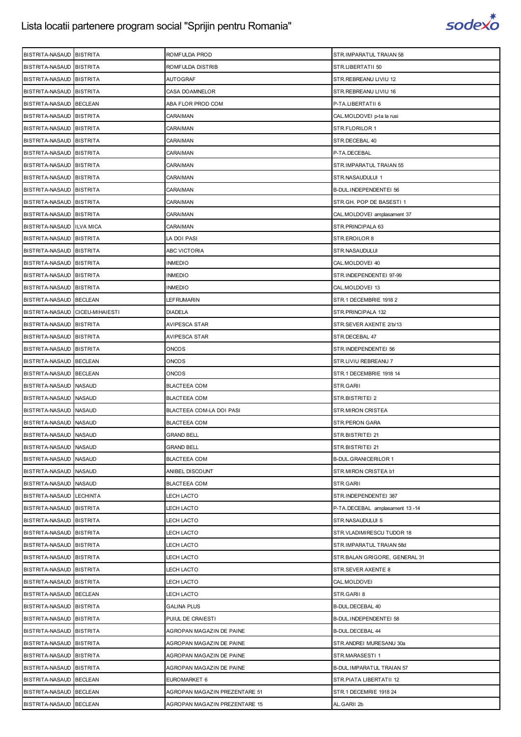# Lista locatii partenere program social "Sprijin pentru Romania"

| | | | |
|---|---|---|---|
| BISTRITA-NASAUD | BISTRITA | ROMFULDA PROD | STR.IMPARATUL TRAIAN 58 |
| BISTRITA-NASAUD | BISTRITA | ROMFULDA DISTRIB | STR.LIBERTATII 50 |
| BISTRITA-NASAUD | BISTRITA | AUTOGRAF | STR.REBREANU LIVIU 12 |
| BISTRITA-NASAUD | BISTRITA | CASA DOAMNELOR | STR.REBREANU LIVIU 16 |
| BISTRITA-NASAUD | BECLEAN | ABA FLOR PROD COM | P-TA.LIBERTATII 6 |
| BISTRITA-NASAUD | BISTRITA | CARAIMAN | CAL.MOLDOVEI p-ta la rusi |
| BISTRITA-NASAUD | BISTRITA | CARAIMAN | STR.FLORILOR 1 |
| BISTRITA-NASAUD | BISTRITA | CARAIMAN | STR.DECEBAL 40 |
| BISTRITA-NASAUD | BISTRITA | CARAIMAN | P-TA.DECEBAL |
| BISTRITA-NASAUD | BISTRITA | CARAIMAN | STR.IMPARATUL TRAIAN 55 |
| BISTRITA-NASAUD | BISTRITA | CARAIMAN | STR.NASAUDULUI 1 |
| BISTRITA-NASAUD | BISTRITA | CARAIMAN | B-DUL.INDEPENDENTEI 56 |
| BISTRITA-NASAUD | BISTRITA | CARAIMAN | STR.GH. POP DE BASESTI 1 |
| BISTRITA-NASAUD | BISTRITA | CARAIMAN | CAL.MOLDOVEI amplasament 37 |
| BISTRITA-NASAUD | ILVA MICA | CARAIMAN | STR.PRINCIPALA 63 |
| BISTRITA-NASAUD | BISTRITA | LA DOI PASI | STR.EROILOR 8 |
| BISTRITA-NASAUD | BISTRITA | ABC VICTORIA | STR.NASAUDULUI |
| BISTRITA-NASAUD | BISTRITA | INMEDIO | CAL.MOLDOVEI 40 |
| BISTRITA-NASAUD | BISTRITA | INMEDIO | STR.INDEPENDENTEI 97-99 |
| BISTRITA-NASAUD | BISTRITA | INMEDIO | CAL.MOLDOVEI 13 |
| BISTRITA-NASAUD | BECLEAN | LEFRUMARIN | STR.1 DECEMBRIE 1918 2 |
| BISTRITA-NASAUD | CICEU-MIHAIESTI | DIADELA | STR.PRINCIPALA 132 |
| BISTRITA-NASAUD | BISTRITA | AVIPESCA STAR | STR.SEVER AXENTE 2/b/13 |
| BISTRITA-NASAUD | BISTRITA | AVIPESCA STAR | STR.DECEBAL 47 |
| BISTRITA-NASAUD | BISTRITA | ONCOS | STR.INDEPENDENTEI 56 |
| BISTRITA-NASAUD | BECLEAN | ONCOS | STR.LIVIU REBREANU 7 |
| BISTRITA-NASAUD | BECLEAN | ONCOS | STR.1 DECEMBRIE 1918 14 |
| BISTRITA-NASAUD | NASAUD | BLACTEEA COM | STR.GARII |
| BISTRITA-NASAUD | NASAUD | BLACTEEA COM | STR.BISTRITEI 2 |
| BISTRITA-NASAUD | NASAUD | BLACTEEA COM-LA DOI PASI | STR.MIRON CRISTEA |
| BISTRITA-NASAUD | NASAUD | BLACTEEA COM | STR.PERON GARA |
| BISTRITA-NASAUD | NASAUD | GRAND BELL | STR.BISTRITEI 21 |
| BISTRITA-NASAUD | NASAUD | GRAND BELL | STR.BISTRITEI 21 |
| BISTRITA-NASAUD | NASAUD | BLACTEEA COM | B-DUL.GRANICERILOR 1 |
| BISTRITA-NASAUD | NASAUD | ANIBEL DISCOUNT | STR.MIRON CRISTEA b1 |
| BISTRITA-NASAUD | NASAUD | BLACTEEA COM | STR.GARII |
| BISTRITA-NASAUD | LECHINTA | LECH LACTO | STR.INDEPENDENTEI 387 |
| BISTRITA-NASAUD | BISTRITA | LECH LACTO | P-TA.DECEBAL amplasament 13 -14 |
| BISTRITA-NASAUD | BISTRITA | LECH LACTO | STR.NASAUDULUI 5 |
| BISTRITA-NASAUD | BISTRITA | LECH LACTO | STR.VLADIMIRESCU TUDOR 18 |
| BISTRITA-NASAUD | BISTRITA | LECH LACTO | STR.IMPARATUL TRAIAN 58d |
| BISTRITA-NASAUD | BISTRITA | LECH LACTO | STR.BALAN GRIGORE, GENERAL 31 |
| BISTRITA-NASAUD | BISTRITA | LECH LACTO | STR.SEVER AXENTE 8 |
| BISTRITA-NASAUD | BISTRITA | LECH LACTO | CAL.MOLDOVEI |
| BISTRITA-NASAUD | BECLEAN | LECH LACTO | STR.GARII 8 |
| BISTRITA-NASAUD | BISTRITA | GALINA PLUS | B-DUL.DECEBAL 40 |
| BISTRITA-NASAUD | BISTRITA | PUIUL DE CRAIESTI | B-DUL.INDEPENDENTEI 58 |
| BISTRITA-NASAUD | BISTRITA | AGROPAN MAGAZIN DE PAINE | B-DUL.DECEBAL 44 |
| BISTRITA-NASAUD | BISTRITA | AGROPAN MAGAZIN DE PAINE | STR.ANDREI MURESANU 30a |
| BISTRITA-NASAUD | BISTRITA | AGROPAN MAGAZIN DE PAINE | STR.MARASESTI 1 |
| BISTRITA-NASAUD | BISTRITA | AGROPAN MAGAZIN DE PAINE | B-DUL.IMPARATUL TRAIAN 57 |
| BISTRITA-NASAUD | BECLEAN | EUROMARKET 6 | STR.PIATA LIBERTATII 12 |
| BISTRITA-NASAUD | BECLEAN | AGROPAN MAGAZIN PREZENTARE 51 | STR.1 DECEMRIE 1918 24 |
| BISTRITA-NASAUD | BECLEAN | AGROPAN MAGAZIN PREZENTARE 15 | AL.GARII 2b |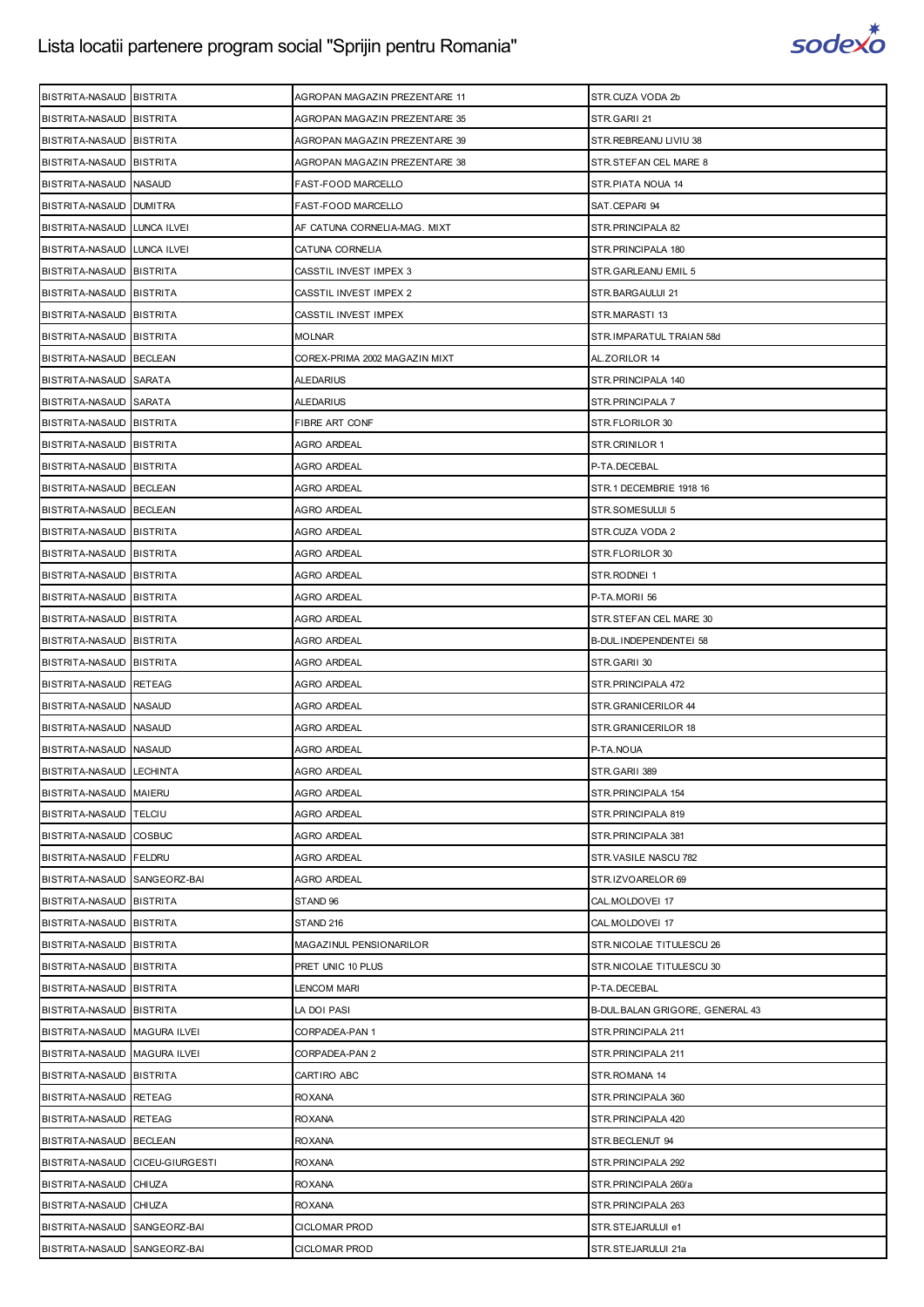# Lista locatii partenere program social "Sprijin pentru Romania"

| | | | |
|---|---|---|---|
| BISTRITA-NASAUD | BISTRITA | AGROPAN MAGAZIN PREZENTARE 11 | STR.CUZA VODA 2b |
| BISTRITA-NASAUD | BISTRITA | AGROPAN MAGAZIN PREZENTARE 35 | STR.GARII 21 |
| BISTRITA-NASAUD | BISTRITA | AGROPAN MAGAZIN PREZENTARE 39 | STR.REBREANU LIVIU 38 |
| BISTRITA-NASAUD | BISTRITA | AGROPAN MAGAZIN PREZENTARE 38 | STR.STEFAN CEL MARE 8 |
| BISTRITA-NASAUD | NASAUD | FAST-FOOD MARCELLO | STR.PIATA NOUA 14 |
| BISTRITA-NASAUD | DUMITRA | FAST-FOOD MARCELLO | SAT.CEPARI 94 |
| BISTRITA-NASAUD | LUNCA ILVEI | AF CATUNA CORNELIA-MAG. MIXT | STR.PRINCIPALA 82 |
| BISTRITA-NASAUD | LUNCA ILVEI | CATUNA CORNELIA | STR.PRINCIPALA 180 |
| BISTRITA-NASAUD | BISTRITA | CASSTIL INVEST IMPEX 3 | STR.GARLEANU EMIL 5 |
| BISTRITA-NASAUD | BISTRITA | CASSTIL INVEST IMPEX 2 | STR.BARGAULUI 21 |
| BISTRITA-NASAUD | BISTRITA | CASSTIL INVEST IMPEX | STR.MARASTI 13 |
| BISTRITA-NASAUD | BISTRITA | MOLNAR | STR.IMPARATUL TRAIAN 58d |
| BISTRITA-NASAUD | BECLEAN | COREX-PRIMA 2002 MAGAZIN MIXT | AL.ZORILOR 14 |
| BISTRITA-NASAUD | SARATA | ALEDARIUS | STR.PRINCIPALA 140 |
| BISTRITA-NASAUD | SARATA | ALEDARIUS | STR.PRINCIPALA 7 |
| BISTRITA-NASAUD | BISTRITA | FIBRE ART CONF | STR.FLORILOR 30 |
| BISTRITA-NASAUD | BISTRITA | AGRO ARDEAL | STR.CRINILOR 1 |
| BISTRITA-NASAUD | BISTRITA | AGRO ARDEAL | P-TA.DECEBAL |
| BISTRITA-NASAUD | BECLEAN | AGRO ARDEAL | STR.1 DECEMBRIE 1918 16 |
| BISTRITA-NASAUD | BECLEAN | AGRO ARDEAL | STR.SOMESULUI 5 |
| BISTRITA-NASAUD | BISTRITA | AGRO ARDEAL | STR.CUZA VODA 2 |
| BISTRITA-NASAUD | BISTRITA | AGRO ARDEAL | STR.FLORILOR 30 |
| BISTRITA-NASAUD | BISTRITA | AGRO ARDEAL | STR.RODNEI 1 |
| BISTRITA-NASAUD | BISTRITA | AGRO ARDEAL | P-TA.MORII 56 |
| BISTRITA-NASAUD | BISTRITA | AGRO ARDEAL | STR.STEFAN CEL MARE 30 |
| BISTRITA-NASAUD | BISTRITA | AGRO ARDEAL | B-DUL.INDEPENDENTEI 58 |
| BISTRITA-NASAUD | BISTRITA | AGRO ARDEAL | STR.GARII 30 |
| BISTRITA-NASAUD | RETEAG | AGRO ARDEAL | STR.PRINCIPALA 472 |
| BISTRITA-NASAUD | NASAUD | AGRO ARDEAL | STR.GRANICERILOR 44 |
| BISTRITA-NASAUD | NASAUD | AGRO ARDEAL | STR.GRANICERILOR 18 |
| BISTRITA-NASAUD | NASAUD | AGRO ARDEAL | P-TA.NOUA |
| BISTRITA-NASAUD | LECHINTA | AGRO ARDEAL | STR.GARII 389 |
| BISTRITA-NASAUD | MAIERU | AGRO ARDEAL | STR.PRINCIPALA 154 |
| BISTRITA-NASAUD | TELCIU | AGRO ARDEAL | STR.PRINCIPALA 819 |
| BISTRITA-NASAUD | COSBUC | AGRO ARDEAL | STR.PRINCIPALA 381 |
| BISTRITA-NASAUD | FELDRU | AGRO ARDEAL | STR.VASILE NASCU 782 |
| BISTRITA-NASAUD | SANGEORZ-BAI | AGRO ARDEAL | STR.IZVOARELOR 69 |
| BISTRITA-NASAUD | BISTRITA | STAND 96 | CAL.MOLDOVEI 17 |
| BISTRITA-NASAUD | BISTRITA | STAND 216 | CAL.MOLDOVEI 17 |
| BISTRITA-NASAUD | BISTRITA | MAGAZINUL PENSIONARILOR | STR.NICOLAE TITULESCU 26 |
| BISTRITA-NASAUD | BISTRITA | PRET UNIC 10 PLUS | STR.NICOLAE TITULESCU 30 |
| BISTRITA-NASAUD | BISTRITA | LENCOM MARI | P-TA.DECEBAL |
| BISTRITA-NASAUD | BISTRITA | LA DOI PASI | B-DUL.BALAN GRIGORE, GENERAL 43 |
| BISTRITA-NASAUD | MAGURA ILVEI | CORPADEA-PAN 1 | STR.PRINCIPALA 211 |
| BISTRITA-NASAUD | MAGURA ILVEI | CORPADEA-PAN 2 | STR.PRINCIPALA 211 |
| BISTRITA-NASAUD | BISTRITA | CARTIRO ABC | STR.ROMANA 14 |
| BISTRITA-NASAUD | RETEAG | ROXANA | STR.PRINCIPALA 360 |
| BISTRITA-NASAUD | RETEAG | ROXANA | STR.PRINCIPALA 420 |
| BISTRITA-NASAUD | BECLEAN | ROXANA | STR.BECLENUT 94 |
| BISTRITA-NASAUD | CICEU-GIURGESTI | ROXANA | STR.PRINCIPALA 292 |
| BISTRITA-NASAUD | CHIUZA | ROXANA | STR.PRINCIPALA 260/a |
| BISTRITA-NASAUD | CHIUZA | ROXANA | STR.PRINCIPALA 263 |
| BISTRITA-NASAUD | SANGEORZ-BAI | CICLOMAR PROD | STR.STEJARULUI e1 |
| BISTRITA-NASAUD | SANGEORZ-BAI | CICLOMAR PROD | STR.STEJARULUI 21a |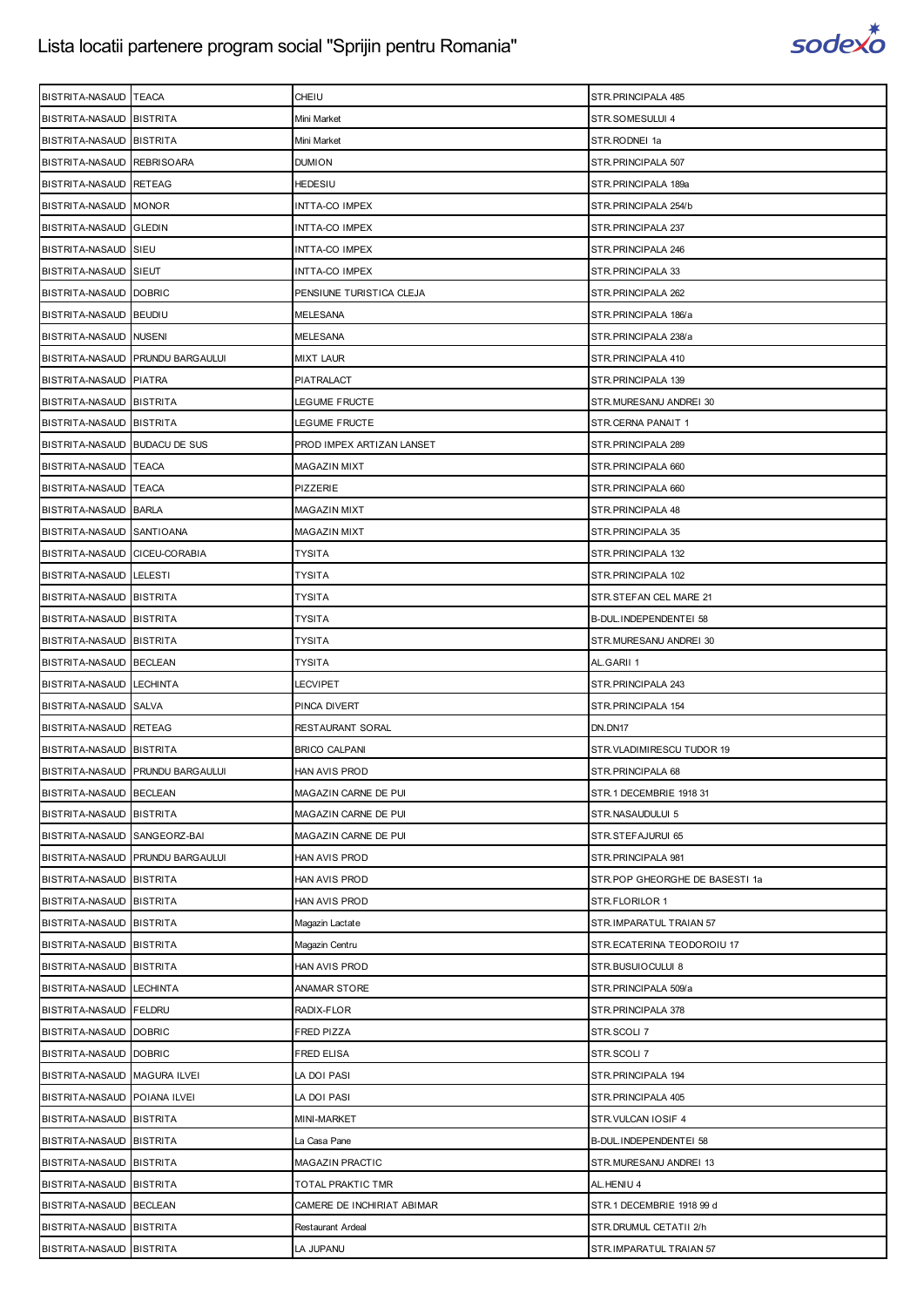# Lista locatii partenere program social "Sprijin pentru Romania"

| | | | |
|---|---|---|---|
| BISTRITA-NASAUD | TEACA | CHEIU | STR.PRINCIPALA 485 |
| BISTRITA-NASAUD | BISTRITA | Mini Market | STR.SOMESULUI 4 |
| BISTRITA-NASAUD | BISTRITA | Mini Market | STR.RODNEI 1a |
| BISTRITA-NASAUD | REBRISOARA | DUMION | STR.PRINCIPALA 507 |
| BISTRITA-NASAUD | RETEAG | HEDESIU | STR.PRINCIPALA 189a |
| BISTRITA-NASAUD | MONOR | INTTA-CO IMPEX | STR.PRINCIPALA 254/b |
| BISTRITA-NASAUD | GLEDIN | INTTA-CO IMPEX | STR.PRINCIPALA 237 |
| BISTRITA-NASAUD | SIEU | INTTA-CO IMPEX | STR.PRINCIPALA 246 |
| BISTRITA-NASAUD | SIEUT | INTTA-CO IMPEX | STR.PRINCIPALA 33 |
| BISTRITA-NASAUD | DOBRIC | PENSIUNE TURISTICA CLEJA | STR.PRINCIPALA 262 |
| BISTRITA-NASAUD | BEUDIU | MELESANA | STR.PRINCIPALA 186/a |
| BISTRITA-NASAUD | NUSENI | MELESANA | STR.PRINCIPALA 238/a |
| BISTRITA-NASAUD | PRUNDU BARGAULUI | MIXT LAUR | STR.PRINCIPALA 410 |
| BISTRITA-NASAUD | PIATRA | PIATRALACT | STR.PRINCIPALA 139 |
| BISTRITA-NASAUD | BISTRITA | LEGUME FRUCTE | STR.MURESANU ANDREI 30 |
| BISTRITA-NASAUD | BISTRITA | LEGUME FRUCTE | STR.CERNA PANAIT 1 |
| BISTRITA-NASAUD | BUDACU DE SUS | PROD IMPEX ARTIZAN LANSET | STR.PRINCIPALA 289 |
| BISTRITA-NASAUD | TEACA | MAGAZIN MIXT | STR.PRINCIPALA 660 |
| BISTRITA-NASAUD | TEACA | PIZZERIE | STR.PRINCIPALA 660 |
| BISTRITA-NASAUD | BARLA | MAGAZIN MIXT | STR.PRINCIPALA 48 |
| BISTRITA-NASAUD | SANTIOANA | MAGAZIN MIXT | STR.PRINCIPALA 35 |
| BISTRITA-NASAUD | CICEU-CORABIA | TYSITA | STR.PRINCIPALA 132 |
| BISTRITA-NASAUD | LELESTI | TYSITA | STR.PRINCIPALA 102 |
| BISTRITA-NASAUD | BISTRITA | TYSITA | STR.STEFAN CEL MARE 21 |
| BISTRITA-NASAUD | BISTRITA | TYSITA | B-DUL.INDEPENDENTEI 58 |
| BISTRITA-NASAUD | BISTRITA | TYSITA | STR.MURESANU ANDREI 30 |
| BISTRITA-NASAUD | BECLEAN | TYSITA | AL.GARII 1 |
| BISTRITA-NASAUD | LECHINTA | LECVIPET | STR.PRINCIPALA 243 |
| BISTRITA-NASAUD | SALVA | PINCA DIVERT | STR.PRINCIPALA 154 |
| BISTRITA-NASAUD | RETEAG | RESTAURANT SORAL | DN.DN17 |
| BISTRITA-NASAUD | BISTRITA | BRICO CALPANI | STR.VLADIMIRESCU TUDOR 19 |
| BISTRITA-NASAUD | PRUNDU BARGAULUI | HAN AVIS PROD | STR.PRINCIPALA 68 |
| BISTRITA-NASAUD | BECLEAN | MAGAZIN CARNE DE PUI | STR.1 DECEMBRIE 1918 31 |
| BISTRITA-NASAUD | BISTRITA | MAGAZIN CARNE DE PUI | STR.NASAUDULUI 5 |
| BISTRITA-NASAUD | SANGEORZ-BAI | MAGAZIN CARNE DE PUI | STR.STEFAJURUI 65 |
| BISTRITA-NASAUD | PRUNDU BARGAULUI | HAN AVIS PROD | STR.PRINCIPALA 981 |
| BISTRITA-NASAUD | BISTRITA | HAN AVIS PROD | STR.POP GHEORGHE DE BASESTI 1a |
| BISTRITA-NASAUD | BISTRITA | HAN AVIS PROD | STR.FLORILOR 1 |
| BISTRITA-NASAUD | BISTRITA | Magazin Lactate | STR.IMPARATUL TRAIAN 57 |
| BISTRITA-NASAUD | BISTRITA | Magazin Centru | STR.ECATERINA TEODOROIU 17 |
| BISTRITA-NASAUD | BISTRITA | HAN AVIS PROD | STR.BUSUIOCULUI 8 |
| BISTRITA-NASAUD | LECHINTA | ANAMAR STORE | STR.PRINCIPALA 509/a |
| BISTRITA-NASAUD | FELDRU | RADIX-FLOR | STR.PRINCIPALA 378 |
| BISTRITA-NASAUD | DOBRIC | FRED PIZZA | STR.SCOLI 7 |
| BISTRITA-NASAUD | DOBRIC | FRED ELISA | STR.SCOLI 7 |
| BISTRITA-NASAUD | MAGURA ILVEI | LA DOI PASI | STR.PRINCIPALA 194 |
| BISTRITA-NASAUD | POIANA ILVEI | LA DOI PASI | STR.PRINCIPALA 405 |
| BISTRITA-NASAUD | BISTRITA | MINI-MARKET | STR.VULCAN IOSIF 4 |
| BISTRITA-NASAUD | BISTRITA | La Casa Pane | B-DUL.INDEPENDENTEI 58 |
| BISTRITA-NASAUD | BISTRITA | MAGAZIN PRACTIC | STR.MURESANU ANDREI 13 |
| BISTRITA-NASAUD | BISTRITA | TOTAL PRAKTIC TMR | AL.HENIU 4 |
| BISTRITA-NASAUD | BECLEAN | CAMERE DE INCHIRIAT ABIMAR | STR.1 DECEMBRIE 1918 99 d |
| BISTRITA-NASAUD | BISTRITA | Restaurant Ardeal | STR.DRUMUL CETATII 2/h |
| BISTRITA-NASAUD | BISTRITA | LA JUPANU | STR.IMPARATUL TRAIAN 57 |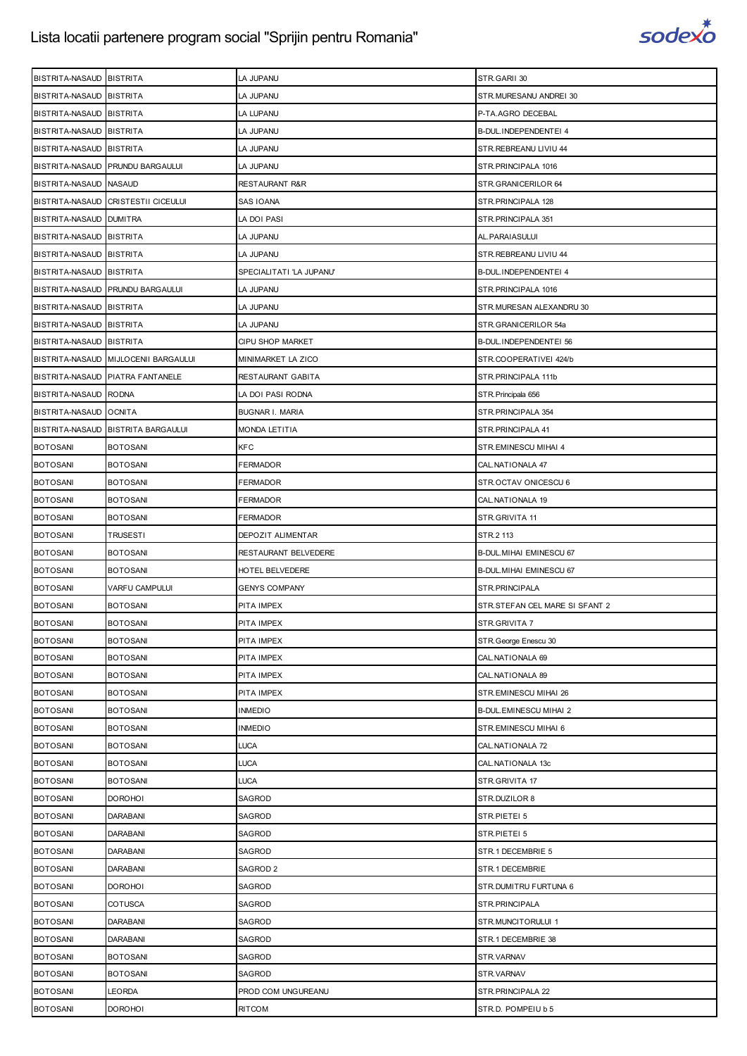# Lista locatii partenere program social "Sprijin pentru Romania"

| | | | |
|---|---|---|---|
| BISTRITA-NASAUD | BISTRITA | LA JUPANU | STR.GARII 30 |
| BISTRITA-NASAUD | BISTRITA | LA JUPANU | STR.MURESANU ANDREI 30 |
| BISTRITA-NASAUD | BISTRITA | LA LUPANU | P-TA.AGRO DECEBAL |
| BISTRITA-NASAUD | BISTRITA | LA JUPANU | B-DUL.INDEPENDENTEI 4 |
| BISTRITA-NASAUD | BISTRITA | LA JUPANU | STR.REBREANU LIVIU 44 |
| BISTRITA-NASAUD | PRUNDU BARGAULUI | LA JUPANU | STR.PRINCIPALA 1016 |
| BISTRITA-NASAUD | NASAUD | RESTAURANT R&R | STR.GRANICERILOR 64 |
| BISTRITA-NASAUD | CRISTESTII CICEULUI | SAS IOANA | STR.PRINCIPALA 128 |
| BISTRITA-NASAUD | DUMITRA | LA DOI PASI | STR.PRINCIPALA 351 |
| BISTRITA-NASAUD | BISTRITA | LA JUPANU | AL.PARAIASULUI |
| BISTRITA-NASAUD | BISTRITA | LA JUPANU | STR.REBREANU LIVIU 44 |
| BISTRITA-NASAUD | BISTRITA | SPECIALITATI 'LA JUPANU' | B-DUL.INDEPENDENTEI 4 |
| BISTRITA-NASAUD | PRUNDU BARGAULUI | LA JUPANU | STR.PRINCIPALA 1016 |
| BISTRITA-NASAUD | BISTRITA | LA JUPANU | STR.MURESAN ALEXANDRU 30 |
| BISTRITA-NASAUD | BISTRITA | LA JUPANU | STR.GRANICERILOR 54a |
| BISTRITA-NASAUD | BISTRITA | CIPU SHOP MARKET | B-DUL.INDEPENDENTEI 56 |
| BISTRITA-NASAUD | MIJLOCENII BARGAULUI | MINIMARKET LA ZICO | STR.COOPERATIVEI 424/b |
| BISTRITA-NASAUD | PIATRA FANTANELE | RESTAURANT GABITA | STR.PRINCIPALA 111b |
| BISTRITA-NASAUD | RODNA | LA DOI PASI RODNA | STR.Principala 656 |
| BISTRITA-NASAUD | OCNITA | BUGNAR I. MARIA | STR.PRINCIPALA 354 |
| BISTRITA-NASAUD | BISTRITA BARGAULUI | MONDA LETITIA | STR.PRINCIPALA 41 |
| BOTOSANI | BOTOSANI | KFC | STR.EMINESCU MIHAI 4 |
| BOTOSANI | BOTOSANI | FERMADOR | CAL.NATIONALA 47 |
| BOTOSANI | BOTOSANI | FERMADOR | STR.OCTAV ONICESCU 6 |
| BOTOSANI | BOTOSANI | FERMADOR | CAL.NATIONALA 19 |
| BOTOSANI | BOTOSANI | FERMADOR | STR.GRIVITA 11 |
| BOTOSANI | TRUSESTI | DEPOZIT ALIMENTAR | STR.2 113 |
| BOTOSANI | BOTOSANI | RESTAURANT BELVEDERE | B-DUL.MIHAI EMINESCU 67 |
| BOTOSANI | BOTOSANI | HOTEL BELVEDERE | B-DUL.MIHAI EMINESCU 67 |
| BOTOSANI | VARFU CAMPULUI | GENYS COMPANY | STR.PRINCIPALA |
| BOTOSANI | BOTOSANI | PITA IMPEX | STR.STEFAN CEL MARE SI SFANT 2 |
| BOTOSANI | BOTOSANI | PITA IMPEX | STR.GRIVITA 7 |
| BOTOSANI | BOTOSANI | PITA IMPEX | STR.George Enescu 30 |
| BOTOSANI | BOTOSANI | PITA IMPEX | CAL.NATIONALA 69 |
| BOTOSANI | BOTOSANI | PITA IMPEX | CAL.NATIONALA 89 |
| BOTOSANI | BOTOSANI | PITA IMPEX | STR.EMINESCU MIHAI 26 |
| BOTOSANI | BOTOSANI | INMEDIO | B-DUL.EMINESCU MIHAI 2 |
| BOTOSANI | BOTOSANI | INMEDIO | STR.EMINESCU MIHAI 6 |
| BOTOSANI | BOTOSANI | LUCA | CAL.NATIONALA 72 |
| BOTOSANI | BOTOSANI | LUCA | CAL.NATIONALA 13c |
| BOTOSANI | BOTOSANI | LUCA | STR.GRIVITA 17 |
| BOTOSANI | DOROHOI | SAGROD | STR.DUZILOR 8 |
| BOTOSANI | DARABANI | SAGROD | STR.PIETEI 5 |
| BOTOSANI | DARABANI | SAGROD | STR.PIETEI 5 |
| BOTOSANI | DARABANI | SAGROD | STR.1 DECEMBRIE 5 |
| BOTOSANI | DARABANI | SAGROD 2 | STR.1 DECEMBRIE |
| BOTOSANI | DOROHOI | SAGROD | STR.DUMITRU FURTUNA 6 |
| BOTOSANI | COTUSCA | SAGROD | STR.PRINCIPALA |
| BOTOSANI | DARABANI | SAGROD | STR.MUNCITORULUI 1 |
| BOTOSANI | DARABANI | SAGROD | STR.1 DECEMBRIE 38 |
| BOTOSANI | BOTOSANI | SAGROD | STR.VARNAV |
| BOTOSANI | BOTOSANI | SAGROD | STR.VARNAV |
| BOTOSANI | LEORDA | PROD COM UNGUREANU | STR.PRINCIPALA 22 |
| BOTOSANI | DOROHOI | RITCOM | STR.D. POMPEIU b 5 |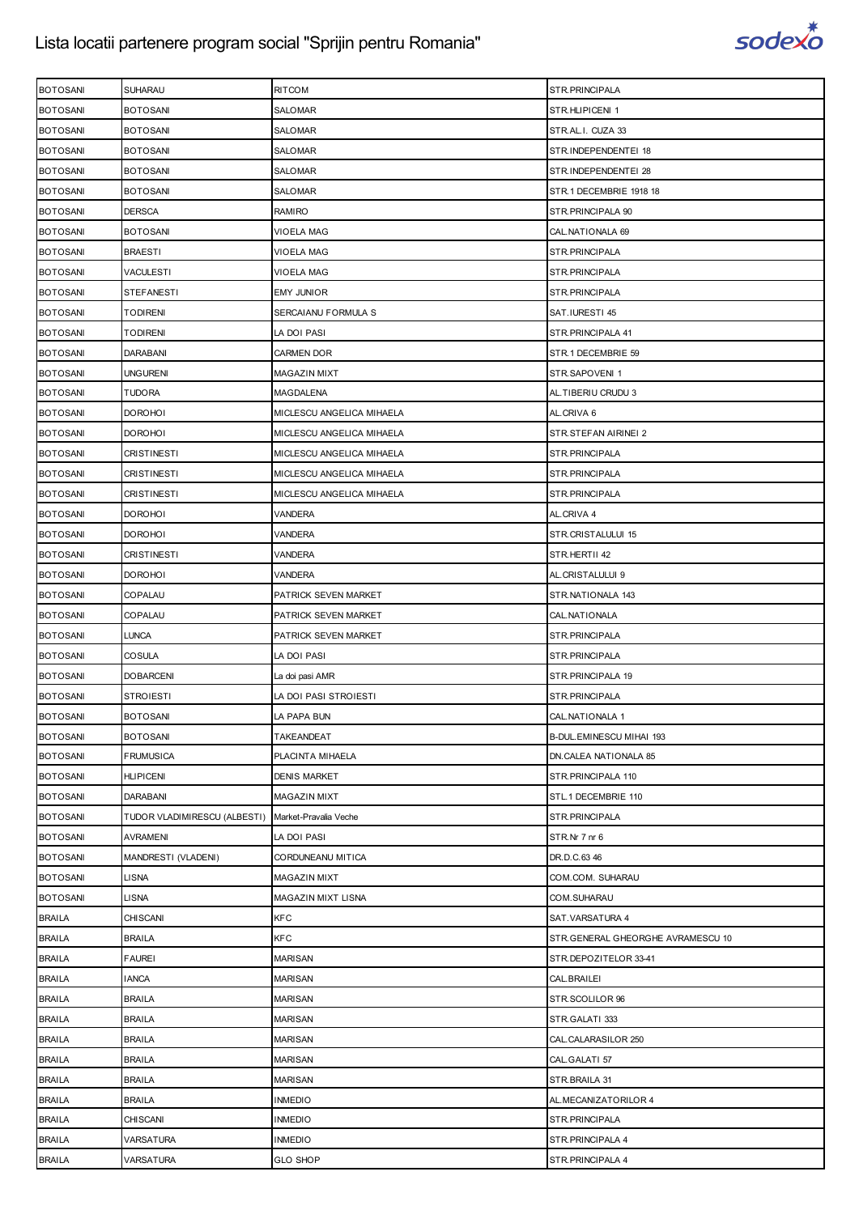| BOTOSANI | SUHARAU | RITCOM | STR.PRINCIPALA |
|---|---|---|---|
| BOTOSANI | BOTOSANI | SALOMAR | STR.HLIPICENI 1 |
| BOTOSANI | BOTOSANI | SALOMAR | STR.AL.I. CUZA 33 |
| BOTOSANI | BOTOSANI | SALOMAR | STR.INDEPENDENTEI 18 |
| BOTOSANI | BOTOSANI | SALOMAR | STR.INDEPENDENTEI 28 |
| BOTOSANI | BOTOSANI | SALOMAR | STR.1 DECEMBRIE 1918 18 |
| BOTOSANI | DERSCA | RAMIRO | STR.PRINCIPALA 90 |
| BOTOSANI | BOTOSANI | VIOELA MAG | CAL.NATIONALA 69 |
| BOTOSANI | BRAESTI | VIOELA MAG | STR.PRINCIPALA |
| BOTOSANI | VACULESTI | VIOELA MAG | STR.PRINCIPALA |
| BOTOSANI | STEFANESTI | EMY JUNIOR | STR.PRINCIPALA |
| BOTOSANI | TODIRENI | SERCAIANU FORMULA S | SAT.IURESTI 45 |
| BOTOSANI | TODIRENI | LA DOI PASI | STR.PRINCIPALA 41 |
| BOTOSANI | DARABANI | CARMEN DOR | STR.1 DECEMBRIE 59 |
| BOTOSANI | UNGURENI | MAGAZIN MIXT | STR.SAPOVENI 1 |
| BOTOSANI | TUDORA | MAGDALENA | AL.TIBERIU CRUDU 3 |
| BOTOSANI | DOROHOI | MICLESCU ANGELICA MIHAELA | AL.CRIVA 6 |
| BOTOSANI | DOROHOI | MICLESCU ANGELICA MIHAELA | STR.STEFAN AIRINEI 2 |
| BOTOSANI | CRISTINESTI | MICLESCU ANGELICA MIHAELA | STR.PRINCIPALA |
| BOTOSANI | CRISTINESTI | MICLESCU ANGELICA MIHAELA | STR.PRINCIPALA |
| BOTOSANI | CRISTINESTI | MICLESCU ANGELICA MIHAELA | STR.PRINCIPALA |
| BOTOSANI | DOROHOI | VANDERA | AL.CRIVA 4 |
| BOTOSANI | DOROHOI | VANDERA | STR.CRISTALULUI 15 |
| BOTOSANI | CRISTINESTI | VANDERA | STR.HERTII 42 |
| BOTOSANI | DOROHOI | VANDERA | AL.CRISTALULUI 9 |
| BOTOSANI | COPALAU | PATRICK SEVEN MARKET | STR.NATIONALA 143 |
| BOTOSANI | COPALAU | PATRICK SEVEN MARKET | CAL.NATIONALA |
| BOTOSANI | LUNCA | PATRICK SEVEN MARKET | STR.PRINCIPALA |
| BOTOSANI | COSULA | LA DOI PASI | STR.PRINCIPALA |
| BOTOSANI | DOBARCENI | La doi pasi AMR | STR.PRINCIPALA 19 |
| BOTOSANI | STROIESTI | LA DOI PASI STROIESTI | STR.PRINCIPALA |
| BOTOSANI | BOTOSANI | LA PAPA BUN | CAL.NATIONALA 1 |
| BOTOSANI | BOTOSANI | TAKEANDEAT | B-DUL.EMINESCU MIHAI 193 |
| BOTOSANI | FRUMUSICA | PLACINTA MIHAELA | DN.CALEA NATIONALA 85 |
| BOTOSANI | HLIPICENI | DENIS MARKET | STR.PRINCIPALA 110 |
| BOTOSANI | DARABANI | MAGAZIN MIXT | STL.1 DECEMBRIE 110 |
| BOTOSANI | TUDOR VLADIMIRESCU (ALBESTI) | Market-Pravalia Veche | STR.PRINCIPALA |
| BOTOSANI | AVRAMENI | LA DOI PASI | STR.Nr 7 nr 6 |
| BOTOSANI | MANDRESTI (VLADENI) | CORDUNEANU MITICA | DR.D.C.63 46 |
| BOTOSANI | LISNA | MAGAZIN MIXT | COM.COM. SUHARAU |
| BOTOSANI | LISNA | MAGAZIN MIXT LISNA | COM.SUHARAU |
| BRAILA | CHISCANI | KFC | SAT.VARSATURA 4 |
| BRAILA | BRAILA | KFC | STR.GENERAL GHEORGHE AVRAMESCU 10 |
| BRAILA | FAUREI | MARISAN | STR.DEPOZITELOR 33-41 |
| BRAILA | IANCA | MARISAN | CAL.BRAILEI |
| BRAILA | BRAILA | MARISAN | STR.SCOLILOR 96 |
| BRAILA | BRAILA | MARISAN | STR.GALATI 333 |
| BRAILA | BRAILA | MARISAN | CAL.CALARASILOR 250 |
| BRAILA | BRAILA | MARISAN | CAL.GALATI 57 |
| BRAILA | BRAILA | MARISAN | STR.BRAILA 31 |
| BRAILA | BRAILA | INMEDIO | AL.MECANIZATORILOR 4 |
| BRAILA | CHISCANI | INMEDIO | STR.PRINCIPALA |
| BRAILA | VARSATURA | INMEDIO | STR.PRINCIPALA 4 |
| BRAILA | VARSATURA | GLO SHOP | STR.PRINCIPALA 4 |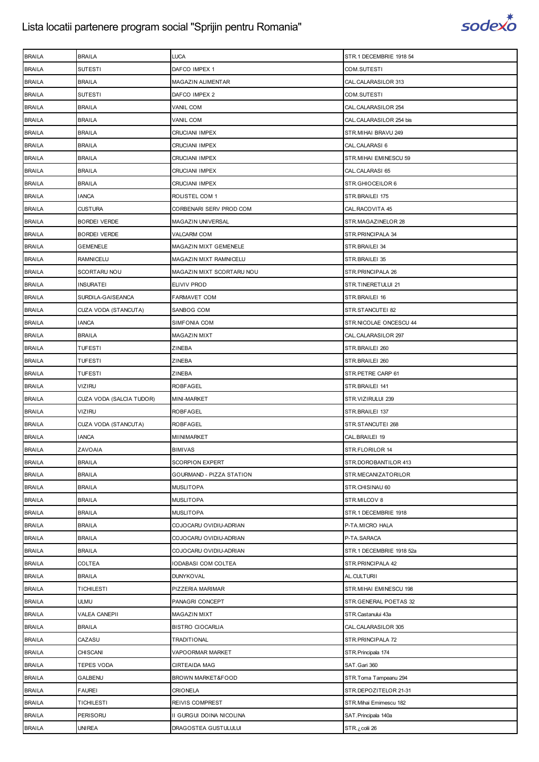| BRAILA | BRAILA | LUCA | STR.1 DECEMBRIE 1918 54 |
|---|---|---|---|
| BRAILA | SUTESTI | DAFCO IMPEX 1 | COM.SUTESTI |
| BRAILA | BRAILA | MAGAZIN ALIMENTAR | CAL.CALARASILOR 313 |
| BRAILA | SUTESTI | DAFCO IMPEX 2 | COM.SUTESTI |
| BRAILA | BRAILA | VANIL COM | CAL.CALARASILOR 254 |
| BRAILA | BRAILA | VANIL COM | CAL.CALARASILOR 254 bis |
| BRAILA | BRAILA | CRUCIANI IMPEX | STR.MIHAI BRAVU 249 |
| BRAILA | BRAILA | CRUCIANI IMPEX | CAL.CALARASI 6 |
| BRAILA | BRAILA | CRUCIANI IMPEX | STR.MIHAI EMINESCU 59 |
| BRAILA | BRAILA | CRUCIANI IMPEX | CAL.CALARASI 65 |
| BRAILA | BRAILA | CRUCIANI IMPEX | STR.GHIOCEILOR 6 |
| BRAILA | IANCA | ROLISTEL COM 1 | STR.BRAILEI 175 |
| BRAILA | CUSTURA | CORBENARI SERV PROD COM | CAL.RACOVITA 45 |
| BRAILA | BORDEI VERDE | MAGAZIN UNIVERSAL | STR.MAGAZINELOR 28 |
| BRAILA | BORDEI VERDE | VALCARM COM | STR.PRINCIPALA 34 |
| BRAILA | GEMENELE | MAGAZIN MIXT GEMENELE | STR.BRAILEI 34 |
| BRAILA | RAMNICELU | MAGAZIN MIXT RAMNICELU | STR.BRAILEI 35 |
| BRAILA | SCORTARU NOU | MAGAZIN MIXT SCORTARU NOU | STR.PRINCIPALA 26 |
| BRAILA | INSURATEI | ELIVIV PROD | STR.TINERETULUI 21 |
| BRAILA | SURDILA-GAISEANCA | FARMAVET COM | STR.BRAILEI 16 |
| BRAILA | CUZA VODA (STANCUTA) | SANBOG COM | STR.STANCUTEI 82 |
| BRAILA | IANCA | SIMFONIA COM | STR.NICOLAE ONCESCU 44 |
| BRAILA | BRAILA | MAGAZIN MIXT | CAL.CALARASILOR 297 |
| BRAILA | TUFESTI | ZINEBA | STR.BRAILEI 260 |
| BRAILA | TUFESTI | ZINEBA | STR.BRAILEI 260 |
| BRAILA | TUFESTI | ZINEBA | STR.PETRE CARP 61 |
| BRAILA | VIZIRU | ROBFAGEL | STR.BRAILEI 141 |
| BRAILA | CUZA VODA (SALCIA TUDOR) | MINI-MARKET | STR.VIZIRULUI 239 |
| BRAILA | VIZIRU | ROBFAGEL | STR.BRAILEI 137 |
| BRAILA | CUZA VODA (STANCUTA) | ROBFAGEL | STR.STANCUTEI 268 |
| BRAILA | IANCA | MIINIMARKET | CAL.BRAILEI 19 |
| BRAILA | ZAVOAIA | BIMIVAS | STR.FLORILOR 14 |
| BRAILA | BRAILA | SCORPION EXPERT | STR.DOROBANTILOR 413 |
| BRAILA | BRAILA | GOURMAND - PIZZA STATION | STR.MECANIZATORILOR |
| BRAILA | BRAILA | MUSLITOPA | STR.CHISINAU 60 |
| BRAILA | BRAILA | MUSLITOPA | STR.MILCOV 8 |
| BRAILA | BRAILA | MUSLITOPA | STR.1 DECEMBRIE 1918 |
| BRAILA | BRAILA | COJOCARU OVIDIU-ADRIAN | P-TA.MICRO HALA |
| BRAILA | BRAILA | COJOCARU OVIDIU-ADRIAN | P-TA.SARACA |
| BRAILA | BRAILA | COJOCARU OVIDIU-ADRIAN | STR.1 DECEMBRIE 1918 52a |
| BRAILA | COLTEA | IODABASI COM COLTEA | STR.PRINCIPALA 42 |
| BRAILA | BRAILA | DUNYKOVAL | AL.CULTURII |
| BRAILA | TICHILESTI | PIZZERIA MARIMAR | STR.MIHAI EMINESCU 198 |
| BRAILA | ULMU | PANAGRI CONCEPT | STR.GENERAL POETAS 32 |
| BRAILA | VALEA CANEPII | MAGAZIN MIXT | STR.Castanului 43a |
| BRAILA | BRAILA | BISTRO CIOCARLIA | CAL.CALARASILOR 305 |
| BRAILA | CAZASU | TRADITIONAL | STR.PRINCIPALA 72 |
| BRAILA | CHISCANI | VAPOORMAR MARKET | STR.Principala 174 |
| BRAILA | TEPES VODA | CIRTEAIDA MAG | SAT.Gari 360 |
| BRAILA | GALBENU | BROWN MARKET&FOOD | STR.Toma Tampeanu 294 |
| BRAILA | FAUREI | CRIONELA | STR.DEPOZITELOR 21-31 |
| BRAILA | TICHILESTI | REIVIS COMPREST | STR.Mihai Emimescu 182 |
| BRAILA | PERISORU | II GURGUI DOINA NICOLINA | SAT.Principala 140a |
| BRAILA | UNIREA | DRAGOSTEA GUSTULULUI | STR.¿colii 26 |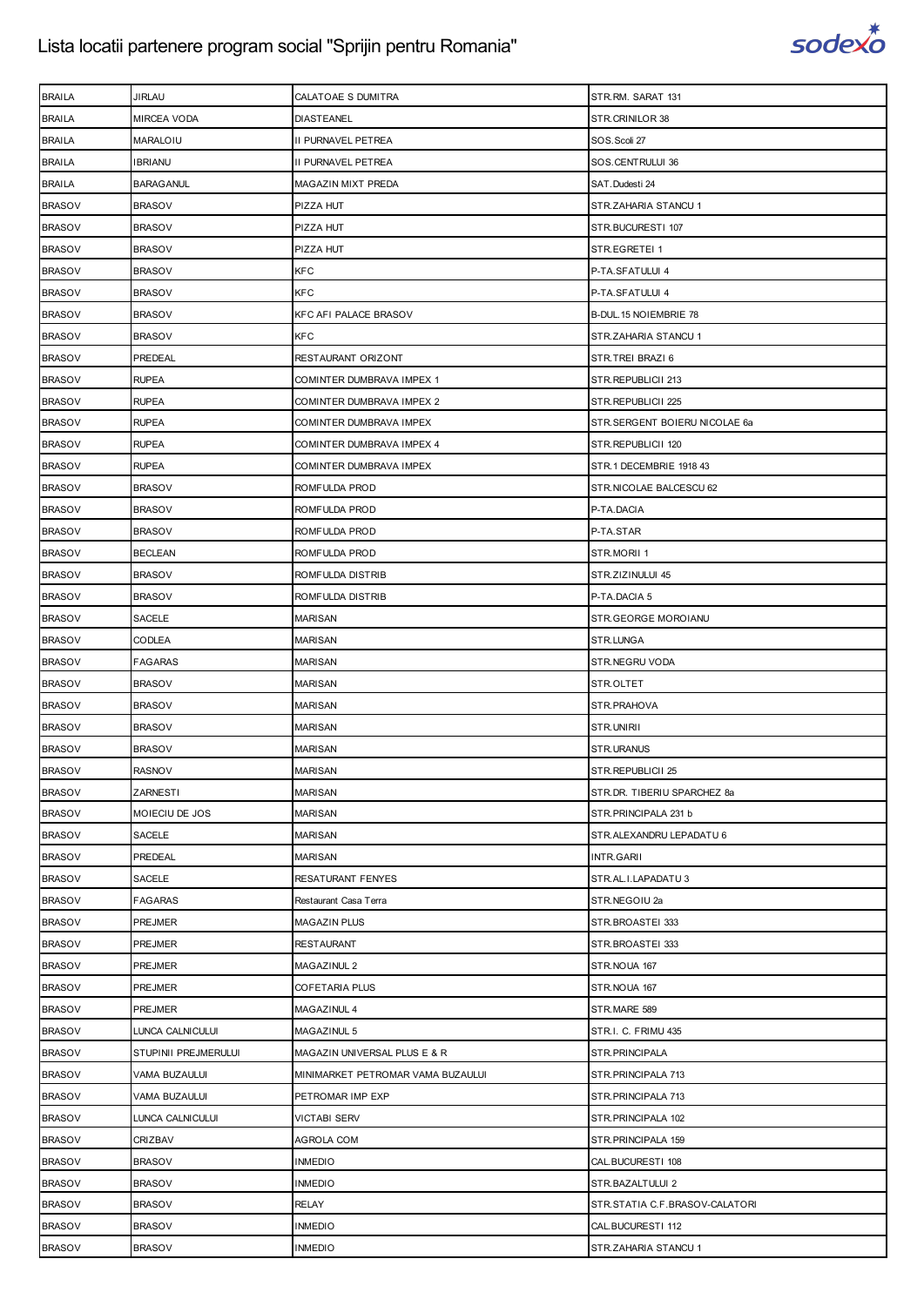| BRAILA | JIRLAU | CALATOAE S DUMITRA | STR.RM. SARAT 131 |
|---|---|---|---|
| BRAILA | MIRCEA VODA | DIASTEANEL | STR.CRINILOR 38 |
| BRAILA | MARALOIU | II PURNAVEL PETREA | SOS.Scoli 27 |
| BRAILA | IBRIANU | II PURNAVEL PETREA | SOS.CENTRULUI 36 |
| BRAILA | BARAGANUL | MAGAZIN MIXT PREDA | SAT.Dudesti 24 |
| BRASOV | BRASOV | PIZZA HUT | STR.ZAHARIA STANCU 1 |
| BRASOV | BRASOV | PIZZA HUT | STR.BUCURESTI 107 |
| BRASOV | BRASOV | PIZZA HUT | STR.EGRETEI 1 |
| BRASOV | BRASOV | KFC | P-TA.SFATULUI 4 |
| BRASOV | BRASOV | KFC | P-TA.SFATULUI 4 |
| BRASOV | BRASOV | KFC AFI PALACE BRASOV | B-DUL.15 NOIEMBRIE 78 |
| BRASOV | BRASOV | KFC | STR.ZAHARIA STANCU 1 |
| BRASOV | PREDEAL | RESTAURANT ORIZONT | STR.TREI BRAZI 6 |
| BRASOV | RUPEA | COMINTER DUMBRAVA IMPEX 1 | STR.REPUBLICII 213 |
| BRASOV | RUPEA | COMINTER DUMBRAVA IMPEX 2 | STR.REPUBLICII 225 |
| BRASOV | RUPEA | COMINTER DUMBRAVA IMPEX | STR.SERGENT BOIERU NICOLAE 6a |
| BRASOV | RUPEA | COMINTER DUMBRAVA IMPEX 4 | STR.REPUBLICII 120 |
| BRASOV | RUPEA | COMINTER DUMBRAVA IMPEX | STR.1 DECEMBRIE 1918 43 |
| BRASOV | BRASOV | ROMFULDA PROD | STR.NICOLAE BALCESCU 62 |
| BRASOV | BRASOV | ROMFULDA PROD | P-TA.DACIA |
| BRASOV | BRASOV | ROMFULDA PROD | P-TA.STAR |
| BRASOV | BECLEAN | ROMFULDA PROD | STR.MORII 1 |
| BRASOV | BRASOV | ROMFULDA DISTRIB | STR.ZIZINULUI 45 |
| BRASOV | BRASOV | ROMFULDA DISTRIB | P-TA.DACIA 5 |
| BRASOV | SACELE | MARISAN | STR.GEORGE MOROIANU |
| BRASOV | CODLEA | MARISAN | STR.LUNGA |
| BRASOV | FAGARAS | MARISAN | STR.NEGRU VODA |
| BRASOV | BRASOV | MARISAN | STR.OLTET |
| BRASOV | BRASOV | MARISAN | STR.PRAHOVA |
| BRASOV | BRASOV | MARISAN | STR.UNIRII |
| BRASOV | BRASOV | MARISAN | STR.URANUS |
| BRASOV | RASNOV | MARISAN | STR.REPUBLICII 25 |
| BRASOV | ZARNESTI | MARISAN | STR.DR. TIBERIU SPARCHEZ 8a |
| BRASOV | MOIECIU DE JOS | MARISAN | STR.PRINCIPALA 231 b |
| BRASOV | SACELE | MARISAN | STR.ALEXANDRU LEPADATU 6 |
| BRASOV | PREDEAL | MARISAN | INTR.GARII |
| BRASOV | SACELE | RESATURANT FENYES | STR.AL.I.LAPADATU 3 |
| BRASOV | FAGARAS | Restaurant Casa Terra | STR.NEGOIU 2a |
| BRASOV | PREJMER | MAGAZIN PLUS | STR.BROASTEI 333 |
| BRASOV | PREJMER | RESTAURANT | STR.BROASTEI 333 |
| BRASOV | PREJMER | MAGAZINUL 2 | STR.NOUA 167 |
| BRASOV | PREJMER | COFETARIA PLUS | STR.NOUA 167 |
| BRASOV | PREJMER | MAGAZINUL 4 | STR.MARE 589 |
| BRASOV | LUNCA CALNICULUI | MAGAZINUL 5 | STR.I. C. FRIMU 435 |
| BRASOV | STUPINII PREJMERULUI | MAGAZIN UNIVERSAL PLUS E & R | STR.PRINCIPALA |
| BRASOV | VAMA BUZAULUI | MINIMARKET PETROMAR VAMA BUZAULUI | STR.PRINCIPALA 713 |
| BRASOV | VAMA BUZAULUI | PETROMAR IMP EXP | STR.PRINCIPALA 713 |
| BRASOV | LUNCA CALNICULUI | VICTABI SERV | STR.PRINCIPALA 102 |
| BRASOV | CRIZBAV | AGROLA COM | STR.PRINCIPALA 159 |
| BRASOV | BRASOV | INMEDIO | CAL.BUCURESTI 108 |
| BRASOV | BRASOV | INMEDIO | STR.BAZALTULUI 2 |
| BRASOV | BRASOV | RELAY | STR.STATIA C.F.BRASOV-CALATORI |
| BRASOV | BRASOV | INMEDIO | CAL.BUCURESTI 112 |
| BRASOV | BRASOV | INMEDIO | STR.ZAHARIA STANCU 1 |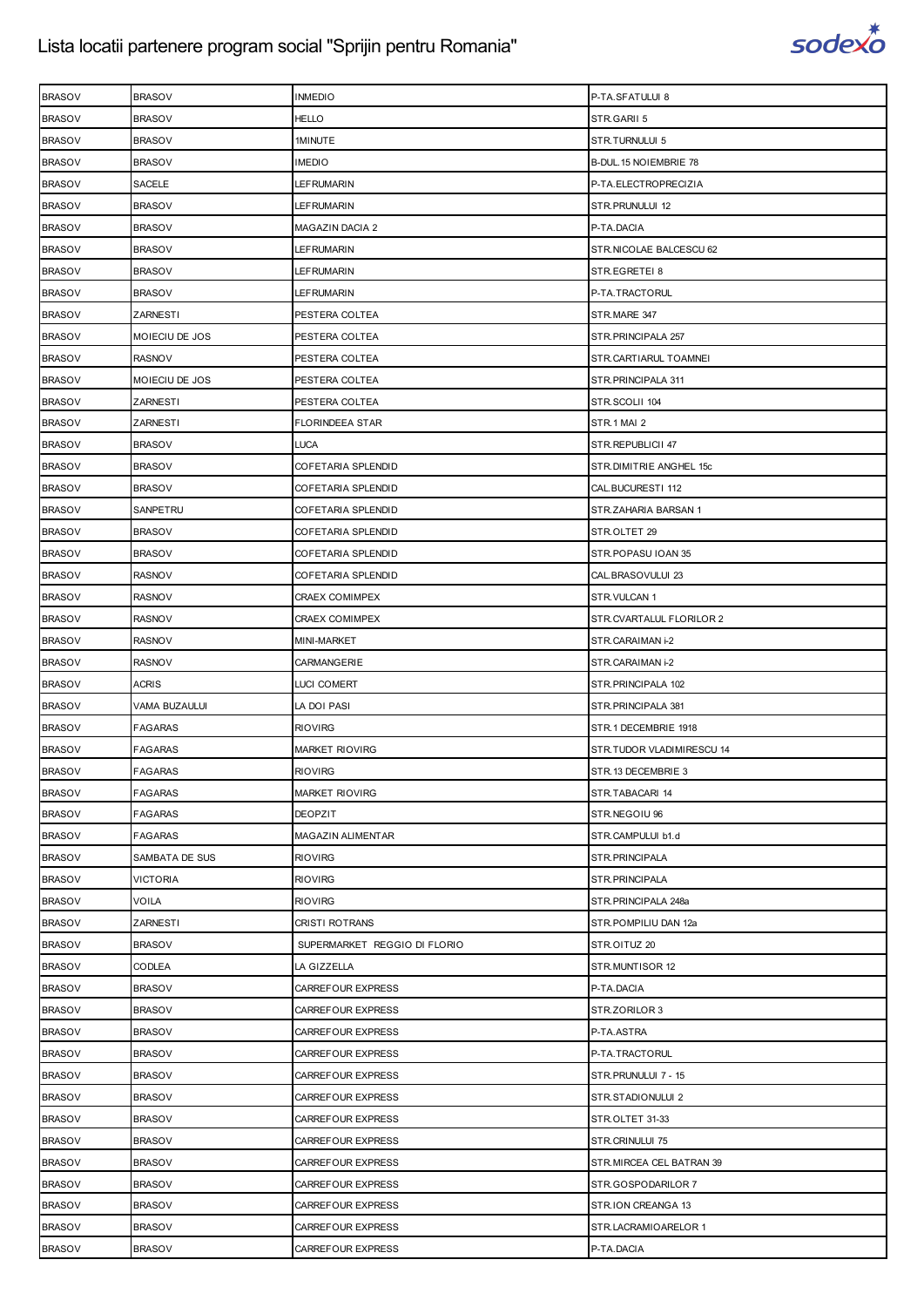# Lista locatii partenere program social "Sprijin pentru Romania"

| BRASOV | BRASOV | INMEDIO | P-TA.SFATULUI 8 |
|---|---|---|---|
| BRASOV | BRASOV | HELLO | STR.GARII 5 |
| BRASOV | BRASOV | 1MINUTE | STR.TURNULUI 5 |
| BRASOV | BRASOV | IMEDIO | B-DUL.15 NOIEMBRIE 78 |
| BRASOV | SACELE | LEFRUMARIN | P-TA.ELECTROPRECIZIA |
| BRASOV | BRASOV | LEFRUMARIN | STR.PRUNULUI 12 |
| BRASOV | BRASOV | MAGAZIN DACIA 2 | P-TA.DACIA |
| BRASOV | BRASOV | LEFRUMARIN | STR.NICOLAE BALCESCU 62 |
| BRASOV | BRASOV | LEFRUMARIN | STR.EGRETEI 8 |
| BRASOV | BRASOV | LEFRUMARIN | P-TA.TRACTORUL |
| BRASOV | ZARNESTI | PESTERA COLTEA | STR.MARE 347 |
| BRASOV | MOIECIU DE JOS | PESTERA COLTEA | STR.PRINCIPALA 257 |
| BRASOV | RASNOV | PESTERA COLTEA | STR.CARTIARUL TOAMNEI |
| BRASOV | MOIECIU DE JOS | PESTERA COLTEA | STR.PRINCIPALA 311 |
| BRASOV | ZARNESTI | PESTERA COLTEA | STR.SCOLII 104 |
| BRASOV | ZARNESTI | FLORINDEEA STAR | STR.1 MAI 2 |
| BRASOV | BRASOV | LUCA | STR.REPUBLICII 47 |
| BRASOV | BRASOV | COFETARIA SPLENDID | STR.DIMITRIE ANGHEL 15c |
| BRASOV | BRASOV | COFETARIA SPLENDID | CAL.BUCURESTI 112 |
| BRASOV | SANPETRU | COFETARIA SPLENDID | STR.ZAHARIA BARSAN 1 |
| BRASOV | BRASOV | COFETARIA SPLENDID | STR.OLTET 29 |
| BRASOV | BRASOV | COFETARIA SPLENDID | STR.POPASU IOAN 35 |
| BRASOV | RASNOV | COFETARIA SPLENDID | CAL.BRASOVULUI 23 |
| BRASOV | RASNOV | CRAEX COMIMPEX | STR.VULCAN 1 |
| BRASOV | RASNOV | CRAEX COMIMPEX | STR.CVARTALUL FLORILOR 2 |
| BRASOV | RASNOV | MINI-MARKET | STR.CARAIMAN i-2 |
| BRASOV | RASNOV | CARMANGERIE | STR.CARAIMAN i-2 |
| BRASOV | ACRIS | LUCI COMERT | STR.PRINCIPALA 102 |
| BRASOV | VAMA BUZAULUI | LA DOI PASI | STR.PRINCIPALA 381 |
| BRASOV | FAGARAS | RIOVIRG | STR.1 DECEMBRIE 1918 |
| BRASOV | FAGARAS | MARKET RIOVIRG | STR.TUDOR VLADIMIRESCU 14 |
| BRASOV | FAGARAS | RIOVIRG | STR.13 DECEMBRIE 3 |
| BRASOV | FAGARAS | MARKET RIOVIRG | STR.TABACARI 14 |
| BRASOV | FAGARAS | DEOPZIT | STR.NEGOIU 96 |
| BRASOV | FAGARAS | MAGAZIN ALIMENTAR | STR.CAMPULUI b1.d |
| BRASOV | SAMBATA DE SUS | RIOVIRG | STR.PRINCIPALA |
| BRASOV | VICTORIA | RIOVIRG | STR.PRINCIPALA |
| BRASOV | VOILA | RIOVIRG | STR.PRINCIPALA 248a |
| BRASOV | ZARNESTI | CRISTI ROTRANS | STR.POMPILIU DAN 12a |
| BRASOV | BRASOV | SUPERMARKET REGGIO DI FLORIO | STR.OITUZ 20 |
| BRASOV | CODLEA | LA GIZZELLA | STR.MUNTISOR 12 |
| BRASOV | BRASOV | CARREFOUR EXPRESS | P-TA.DACIA |
| BRASOV | BRASOV | CARREFOUR EXPRESS | STR.ZORILOR 3 |
| BRASOV | BRASOV | CARREFOUR EXPRESS | P-TA.ASTRA |
| BRASOV | BRASOV | CARREFOUR EXPRESS | P-TA.TRACTORUL |
| BRASOV | BRASOV | CARREFOUR EXPRESS | STR.PRUNULUI 7 - 15 |
| BRASOV | BRASOV | CARREFOUR EXPRESS | STR.STADIONULUI 2 |
| BRASOV | BRASOV | CARREFOUR EXPRESS | STR.OLTET 31-33 |
| BRASOV | BRASOV | CARREFOUR EXPRESS | STR.CRINULUI 75 |
| BRASOV | BRASOV | CARREFOUR EXPRESS | STR.MIRCEA CEL BATRAN 39 |
| BRASOV | BRASOV | CARREFOUR EXPRESS | STR.GOSPODARILOR 7 |
| BRASOV | BRASOV | CARREFOUR EXPRESS | STR.ION CREANGA 13 |
| BRASOV | BRASOV | CARREFOUR EXPRESS | STR.LACRAMIOARELOR 1 |
| BRASOV | BRASOV | CARREFOUR EXPRESS | P-TA.DACIA |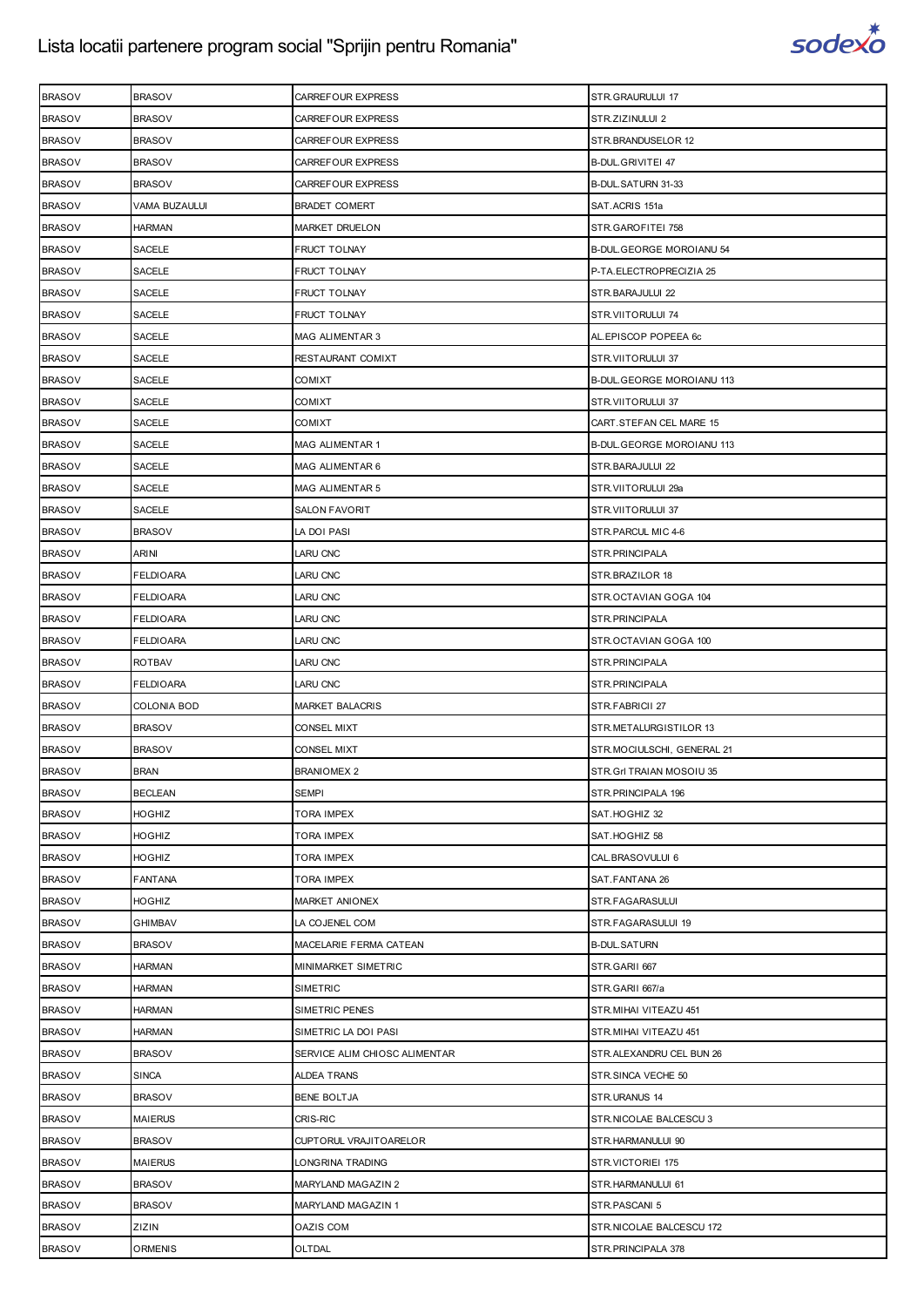| BRASOV | BRASOV | CARREFOUR EXPRESS | STR.GRAURULUI 17 |
|---|---|---|---|
| BRASOV | BRASOV | CARREFOUR EXPRESS | STR.ZIZINULUI 2 |
| BRASOV | BRASOV | CARREFOUR EXPRESS | STR.BRANDUSELOR 12 |
| BRASOV | BRASOV | CARREFOUR EXPRESS | B-DUL.GRIVITEI 47 |
| BRASOV | BRASOV | CARREFOUR EXPRESS | B-DUL.SATURN 31-33 |
| BRASOV | VAMA BUZAULUI | BRADET COMERT | SAT.ACRIS 151a |
| BRASOV | HARMAN | MARKET DRUELON | STR.GAROFITEI 758 |
| BRASOV | SACELE | FRUCT TOLNAY | B-DUL.GEORGE MOROIANU 54 |
| BRASOV | SACELE | FRUCT TOLNAY | P-TA.ELECTROPRECIZIA 25 |
| BRASOV | SACELE | FRUCT TOLNAY | STR.BARAJULUI 22 |
| BRASOV | SACELE | FRUCT TOLNAY | STR.VIITORULUI 74 |
| BRASOV | SACELE | MAG ALIMENTAR 3 | AL.EPISCOP POPEEA 6c |
| BRASOV | SACELE | RESTAURANT COMIXT | STR.VIITORULUI 37 |
| BRASOV | SACELE | COMIXT | B-DUL.GEORGE MOROIANU 113 |
| BRASOV | SACELE | COMIXT | STR.VIITORULUI 37 |
| BRASOV | SACELE | COMIXT | CART.STEFAN CEL MARE 15 |
| BRASOV | SACELE | MAG ALIMENTAR 1 | B-DUL.GEORGE MOROIANU 113 |
| BRASOV | SACELE | MAG ALIMENTAR 6 | STR.BARAJULUI 22 |
| BRASOV | SACELE | MAG ALIMENTAR 5 | STR.VIITORULUI 29a |
| BRASOV | SACELE | SALON FAVORIT | STR.VIITORULUI 37 |
| BRASOV | BRASOV | LA DOI PASI | STR.PARCUL MIC 4-6 |
| BRASOV | ARINI | LARU CNC | STR.PRINCIPALA |
| BRASOV | FELDIOARA | LARU CNC | STR.BRAZILOR 18 |
| BRASOV | FELDIOARA | LARU CNC | STR.OCTAVIAN GOGA 104 |
| BRASOV | FELDIOARA | LARU CNC | STR.PRINCIPALA |
| BRASOV | FELDIOARA | LARU CNC | STR.OCTAVIAN GOGA 100 |
| BRASOV | ROTBAV | LARU CNC | STR.PRINCIPALA |
| BRASOV | FELDIOARA | LARU CNC | STR.PRINCIPALA |
| BRASOV | COLONIA BOD | MARKET BALACRIS | STR.FABRICII 27 |
| BRASOV | BRASOV | CONSEL MIXT | STR.METALURGISTILOR 13 |
| BRASOV | BRASOV | CONSEL MIXT | STR.MOCIULSCHI, GENERAL 21 |
| BRASOV | BRAN | BRANIOMEX 2 | STR.Grl TRAIAN MOSOIU 35 |
| BRASOV | BECLEAN | SEMPI | STR.PRINCIPALA 196 |
| BRASOV | HOGHIZ | TORA IMPEX | SAT.HOGHIZ 32 |
| BRASOV | HOGHIZ | TORA IMPEX | SAT.HOGHIZ 58 |
| BRASOV | HOGHIZ | TORA IMPEX | CAL.BRASOVULUI 6 |
| BRASOV | FANTANA | TORA IMPEX | SAT.FANTANA 26 |
| BRASOV | HOGHIZ | MARKET ANIONEX | STR.FAGARASULUI |
| BRASOV | GHIMBAV | LA COJENEL COM | STR.FAGARASULUI 19 |
| BRASOV | BRASOV | MACELARIE FERMA CATEAN | B-DUL.SATURN |
| BRASOV | HARMAN | MINIMARKET SIMETRIC | STR.GARII 667 |
| BRASOV | HARMAN | SIMETRIC | STR.GARII 667/a |
| BRASOV | HARMAN | SIMETRIC PENES | STR.MIHAI VITEAZU 451 |
| BRASOV | HARMAN | SIMETRIC LA DOI PASI | STR.MIHAI VITEAZU 451 |
| BRASOV | BRASOV | SERVICE ALIM CHIOSC ALIMENTAR | STR.ALEXANDRU CEL BUN 26 |
| BRASOV | SINCA | ALDEA TRANS | STR.SINCA VECHE 50 |
| BRASOV | BRASOV | BENE BOLTJA | STR.URANUS 14 |
| BRASOV | MAIERUS | CRIS-RIC | STR.NICOLAE BALCESCU 3 |
| BRASOV | BRASOV | CUPTORUL VRAJITOARELOR | STR.HARMANULUI 90 |
| BRASOV | MAIERUS | LONGRINA TRADING | STR.VICTORIEI 175 |
| BRASOV | BRASOV | MARYLAND MAGAZIN 2 | STR.HARMANULUI 61 |
| BRASOV | BRASOV | MARYLAND MAGAZIN 1 | STR.PASCANI 5 |
| BRASOV | ZIZIN | OAZIS COM | STR.NICOLAE BALCESCU 172 |
| BRASOV | ORMENIS | OLTDAL | STR.PRINCIPALA 378 |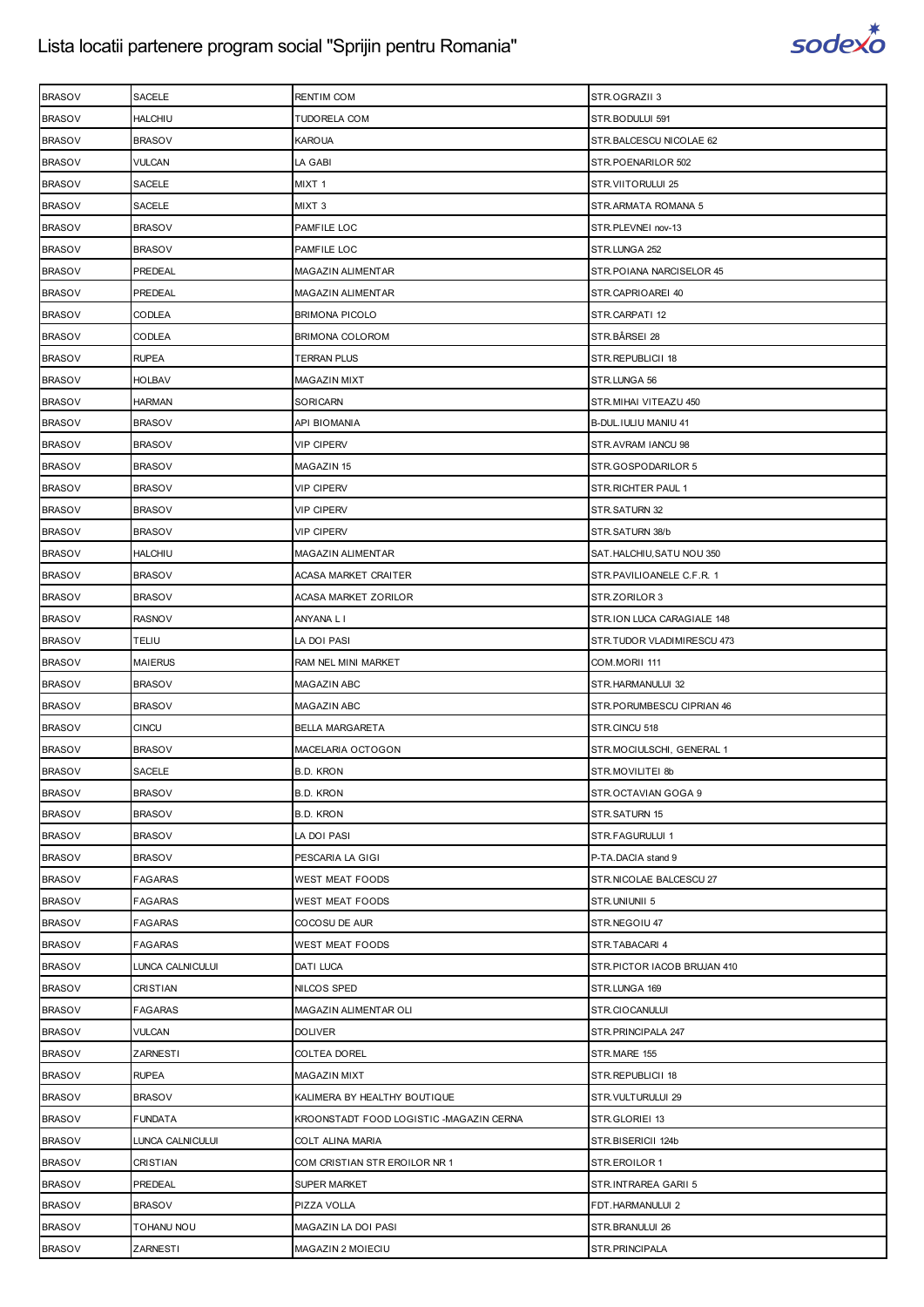# Lista locatii partenere program social "Sprijin pentru Romania"

| | | | |
|---|---|---|---|
| BRASOV | SACELE | RENTIM COM | STR.OGRAZII 3 |
| BRASOV | HALCHIU | TUDORELA COM | STR.BODULUI 591 |
| BRASOV | BRASOV | KAROUA | STR.BALCESCU NICOLAE 62 |
| BRASOV | VULCAN | LA GABI | STR.POENARILOR 502 |
| BRASOV | SACELE | MIXT 1 | STR.VIITORULUI 25 |
| BRASOV | SACELE | MIXT 3 | STR.ARMATA ROMANA 5 |
| BRASOV | BRASOV | PAMFILE LOC | STR.PLEVNEI nov-13 |
| BRASOV | BRASOV | PAMFILE LOC | STR.LUNGA 252 |
| BRASOV | PREDEAL | MAGAZIN ALIMENTAR | STR.POIANA NARCISELOR 45 |
| BRASOV | PREDEAL | MAGAZIN ALIMENTAR | STR.CAPRIOAREI 40 |
| BRASOV | CODLEA | BRIMONA PICOLO | STR.CARPATI 12 |
| BRASOV | CODLEA | BRIMONA COLOROM | STR.BÂRSEI 28 |
| BRASOV | RUPEA | TERRAN PLUS | STR.REPUBLICII 18 |
| BRASOV | HOLBAV | MAGAZIN MIXT | STR.LUNGA 56 |
| BRASOV | HARMAN | SORICARN | STR.MIHAI VITEAZU 450 |
| BRASOV | BRASOV | API BIOMANIA | B-DUL.IULIU MANIU 41 |
| BRASOV | BRASOV | VIP CIPERV | STR.AVRAM IANCU 98 |
| BRASOV | BRASOV | MAGAZIN 15 | STR.GOSPODARILOR 5 |
| BRASOV | BRASOV | VIP CIPERV | STR.RICHTER PAUL 1 |
| BRASOV | BRASOV | VIP CIPERV | STR.SATURN 32 |
| BRASOV | BRASOV | VIP CIPERV | STR.SATURN 38/b |
| BRASOV | HALCHIU | MAGAZIN ALIMENTAR | SAT.HALCHIU,SATU NOU 350 |
| BRASOV | BRASOV | ACASA MARKET CRAITER | STR.PAVILIOANELE C.F.R. 1 |
| BRASOV | BRASOV | ACASA MARKET ZORILOR | STR.ZORILOR 3 |
| BRASOV | RASNOV | ANYANA L I | STR.ION LUCA CARAGIALE 148 |
| BRASOV | TELIU | LA DOI PASI | STR.TUDOR VLADIMIRESCU 473 |
| BRASOV | MAIERUS | RAM NEL MINI MARKET | COM.MORII 111 |
| BRASOV | BRASOV | MAGAZIN ABC | STR.HARMANULUI 32 |
| BRASOV | BRASOV | MAGAZIN ABC | STR.PORUMBESCU CIPRIAN 46 |
| BRASOV | CINCU | BELLA MARGARETA | STR.CINCU 518 |
| BRASOV | BRASOV | MACELARIA OCTOGON | STR.MOCIULSCHI, GENERAL 1 |
| BRASOV | SACELE | B.D. KRON | STR.MOVILITEI 8b |
| BRASOV | BRASOV | B.D. KRON | STR.OCTAVIAN GOGA 9 |
| BRASOV | BRASOV | B.D. KRON | STR.SATURN 15 |
| BRASOV | BRASOV | LA DOI PASI | STR.FAGURULUI 1 |
| BRASOV | BRASOV | PESCARIA LA GIGI | P-TA.DACIA stand 9 |
| BRASOV | FAGARAS | WEST MEAT FOODS | STR.NICOLAE BALCESCU 27 |
| BRASOV | FAGARAS | WEST MEAT FOODS | STR.UNIUNII 5 |
| BRASOV | FAGARAS | COCOSU DE AUR | STR.NEGOIU 47 |
| BRASOV | FAGARAS | WEST MEAT FOODS | STR.TABACARI 4 |
| BRASOV | LUNCA CALNICULUI | DATI LUCA | STR.PICTOR IACOB BRUJAN 410 |
| BRASOV | CRISTIAN | NILCOS SPED | STR.LUNGA 169 |
| BRASOV | FAGARAS | MAGAZIN ALIMENTAR OLI | STR.CIOCANULUI |
| BRASOV | VULCAN | DOLIVER | STR.PRINCIPALA 247 |
| BRASOV | ZARNESTI | COLTEA DOREL | STR.MARE 155 |
| BRASOV | RUPEA | MAGAZIN MIXT | STR.REPUBLICII 18 |
| BRASOV | BRASOV | KALIMERA BY HEALTHY BOUTIQUE | STR.VULTURULUI 29 |
| BRASOV | FUNDATA | KROONSTADT FOOD LOGISTIC -MAGAZIN CERNA | STR.GLORIEI 13 |
| BRASOV | LUNCA CALNICULUI | COLT ALINA MARIA | STR.BISERICII 124b |
| BRASOV | CRISTIAN | COM CRISTIAN STR EROILOR NR 1 | STR.EROILOR 1 |
| BRASOV | PREDEAL | SUPER MARKET | STR.INTRAREA GARII 5 |
| BRASOV | BRASOV | PIZZA VOLLA | FDT.HARMANULUI 2 |
| BRASOV | TOHANU NOU | MAGAZIN LA DOI PASI | STR.BRANULUI 26 |
| BRASOV | ZARNESTI | MAGAZIN 2 MOIECIU | STR.PRINCIPALA |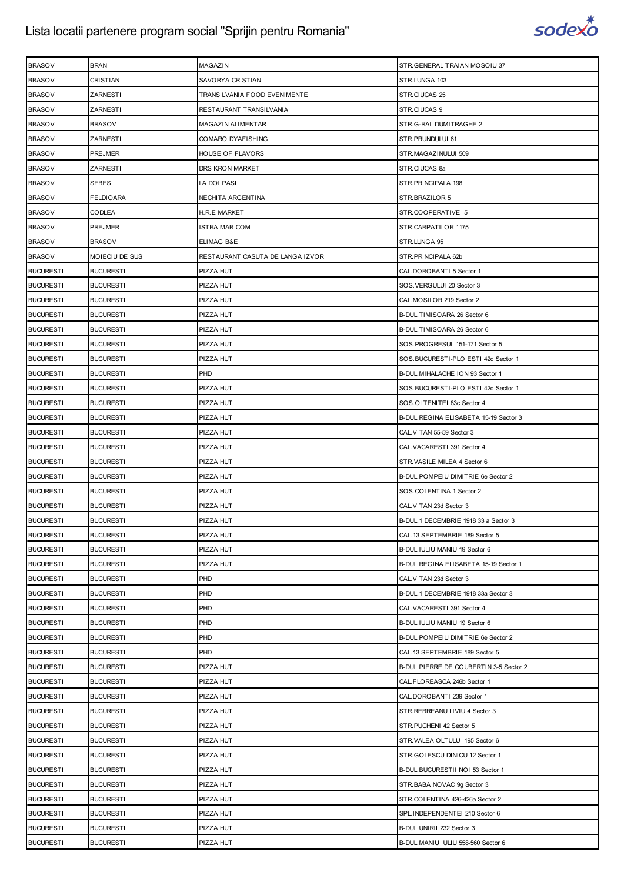| BRASOV | BRAN | MAGAZIN | STR.GENERAL TRAIAN MOSOIU 37 |
|---|---|---|---|
| BRASOV | CRISTIAN | SAVORYA CRISTIAN | STR.LUNGA 103 |
| BRASOV | ZARNESTI | TRANSILVANIA FOOD EVENIMENTE | STR.CIUCAS 25 |
| BRASOV | ZARNESTI | RESTAURANT TRANSILVANIA | STR.CIUCAS 9 |
| BRASOV | BRASOV | MAGAZIN ALIMENTAR | STR.G-RAL DUMITRAGHE 2 |
| BRASOV | ZARNESTI | COMARO DYAFISHING | STR.PRUNDULUI 61 |
| BRASOV | PREJMER | HOUSE OF FLAVORS | STR.MAGAZINULUI 509 |
| BRASOV | ZARNESTI | DRS KRON MARKET | STR.CIUCAS 8a |
| BRASOV | SEBES | LA DOI PASI | STR.PRINCIPALA 198 |
| BRASOV | FELDIOARA | NECHITA ARGENTINA | STR.BRAZILOR 5 |
| BRASOV | CODLEA | H.R.E MARKET | STR.COOPERATIVEI 5 |
| BRASOV | PREJMER | ISTRA MAR COM | STR.CARPATILOR 1175 |
| BRASOV | BRASOV | ELIMAG B&E | STR.LUNGA 95 |
| BRASOV | MOIECIU DE SUS | RESTAURANT CASUTA DE LANGA IZVOR | STR.PRINCIPALA 62b |
| BUCURESTI | BUCURESTI | PIZZA HUT | CAL.DOROBANTI 5 Sector 1 |
| BUCURESTI | BUCURESTI | PIZZA HUT | SOS.VERGULUI 20 Sector 3 |
| BUCURESTI | BUCURESTI | PIZZA HUT | CAL.MOSILOR 219 Sector 2 |
| BUCURESTI | BUCURESTI | PIZZA HUT | B-DUL.TIMISOARA 26 Sector 6 |
| BUCURESTI | BUCURESTI | PIZZA HUT | B-DUL.TIMISOARA 26 Sector 6 |
| BUCURESTI | BUCURESTI | PIZZA HUT | SOS.PROGRESUL 151-171 Sector 5 |
| BUCURESTI | BUCURESTI | PIZZA HUT | SOS.BUCURESTI-PLOIESTI 42d Sector 1 |
| BUCURESTI | BUCURESTI | PHD | B-DUL.MIHALACHE ION 93 Sector 1 |
| BUCURESTI | BUCURESTI | PIZZA HUT | SOS.BUCURESTI-PLOIESTI 42d Sector 1 |
| BUCURESTI | BUCURESTI | PIZZA HUT | SOS.OLTENITEI 83c Sector 4 |
| BUCURESTI | BUCURESTI | PIZZA HUT | B-DUL.REGINA ELISABETA 15-19 Sector 3 |
| BUCURESTI | BUCURESTI | PIZZA HUT | CAL.VITAN 55-59 Sector 3 |
| BUCURESTI | BUCURESTI | PIZZA HUT | CAL.VACARESTI 391 Sector 4 |
| BUCURESTI | BUCURESTI | PIZZA HUT | STR.VASILE MILEA 4 Sector 6 |
| BUCURESTI | BUCURESTI | PIZZA HUT | B-DUL.POMPEIU DIMITRIE 6e Sector 2 |
| BUCURESTI | BUCURESTI | PIZZA HUT | SOS.COLENTINA 1 Sector 2 |
| BUCURESTI | BUCURESTI | PIZZA HUT | CAL.VITAN 23d Sector 3 |
| BUCURESTI | BUCURESTI | PIZZA HUT | B-DUL.1 DECEMBRIE 1918 33 a Sector 3 |
| BUCURESTI | BUCURESTI | PIZZA HUT | CAL.13 SEPTEMBRIE 189 Sector 5 |
| BUCURESTI | BUCURESTI | PIZZA HUT | B-DUL.IULIU MANIU 19 Sector 6 |
| BUCURESTI | BUCURESTI | PIZZA HUT | B-DUL.REGINA ELISABETA 15-19 Sector 1 |
| BUCURESTI | BUCURESTI | PHD | CAL.VITAN 23d Sector 3 |
| BUCURESTI | BUCURESTI | PHD | B-DUL.1 DECEMBRIE 1918 33a Sector 3 |
| BUCURESTI | BUCURESTI | PHD | CAL.VACARESTI 391 Sector 4 |
| BUCURESTI | BUCURESTI | PHD | B-DUL.IULIU MANIU 19 Sector 6 |
| BUCURESTI | BUCURESTI | PHD | B-DUL.POMPEIU DIMITRIE 6e Sector 2 |
| BUCURESTI | BUCURESTI | PHD | CAL.13 SEPTEMBRIE 189 Sector 5 |
| BUCURESTI | BUCURESTI | PIZZA HUT | B-DUL.PIERRE DE COUBERTIN 3-5 Sector 2 |
| BUCURESTI | BUCURESTI | PIZZA HUT | CAL.FLOREASCA 246b Sector 1 |
| BUCURESTI | BUCURESTI | PIZZA HUT | CAL.DOROBANTI 239 Sector 1 |
| BUCURESTI | BUCURESTI | PIZZA HUT | STR.REBREANU LIVIU 4 Sector 3 |
| BUCURESTI | BUCURESTI | PIZZA HUT | STR.PUCHENI 42 Sector 5 |
| BUCURESTI | BUCURESTI | PIZZA HUT | STR.VALEA OLTULUI 195 Sector 6 |
| BUCURESTI | BUCURESTI | PIZZA HUT | STR.GOLESCU DINICU 12 Sector 1 |
| BUCURESTI | BUCURESTI | PIZZA HUT | B-DUL.BUCURESTII NOI 53 Sector 1 |
| BUCURESTI | BUCURESTI | PIZZA HUT | STR.BABA NOVAC 9g Sector 3 |
| BUCURESTI | BUCURESTI | PIZZA HUT | STR.COLENTINA 426-426a Sector 2 |
| BUCURESTI | BUCURESTI | PIZZA HUT | SPL.INDEPENDENTEI 210 Sector 6 |
| BUCURESTI | BUCURESTI | PIZZA HUT | B-DUL.UNIRII 232 Sector 3 |
| BUCURESTI | BUCURESTI | PIZZA HUT | B-DUL.MANIU IULIU 558-560 Sector 6 |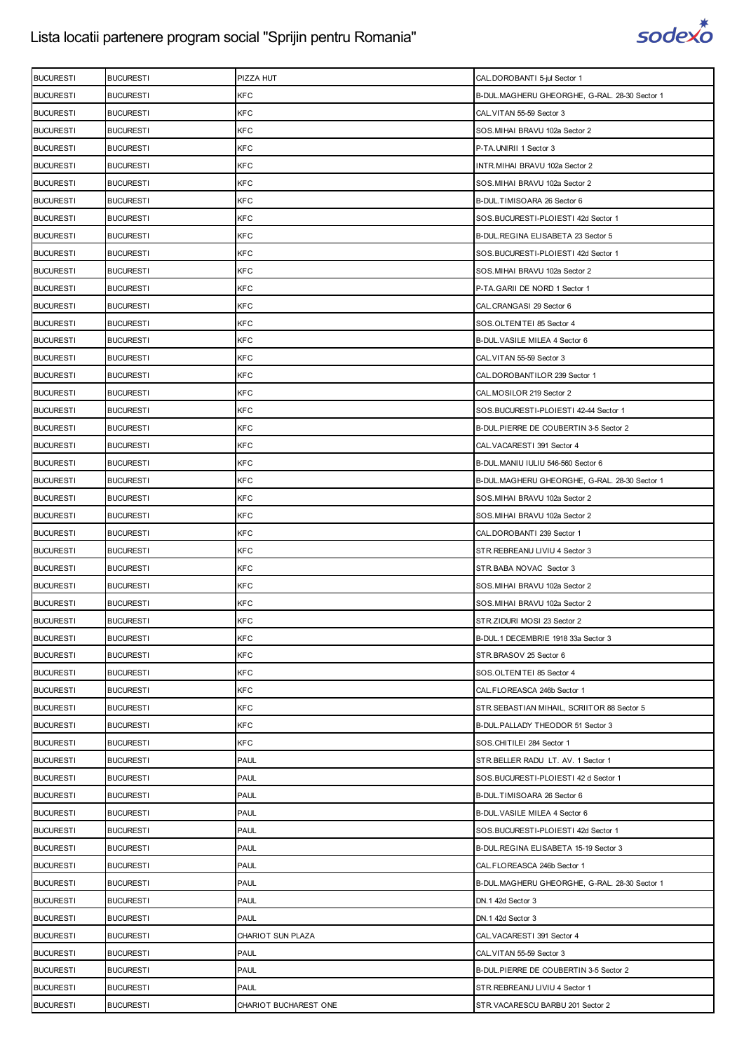# Lista locatii partenere program social "Sprijin pentru Romania"

| | | | |
|---|---|---|---|
| BUCURESTI | BUCURESTI | PIZZA HUT | CAL.DOROBANTI 5-jul Sector 1 |
| BUCURESTI | BUCURESTI | KFC | B-DUL.MAGHERU GHEORGHE, G-RAL. 28-30 Sector 1 |
| BUCURESTI | BUCURESTI | KFC | CAL.VITAN 55-59 Sector 3 |
| BUCURESTI | BUCURESTI | KFC | SOS.MIHAI BRAVU 102a Sector 2 |
| BUCURESTI | BUCURESTI | KFC | P-TA.UNIRII 1 Sector 3 |
| BUCURESTI | BUCURESTI | KFC | INTR.MIHAI BRAVU 102a Sector 2 |
| BUCURESTI | BUCURESTI | KFC | SOS.MIHAI BRAVU 102a Sector 2 |
| BUCURESTI | BUCURESTI | KFC | B-DUL.TIMISOARA 26 Sector 6 |
| BUCURESTI | BUCURESTI | KFC | SOS.BUCURESTI-PLOIESTI 42d Sector 1 |
| BUCURESTI | BUCURESTI | KFC | B-DUL.REGINA ELISABETA 23 Sector 5 |
| BUCURESTI | BUCURESTI | KFC | SOS.BUCURESTI-PLOIESTI 42d Sector 1 |
| BUCURESTI | BUCURESTI | KFC | SOS.MIHAI BRAVU 102a Sector 2 |
| BUCURESTI | BUCURESTI | KFC | P-TA.GARII DE NORD 1 Sector 1 |
| BUCURESTI | BUCURESTI | KFC | CAL.CRANGASI 29 Sector 6 |
| BUCURESTI | BUCURESTI | KFC | SOS.OLTENITEI 85 Sector 4 |
| BUCURESTI | BUCURESTI | KFC | B-DUL.VASILE MILEA 4 Sector 6 |
| BUCURESTI | BUCURESTI | KFC | CAL.VITAN 55-59 Sector 3 |
| BUCURESTI | BUCURESTI | KFC | CAL.DOROBANTILOR 239 Sector 1 |
| BUCURESTI | BUCURESTI | KFC | CAL.MOSILOR 219 Sector 2 |
| BUCURESTI | BUCURESTI | KFC | SOS.BUCURESTI-PLOIESTI 42-44 Sector 1 |
| BUCURESTI | BUCURESTI | KFC | B-DUL.PIERRE DE COUBERTIN 3-5 Sector 2 |
| BUCURESTI | BUCURESTI | KFC | CAL.VACARESTI 391 Sector 4 |
| BUCURESTI | BUCURESTI | KFC | B-DUL.MANIU IULIU 546-560 Sector 6 |
| BUCURESTI | BUCURESTI | KFC | B-DUL.MAGHERU GHEORGHE, G-RAL. 28-30 Sector 1 |
| BUCURESTI | BUCURESTI | KFC | SOS.MIHAI BRAVU 102a Sector 2 |
| BUCURESTI | BUCURESTI | KFC | SOS.MIHAI BRAVU 102a Sector 2 |
| BUCURESTI | BUCURESTI | KFC | CAL.DOROBANTI 239 Sector 1 |
| BUCURESTI | BUCURESTI | KFC | STR.REBREANU LIVIU 4 Sector 3 |
| BUCURESTI | BUCURESTI | KFC | STR.BABA NOVAC Sector 3 |
| BUCURESTI | BUCURESTI | KFC | SOS.MIHAI BRAVU 102a Sector 2 |
| BUCURESTI | BUCURESTI | KFC | SOS.MIHAI BRAVU 102a Sector 2 |
| BUCURESTI | BUCURESTI | KFC | STR.ZIDURI MOSI 23 Sector 2 |
| BUCURESTI | BUCURESTI | KFC | B-DUL.1 DECEMBRIE 1918 33a Sector 3 |
| BUCURESTI | BUCURESTI | KFC | STR.BRASOV 25 Sector 6 |
| BUCURESTI | BUCURESTI | KFC | SOS.OLTENITEI 85 Sector 4 |
| BUCURESTI | BUCURESTI | KFC | CAL.FLOREASCA 246b Sector 1 |
| BUCURESTI | BUCURESTI | KFC | STR.SEBASTIAN MIHAIL, SCRIITOR 88 Sector 5 |
| BUCURESTI | BUCURESTI | KFC | B-DUL.PALLADY THEODOR 51 Sector 3 |
| BUCURESTI | BUCURESTI | KFC | SOS.CHITILEI 284 Sector 1 |
| BUCURESTI | BUCURESTI | PAUL | STR.BELLER RADU LT. AV. 1 Sector 1 |
| BUCURESTI | BUCURESTI | PAUL | SOS.BUCURESTI-PLOIESTI 42 d Sector 1 |
| BUCURESTI | BUCURESTI | PAUL | B-DUL.TIMISOARA 26 Sector 6 |
| BUCURESTI | BUCURESTI | PAUL | B-DUL.VASILE MILEA 4 Sector 6 |
| BUCURESTI | BUCURESTI | PAUL | SOS.BUCURESTI-PLOIESTI 42d Sector 1 |
| BUCURESTI | BUCURESTI | PAUL | B-DUL.REGINA ELISABETA 15-19 Sector 3 |
| BUCURESTI | BUCURESTI | PAUL | CAL.FLOREASCA 246b Sector 1 |
| BUCURESTI | BUCURESTI | PAUL | B-DUL.MAGHERU GHEORGHE, G-RAL. 28-30 Sector 1 |
| BUCURESTI | BUCURESTI | PAUL | DN.1 42d Sector 3 |
| BUCURESTI | BUCURESTI | PAUL | DN.1 42d Sector 3 |
| BUCURESTI | BUCURESTI | CHARIOT SUN PLAZA | CAL.VACARESTI 391 Sector 4 |
| BUCURESTI | BUCURESTI | PAUL | CAL.VITAN 55-59 Sector 3 |
| BUCURESTI | BUCURESTI | PAUL | B-DUL.PIERRE DE COUBERTIN 3-5 Sector 2 |
| BUCURESTI | BUCURESTI | PAUL | STR.REBREANU LIVIU 4 Sector 1 |
| BUCURESTI | BUCURESTI | CHARIOT BUCHAREST ONE | STR.VACARESCU BARBU 201 Sector 2 |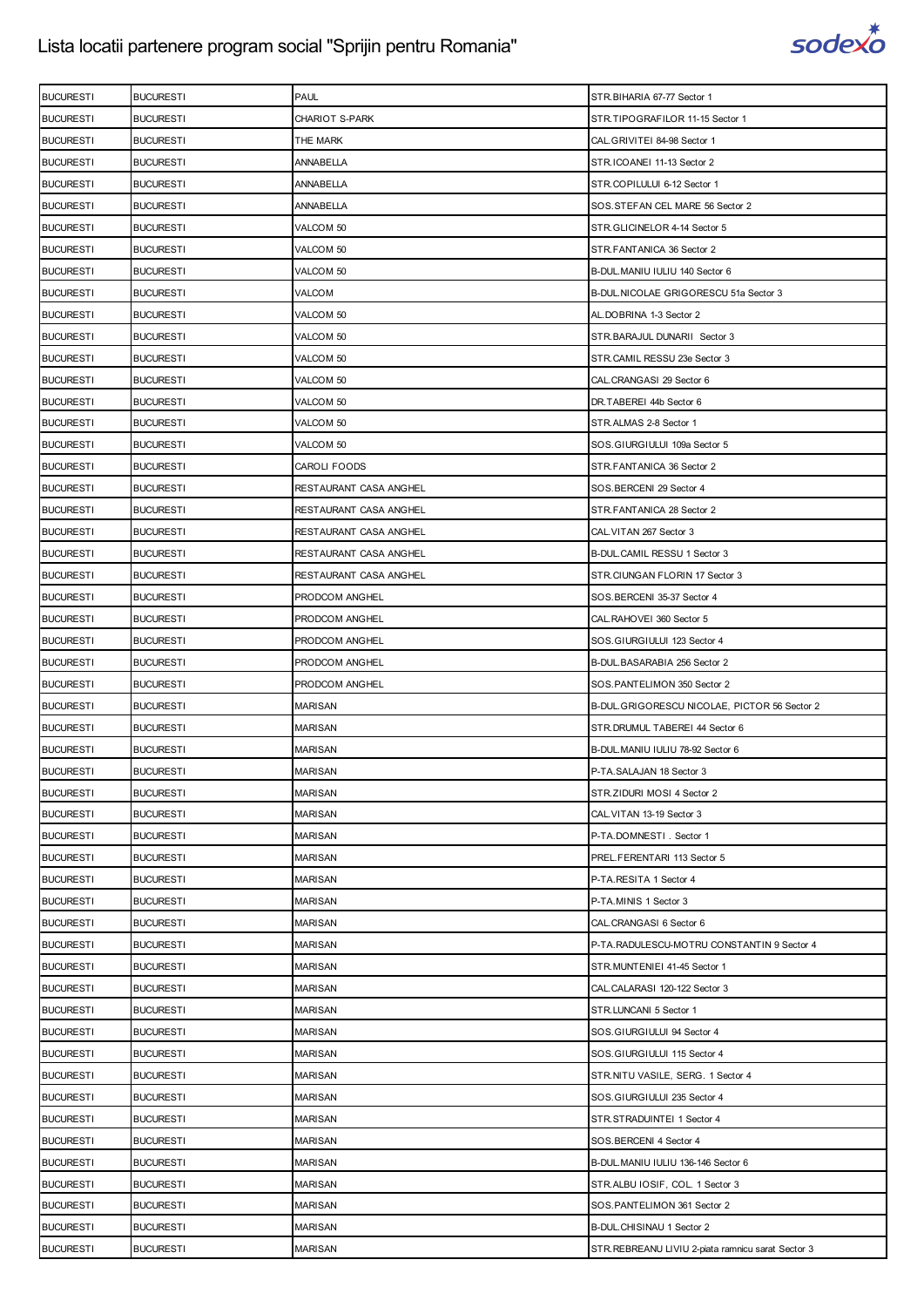| BUCURESTI | BUCURESTI | PAUL | STR.BIHARIA 67-77 Sector 1 |
|---|---|---|---|
| BUCURESTI | BUCURESTI | CHARIOT S-PARK | STR.TIPOGRAFILOR 11-15 Sector 1 |
| BUCURESTI | BUCURESTI | THE MARK | CAL.GRIVITEI 84-98 Sector 1 |
| BUCURESTI | BUCURESTI | ANNABELLA | STR.ICOANEI 11-13 Sector 2 |
| BUCURESTI | BUCURESTI | ANNABELLA | STR.COPILULUI 6-12 Sector 1 |
| BUCURESTI | BUCURESTI | ANNABELLA | SOS.STEFAN CEL MARE 56 Sector 2 |
| BUCURESTI | BUCURESTI | VALCOM 50 | STR.GLICINELOR 4-14 Sector 5 |
| BUCURESTI | BUCURESTI | VALCOM 50 | STR.FANTANICA 36 Sector 2 |
| BUCURESTI | BUCURESTI | VALCOM 50 | B-DUL.MANIU IULIU 140 Sector 6 |
| BUCURESTI | BUCURESTI | VALCOM | B-DUL.NICOLAE GRIGORESCU 51a Sector 3 |
| BUCURESTI | BUCURESTI | VALCOM 50 | AL.DOBRINA 1-3 Sector 2 |
| BUCURESTI | BUCURESTI | VALCOM 50 | STR.BARAJUL DUNARII Sector 3 |
| BUCURESTI | BUCURESTI | VALCOM 50 | STR.CAMIL RESSU 23e Sector 3 |
| BUCURESTI | BUCURESTI | VALCOM 50 | CAL.CRANGASI 29 Sector 6 |
| BUCURESTI | BUCURESTI | VALCOM 50 | DR.TABEREI 44b Sector 6 |
| BUCURESTI | BUCURESTI | VALCOM 50 | STR.ALMAS 2-8 Sector 1 |
| BUCURESTI | BUCURESTI | VALCOM 50 | SOS.GIURGIULUI 109a Sector 5 |
| BUCURESTI | BUCURESTI | CAROLI FOODS | STR.FANTANICA 36 Sector 2 |
| BUCURESTI | BUCURESTI | RESTAURANT CASA ANGHEL | SOS.BERCENI 29 Sector 4 |
| BUCURESTI | BUCURESTI | RESTAURANT CASA ANGHEL | STR.FANTANICA 28 Sector 2 |
| BUCURESTI | BUCURESTI | RESTAURANT CASA ANGHEL | CAL.VITAN 267 Sector 3 |
| BUCURESTI | BUCURESTI | RESTAURANT CASA ANGHEL | B-DUL.CAMIL RESSU 1 Sector 3 |
| BUCURESTI | BUCURESTI | RESTAURANT CASA ANGHEL | STR.CIUNGAN FLORIN 17 Sector 3 |
| BUCURESTI | BUCURESTI | PRODCOM ANGHEL | SOS.BERCENI 35-37 Sector 4 |
| BUCURESTI | BUCURESTI | PRODCOM ANGHEL | CAL.RAHOVEI 360 Sector 5 |
| BUCURESTI | BUCURESTI | PRODCOM ANGHEL | SOS.GIURGIULUI 123 Sector 4 |
| BUCURESTI | BUCURESTI | PRODCOM ANGHEL | B-DUL.BASARABIA 256 Sector 2 |
| BUCURESTI | BUCURESTI | PRODCOM ANGHEL | SOS.PANTELIMON 350 Sector 2 |
| BUCURESTI | BUCURESTI | MARISAN | B-DUL.GRIGORESCU NICOLAE, PICTOR 56 Sector 2 |
| BUCURESTI | BUCURESTI | MARISAN | STR.DRUMUL TABEREI 44 Sector 6 |
| BUCURESTI | BUCURESTI | MARISAN | B-DUL.MANIU IULIU 78-92 Sector 6 |
| BUCURESTI | BUCURESTI | MARISAN | P-TA.SALAJAN 18 Sector 3 |
| BUCURESTI | BUCURESTI | MARISAN | STR.ZIDURI MOSI 4 Sector 2 |
| BUCURESTI | BUCURESTI | MARISAN | CAL.VITAN 13-19 Sector 3 |
| BUCURESTI | BUCURESTI | MARISAN | P-TA.DOMNESTI . Sector 1 |
| BUCURESTI | BUCURESTI | MARISAN | PREL.FERENTARI 113 Sector 5 |
| BUCURESTI | BUCURESTI | MARISAN | P-TA.RESITA 1 Sector 4 |
| BUCURESTI | BUCURESTI | MARISAN | P-TA.MINIS 1 Sector 3 |
| BUCURESTI | BUCURESTI | MARISAN | CAL.CRANGASI 6 Sector 6 |
| BUCURESTI | BUCURESTI | MARISAN | P-TA.RADULESCU-MOTRU CONSTANTIN 9 Sector 4 |
| BUCURESTI | BUCURESTI | MARISAN | STR.MUNTENIEI 41-45 Sector 1 |
| BUCURESTI | BUCURESTI | MARISAN | CAL.CALARASI 120-122 Sector 3 |
| BUCURESTI | BUCURESTI | MARISAN | STR.LUNCANI 5 Sector 1 |
| BUCURESTI | BUCURESTI | MARISAN | SOS.GIURGIULUI 94 Sector 4 |
| BUCURESTI | BUCURESTI | MARISAN | SOS.GIURGIULUI 115 Sector 4 |
| BUCURESTI | BUCURESTI | MARISAN | STR.NITU VASILE, SERG. 1 Sector 4 |
| BUCURESTI | BUCURESTI | MARISAN | SOS.GIURGIULUI 235 Sector 4 |
| BUCURESTI | BUCURESTI | MARISAN | STR.STRADUINTEI 1 Sector 4 |
| BUCURESTI | BUCURESTI | MARISAN | SOS.BERCENI 4 Sector 4 |
| BUCURESTI | BUCURESTI | MARISAN | B-DUL.MANIU IULIU 136-146 Sector 6 |
| BUCURESTI | BUCURESTI | MARISAN | STR.ALBU IOSIF, COL. 1 Sector 3 |
| BUCURESTI | BUCURESTI | MARISAN | SOS.PANTELIMON 361 Sector 2 |
| BUCURESTI | BUCURESTI | MARISAN | B-DUL.CHISINAU 1 Sector 2 |
| BUCURESTI | BUCURESTI | MARISAN | STR.REBREANU LIVIU 2-piata ramnicu sarat Sector 3 |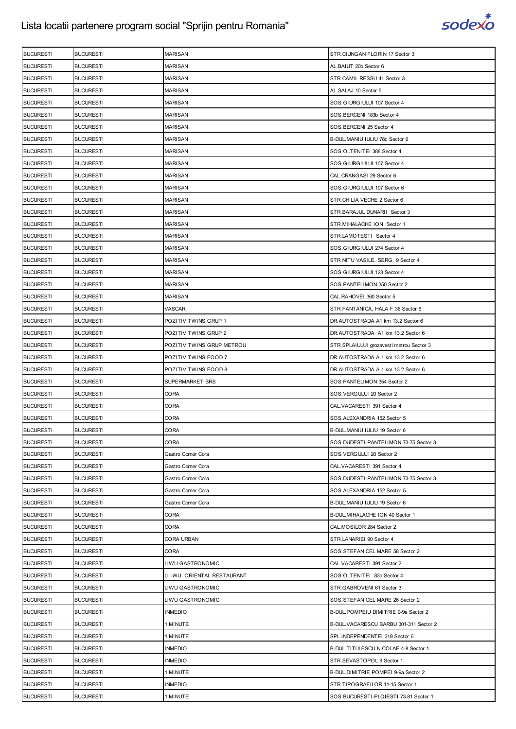| | | | |
|---|---|---|---|
| BUCURESTI | BUCURESTI | MARISAN | STR.CIUNGAN FLORIN 17 Sector 3 |
| BUCURESTI | BUCURESTI | MARISAN | AL.BAIUT 20b Sector 6 |
| BUCURESTI | BUCURESTI | MARISAN | STR.CAMIL RESSU 41 Sector 3 |
| BUCURESTI | BUCURESTI | MARISAN | AL.SALAJ 10 Sector 5 |
| BUCURESTI | BUCURESTI | MARISAN | SOS.GIURGIULUI 107 Sector 4 |
| BUCURESTI | BUCURESTI | MARISAN | SOS.BERCENI 183b Sector 4 |
| BUCURESTI | BUCURESTI | MARISAN | SOS.BERCENI 25 Sector 4 |
| BUCURESTI | BUCURESTI | MARISAN | B-DUL.MANIU IULIU 78c Sector 6 |
| BUCURESTI | BUCURESTI | MARISAN | SOS.OLTENITEI 388 Sector 4 |
| BUCURESTI | BUCURESTI | MARISAN | SOS.GIURGIULUI 107 Sector 4 |
| BUCURESTI | BUCURESTI | MARISAN | CAL.CRANGASI 29 Sector 6 |
| BUCURESTI | BUCURESTI | MARISAN | SOS.GIURGIULUI 107 Sector 6 |
| BUCURESTI | BUCURESTI | MARISAN | STR.CHILIA VECHE 2 Sector 6 |
| BUCURESTI | BUCURESTI | MARISAN | STR.BARAJUL DUNARII Sector 3 |
| BUCURESTI | BUCURESTI | MARISAN | STR.MIHALACHE ION Sector 1 |
| BUCURESTI | BUCURESTI | MARISAN | STR.LAMOTESTI Sector 4 |
| BUCURESTI | BUCURESTI | MARISAN | SOS.GIURGIULUI 274 Sector 4 |
| BUCURESTI | BUCURESTI | MARISAN | STR.NITU VASILE, SERG. 9 Sector 4 |
| BUCURESTI | BUCURESTI | MARISAN | SOS.GIURGIULUI 123 Sector 4 |
| BUCURESTI | BUCURESTI | MARISAN | SOS.PANTELIMON 350 Sector 2 |
| BUCURESTI | BUCURESTI | MARISAN | CAL.RAHOVEI 360 Sector 5 |
| BUCURESTI | BUCURESTI | VASCAR | STR.FANTANICA, HALA F 36 Sector 6 |
| BUCURESTI | BUCURESTI | POZITIV TWINS GRUP 1 | DR.AUTOSTRADA A1 km 13.2 Sector 6 |
| BUCURESTI | BUCURESTI | POZITIV TWINS GRUP 2 | DR.AUTOSTRADA A1 km 13.2 Sector 6 |
| BUCURESTI | BUCURESTI | POZITIV TWINS GRUP METROU | STR.SPLAIULUI grozavesti metrou Sector 3 |
| BUCURESTI | BUCURESTI | POZITIV TWINS FOOD 7 | DR.AUTOSTRADA A 1 km 13.2 Sector 6 |
| BUCURESTI | BUCURESTI | POZITIV TWINS FOOD 8 | DR.AUTOSTRADA A 1 km 13.2 Sector 6 |
| BUCURESTI | BUCURESTI | SUPERMARKET BRS | SOS.PANTELIMON 354 Sector 2 |
| BUCURESTI | BUCURESTI | CORA | SOS.VERGULUI 20 Sector 2 |
| BUCURESTI | BUCURESTI | CORA | CAL.VACARESTI 391 Sector 4 |
| BUCURESTI | BUCURESTI | CORA | SOS.ALEXANDRIA 152 Sector 5 |
| BUCURESTI | BUCURESTI | CORA | B-DUL.MANIU IULIU 19 Sector 6 |
| BUCURESTI | BUCURESTI | CORA | SOS.DUDESTI-PANTELIMON 73-75 Sector 3 |
| BUCURESTI | BUCURESTI | Gastro Corner Cora | SOS.VERGULUI 20 Sector 2 |
| BUCURESTI | BUCURESTI | Gastro Corner Cora | CAL.VACARESTI 391 Sector 4 |
| BUCURESTI | BUCURESTI | Gastro Corner Cora | SOS.DUDESTI-PANTELIMON 73-75 Sector 3 |
| BUCURESTI | BUCURESTI | Gastro Corner Cora | SOS.ALEXANDRIA 152 Sector 5 |
| BUCURESTI | BUCURESTI | Gastro Corner Cora | B-DUL.MANIU IULIU 19 Sector 6 |
| BUCURESTI | BUCURESTI | CORA | B-DUL.MIHALACHE ION 40 Sector 1 |
| BUCURESTI | BUCURESTI | CORA | CAL.MOSILOR 284 Sector 2 |
| BUCURESTI | BUCURESTI | CORA URBAN | STR.LANARIEI 90 Sector 4 |
| BUCURESTI | BUCURESTI | CORA | SOS.STEFAN CEL MARE 58 Sector 2 |
| BUCURESTI | BUCURESTI | LIWU GASTRONOMIC | CAL.VACARESTI 391 Sector 2 |
| BUCURESTI | BUCURESTI | LI -WU ORIENTAL RESTAURANT | SOS.OLTENITEI 83c Sector 4 |
| BUCURESTI | BUCURESTI | LIWU GASTRONOMIC | STR.GABROVENI 61 Sector 3 |
| BUCURESTI | BUCURESTI | LIWU GASTRONOMIC | SOS.STEFAN CEL MARE 26 Sector 2 |
| BUCURESTI | BUCURESTI | INMEDIO | B-DUL.POMPEIU DIMITRIE 9-9a Sector 2 |
| BUCURESTI | BUCURESTI | 1 MINUTE | B-DUL.VACARESCU BARBU 301-311 Sector 2 |
| BUCURESTI | BUCURESTI | 1 MINUTE | SPL.INDEPENDENTEI 319 Sector 6 |
| BUCURESTI | BUCURESTI | INMEDIO | B-DUL.TITULESCU NICOLAE 4-8 Sector 1 |
| BUCURESTI | BUCURESTI | INMEDIO | STR.SEVASTOPOL 9 Sector 1 |
| BUCURESTI | BUCURESTI | 1 MINUTE | B-DUL.DIMITRIE POMPEI 9-9a Sector 2 |
| BUCURESTI | BUCURESTI | INMEDIO | STR.TIPOGRAFILOR 11-15 Sector 1 |
| BUCURESTI | BUCURESTI | 1 MINUTE | SOS.BUCURESTI-PLOIESTI 73-81 Sector 1 |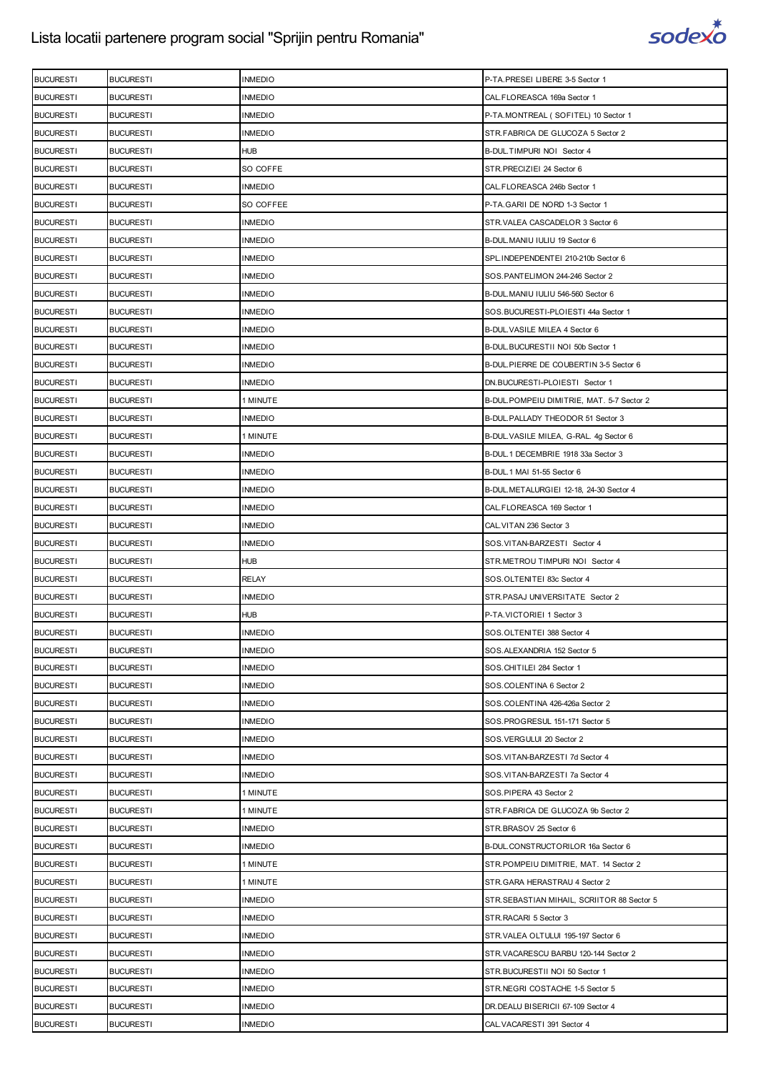# Lista locatii partenere program social "Sprijin pentru Romania"

| | | | |
|---|---|---|---|
| BUCURESTI | BUCURESTI | INMEDIO | P-TA.PRESEI LIBERE 3-5 Sector 1 |
| BUCURESTI | BUCURESTI | INMEDIO | CAL.FLOREASCA 169a Sector 1 |
| BUCURESTI | BUCURESTI | INMEDIO | P-TA.MONTREAL ( SOFITEL) 10 Sector 1 |
| BUCURESTI | BUCURESTI | INMEDIO | STR.FABRICA DE GLUCOZA 5 Sector 2 |
| BUCURESTI | BUCURESTI | HUB | B-DUL.TIMPURI NOI Sector 4 |
| BUCURESTI | BUCURESTI | SO COFFE | STR.PRECIZIEI 24 Sector 6 |
| BUCURESTI | BUCURESTI | INMEDIO | CAL.FLOREASCA 246b Sector 1 |
| BUCURESTI | BUCURESTI | SO COFFEE | P-TA.GARII DE NORD 1-3 Sector 1 |
| BUCURESTI | BUCURESTI | INMEDIO | STR.VALEA CASCADELOR 3 Sector 6 |
| BUCURESTI | BUCURESTI | INMEDIO | B-DUL.MANIU IULIU 19 Sector 6 |
| BUCURESTI | BUCURESTI | INMEDIO | SPL.INDEPENDENTEI 210-210b Sector 6 |
| BUCURESTI | BUCURESTI | INMEDIO | SOS.PANTELIMON 244-246 Sector 2 |
| BUCURESTI | BUCURESTI | INMEDIO | B-DUL.MANIU IULIU 546-560 Sector 6 |
| BUCURESTI | BUCURESTI | INMEDIO | SOS.BUCURESTI-PLOIESTI 44a Sector 1 |
| BUCURESTI | BUCURESTI | INMEDIO | B-DUL.VASILE MILEA 4 Sector 6 |
| BUCURESTI | BUCURESTI | INMEDIO | B-DUL.BUCURESTII NOI 50b Sector 1 |
| BUCURESTI | BUCURESTI | INMEDIO | B-DUL.PIERRE DE COUBERTIN 3-5 Sector 6 |
| BUCURESTI | BUCURESTI | INMEDIO | DN.BUCURESTI-PLOIESTI Sector 1 |
| BUCURESTI | BUCURESTI | 1 MINUTE | B-DUL.POMPEIU DIMITRIE, MAT. 5-7 Sector 2 |
| BUCURESTI | BUCURESTI | INMEDIO | B-DUL.PALLADY THEODOR 51 Sector 3 |
| BUCURESTI | BUCURESTI | 1 MINUTE | B-DUL.VASILE MILEA, G-RAL. 4g Sector 6 |
| BUCURESTI | BUCURESTI | INMEDIO | B-DUL.1 DECEMBRIE 1918 33a Sector 3 |
| BUCURESTI | BUCURESTI | INMEDIO | B-DUL.1 MAI 51-55 Sector 6 |
| BUCURESTI | BUCURESTI | INMEDIO | B-DUL.METALURGIEI 12-18, 24-30 Sector 4 |
| BUCURESTI | BUCURESTI | INMEDIO | CAL.FLOREASCA 169 Sector 1 |
| BUCURESTI | BUCURESTI | INMEDIO | CAL.VITAN 236 Sector 3 |
| BUCURESTI | BUCURESTI | INMEDIO | SOS.VITAN-BARZESTI Sector 4 |
| BUCURESTI | BUCURESTI | HUB | STR.METROU TIMPURI NOI Sector 4 |
| BUCURESTI | BUCURESTI | RELAY | SOS.OLTENITEI 83c Sector 4 |
| BUCURESTI | BUCURESTI | INMEDIO | STR.PASAJ UNIVERSITATE Sector 2 |
| BUCURESTI | BUCURESTI | HUB | P-TA.VICTORIEI 1 Sector 3 |
| BUCURESTI | BUCURESTI | INMEDIO | SOS.OLTENITEI 388 Sector 4 |
| BUCURESTI | BUCURESTI | INMEDIO | SOS.ALEXANDRIA 152 Sector 5 |
| BUCURESTI | BUCURESTI | INMEDIO | SOS.CHITILEI 284 Sector 1 |
| BUCURESTI | BUCURESTI | INMEDIO | SOS.COLENTINA 6 Sector 2 |
| BUCURESTI | BUCURESTI | INMEDIO | SOS.COLENTINA 426-426a Sector 2 |
| BUCURESTI | BUCURESTI | INMEDIO | SOS.PROGRESUL 151-171 Sector 5 |
| BUCURESTI | BUCURESTI | INMEDIO | SOS.VERGULUI 20 Sector 2 |
| BUCURESTI | BUCURESTI | INMEDIO | SOS.VITAN-BARZESTI 7d Sector 4 |
| BUCURESTI | BUCURESTI | INMEDIO | SOS.VITAN-BARZESTI 7a Sector 4 |
| BUCURESTI | BUCURESTI | 1 MINUTE | SOS.PIPERA 43 Sector 2 |
| BUCURESTI | BUCURESTI | 1 MINUTE | STR.FABRICA DE GLUCOZA 9b Sector 2 |
| BUCURESTI | BUCURESTI | INMEDIO | STR.BRASOV 25 Sector 6 |
| BUCURESTI | BUCURESTI | INMEDIO | B-DUL.CONSTRUCTORILOR 16a Sector 6 |
| BUCURESTI | BUCURESTI | 1 MINUTE | STR.POMPEIU DIMITRIE, MAT. 14 Sector 2 |
| BUCURESTI | BUCURESTI | 1 MINUTE | STR.GARA HERASTRAU 4 Sector 2 |
| BUCURESTI | BUCURESTI | INMEDIO | STR.SEBASTIAN MIHAIL, SCRIITOR 88 Sector 5 |
| BUCURESTI | BUCURESTI | INMEDIO | STR.RACARI 5 Sector 3 |
| BUCURESTI | BUCURESTI | INMEDIO | STR.VALEA OLTULUI 195-197 Sector 6 |
| BUCURESTI | BUCURESTI | INMEDIO | STR.VACARESCU BARBU 120-144 Sector 2 |
| BUCURESTI | BUCURESTI | INMEDIO | STR.BUCURESTII NOI 50 Sector 1 |
| BUCURESTI | BUCURESTI | INMEDIO | STR.NEGRI COSTACHE 1-5 Sector 5 |
| BUCURESTI | BUCURESTI | INMEDIO | DR.DEALU BISERICII 67-109 Sector 4 |
| BUCURESTI | BUCURESTI | INMEDIO | CAL.VACARESTI 391 Sector 4 |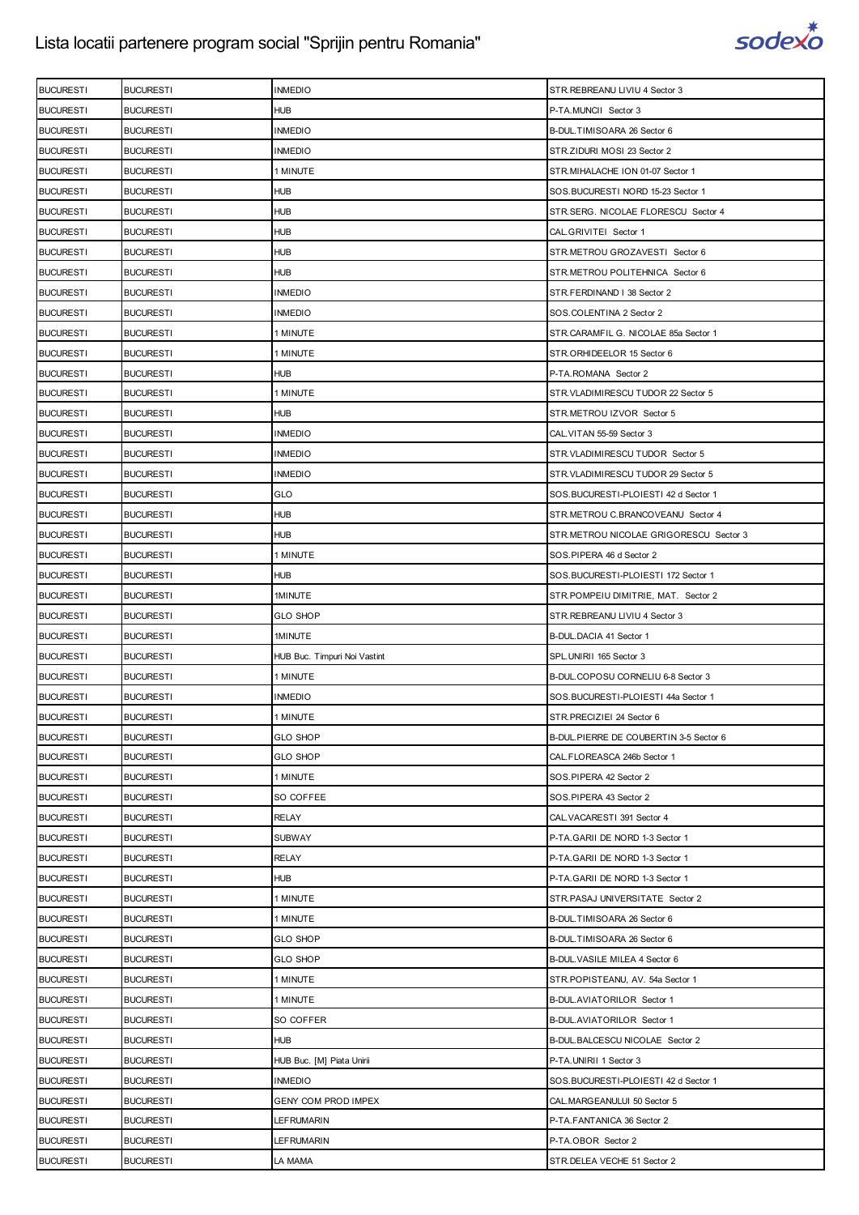# Lista locatii partenere program social "Sprijin pentru Romania"

| | | | |
|---|---|---|---|
| BUCURESTI | BUCURESTI | INMEDIO | STR.REBREANU LIVIU 4 Sector 3 |
| BUCURESTI | BUCURESTI | HUB | P-TA.MUNCII Sector 3 |
| BUCURESTI | BUCURESTI | INMEDIO | B-DUL.TIMISOARA 26 Sector 6 |
| BUCURESTI | BUCURESTI | INMEDIO | STR.ZIDURI MOSI 23 Sector 2 |
| BUCURESTI | BUCURESTI | 1 MINUTE | STR.MIHALACHE ION 01-07 Sector 1 |
| BUCURESTI | BUCURESTI | HUB | SOS.BUCURESTI NORD 15-23 Sector 1 |
| BUCURESTI | BUCURESTI | HUB | STR.SERG. NICOLAE FLORESCU Sector 4 |
| BUCURESTI | BUCURESTI | HUB | CAL.GRIVITEI Sector 1 |
| BUCURESTI | BUCURESTI | HUB | STR.METROU GROZAVESTI Sector 6 |
| BUCURESTI | BUCURESTI | HUB | STR.METROU POLITEHNICA Sector 6 |
| BUCURESTI | BUCURESTI | INMEDIO | STR.FERDINAND I 38 Sector 2 |
| BUCURESTI | BUCURESTI | INMEDIO | SOS.COLENTINA 2 Sector 2 |
| BUCURESTI | BUCURESTI | 1 MINUTE | STR.CARAMFIL G. NICOLAE 85a Sector 1 |
| BUCURESTI | BUCURESTI | 1 MINUTE | STR.ORHIDEELOR 15 Sector 6 |
| BUCURESTI | BUCURESTI | HUB | P-TA.ROMANA Sector 2 |
| BUCURESTI | BUCURESTI | 1 MINUTE | STR.VLADIMIRESCU TUDOR 22 Sector 5 |
| BUCURESTI | BUCURESTI | HUB | STR.METROU IZVOR Sector 5 |
| BUCURESTI | BUCURESTI | INMEDIO | CAL.VITAN 55-59 Sector 3 |
| BUCURESTI | BUCURESTI | INMEDIO | STR.VLADIMIRESCU TUDOR Sector 5 |
| BUCURESTI | BUCURESTI | INMEDIO | STR.VLADIMIRESCU TUDOR 29 Sector 5 |
| BUCURESTI | BUCURESTI | GLO | SOS.BUCURESTI-PLOIESTI 42 d Sector 1 |
| BUCURESTI | BUCURESTI | HUB | STR.METROU C.BRANCOVEANU Sector 4 |
| BUCURESTI | BUCURESTI | HUB | STR.METROU NICOLAE GRIGORESCU Sector 3 |
| BUCURESTI | BUCURESTI | 1 MINUTE | SOS.PIPERA 46 d Sector 2 |
| BUCURESTI | BUCURESTI | HUB | SOS.BUCURESTI-PLOIESTI 172 Sector 1 |
| BUCURESTI | BUCURESTI | 1MINUTE | STR.POMPEIU DIMITRIE, MAT. Sector 2 |
| BUCURESTI | BUCURESTI | GLO SHOP | STR.REBREANU LIVIU 4 Sector 3 |
| BUCURESTI | BUCURESTI | 1MINUTE | B-DUL.DACIA 41 Sector 1 |
| BUCURESTI | BUCURESTI | HUB Buc. Timpuri Noi Vastint | SPL.UNIRII 165 Sector 3 |
| BUCURESTI | BUCURESTI | 1 MINUTE | B-DUL.COPOSU CORNELIU 6-8 Sector 3 |
| BUCURESTI | BUCURESTI | INMEDIO | SOS.BUCURESTI-PLOIESTI 44a Sector 1 |
| BUCURESTI | BUCURESTI | 1 MINUTE | STR.PRECIZIEI 24 Sector 6 |
| BUCURESTI | BUCURESTI | GLO SHOP | B-DUL.PIERRE DE COUBERTIN 3-5 Sector 6 |
| BUCURESTI | BUCURESTI | GLO SHOP | CAL.FLOREASCA 246b Sector 1 |
| BUCURESTI | BUCURESTI | 1 MINUTE | SOS.PIPERA 42 Sector 2 |
| BUCURESTI | BUCURESTI | SO COFFEE | SOS.PIPERA 43 Sector 2 |
| BUCURESTI | BUCURESTI | RELAY | CAL.VACARESTI 391 Sector 4 |
| BUCURESTI | BUCURESTI | SUBWAY | P-TA.GARII DE NORD 1-3 Sector 1 |
| BUCURESTI | BUCURESTI | RELAY | P-TA.GARII DE NORD 1-3 Sector 1 |
| BUCURESTI | BUCURESTI | HUB | P-TA.GARII DE NORD 1-3 Sector 1 |
| BUCURESTI | BUCURESTI | 1 MINUTE | STR.PASAJ UNIVERSITATE Sector 2 |
| BUCURESTI | BUCURESTI | 1 MINUTE | B-DUL.TIMISOARA 26 Sector 6 |
| BUCURESTI | BUCURESTI | GLO SHOP | B-DUL.TIMISOARA 26 Sector 6 |
| BUCURESTI | BUCURESTI | GLO SHOP | B-DUL.VASILE MILEA 4 Sector 6 |
| BUCURESTI | BUCURESTI | 1 MINUTE | STR.POPISTEANU, AV. 54a Sector 1 |
| BUCURESTI | BUCURESTI | 1 MINUTE | B-DUL.AVIATORILOR Sector 1 |
| BUCURESTI | BUCURESTI | SO COFFER | B-DUL.AVIATORILOR Sector 1 |
| BUCURESTI | BUCURESTI | HUB | B-DUL.BALCESCU NICOLAE Sector 2 |
| BUCURESTI | BUCURESTI | HUB Buc. [M] Piata Unirii | P-TA.UNIRII 1 Sector 3 |
| BUCURESTI | BUCURESTI | INMEDIO | SOS.BUCURESTI-PLOIESTI 42 d Sector 1 |
| BUCURESTI | BUCURESTI | GENY COM PROD IMPEX | CAL.MARGEANULUI 50 Sector 5 |
| BUCURESTI | BUCURESTI | LEFRUMARIN | P-TA.FANTANICA 36 Sector 2 |
| BUCURESTI | BUCURESTI | LEFRUMARIN | P-TA.OBOR Sector 2 |
| BUCURESTI | BUCURESTI | LA MAMA | STR.DELEA VECHE 51 Sector 2 |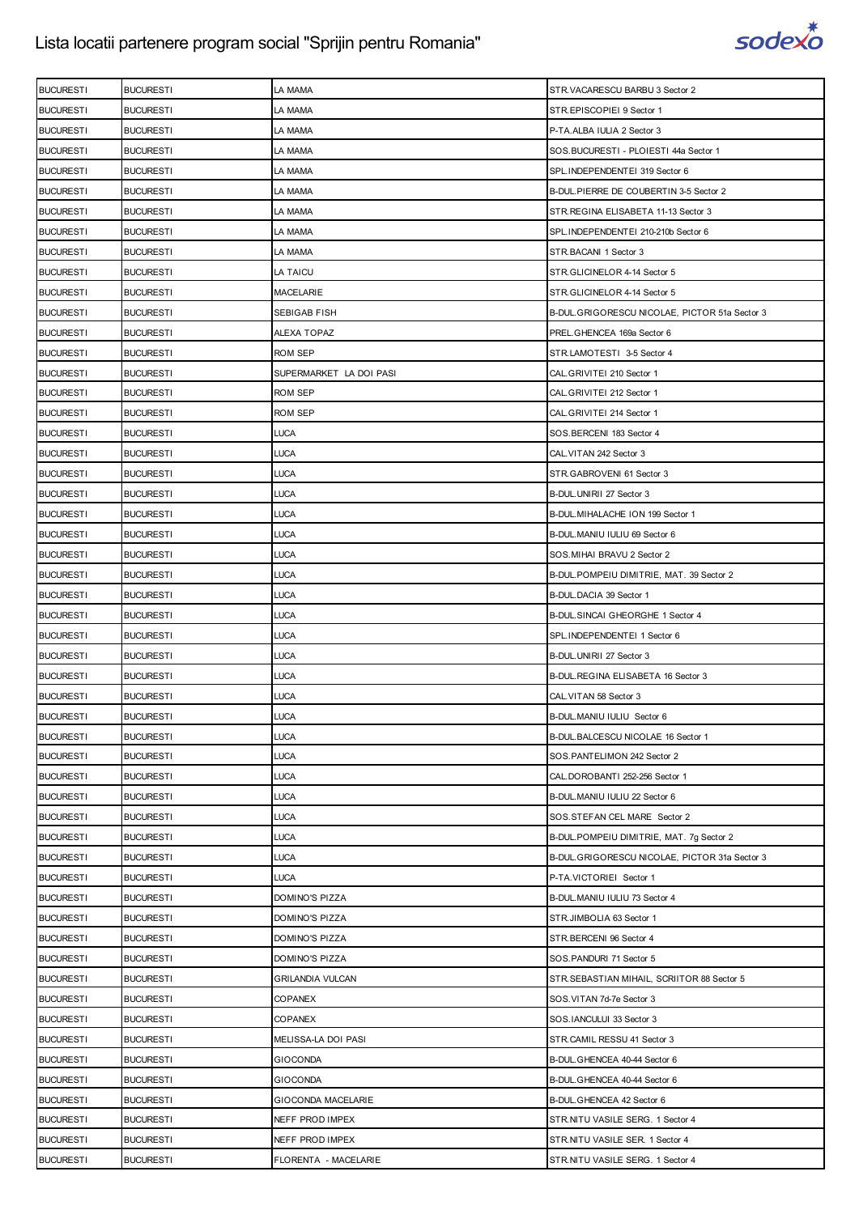# Lista locatii partenere program social "Sprijin pentru Romania"

| BUCURESTI | BUCURESTI | LA MAMA | STR.VACARESCU BARBU 3 Sector 2 |
|---|---|---|---|
| BUCURESTI | BUCURESTI | LA MAMA | STR.EPISCOPIEI 9 Sector 1 |
| BUCURESTI | BUCURESTI | LA MAMA | P-TA.ALBA IULIA 2 Sector 3 |
| BUCURESTI | BUCURESTI | LA MAMA | SOS.BUCURESTI - PLOIESTI 44a Sector 1 |
| BUCURESTI | BUCURESTI | LA MAMA | SPL.INDEPENDENTEI 319 Sector 6 |
| BUCURESTI | BUCURESTI | LA MAMA | B-DUL.PIERRE DE COUBERTIN 3-5 Sector 2 |
| BUCURESTI | BUCURESTI | LA MAMA | STR.REGINA ELISABETA 11-13 Sector 3 |
| BUCURESTI | BUCURESTI | LA MAMA | SPL.INDEPENDENTEI 210-210b Sector 6 |
| BUCURESTI | BUCURESTI | LA MAMA | STR.BACANI 1 Sector 3 |
| BUCURESTI | BUCURESTI | LA TAICU | STR.GLICINELOR 4-14 Sector 5 |
| BUCURESTI | BUCURESTI | MACELARIE | STR.GLICINELOR 4-14 Sector 5 |
| BUCURESTI | BUCURESTI | SEBIGAB FISH | B-DUL.GRIGORESCU NICOLAE, PICTOR 51a Sector 3 |
| BUCURESTI | BUCURESTI | ALEXA TOPAZ | PREL.GHENCEA 169a Sector 6 |
| BUCURESTI | BUCURESTI | ROM SEP | STR.LAMOTESTI 3-5 Sector 4 |
| BUCURESTI | BUCURESTI | SUPERMARKET LA DOI PASI | CAL.GRIVITEI 210 Sector 1 |
| BUCURESTI | BUCURESTI | ROM SEP | CAL.GRIVITEI 212 Sector 1 |
| BUCURESTI | BUCURESTI | ROM SEP | CAL.GRIVITEI 214 Sector 1 |
| BUCURESTI | BUCURESTI | LUCA | SOS.BERCENI 183 Sector 4 |
| BUCURESTI | BUCURESTI | LUCA | CAL.VITAN 242 Sector 3 |
| BUCURESTI | BUCURESTI | LUCA | STR.GABROVENI 61 Sector 3 |
| BUCURESTI | BUCURESTI | LUCA | B-DUL.UNIRII 27 Sector 3 |
| BUCURESTI | BUCURESTI | LUCA | B-DUL.MIHALACHE ION 199 Sector 1 |
| BUCURESTI | BUCURESTI | LUCA | B-DUL.MANIU IULIU 69 Sector 6 |
| BUCURESTI | BUCURESTI | LUCA | SOS.MIHAI BRAVU 2 Sector 2 |
| BUCURESTI | BUCURESTI | LUCA | B-DUL.POMPEIU DIMITRIE, MAT. 39 Sector 2 |
| BUCURESTI | BUCURESTI | LUCA | B-DUL.DACIA 39 Sector 1 |
| BUCURESTI | BUCURESTI | LUCA | B-DUL.SINCAI GHEORGHE 1 Sector 4 |
| BUCURESTI | BUCURESTI | LUCA | SPL.INDEPENDENTEI 1 Sector 6 |
| BUCURESTI | BUCURESTI | LUCA | B-DUL.UNIRII 27 Sector 3 |
| BUCURESTI | BUCURESTI | LUCA | B-DUL.REGINA ELISABETA 16 Sector 3 |
| BUCURESTI | BUCURESTI | LUCA | CAL.VITAN 58 Sector 3 |
| BUCURESTI | BUCURESTI | LUCA | B-DUL.MANIU IULIU Sector 6 |
| BUCURESTI | BUCURESTI | LUCA | B-DUL.BALCESCU NICOLAE 16 Sector 1 |
| BUCURESTI | BUCURESTI | LUCA | SOS.PANTELIMON 242 Sector 2 |
| BUCURESTI | BUCURESTI | LUCA | CAL.DOROBANTI 252-256 Sector 1 |
| BUCURESTI | BUCURESTI | LUCA | B-DUL.MANIU IULIU 22 Sector 6 |
| BUCURESTI | BUCURESTI | LUCA | SOS.STEFAN CEL MARE Sector 2 |
| BUCURESTI | BUCURESTI | LUCA | B-DUL.POMPEIU DIMITRIE, MAT. 7g Sector 2 |
| BUCURESTI | BUCURESTI | LUCA | B-DUL.GRIGORESCU NICOLAE, PICTOR 31a Sector 3 |
| BUCURESTI | BUCURESTI | LUCA | P-TA.VICTORIEI Sector 1 |
| BUCURESTI | BUCURESTI | DOMINO'S PIZZA | B-DUL.MANIU IULIU 73 Sector 4 |
| BUCURESTI | BUCURESTI | DOMINO'S PIZZA | STR.JIMBOLIA 63 Sector 1 |
| BUCURESTI | BUCURESTI | DOMINO'S PIZZA | STR.BERCENI 96 Sector 4 |
| BUCURESTI | BUCURESTI | DOMINO'S PIZZA | SOS.PANDURI 71 Sector 5 |
| BUCURESTI | BUCURESTI | GRILANDIA VULCAN | STR.SEBASTIAN MIHAIL, SCRIITOR 88 Sector 5 |
| BUCURESTI | BUCURESTI | COPANEX | SOS.VITAN 7d-7e Sector 3 |
| BUCURESTI | BUCURESTI | COPANEX | SOS.IANCULUI 33 Sector 3 |
| BUCURESTI | BUCURESTI | MELISSA-LA DOI PASI | STR.CAMIL RESSU 41 Sector 3 |
| BUCURESTI | BUCURESTI | GIOCONDA | B-DUL.GHENCEA 40-44 Sector 6 |
| BUCURESTI | BUCURESTI | GIOCONDA | B-DUL.GHENCEA 40-44 Sector 6 |
| BUCURESTI | BUCURESTI | GIOCONDA MACELARIE | B-DUL.GHENCEA 42 Sector 6 |
| BUCURESTI | BUCURESTI | NEFF PROD IMPEX | STR.NITU VASILE SERG. 1 Sector 4 |
| BUCURESTI | BUCURESTI | NEFF PROD IMPEX | STR.NITU VASILE SER. 1 Sector 4 |
| BUCURESTI | BUCURESTI | FLORENTA - MACELARIE | STR.NITU VASILE SERG. 1 Sector 4 |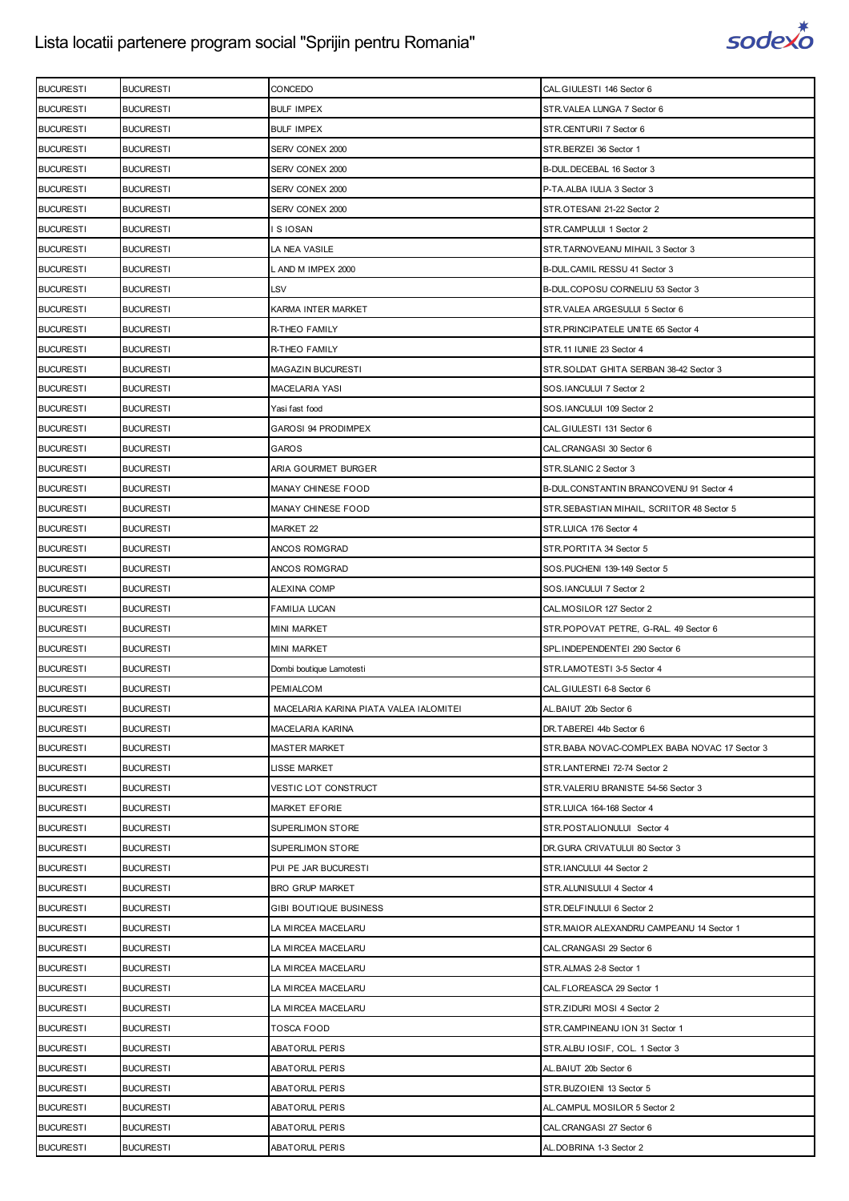# Lista locatii partenere program social "Sprijin pentru Romania"

| | | | |
|---|---|---|---|
| BUCURESTI | BUCURESTI | CONCEDO | CAL.GIULESTI 146 Sector 6 |
| BUCURESTI | BUCURESTI | BULF IMPEX | STR.VALEA LUNGA 7 Sector 6 |
| BUCURESTI | BUCURESTI | BULF IMPEX | STR.CENTURII 7 Sector 6 |
| BUCURESTI | BUCURESTI | SERV CONEX 2000 | STR.BERZEI 36 Sector 1 |
| BUCURESTI | BUCURESTI | SERV CONEX 2000 | B-DUL.DECEBAL 16 Sector 3 |
| BUCURESTI | BUCURESTI | SERV CONEX 2000 | P-TA.ALBA IULIA 3 Sector 3 |
| BUCURESTI | BUCURESTI | SERV CONEX 2000 | STR.OTESANI 21-22 Sector 2 |
| BUCURESTI | BUCURESTI | I S IOSAN | STR.CAMPULUI 1 Sector 2 |
| BUCURESTI | BUCURESTI | LA NEA VASILE | STR.TARNOVEANU MIHAIL 3 Sector 3 |
| BUCURESTI | BUCURESTI | L AND M IMPEX 2000 | B-DUL.CAMIL RESSU 41 Sector 3 |
| BUCURESTI | BUCURESTI | LSV | B-DUL.COPOSU CORNELIU 53 Sector 3 |
| BUCURESTI | BUCURESTI | KARMA INTER MARKET | STR.VALEA ARGESULUI 5 Sector 6 |
| BUCURESTI | BUCURESTI | R-THEO FAMILY | STR.PRINCIPATELE UNITE 65 Sector 4 |
| BUCURESTI | BUCURESTI | R-THEO FAMILY | STR.11 IUNIE 23 Sector 4 |
| BUCURESTI | BUCURESTI | MAGAZIN BUCURESTI | STR.SOLDAT GHITA SERBAN 38-42 Sector 3 |
| BUCURESTI | BUCURESTI | MACELARIA YASI | SOS.IANCULUI 7 Sector 2 |
| BUCURESTI | BUCURESTI | Yasi fast food | SOS.IANCULUI 109 Sector 2 |
| BUCURESTI | BUCURESTI | GAROSI 94 PRODIMPEX | CAL.GIULESTI 131 Sector 6 |
| BUCURESTI | BUCURESTI | GAROS | CAL.CRANGASI 30 Sector 6 |
| BUCURESTI | BUCURESTI | ARIA GOURMET BURGER | STR.SLANIC 2 Sector 3 |
| BUCURESTI | BUCURESTI | MANAY CHINESE FOOD | B-DUL.CONSTANTIN BRANCOVENU 91 Sector 4 |
| BUCURESTI | BUCURESTI | MANAY CHINESE FOOD | STR.SEBASTIAN MIHAIL, SCRIITOR 48 Sector 5 |
| BUCURESTI | BUCURESTI | MARKET 22 | STR.LUICA 176 Sector 4 |
| BUCURESTI | BUCURESTI | ANCOS ROMGRAD | STR.PORTITA 34 Sector 5 |
| BUCURESTI | BUCURESTI | ANCOS ROMGRAD | SOS.PUCHENI 139-149 Sector 5 |
| BUCURESTI | BUCURESTI | ALEXINA COMP | SOS.IANCULUI 7 Sector 2 |
| BUCURESTI | BUCURESTI | FAMILIA LUCAN | CAL.MOSILOR 127 Sector 2 |
| BUCURESTI | BUCURESTI | MINI MARKET | STR.POPOVAT PETRE, G-RAL 49 Sector 6 |
| BUCURESTI | BUCURESTI | MINI MARKET | SPL.INDEPENDENTEI 290 Sector 6 |
| BUCURESTI | BUCURESTI | Dombi boutique Lamotesti | STR.LAMOTESTI 3-5 Sector 4 |
| BUCURESTI | BUCURESTI | PEMIALCOM | CAL.GIULESTI 6-8 Sector 6 |
| BUCURESTI | BUCURESTI | MACELARIA KARINA PIATA VALEA IALOMITEI | AL.BAIUT 20b Sector 6 |
| BUCURESTI | BUCURESTI | MACELARIA KARINA | DR.TABEREI 44b Sector 6 |
| BUCURESTI | BUCURESTI | MASTER MARKET | STR.BABA NOVAC-COMPLEX BABA NOVAC 17 Sector 3 |
| BUCURESTI | BUCURESTI | LISSE MARKET | STR.LANTERNEI 72-74 Sector 2 |
| BUCURESTI | BUCURESTI | VESTIC LOT CONSTRUCT | STR.VALERIU BRANISTE 54-56 Sector 3 |
| BUCURESTI | BUCURESTI | MARKET EFORIE | STR.LUICA 164-168 Sector 4 |
| BUCURESTI | BUCURESTI | SUPERLIMON STORE | STR.POSTALIONULUI Sector 4 |
| BUCURESTI | BUCURESTI | SUPERLIMON STORE | DR.GURA CRIVATULUI 80 Sector 3 |
| BUCURESTI | BUCURESTI | PUI PE JAR BUCURESTI | STR.IANCULUI 44 Sector 2 |
| BUCURESTI | BUCURESTI | BRO GRUP MARKET | STR.ALUNISULUI 4 Sector 4 |
| BUCURESTI | BUCURESTI | GIBI BOUTIQUE BUSINESS | STR.DELFINULUI 6 Sector 2 |
| BUCURESTI | BUCURESTI | LA MIRCEA MACELARU | STR.MAIOR ALEXANDRU CAMPEANU 14 Sector 1 |
| BUCURESTI | BUCURESTI | LA MIRCEA MACELARU | CAL.CRANGASI 29 Sector 6 |
| BUCURESTI | BUCURESTI | LA MIRCEA MACELARU | STR.ALMAS 2-8 Sector 1 |
| BUCURESTI | BUCURESTI | LA MIRCEA MACELARU | CAL.FLOREASCA 29 Sector 1 |
| BUCURESTI | BUCURESTI | LA MIRCEA MACELARU | STR.ZIDURI MOSI 4 Sector 2 |
| BUCURESTI | BUCURESTI | TOSCA FOOD | STR.CAMPINEANU ION 31 Sector 1 |
| BUCURESTI | BUCURESTI | ABATORUL PERIS | STR.ALBU IOSIF, COL. 1 Sector 3 |
| BUCURESTI | BUCURESTI | ABATORUL PERIS | AL.BAIUT 20b Sector 6 |
| BUCURESTI | BUCURESTI | ABATORUL PERIS | STR.BUZOIENI 13 Sector 5 |
| BUCURESTI | BUCURESTI | ABATORUL PERIS | AL.CAMPUL MOSILOR 5 Sector 2 |
| BUCURESTI | BUCURESTI | ABATORUL PERIS | CAL.CRANGASI 27 Sector 6 |
| BUCURESTI | BUCURESTI | ABATORUL PERIS | AL.DOBRINA 1-3 Sector 2 |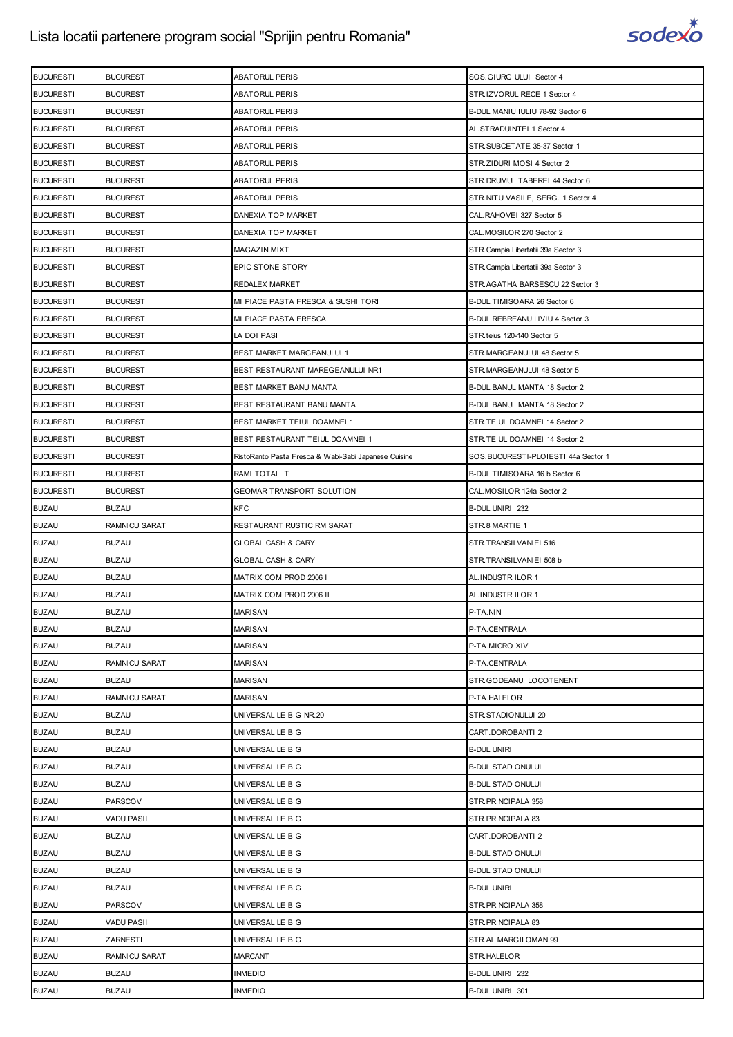| BUCURESTI | BUCURESTI | ABATORUL PERIS | SOS.GIURGIULUI Sector 4 |
|---|---|---|---|
| BUCURESTI | BUCURESTI | ABATORUL PERIS | STR.IZVORUL RECE 1 Sector 4 |
| BUCURESTI | BUCURESTI | ABATORUL PERIS | B-DUL.MANIU IULIU 78-92 Sector 6 |
| BUCURESTI | BUCURESTI | ABATORUL PERIS | AL.STRADUINTEI 1 Sector 4 |
| BUCURESTI | BUCURESTI | ABATORUL PERIS | STR.SUBCETATE 35-37 Sector 1 |
| BUCURESTI | BUCURESTI | ABATORUL PERIS | STR.ZIDURI MOSI 4 Sector 2 |
| BUCURESTI | BUCURESTI | ABATORUL PERIS | STR.DRUMUL TABEREI 44 Sector 6 |
| BUCURESTI | BUCURESTI | ABATORUL PERIS | STR.NITU VASILE, SERG. 1 Sector 4 |
| BUCURESTI | BUCURESTI | DANEXIA TOP MARKET | CAL.RAHOVEI 327 Sector 5 |
| BUCURESTI | BUCURESTI | DANEXIA TOP MARKET | CAL.MOSILOR 270 Sector 2 |
| BUCURESTI | BUCURESTI | MAGAZIN MIXT | STR.Campia Libertatii 39a Sector 3 |
| BUCURESTI | BUCURESTI | EPIC STONE STORY | STR.Campia Libertatii 39a Sector 3 |
| BUCURESTI | BUCURESTI | REDALEX MARKET | STR.AGATHA BARSESCU 22 Sector 3 |
| BUCURESTI | BUCURESTI | MI PIACE PASTA FRESCA & SUSHI TORI | B-DUL.TIMISOARA 26 Sector 6 |
| BUCURESTI | BUCURESTI | MI PIACE PASTA FRESCA | B-DUL.REBREANU LIVIU 4 Sector 3 |
| BUCURESTI | BUCURESTI | LA DOI PASI | STR.teius 120-140 Sector 5 |
| BUCURESTI | BUCURESTI | BEST MARKET MARGEANULUI 1 | STR.MARGEANULUI 48 Sector 5 |
| BUCURESTI | BUCURESTI | BEST RESTAURANT MAREGEANULUI NR1 | STR.MARGEANULUI 48 Sector 5 |
| BUCURESTI | BUCURESTI | BEST MARKET BANU MANTA | B-DUL.BANUL MANTA 18 Sector 2 |
| BUCURESTI | BUCURESTI | BEST RESTAURANT BANU MANTA | B-DUL.BANUL MANTA 18 Sector 2 |
| BUCURESTI | BUCURESTI | BEST MARKET TEIUL DOAMNEI 1 | STR.TEIUL DOAMNEI 14 Sector 2 |
| BUCURESTI | BUCURESTI | BEST RESTAURANT TEIUL DOAMNEI 1 | STR.TEIUL DOAMNEI 14 Sector 2 |
| BUCURESTI | BUCURESTI | RistoRanto Pasta Fresca & Wabi-Sabi Japanese Cuisine | SOS.BUCURESTI-PLOIESTI 44a Sector 1 |
| BUCURESTI | BUCURESTI | RAMI TOTAL IT | B-DUL.TIMISOARA 16 b Sector 6 |
| BUCURESTI | BUCURESTI | GEOMAR TRANSPORT SOLUTION | CAL.MOSILOR 124a Sector 2 |
| BUZAU | BUZAU | KFC | B-DUL.UNIRII 232 |
| BUZAU | RAMNICU SARAT | RESTAURANT RUSTIC RM SARAT | STR.8 MARTIE 1 |
| BUZAU | BUZAU | GLOBAL CASH & CARY | STR.TRANSILVANIEI 516 |
| BUZAU | BUZAU | GLOBAL CASH & CARY | STR.TRANSILVANIEI 508 b |
| BUZAU | BUZAU | MATRIX COM PROD 2006 I | AL.INDUSTRIILOR 1 |
| BUZAU | BUZAU | MATRIX COM PROD 2006 II | AL.INDUSTRIILOR 1 |
| BUZAU | BUZAU | MARISAN | P-TA.NINI |
| BUZAU | BUZAU | MARISAN | P-TA.CENTRALA |
| BUZAU | BUZAU | MARISAN | P-TA.MICRO XIV |
| BUZAU | RAMNICU SARAT | MARISAN | P-TA.CENTRALA |
| BUZAU | BUZAU | MARISAN | STR.GODEANU, LOCOTENENT |
| BUZAU | RAMNICU SARAT | MARISAN | P-TA.HALELOR |
| BUZAU | BUZAU | UNIVERSAL LE BIG NR.20 | STR.STADIONULUI 20 |
| BUZAU | BUZAU | UNIVERSAL LE BIG | CART.DOROBANTI 2 |
| BUZAU | BUZAU | UNIVERSAL LE BIG | B-DUL.UNIRII |
| BUZAU | BUZAU | UNIVERSAL LE BIG | B-DUL.STADIONULUI |
| BUZAU | BUZAU | UNIVERSAL LE BIG | B-DUL.STADIONULUI |
| BUZAU | PARSCOV | UNIVERSAL LE BIG | STR.PRINCIPALA 358 |
| BUZAU | VADU PASII | UNIVERSAL LE BIG | STR.PRINCIPALA 83 |
| BUZAU | BUZAU | UNIVERSAL LE BIG | CART.DOROBANTI 2 |
| BUZAU | BUZAU | UNIVERSAL LE BIG | B-DUL.STADIONULUI |
| BUZAU | BUZAU | UNIVERSAL LE BIG | B-DUL.STADIONULUI |
| BUZAU | BUZAU | UNIVERSAL LE BIG | B-DUL.UNIRII |
| BUZAU | PARSCOV | UNIVERSAL LE BIG | STR.PRINCIPALA 358 |
| BUZAU | VADU PASII | UNIVERSAL LE BIG | STR.PRINCIPALA 83 |
| BUZAU | ZARNESTI | UNIVERSAL LE BIG | STR.AL MARGILOMAN 99 |
| BUZAU | RAMNICU SARAT | MARCANT | STR.HALELOR |
| BUZAU | BUZAU | INMEDIO | B-DUL.UNIRII 232 |
| BUZAU | BUZAU | INMEDIO | B-DUL.UNIRII 301 |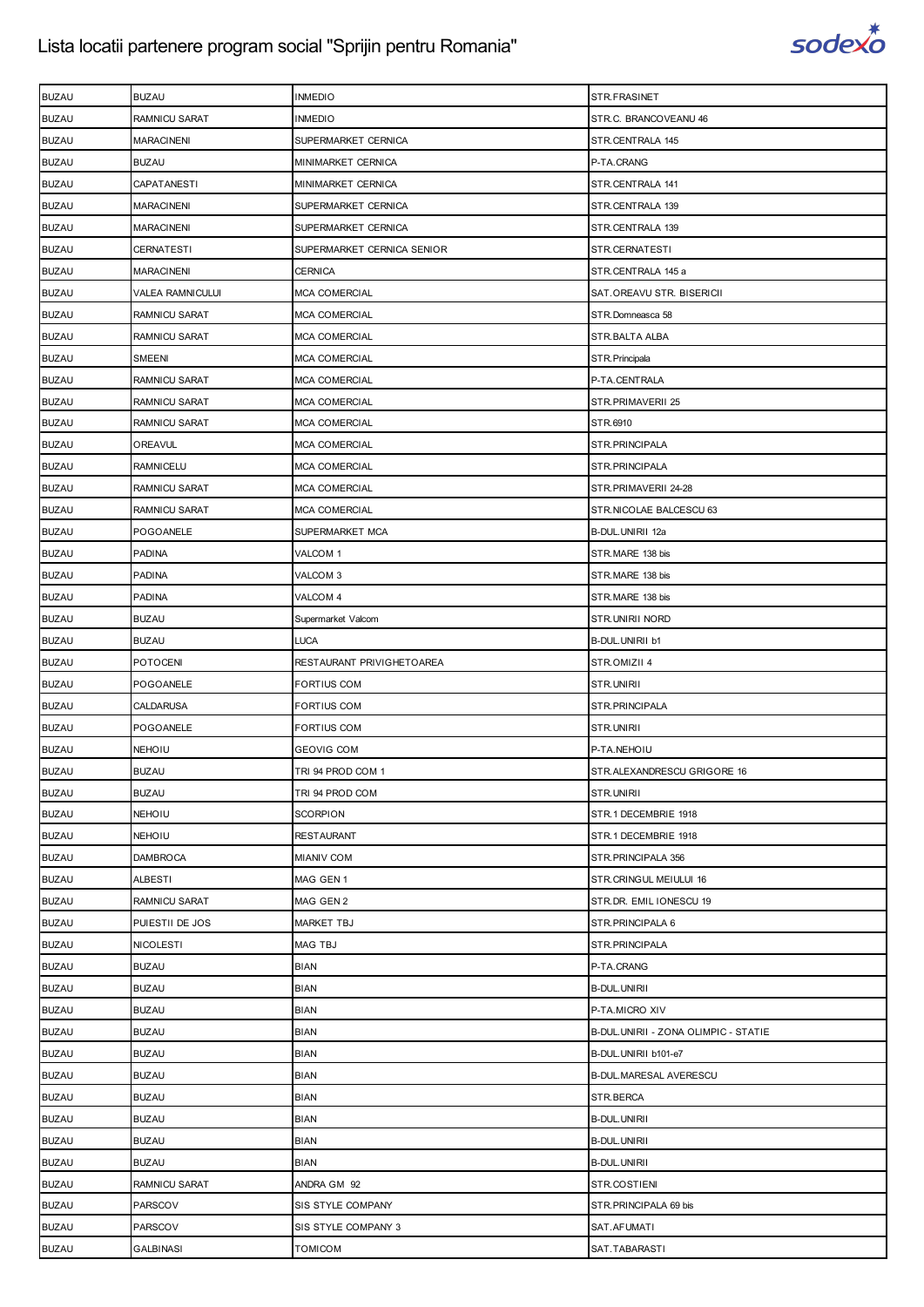| BUZAU | BUZAU | INMEDIO | STR.FRASINET |
|---|---|---|---|
| BUZAU | RAMNICU SARAT | INMEDIO | STR.C. BRANCOVEANU 46 |
| BUZAU | MARACINENI | SUPERMARKET CERNICA | STR.CENTRALA 145 |
| BUZAU | BUZAU | MINIMARKET CERNICA | P-TA.CRANG |
| BUZAU | CAPATANESTI | MINIMARKET CERNICA | STR.CENTRALA 141 |
| BUZAU | MARACINENI | SUPERMARKET CERNICA | STR.CENTRALA 139 |
| BUZAU | MARACINENI | SUPERMARKET CERNICA | STR.CENTRALA 139 |
| BUZAU | CERNATESTI | SUPERMARKET CERNICA SENIOR | STR.CERNATESTI |
| BUZAU | MARACINENI | CERNICA | STR.CENTRALA 145 a |
| BUZAU | VALEA RAMNICULUI | MCA COMERCIAL | SAT.OREAVU STR. BISERICII |
| BUZAU | RAMNICU SARAT | MCA COMERCIAL | STR.Domneasca 58 |
| BUZAU | RAMNICU SARAT | MCA COMERCIAL | STR.BALTA ALBA |
| BUZAU | SMEENI | MCA COMERCIAL | STR.Principala |
| BUZAU | RAMNICU SARAT | MCA COMERCIAL | P-TA.CENTRALA |
| BUZAU | RAMNICU SARAT | MCA COMERCIAL | STR.PRIMAVERII 25 |
| BUZAU | RAMNICU SARAT | MCA COMERCIAL | STR.6910 |
| BUZAU | OREAVUL | MCA COMERCIAL | STR.PRINCIPALA |
| BUZAU | RAMNICELU | MCA COMERCIAL | STR.PRINCIPALA |
| BUZAU | RAMNICU SARAT | MCA COMERCIAL | STR.PRIMAVERII 24-28 |
| BUZAU | RAMNICU SARAT | MCA COMERCIAL | STR.NICOLAE BALCESCU 63 |
| BUZAU | POGOANELE | SUPERMARKET MCA | B-DUL.UNIRII 12a |
| BUZAU | PADINA | VALCOM 1 | STR.MARE 138 bis |
| BUZAU | PADINA | VALCOM 3 | STR.MARE 138 bis |
| BUZAU | PADINA | VALCOM 4 | STR.MARE 138 bis |
| BUZAU | BUZAU | Supermarket Valcom | STR.UNIRII NORD |
| BUZAU | BUZAU | LUCA | B-DUL.UNIRII b1 |
| BUZAU | POTOCENI | RESTAURANT PRIVIGHETOAREA | STR.OMIZII 4 |
| BUZAU | POGOANELE | FORTIUS COM | STR.UNIRII |
| BUZAU | CALDARUSA | FORTIUS COM | STR.PRINCIPALA |
| BUZAU | POGOANELE | FORTIUS COM | STR.UNIRII |
| BUZAU | NEHOIU | GEOVIG COM | P-TA.NEHOIU |
| BUZAU | BUZAU | TRI 94 PROD COM 1 | STR.ALEXANDRESCU GRIGORE 16 |
| BUZAU | BUZAU | TRI 94 PROD COM | STR.UNIRII |
| BUZAU | NEHOIU | SCORPION | STR.1 DECEMBRIE 1918 |
| BUZAU | NEHOIU | RESTAURANT | STR.1 DECEMBRIE 1918 |
| BUZAU | DAMBROCA | MIANIV COM | STR.PRINCIPALA 356 |
| BUZAU | ALBESTI | MAG GEN 1 | STR.CRINGUL MEIULUI 16 |
| BUZAU | RAMNICU SARAT | MAG GEN 2 | STR.DR. EMIL IONESCU 19 |
| BUZAU | PUIESTII DE JOS | MARKET TBJ | STR.PRINCIPALA 6 |
| BUZAU | NICOLESTI | MAG TBJ | STR.PRINCIPALA |
| BUZAU | BUZAU | BIAN | P-TA.CRANG |
| BUZAU | BUZAU | BIAN | B-DUL.UNIRII |
| BUZAU | BUZAU | BIAN | P-TA.MICRO XIV |
| BUZAU | BUZAU | BIAN | B-DUL.UNIRII - ZONA OLIMPIC - STATIE |
| BUZAU | BUZAU | BIAN | B-DUL.UNIRII b101-e7 |
| BUZAU | BUZAU | BIAN | B-DUL.MARESAL AVERESCU |
| BUZAU | BUZAU | BIAN | STR.BERCA |
| BUZAU | BUZAU | BIAN | B-DUL.UNIRII |
| BUZAU | BUZAU | BIAN | B-DUL.UNIRII |
| BUZAU | BUZAU | BIAN | B-DUL.UNIRII |
| BUZAU | RAMNICU SARAT | ANDRA GM 92 | STR.COSTIENI |
| BUZAU | PARSCOV | SIS STYLE COMPANY | STR.PRINCIPALA 69 bis |
| BUZAU | PARSCOV | SIS STYLE COMPANY 3 | SAT.AFUMATI |
| BUZAU | GALBINASI | TOMICOM | SAT.TABARASTI |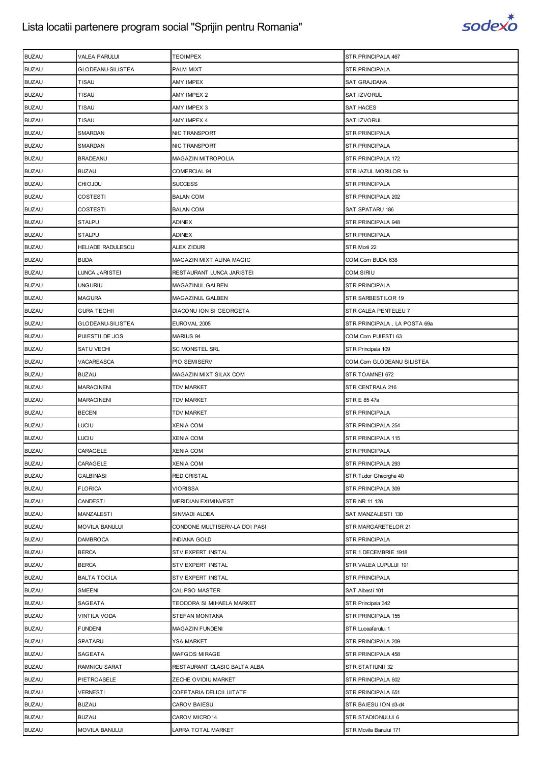# Lista locatii partenere program social "Sprijin pentru Romania"

| BUZAU | VALEA PARULUI | TEOIMPEX | STR.PRINCIPALA 467 |
|---|---|---|---|
| BUZAU | GLODEANU-SILISTEA | PALM MIXT | STR.PRINCIPALA |
| BUZAU | TISAU | AMY IMPEX | SAT.GRAJDANA |
| BUZAU | TISAU | AMY IMPEX 2 | SAT.IZVORUL |
| BUZAU | TISAU | AMY IMPEX 3 | SAT.HACES |
| BUZAU | TISAU | AMY IMPEX 4 | SAT.IZVORUL |
| BUZAU | SMARDAN | NIC TRANSPORT | STR.PRINCIPALA |
| BUZAU | SMARDAN | NIC TRANSPORT | STR.PRINCIPALA |
| BUZAU | BRADEANU | MAGAZIN MITROPOLIA | STR.PRINCIPALA 172 |
| BUZAU | BUZAU | COMERCIAL 94 | STR.IAZUL MORILOR 1a |
| BUZAU | CHIOJDU | SUCCESS | STR.PRINCIPALA |
| BUZAU | COSTESTI | BALAN COM | STR.PRINCIPALA 202 |
| BUZAU | COSTESTI | BALAN COM | SAT.SPATARU 186 |
| BUZAU | STALPU | ADINEX | STR.PRINCIPALA 948 |
| BUZAU | STALPU | ADINEX | STR.PRINCIPALA |
| BUZAU | HELIADE RADULESCU | ALEX ZIDURI | STR.Morii 22 |
| BUZAU | BUDA | MAGAZIN MIXT ALINA MAGIC | COM.Com BUDA 638 |
| BUZAU | LUNCA JARISTEI | RESTAURANT LUNCA JARISTEI | COM.SIRIU |
| BUZAU | UNGURIU | MAGAZINUL GALBEN | STR.PRINCIPALA |
| BUZAU | MAGURA | MAGAZINUL GALBEN | STR.SARBESTILOR 19 |
| BUZAU | GURA TEGHII | DIACONU ION SI GEORGETA | STR.CALEA PENTELEU 7 |
| BUZAU | GLODEANU-SILISTEA | EUROVAL 2005 | STR.PRINCIPALA , LA POSTA 69a |
| BUZAU | PUIESTII DE JOS | MARIUS 94 | COM.Com PUIESTI 63 |
| BUZAU | SATU VECHI | SC MONSTEL SRL | STR.Principala 109 |
| BUZAU | VACAREASCA | PIO SEMISERV | COM.Com GLODEANU SILISTEA |
| BUZAU | BUZAU | MAGAZIN MIXT SILAX COM | STR.TOAMNEI 672 |
| BUZAU | MARACINENI | TDV MARKET | STR.CENTRALA 216 |
| BUZAU | MARACINENI | TDV MARKET | STR.E 85 47a |
| BUZAU | BECENI | TDV MARKET | STR.PRINCIPALA |
| BUZAU | LUCIU | XENIA COM | STR.PRINCIPALA 254 |
| BUZAU | LUCIU | XENIA COM | STR.PRINCIPALA 115 |
| BUZAU | CARAGELE | XENIA COM | STR.PRINCIPALA |
| BUZAU | CARAGELE | XENIA COM | STR.PRINCIPALA 293 |
| BUZAU | GALBINASI | RED CRISTAL | STR.Tudor Gheorghe 40 |
| BUZAU | FLORICA | VIORISSA | STR.PRINCIPALA 309 |
| BUZAU | CANDESTI | MERIDIAN EXIMINVEST | STR.NR 11 128 |
| BUZAU | MANZALESTI | SINMADI ALDEA | SAT.MANZALESTI 130 |
| BUZAU | MOVILA BANULUI | CONDONE MULTISERV-LA DOI PASI | STR.MARGARETELOR 21 |
| BUZAU | DAMBROCA | INDIANA GOLD | STR.PRINCIPALA |
| BUZAU | BERCA | STV EXPERT INSTAL | STR.1 DECEMBRIE 1918 |
| BUZAU | BERCA | STV EXPERT INSTAL | STR.VALEA LUPULUI 191 |
| BUZAU | BALTA TOCILA | STV EXPERT INSTAL | STR.PRINCIPALA |
| BUZAU | SMEENI | CALIPSO MASTER | SAT.Albesti 101 |
| BUZAU | SAGEATA | TEODORA SI MIHAELA MARKET | STR.Principala 342 |
| BUZAU | VINTILA VODA | STEFAN MONTANA | STR.PRINCIPALA 155 |
| BUZAU | FUNDENI | MAGAZIN FUNDENI | STR.Luceafarului 1 |
| BUZAU | SPATARU | YSA MARKET | STR.PRINCIPALA 209 |
| BUZAU | SAGEATA | MAFGOS MIRAGE | STR.PRINCIPALA 458 |
| BUZAU | RAMNICU SARAT | RESTAURANT CLASIC BALTA ALBA | STR.STATIUNII 32 |
| BUZAU | PIETROASELE | ZECHE OVIDIU MARKET | STR.PRINCIPALA 602 |
| BUZAU | VERNESTI | COFETARIA DELICII UITATE | STR.PRINCIPALA 651 |
| BUZAU | BUZAU | CAROV BAIESU | STR.BAIESU ION d3-d4 |
| BUZAU | BUZAU | CAROV MICRO14 | STR.STADIONULUI 6 |
| BUZAU | MOVILA BANULUI | LARRA TOTAL MARKET | STR.Movila Banului 171 |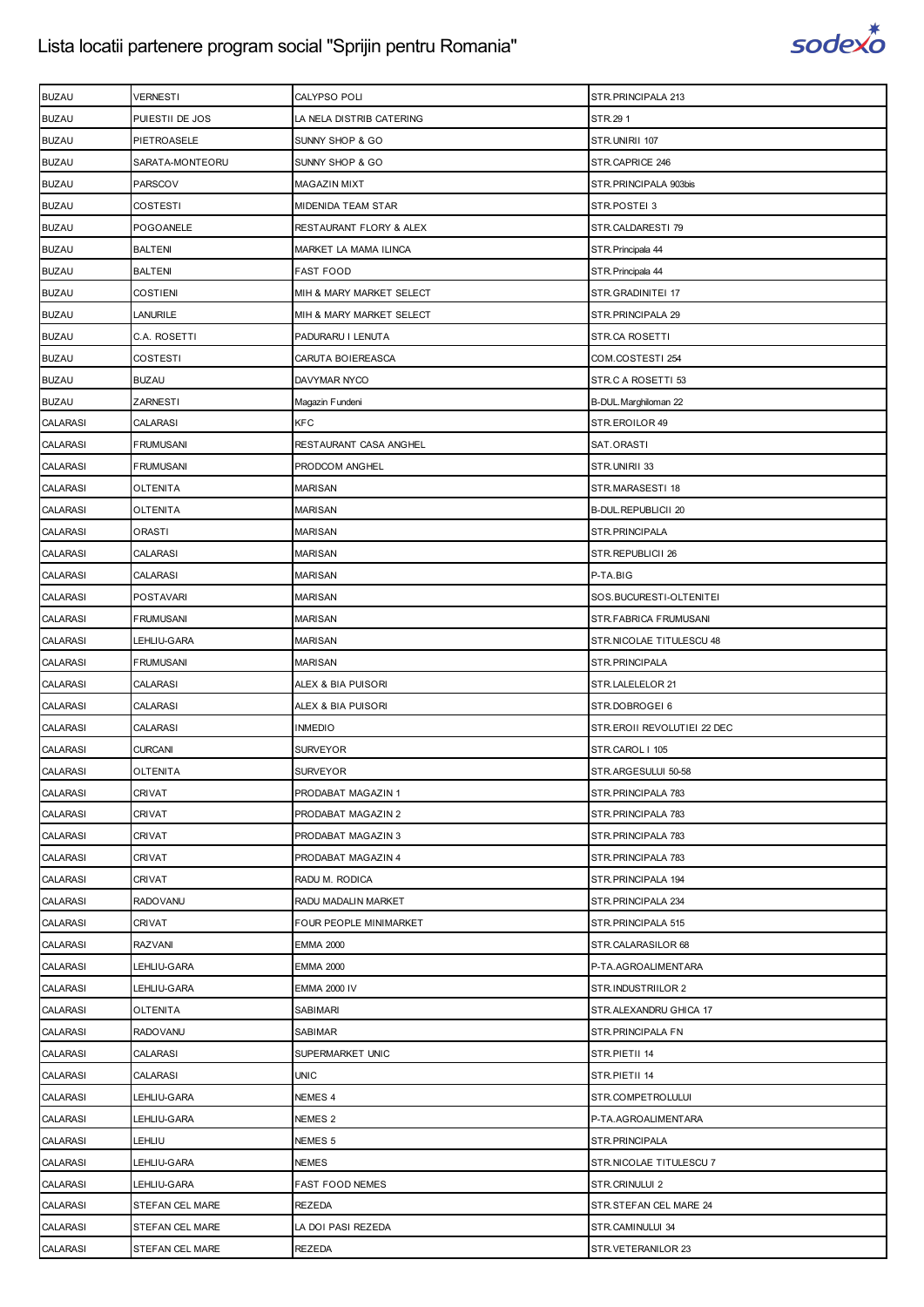# Lista locatii partenere program social "Sprijin pentru Romania"

| | | | |
|---|---|---|---|
| BUZAU | VERNESTI | CALYPSO POLI | STR.PRINCIPALA 213 |
| BUZAU | PUIESTII DE JOS | LA NELA DISTRIB CATERING | STR.29 1 |
| BUZAU | PIETROASELE | SUNNY SHOP & GO | STR.UNIRII 107 |
| BUZAU | SARATA-MONTEORU | SUNNY SHOP & GO | STR.CAPRICE 246 |
| BUZAU | PARSCOV | MAGAZIN MIXT | STR.PRINCIPALA 903bis |
| BUZAU | COSTESTI | MIDENIDA TEAM STAR | STR.POSTEI 3 |
| BUZAU | POGOANELE | RESTAURANT FLORY & ALEX | STR.CALDARESTI 79 |
| BUZAU | BALTENI | MARKET LA MAMA ILINCA | STR.Principala 44 |
| BUZAU | BALTENI | FAST FOOD | STR.Principala 44 |
| BUZAU | COSTIENI | MIH & MARY MARKET SELECT | STR.GRADINITEI 17 |
| BUZAU | LANURILE | MIH & MARY MARKET SELECT | STR.PRINCIPALA 29 |
| BUZAU | C.A. ROSETTI | PADURARU I LENUTA | STR.CA ROSETTI |
| BUZAU | COSTESTI | CARUTA BOIEREASCA | COM.COSTESTI 254 |
| BUZAU | BUZAU | DAVYMAR NYCO | STR.C A ROSETTI 53 |
| BUZAU | ZARNESTI | Magazin Fundeni | B-DUL.Marghiloman 22 |
| CALARASI | CALARASI | KFC | STR.EROILOR 49 |
| CALARASI | FRUMUSANI | RESTAURANT CASA ANGHEL | SAT.ORASTI |
| CALARASI | FRUMUSANI | PRODCOM ANGHEL | STR.UNIRII 33 |
| CALARASI | OLTENITA | MARISAN | STR.MARASESTI 18 |
| CALARASI | OLTENITA | MARISAN | B-DUL.REPUBLICII 20 |
| CALARASI | ORASTI | MARISAN | STR.PRINCIPALA |
| CALARASI | CALARASI | MARISAN | STR.REPUBLICII 26 |
| CALARASI | CALARASI | MARISAN | P-TA.BIG |
| CALARASI | POSTAVARI | MARISAN | SOS.BUCURESTI-OLTENITEI |
| CALARASI | FRUMUSANI | MARISAN | STR.FABRICA FRUMUSANI |
| CALARASI | LEHLIU-GARA | MARISAN | STR.NICOLAE TITULESCU 48 |
| CALARASI | FRUMUSANI | MARISAN | STR.PRINCIPALA |
| CALARASI | CALARASI | ALEX & BIA PUISORI | STR.LALELELOR 21 |
| CALARASI | CALARASI | ALEX & BIA PUISORI | STR.DOBROGEI 6 |
| CALARASI | CALARASI | INMEDIO | STR.EROII REVOLUTIEI 22 DEC |
| CALARASI | CURCANI | SURVEYOR | STR.CAROL I 105 |
| CALARASI | OLTENITA | SURVEYOR | STR.ARGESULUI 50-58 |
| CALARASI | CRIVAT | PRODABAT MAGAZIN 1 | STR.PRINCIPALA 783 |
| CALARASI | CRIVAT | PRODABAT MAGAZIN 2 | STR.PRINCIPALA 783 |
| CALARASI | CRIVAT | PRODABAT MAGAZIN 3 | STR.PRINCIPALA 783 |
| CALARASI | CRIVAT | PRODABAT MAGAZIN 4 | STR.PRINCIPALA 783 |
| CALARASI | CRIVAT | RADU M. RODICA | STR.PRINCIPALA 194 |
| CALARASI | RADOVANU | RADU MADALIN MARKET | STR.PRINCIPALA 234 |
| CALARASI | CRIVAT | FOUR PEOPLE MINIMARKET | STR.PRINCIPALA 515 |
| CALARASI | RAZVANI | EMMA 2000 | STR.CALARASILOR 68 |
| CALARASI | LEHLIU-GARA | EMMA 2000 | P-TA.AGROALIMENTARA |
| CALARASI | LEHLIU-GARA | EMMA 2000 IV | STR.INDUSTRIILOR 2 |
| CALARASI | OLTENITA | SABIMARI | STR.ALEXANDRU GHICA 17 |
| CALARASI | RADOVANU | SABIMAR | STR.PRINCIPALA FN |
| CALARASI | CALARASI | SUPERMARKET UNIC | STR.PIETII 14 |
| CALARASI | CALARASI | UNIC | STR.PIETII 14 |
| CALARASI | LEHLIU-GARA | NEMES 4 | STR.COMPETROLULUI |
| CALARASI | LEHLIU-GARA | NEMES 2 | P-TA.AGROALIMENTARA |
| CALARASI | LEHLIU | NEMES 5 | STR.PRINCIPALA |
| CALARASI | LEHLIU-GARA | NEMES | STR.NICOLAE TITULESCU 7 |
| CALARASI | LEHLIU-GARA | FAST FOOD NEMES | STR.CRINULUI 2 |
| CALARASI | STEFAN CEL MARE | REZEDA | STR.STEFAN CEL MARE 24 |
| CALARASI | STEFAN CEL MARE | LA DOI PASI REZEDA | STR.CAMINULUI 34 |
| CALARASI | STEFAN CEL MARE | REZEDA | STR.VETERANILOR 23 |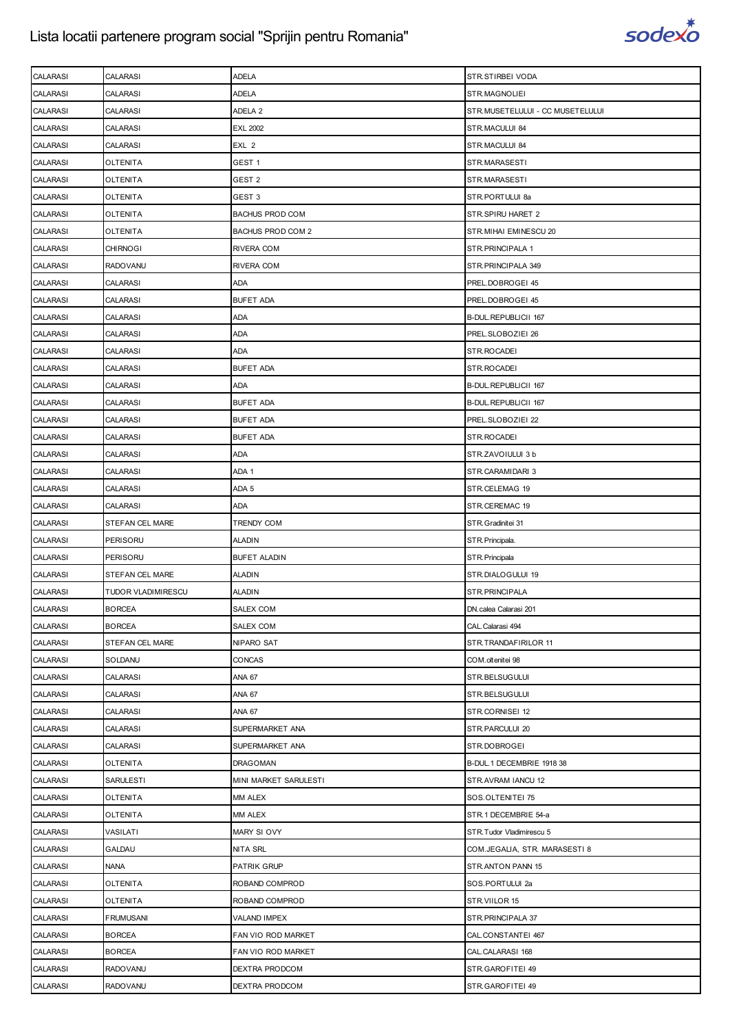| CALARASI | CALARASI | ADELA | STR.STIRBEI VODA |
|---|---|---|---|
| CALARASI | CALARASI | ADELA | STR.MAGNOLIEI |
| CALARASI | CALARASI | ADELA 2 | STR.MUSETELULUI - CC MUSETELULUI |
| CALARASI | CALARASI | EXL 2002 | STR.MACULUI 84 |
| CALARASI | CALARASI | EXL 2 | STR.MACULUI 84 |
| CALARASI | OLTENITA | GEST 1 | STR.MARASESTI |
| CALARASI | OLTENITA | GEST 2 | STR.MARASESTI |
| CALARASI | OLTENITA | GEST 3 | STR.PORTULUI 8a |
| CALARASI | OLTENITA | BACHUS PROD COM | STR.SPIRU HARET 2 |
| CALARASI | OLTENITA | BACHUS PROD COM 2 | STR.MIHAI EMINESCU 20 |
| CALARASI | CHIRNOGI | RIVERA COM | STR.PRINCIPALA 1 |
| CALARASI | RADOVANU | RIVERA COM | STR.PRINCIPALA 349 |
| CALARASI | CALARASI | ADA | PREL.DOBROGEI 45 |
| CALARASI | CALARASI | BUFET ADA | PREL.DOBROGEI 45 |
| CALARASI | CALARASI | ADA | B-DUL.REPUBLICII 167 |
| CALARASI | CALARASI | ADA | PREL.SLOBOZIEI 26 |
| CALARASI | CALARASI | ADA | STR.ROCADEI |
| CALARASI | CALARASI | BUFET ADA | STR.ROCADEI |
| CALARASI | CALARASI | ADA | B-DUL.REPUBLICII 167 |
| CALARASI | CALARASI | BUFET ADA | B-DUL.REPUBLICII 167 |
| CALARASI | CALARASI | BUFET ADA | PREL.SLOBOZIEI 22 |
| CALARASI | CALARASI | BUFET ADA | STR.ROCADEI |
| CALARASI | CALARASI | ADA | STR.ZAVOIULUI 3 b |
| CALARASI | CALARASI | ADA 1 | STR.CARAMIDARI 3 |
| CALARASI | CALARASI | ADA 5 | STR.CELEMAG 19 |
| CALARASI | CALARASI | ADA | STR.CEREMAC 19 |
| CALARASI | STEFAN CEL MARE | TRENDY COM | STR.Gradinitei 31 |
| CALARASI | PERISORU | ALADIN | STR.Principala. |
| CALARASI | PERISORU | BUFET ALADIN | STR.Principala |
| CALARASI | STEFAN CEL MARE | ALADIN | STR.DIALOGULUI 19 |
| CALARASI | TUDOR VLADIMIRESCU | ALADIN | STR.PRINCIPALA |
| CALARASI | BORCEA | SALEX COM | DN.calea Calarasi 201 |
| CALARASI | BORCEA | SALEX COM | CAL.Calarasi 494 |
| CALARASI | STEFAN CEL MARE | NIPARO SAT | STR.TRANDAFIRILOR 11 |
| CALARASI | SOLDANU | CONCAS | COM.oltenitei 98 |
| CALARASI | CALARASI | ANA 67 | STR.BELSUGULUI |
| CALARASI | CALARASI | ANA 67 | STR.BELSUGULUI |
| CALARASI | CALARASI | ANA 67 | STR.CORNISEI 12 |
| CALARASI | CALARASI | SUPERMARKET ANA | STR.PARCULUI 20 |
| CALARASI | CALARASI | SUPERMARKET ANA | STR.DOBROGEI |
| CALARASI | OLTENITA | DRAGOMAN | B-DUL.1 DECEMBRIE 1918 38 |
| CALARASI | SARULESTI | MINI MARKET SARULESTI | STR.AVRAM IANCU 12 |
| CALARASI | OLTENITA | MM ALEX | SOS.OLTENITEI 75 |
| CALARASI | OLTENITA | MM ALEX | STR.1 DECEMBRIE 54-a |
| CALARASI | VASILATI | MARY SI OVY | STR.Tudor Vladimirescu 5 |
| CALARASI | GALDAU | NITA SRL | COM.JEGALIA, STR. MARASESTI 8 |
| CALARASI | NANA | PATRIK GRUP | STR.ANTON PANN 15 |
| CALARASI | OLTENITA | ROBAND COMPROD | SOS.PORTULUI 2a |
| CALARASI | OLTENITA | ROBAND COMPROD | STR.VIILOR 15 |
| CALARASI | FRUMUSANI | VALAND IMPEX | STR.PRINCIPALA 37 |
| CALARASI | BORCEA | FAN VIO ROD MARKET | CAL.CONSTANTEI 467 |
| CALARASI | BORCEA | FAN VIO ROD MARKET | CAL.CALARASI 168 |
| CALARASI | RADOVANU | DEXTRA PRODCOM | STR.GAROFITEI 49 |
| CALARASI | RADOVANU | DEXTRA PRODCOM | STR.GAROFITEI 49 |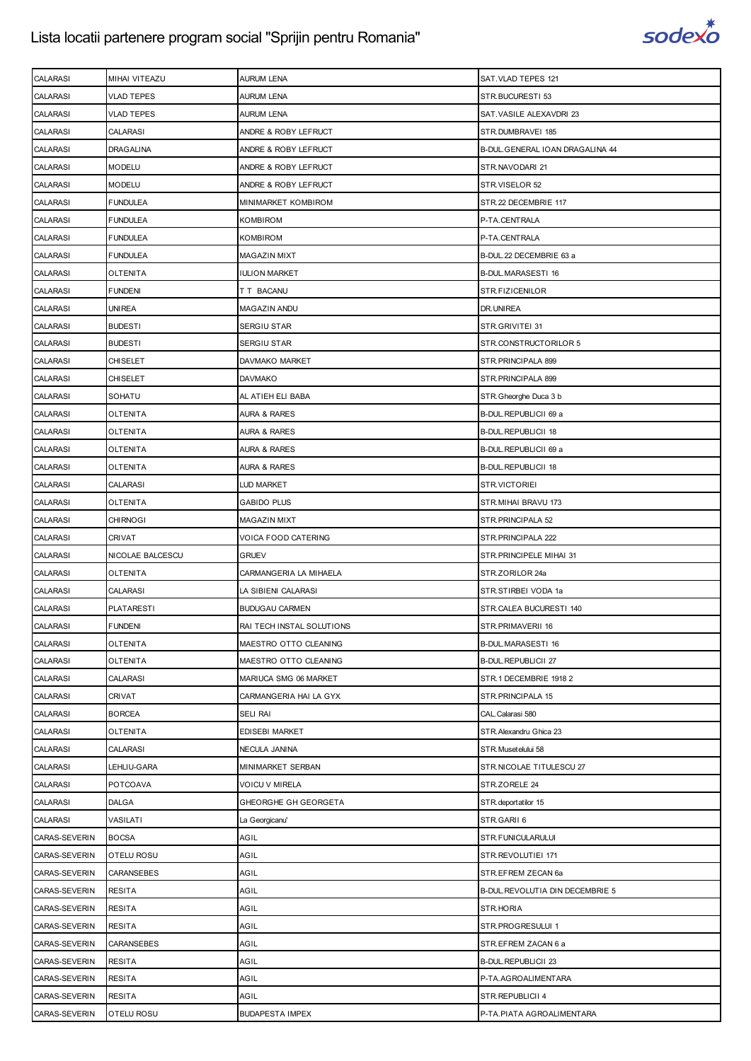# Lista locatii partenere program social "Sprijin pentru Romania"

| | | | |
|---|---|---|---|
| CALARASI | MIHAI VITEAZU | AURUM LENA | SAT.VLAD TEPES 121 |
| CALARASI | VLAD TEPES | AURUM LENA | STR.BUCURESTI 53 |
| CALARASI | VLAD TEPES | AURUM LENA | SAT.VASILE ALEXAVDRI 23 |
| CALARASI | CALARASI | ANDRE & ROBY LEFRUCT | STR.DUMBRAVEI 185 |
| CALARASI | DRAGALINA | ANDRE & ROBY LEFRUCT | B-DUL.GENERAL IOAN DRAGALINA 44 |
| CALARASI | MODELU | ANDRE & ROBY LEFRUCT | STR.NAVODARI 21 |
| CALARASI | MODELU | ANDRE & ROBY LEFRUCT | STR.VISELOR 52 |
| CALARASI | FUNDULEA | MINIMARKET KOMBIROM | STR.22 DECEMBRIE 117 |
| CALARASI | FUNDULEA | KOMBIROM | P-TA.CENTRALA |
| CALARASI | FUNDULEA | KOMBIROM | P-TA.CENTRALA |
| CALARASI | FUNDULEA | MAGAZIN MIXT | B-DUL.22 DECEMBRIE 63 a |
| CALARASI | OLTENITA | IULION MARKET | B-DUL.MARASESTI 16 |
| CALARASI | FUNDENI | T T BACANU | STR.FIZICENILOR |
| CALARASI | UNIREA | MAGAZIN ANDU | DR.UNIREA |
| CALARASI | BUDESTI | SERGIU STAR | STR.GRIVITEI 31 |
| CALARASI | BUDESTI | SERGIU STAR | STR.CONSTRUCTORILOR 5 |
| CALARASI | CHISELET | DAVMAKO MARKET | STR.PRINCIPALA 899 |
| CALARASI | CHISELET | DAVMAKO | STR.PRINCIPALA 899 |
| CALARASI | SOHATU | AL ATIEH ELI BABA | STR.Gheorghe Duca 3 b |
| CALARASI | OLTENITA | AURA & RARES | B-DUL.REPUBLICII 69 a |
| CALARASI | OLTENITA | AURA & RARES | B-DUL.REPUBLICII 18 |
| CALARASI | OLTENITA | AURA & RARES | B-DUL.REPUBLICII 69 a |
| CALARASI | OLTENITA | AURA & RARES | B-DUL.REPUBLICII 18 |
| CALARASI | CALARASI | LUD MARKET | STR.VICTORIEI |
| CALARASI | OLTENITA | GABIDO PLUS | STR.MIHAI BRAVU 173 |
| CALARASI | CHIRNOGI | MAGAZIN MIXT | STR.PRINCIPALA 52 |
| CALARASI | CRIVAT | VOICA FOOD CATERING | STR.PRINCIPALA 222 |
| CALARASI | NICOLAE BALCESCU | GRUEV | STR.PRINCIPELE MIHAI 31 |
| CALARASI | OLTENITA | CARMANGERIA LA MIHAELA | STR.ZORILOR 24a |
| CALARASI | CALARASI | LA SIBIENI CALARASI | STR.STIRBEI VODA 1a |
| CALARASI | PLATARESTI | BUDUGAU CARMEN | STR.CALEA BUCURESTI 140 |
| CALARASI | FUNDENI | RAI TECH INSTAL SOLUTIONS | STR.PRIMAVERII 16 |
| CALARASI | OLTENITA | MAESTRO OTTO CLEANING | B-DUL.MARASESTI 16 |
| CALARASI | OLTENITA | MAESTRO OTTO CLEANING | B-DUL.REPUBLICII 27 |
| CALARASI | CALARASI | MARIUCA SMG 06 MARKET | STR.1 DECEMBRIE 1918 2 |
| CALARASI | CRIVAT | CARMANGERIA HAI LA GYX | STR.PRINCIPALA 15 |
| CALARASI | BORCEA | SELI RAI | CAL.Calarasi 580 |
| CALARASI | OLTENITA | EDISEBI MARKET | STR.Alexandru Ghica 23 |
| CALARASI | CALARASI | NECULA JANINA | STR.Musetelului 58 |
| CALARASI | LEHLIU-GARA | MINIMARKET SERBAN | STR.NICOLAE TITULESCU 27 |
| CALARASI | POTCOAVA | VOICU V MIRELA | STR.ZORELE 24 |
| CALARASI | DALGA | GHEORGHE GH GEORGETA | STR.deportatilor 15 |
| CALARASI | VASILATI | La Georgicanu' | STR.GARII 6 |
| CARAS-SEVERIN | BOCSA | AGIL | STR.FUNICULARULUI |
| CARAS-SEVERIN | OTELU ROSU | AGIL | STR.REVOLUTIEI 171 |
| CARAS-SEVERIN | CARANSEBES | AGIL | STR.EFREM ZECAN 6a |
| CARAS-SEVERIN | RESITA | AGIL | B-DUL.REVOLUTIA DIN DECEMBRIE 5 |
| CARAS-SEVERIN | RESITA | AGIL | STR.HORIA |
| CARAS-SEVERIN | RESITA | AGIL | STR.PROGRESULUI 1 |
| CARAS-SEVERIN | CARANSEBES | AGIL | STR.EFREM ZACAN 6 a |
| CARAS-SEVERIN | RESITA | AGIL | B-DUL.REPUBLICII 23 |
| CARAS-SEVERIN | RESITA | AGIL | P-TA.AGROALIMENTARA |
| CARAS-SEVERIN | RESITA | AGIL | STR.REPUBLICII 4 |
| CARAS-SEVERIN | OTELU ROSU | BUDAPESTA IMPEX | P-TA.PIATA AGROALIMENTARA |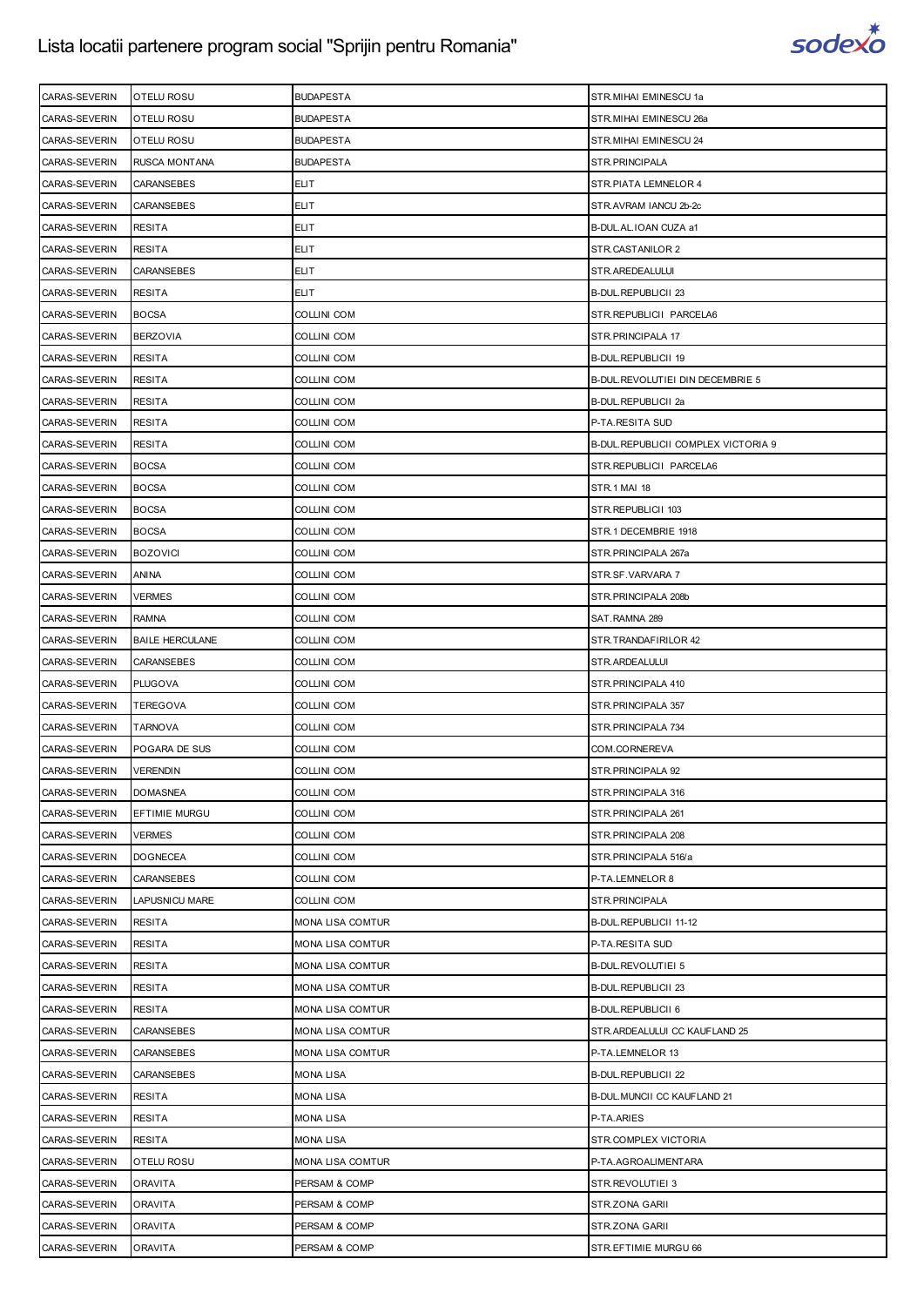| CARAS-SEVERIN | OTELU ROSU | BUDAPESTA | STR.MIHAI EMINESCU 1a |
|---|---|---|---|
| CARAS-SEVERIN | OTELU ROSU | BUDAPESTA | STR.MIHAI EMINESCU 26a |
| CARAS-SEVERIN | OTELU ROSU | BUDAPESTA | STR.MIHAI EMINESCU 24 |
| CARAS-SEVERIN | RUSCA MONTANA | BUDAPESTA | STR.PRINCIPALA |
| CARAS-SEVERIN | CARANSEBES | ELIT | STR.PIATA LEMNELOR 4 |
| CARAS-SEVERIN | CARANSEBES | ELIT | STR.AVRAM IANCU 2b-2c |
| CARAS-SEVERIN | RESITA | ELIT | B-DUL.AL.IOAN CUZA a1 |
| CARAS-SEVERIN | RESITA | ELIT | STR.CASTANILOR 2 |
| CARAS-SEVERIN | CARANSEBES | ELIT | STR.AREDEALULUI |
| CARAS-SEVERIN | RESITA | ELIT | B-DUL.REPUBLICII 23 |
| CARAS-SEVERIN | BOCSA | COLLINI COM | STR.REPUBLICII PARCELA6 |
| CARAS-SEVERIN | BERZOVIA | COLLINI COM | STR.PRINCIPALA 17 |
| CARAS-SEVERIN | RESITA | COLLINI COM | B-DUL.REPUBLICII 19 |
| CARAS-SEVERIN | RESITA | COLLINI COM | B-DUL.REVOLUTIEI DIN DECEMBRIE 5 |
| CARAS-SEVERIN | RESITA | COLLINI COM | B-DUL.REPUBLICII 2a |
| CARAS-SEVERIN | RESITA | COLLINI COM | P-TA.RESITA SUD |
| CARAS-SEVERIN | RESITA | COLLINI COM | B-DUL.REPUBLICII COMPLEX VICTORIA 9 |
| CARAS-SEVERIN | BOCSA | COLLINI COM | STR.REPUBLICII PARCELA6 |
| CARAS-SEVERIN | BOCSA | COLLINI COM | STR.1 MAI 18 |
| CARAS-SEVERIN | BOCSA | COLLINI COM | STR.REPUBLICII 103 |
| CARAS-SEVERIN | BOCSA | COLLINI COM | STR.1 DECEMBRIE 1918 |
| CARAS-SEVERIN | BOZOVICI | COLLINI COM | STR.PRINCIPALA 267a |
| CARAS-SEVERIN | ANINA | COLLINI COM | STR.SF.VARVARA 7 |
| CARAS-SEVERIN | VERMES | COLLINI COM | STR.PRINCIPALA 208b |
| CARAS-SEVERIN | RAMNA | COLLINI COM | SAT.RAMNA 289 |
| CARAS-SEVERIN | BAILE HERCULANE | COLLINI COM | STR.TRANDAFIRILOR 42 |
| CARAS-SEVERIN | CARANSEBES | COLLINI COM | STR.ARDEALULUI |
| CARAS-SEVERIN | PLUGOVA | COLLINI COM | STR.PRINCIPALA 410 |
| CARAS-SEVERIN | TEREGOVA | COLLINI COM | STR.PRINCIPALA 357 |
| CARAS-SEVERIN | TARNOVA | COLLINI COM | STR.PRINCIPALA 734 |
| CARAS-SEVERIN | POGARA DE SUS | COLLINI COM | COM.CORNEREVA |
| CARAS-SEVERIN | VERENDIN | COLLINI COM | STR.PRINCIPALA 92 |
| CARAS-SEVERIN | DOMASNEA | COLLINI COM | STR.PRINCIPALA 316 |
| CARAS-SEVERIN | EFTIMIE MURGU | COLLINI COM | STR.PRINCIPALA 261 |
| CARAS-SEVERIN | VERMES | COLLINI COM | STR.PRINCIPALA 208 |
| CARAS-SEVERIN | DOGNECEA | COLLINI COM | STR.PRINCIPALA 516/a |
| CARAS-SEVERIN | CARANSEBES | COLLINI COM | P-TA.LEMNELOR 8 |
| CARAS-SEVERIN | LAPUSNICU MARE | COLLINI COM | STR.PRINCIPALA |
| CARAS-SEVERIN | RESITA | MONA LISA COMTUR | B-DUL.REPUBLICII 11-12 |
| CARAS-SEVERIN | RESITA | MONA LISA COMTUR | P-TA.RESITA SUD |
| CARAS-SEVERIN | RESITA | MONA LISA COMTUR | B-DUL.REVOLUTIEI 5 |
| CARAS-SEVERIN | RESITA | MONA LISA COMTUR | B-DUL.REPUBLICII 23 |
| CARAS-SEVERIN | RESITA | MONA LISA COMTUR | B-DUL.REPUBLICII 6 |
| CARAS-SEVERIN | CARANSEBES | MONA LISA COMTUR | STR.ARDEALULUI CC KAUFLAND 25 |
| CARAS-SEVERIN | CARANSEBES | MONA LISA COMTUR | P-TA.LEMNELOR 13 |
| CARAS-SEVERIN | CARANSEBES | MONA LISA | B-DUL.REPUBLICII 22 |
| CARAS-SEVERIN | RESITA | MONA LISA | B-DUL.MUNCII CC KAUFLAND 21 |
| CARAS-SEVERIN | RESITA | MONA LISA | P-TA.ARIES |
| CARAS-SEVERIN | RESITA | MONA LISA | STR.COMPLEX VICTORIA |
| CARAS-SEVERIN | OTELU ROSU | MONA LISA COMTUR | P-TA.AGROALIMENTARA |
| CARAS-SEVERIN | ORAVITA | PERSAM & COMP | STR.REVOLUTIEI 3 |
| CARAS-SEVERIN | ORAVITA | PERSAM & COMP | STR.ZONA GARII |
| CARAS-SEVERIN | ORAVITA | PERSAM & COMP | STR.ZONA GARII |
| CARAS-SEVERIN | ORAVITA | PERSAM & COMP | STR.EFTIMIE MURGU 66 |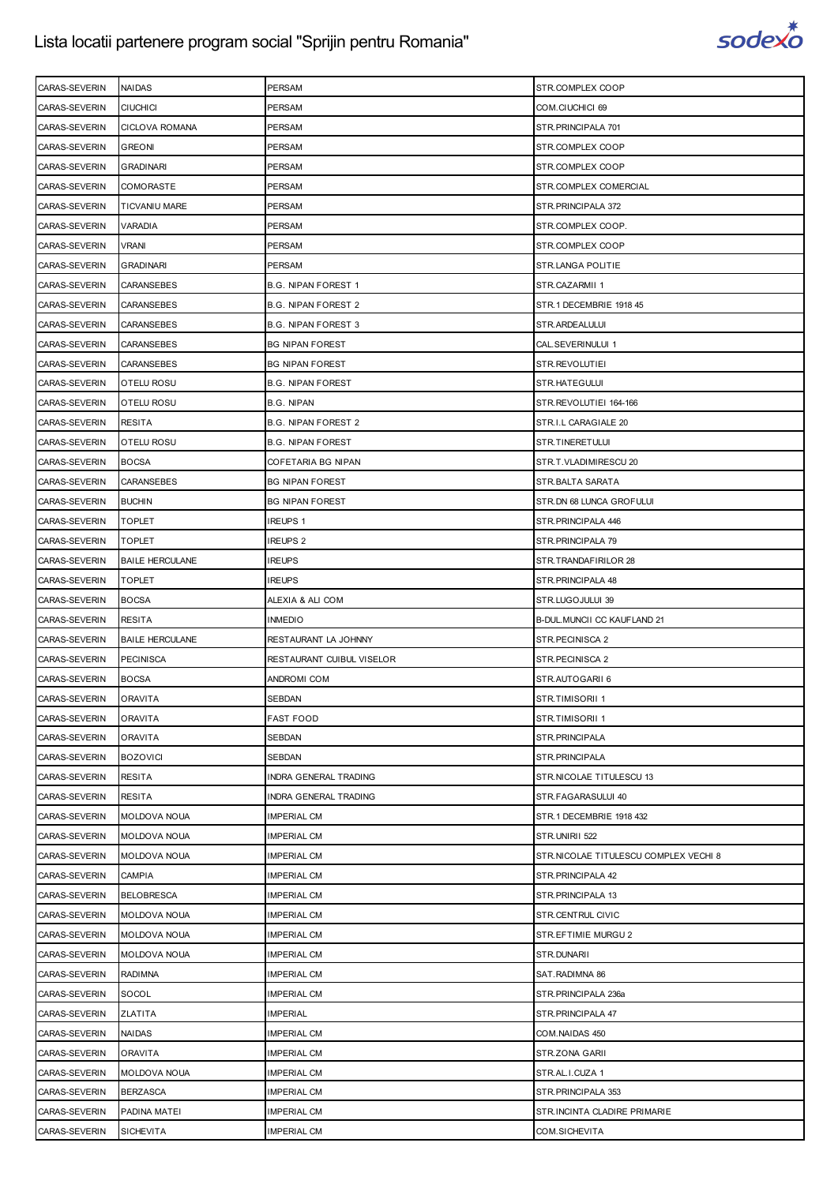# Lista locatii partenere program social "Sprijin pentru Romania"

| | | | |
|---|---|---|---|
| CARAS-SEVERIN | NAIDAS | PERSAM | STR.COMPLEX COOP |
| CARAS-SEVERIN | CIUCHICI | PERSAM | COM.CIUCHICI 69 |
| CARAS-SEVERIN | CICLOVA ROMANA | PERSAM | STR.PRINCIPALA 701 |
| CARAS-SEVERIN | GREONI | PERSAM | STR.COMPLEX COOP |
| CARAS-SEVERIN | GRADINARI | PERSAM | STR.COMPLEX COOP |
| CARAS-SEVERIN | COMORASTE | PERSAM | STR.COMPLEX COMERCIAL |
| CARAS-SEVERIN | TICVANIU MARE | PERSAM | STR.PRINCIPALA 372 |
| CARAS-SEVERIN | VARADIA | PERSAM | STR.COMPLEX COOP. |
| CARAS-SEVERIN | VRANI | PERSAM | STR.COMPLEX COOP |
| CARAS-SEVERIN | GRADINARI | PERSAM | STR.LANGA POLITIE |
| CARAS-SEVERIN | CARANSEBES | B.G. NIPAN FOREST 1 | STR.CAZARMII 1 |
| CARAS-SEVERIN | CARANSEBES | B.G. NIPAN FOREST 2 | STR.1 DECEMBRIE 1918 45 |
| CARAS-SEVERIN | CARANSEBES | B.G. NIPAN FOREST 3 | STR.ARDEALULUI |
| CARAS-SEVERIN | CARANSEBES | BG NIPAN FOREST | CAL.SEVERINULUI 1 |
| CARAS-SEVERIN | CARANSEBES | BG NIPAN FOREST | STR.REVOLUTIEI |
| CARAS-SEVERIN | OTELU ROSU | B.G. NIPAN FOREST | STR.HATEGULUI |
| CARAS-SEVERIN | OTELU ROSU | B.G. NIPAN | STR.REVOLUTIEI 164-166 |
| CARAS-SEVERIN | RESITA | B.G. NIPAN FOREST 2 | STR.I.L CARAGIALE 20 |
| CARAS-SEVERIN | OTELU ROSU | B.G. NIPAN FOREST | STR.TINERETULUI |
| CARAS-SEVERIN | BOCSA | COFETARIA BG NIPAN | STR.T.VLADIMIRESCU 20 |
| CARAS-SEVERIN | CARANSEBES | BG NIPAN FOREST | STR.BALTA SARATA |
| CARAS-SEVERIN | BUCHIN | BG NIPAN FOREST | STR.DN 68 LUNCA GROFULUI |
| CARAS-SEVERIN | TOPLET | IREUPS 1 | STR.PRINCIPALA 446 |
| CARAS-SEVERIN | TOPLET | IREUPS 2 | STR.PRINCIPALA 79 |
| CARAS-SEVERIN | BAILE HERCULANE | IREUPS | STR.TRANDAFIRILOR 28 |
| CARAS-SEVERIN | TOPLET | IREUPS | STR.PRINCIPALA 48 |
| CARAS-SEVERIN | BOCSA | ALEXIA & ALI COM | STR.LUGOJULUI 39 |
| CARAS-SEVERIN | RESITA | INMEDIO | B-DUL.MUNCII CC KAUFLAND 21 |
| CARAS-SEVERIN | BAILE HERCULANE | RESTAURANT LA JOHNNY | STR.PECINISCA 2 |
| CARAS-SEVERIN | PECINISCA | RESTAURANT CUIBUL VISELOR | STR.PECINISCA 2 |
| CARAS-SEVERIN | BOCSA | ANDROMI COM | STR.AUTOGARII 6 |
| CARAS-SEVERIN | ORAVITA | SEBDAN | STR.TIMISORII 1 |
| CARAS-SEVERIN | ORAVITA | FAST FOOD | STR.TIMISORII 1 |
| CARAS-SEVERIN | ORAVITA | SEBDAN | STR.PRINCIPALA |
| CARAS-SEVERIN | BOZOVICI | SEBDAN | STR.PRINCIPALA |
| CARAS-SEVERIN | RESITA | INDRA GENERAL TRADING | STR.NICOLAE TITULESCU 13 |
| CARAS-SEVERIN | RESITA | INDRA GENERAL TRADING | STR.FAGARASULUI 40 |
| CARAS-SEVERIN | MOLDOVA NOUA | IMPERIAL CM | STR.1 DECEMBRIE 1918 432 |
| CARAS-SEVERIN | MOLDOVA NOUA | IMPERIAL CM | STR.UNIRII 522 |
| CARAS-SEVERIN | MOLDOVA NOUA | IMPERIAL CM | STR.NICOLAE TITULESCU COMPLEX VECHI 8 |
| CARAS-SEVERIN | CAMPIA | IMPERIAL CM | STR.PRINCIPALA 42 |
| CARAS-SEVERIN | BELOBRESCA | IMPERIAL CM | STR.PRINCIPALA 13 |
| CARAS-SEVERIN | MOLDOVA NOUA | IMPERIAL CM | STR.CENTRUL CIVIC |
| CARAS-SEVERIN | MOLDOVA NOUA | IMPERIAL CM | STR.EFTIMIE MURGU 2 |
| CARAS-SEVERIN | MOLDOVA NOUA | IMPERIAL CM | STR.DUNARII |
| CARAS-SEVERIN | RADIMNA | IMPERIAL CM | SAT.RADIMNA 86 |
| CARAS-SEVERIN | SOCOL | IMPERIAL CM | STR.PRINCIPALA 236a |
| CARAS-SEVERIN | ZLATITA | IMPERIAL | STR.PRINCIPALA 47 |
| CARAS-SEVERIN | NAIDAS | IMPERIAL CM | COM.NAIDAS 450 |
| CARAS-SEVERIN | ORAVITA | IMPERIAL CM | STR.ZONA GARII |
| CARAS-SEVERIN | MOLDOVA NOUA | IMPERIAL CM | STR.AL.I.CUZA 1 |
| CARAS-SEVERIN | BERZASCA | IMPERIAL CM | STR.PRINCIPALA 353 |
| CARAS-SEVERIN | PADINA MATEI | IMPERIAL CM | STR.INCINTA CLADIRE PRIMARIE |
| CARAS-SEVERIN | SICHEVITA | IMPERIAL CM | COM.SICHEVITA |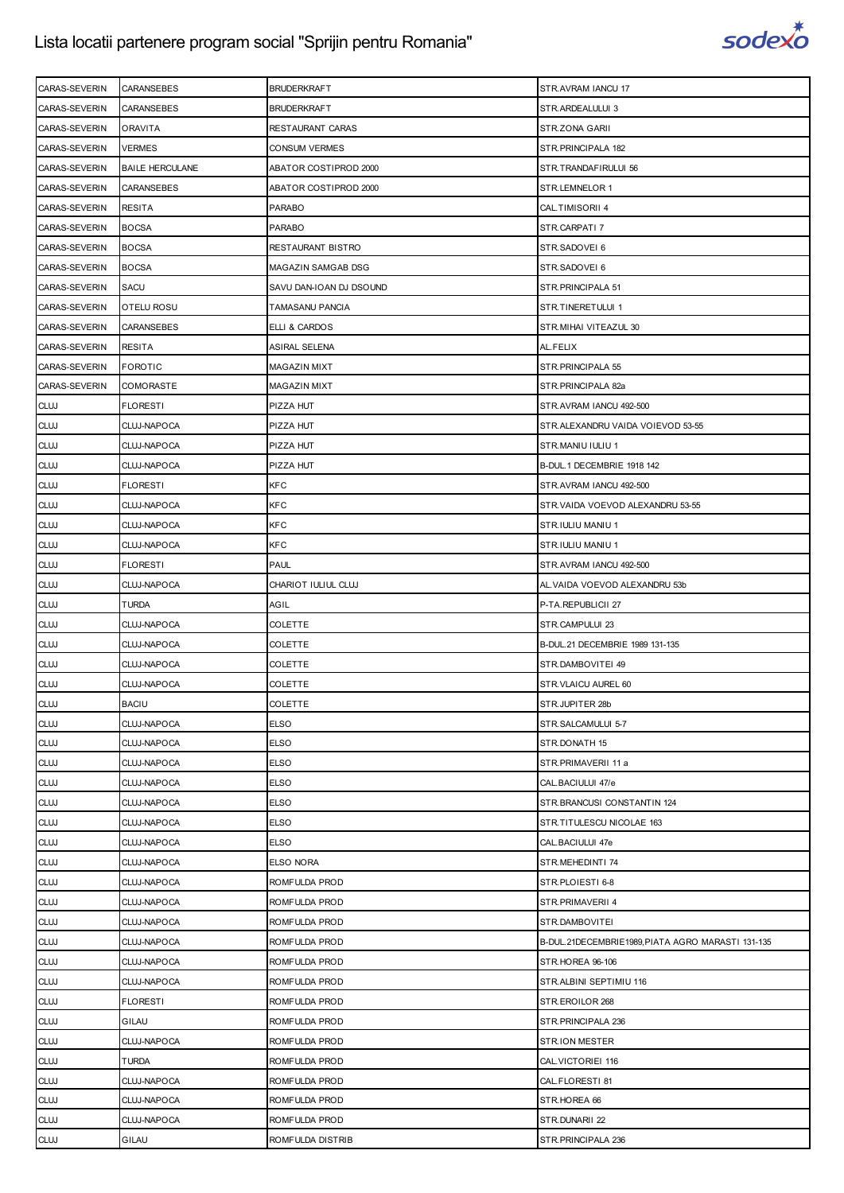| CARAS-SEVERIN | CARANSEBES | BRUDERKRAFT | STR.AVRAM IANCU 17 |
|---|---|---|---|
| CARAS-SEVERIN | CARANSEBES | BRUDERKRAFT | STR.ARDEALULUI 3 |
| CARAS-SEVERIN | ORAVITA | RESTAURANT CARAS | STR.ZONA GARII |
| CARAS-SEVERIN | VERMES | CONSUM VERMES | STR.PRINCIPALA 182 |
| CARAS-SEVERIN | BAILE HERCULANE | ABATOR COSTIPROD 2000 | STR.TRANDAFIRULUI 56 |
| CARAS-SEVERIN | CARANSEBES | ABATOR COSTIPROD 2000 | STR.LEMNELOR 1 |
| CARAS-SEVERIN | RESITA | PARABO | CAL.TIMISORII 4 |
| CARAS-SEVERIN | BOCSA | PARABO | STR.CARPATI 7 |
| CARAS-SEVERIN | BOCSA | RESTAURANT BISTRO | STR.SADOVEI 6 |
| CARAS-SEVERIN | BOCSA | MAGAZIN SAMGAB DSG | STR.SADOVEI 6 |
| CARAS-SEVERIN | SACU | SAVU DAN-IOAN DJ DSOUND | STR.PRINCIPALA 51 |
| CARAS-SEVERIN | OTELU ROSU | TAMASANU PANCIA | STR.TINERETULUI 1 |
| CARAS-SEVERIN | CARANSEBES | ELLI & CARDOS | STR.MIHAI VITEAZUL 30 |
| CARAS-SEVERIN | RESITA | ASIRAL SELENA | AL.FELIX |
| CARAS-SEVERIN | FOROTIC | MAGAZIN MIXT | STR.PRINCIPALA 55 |
| CARAS-SEVERIN | COMORASTE | MAGAZIN MIXT | STR.PRINCIPALA 82a |
| CLUJ | FLORESTI | PIZZA HUT | STR.AVRAM IANCU 492-500 |
| CLUJ | CLUJ-NAPOCA | PIZZA HUT | STR.ALEXANDRU VAIDA VOIEVOD 53-55 |
| CLUJ | CLUJ-NAPOCA | PIZZA HUT | STR.MANIU IULIU 1 |
| CLUJ | CLUJ-NAPOCA | PIZZA HUT | B-DUL.1 DECEMBRIE 1918 142 |
| CLUJ | FLORESTI | KFC | STR.AVRAM IANCU 492-500 |
| CLUJ | CLUJ-NAPOCA | KFC | STR.VAIDA VOEVOD ALEXANDRU 53-55 |
| CLUJ | CLUJ-NAPOCA | KFC | STR.IULIU MANIU 1 |
| CLUJ | CLUJ-NAPOCA | KFC | STR.IULIU MANIU 1 |
| CLUJ | FLORESTI | PAUL | STR.AVRAM IANCU 492-500 |
| CLUJ | CLUJ-NAPOCA | CHARIOT IULIUL CLUJ | AL.VAIDA VOEVOD ALEXANDRU 53b |
| CLUJ | TURDA | AGIL | P-TA.REPUBLICII 27 |
| CLUJ | CLUJ-NAPOCA | COLETTE | STR.CAMPULUI 23 |
| CLUJ | CLUJ-NAPOCA | COLETTE | B-DUL.21 DECEMBRIE 1989 131-135 |
| CLUJ | CLUJ-NAPOCA | COLETTE | STR.DAMBOVITEI 49 |
| CLUJ | CLUJ-NAPOCA | COLETTE | STR.VLAICU AUREL 60 |
| CLUJ | BACIU | COLETTE | STR.JUPITER 28b |
| CLUJ | CLUJ-NAPOCA | ELSO | STR.SALCAMULUI 5-7 |
| CLUJ | CLUJ-NAPOCA | ELSO | STR.DONATH 15 |
| CLUJ | CLUJ-NAPOCA | ELSO | STR.PRIMAVERII 11 a |
| CLUJ | CLUJ-NAPOCA | ELSO | CAL.BACIULUI 47/e |
| CLUJ | CLUJ-NAPOCA | ELSO | STR.BRANCUSI CONSTANTIN 124 |
| CLUJ | CLUJ-NAPOCA | ELSO | STR.TITULESCU NICOLAE 163 |
| CLUJ | CLUJ-NAPOCA | ELSO | CAL.BACIULUI 47e |
| CLUJ | CLUJ-NAPOCA | ELSO NORA | STR.MEHEDINTI 74 |
| CLUJ | CLUJ-NAPOCA | ROMFULDA PROD | STR.PLOIESTI 6-8 |
| CLUJ | CLUJ-NAPOCA | ROMFULDA PROD | STR.PRIMAVERII 4 |
| CLUJ | CLUJ-NAPOCA | ROMFULDA PROD | STR.DAMBOVITEI |
| CLUJ | CLUJ-NAPOCA | ROMFULDA PROD | B-DUL.21DECEMBRIE1989,PIATA AGRO MARASTI 131-135 |
| CLUJ | CLUJ-NAPOCA | ROMFULDA PROD | STR.HOREA 96-106 |
| CLUJ | CLUJ-NAPOCA | ROMFULDA PROD | STR.ALBINI SEPTIMIU 116 |
| CLUJ | FLORESTI | ROMFULDA PROD | STR.EROILOR 268 |
| CLUJ | GILAU | ROMFULDA PROD | STR.PRINCIPALA 236 |
| CLUJ | CLUJ-NAPOCA | ROMFULDA PROD | STR.ION MESTER |
| CLUJ | TURDA | ROMFULDA PROD | CAL.VICTORIEI 116 |
| CLUJ | CLUJ-NAPOCA | ROMFULDA PROD | CAL.FLORESTI 81 |
| CLUJ | CLUJ-NAPOCA | ROMFULDA PROD | STR.HOREA 66 |
| CLUJ | CLUJ-NAPOCA | ROMFULDA PROD | STR.DUNARII 22 |
| CLUJ | GILAU | ROMFULDA DISTRIB | STR.PRINCIPALA 236 |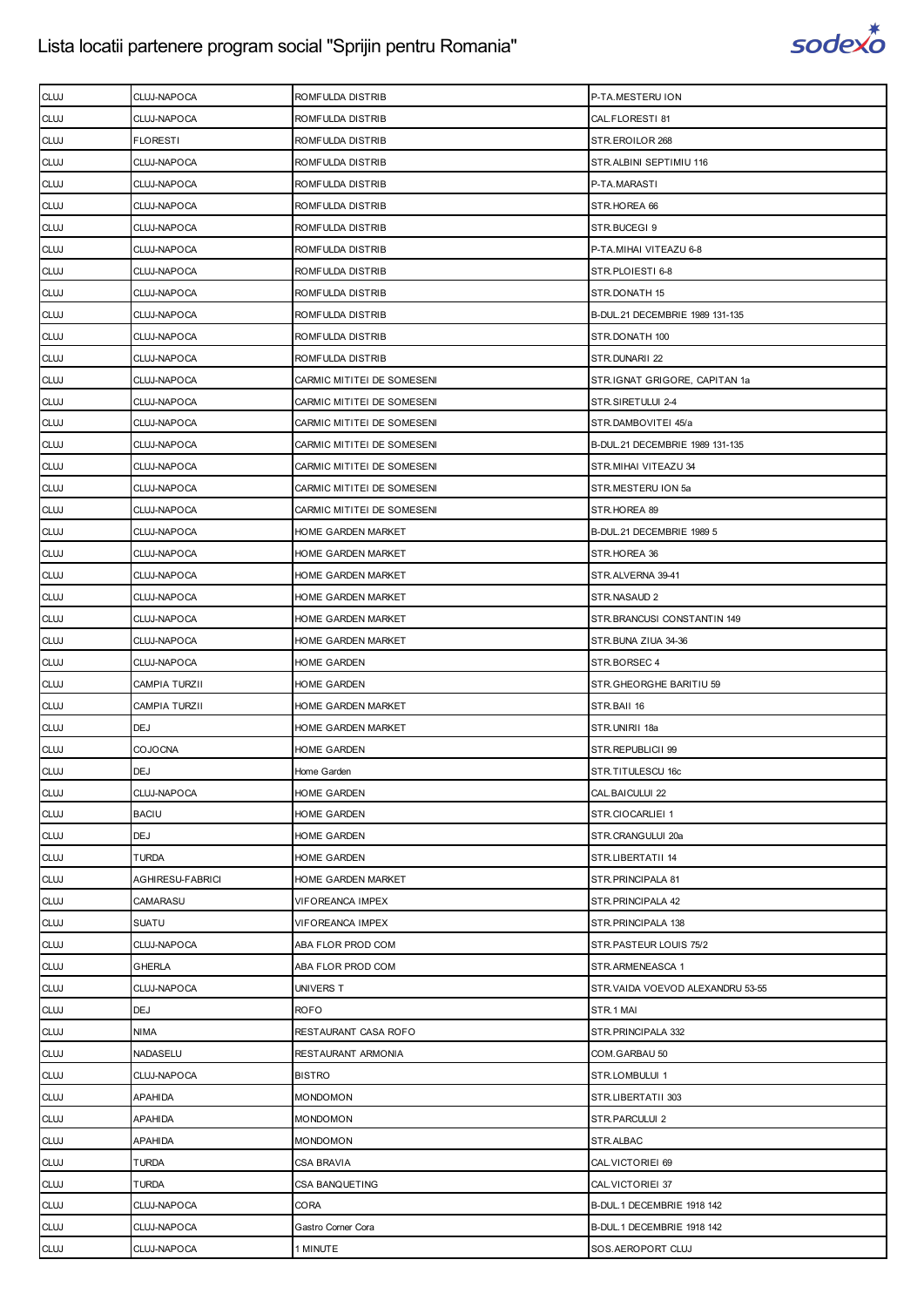| CLUJ | CLUJ-NAPOCA | ROMFULDA DISTRIB | P-TA.MESTERU ION |
|---|---|---|---|
| CLUJ | CLUJ-NAPOCA | ROMFULDA DISTRIB | CAL.FLORESTI 81 |
| CLUJ | FLORESTI | ROMFULDA DISTRIB | STR.EROILOR 268 |
| CLUJ | CLUJ-NAPOCA | ROMFULDA DISTRIB | STR.ALBINI SEPTIMIU 116 |
| CLUJ | CLUJ-NAPOCA | ROMFULDA DISTRIB | P-TA.MARASTI |
| CLUJ | CLUJ-NAPOCA | ROMFULDA DISTRIB | STR.HOREA 66 |
| CLUJ | CLUJ-NAPOCA | ROMFULDA DISTRIB | STR.BUCEGI 9 |
| CLUJ | CLUJ-NAPOCA | ROMFULDA DISTRIB | P-TA.MIHAI VITEAZU 6-8 |
| CLUJ | CLUJ-NAPOCA | ROMFULDA DISTRIB | STR.PLOIESTI 6-8 |
| CLUJ | CLUJ-NAPOCA | ROMFULDA DISTRIB | STR.DONATH 15 |
| CLUJ | CLUJ-NAPOCA | ROMFULDA DISTRIB | B-DUL.21 DECEMBRIE 1989 131-135 |
| CLUJ | CLUJ-NAPOCA | ROMFULDA DISTRIB | STR.DONATH 100 |
| CLUJ | CLUJ-NAPOCA | ROMFULDA DISTRIB | STR.DUNARII 22 |
| CLUJ | CLUJ-NAPOCA | CARMIC MITITEI DE SOMESENI | STR.IGNAT GRIGORE, CAPITAN 1a |
| CLUJ | CLUJ-NAPOCA | CARMIC MITITEI DE SOMESENI | STR.SIRETULUI 2-4 |
| CLUJ | CLUJ-NAPOCA | CARMIC MITITEI DE SOMESENI | STR.DAMBOVITEI 45/a |
| CLUJ | CLUJ-NAPOCA | CARMIC MITITEI DE SOMESENI | B-DUL.21 DECEMBRIE 1989 131-135 |
| CLUJ | CLUJ-NAPOCA | CARMIC MITITEI DE SOMESENI | STR.MIHAI VITEAZU 34 |
| CLUJ | CLUJ-NAPOCA | CARMIC MITITEI DE SOMESENI | STR.MESTERU ION 5a |
| CLUJ | CLUJ-NAPOCA | CARMIC MITITEI DE SOMESENI | STR.HOREA 89 |
| CLUJ | CLUJ-NAPOCA | HOME GARDEN MARKET | B-DUL.21 DECEMBRIE 1989 5 |
| CLUJ | CLUJ-NAPOCA | HOME GARDEN MARKET | STR.HOREA 36 |
| CLUJ | CLUJ-NAPOCA | HOME GARDEN MARKET | STR.ALVERNA 39-41 |
| CLUJ | CLUJ-NAPOCA | HOME GARDEN MARKET | STR.NASAUD 2 |
| CLUJ | CLUJ-NAPOCA | HOME GARDEN MARKET | STR.BRANCUSI CONSTANTIN 149 |
| CLUJ | CLUJ-NAPOCA | HOME GARDEN MARKET | STR.BUNA ZIUA 34-36 |
| CLUJ | CLUJ-NAPOCA | HOME GARDEN | STR.BORSEC 4 |
| CLUJ | CAMPIA TURZII | HOME GARDEN | STR.GHEORGHE BARITIU 59 |
| CLUJ | CAMPIA TURZII | HOME GARDEN MARKET | STR.BAII 16 |
| CLUJ | DEJ | HOME GARDEN MARKET | STR.UNIRII 18a |
| CLUJ | COJOCNA | HOME GARDEN | STR.REPUBLICII 99 |
| CLUJ | DEJ | Home Garden | STR.TITULESCU 16c |
| CLUJ | CLUJ-NAPOCA | HOME GARDEN | CAL.BAICULUI 22 |
| CLUJ | BACIU | HOME GARDEN | STR.CIOCARLIEI 1 |
| CLUJ | DEJ | HOME GARDEN | STR.CRANGULUI 20a |
| CLUJ | TURDA | HOME GARDEN | STR.LIBERTATII 14 |
| CLUJ | AGHIRESU-FABRICI | HOME GARDEN MARKET | STR.PRINCIPALA 81 |
| CLUJ | CAMARASU | VIFOREANCA IMPEX | STR.PRINCIPALA 42 |
| CLUJ | SUATU | VIFOREANCA IMPEX | STR.PRINCIPALA 138 |
| CLUJ | CLUJ-NAPOCA | ABA FLOR PROD COM | STR.PASTEUR LOUIS 75/2 |
| CLUJ | GHERLA | ABA FLOR PROD COM | STR.ARMENEASCA 1 |
| CLUJ | CLUJ-NAPOCA | UNIVERS T | STR.VAIDA VOEVOD ALEXANDRU 53-55 |
| CLUJ | DEJ | ROFO | STR.1 MAI |
| CLUJ | NIMA | RESTAURANT CASA ROFO | STR.PRINCIPALA 332 |
| CLUJ | NADASELU | RESTAURANT ARMONIA | COM.GARBAU 50 |
| CLUJ | CLUJ-NAPOCA | BISTRO | STR.LOMBULUI 1 |
| CLUJ | APAHIDA | MONDOMON | STR.LIBERTATII 303 |
| CLUJ | APAHIDA | MONDOMON | STR.PARCULUI 2 |
| CLUJ | APAHIDA | MONDOMON | STR.ALBAC |
| CLUJ | TURDA | CSA BRAVIA | CAL.VICTORIEI 69 |
| CLUJ | TURDA | CSA BANQUETING | CAL.VICTORIEI 37 |
| CLUJ | CLUJ-NAPOCA | CORA | B-DUL.1 DECEMBRIE 1918 142 |
| CLUJ | CLUJ-NAPOCA | Gastro Corner Cora | B-DUL.1 DECEMBRIE 1918 142 |
| CLUJ | CLUJ-NAPOCA | 1 MINUTE | SOS.AEROPORT CLUJ |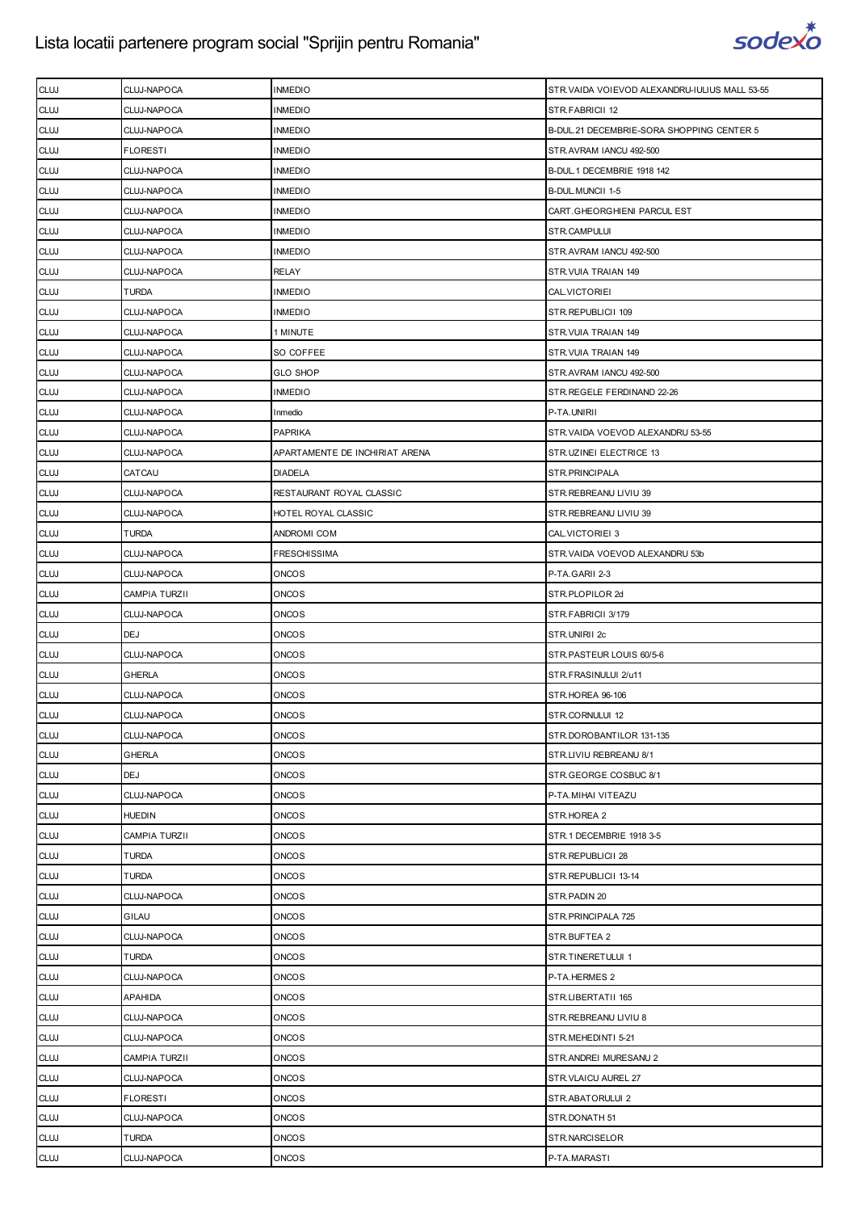| CLUJ | CLUJ-NAPOCA | INMEDIO | STR.VAIDA VOIEVOD ALEXANDRU-IULIUS MALL 53-55 |
|---|---|---|---|
| CLUJ | CLUJ-NAPOCA | INMEDIO | STR.FABRICII 12 |
| CLUJ | CLUJ-NAPOCA | INMEDIO | B-DUL.21 DECEMBRIE-SORA SHOPPING CENTER 5 |
| CLUJ | FLORESTI | INMEDIO | STR.AVRAM IANCU 492-500 |
| CLUJ | CLUJ-NAPOCA | INMEDIO | B-DUL.1 DECEMBRIE 1918 142 |
| CLUJ | CLUJ-NAPOCA | INMEDIO | B-DUL.MUNCII 1-5 |
| CLUJ | CLUJ-NAPOCA | INMEDIO | CART.GHEORGHIENI PARCUL EST |
| CLUJ | CLUJ-NAPOCA | INMEDIO | STR.CAMPULUI |
| CLUJ | CLUJ-NAPOCA | INMEDIO | STR.AVRAM IANCU 492-500 |
| CLUJ | CLUJ-NAPOCA | RELAY | STR.VUIA TRAIAN 149 |
| CLUJ | TURDA | INMEDIO | CAL.VICTORIEI |
| CLUJ | CLUJ-NAPOCA | INMEDIO | STR.REPUBLICII 109 |
| CLUJ | CLUJ-NAPOCA | 1 MINUTE | STR.VUIA TRAIAN 149 |
| CLUJ | CLUJ-NAPOCA | SO COFFEE | STR.VUIA TRAIAN 149 |
| CLUJ | CLUJ-NAPOCA | GLO SHOP | STR.AVRAM IANCU 492-500 |
| CLUJ | CLUJ-NAPOCA | INMEDIO | STR.REGELE FERDINAND 22-26 |
| CLUJ | CLUJ-NAPOCA | Inmedio | P-TA.UNIRII |
| CLUJ | CLUJ-NAPOCA | PAPRIKA | STR.VAIDA VOEVOD ALEXANDRU 53-55 |
| CLUJ | CLUJ-NAPOCA | APARTAMENTE DE INCHIRIAT ARENA | STR.UZINEI ELECTRICE 13 |
| CLUJ | CATCAU | DIADELA | STR.PRINCIPALA |
| CLUJ | CLUJ-NAPOCA | RESTAURANT ROYAL CLASSIC | STR.REBREANU LIVIU 39 |
| CLUJ | CLUJ-NAPOCA | HOTEL ROYAL CLASSIC | STR.REBREANU LIVIU 39 |
| CLUJ | TURDA | ANDROMI COM | CAL.VICTORIEI 3 |
| CLUJ | CLUJ-NAPOCA | FRESCHISSIMA | STR.VAIDA VOEVOD ALEXANDRU 53b |
| CLUJ | CLUJ-NAPOCA | ONCOS | P-TA.GARII 2-3 |
| CLUJ | CAMPIA TURZII | ONCOS | STR.PLOPILOR 2d |
| CLUJ | CLUJ-NAPOCA | ONCOS | STR.FABRICII 3/179 |
| CLUJ | DEJ | ONCOS | STR.UNIRII 2c |
| CLUJ | CLUJ-NAPOCA | ONCOS | STR.PASTEUR LOUIS 60/5-6 |
| CLUJ | GHERLA | ONCOS | STR.FRASINULUI 2/u11 |
| CLUJ | CLUJ-NAPOCA | ONCOS | STR.HOREA 96-106 |
| CLUJ | CLUJ-NAPOCA | ONCOS | STR.CORNULUI 12 |
| CLUJ | CLUJ-NAPOCA | ONCOS | STR.DOROBANTILOR 131-135 |
| CLUJ | GHERLA | ONCOS | STR.LIVIU REBREANU 8/1 |
| CLUJ | DEJ | ONCOS | STR.GEORGE COSBUC 8/1 |
| CLUJ | CLUJ-NAPOCA | ONCOS | P-TA.MIHAI VITEAZU |
| CLUJ | HUEDIN | ONCOS | STR.HOREA 2 |
| CLUJ | CAMPIA TURZII | ONCOS | STR.1 DECEMBRIE 1918 3-5 |
| CLUJ | TURDA | ONCOS | STR.REPUBLICII 28 |
| CLUJ | TURDA | ONCOS | STR.REPUBLICII 13-14 |
| CLUJ | CLUJ-NAPOCA | ONCOS | STR.PADIN 20 |
| CLUJ | GILAU | ONCOS | STR.PRINCIPALA 725 |
| CLUJ | CLUJ-NAPOCA | ONCOS | STR.BUFTEA 2 |
| CLUJ | TURDA | ONCOS | STR.TINERETULUI 1 |
| CLUJ | CLUJ-NAPOCA | ONCOS | P-TA.HERMES 2 |
| CLUJ | APAHIDA | ONCOS | STR.LIBERTATII 165 |
| CLUJ | CLUJ-NAPOCA | ONCOS | STR.REBREANU LIVIU 8 |
| CLUJ | CLUJ-NAPOCA | ONCOS | STR.MEHEDINTI 5-21 |
| CLUJ | CAMPIA TURZII | ONCOS | STR.ANDREI MURESANU 2 |
| CLUJ | CLUJ-NAPOCA | ONCOS | STR.VLAICU AUREL 27 |
| CLUJ | FLORESTI | ONCOS | STR.ABATORULUI 2 |
| CLUJ | CLUJ-NAPOCA | ONCOS | STR.DONATH 51 |
| CLUJ | TURDA | ONCOS | STR.NARCISELOR |
| CLUJ | CLUJ-NAPOCA | ONCOS | P-TA.MARASTI |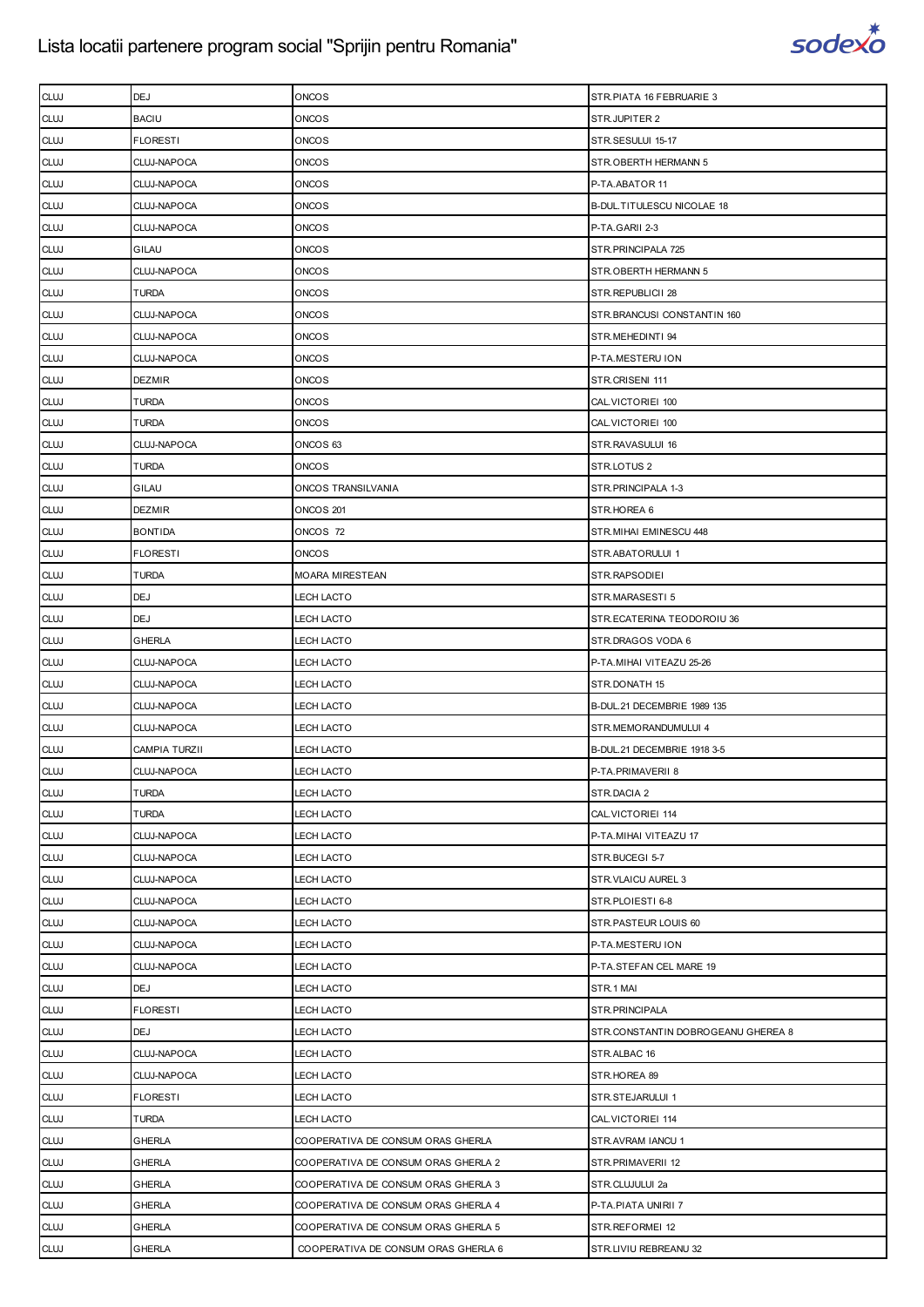| CLUJ | DEJ | ONCOS | STR.PIATA 16 FEBRUARIE 3 |
|---|---|---|---|
| CLUJ | BACIU | ONCOS | STR.JUPITER 2 |
| CLUJ | FLORESTI | ONCOS | STR.SESULUI 15-17 |
| CLUJ | CLUJ-NAPOCA | ONCOS | STR.OBERTH HERMANN 5 |
| CLUJ | CLUJ-NAPOCA | ONCOS | P-TA.ABATOR 11 |
| CLUJ | CLUJ-NAPOCA | ONCOS | B-DUL.TITULESCU NICOLAE 18 |
| CLUJ | CLUJ-NAPOCA | ONCOS | P-TA.GARII 2-3 |
| CLUJ | GILAU | ONCOS | STR.PRINCIPALA 725 |
| CLUJ | CLUJ-NAPOCA | ONCOS | STR.OBERTH HERMANN 5 |
| CLUJ | TURDA | ONCOS | STR.REPUBLICII 28 |
| CLUJ | CLUJ-NAPOCA | ONCOS | STR.BRANCUSI CONSTANTIN 160 |
| CLUJ | CLUJ-NAPOCA | ONCOS | STR.MEHEDINTI 94 |
| CLUJ | CLUJ-NAPOCA | ONCOS | P-TA.MESTERU ION |
| CLUJ | DEZMIR | ONCOS | STR.CRISENI 111 |
| CLUJ | TURDA | ONCOS | CAL.VICTORIEI 100 |
| CLUJ | TURDA | ONCOS | CAL.VICTORIEI 100 |
| CLUJ | CLUJ-NAPOCA | ONCOS 63 | STR.RAVASULUI 16 |
| CLUJ | TURDA | ONCOS | STR.LOTUS 2 |
| CLUJ | GILAU | ONCOS TRANSILVANIA | STR.PRINCIPALA 1-3 |
| CLUJ | DEZMIR | ONCOS 201 | STR.HOREA 6 |
| CLUJ | BONTIDA | ONCOS 72 | STR.MIHAI EMINESCU 448 |
| CLUJ | FLORESTI | ONCOS | STR.ABATORULUI 1 |
| CLUJ | TURDA | MOARA MIRESTEAN | STR.RAPSODIEI |
| CLUJ | DEJ | LECH LACTO | STR.MARASESTI 5 |
| CLUJ | DEJ | LECH LACTO | STR.ECATERINA TEODOROIU 36 |
| CLUJ | GHERLA | LECH LACTO | STR.DRAGOS VODA 6 |
| CLUJ | CLUJ-NAPOCA | LECH LACTO | P-TA.MIHAI VITEAZU 25-26 |
| CLUJ | CLUJ-NAPOCA | LECH LACTO | STR.DONATH 15 |
| CLUJ | CLUJ-NAPOCA | LECH LACTO | B-DUL.21 DECEMBRIE 1989 135 |
| CLUJ | CLUJ-NAPOCA | LECH LACTO | STR.MEMORANDUMULUI 4 |
| CLUJ | CAMPIA TURZII | LECH LACTO | B-DUL.21 DECEMBRIE 1918 3-5 |
| CLUJ | CLUJ-NAPOCA | LECH LACTO | P-TA.PRIMAVERII 8 |
| CLUJ | TURDA | LECH LACTO | STR.DACIA 2 |
| CLUJ | TURDA | LECH LACTO | CAL.VICTORIEI 114 |
| CLUJ | CLUJ-NAPOCA | LECH LACTO | P-TA.MIHAI VITEAZU 17 |
| CLUJ | CLUJ-NAPOCA | LECH LACTO | STR.BUCEGI 5-7 |
| CLUJ | CLUJ-NAPOCA | LECH LACTO | STR.VLAICU AUREL 3 |
| CLUJ | CLUJ-NAPOCA | LECH LACTO | STR.PLOIESTI 6-8 |
| CLUJ | CLUJ-NAPOCA | LECH LACTO | STR.PASTEUR LOUIS 60 |
| CLUJ | CLUJ-NAPOCA | LECH LACTO | P-TA.MESTERU ION |
| CLUJ | CLUJ-NAPOCA | LECH LACTO | P-TA.STEFAN CEL MARE 19 |
| CLUJ | DEJ | LECH LACTO | STR.1 MAI |
| CLUJ | FLORESTI | LECH LACTO | STR.PRINCIPALA |
| CLUJ | DEJ | LECH LACTO | STR.CONSTANTIN DOBROGEANU GHEREA 8 |
| CLUJ | CLUJ-NAPOCA | LECH LACTO | STR.ALBAC 16 |
| CLUJ | CLUJ-NAPOCA | LECH LACTO | STR.HOREA 89 |
| CLUJ | FLORESTI | LECH LACTO | STR.STEJARULUI 1 |
| CLUJ | TURDA | LECH LACTO | CAL.VICTORIEI 114 |
| CLUJ | GHERLA | COOPERATIVA DE CONSUM ORAS GHERLA | STR.AVRAM IANCU 1 |
| CLUJ | GHERLA | COOPERATIVA DE CONSUM ORAS GHERLA 2 | STR.PRIMAVERII 12 |
| CLUJ | GHERLA | COOPERATIVA DE CONSUM ORAS GHERLA 3 | STR.CLUJULUI 2a |
| CLUJ | GHERLA | COOPERATIVA DE CONSUM ORAS GHERLA 4 | P-TA.PIATA UNIRII 7 |
| CLUJ | GHERLA | COOPERATIVA DE CONSUM ORAS GHERLA 5 | STR.REFORMEI 12 |
| CLUJ | GHERLA | COOPERATIVA DE CONSUM ORAS GHERLA 6 | STR.LIVIU REBREANU 32 |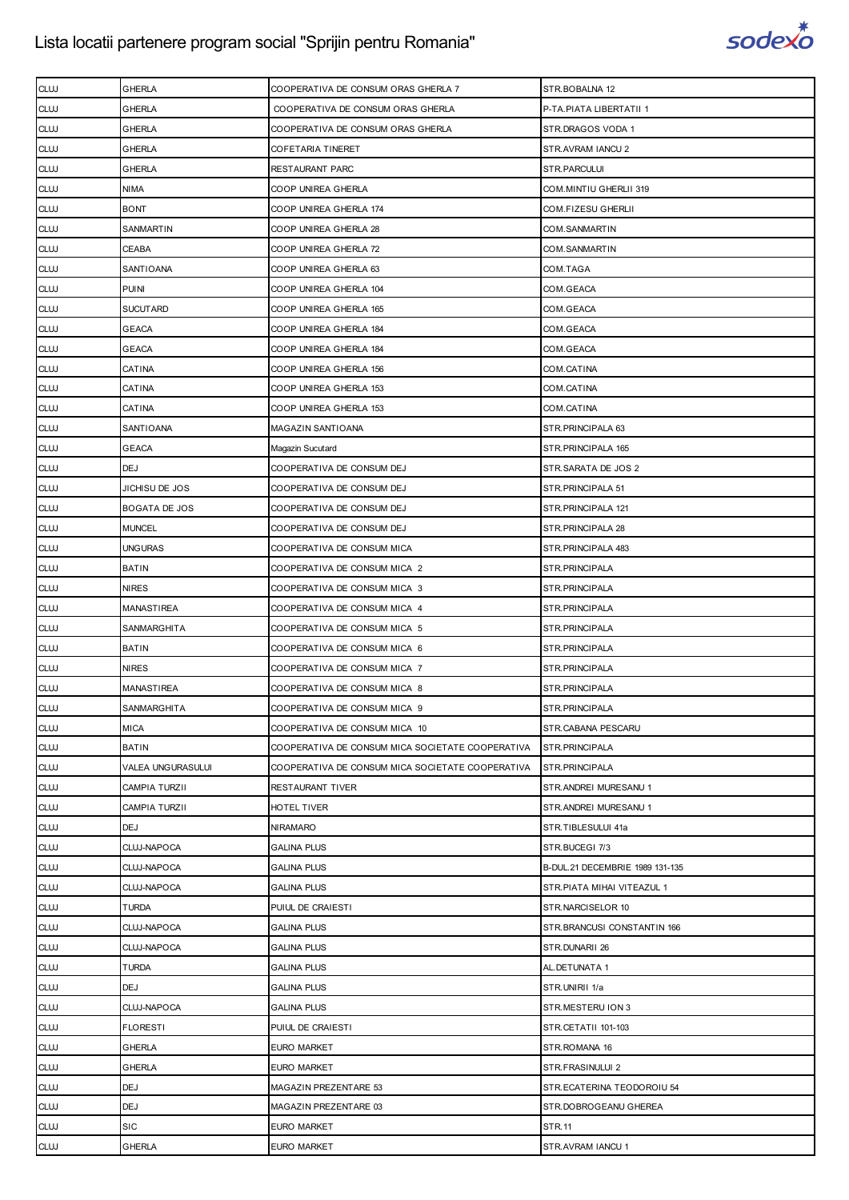# Lista locatii partenere program social "Sprijin pentru Romania"

| | | | |
|---|---|---|---|
| CLUJ | GHERLA | COOPERATIVA DE CONSUM ORAS GHERLA 7 | STR.BOBALNA 12 |
| CLUJ | GHERLA | COOPERATIVA DE CONSUM ORAS GHERLA | P-TA.PIATA LIBERTATII 1 |
| CLUJ | GHERLA | COOPERATIVA DE CONSUM ORAS GHERLA | STR.DRAGOS VODA 1 |
| CLUJ | GHERLA | COFETARIA TINERET | STR.AVRAM IANCU 2 |
| CLUJ | GHERLA | RESTAURANT PARC | STR.PARCULUI |
| CLUJ | NIMA | COOP UNIREA GHERLA | COM.MINTIU GHERLII 319 |
| CLUJ | BONT | COOP UNIREA GHERLA 174 | COM.FIZESU GHERLII |
| CLUJ | SANMARTIN | COOP UNIREA GHERLA 28 | COM.SANMARTIN |
| CLUJ | CEABA | COOP UNIREA GHERLA 72 | COM.SANMARTIN |
| CLUJ | SANTIOANA | COOP UNIREA GHERLA 63 | COM.TAGA |
| CLUJ | PUINI | COOP UNIREA GHERLA 104 | COM.GEACA |
| CLUJ | SUCUTARD | COOP UNIREA GHERLA 165 | COM.GEACA |
| CLUJ | GEACA | COOP UNIREA GHERLA 184 | COM.GEACA |
| CLUJ | GEACA | COOP UNIREA GHERLA 184 | COM.GEACA |
| CLUJ | CATINA | COOP UNIREA GHERLA 156 | COM.CATINA |
| CLUJ | CATINA | COOP UNIREA GHERLA 153 | COM.CATINA |
| CLUJ | CATINA | COOP UNIREA GHERLA 153 | COM.CATINA |
| CLUJ | SANTIOANA | MAGAZIN SANTIOANA | STR.PRINCIPALA 63 |
| CLUJ | GEACA | Magazin Sucutard | STR.PRINCIPALA 165 |
| CLUJ | DEJ | COOPERATIVA DE CONSUM DEJ | STR.SARATA DE JOS 2 |
| CLUJ | JICHISU DE JOS | COOPERATIVA DE CONSUM DEJ | STR.PRINCIPALA 51 |
| CLUJ | BOGATA DE JOS | COOPERATIVA DE CONSUM DEJ | STR.PRINCIPALA 121 |
| CLUJ | MUNCEL | COOPERATIVA DE CONSUM DEJ | STR.PRINCIPALA 28 |
| CLUJ | UNGURAS | COOPERATIVA DE CONSUM MICA | STR.PRINCIPALA 483 |
| CLUJ | BATIN | COOPERATIVA DE CONSUM MICA 2 | STR.PRINCIPALA |
| CLUJ | NIRES | COOPERATIVA DE CONSUM MICA 3 | STR.PRINCIPALA |
| CLUJ | MANASTIREA | COOPERATIVA DE CONSUM MICA 4 | STR.PRINCIPALA |
| CLUJ | SANMARGHITA | COOPERATIVA DE CONSUM MICA 5 | STR.PRINCIPALA |
| CLUJ | BATIN | COOPERATIVA DE CONSUM MICA 6 | STR.PRINCIPALA |
| CLUJ | NIRES | COOPERATIVA DE CONSUM MICA 7 | STR.PRINCIPALA |
| CLUJ | MANASTIREA | COOPERATIVA DE CONSUM MICA 8 | STR.PRINCIPALA |
| CLUJ | SANMARGHITA | COOPERATIVA DE CONSUM MICA 9 | STR.PRINCIPALA |
| CLUJ | MICA | COOPERATIVA DE CONSUM MICA 10 | STR.CABANA PESCARU |
| CLUJ | BATIN | COOPERATIVA DE CONSUM MICA SOCIETATE COOPERATIVA | STR.PRINCIPALA |
| CLUJ | VALEA UNGURASULUI | COOPERATIVA DE CONSUM MICA SOCIETATE COOPERATIVA | STR.PRINCIPALA |
| CLUJ | CAMPIA TURZII | RESTAURANT TIVER | STR.ANDREI MURESANU 1 |
| CLUJ | CAMPIA TURZII | HOTEL TIVER | STR.ANDREI MURESANU 1 |
| CLUJ | DEJ | NIRAMARO | STR.TIBLESULUI 41a |
| CLUJ | CLUJ-NAPOCA | GALINA PLUS | STR.BUCEGI 7/3 |
| CLUJ | CLUJ-NAPOCA | GALINA PLUS | B-DUL.21 DECEMBRIE 1989 131-135 |
| CLUJ | CLUJ-NAPOCA | GALINA PLUS | STR.PIATA MIHAI VITEAZUL 1 |
| CLUJ | TURDA | PUIUL DE CRAIESTI | STR.NARCISELOR 10 |
| CLUJ | CLUJ-NAPOCA | GALINA PLUS | STR.BRANCUSI CONSTANTIN 166 |
| CLUJ | CLUJ-NAPOCA | GALINA PLUS | STR.DUNARII 26 |
| CLUJ | TURDA | GALINA PLUS | AL.DETUNATA 1 |
| CLUJ | DEJ | GALINA PLUS | STR.UNIRII 1/a |
| CLUJ | CLUJ-NAPOCA | GALINA PLUS | STR.MESTERU ION 3 |
| CLUJ | FLORESTI | PUIUL DE CRAIESTI | STR.CETATII 101-103 |
| CLUJ | GHERLA | EURO MARKET | STR.ROMANA 16 |
| CLUJ | GHERLA | EURO MARKET | STR.FRASINULUI 2 |
| CLUJ | DEJ | MAGAZIN PREZENTARE 53 | STR.ECATERINA TEODOROIU 54 |
| CLUJ | DEJ | MAGAZIN PREZENTARE 03 | STR.DOBROGEANU GHEREA |
| CLUJ | SIC | EURO MARKET | STR.11 |
| CLUJ | GHERLA | EURO MARKET | STR.AVRAM IANCU 1 |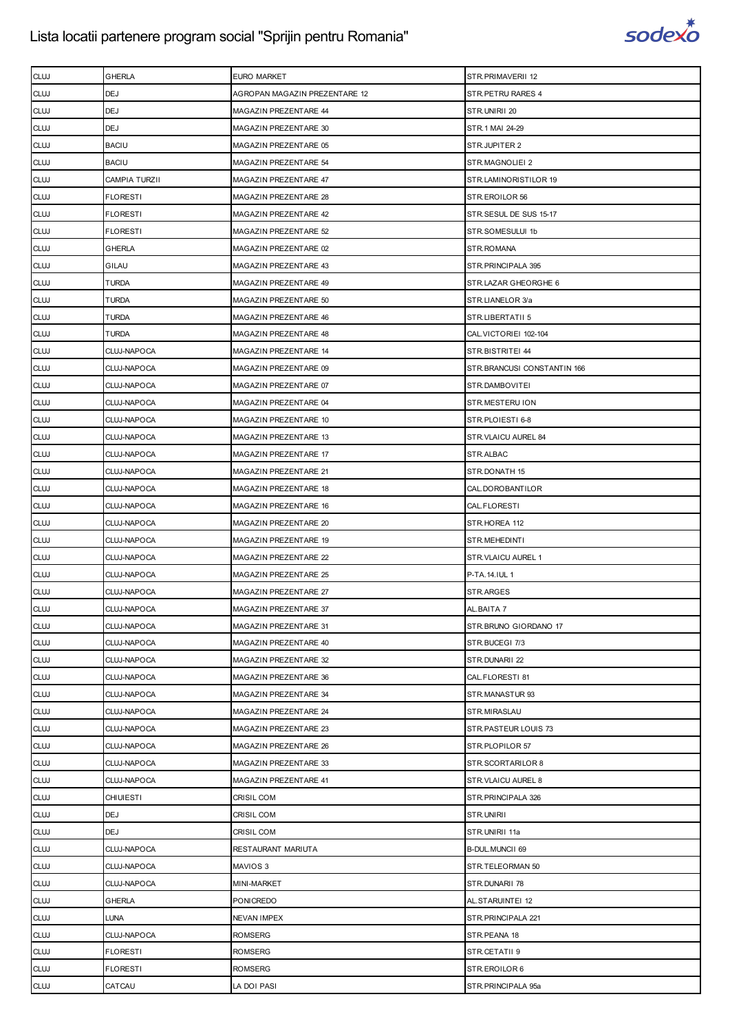# Lista locatii partenere program social "Sprijin pentru Romania"

| | | | |
|---|---|---|---|
| CLUJ | GHERLA | EURO MARKET | STR.PRIMAVERII 12 |
| CLUJ | DEJ | AGROPAN MAGAZIN PREZENTARE 12 | STR.PETRU RARES 4 |
| CLUJ | DEJ | MAGAZIN PREZENTARE 44 | STR.UNIRII 20 |
| CLUJ | DEJ | MAGAZIN PREZENTARE 30 | STR.1 MAI 24-29 |
| CLUJ | BACIU | MAGAZIN PREZENTARE 05 | STR.JUPITER 2 |
| CLUJ | BACIU | MAGAZIN PREZENTARE 54 | STR.MAGNOLIEI 2 |
| CLUJ | CAMPIA TURZII | MAGAZIN PREZENTARE 47 | STR.LAMINORISTILOR 19 |
| CLUJ | FLORESTI | MAGAZIN PREZENTARE 28 | STR.EROILOR 56 |
| CLUJ | FLORESTI | MAGAZIN PREZENTARE 42 | STR.SESUL DE SUS 15-17 |
| CLUJ | FLORESTI | MAGAZIN PREZENTARE 52 | STR.SOMESULUI 1b |
| CLUJ | GHERLA | MAGAZIN PREZENTARE 02 | STR.ROMANA |
| CLUJ | GILAU | MAGAZIN PREZENTARE 43 | STR.PRINCIPALA 395 |
| CLUJ | TURDA | MAGAZIN PREZENTARE 49 | STR.LAZAR GHEORGHE 6 |
| CLUJ | TURDA | MAGAZIN PREZENTARE 50 | STR.LIANELOR 3/a |
| CLUJ | TURDA | MAGAZIN PREZENTARE 46 | STR.LIBERTATII 5 |
| CLUJ | TURDA | MAGAZIN PREZENTARE 48 | CAL.VICTORIEI 102-104 |
| CLUJ | CLUJ-NAPOCA | MAGAZIN PREZENTARE 14 | STR.BISTRITEI 44 |
| CLUJ | CLUJ-NAPOCA | MAGAZIN PREZENTARE 09 | STR.BRANCUSI CONSTANTIN 166 |
| CLUJ | CLUJ-NAPOCA | MAGAZIN PREZENTARE 07 | STR.DAMBOVITEI |
| CLUJ | CLUJ-NAPOCA | MAGAZIN PREZENTARE 04 | STR.MESTERU ION |
| CLUJ | CLUJ-NAPOCA | MAGAZIN PREZENTARE 10 | STR.PLOIESTI 6-8 |
| CLUJ | CLUJ-NAPOCA | MAGAZIN PREZENTARE 13 | STR.VLAICU AUREL 84 |
| CLUJ | CLUJ-NAPOCA | MAGAZIN PREZENTARE 17 | STR.ALBAC |
| CLUJ | CLUJ-NAPOCA | MAGAZIN PREZENTARE 21 | STR.DONATH 15 |
| CLUJ | CLUJ-NAPOCA | MAGAZIN PREZENTARE 18 | CAL.DOROBANTILOR |
| CLUJ | CLUJ-NAPOCA | MAGAZIN PREZENTARE 16 | CAL.FLORESTI |
| CLUJ | CLUJ-NAPOCA | MAGAZIN PREZENTARE 20 | STR.HOREA 112 |
| CLUJ | CLUJ-NAPOCA | MAGAZIN PREZENTARE 19 | STR.MEHEDINTI |
| CLUJ | CLUJ-NAPOCA | MAGAZIN PREZENTARE 22 | STR.VLAICU AUREL 1 |
| CLUJ | CLUJ-NAPOCA | MAGAZIN PREZENTARE 25 | P-TA.14.IUL 1 |
| CLUJ | CLUJ-NAPOCA | MAGAZIN PREZENTARE 27 | STR.ARGES |
| CLUJ | CLUJ-NAPOCA | MAGAZIN PREZENTARE 37 | AL.BAITA 7 |
| CLUJ | CLUJ-NAPOCA | MAGAZIN PREZENTARE 31 | STR.BRUNO GIORDANO 17 |
| CLUJ | CLUJ-NAPOCA | MAGAZIN PREZENTARE 40 | STR.BUCEGI 7/3 |
| CLUJ | CLUJ-NAPOCA | MAGAZIN PREZENTARE 32 | STR.DUNARII 22 |
| CLUJ | CLUJ-NAPOCA | MAGAZIN PREZENTARE 36 | CAL.FLORESTI 81 |
| CLUJ | CLUJ-NAPOCA | MAGAZIN PREZENTARE 34 | STR.MANASTUR 93 |
| CLUJ | CLUJ-NAPOCA | MAGAZIN PREZENTARE 24 | STR.MIRASLAU |
| CLUJ | CLUJ-NAPOCA | MAGAZIN PREZENTARE 23 | STR.PASTEUR LOUIS 73 |
| CLUJ | CLUJ-NAPOCA | MAGAZIN PREZENTARE 26 | STR.PLOPILOR 57 |
| CLUJ | CLUJ-NAPOCA | MAGAZIN PREZENTARE 33 | STR.SCORTARILOR 8 |
| CLUJ | CLUJ-NAPOCA | MAGAZIN PREZENTARE 41 | STR.VLAICU AUREL 8 |
| CLUJ | CHIUIESTI | CRISIL COM | STR.PRINCIPALA 326 |
| CLUJ | DEJ | CRISIL COM | STR.UNIRII |
| CLUJ | DEJ | CRISIL COM | STR.UNIRII 11a |
| CLUJ | CLUJ-NAPOCA | RESTAURANT MARIUTA | B-DUL.MUNCII 69 |
| CLUJ | CLUJ-NAPOCA | MAVIOS 3 | STR.TELEORMAN 50 |
| CLUJ | CLUJ-NAPOCA | MINI-MARKET | STR.DUNARII 78 |
| CLUJ | GHERLA | PONICREDO | AL.STARUINTEI 12 |
| CLUJ | LUNA | NEVAN IMPEX | STR.PRINCIPALA 221 |
| CLUJ | CLUJ-NAPOCA | ROMSERG | STR.PEANA 18 |
| CLUJ | FLORESTI | ROMSERG | STR.CETATII 9 |
| CLUJ | FLORESTI | ROMSERG | STR.EROILOR 6 |
| CLUJ | CATCAU | LA DOI PASI | STR.PRINCIPALA 95a |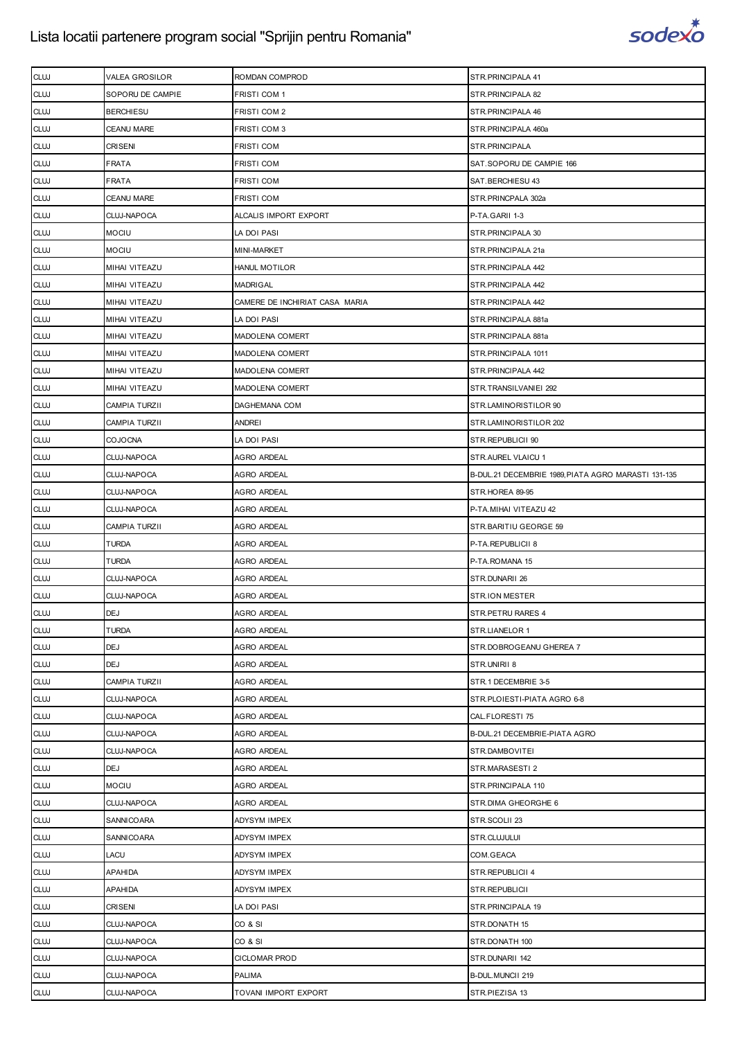| CLUJ | VALEA GROSILOR | ROMDAN COMPROD | STR.PRINCIPALA 41 |
|---|---|---|---|
| CLUJ | SOPORU DE CAMPIE | FRISTI COM 1 | STR.PRINCIPALA 82 |
| CLUJ | BERCHIESU | FRISTI COM 2 | STR.PRINCIPALA 46 |
| CLUJ | CEANU MARE | FRISTI COM 3 | STR.PRINCIPALA 460a |
| CLUJ | CRISENI | FRISTI COM | STR.PRINCIPALA |
| CLUJ | FRATA | FRISTI COM | SAT.SOPORU DE CAMPIE 166 |
| CLUJ | FRATA | FRISTI COM | SAT.BERCHIESU 43 |
| CLUJ | CEANU MARE | FRISTI COM | STR.PRINCPALA 302a |
| CLUJ | CLUJ-NAPOCA | ALCALIS IMPORT EXPORT | P-TA.GARII 1-3 |
| CLUJ | MOCIU | LA DOI PASI | STR.PRINCIPALA 30 |
| CLUJ | MOCIU | MINI-MARKET | STR.PRINCIPALA 21a |
| CLUJ | MIHAI VITEAZU | HANUL MOTILOR | STR.PRINCIPALA 442 |
| CLUJ | MIHAI VITEAZU | MADRIGAL | STR.PRINCIPALA 442 |
| CLUJ | MIHAI VITEAZU | CAMERE DE INCHIRIAT CASA MARIA | STR.PRINCIPALA 442 |
| CLUJ | MIHAI VITEAZU | LA DOI PASI | STR.PRINCIPALA 881a |
| CLUJ | MIHAI VITEAZU | MADOLENA COMERT | STR.PRINCIPALA 881a |
| CLUJ | MIHAI VITEAZU | MADOLENA COMERT | STR.PRINCIPALA 1011 |
| CLUJ | MIHAI VITEAZU | MADOLENA COMERT | STR.PRINCIPALA 442 |
| CLUJ | MIHAI VITEAZU | MADOLENA COMERT | STR.TRANSILVANIEI 292 |
| CLUJ | CAMPIA TURZII | DAGHEMANA COM | STR.LAMINORISTILOR 90 |
| CLUJ | CAMPIA TURZII | ANDREI | STR.LAMINORISTILOR 202 |
| CLUJ | COJOCNA | LA DOI PASI | STR.REPUBLICII 90 |
| CLUJ | CLUJ-NAPOCA | AGRO ARDEAL | STR.AUREL VLAICU 1 |
| CLUJ | CLUJ-NAPOCA | AGRO ARDEAL | B-DUL.21 DECEMBRIE 1989,PIATA AGRO MARASTI 131-135 |
| CLUJ | CLUJ-NAPOCA | AGRO ARDEAL | STR.HOREA 89-95 |
| CLUJ | CLUJ-NAPOCA | AGRO ARDEAL | P-TA.MIHAI VITEAZU 42 |
| CLUJ | CAMPIA TURZII | AGRO ARDEAL | STR.BARITIU GEORGE 59 |
| CLUJ | TURDA | AGRO ARDEAL | P-TA.REPUBLICII 8 |
| CLUJ | TURDA | AGRO ARDEAL | P-TA.ROMANA 15 |
| CLUJ | CLUJ-NAPOCA | AGRO ARDEAL | STR.DUNARII 26 |
| CLUJ | CLUJ-NAPOCA | AGRO ARDEAL | STR.ION MESTER |
| CLUJ | DEJ | AGRO ARDEAL | STR.PETRU RARES 4 |
| CLUJ | TURDA | AGRO ARDEAL | STR.LIANELOR 1 |
| CLUJ | DEJ | AGRO ARDEAL | STR.DOBROGEANU GHEREA 7 |
| CLUJ | DEJ | AGRO ARDEAL | STR.UNIRII 8 |
| CLUJ | CAMPIA TURZII | AGRO ARDEAL | STR.1 DECEMBRIE 3-5 |
| CLUJ | CLUJ-NAPOCA | AGRO ARDEAL | STR.PLOIESTI-PIATA AGRO 6-8 |
| CLUJ | CLUJ-NAPOCA | AGRO ARDEAL | CAL.FLORESTI 75 |
| CLUJ | CLUJ-NAPOCA | AGRO ARDEAL | B-DUL.21 DECEMBRIE-PIATA AGRO |
| CLUJ | CLUJ-NAPOCA | AGRO ARDEAL | STR.DAMBOVITEI |
| CLUJ | DEJ | AGRO ARDEAL | STR.MARASESTI 2 |
| CLUJ | MOCIU | AGRO ARDEAL | STR.PRINCIPALA 110 |
| CLUJ | CLUJ-NAPOCA | AGRO ARDEAL | STR.DIMA GHEORGHE 6 |
| CLUJ | SANNICOARA | ADYSYM IMPEX | STR.SCOLII 23 |
| CLUJ | SANNICOARA | ADYSYM IMPEX | STR.CLUJULUI |
| CLUJ | LACU | ADYSYM IMPEX | COM.GEACA |
| CLUJ | APAHIDA | ADYSYM IMPEX | STR.REPUBLICII 4 |
| CLUJ | APAHIDA | ADYSYM IMPEX | STR.REPUBLICII |
| CLUJ | CRISENI | LA DOI PASI | STR.PRINCIPALA 19 |
| CLUJ | CLUJ-NAPOCA | CO & SI | STR.DONATH 15 |
| CLUJ | CLUJ-NAPOCA | CO & SI | STR.DONATH 100 |
| CLUJ | CLUJ-NAPOCA | CICLOMAR PROD | STR.DUNARII 142 |
| CLUJ | CLUJ-NAPOCA | PALIMA | B-DUL.MUNCII 219 |
| CLUJ | CLUJ-NAPOCA | TOVANI IMPORT EXPORT | STR.PIEZISA 13 |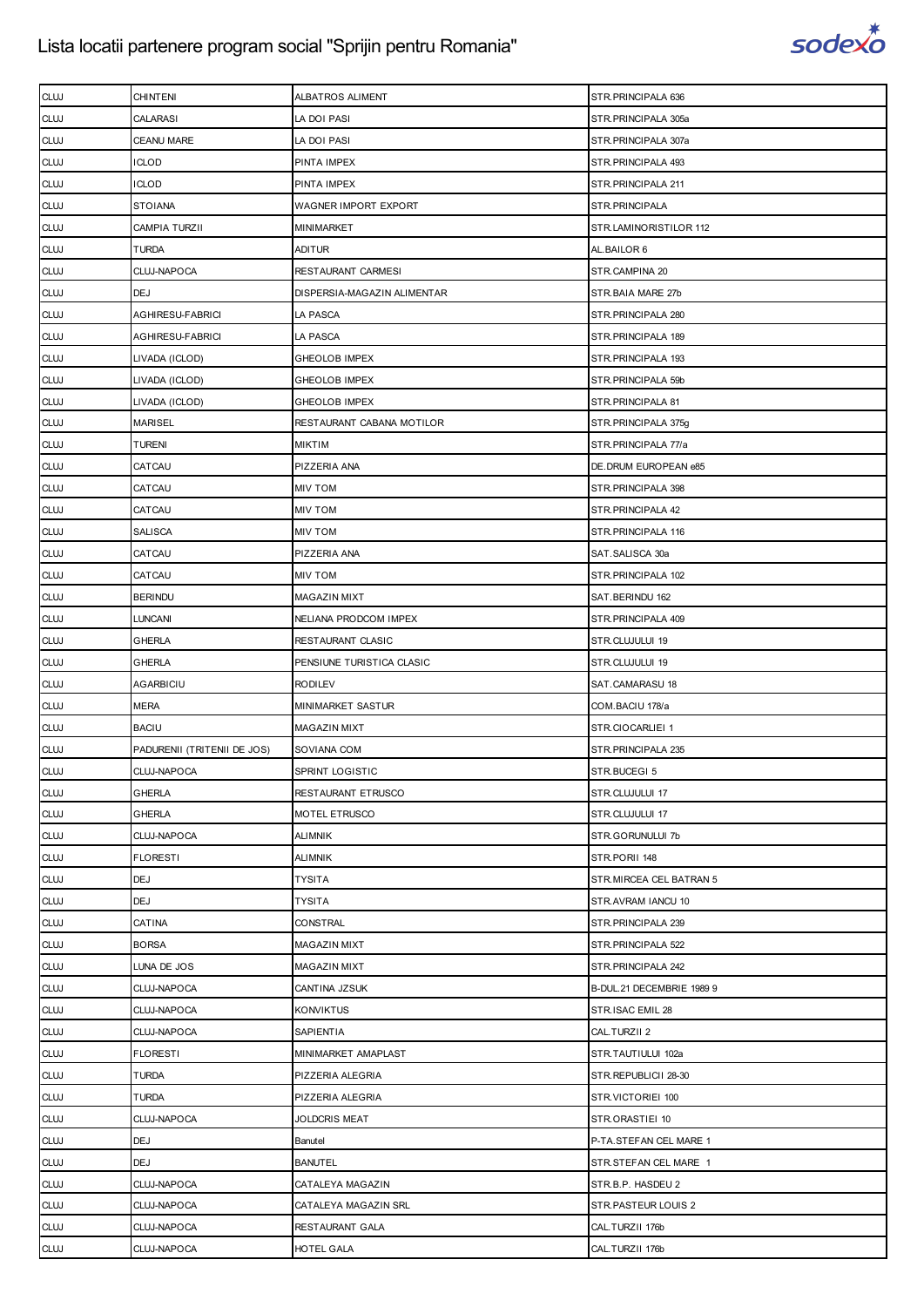| CLUJ | CHINTENI | ALBATROS ALIMENT | STR.PRINCIPALA 636 |
|---|---|---|---|
| CLUJ | CALARASI | LA DOI PASI | STR.PRINCIPALA 305a |
| CLUJ | CEANU MARE | LA DOI PASI | STR.PRINCIPALA 307a |
| CLUJ | ICLOD | PINTA IMPEX | STR.PRINCIPALA 493 |
| CLUJ | ICLOD | PINTA IMPEX | STR.PRINCIPALA 211 |
| CLUJ | STOIANA | WAGNER IMPORT EXPORT | STR.PRINCIPALA |
| CLUJ | CAMPIA TURZII | MINIMARKET | STR.LAMINORISTILOR 112 |
| CLUJ | TURDA | ADITUR | AL.BAILOR 6 |
| CLUJ | CLUJ-NAPOCA | RESTAURANT CARMESI | STR.CAMPINA 20 |
| CLUJ | DEJ | DISPERSIA-MAGAZIN ALIMENTAR | STR.BAIA MARE 27b |
| CLUJ | AGHIRESU-FABRICI | LA PASCA | STR.PRINCIPALA 280 |
| CLUJ | AGHIRESU-FABRICI | LA PASCA | STR.PRINCIPALA 189 |
| CLUJ | LIVADA (ICLOD) | GHEOLOB IMPEX | STR.PRINCIPALA 193 |
| CLUJ | LIVADA (ICLOD) | GHEOLOB IMPEX | STR.PRINCIPALA 59b |
| CLUJ | LIVADA (ICLOD) | GHEOLOB IMPEX | STR.PRINCIPALA 81 |
| CLUJ | MARISEL | RESTAURANT CABANA MOTILOR | STR.PRINCIPALA 375g |
| CLUJ | TURENI | MIKTIM | STR.PRINCIPALA 77/a |
| CLUJ | CATCAU | PIZZERIA ANA | DE.DRUM EUROPEAN e85 |
| CLUJ | CATCAU | MIV TOM | STR.PRINCIPALA 398 |
| CLUJ | CATCAU | MIV TOM | STR.PRINCIPALA 42 |
| CLUJ | SALISCA | MIV TOM | STR.PRINCIPALA 116 |
| CLUJ | CATCAU | PIZZERIA ANA | SAT.SALISCA 30a |
| CLUJ | CATCAU | MIV TOM | STR.PRINCIPALA 102 |
| CLUJ | BERINDU | MAGAZIN MIXT | SAT.BERINDU 162 |
| CLUJ | LUNCANI | NELIANA PRODCOM IMPEX | STR.PRINCIPALA 409 |
| CLUJ | GHERLA | RESTAURANT CLASIC | STR.CLUJULUI 19 |
| CLUJ | GHERLA | PENSIUNE TURISTICA CLASIC | STR.CLUJULUI 19 |
| CLUJ | AGARBICIU | RODILEV | SAT.CAMARASU 18 |
| CLUJ | MERA | MINIMARKET SASTUR | COM.BACIU 178/a |
| CLUJ | BACIU | MAGAZIN MIXT | STR.CIOCARLIEI 1 |
| CLUJ | PADURENII (TRITENII DE JOS) | SOVIANA COM | STR.PRINCIPALA 235 |
| CLUJ | CLUJ-NAPOCA | SPRINT LOGISTIC | STR.BUCEGI 5 |
| CLUJ | GHERLA | RESTAURANT ETRUSCO | STR.CLUJULUI 17 |
| CLUJ | GHERLA | MOTEL ETRUSCO | STR.CLUJULUI 17 |
| CLUJ | CLUJ-NAPOCA | ALIMNIK | STR.GORUNULUI 7b |
| CLUJ | FLORESTI | ALIMNIK | STR.PORII 148 |
| CLUJ | DEJ | TYSITA | STR.MIRCEA CEL BATRAN 5 |
| CLUJ | DEJ | TYSITA | STR.AVRAM IANCU 10 |
| CLUJ | CATINA | CONSTRAL | STR.PRINCIPALA 239 |
| CLUJ | BORSA | MAGAZIN MIXT | STR.PRINCIPALA 522 |
| CLUJ | LUNA DE JOS | MAGAZIN MIXT | STR.PRINCIPALA 242 |
| CLUJ | CLUJ-NAPOCA | CANTINA JZSUK | B-DUL.21 DECEMBRIE 1989 9 |
| CLUJ | CLUJ-NAPOCA | KONVIKTUS | STR.ISAC EMIL 28 |
| CLUJ | CLUJ-NAPOCA | SAPIENTIA | CAL.TURZII 2 |
| CLUJ | FLORESTI | MINIMARKET AMAPLAST | STR.TAUTIULUI 102a |
| CLUJ | TURDA | PIZZERIA ALEGRIA | STR.REPUBLICII 28-30 |
| CLUJ | TURDA | PIZZERIA ALEGRIA | STR.VICTORIEI 100 |
| CLUJ | CLUJ-NAPOCA | JOLDCRIS MEAT | STR.ORASTIEI 10 |
| CLUJ | DEJ | Banutel | P-TA.STEFAN CEL MARE 1 |
| CLUJ | DEJ | BANUTEL | STR.STEFAN CEL MARE 1 |
| CLUJ | CLUJ-NAPOCA | CATALEYA MAGAZIN | STR.B.P. HASDEU 2 |
| CLUJ | CLUJ-NAPOCA | CATALEYA MAGAZIN SRL | STR.PASTEUR LOUIS 2 |
| CLUJ | CLUJ-NAPOCA | RESTAURANT GALA | CAL.TURZII 176b |
| CLUJ | CLUJ-NAPOCA | HOTEL GALA | CAL.TURZII 176b |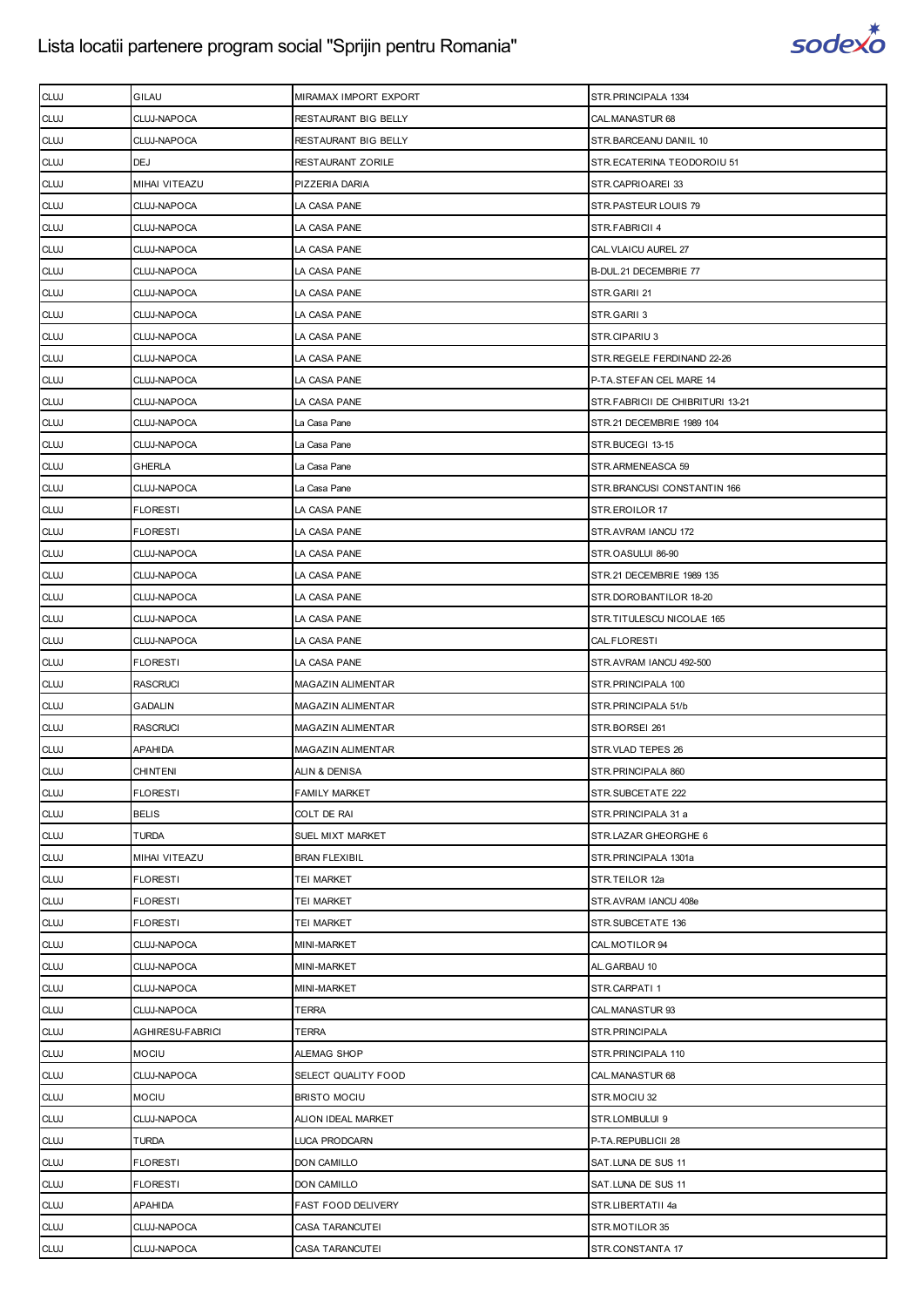| CLUJ | GILAU | MIRAMAX IMPORT EXPORT | STR.PRINCIPALA 1334 |
|---|---|---|---|
| CLUJ | CLUJ-NAPOCA | RESTAURANT BIG BELLY | CAL.MANASTUR 68 |
| CLUJ | CLUJ-NAPOCA | RESTAURANT BIG BELLY | STR.BARCEANU DANIIL 10 |
| CLUJ | DEJ | RESTAURANT ZORILE | STR.ECATERINA TEODOROIU 51 |
| CLUJ | MIHAI VITEAZU | PIZZERIA DARIA | STR.CAPRIOAREI 33 |
| CLUJ | CLUJ-NAPOCA | LA CASA PANE | STR.PASTEUR LOUIS 79 |
| CLUJ | CLUJ-NAPOCA | LA CASA PANE | STR.FABRICII 4 |
| CLUJ | CLUJ-NAPOCA | LA CASA PANE | CAL.VLAICU AUREL 27 |
| CLUJ | CLUJ-NAPOCA | LA CASA PANE | B-DUL.21 DECEMBRIE 77 |
| CLUJ | CLUJ-NAPOCA | LA CASA PANE | STR.GARII 21 |
| CLUJ | CLUJ-NAPOCA | LA CASA PANE | STR.GARII 3 |
| CLUJ | CLUJ-NAPOCA | LA CASA PANE | STR.CIPARIU 3 |
| CLUJ | CLUJ-NAPOCA | LA CASA PANE | STR.REGELE FERDINAND 22-26 |
| CLUJ | CLUJ-NAPOCA | LA CASA PANE | P-TA.STEFAN CEL MARE 14 |
| CLUJ | CLUJ-NAPOCA | LA CASA PANE | STR.FABRICII DE CHIBRITURI 13-21 |
| CLUJ | CLUJ-NAPOCA | La Casa Pane | STR.21 DECEMBRIE 1989 104 |
| CLUJ | CLUJ-NAPOCA | La Casa Pane | STR.BUCEGI 13-15 |
| CLUJ | GHERLA | La Casa Pane | STR.ARMENEASCA 59 |
| CLUJ | CLUJ-NAPOCA | La Casa Pane | STR.BRANCUSI CONSTANTIN 166 |
| CLUJ | FLORESTI | LA CASA PANE | STR.EROILOR 17 |
| CLUJ | FLORESTI | LA CASA PANE | STR.AVRAM IANCU 172 |
| CLUJ | CLUJ-NAPOCA | LA CASA PANE | STR.OASULUI 86-90 |
| CLUJ | CLUJ-NAPOCA | LA CASA PANE | STR.21 DECEMBRIE 1989 135 |
| CLUJ | CLUJ-NAPOCA | LA CASA PANE | STR.DOROBANTILOR 18-20 |
| CLUJ | CLUJ-NAPOCA | LA CASA PANE | STR.TITULESCU NICOLAE 165 |
| CLUJ | CLUJ-NAPOCA | LA CASA PANE | CAL.FLORESTI |
| CLUJ | FLORESTI | LA CASA PANE | STR.AVRAM IANCU 492-500 |
| CLUJ | RASCRUCI | MAGAZIN ALIMENTAR | STR.PRINCIPALA 100 |
| CLUJ | GADALIN | MAGAZIN ALIMENTAR | STR.PRINCIPALA 51/b |
| CLUJ | RASCRUCI | MAGAZIN ALIMENTAR | STR.BORSEI 261 |
| CLUJ | APAHIDA | MAGAZIN ALIMENTAR | STR.VLAD TEPES 26 |
| CLUJ | CHINTENI | ALIN & DENISA | STR.PRINCIPALA 860 |
| CLUJ | FLORESTI | FAMILY MARKET | STR.SUBCETATE 222 |
| CLUJ | BELIS | COLT DE RAI | STR.PRINCIPALA 31 a |
| CLUJ | TURDA | SUEL MIXT MARKET | STR.LAZAR GHEORGHE 6 |
| CLUJ | MIHAI VITEAZU | BRAN FLEXIBIL | STR.PRINCIPALA 1301a |
| CLUJ | FLORESTI | TEI MARKET | STR.TEILOR 12a |
| CLUJ | FLORESTI | TEI MARKET | STR.AVRAM IANCU 408e |
| CLUJ | FLORESTI | TEI MARKET | STR.SUBCETATE 136 |
| CLUJ | CLUJ-NAPOCA | MINI-MARKET | CAL.MOTILOR 94 |
| CLUJ | CLUJ-NAPOCA | MINI-MARKET | AL.GARBAU 10 |
| CLUJ | CLUJ-NAPOCA | MINI-MARKET | STR.CARPATI 1 |
| CLUJ | CLUJ-NAPOCA | TERRA | CAL.MANASTUR 93 |
| CLUJ | AGHIRESU-FABRICI | TERRA | STR.PRINCIPALA |
| CLUJ | MOCIU | ALEMAG SHOP | STR.PRINCIPALA 110 |
| CLUJ | CLUJ-NAPOCA | SELECT QUALITY FOOD | CAL.MANASTUR 68 |
| CLUJ | MOCIU | BRISTO MOCIU | STR.MOCIU 32 |
| CLUJ | CLUJ-NAPOCA | ALION IDEAL MARKET | STR.LOMBULUI 9 |
| CLUJ | TURDA | LUCA PRODCARN | P-TA.REPUBLICII 28 |
| CLUJ | FLORESTI | DON CAMILLO | SAT.LUNA DE SUS 11 |
| CLUJ | FLORESTI | DON CAMILLO | SAT.LUNA DE SUS 11 |
| CLUJ | APAHIDA | FAST FOOD DELIVERY | STR.LIBERTATII 4a |
| CLUJ | CLUJ-NAPOCA | CASA TARANCUTEI | STR.MOTILOR 35 |
| CLUJ | CLUJ-NAPOCA | CASA TARANCUTEI | STR.CONSTANTA 17 |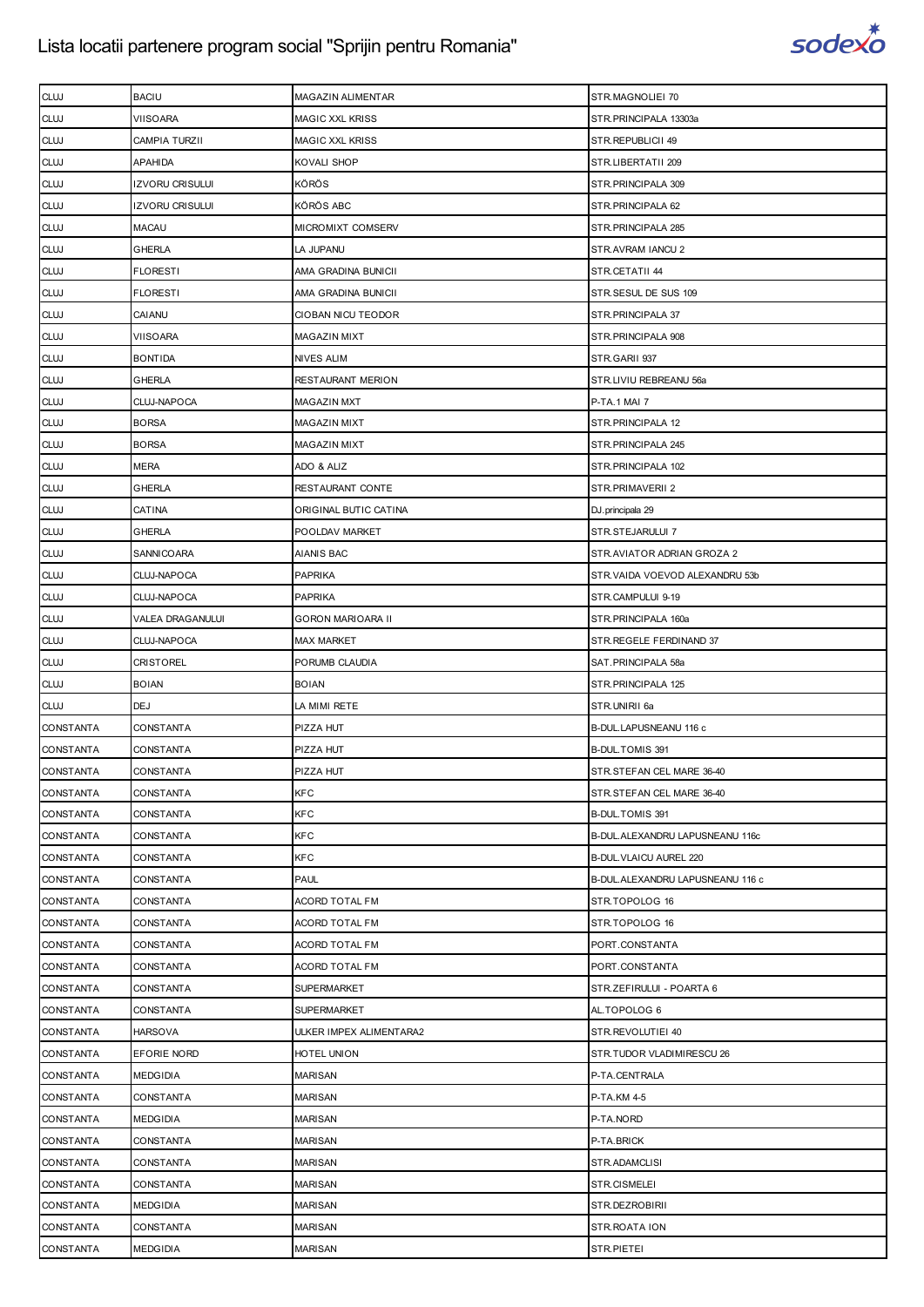# Lista locatii partenere program social "Sprijin pentru Romania"

| | | | |
|---|---|---|---|
| CLUJ | BACIU | MAGAZIN ALIMENTAR | STR.MAGNOLIEI 70 |
| CLUJ | VIISOARA | MAGIC XXL KRISS | STR.PRINCIPALA 13303a |
| CLUJ | CAMPIA TURZII | MAGIC XXL KRISS | STR.REPUBLICII 49 |
| CLUJ | APAHIDA | KOVALI SHOP | STR.LIBERTATII 209 |
| CLUJ | IZVORU CRISULUI | KÖRÖS | STR.PRINCIPALA 309 |
| CLUJ | IZVORU CRISULUI | KÖRÖS ABC | STR.PRINCIPALA 62 |
| CLUJ | MACAU | MICROMIXT COMSERV | STR.PRINCIPALA 285 |
| CLUJ | GHERLA | LA JUPANU | STR.AVRAM IANCU 2 |
| CLUJ | FLORESTI | AMA GRADINA BUNICII | STR.CETATII 44 |
| CLUJ | FLORESTI | AMA GRADINA BUNICII | STR.SESUL DE SUS 109 |
| CLUJ | CAIANU | CIOBAN NICU TEODOR | STR.PRINCIPALA 37 |
| CLUJ | VIISOARA | MAGAZIN MIXT | STR.PRINCIPALA 908 |
| CLUJ | BONTIDA | NIVES ALIM | STR.GARII 937 |
| CLUJ | GHERLA | RESTAURANT MERION | STR.LIVIU REBREANU 56a |
| CLUJ | CLUJ-NAPOCA | MAGAZIN MXT | P-TA.1 MAI 7 |
| CLUJ | BORSA | MAGAZIN MIXT | STR.PRINCIPALA 12 |
| CLUJ | BORSA | MAGAZIN MIXT | STR.PRINCIPALA 245 |
| CLUJ | MERA | ADO & ALIZ | STR.PRINCIPALA 102 |
| CLUJ | GHERLA | RESTAURANT CONTE | STR.PRIMAVERII 2 |
| CLUJ | CATINA | ORIGINAL BUTIC CATINA | DJ.principala 29 |
| CLUJ | GHERLA | POOLDAV MARKET | STR.STEJARULUI 7 |
| CLUJ | SANNICOARA | AIANIS BAC | STR.AVIATOR ADRIAN GROZA 2 |
| CLUJ | CLUJ-NAPOCA | PAPRIKA | STR.VAIDA VOEVOD ALEXANDRU 53b |
| CLUJ | CLUJ-NAPOCA | PAPRIKA | STR.CAMPULUI 9-19 |
| CLUJ | VALEA DRAGANULUI | GORON MARIOARA II | STR.PRINCIPALA 160a |
| CLUJ | CLUJ-NAPOCA | MAX MARKET | STR.REGELE FERDINAND 37 |
| CLUJ | CRISTOREL | PORUMB CLAUDIA | SAT.PRINCIPALA 58a |
| CLUJ | BOIAN | BOIAN | STR.PRINCIPALA 125 |
| CLUJ | DEJ | LA MIMI RETE | STR.UNIRII 6a |
| CONSTANTA | CONSTANTA | PIZZA HUT | B-DUL.LAPUSNEANU 116 c |
| CONSTANTA | CONSTANTA | PIZZA HUT | B-DUL.TOMIS 391 |
| CONSTANTA | CONSTANTA | PIZZA HUT | STR.STEFAN CEL MARE 36-40 |
| CONSTANTA | CONSTANTA | KFC | STR.STEFAN CEL MARE 36-40 |
| CONSTANTA | CONSTANTA | KFC | B-DUL.TOMIS 391 |
| CONSTANTA | CONSTANTA | KFC | B-DUL.ALEXANDRU LAPUSNEANU 116c |
| CONSTANTA | CONSTANTA | KFC | B-DUL.VLAICU AUREL 220 |
| CONSTANTA | CONSTANTA | PAUL | B-DUL.ALEXANDRU LAPUSNEANU 116 c |
| CONSTANTA | CONSTANTA | ACORD TOTAL FM | STR.TOPOLOG 16 |
| CONSTANTA | CONSTANTA | ACORD TOTAL FM | STR.TOPOLOG 16 |
| CONSTANTA | CONSTANTA | ACORD TOTAL FM | PORT.CONSTANTA |
| CONSTANTA | CONSTANTA | ACORD TOTAL FM | PORT.CONSTANTA |
| CONSTANTA | CONSTANTA | SUPERMARKET | STR.ZEFIRULUI - POARTA 6 |
| CONSTANTA | CONSTANTA | SUPERMARKET | AL.TOPOLOG 6 |
| CONSTANTA | HARSOVA | ULKER IMPEX ALIMENTARA2 | STR.REVOLUTIEI 40 |
| CONSTANTA | EFORIE NORD | HOTEL UNION | STR.TUDOR VLADIMIRESCU 26 |
| CONSTANTA | MEDGIDIA | MARISAN | P-TA.CENTRALA |
| CONSTANTA | CONSTANTA | MARISAN | P-TA.KM 4-5 |
| CONSTANTA | MEDGIDIA | MARISAN | P-TA.NORD |
| CONSTANTA | CONSTANTA | MARISAN | P-TA.BRICK |
| CONSTANTA | CONSTANTA | MARISAN | STR.ADAMCLISI |
| CONSTANTA | CONSTANTA | MARISAN | STR.CISMELEI |
| CONSTANTA | MEDGIDIA | MARISAN | STR.DEZROBIRII |
| CONSTANTA | CONSTANTA | MARISAN | STR.ROATA ION |
| CONSTANTA | MEDGIDIA | MARISAN | STR.PIETEI |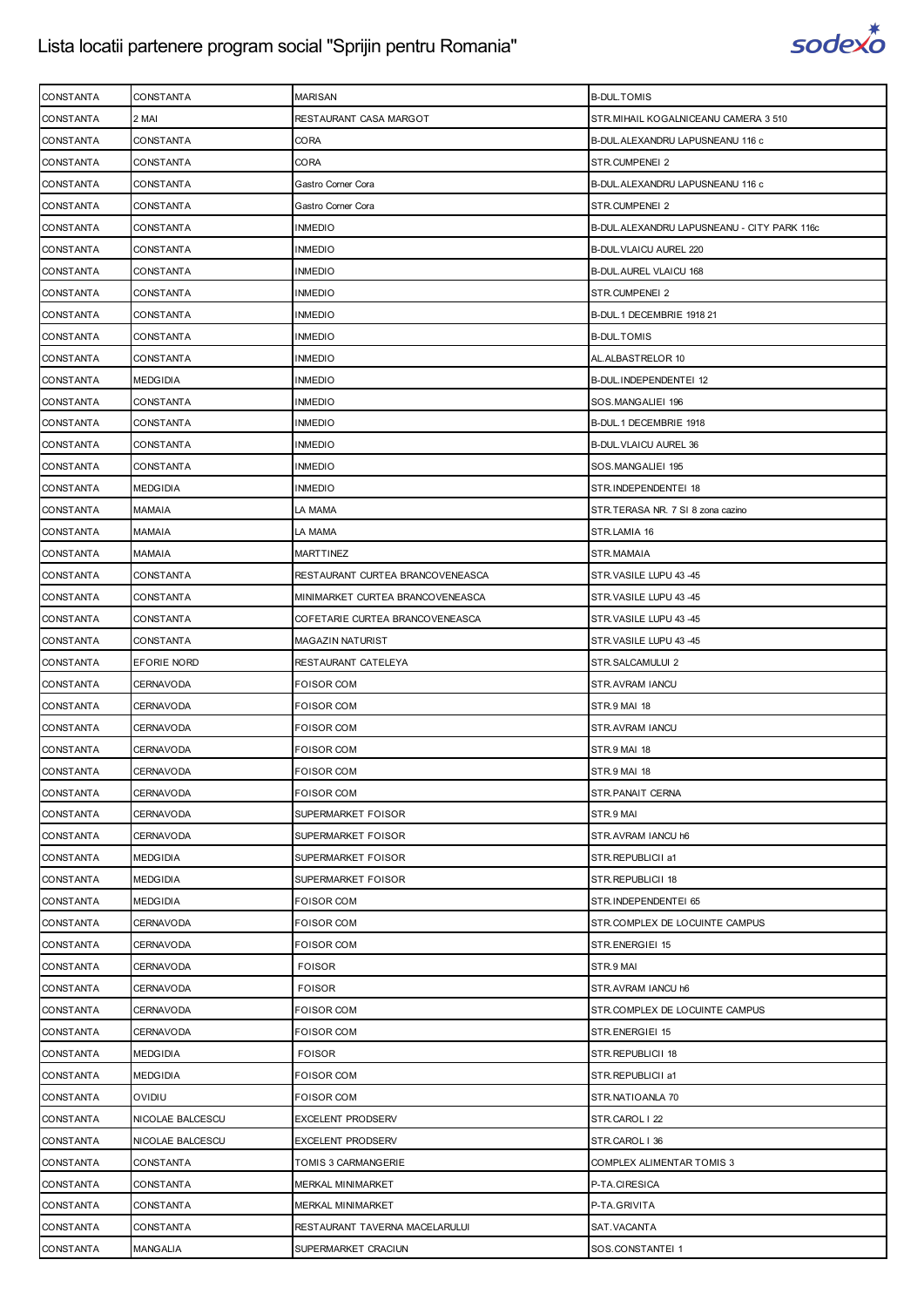| CONSTANTA | CONSTANTA | MARISAN | B-DUL.TOMIS |
|---|---|---|---|
| CONSTANTA | 2 MAI | RESTAURANT CASA MARGOT | STR.MIHAIL KOGALNICEANU CAMERA 3 510 |
| CONSTANTA | CONSTANTA | CORA | B-DUL.ALEXANDRU LAPUSNEANU 116 c |
| CONSTANTA | CONSTANTA | CORA | STR.CUMPENEI 2 |
| CONSTANTA | CONSTANTA | Gastro Corner Cora | B-DUL.ALEXANDRU LAPUSNEANU 116 c |
| CONSTANTA | CONSTANTA | Gastro Corner Cora | STR.CUMPENEI 2 |
| CONSTANTA | CONSTANTA | INMEDIO | B-DUL.ALEXANDRU LAPUSNEANU - CITY PARK 116c |
| CONSTANTA | CONSTANTA | INMEDIO | B-DUL.VLAICU AUREL 220 |
| CONSTANTA | CONSTANTA | INMEDIO | B-DUL.AUREL VLAICU 168 |
| CONSTANTA | CONSTANTA | INMEDIO | STR.CUMPENEI 2 |
| CONSTANTA | CONSTANTA | INMEDIO | B-DUL.1 DECEMBRIE 1918 21 |
| CONSTANTA | CONSTANTA | INMEDIO | B-DUL.TOMIS |
| CONSTANTA | CONSTANTA | INMEDIO | AL.ALBASTRELOR 10 |
| CONSTANTA | MEDGIDIA | INMEDIO | B-DUL.INDEPENDENTEI 12 |
| CONSTANTA | CONSTANTA | INMEDIO | SOS.MANGALIEI 196 |
| CONSTANTA | CONSTANTA | INMEDIO | B-DUL.1 DECEMBRIE 1918 |
| CONSTANTA | CONSTANTA | INMEDIO | B-DUL.VLAICU AUREL 36 |
| CONSTANTA | CONSTANTA | INMEDIO | SOS.MANGALIEI 195 |
| CONSTANTA | MEDGIDIA | INMEDIO | STR.INDEPENDENTEI 18 |
| CONSTANTA | MAMAIA | LA MAMA | STR.TERASA NR. 7 SI 8 zona cazino |
| CONSTANTA | MAMAIA | LA MAMA | STR.LAMIA 16 |
| CONSTANTA | MAMAIA | MARTTINEZ | STR.MAMAIA |
| CONSTANTA | CONSTANTA | RESTAURANT CURTEA BRANCOVENEASCA | STR.VASILE LUPU 43 -45 |
| CONSTANTA | CONSTANTA | MINIMARKET CURTEA BRANCOVENEASCA | STR.VASILE LUPU 43 -45 |
| CONSTANTA | CONSTANTA | COFETARIE CURTEA BRANCOVENEASCA | STR.VASILE LUPU 43 -45 |
| CONSTANTA | CONSTANTA | MAGAZIN NATURIST | STR.VASILE LUPU 43 -45 |
| CONSTANTA | EFORIE NORD | RESTAURANT CATELEYA | STR.SALCAMULUI 2 |
| CONSTANTA | CERNAVODA | FOISOR COM | STR.AVRAM IANCU |
| CONSTANTA | CERNAVODA | FOISOR COM | STR.9 MAI 18 |
| CONSTANTA | CERNAVODA | FOISOR COM | STR.AVRAM IANCU |
| CONSTANTA | CERNAVODA | FOISOR COM | STR.9 MAI 18 |
| CONSTANTA | CERNAVODA | FOISOR COM | STR.9 MAI 18 |
| CONSTANTA | CERNAVODA | FOISOR COM | STR.PANAIT CERNA |
| CONSTANTA | CERNAVODA | SUPERMARKET FOISOR | STR.9 MAI |
| CONSTANTA | CERNAVODA | SUPERMARKET FOISOR | STR.AVRAM IANCU h6 |
| CONSTANTA | MEDGIDIA | SUPERMARKET FOISOR | STR.REPUBLICII a1 |
| CONSTANTA | MEDGIDIA | SUPERMARKET FOISOR | STR.REPUBLICII 18 |
| CONSTANTA | MEDGIDIA | FOISOR COM | STR.INDEPENDENTEI 65 |
| CONSTANTA | CERNAVODA | FOISOR COM | STR.COMPLEX DE LOCUINTE CAMPUS |
| CONSTANTA | CERNAVODA | FOISOR COM | STR.ENERGIEI 15 |
| CONSTANTA | CERNAVODA | FOISOR | STR.9 MAI |
| CONSTANTA | CERNAVODA | FOISOR | STR.AVRAM IANCU h6 |
| CONSTANTA | CERNAVODA | FOISOR COM | STR.COMPLEX DE LOCUINTE CAMPUS |
| CONSTANTA | CERNAVODA | FOISOR COM | STR.ENERGIEI 15 |
| CONSTANTA | MEDGIDIA | FOISOR | STR.REPUBLICII 18 |
| CONSTANTA | MEDGIDIA | FOISOR COM | STR.REPUBLICII a1 |
| CONSTANTA | OVIDIU | FOISOR COM | STR.NATIOANLA 70 |
| CONSTANTA | NICOLAE BALCESCU | EXCELENT PRODSERV | STR.CAROL I 22 |
| CONSTANTA | NICOLAE BALCESCU | EXCELENT PRODSERV | STR.CAROL I 36 |
| CONSTANTA | CONSTANTA | TOMIS 3 CARMANGERIE | COMPLEX ALIMENTAR TOMIS 3 |
| CONSTANTA | CONSTANTA | MERKAL MINIMARKET | P-TA.CIRESICA |
| CONSTANTA | CONSTANTA | MERKAL MINIMARKET | P-TA.GRIVITA |
| CONSTANTA | CONSTANTA | RESTAURANT TAVERNA MACELARULUI | SAT.VACANTA |
| CONSTANTA | MANGALIA | SUPERMARKET CRACIUN | SOS.CONSTANTEI 1 |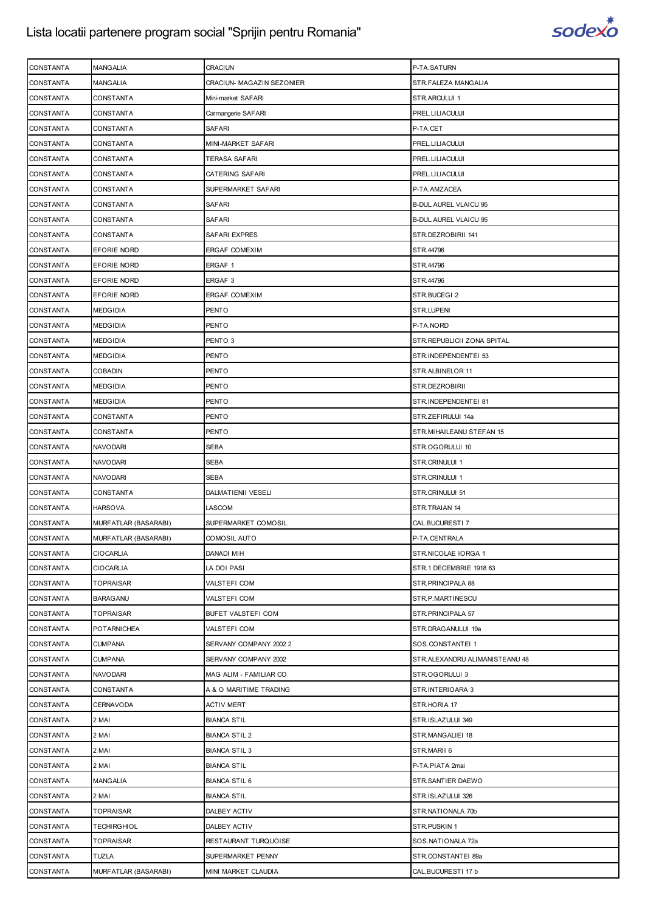# Lista locatii partenere program social "Sprijin pentru Romania"

| | | | |
|---|---|---|---|
| CONSTANTA | MANGALIA | CRACIUN | P-TA.SATURN |
| CONSTANTA | MANGALIA | CRACIUN- MAGAZIN SEZONIER | STR.FALEZA MANGALIA |
| CONSTANTA | CONSTANTA | Mini-market SAFARI | STR.ARCULUI 1 |
| CONSTANTA | CONSTANTA | Carmangerie SAFARI | PREL.LILIACULUI |
| CONSTANTA | CONSTANTA | SAFARI | P-TA.CET |
| CONSTANTA | CONSTANTA | MINI-MARKET SAFARI | PREL.LILIACULUI |
| CONSTANTA | CONSTANTA | TERASA SAFARI | PREL.LILIACULUI |
| CONSTANTA | CONSTANTA | CATERING SAFARI | PREL.LILIACULUI |
| CONSTANTA | CONSTANTA | SUPERMARKET SAFARI | P-TA.AMZACEA |
| CONSTANTA | CONSTANTA | SAFARI | B-DUL.AUREL VLAICU 95 |
| CONSTANTA | CONSTANTA | SAFARI | B-DUL.AUREL VLAICU 95 |
| CONSTANTA | CONSTANTA | SAFARI EXPRES | STR.DEZROBIRII 141 |
| CONSTANTA | EFORIE NORD | ERGAF COMEXIM | STR.44796 |
| CONSTANTA | EFORIE NORD | ERGAF 1 | STR.44796 |
| CONSTANTA | EFORIE NORD | ERGAF 3 | STR.44796 |
| CONSTANTA | EFORIE NORD | ERGAF COMEXIM | STR.BUCEGI 2 |
| CONSTANTA | MEDGIDIA | PENTO | STR.LUPENI |
| CONSTANTA | MEDGIDIA | PENTO | P-TA.NORD |
| CONSTANTA | MEDGIDIA | PENTO 3 | STR.REPUBLICII ZONA SPITAL |
| CONSTANTA | MEDGIDIA | PENTO | STR.INDEPENDENTEI 53 |
| CONSTANTA | COBADIN | PENTO | STR.ALBINELOR 11 |
| CONSTANTA | MEDGIDIA | PENTO | STR.DEZROBIRII |
| CONSTANTA | MEDGIDIA | PENTO | STR.INDEPENDENTEI 81 |
| CONSTANTA | CONSTANTA | PENTO | STR.ZEFIRULUI 14a |
| CONSTANTA | CONSTANTA | PENTO | STR.MIHAILEANU STEFAN 15 |
| CONSTANTA | NAVODARI | SEBA | STR.OGORULUI 10 |
| CONSTANTA | NAVODARI | SEBA | STR.CRINULUI 1 |
| CONSTANTA | NAVODARI | SEBA | STR.CRINULUI 1 |
| CONSTANTA | CONSTANTA | DALMATIENII VESELI | STR.CRINULUI 51 |
| CONSTANTA | HARSOVA | LASCOM | STR.TRAIAN 14 |
| CONSTANTA | MURFATLAR (BASARABI) | SUPERMARKET COMOSIL | CAL.BUCURESTI 7 |
| CONSTANTA | MURFATLAR (BASARABI) | COMOSIL AUTO | P-TA.CENTRALA |
| CONSTANTA | CIOCARLIA | DANADI MIH | STR.NICOLAE IORGA 1 |
| CONSTANTA | CIOCARLIA | LA DOI PASI | STR.1 DECEMBRIE 1918 63 |
| CONSTANTA | TOPRAISAR | VALSTEFI COM | STR.PRINCIPALA 88 |
| CONSTANTA | BARAGANU | VALSTEFI COM | STR.P.MARTINESCU |
| CONSTANTA | TOPRAISAR | BUFET VALSTEFI COM | STR.PRINCIPALA 57 |
| CONSTANTA | POTARNICHEA | VALSTEFI COM | STR.DRAGANULUI 19a |
| CONSTANTA | CUMPANA | SERVANY COMPANY 2002 2 | SOS.CONSTANTEI 1 |
| CONSTANTA | CUMPANA | SERVANY COMPANY 2002 | STR.ALEXANDRU ALIMANISTEANU 48 |
| CONSTANTA | NAVODARI | MAG ALIM - FAMILIAR CO | STR.OGORULUI 3 |
| CONSTANTA | CONSTANTA | A & O MARITIME TRADING | STR.INTERIOARA 3 |
| CONSTANTA | CERNAVODA | ACTIV MERT | STR.HORIA 17 |
| CONSTANTA | 2 MAI | BIANCA STIL | STR.ISLAZULUI 349 |
| CONSTANTA | 2 MAI | BIANCA STIL 2 | STR.MANGALIEI 18 |
| CONSTANTA | 2 MAI | BIANCA STIL 3 | STR.MARII 6 |
| CONSTANTA | 2 MAI | BIANCA STIL | P-TA.PIATA 2mai |
| CONSTANTA | MANGALIA | BIANCA STIL 6 | STR.SANTIER DAEWO |
| CONSTANTA | 2 MAI | BIANCA STIL | STR.ISLAZULUI 326 |
| CONSTANTA | TOPRAISAR | DALBEY ACTIV | STR.NATIONALA 70b |
| CONSTANTA | TECHIRGHIOL | DALBEY ACTIV | STR.PUSKIN 1 |
| CONSTANTA | TOPRAISAR | RESTAURANT TURQUOISE | SOS.NATIONALA 72a |
| CONSTANTA | TUZLA | SUPERMARKET PENNY | STR.CONSTANTEI 89a |
| CONSTANTA | MURFATLAR (BASARABI) | MINI MARKET CLAUDIA | CAL.BUCURESTI 17 b |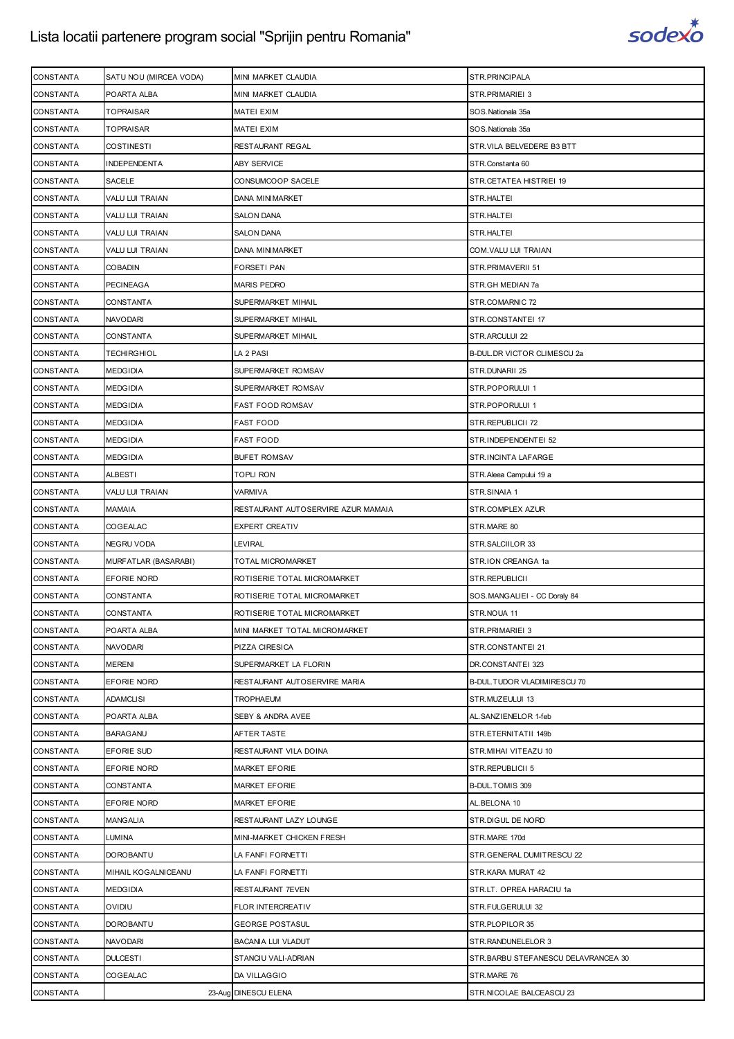| CONSTANTA | SATU NOU (MIRCEA VODA) | MINI MARKET CLAUDIA | STR.PRINCIPALA |
|---|---|---|---|
| CONSTANTA | POARTA ALBA | MINI MARKET CLAUDIA | STR.PRIMARIEI 3 |
| CONSTANTA | TOPRAISAR | MATEI EXIM | SOS.Nationala 35a |
| CONSTANTA | TOPRAISAR | MATEI EXIM | SOS.Nationala 35a |
| CONSTANTA | COSTINESTI | RESTAURANT REGAL | STR.VILA BELVEDERE B3 BTT |
| CONSTANTA | INDEPENDENTA | ABY SERVICE | STR.Constanta 60 |
| CONSTANTA | SACELE | CONSUMCOOP SACELE | STR.CETATEA HISTRIEI 19 |
| CONSTANTA | VALU LUI TRAIAN | DANA MINIMARKET | STR.HALTEI |
| CONSTANTA | VALU LUI TRAIAN | SALON DANA | STR.HALTEI |
| CONSTANTA | VALU LUI TRAIAN | SALON DANA | STR.HALTEI |
| CONSTANTA | VALU LUI TRAIAN | DANA MINIMARKET | COM.VALU LUI TRAIAN |
| CONSTANTA | COBADIN | FORSETI PAN | STR.PRIMAVERII 51 |
| CONSTANTA | PECINEAGA | MARIS PEDRO | STR.GH MEDIAN 7a |
| CONSTANTA | CONSTANTA | SUPERMARKET MIHAIL | STR.COMARNIC 72 |
| CONSTANTA | NAVODARI | SUPERMARKET MIHAIL | STR.CONSTANTEI 17 |
| CONSTANTA | CONSTANTA | SUPERMARKET MIHAIL | STR.ARCULUI 22 |
| CONSTANTA | TECHIRGHIOL | LA 2 PASI | B-DUL.DR VICTOR CLIMESCU 2a |
| CONSTANTA | MEDGIDIA | SUPERMARKET ROMSAV | STR.DUNARII 25 |
| CONSTANTA | MEDGIDIA | SUPERMARKET ROMSAV | STR.POPORULUI 1 |
| CONSTANTA | MEDGIDIA | FAST FOOD ROMSAV | STR.POPORULUI 1 |
| CONSTANTA | MEDGIDIA | FAST FOOD | STR.REPUBLICII 72 |
| CONSTANTA | MEDGIDIA | FAST FOOD | STR.INDEPENDENTEI 52 |
| CONSTANTA | MEDGIDIA | BUFET ROMSAV | STR.INCINTA LAFARGE |
| CONSTANTA | ALBESTI | TOPLI RON | STR.Aleea Campului 19 a |
| CONSTANTA | VALU LUI TRAIAN | VARMIVA | STR.SINAIA 1 |
| CONSTANTA | MAMAIA | RESTAURANT AUTOSERVIRE AZUR MAMAIA | STR.COMPLEX AZUR |
| CONSTANTA | COGEALAC | EXPERT CREATIV | STR.MARE 80 |
| CONSTANTA | NEGRU VODA | LEVIRAL | STR.SALCIILOR 33 |
| CONSTANTA | MURFATLAR (BASARABI) | TOTAL MICROMARKET | STR.ION CREANGA 1a |
| CONSTANTA | EFORIE NORD | ROTISERIE TOTAL MICROMARKET | STR.REPUBLICII |
| CONSTANTA | CONSTANTA | ROTISERIE TOTAL MICROMARKET | SOS.MANGALIEI - CC Doraly 84 |
| CONSTANTA | CONSTANTA | ROTISERIE TOTAL MICROMARKET | STR.NOUA 11 |
| CONSTANTA | POARTA ALBA | MINI MARKET TOTAL MICROMARKET | STR.PRIMARIEI 3 |
| CONSTANTA | NAVODARI | PIZZA CIRESICA | STR.CONSTANTEI 21 |
| CONSTANTA | MERENI | SUPERMARKET LA FLORIN | DR.CONSTANTEI 323 |
| CONSTANTA | EFORIE NORD | RESTAURANT AUTOSERVIRE MARIA | B-DUL.TUDOR VLADIMIRESCU 70 |
| CONSTANTA | ADAMCLISI | TROPHAEUM | STR.MUZEULUI 13 |
| CONSTANTA | POARTA ALBA | SEBY & ANDRA AVEE | AL.SANZIENELOR 1-feb |
| CONSTANTA | BARAGANU | AFTER TASTE | STR.ETERNITATII 149b |
| CONSTANTA | EFORIE SUD | RESTAURANT VILA DOINA | STR.MIHAI VITEAZU 10 |
| CONSTANTA | EFORIE NORD | MARKET EFORIE | STR.REPUBLICII 5 |
| CONSTANTA | CONSTANTA | MARKET EFORIE | B-DUL.TOMIS 309 |
| CONSTANTA | EFORIE NORD | MARKET EFORIE | AL.BELONA 10 |
| CONSTANTA | MANGALIA | RESTAURANT LAZY LOUNGE | STR.DIGUL DE NORD |
| CONSTANTA | LUMINA | MINI-MARKET CHICKEN FRESH | STR.MARE 170d |
| CONSTANTA | DOROBANTU | LA FANFI FORNETTI | STR.GENERAL DUMITRESCU 22 |
| CONSTANTA | MIHAIL KOGALNICEANU | LA FANFI FORNETTI | STR.KARA MURAT 42 |
| CONSTANTA | MEDGIDIA | RESTAURANT 7EVEN | STR.LT. OPREA HARACIU 1a |
| CONSTANTA | OVIDIU | FLOR INTERCREATIV | STR.FULGERULUI 32 |
| CONSTANTA | DOROBANTU | GEORGE POSTASUL | STR.PLOPILOR 35 |
| CONSTANTA | NAVODARI | BACANIA LUI VLADUT | STR.RANDUNELELOR 3 |
| CONSTANTA | DULCESTI | STANCIU VALI-ADRIAN | STR.BARBU STEFANESCU DELAVRANCEA 30 |
| CONSTANTA | COGEALAC | DA VILLAGGIO | STR.MARE 76 |
| CONSTANTA | 23-Aug | DINESCU ELENA | STR.NICOLAE BALCEASCU 23 |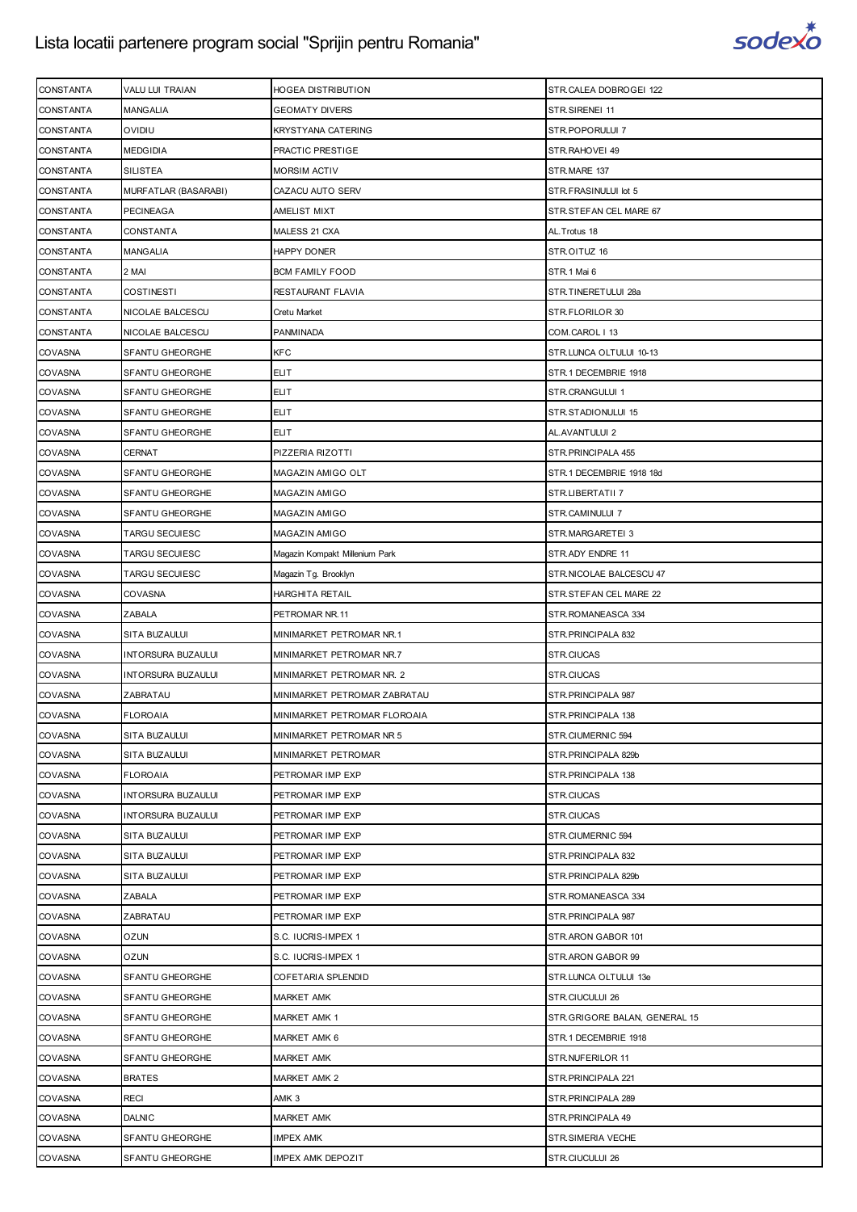# Lista locatii partenere program social "Sprijin pentru Romania"

| | | | |
|---|---|---|---|
| CONSTANTA | VALU LUI TRAIAN | HOGEA DISTRIBUTION | STR.CALEA DOBROGEI 122 |
| CONSTANTA | MANGALIA | GEOMATY DIVERS | STR.SIRENEI 11 |
| CONSTANTA | OVIDIU | KRYSTYANA CATERING | STR.POPORULUI 7 |
| CONSTANTA | MEDGIDIA | PRACTIC PRESTIGE | STR.RAHOVEI 49 |
| CONSTANTA | SILISTEA | MORSIM ACTIV | STR.MARE 137 |
| CONSTANTA | MURFATLAR (BASARABI) | CAZACU AUTO SERV | STR.FRASINULUI lot 5 |
| CONSTANTA | PECINEAGA | AMELIST MIXT | STR.STEFAN CEL MARE 67 |
| CONSTANTA | CONSTANTA | MALESS 21 CXA | AL.Trotus 18 |
| CONSTANTA | MANGALIA | HAPPY DONER | STR.OITUZ 16 |
| CONSTANTA | 2 MAI | BCM FAMILY FOOD | STR.1 Mai 6 |
| CONSTANTA | COSTINESTI | RESTAURANT FLAVIA | STR.TINERETULUI 28a |
| CONSTANTA | NICOLAE BALCESCU | Cretu Market | STR.FLORILOR 30 |
| CONSTANTA | NICOLAE BALCESCU | PANMINADA | COM.CAROL I 13 |
| COVASNA | SFANTU GHEORGHE | KFC | STR.LUNCA OLTULUI 10-13 |
| COVASNA | SFANTU GHEORGHE | ELIT | STR.1 DECEMBRIE 1918 |
| COVASNA | SFANTU GHEORGHE | ELIT | STR.CRANGULUI 1 |
| COVASNA | SFANTU GHEORGHE | ELIT | STR.STADIONULUI 15 |
| COVASNA | SFANTU GHEORGHE | ELIT | AL.AVANTULUI 2 |
| COVASNA | CERNAT | PIZZERIA RIZOTTI | STR.PRINCIPALA 455 |
| COVASNA | SFANTU GHEORGHE | MAGAZIN AMIGO OLT | STR.1 DECEMBRIE 1918 18d |
| COVASNA | SFANTU GHEORGHE | MAGAZIN AMIGO | STR.LIBERTATII 7 |
| COVASNA | SFANTU GHEORGHE | MAGAZIN AMIGO | STR.CAMINULUI 7 |
| COVASNA | TARGU SECUIESC | MAGAZIN AMIGO | STR.MARGARETEI 3 |
| COVASNA | TARGU SECUIESC | Magazin Kompakt Millenium Park | STR.ADY ENDRE 11 |
| COVASNA | TARGU SECUIESC | Magazin Tg. Brooklyn | STR.NICOLAE BALCESCU 47 |
| COVASNA | COVASNA | HARGHITA RETAIL | STR.STEFAN CEL MARE 22 |
| COVASNA | ZABALA | PETROMAR NR.11 | STR.ROMANEASCA 334 |
| COVASNA | SITA BUZAULUI | MINIMARKET PETROMAR NR.1 | STR.PRINCIPALA 832 |
| COVASNA | INTORSURA BUZAULUI | MINIMARKET PETROMAR NR.7 | STR.CIUCAS |
| COVASNA | INTORSURA BUZAULUI | MINIMARKET PETROMAR NR. 2 | STR.CIUCAS |
| COVASNA | ZABRATAU | MINIMARKET PETROMAR ZABRATAU | STR.PRINCIPALA 987 |
| COVASNA | FLOROAIA | MINIMARKET PETROMAR FLOROAIA | STR.PRINCIPALA 138 |
| COVASNA | SITA BUZAULUI | MINIMARKET PETROMAR NR 5 | STR.CIUMERNIC 594 |
| COVASNA | SITA BUZAULUI | MINIMARKET PETROMAR | STR.PRINCIPALA 829b |
| COVASNA | FLOROAIA | PETROMAR IMP EXP | STR.PRINCIPALA 138 |
| COVASNA | INTORSURA BUZAULUI | PETROMAR IMP EXP | STR.CIUCAS |
| COVASNA | INTORSURA BUZAULUI | PETROMAR IMP EXP | STR.CIUCAS |
| COVASNA | SITA BUZAULUI | PETROMAR IMP EXP | STR.CIUMERNIC 594 |
| COVASNA | SITA BUZAULUI | PETROMAR IMP EXP | STR.PRINCIPALA 832 |
| COVASNA | SITA BUZAULUI | PETROMAR IMP EXP | STR.PRINCIPALA 829b |
| COVASNA | ZABALA | PETROMAR IMP EXP | STR.ROMANEASCA 334 |
| COVASNA | ZABRATAU | PETROMAR IMP EXP | STR.PRINCIPALA 987 |
| COVASNA | OZUN | S.C. IUCRIS-IMPEX 1 | STR.ARON GABOR 101 |
| COVASNA | OZUN | S.C. IUCRIS-IMPEX 1 | STR.ARON GABOR 99 |
| COVASNA | SFANTU GHEORGHE | COFETARIA SPLENDID | STR.LUNCA OLTULUI 13e |
| COVASNA | SFANTU GHEORGHE | MARKET AMK | STR.CIUCULUI 26 |
| COVASNA | SFANTU GHEORGHE | MARKET AMK 1 | STR.GRIGORE BALAN, GENERAL 15 |
| COVASNA | SFANTU GHEORGHE | MARKET AMK 6 | STR.1 DECEMBRIE 1918 |
| COVASNA | SFANTU GHEORGHE | MARKET AMK | STR.NUFERILOR 11 |
| COVASNA | BRATES | MARKET AMK 2 | STR.PRINCIPALA 221 |
| COVASNA | RECI | AMK 3 | STR.PRINCIPALA 289 |
| COVASNA | DALNIC | MARKET AMK | STR.PRINCIPALA 49 |
| COVASNA | SFANTU GHEORGHE | IMPEX AMK | STR.SIMERIA VECHE |
| COVASNA | SFANTU GHEORGHE | IMPEX AMK DEPOZIT | STR.CIUCULUI 26 |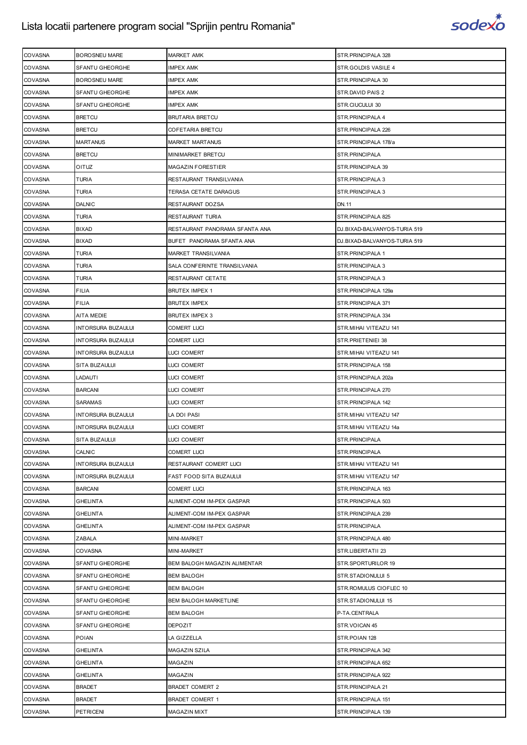| COVASNA | BOROSNEU MARE | MARKET AMK | STR.PRINCIPALA 328 |
|---|---|---|---|
| COVASNA | SFANTU GHEORGHE | IMPEX AMK | STR.GOLDIS VASILE 4 |
| COVASNA | BOROSNEU MARE | IMPEX AMK | STR.PRINCIPALA 30 |
| COVASNA | SFANTU GHEORGHE | IMPEX AMK | STR.DAVID PAIS 2 |
| COVASNA | SFANTU GHEORGHE | IMPEX AMK | STR.CIUCULUI 30 |
| COVASNA | BRETCU | BRUTARIA BRETCU | STR.PRINCIPALA 4 |
| COVASNA | BRETCU | COFETARIA BRETCU | STR.PRINCIPALA 226 |
| COVASNA | MARTANUS | MARKET MARTANUS | STR.PRINCIPALA 178/a |
| COVASNA | BRETCU | MINIMARKET BRETCU | STR.PRINCIPALA |
| COVASNA | OITUZ | MAGAZIN FORESTIER | STR.PRINCIPALA 39 |
| COVASNA | TURIA | RESTAURANT TRANSILVANIA | STR.PRINCIPALA 3 |
| COVASNA | TURIA | TERASA CETATE DARAGUS | STR.PRINCIPALA 3 |
| COVASNA | DALNIC | RESTAURANT DOZSA | DN.11 |
| COVASNA | TURIA | RESTAURANT TURIA | STR.PRINCIPALA 825 |
| COVASNA | BIXAD | RESTAURANT PANORAMA SFANTA ANA | DJ.BIXAD-BALVANYOS-TURIA 519 |
| COVASNA | BIXAD | BUFET PANORAMA SFANTA ANA | DJ.BIXAD-BALVANYOS-TURIA 519 |
| COVASNA | TURIA | MARKET TRANSILVANIA | STR.PRINCIPALA 1 |
| COVASNA | TURIA | SALA CONFERINTE TRANSILVANIA | STR.PRINCIPALA 3 |
| COVASNA | TURIA | RESTAURANT CETATE | STR.PRINCIPALA 3 |
| COVASNA | FILIA | BRUTEX IMPEX 1 | STR.PRINCIPALA 129a |
| COVASNA | FILIA | BRUTEX IMPEX | STR.PRINCIPALA 371 |
| COVASNA | AITA MEDIE | BRUTEX IMPEX 3 | STR.PRINCIPALA 334 |
| COVASNA | INTORSURA BUZAULUI | COMERT LUCI | STR.MIHAI VITEAZU 141 |
| COVASNA | INTORSURA BUZAULUI | COMERT LUCI | STR.PRIETENIEI 38 |
| COVASNA | INTORSURA BUZAULUI | LUCI COMERT | STR.MIHAI VITEAZU 141 |
| COVASNA | SITA BUZAULUI | LUCI COMERT | STR.PRINCIPALA 158 |
| COVASNA | LADAUTI | LUCI COMERT | STR.PRINCIPALA 202a |
| COVASNA | BARCANI | LUCI COMERT | STR.PRINCIPALA 270 |
| COVASNA | SARAMAS | LUCI COMERT | STR.PRINCIPALA 142 |
| COVASNA | INTORSURA BUZAULUI | LA DOI PASI | STR.MIHAI VITEAZU 147 |
| COVASNA | INTORSURA BUZAULUI | LUCI COMERT | STR.MIHAI VITEAZU 14a |
| COVASNA | SITA BUZAULUI | LUCI COMERT | STR.PRINCIPALA |
| COVASNA | CALNIC | COMERT LUCI | STR.PRINCIPALA |
| COVASNA | INTORSURA BUZAULUI | RESTAURANT COMERT LUCI | STR.MIHAI VITEAZU 141 |
| COVASNA | INTORSURA BUZAULUI | FAST FOOD SITA BUZAULUI | STR.MIHAI VITEAZU 147 |
| COVASNA | BARCANI | COMERT LUCI | STR.PRINCIPALA 163 |
| COVASNA | GHELINTA | ALIMENT-COM IM-PEX GASPAR | STR.PRINCIPALA 503 |
| COVASNA | GHELINTA | ALIMENT-COM IM-PEX GASPAR | STR.PRINCIPALA 239 |
| COVASNA | GHELINTA | ALIMENT-COM IM-PEX GASPAR | STR.PRINCIPALA |
| COVASNA | ZABALA | MINI-MARKET | STR.PRINCIPALA 480 |
| COVASNA | COVASNA | MINI-MARKET | STR.LIBERTATII 23 |
| COVASNA | SFANTU GHEORGHE | BEM BALOGH MAGAZIN ALIMENTAR | STR.SPORTURILOR 19 |
| COVASNA | SFANTU GHEORGHE | BEM BALOGH | STR.STADIONULUI 5 |
| COVASNA | SFANTU GHEORGHE | BEM BALOGH | STR.ROMULUS CIOFLEC 10 |
| COVASNA | SFANTU GHEORGHE | BEM BALOGH MARKETLINE | STR.STADIONULUI 15 |
| COVASNA | SFANTU GHEORGHE | BEM BALOGH | P-TA.CENTRALA |
| COVASNA | SFANTU GHEORGHE | DEPOZIT | STR.VOICAN 45 |
| COVASNA | POIAN | LA GIZZELLA | STR.POIAN 128 |
| COVASNA | GHELINTA | MAGAZIN SZILA | STR.PRINCIPALA 342 |
| COVASNA | GHELINTA | MAGAZIN | STR.PRINCIPALA 652 |
| COVASNA | GHELINTA | MAGAZIN | STR.PRINCIPALA 922 |
| COVASNA | BRADET | BRADET COMERT 2 | STR.PRINCIPALA 21 |
| COVASNA | BRADET | BRADET COMERT 1 | STR.PRINCIPALA 151 |
| COVASNA | PETRICENI | MAGAZIN MIXT | STR.PRINCIPALA 139 |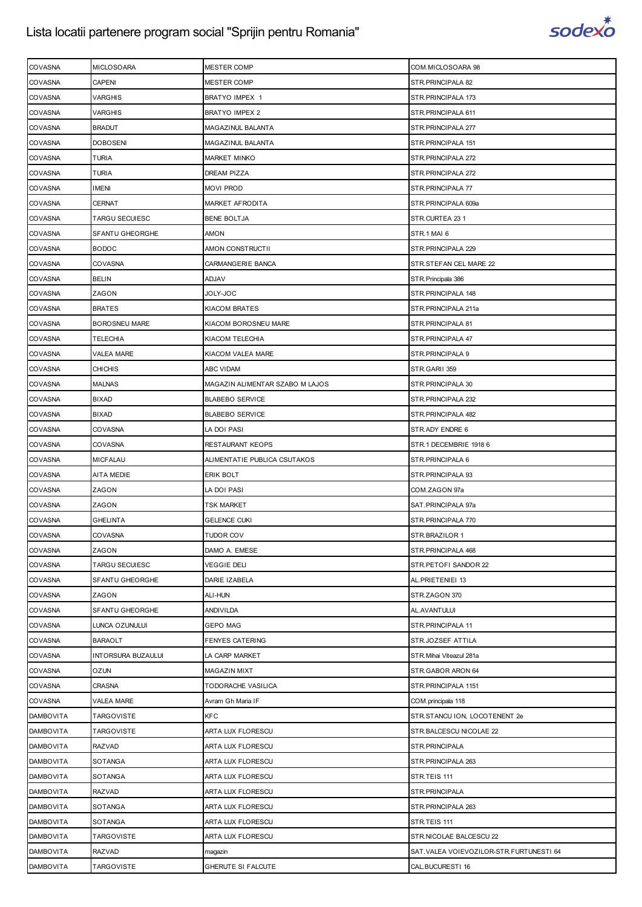# Lista locatii partenere program social "Sprijin pentru Romania"

| | | | |
|---|---|---|---|
| COVASNA | MICLOSOARA | MESTER COMP | COM.MICLOSOARA 98 |
| COVASNA | CAPENI | MESTER COMP | STR.PRINCIPALA 82 |
| COVASNA | VARGHIS | BRATYO IMPEX 1 | STR.PRINCIPALA 173 |
| COVASNA | VARGHIS | BRATYO IMPEX 2 | STR.PRINCIPALA 611 |
| COVASNA | BRADUT | MAGAZINUL BALANTA | STR.PRINCIPALA 277 |
| COVASNA | DOBOSENI | MAGAZINUL BALANTA | STR.PRINCIPALA 151 |
| COVASNA | TURIA | MARKET MINKO | STR.PRINCIPALA 272 |
| COVASNA | TURIA | DREAM PIZZA | STR.PRINCIPALA 272 |
| COVASNA | IMENI | MOVI PROD | STR.PRINCIPALA 77 |
| COVASNA | CERNAT | MARKET AFRODITA | STR.PRINCIPALA 609a |
| COVASNA | TARGU SECUIESC | BENE BOLTJA | STR.CURTEA 23 1 |
| COVASNA | SFANTU GHEORGHE | AMON | STR.1 MAI 6 |
| COVASNA | BODOC | AMON CONSTRUCTII | STR.PRINCIPALA 229 |
| COVASNA | COVASNA | CARMANGERIE BANCA | STR.STEFAN CEL MARE 22 |
| COVASNA | BELIN | ADJAV | STR.Principala 386 |
| COVASNA | ZAGON | JOLY-JOC | STR.PRINCIPALA 148 |
| COVASNA | BRATES | KIACOM BRATES | STR.PRINCIPALA 211a |
| COVASNA | BOROSNEU MARE | KIACOM BOROSNEU MARE | STR.PRINCIPALA 81 |
| COVASNA | TELECHIA | KIACOM TELECHIA | STR.PRINCIPALA 47 |
| COVASNA | VALEA MARE | KIACOM VALEA MARE | STR.PRINCIPALA 9 |
| COVASNA | CHICHIS | ABC VIDAM | STR.GARII 359 |
| COVASNA | MALNAS | MAGAZIN ALIMENTAR SZABO M LAJOS | STR.PRINCIPALA 30 |
| COVASNA | BIXAD | BLABEBO SERVICE | STR.PRINCIPALA 232 |
| COVASNA | BIXAD | BLABEBO SERVICE | STR.PRINCIPALA 482 |
| COVASNA | COVASNA | LA DOI PASI | STR.ADY ENDRE 6 |
| COVASNA | COVASNA | RESTAURANT KEOPS | STR.1 DECEMBRIE 1918 6 |
| COVASNA | MICFALAU | ALIMENTATIE PUBLICA CSUTAKOS | STR.PRINCIPALA 6 |
| COVASNA | AITA MEDIE | ERIK BOLT | STR.PRINCIPALA 93 |
| COVASNA | ZAGON | LA DOI PASI | COM.ZAGON 97a |
| COVASNA | ZAGON | TSK MARKET | SAT.PRINCIPALA 97a |
| COVASNA | GHELINTA | GELENCE CUKI | STR.PRINCIPALA 770 |
| COVASNA | COVASNA | TUDOR COV | STR.BRAZILOR 1 |
| COVASNA | ZAGON | DAMO A. EMESE | STR.PRINCIPALA 468 |
| COVASNA | TARGU SECUIESC | VEGGIE DELI | STR.PETOFI SANDOR 22 |
| COVASNA | SFANTU GHEORGHE | DARIE IZABELA | AL.PRIETENIEI 13 |
| COVASNA | ZAGON | ALI-HUN | STR.ZAGON 370 |
| COVASNA | SFANTU GHEORGHE | ANDIVILDA | AL.AVANTULUI |
| COVASNA | LUNCA OZUNULUI | GEPO MAG | STR.PRINCIPALA 11 |
| COVASNA | BARAOLT | FENYES CATERING | STR.JOZSEF ATTILA |
| COVASNA | INTORSURA BUZAULUI | LA CARP MARKET | STR.Mihai Viteazul 281a |
| COVASNA | OZUN | MAGAZIN MIXT | STR.GABOR ARON 64 |
| COVASNA | CRASNA | TODORACHE VASILICA | STR.PRINCIPALA 1151 |
| COVASNA | VALEA MARE | Avram Gh Maria IF | COM.principala 118 |
| DAMBOVITA | TARGOVISTE | KFC | STR.STANCU ION, LOCOTENENT 2e |
| DAMBOVITA | TARGOVISTE | ARTA LUX FLORESCU | STR.BALCESCU NICOLAE 22 |
| DAMBOVITA | RAZVAD | ARTA LUX FLORESCU | STR.PRINCIPALA |
| DAMBOVITA | SOTANGA | ARTA LUX FLORESCU | STR.PRINCIPALA 263 |
| DAMBOVITA | SOTANGA | ARTA LUX FLORESCU | STR.TEIS 111 |
| DAMBOVITA | RAZVAD | ARTA LUX FLORESCU | STR.PRINCIPALA |
| DAMBOVITA | SOTANGA | ARTA LUX FLORESCU | STR.PRINCIPALA 263 |
| DAMBOVITA | SOTANGA | ARTA LUX FLORESCU | STR.TEIS 111 |
| DAMBOVITA | TARGOVISTE | ARTA LUX FLORESCU | STR.NICOLAE BALCESCU 22 |
| DAMBOVITA | RAZVAD | magazin | SAT.VALEA VOIEVOZILOR-STR.FURTUNESTI 64 |
| DAMBOVITA | TARGOVISTE | GHERUTE SI FALCUTE | CAL.BUCURESTI 16 |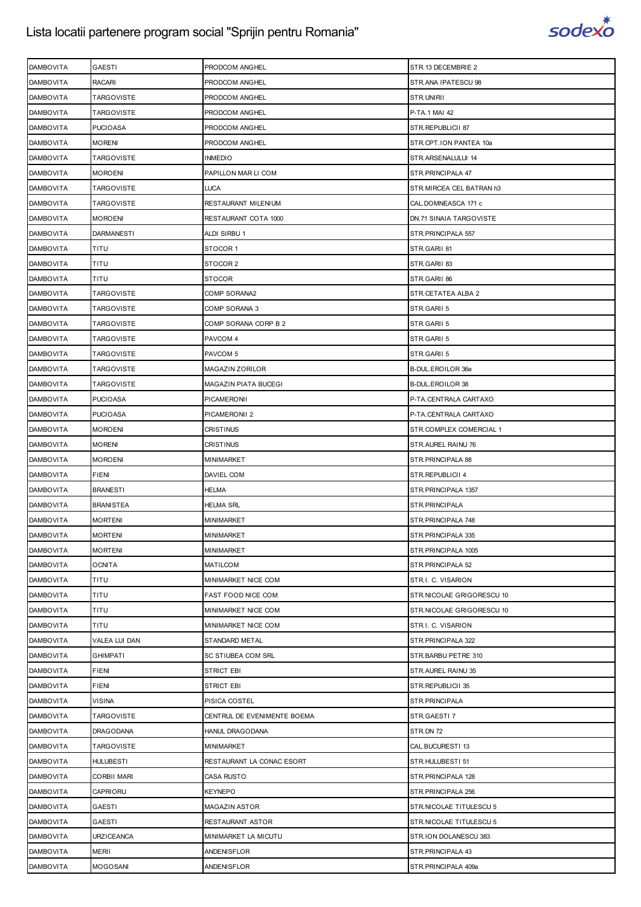| DAMBOVITA | GAESTI | PRODCOM ANGHEL | STR.13 DECEMBRIE 2 |
|---|---|---|---|
| DAMBOVITA | RACARI | PRODCOM ANGHEL | STR.ANA IPATESCU 98 |
| DAMBOVITA | TARGOVISTE | PRODCOM ANGHEL | STR.UNIRII |
| DAMBOVITA | TARGOVISTE | PRODCOM ANGHEL | P-TA.1 MAI 42 |
| DAMBOVITA | PUCIOASA | PRODCOM ANGHEL | STR.REPUBLICII 87 |
| DAMBOVITA | MORENI | PRODCOM ANGHEL | STR.CPT.ION PANTEA 10a |
| DAMBOVITA | TARGOVISTE | INMEDIO | STR.ARSENALULUI 14 |
| DAMBOVITA | MOROENI | PAPILLON MAR LI COM | STR.PRINCIPALA 47 |
| DAMBOVITA | TARGOVISTE | LUCA | STR.MIRCEA CEL BATRAN h3 |
| DAMBOVITA | TARGOVISTE | RESTAURANT MILENIUM | CAL.DOMNEASCA 171 c |
| DAMBOVITA | MOROENI | RESTAURANT COTA 1000 | DN.71 SINAIA TARGOVISTE |
| DAMBOVITA | DARMANESTI | ALDI SIRBU 1 | STR.PRINCIPALA 557 |
| DAMBOVITA | TITU | STOCOR 1 | STR.GARII 81 |
| DAMBOVITA | TITU | STOCOR 2 | STR.GARII 83 |
| DAMBOVITA | TITU | STOCOR | STR.GARII 86 |
| DAMBOVITA | TARGOVISTE | COMP SORANA2 | STR.CETATEA ALBA 2 |
| DAMBOVITA | TARGOVISTE | COMP SORANA 3 | STR.GARII 5 |
| DAMBOVITA | TARGOVISTE | COMP SORANA CORP B 2 | STR.GARII 5 |
| DAMBOVITA | TARGOVISTE | PAVCOM 4 | STR.GARII 5 |
| DAMBOVITA | TARGOVISTE | PAVCOM 5 | STR.GARII 5 |
| DAMBOVITA | TARGOVISTE | MAGAZIN ZORILOR | B-DUL.EROILOR 36e |
| DAMBOVITA | TARGOVISTE | MAGAZIN PIATA BUCEGI | B-DUL.EROILOR 38 |
| DAMBOVITA | PUCIOASA | PICAMERONII | P-TA.CENTRALA CARTAXO |
| DAMBOVITA | PUCIOASA | PICAMERONII 2 | P-TA.CENTRALA CARTAXO |
| DAMBOVITA | MOROENI | CRISTINUS | STR.COMPLEX COMERCIAL 1 |
| DAMBOVITA | MORENI | CRISTINUS | STR.AUREL RAINU 76 |
| DAMBOVITA | MOROENI | MINIMARKET | STR.PRINCIPALA 88 |
| DAMBOVITA | FIENI | DAVIEL COM | STR.REPUBLICII 4 |
| DAMBOVITA | BRANESTI | HELMA | STR.PRINCIPALA 1357 |
| DAMBOVITA | BRANISTEA | HELMA SRL | STR.PRINCIPALA |
| DAMBOVITA | MORTENI | MINIMARKET | STR.PRINCIPALA 748 |
| DAMBOVITA | MORTENI | MINIMARKET | STR.PRINCIPALA 335 |
| DAMBOVITA | MORTENI | MINIMARKET | STR.PRINCIPALA 1005 |
| DAMBOVITA | OCNITA | MATILCOM | STR.PRINCIPALA 52 |
| DAMBOVITA | TITU | MINIMARKET NICE COM | STR.I. C. VISARION |
| DAMBOVITA | TITU | FAST FOOD NICE COM | STR.NICOLAE GRIGORESCU 10 |
| DAMBOVITA | TITU | MINIMARKET NICE COM | STR.NICOLAE GRIGORESCU 10 |
| DAMBOVITA | TITU | MINIMARKET NICE COM | STR.I. C. VISARION |
| DAMBOVITA | VALEA LUI DAN | STANDARD METAL | STR.PRINCIPALA 322 |
| DAMBOVITA | GHIMPATI | SC STIUBEA COM SRL | STR.BARBU PETRE 310 |
| DAMBOVITA | FIENI | STRICT EBI | STR.AUREL RAINU 35 |
| DAMBOVITA | FIENI | STRICT EBI | STR.REPUBLICII 35 |
| DAMBOVITA | VISINA | PISICA COSTEL | STR.PRINCIPALA |
| DAMBOVITA | TARGOVISTE | CENTRUL DE EVENIMENTE BOEMA | STR.GAESTI 7 |
| DAMBOVITA | DRAGODANA | HANUL DRAGODANA | STR.DN 72 |
| DAMBOVITA | TARGOVISTE | MINIMARKET | CAL.BUCURESTI 13 |
| DAMBOVITA | HULUBESTI | RESTAURANT LA CONAC ESORT | STR.HULUBESTI 51 |
| DAMBOVITA | CORBII MARI | CASA RUSTO | STR.PRINCIPALA 128 |
| DAMBOVITA | CAPRIORU | KEYNEPO | STR.PRINCIPALA 256 |
| DAMBOVITA | GAESTI | MAGAZIN ASTOR | STR.NICOLAE TITULESCU 5 |
| DAMBOVITA | GAESTI | RESTAURANT ASTOR | STR.NICOLAE TITULESCU 5 |
| DAMBOVITA | URZICEANCA | MINIMARKET LA MICUTU | STR.ION DOLANESCU 383 |
| DAMBOVITA | MERII | ANDENISFLOR | STR.PRINCIPALA 43 |
| DAMBOVITA | MOGOSANI | ANDENISFLOR | STR.PRINCIPALA 409a |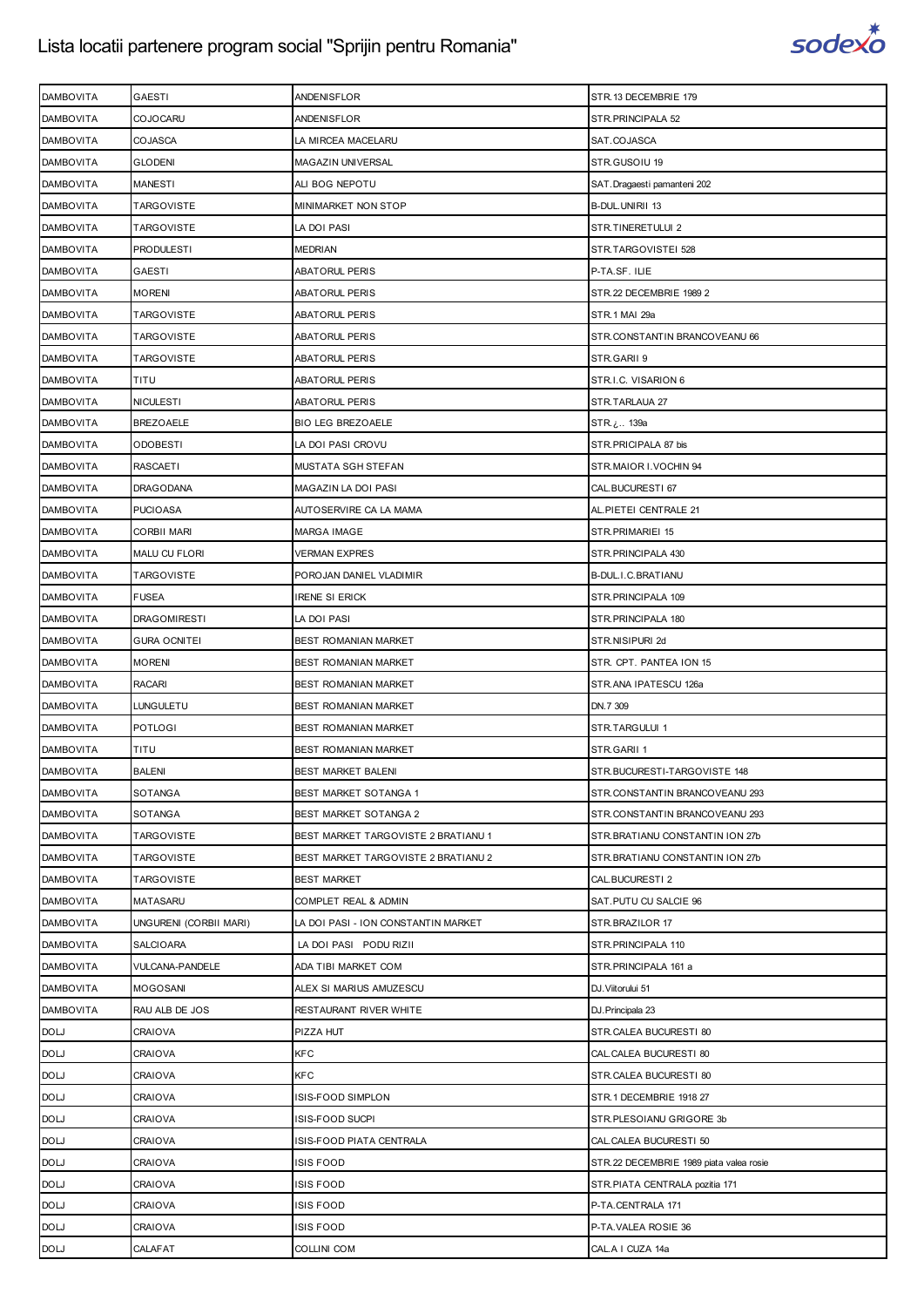| | | | |
|---|---|---|---|
| DAMBOVITA | GAESTI | ANDENISFLOR | STR.13 DECEMBRIE 179 |
| DAMBOVITA | COJOCARU | ANDENISFLOR | STR.PRINCIPALA 52 |
| DAMBOVITA | COJASCA | LA MIRCEA MACELARU | SAT.COJASCA |
| DAMBOVITA | GLODENI | MAGAZIN UNIVERSAL | STR.GUSOIU 19 |
| DAMBOVITA | MANESTI | ALI BOG NEPOTU | SAT.Dragaesti pamanteni 202 |
| DAMBOVITA | TARGOVISTE | MINIMARKET NON STOP | B-DUL.UNIRII 13 |
| DAMBOVITA | TARGOVISTE | LA DOI PASI | STR.TINERETULUI 2 |
| DAMBOVITA | PRODULESTI | MEDRIAN | STR.TARGOVISTEI 528 |
| DAMBOVITA | GAESTI | ABATORUL PERIS | P-TA.SF. ILIE |
| DAMBOVITA | MORENI | ABATORUL PERIS | STR.22 DECEMBRIE 1989 2 |
| DAMBOVITA | TARGOVISTE | ABATORUL PERIS | STR.1 MAI 29a |
| DAMBOVITA | TARGOVISTE | ABATORUL PERIS | STR.CONSTANTIN BRANCOVEANU 66 |
| DAMBOVITA | TARGOVISTE | ABATORUL PERIS | STR.GARII 9 |
| DAMBOVITA | TITU | ABATORUL PERIS | STR.I.C. VISARION 6 |
| DAMBOVITA | NICULESTI | ABATORUL PERIS | STR.TARLAUA 27 |
| DAMBOVITA | BREZOAELE | BIO LEG BREZOAELE | STR.¿.. 139a |
| DAMBOVITA | ODOBESTI | LA DOI PASI CROVU | STR.PRICIPALA 87 bis |
| DAMBOVITA | RASCAETI | MUSTATA SGH STEFAN | STR.MAIOR I.VOCHIN 94 |
| DAMBOVITA | DRAGODANA | MAGAZIN LA DOI PASI | CAL.BUCURESTI 67 |
| DAMBOVITA | PUCIOASA | AUTOSERVIRE CA LA MAMA | AL.PIETEI CENTRALE 21 |
| DAMBOVITA | CORBII MARI | MARGA IMAGE | STR.PRIMARIEI 15 |
| DAMBOVITA | MALU CU FLORI | VERMAN EXPRES | STR.PRINCIPALA 430 |
| DAMBOVITA | TARGOVISTE | POROJAN DANIEL VLADIMIR | B-DUL.I.C.BRATIANU |
| DAMBOVITA | FUSEA | IRENE SI ERICK | STR.PRINCIPALA 109 |
| DAMBOVITA | DRAGOMIRESTI | LA DOI PASI | STR.PRINCIPALA 180 |
| DAMBOVITA | GURA OCNITEI | BEST ROMANIAN MARKET | STR.NISIPURI 2d |
| DAMBOVITA | MORENI | BEST ROMANIAN MARKET | STR. CPT. PANTEA ION 15 |
| DAMBOVITA | RACARI | BEST ROMANIAN MARKET | STR.ANA IPATESCU 126a |
| DAMBOVITA | LUNGULETU | BEST ROMANIAN MARKET | DN.7 309 |
| DAMBOVITA | POTLOGI | BEST ROMANIAN MARKET | STR.TARGULUI 1 |
| DAMBOVITA | TITU | BEST ROMANIAN MARKET | STR.GARII 1 |
| DAMBOVITA | BALENI | BEST MARKET BALENI | STR.BUCURESTI-TARGOVISTE 148 |
| DAMBOVITA | SOTANGA | BEST MARKET SOTANGA 1 | STR.CONSTANTIN BRANCOVEANU 293 |
| DAMBOVITA | SOTANGA | BEST MARKET SOTANGA 2 | STR.CONSTANTIN BRANCOVEANU 293 |
| DAMBOVITA | TARGOVISTE | BEST MARKET TARGOVISTE 2 BRATIANU 1 | STR.BRATIANU CONSTANTIN ION 27b |
| DAMBOVITA | TARGOVISTE | BEST MARKET TARGOVISTE 2 BRATIANU 2 | STR.BRATIANU CONSTANTIN ION 27b |
| DAMBOVITA | TARGOVISTE | BEST MARKET | CAL.BUCURESTI 2 |
| DAMBOVITA | MATASARU | COMPLET REAL & ADMIN | SAT.PUTU CU SALCIE 96 |
| DAMBOVITA | UNGURENI (CORBII MARI) | LA DOI PASI - ION CONSTANTIN MARKET | STR.BRAZILOR 17 |
| DAMBOVITA | SALCIOARA | LA DOI PASI PODU RIZII | STR.PRINCIPALA 110 |
| DAMBOVITA | VULCANA-PANDELE | ADA TIBI MARKET COM | STR.PRINCIPALA 161 a |
| DAMBOVITA | MOGOSANI | ALEX SI MARIUS AMUZESCU | DJ.Viitorului 51 |
| DAMBOVITA | RAU ALB DE JOS | RESTAURANT RIVER WHITE | DJ.Principala 23 |
| DOLJ | CRAIOVA | PIZZA HUT | STR.CALEA BUCURESTI 80 |
| DOLJ | CRAIOVA | KFC | CAL.CALEA BUCURESTI 80 |
| DOLJ | CRAIOVA | KFC | STR.CALEA BUCURESTI 80 |
| DOLJ | CRAIOVA | ISIS-FOOD SIMPLON | STR.1 DECEMBRIE 1918 27 |
| DOLJ | CRAIOVA | ISIS-FOOD SUCPI | STR.PLESOIANU GRIGORE 3b |
| DOLJ | CRAIOVA | ISIS-FOOD PIATA CENTRALA | CAL.CALEA BUCURESTI 50 |
| DOLJ | CRAIOVA | ISIS FOOD | STR.22 DECEMBRIE 1989 piata valea rosie |
| DOLJ | CRAIOVA | ISIS FOOD | STR.PIATA CENTRALA pozitia 171 |
| DOLJ | CRAIOVA | ISIS FOOD | P-TA.CENTRALA 171 |
| DOLJ | CRAIOVA | ISIS FOOD | P-TA.VALEA ROSIE 36 |
| DOLJ | CALAFAT | COLLINI COM | CAL.A I CUZA 14a |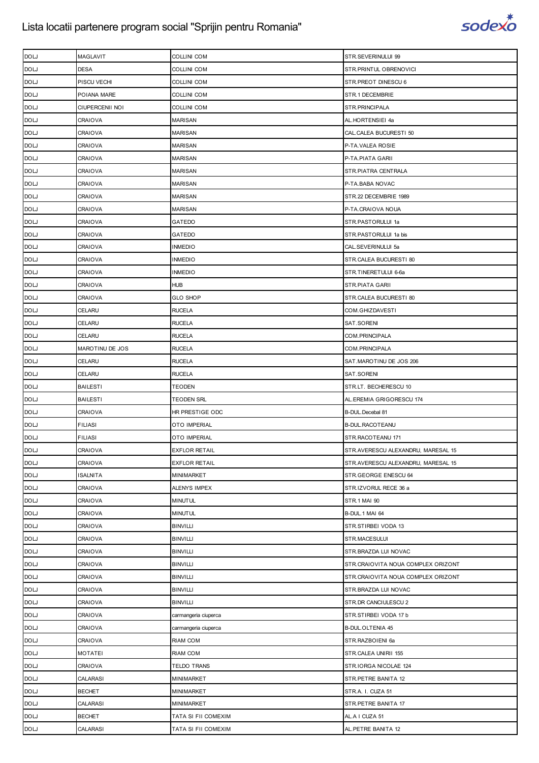| DOLJ | MAGLAVIT | COLLINI COM | STR.SEVERINULUI 99 |
|---|---|---|---|
| DOLJ | DESA | COLLINI COM | STR.PRINTUL OBRENOVICI |
| DOLJ | PISCU VECHI | COLLINI COM | STR.PREOT DINESCU 6 |
| DOLJ | POIANA MARE | COLLINI COM | STR.1 DECEMBRIE |
| DOLJ | CIUPERCENII NOI | COLLINI COM | STR.PRINCIPALA |
| DOLJ | CRAIOVA | MARISAN | AL.HORTENSIEI 4a |
| DOLJ | CRAIOVA | MARISAN | CAL.CALEA BUCURESTI 50 |
| DOLJ | CRAIOVA | MARISAN | P-TA.VALEA ROSIE |
| DOLJ | CRAIOVA | MARISAN | P-TA.PIATA GARII |
| DOLJ | CRAIOVA | MARISAN | STR.PIATRA CENTRALA |
| DOLJ | CRAIOVA | MARISAN | P-TA.BABA NOVAC |
| DOLJ | CRAIOVA | MARISAN | STR.22 DECEMBRIE 1989 |
| DOLJ | CRAIOVA | MARISAN | P-TA.CRAIOVA NOUA |
| DOLJ | CRAIOVA | GATEDO | STR.PASTORULUI 1a |
| DOLJ | CRAIOVA | GATEDO | STR.PASTORULUI 1a bis |
| DOLJ | CRAIOVA | INMEDIO | CAL.SEVERINULUI 5a |
| DOLJ | CRAIOVA | INMEDIO | STR.CALEA BUCURESTI 80 |
| DOLJ | CRAIOVA | INMEDIO | STR.TINERETULUI 6-6a |
| DOLJ | CRAIOVA | HUB | STR.PIATA GARII |
| DOLJ | CRAIOVA | GLO SHOP | STR.CALEA BUCURESTI 80 |
| DOLJ | CELARU | RUCELA | COM.GHIZDAVESTI |
| DOLJ | CELARU | RUCELA | SAT.SORENI |
| DOLJ | CELARU | RUCELA | COM.PRINCIPALA |
| DOLJ | MAROTINU DE JOS | RUCELA | COM.PRINCIPALA |
| DOLJ | CELARU | RUCELA | SAT.MAROTINU DE JOS 206 |
| DOLJ | CELARU | RUCELA | SAT.SORENI |
| DOLJ | BAILESTI | TEODEN | STR.LT. BECHERESCU 10 |
| DOLJ | BAILESTI | TEODEN SRL | AL.EREMIA GRIGORESCU 174 |
| DOLJ | CRAIOVA | HR PRESTIGE ODC | B-DUL.Decebal 81 |
| DOLJ | FILIASI | OTO IMPERIAL | B-DUL.RACOTEANU |
| DOLJ | FILIASI | OTO IMPERIAL | STR.RACOTEANU 171 |
| DOLJ | CRAIOVA | EXFLOR RETAIL | STR.AVERESCU ALEXANDRU, MARESAL 15 |
| DOLJ | CRAIOVA | EXFLOR RETAIL | STR.AVERESCU ALEXANDRU, MARESAL 15 |
| DOLJ | ISALNITA | MINIMARKET | STR.GEORGE ENESCU 64 |
| DOLJ | CRAIOVA | ALENYS IMPEX | STR.IZVORUL RECE 36 a |
| DOLJ | CRAIOVA | MINUTUL | STR.1 MAI 90 |
| DOLJ | CRAIOVA | MINUTUL | B-DUL.1 MAI 64 |
| DOLJ | CRAIOVA | BINVILLI | STR.STIRBEI VODA 13 |
| DOLJ | CRAIOVA | BINVILLI | STR.MACESULUI |
| DOLJ | CRAIOVA | BINVILLI | STR.BRAZDA LUI NOVAC |
| DOLJ | CRAIOVA | BINVILLI | STR.CRAIOVITA NOUA COMPLEX ORIZONT |
| DOLJ | CRAIOVA | BINVILLI | STR.CRAIOVITA NOUA COMPLEX ORIZONT |
| DOLJ | CRAIOVA | BINVILLI | STR.BRAZDA LUI NOVAC |
| DOLJ | CRAIOVA | BINVILLI | STR.DR CANCIULESCU 2 |
| DOLJ | CRAIOVA | carmangeria ciuperca | STR.STIRBEI VODA 17 b |
| DOLJ | CRAIOVA | carmangeria ciuperca | B-DUL.OLTENIA 45 |
| DOLJ | CRAIOVA | RIAM COM | STR.RAZBOIENI 6a |
| DOLJ | MOTATEI | RIAM COM | STR.CALEA UNIRII 155 |
| DOLJ | CRAIOVA | TELDO TRANS | STR.IORGA NICOLAE 124 |
| DOLJ | CALARASI | MINIMARKET | STR.PETRE BANITA 12 |
| DOLJ | BECHET | MINIMARKET | STR.A. I. CUZA 51 |
| DOLJ | CALARASI | MINIMARKET | STR.PETRE BANITA 17 |
| DOLJ | BECHET | TATA SI FII COMEXIM | AL.A I CUZA 51 |
| DOLJ | CALARASI | TATA SI FII COMEXIM | AL.PETRE BANITA 12 |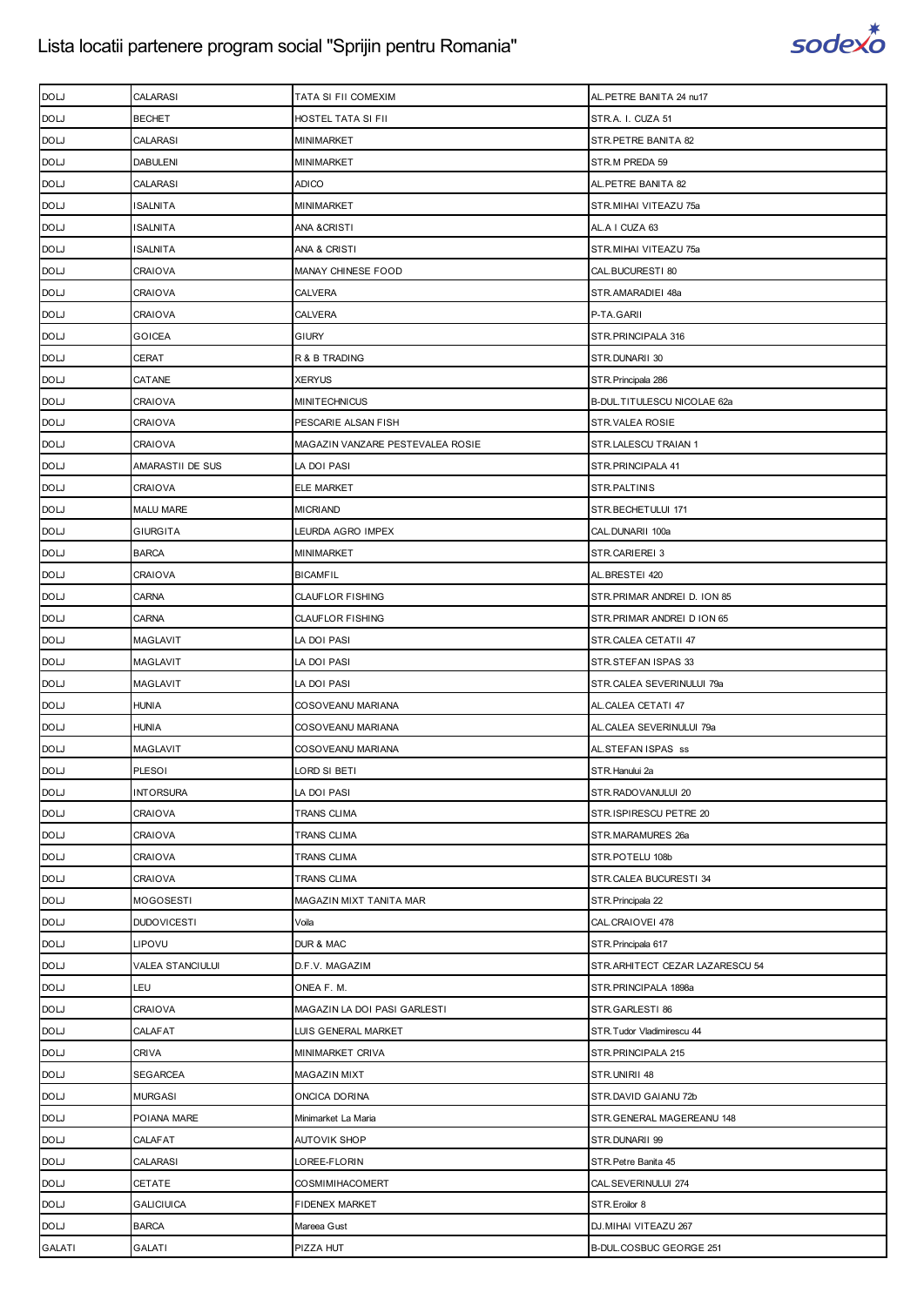# Lista locatii partenere program social "Sprijin pentru Romania"

| | | | |
|---|---|---|---|
| DOLJ | CALARASI | TATA SI FII COMEXIM | AL.PETRE BANITA 24 nu17 |
| DOLJ | BECHET | HOSTEL TATA SI FII | STR.A. I. CUZA 51 |
| DOLJ | CALARASI | MINIMARKET | STR.PETRE BANITA 82 |
| DOLJ | DABULENI | MINIMARKET | STR.M PREDA 59 |
| DOLJ | CALARASI | ADICO | AL.PETRE BANITA 82 |
| DOLJ | ISALNITA | MINIMARKET | STR.MIHAI VITEAZU 75a |
| DOLJ | ISALNITA | ANA &CRISTI | AL.A I CUZA 63 |
| DOLJ | ISALNITA | ANA & CRISTI | STR.MIHAI VITEAZU 75a |
| DOLJ | CRAIOVA | MANAY CHINESE FOOD | CAL.BUCURESTI 80 |
| DOLJ | CRAIOVA | CALVERA | STR.AMARADIEI 48a |
| DOLJ | CRAIOVA | CALVERA | P-TA.GARII |
| DOLJ | GOICEA | GIURY | STR.PRINCIPALA 316 |
| DOLJ | CERAT | R & B TRADING | STR.DUNARII 30 |
| DOLJ | CATANE | XERYUS | STR.Principala 286 |
| DOLJ | CRAIOVA | MINITECHNICUS | B-DUL.TITULESCU NICOLAE 62a |
| DOLJ | CRAIOVA | PESCARIE ALSAN FISH | STR.VALEA ROSIE |
| DOLJ | CRAIOVA | MAGAZIN VANZARE PESTEVALEA ROSIE | STR.LALESCU TRAIAN 1 |
| DOLJ | AMARASTII DE SUS | LA DOI PASI | STR.PRINCIPALA 41 |
| DOLJ | CRAIOVA | ELE MARKET | STR.PALTINIS |
| DOLJ | MALU MARE | MICRIAND | STR.BECHETULUI 171 |
| DOLJ | GIURGITA | LEURDA AGRO IMPEX | CAL.DUNARII 100a |
| DOLJ | BARCA | MINIMARKET | STR.CARIEREI 3 |
| DOLJ | CRAIOVA | BICAMFIL | AL.BRESTEI 420 |
| DOLJ | CARNA | CLAUFLOR FISHING | STR.PRIMAR ANDREI D. ION 85 |
| DOLJ | CARNA | CLAUFLOR FISHING | STR.PRIMAR ANDREI D ION 65 |
| DOLJ | MAGLAVIT | LA DOI PASI | STR.CALEA CETATII 47 |
| DOLJ | MAGLAVIT | LA DOI PASI | STR.STEFAN ISPAS 33 |
| DOLJ | MAGLAVIT | LA DOI PASI | STR.CALEA SEVERINULUI 79a |
| DOLJ | HUNIA | COSOVEANU MARIANA | AL.CALEA CETATI 47 |
| DOLJ | HUNIA | COSOVEANU MARIANA | AL.CALEA SEVERINULUI 79a |
| DOLJ | MAGLAVIT | COSOVEANU MARIANA | AL.STEFAN ISPAS ss |
| DOLJ | PLESOI | LORD SI BETI | STR.Hanului 2a |
| DOLJ | INTORSURA | LA DOI PASI | STR.RADOVANULUI 20 |
| DOLJ | CRAIOVA | TRANS CLIMA | STR.ISPIRESCU PETRE 20 |
| DOLJ | CRAIOVA | TRANS CLIMA | STR.MARAMURES 26a |
| DOLJ | CRAIOVA | TRANS CLIMA | STR.POTELU 108b |
| DOLJ | CRAIOVA | TRANS CLIMA | STR.CALEA BUCURESTI 34 |
| DOLJ | MOGOSESTI | MAGAZIN MIXT TANITA MAR | STR.Principala 22 |
| DOLJ | DUDOVICESTI | Voila | CAL.CRAIOVEI 478 |
| DOLJ | LIPOVU | DUR & MAC | STR.Principala 617 |
| DOLJ | VALEA STANCIULUI | D.F.V. MAGAZIM | STR.ARHITECT CEZAR LAZARESCU 54 |
| DOLJ | LEU | ONEA F. M. | STR.PRINCIPALA 1898a |
| DOLJ | CRAIOVA | MAGAZIN LA DOI PASI GARLESTI | STR.GARLESTI 86 |
| DOLJ | CALAFAT | LUIS GENERAL MARKET | STR.Tudor Vladimirescu 44 |
| DOLJ | CRIVA | MINIMARKET CRIVA | STR.PRINCIPALA 215 |
| DOLJ | SEGARCEA | MAGAZIN MIXT | STR.UNIRII 48 |
| DOLJ | MURGASI | ONCICA DORINA | STR.DAVID GAIANU 72b |
| DOLJ | POIANA MARE | Minimarket La Maria | STR.GENERAL MAGEREANU 148 |
| DOLJ | CALAFAT | AUTOVIK SHOP | STR.DUNARII 99 |
| DOLJ | CALARASI | LOREE-FLORIN | STR.Petre Banita 45 |
| DOLJ | CETATE | COSMIMIHACOMERT | CAL.SEVERINULUI 274 |
| DOLJ | GALICIUICA | FIDENEX MARKET | STR.Eroilor 8 |
| DOLJ | BARCA | Mareea Gust | DJ.MIHAI VITEAZU 267 |
| GALATI | GALATI | PIZZA HUT | B-DUL.COSBUC GEORGE 251 |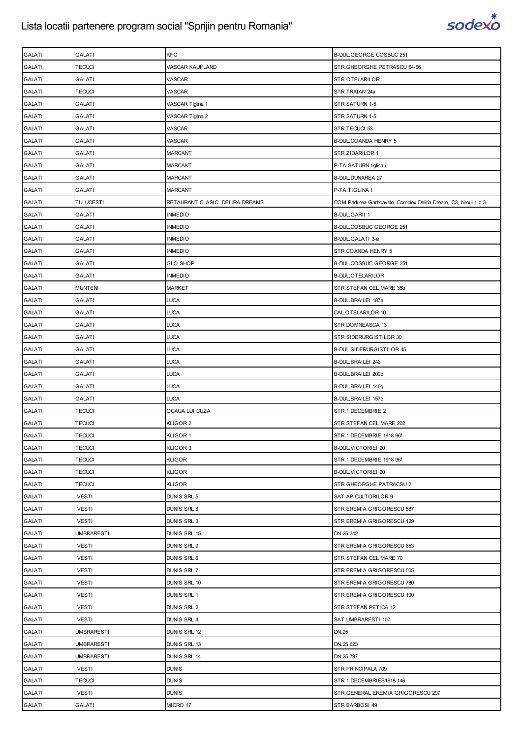| GALATI | GALATI | KFC | B-DUL.GEORGE COSBUC 251 |
|---|---|---|---|
| GALATI | TECUCI | VASCAR KAUFLAND | STR.GHEORGHE PETRASCU 64-66 |
| GALATI | GALATI | VASCAR | STR.OTELARILOR |
| GALATI | TECUCI | VASCAR | STR.TRAIAN 24a |
| GALATI | GALATI | VASCAR Tiglina 1 | STR.SATURN 1-5 |
| GALATI | GALATI | VASCAR Tiglina 2 | STR.SATURN 1-5 |
| GALATI | GALATI | VASCAR | STR.TECUCI 53 |
| GALATI | GALATI | VASCAR | B-DUL.COANDA HENRY 5 |
| GALATI | GALATI | MARCANT | STR.ZIDARILOR 1 |
| GALATI | GALATI | MARCANT | P-TA.SATURN tiglina i |
| GALATI | GALATI | MARCANT | B-DUL.DUNAREA 27 |
| GALATI | GALATI | MARCANT | P-TA.TIGLINA I |
| GALATI | TULUCESTI | RETAURANT CLASIC DELIRA DREAMS | COM.Padurea Garboavele, Complex Deliria Dream, C3, biroul 1 c 3 |
| GALATI | GALATI | INMEDIO | B-DUL.GARII 1 |
| GALATI | GALATI | INMEDIO | B-DUL.COSBUC GEORGE 251 |
| GALATI | GALATI | INMEDIO | B-DUL.GALATI 3-a |
| GALATI | GALATI | INMEDIO | STR.COANDA HENRY 5 |
| GALATI | GALATI | GLO SHOP | B-DUL.COSBUC GEORGE 251 |
| GALATI | GALATI | INMEDIO | B-DUL.OTELARILOR |
| GALATI | MUNTENI | MARKET | STR.STEFAN CEL MARE 35b |
| GALATI | GALATI | LUCA | B-DUL.BRAILEI 187a |
| GALATI | GALATI | LUCA | CAL.OTELARILOR 10 |
| GALATI | GALATI | LUCA | STR.DOMNEASCA 13 |
| GALATI | GALATI | LUCA | STR.SIDERURGISTILOR 30 |
| GALATI | GALATI | LUCA | B-DUL.SIDERURGISTILOR 45 |
| GALATI | GALATI | LUCA | B-DUL.BRAILEI 242 |
| GALATI | GALATI | LUCA | B-DUL.BRAILEI 200b |
| GALATI | GALATI | LUCA | B-DUL.BRAILEI 146g |
| GALATI | GALATI | LUCA | B-DUL.BRAILEI 157c |
| GALATI | TECUCI | OCAUA LUI CUZA | STR.1 DECEMBRIE 2 |
| GALATI | TECUCI | KLIGOR 2 | STR.STEFAN CEL MARE 202 |
| GALATI | TECUCI | KLIGOR 1 | STR.1 DECEMBRIE 1918 96f |
| GALATI | TECUCI | KLIGOR 3 | B-DUL.VICTORIEI 20 |
| GALATI | TECUCI | KLIGOR | STR.1 DECEMBRIE 1918 96f |
| GALATI | TECUCI | KLIGOR | B-DUL.VICTORIEI 20 |
| GALATI | TECUCI | KLIGOR | STR.GHEORGHE PATRACSU 2 |
| GALATI | IVESTI | DUNIS SRL 5 | SAT.APICULTORILOR 9 |
| GALATI | IVESTI | DUNIS SRL 8 | STR.EREMIA GRIGORESCU 587 |
| GALATI | IVESTI | DUNIS SRL 3 | STR.EREMIA GRIGORESCU 129 |
| GALATI | UMBRARESTI | DUNIS SRL 15 | DN.25 342 |
| GALATI | IVESTI | DUNIS SRL 9 | STR.EREMIA GRIGORESCU 653 |
| GALATI | IVESTI | DUNIS SRL 6 | STR.STEFAN CEL MARE 70 |
| GALATI | IVESTI | DUNIS SRL 7 | STR.EREMIA GRIGORESCU 505 |
| GALATI | IVESTI | DUNIS SRL 10 | STR.EREMIA GRIGORESCU 780 |
| GALATI | IVESTI | DUNIS SRL 1 | STR.EREMIA GRIGORESCU 100 |
| GALATI | IVESTI | DUNIS SRL 2 | STR.STEFAN PETICA 12 |
| GALATI | IVESTI | DUNIS SRL 4 | SAT.UMBRARESTI 107 |
| GALATI | UMBRARESTI | DUNIS SRL 12 | DN.25 |
| GALATI | UMBRARESTI | DUNIS SRL 13 | DN.25 623 |
| GALATI | UMBRARESTI | DUNIS SRL 14 | DN.25 797 |
| GALATI | IVESTI | DUNIS | STR.PRINCIPALA 709 |
| GALATI | TECUCI | DUNIS | STR.1 DECEMBRIEB1918 146 |
| GALATI | IVESTI | DUNIS | STR.GENERAL EREMIA GRIGORESCU 297 |
| GALATI | GALATI | MICRO 17 | STR.BARBOSI 49 |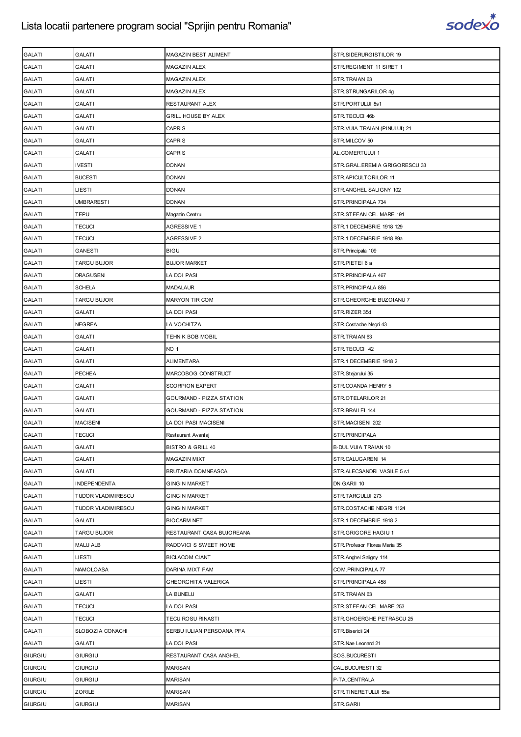| GALATI | GALATI | MAGAZIN BEST ALIMENT | STR.SIDERURGISTILOR 19 |
|---|---|---|---|
| GALATI | GALATI | MAGAZIN ALEX | STR.REGIMENT 11 SIRET 1 |
| GALATI | GALATI | MAGAZIN ALEX | STR.TRAIAN 63 |
| GALATI | GALATI | MAGAZIN ALEX | STR.STRUNGARILOR 4g |
| GALATI | GALATI | RESTAURANT ALEX | STR.PORTULUI 8s1 |
| GALATI | GALATI | GRILL HOUSE BY ALEX | STR.TECUCI 46b |
| GALATI | GALATI | CAPRIS | STR.VUIA TRAIAN (PINULUI) 21 |
| GALATI | GALATI | CAPRIS | STR.MILCOV 50 |
| GALATI | GALATI | CAPRIS | AL.COMERTULUI 1 |
| GALATI | IVESTI | DONAN | STR.GRAL.EREMIA GRIGORESCU 33 |
| GALATI | BUCESTI | DONAN | STR.APICULTORILOR 11 |
| GALATI | LIESTI | DONAN | STR.ANGHEL SALIGNY 102 |
| GALATI | UMBRARESTI | DONAN | STR.PRINCIPALA 734 |
| GALATI | TEPU | Magazin Centru | STR.STEFAN CEL MARE 191 |
| GALATI | TECUCI | AGRESSIVE 1 | STR.1 DECEMBRIE 1918 129 |
| GALATI | TECUCI | AGRESSIVE 2 | STR.1 DECEMBRIE 1918 89a |
| GALATI | GANESTI | BIGU | STR.Principala 109 |
| GALATI | TARGU BUJOR | BUJOR MARKET | STR.PIETEI 6 a |
| GALATI | DRAGUSENI | LA DOI PASI | STR.PRINCIPALA 467 |
| GALATI | SCHELA | MADALAUR | STR.PRINCIPALA 856 |
| GALATI | TARGU BUJOR | MARYON TIR COM | STR.GHEORGHE BUZOIANU 7 |
| GALATI | GALATI | LA DOI PASI | STR.RIZER 35d |
| GALATI | NEGREA | LA VOCHITZA | STR.Costache Negri 43 |
| GALATI | GALATI | TEHNIK BOB MOBIL | STR.TRAIAN 63 |
| GALATI | GALATI | NO 1 | STR.TECUCI 42 |
| GALATI | GALATI | ALIMENTARA | STR.1 DECEMBRIE 1918 2 |
| GALATI | PECHEA | MARCOBOG CONSTRUCT | STR.Stejarului 35 |
| GALATI | GALATI | SCORPION EXPERT | STR.COANDA HENRY 5 |
| GALATI | GALATI | GOURMAND - PIZZA STATION | STR.OTELARILOR 21 |
| GALATI | GALATI | GOURMAND - PIZZA STATION | STR.BRAILEI 144 |
| GALATI | MACISENI | LA DOI PASI MACISENI | STR.MACISENI 202 |
| GALATI | TECUCI | Restaurant Avantaj | STR.PRINCIPALA |
| GALATI | GALATI | BISTRO & GRILL 40 | B-DUL.VUIA TRAIAN 10 |
| GALATI | GALATI | MAGAZIN MIXT | STR.CALUGARENI 14 |
| GALATI | GALATI | BRUTARIA DOMNEASCA | STR.ALECSANDRI VASILE 5 s1 |
| GALATI | INDEPENDENTA | GINGIN MARKET | DN.GARII 10 |
| GALATI | TUDOR VLADIMIRESCU | GINGIN MARKET | STR.TARGULUI 273 |
| GALATI | TUDOR VLADIMIRESCU | GINGIN MARKET | STR.COSTACHE NEGRI 1124 |
| GALATI | GALATI | BIOCARM NET | STR.1 DECEMBRIE 1918 2 |
| GALATI | TARGU BUJOR | RESTAURANT CASA BUJOREANA | STR.GRIGORE HAGIU 1 |
| GALATI | MALU ALB | RADOVICI S SWEET HOME | STR.Profesor Florea Maria 35 |
| GALATI | LIESTI | BICLACOM CIANT | STR.Anghel Saligny 114 |
| GALATI | NAMOLOASA | DARINA MIXT FAM | COM.PRINCIPALA 77 |
| GALATI | LIESTI | GHEORGHITA VALERICA | STR.PRINCIPALA 458 |
| GALATI | GALATI | LA BUNELU | STR.TRAIAN 63 |
| GALATI | TECUCI | LA DOI PASI | STR.STEFAN CEL MARE 253 |
| GALATI | TECUCI | TECU ROSU RINASTI | STR.GHOERGHE PETRASCU 25 |
| GALATI | SLOBOZIA CONACHI | SERBU IULIAN PERSOANA PFA | STR.Bisericii 24 |
| GALATI | GALATI | LA DOI PASI | STR.Nae Leonard 21 |
| GIURGIU | GIURGIU | RESTAURANT CASA ANGHEL | SOS.BUCURESTI |
| GIURGIU | GIURGIU | MARISAN | CAL.BUCURESTI 32 |
| GIURGIU | GIURGIU | MARISAN | P-TA.CENTRALA |
| GIURGIU | ZORILE | MARISAN | STR.TINERETULUI 55a |
| GIURGIU | GIURGIU | MARISAN | STR.GARII |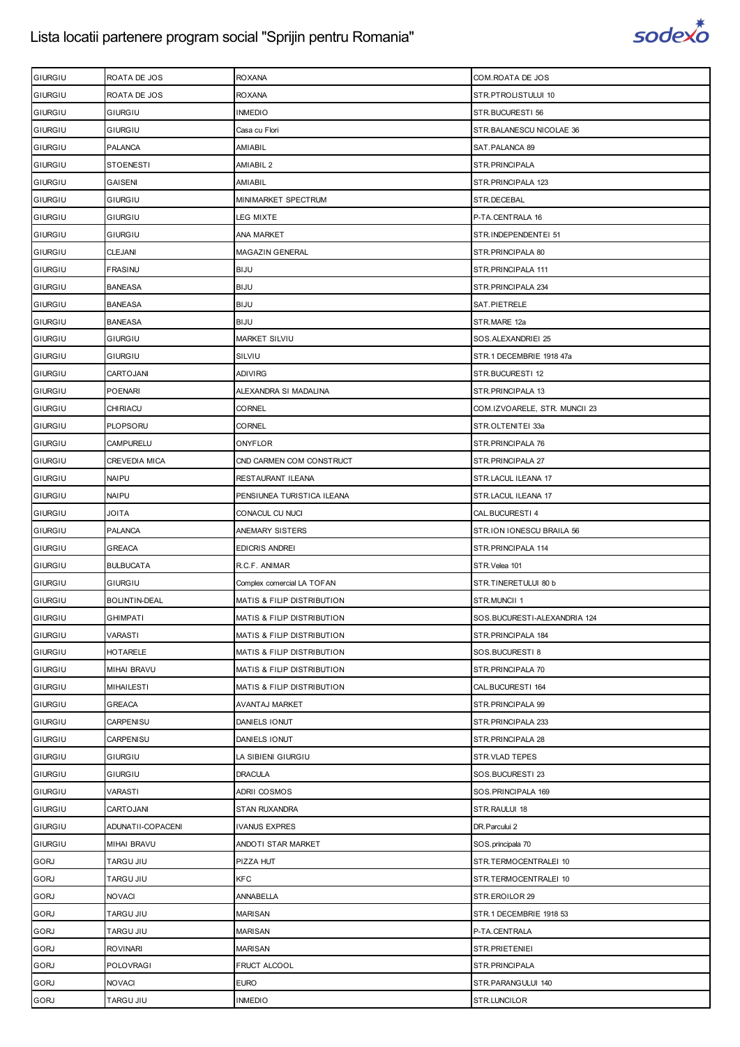# Lista locatii partenere program social "Sprijin pentru Romania"

| GIURGIU | ROATA DE JOS | ROXANA | COM.ROATA DE JOS |
|---|---|---|---|
| GIURGIU | ROATA DE JOS | ROXANA | STR.PTROLISTULUI 10 |
| GIURGIU | GIURGIU | INMEDIO | STR.BUCURESTI 56 |
| GIURGIU | GIURGIU | Casa cu Flori | STR.BALANESCU NICOLAE 36 |
| GIURGIU | PALANCA | AMIABIL | SAT.PALANCA 89 |
| GIURGIU | STOENESTI | AMIABIL 2 | STR.PRINCIPALA |
| GIURGIU | GAISENI | AMIABIL | STR.PRINCIPALA 123 |
| GIURGIU | GIURGIU | MINIMARKET SPECTRUM | STR.DECEBAL |
| GIURGIU | GIURGIU | LEG MIXTE | P-TA.CENTRALA 16 |
| GIURGIU | GIURGIU | ANA MARKET | STR.INDEPENDENTEI 51 |
| GIURGIU | CLEJANI | MAGAZIN GENERAL | STR.PRINCIPALA 80 |
| GIURGIU | FRASINU | BIJU | STR.PRINCIPALA 111 |
| GIURGIU | BANEASA | BIJU | STR.PRINCIPALA 234 |
| GIURGIU | BANEASA | BIJU | SAT.PIETRELE |
| GIURGIU | BANEASA | BIJU | STR.MARE 12a |
| GIURGIU | GIURGIU | MARKET SILVIU | SOS.ALEXANDRIEI 25 |
| GIURGIU | GIURGIU | SILVIU | STR.1 DECEMBRIE 1918 47a |
| GIURGIU | CARTOJANI | ADIVIRG | STR.BUCURESTI 12 |
| GIURGIU | POENARI | ALEXANDRA SI MADALINA | STR.PRINCIPALA 13 |
| GIURGIU | CHIRIACU | CORNEL | COM.IZVOARELE, STR. MUNCII 23 |
| GIURGIU | PLOPSORU | CORNEL | STR.OLTENITEI 33a |
| GIURGIU | CAMPURELU | ONYFLOR | STR.PRINCIPALA 76 |
| GIURGIU | CREVEDIA MICA | CND CARMEN COM CONSTRUCT | STR.PRINCIPALA 27 |
| GIURGIU | NAIPU | RESTAURANT ILEANA | STR.LACUL ILEANA 17 |
| GIURGIU | NAIPU | PENSIUNEA TURISTICA ILEANA | STR.LACUL ILEANA 17 |
| GIURGIU | JOITA | CONACUL CU NUCI | CAL.BUCURESTI 4 |
| GIURGIU | PALANCA | ANEMARY SISTERS | STR.ION IONESCU BRAILA 56 |
| GIURGIU | GREACA | EDICRIS ANDREI | STR.PRINCIPALA 114 |
| GIURGIU | BULBUCATA | R.C.F. ANIMAR | STR.Velea 101 |
| GIURGIU | GIURGIU | Complex comercial LA TOFAN | STR.TINERETULUI 80 b |
| GIURGIU | BOLINTIN-DEAL | MATIS & FILIP DISTRIBUTION | STR.MUNCII 1 |
| GIURGIU | GHIMPATI | MATIS & FILIP DISTRIBUTION | SOS.BUCURESTI-ALEXANDRIA 124 |
| GIURGIU | VARASTI | MATIS & FILIP DISTRIBUTION | STR.PRINCIPALA 184 |
| GIURGIU | HOTARELE | MATIS & FILIP DISTRIBUTION | SOS.BUCURESTI 8 |
| GIURGIU | MIHAI BRAVU | MATIS & FILIP DISTRIBUTION | STR.PRINCIPALA 70 |
| GIURGIU | MIHAILESTI | MATIS & FILIP DISTRIBUTION | CAL.BUCURESTI 164 |
| GIURGIU | GREACA | AVANTAJ MARKET | STR.PRINCIPALA 99 |
| GIURGIU | CARPENISU | DANIELS IONUT | STR.PRINCIPALA 233 |
| GIURGIU | CARPENISU | DANIELS IONUT | STR.PRINCIPALA 28 |
| GIURGIU | GIURGIU | LA SIBIENI GIURGIU | STR.VLAD TEPES |
| GIURGIU | GIURGIU | DRACULA | SOS.BUCURESTI 23 |
| GIURGIU | VARASTI | ADRII COSMOS | SOS.PRINCIPALA 169 |
| GIURGIU | CARTOJANI | STAN RUXANDRA | STR.RAULUI 18 |
| GIURGIU | ADUNATII-COPACENI | IVANUS EXPRES | DR.Parcului 2 |
| GIURGIU | MIHAI BRAVU | ANDOTI STAR MARKET | SOS.principala 70 |
| GORJ | TARGU JIU | PIZZA HUT | STR.TERMOCENTRALEI 10 |
| GORJ | TARGU JIU | KFC | STR.TERMOCENTRALEI 10 |
| GORJ | NOVACI | ANNABELLA | STR.EROILOR 29 |
| GORJ | TARGU JIU | MARISAN | STR.1 DECEMBRIE 1918 53 |
| GORJ | TARGU JIU | MARISAN | P-TA.CENTRALA |
| GORJ | ROVINARI | MARISAN | STR.PRIETENIEI |
| GORJ | POLOVRAGI | FRUCT ALCOOL | STR.PRINCIPALA |
| GORJ | NOVACI | EURO | STR.PARANGULUI 140 |
| GORJ | TARGU JIU | INMEDIO | STR.LUNCILOR |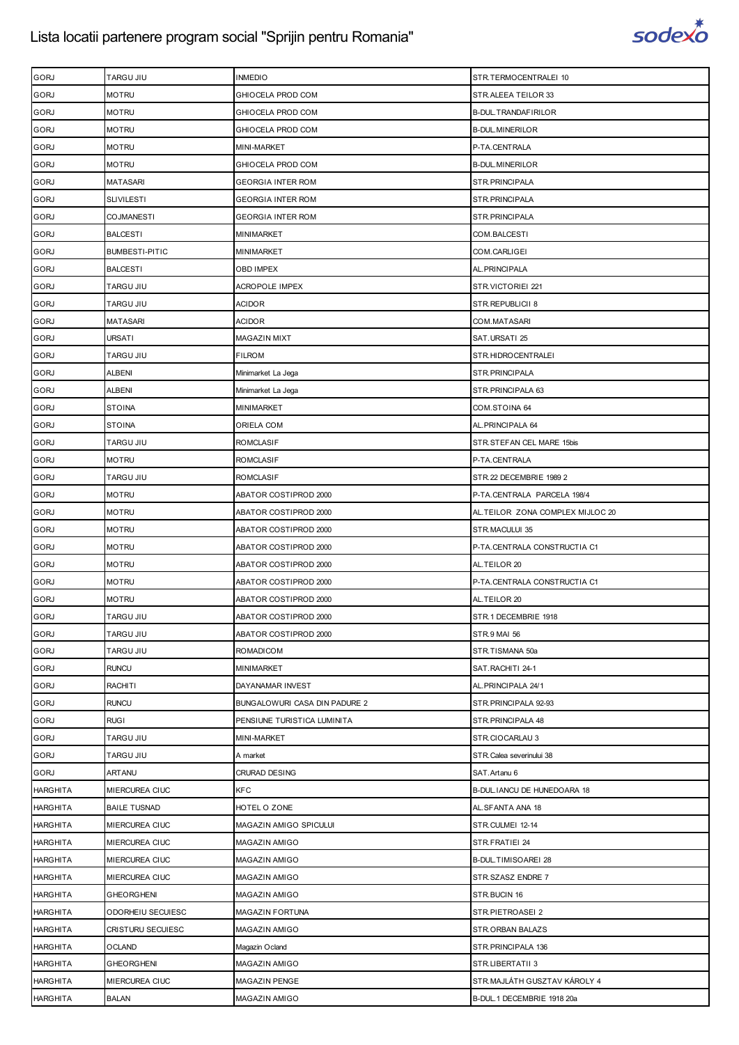# Lista locatii partenere program social "Sprijin pentru Romania"

| | | | |
|---|---|---|---|
| GORJ | TARGU JIU | INMEDIO | STR.TERMOCENTRALEI 10 |
| GORJ | MOTRU | GHIOCELA PROD COM | STR.ALEEA TEILOR 33 |
| GORJ | MOTRU | GHIOCELA PROD COM | B-DUL.TRANDAFIRILOR |
| GORJ | MOTRU | GHIOCELA PROD COM | B-DUL.MINERILOR |
| GORJ | MOTRU | MINI-MARKET | P-TA.CENTRALA |
| GORJ | MOTRU | GHIOCELA PROD COM | B-DUL.MINERILOR |
| GORJ | MATASARI | GEORGIA INTER ROM | STR.PRINCIPALA |
| GORJ | SLIVILESTI | GEORGIA INTER ROM | STR.PRINCIPALA |
| GORJ | COJMANESTI | GEORGIA INTER ROM | STR.PRINCIPALA |
| GORJ | BALCESTI | MINIMARKET | COM.BALCESTI |
| GORJ | BUMBESTI-PITIC | MINIMARKET | COM.CARLIGEI |
| GORJ | BALCESTI | OBD IMPEX | AL.PRINCIPALA |
| GORJ | TARGU JIU | ACROPOLE IMPEX | STR.VICTORIEI 221 |
| GORJ | TARGU JIU | ACIDOR | STR.REPUBLICII 8 |
| GORJ | MATASARI | ACIDOR | COM.MATASARI |
| GORJ | URSATI | MAGAZIN MIXT | SAT.URSATI 25 |
| GORJ | TARGU JIU | FILROM | STR.HIDROCENTRALEI |
| GORJ | ALBENI | Minimarket La Jega | STR.PRINCIPALA |
| GORJ | ALBENI | Minimarket La Jega | STR.PRINCIPALA 63 |
| GORJ | STOINA | MINIMARKET | COM.STOINA 64 |
| GORJ | STOINA | ORIELA COM | AL.PRINCIPALA 64 |
| GORJ | TARGU JIU | ROMCLASIF | STR.STEFAN CEL MARE 15bis |
| GORJ | MOTRU | ROMCLASIF | P-TA.CENTRALA |
| GORJ | TARGU JIU | ROMCLASIF | STR.22 DECEMBRIE 1989 2 |
| GORJ | MOTRU | ABATOR COSTIPROD 2000 | P-TA.CENTRALA PARCELA 198/4 |
| GORJ | MOTRU | ABATOR COSTIPROD 2000 | AL.TEILOR ZONA COMPLEX MIJLOC 20 |
| GORJ | MOTRU | ABATOR COSTIPROD 2000 | STR.MACULUI 35 |
| GORJ | MOTRU | ABATOR COSTIPROD 2000 | P-TA.CENTRALA CONSTRUCTIA C1 |
| GORJ | MOTRU | ABATOR COSTIPROD 2000 | AL.TEILOR 20 |
| GORJ | MOTRU | ABATOR COSTIPROD 2000 | P-TA.CENTRALA CONSTRUCTIA C1 |
| GORJ | MOTRU | ABATOR COSTIPROD 2000 | AL.TEILOR 20 |
| GORJ | TARGU JIU | ABATOR COSTIPROD 2000 | STR.1 DECEMBRIE 1918 |
| GORJ | TARGU JIU | ABATOR COSTIPROD 2000 | STR.9 MAI 56 |
| GORJ | TARGU JIU | ROMADICOM | STR.TISMANA 50a |
| GORJ | RUNCU | MINIMARKET | SAT.RACHITI 24-1 |
| GORJ | RACHITI | DAYANAMAR INVEST | AL.PRINCIPALA 24/1 |
| GORJ | RUNCU | BUNGALOWURI CASA DIN PADURE 2 | STR.PRINCIPALA 92-93 |
| GORJ | RUGI | PENSIUNE TURISTICA LUMINITA | STR.PRINCIPALA 48 |
| GORJ | TARGU JIU | MINI-MARKET | STR.CIOCARLAU 3 |
| GORJ | TARGU JIU | A market | STR.Calea severinului 38 |
| GORJ | ARTANU | CRURAD DESING | SAT.Artanu 6 |
| HARGHITA | MIERCUREA CIUC | KFC | B-DUL.IANCU DE HUNEDOARA 18 |
| HARGHITA | BAILE TUSNAD | HOTEL O ZONE | AL.SFANTA ANA 18 |
| HARGHITA | MIERCUREA CIUC | MAGAZIN AMIGO SPICULUI | STR.CULMEI 12-14 |
| HARGHITA | MIERCUREA CIUC | MAGAZIN AMIGO | STR.FRATIEI 24 |
| HARGHITA | MIERCUREA CIUC | MAGAZIN AMIGO | B-DUL.TIMISOAREI 28 |
| HARGHITA | MIERCUREA CIUC | MAGAZIN AMIGO | STR.SZASZ ENDRE 7 |
| HARGHITA | GHEORGHENI | MAGAZIN AMIGO | STR.BUCIN 16 |
| HARGHITA | ODORHEIU SECUIESC | MAGAZIN FORTUNA | STR.PIETROASEI 2 |
| HARGHITA | CRISTURU SECUIESC | MAGAZIN AMIGO | STR.ORBAN BALAZS |
| HARGHITA | OCLAND | Magazin Ocland | STR.PRINCIPALA 136 |
| HARGHITA | GHEORGHENI | MAGAZIN AMIGO | STR.LIBERTATII 3 |
| HARGHITA | MIERCUREA CIUC | MAGAZIN PENGE | STR.MAJLÁTH GUSZTAV KÁROLY 4 |
| HARGHITA | BALAN | MAGAZIN AMIGO | B-DUL.1 DECEMBRIE 1918 20a |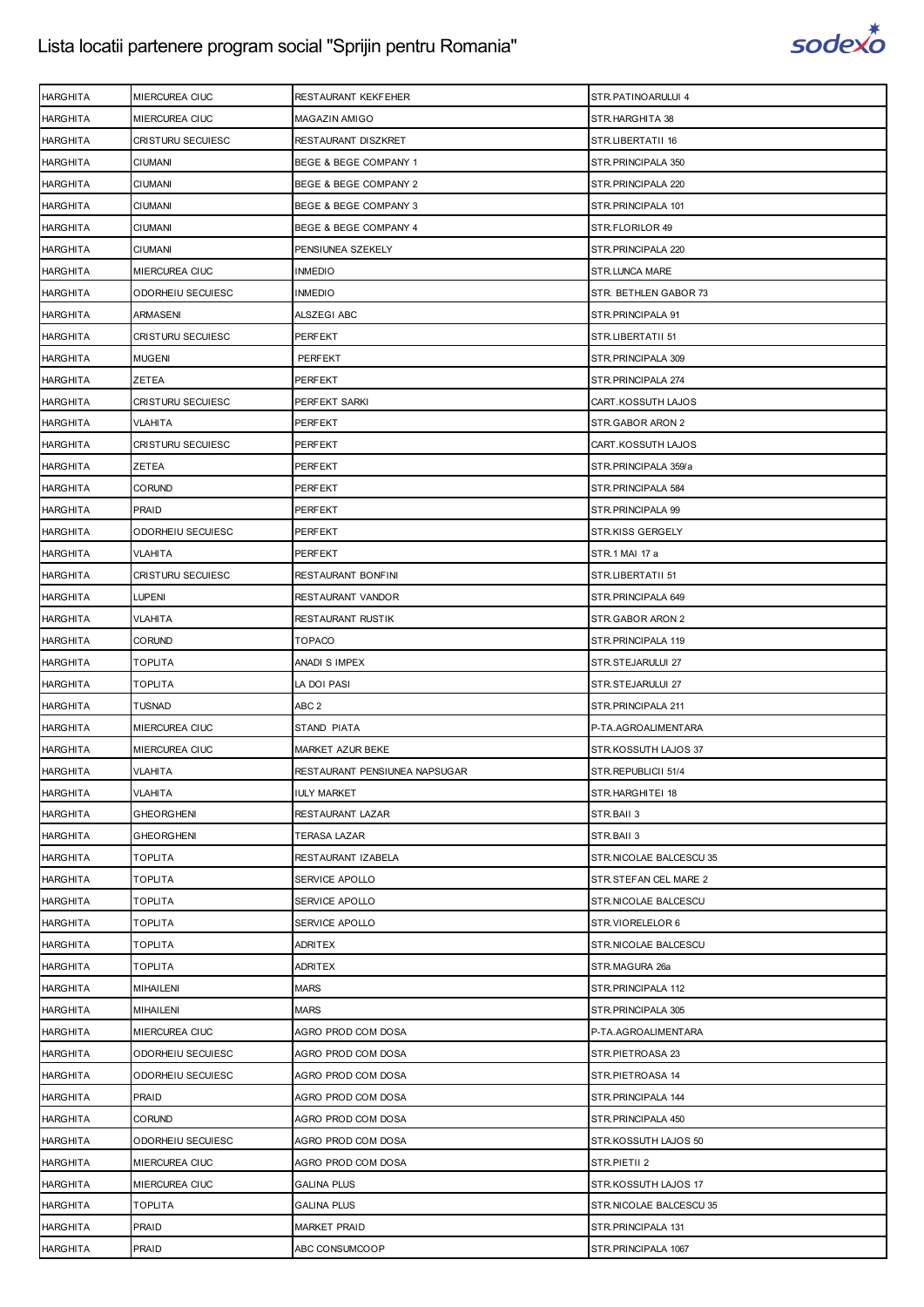| HARGHITA | MIERCUREA CIUC | RESTAURANT KEKFEHER | STR.PATINOARULUI 4 |
|---|---|---|---|
| HARGHITA | MIERCUREA CIUC | MAGAZIN AMIGO | STR.HARGHITA 38 |
| HARGHITA | CRISTURU SECUIESC | RESTAURANT DISZKRET | STR.LIBERTATII 16 |
| HARGHITA | CIUMANI | BEGE & BEGE COMPANY 1 | STR.PRINCIPALA 350 |
| HARGHITA | CIUMANI | BEGE & BEGE COMPANY 2 | STR.PRINCIPALA 220 |
| HARGHITA | CIUMANI | BEGE & BEGE COMPANY 3 | STR.PRINCIPALA 101 |
| HARGHITA | CIUMANI | BEGE & BEGE COMPANY 4 | STR.FLORILOR 49 |
| HARGHITA | CIUMANI | PENSIUNEA SZEKELY | STR.PRINCIPALA 220 |
| HARGHITA | MIERCUREA CIUC | INMEDIO | STR.LUNCA MARE |
| HARGHITA | ODORHEIU SECUIESC | INMEDIO | STR. BETHLEN GABOR 73 |
| HARGHITA | ARMASENI | ALSZEGI ABC | STR.PRINCIPALA 91 |
| HARGHITA | CRISTURU SECUIESC | PERFEKT | STR.LIBERTATII 51 |
| HARGHITA | MUGENI | PERFEKT | STR.PRINCIPALA 309 |
| HARGHITA | ZETEA | PERFEKT | STR.PRINCIPALA 274 |
| HARGHITA | CRISTURU SECUIESC | PERFEKT SARKI | CART.KOSSUTH LAJOS |
| HARGHITA | VLAHITA | PERFEKT | STR.GABOR ARON 2 |
| HARGHITA | CRISTURU SECUIESC | PERFEKT | CART.KOSSUTH LAJOS |
| HARGHITA | ZETEA | PERFEKT | STR.PRINCIPALA 359/a |
| HARGHITA | CORUND | PERFEKT | STR.PRINCIPALA 584 |
| HARGHITA | PRAID | PERFEKT | STR.PRINCIPALA 99 |
| HARGHITA | ODORHEIU SECUIESC | PERFEKT | STR.KISS GERGELY |
| HARGHITA | VLAHITA | PERFEKT | STR.1 MAI 17 a |
| HARGHITA | CRISTURU SECUIESC | RESTAURANT BONFINI | STR.LIBERTATII 51 |
| HARGHITA | LUPENI | RESTAURANT VANDOR | STR.PRINCIPALA 649 |
| HARGHITA | VLAHITA | RESTAURANT RUSTIK | STR.GABOR ARON 2 |
| HARGHITA | CORUND | TOPACO | STR.PRINCIPALA 119 |
| HARGHITA | TOPLITA | ANADI S IMPEX | STR.STEJARULUI 27 |
| HARGHITA | TOPLITA | LA DOI PASI | STR.STEJARULUI 27 |
| HARGHITA | TUSNAD | ABC 2 | STR.PRINCIPALA 211 |
| HARGHITA | MIERCUREA CIUC | STAND PIATA | P-TA.AGROALIMENTARA |
| HARGHITA | MIERCUREA CIUC | MARKET AZUR BEKE | STR.KOSSUTH LAJOS 37 |
| HARGHITA | VLAHITA | RESTAURANT PENSIUNEA NAPSUGAR | STR.REPUBLICII 51/4 |
| HARGHITA | VLAHITA | IULY MARKET | STR.HARGHITEI 18 |
| HARGHITA | GHEORGHENI | RESTAURANT LAZAR | STR.BAII 3 |
| HARGHITA | GHEORGHENI | TERASA LAZAR | STR.BAII 3 |
| HARGHITA | TOPLITA | RESTAURANT IZABELA | STR.NICOLAE BALCESCU 35 |
| HARGHITA | TOPLITA | SERVICE APOLLO | STR.STEFAN CEL MARE 2 |
| HARGHITA | TOPLITA | SERVICE APOLLO | STR.NICOLAE BALCESCU |
| HARGHITA | TOPLITA | SERVICE APOLLO | STR.VIORELELOR 6 |
| HARGHITA | TOPLITA | ADRITEX | STR.NICOLAE BALCESCU |
| HARGHITA | TOPLITA | ADRITEX | STR.MAGURA 26a |
| HARGHITA | MIHAILENI | MARS | STR.PRINCIPALA 112 |
| HARGHITA | MIHAILENI | MARS | STR.PRINCIPALA 305 |
| HARGHITA | MIERCUREA CIUC | AGRO PROD COM DOSA | P-TA.AGROALIMENTARA |
| HARGHITA | ODORHEIU SECUIESC | AGRO PROD COM DOSA | STR.PIETROASA 23 |
| HARGHITA | ODORHEIU SECUIESC | AGRO PROD COM DOSA | STR.PIETROASA 14 |
| HARGHITA | PRAID | AGRO PROD COM DOSA | STR.PRINCIPALA 144 |
| HARGHITA | CORUND | AGRO PROD COM DOSA | STR.PRINCIPALA 450 |
| HARGHITA | ODORHEIU SECUIESC | AGRO PROD COM DOSA | STR.KOSSUTH LAJOS 50 |
| HARGHITA | MIERCUREA CIUC | AGRO PROD COM DOSA | STR.PIETII 2 |
| HARGHITA | MIERCUREA CIUC | GALINA PLUS | STR.KOSSUTH LAJOS 17 |
| HARGHITA | TOPLITA | GALINA PLUS | STR.NICOLAE BALCESCU 35 |
| HARGHITA | PRAID | MARKET PRAID | STR.PRINCIPALA 131 |
| HARGHITA | PRAID | ABC CONSUMCOOP | STR.PRINCIPALA 1067 |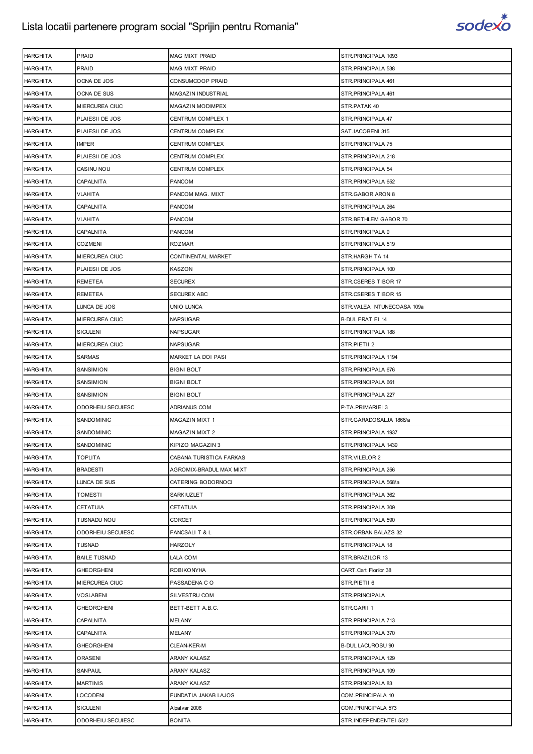# Lista locatii partenere program social "Sprijin pentru Romania"

| | | | |
|---|---|---|---|
| HARGHITA | PRAID | MAG MIXT PRAID | STR.PRINCIPALA 1093 |
| HARGHITA | PRAID | MAG MIXT PRAID | STR.PRINCIPALA 538 |
| HARGHITA | OCNA DE JOS | CONSUMCOOP PRAID | STR.PRINCIPALA 461 |
| HARGHITA | OCNA DE SUS | MAGAZIN INDUSTRIAL | STR.PRINCIPALA 461 |
| HARGHITA | MIERCUREA CIUC | MAGAZIN MODIMPEX | STR.PATAK 40 |
| HARGHITA | PLAIESII DE JOS | CENTRUM COMPLEX 1 | STR.PRINCIPALA 47 |
| HARGHITA | PLAIESII DE JOS | CENTRUM COMPLEX | SAT.IACOBENI 315 |
| HARGHITA | IMPER | CENTRUM COMPLEX | STR.PRINCIPALA 75 |
| HARGHITA | PLAIESII DE JOS | CENTRUM COMPLEX | STR.PRINCIPALA 218 |
| HARGHITA | CASINU NOU | CENTRUM COMPLEX | STR.PRINCIPALA 54 |
| HARGHITA | CAPALNITA | PANCOM | STR.PRINCIPALA 652 |
| HARGHITA | VLAHITA | PANCOM MAG. MIXT | STR.GABOR ARON 8 |
| HARGHITA | CAPALNITA | PANCOM | STR.PRINCIPALA 264 |
| HARGHITA | VLAHITA | PANCOM | STR.BETHLEM GABOR 70 |
| HARGHITA | CAPALNITA | PANCOM | STR.PRINCIPALA 9 |
| HARGHITA | COZMENI | ROZMAR | STR.PRINCIPALA 519 |
| HARGHITA | MIERCUREA CIUC | CONTINENTAL MARKET | STR.HARGHITA 14 |
| HARGHITA | PLAIESII DE JOS | KASZON | STR.PRINCIPALA 100 |
| HARGHITA | REMETEA | SECUREX | STR.CSERES TIBOR 17 |
| HARGHITA | REMETEA | SECUREX ABC | STR.CSERES TIBOR 15 |
| HARGHITA | LUNCA DE JOS | UNIO LUNCA | STR.VALEA INTUNECOASA 109a |
| HARGHITA | MIERCUREA CIUC | NAPSUGAR | B-DUL.FRATIEI 14 |
| HARGHITA | SICULENI | NAPSUGAR | STR.PRINCIPALA 188 |
| HARGHITA | MIERCUREA CIUC | NAPSUGAR | STR.PIETII 2 |
| HARGHITA | SARMAS | MARKET LA DOI PASI | STR.PRINCIPALA 1194 |
| HARGHITA | SANSIMION | BIGNI BOLT | STR.PRINCIPALA 676 |
| HARGHITA | SANSIMION | BIGNI BOLT | STR.PRINCIPALA 661 |
| HARGHITA | SANSIMION | BIGNI BOLT | STR.PRINCIPALA 227 |
| HARGHITA | ODORHEIU SECUIESC | ADRIANUS COM | P-TA.PRIMARIEI 3 |
| HARGHITA | SANDOMINIC | MAGAZIN MIXT 1 | STR.GARADOSALJA 1866/a |
| HARGHITA | SANDOMINIC | MAGAZIN MIXT 2 | STR.PRINCIPALA 1937 |
| HARGHITA | SANDOMINIC | KIPIZO MAGAZIN 3 | STR.PRINCIPALA 1439 |
| HARGHITA | TOPLITA | CABANA TURISTICA FARKAS | STR.VILELOR 2 |
| HARGHITA | BRADESTI | AGROMIX-BRADUL MAX MIXT | STR.PRINCIPALA 256 |
| HARGHITA | LUNCA DE SUS | CATERING BODORNOCI | STR.PRINCIPALA 568/a |
| HARGHITA | TOMESTI | SARKIUZLET | STR.PRINCIPALA 362 |
| HARGHITA | CETATUIA | CETATUIA | STR.PRINCIPALA 309 |
| HARGHITA | TUSNADU NOU | CORCET | STR.PRINCIPALA 590 |
| HARGHITA | ODORHEIU SECUIESC | FANCSALI T & L | STR.ORBAN BALAZS 32 |
| HARGHITA | TUSNAD | HARZOLY | STR.PRINCIPALA 18 |
| HARGHITA | BAILE TUSNAD | LALA COM | STR.BRAZILOR 13 |
| HARGHITA | GHEORGHENI | ROBIKONYHA | CART.Cart Florilor 38 |
| HARGHITA | MIERCUREA CIUC | PASSADENA C O | STR.PIETII 6 |
| HARGHITA | VOSLABENI | SILVESTRU COM | STR.PRINCIPALA |
| HARGHITA | GHEORGHENI | BETT-BETT A.B.C. | STR.GARII 1 |
| HARGHITA | CAPALNITA | MELANY | STR.PRINCIPALA 713 |
| HARGHITA | CAPALNITA | MELANY | STR.PRINCIPALA 370 |
| HARGHITA | GHEORGHENI | CLEAN-KER-M | B-DUL.LACUROSU 90 |
| HARGHITA | ORASENI | ARANY KALASZ | STR.PRINCIPALA 129 |
| HARGHITA | SANPAUL | ARANY KALASZ | STR.PRINCIPALA 109 |
| HARGHITA | MARTINIS | ARANY KALASZ | STR.PRINCIPALA 83 |
| HARGHITA | LOCODENI | FUNDATIA JAKAB LAJOS | COM.PRINCIPALA 10 |
| HARGHITA | SICULENI | Alpatvar 2008 | COM.PRINCIPALA 573 |
| HARGHITA | ODORHEIU SECUIESC | BONITA | STR.INDEPENDENTEI 53/2 |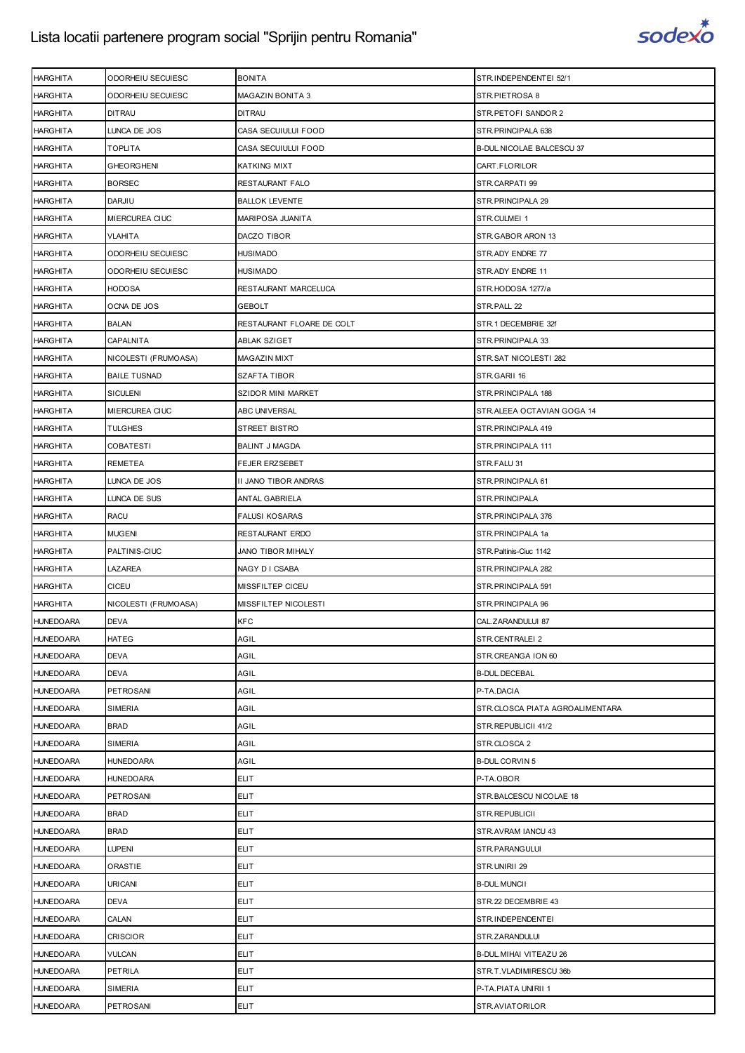# Lista locatii partenere program social "Sprijin pentru Romania"

| | | | |
|---|---|---|---|
| HARGHITA | ODORHEIU SECUIESC | BONITA | STR.INDEPENDENTEI 52/1 |
| HARGHITA | ODORHEIU SECUIESC | MAGAZIN BONITA 3 | STR.PIETROSA 8 |
| HARGHITA | DITRAU | DITRAU | STR.PETOFI SANDOR 2 |
| HARGHITA | LUNCA DE JOS | CASA SECUIULUI FOOD | STR.PRINCIPALA 638 |
| HARGHITA | TOPLITA | CASA SECUIULUI FOOD | B-DUL.NICOLAE BALCESCU 37 |
| HARGHITA | GHEORGHENI | KATKING MIXT | CART.FLORILOR |
| HARGHITA | BORSEC | RESTAURANT FALO | STR.CARPATI 99 |
| HARGHITA | DARJIU | BALLOK LEVENTE | STR.PRINCIPALA 29 |
| HARGHITA | MIERCUREA CIUC | MARIPOSA JUANITA | STR.CULMEI 1 |
| HARGHITA | VLAHITA | DACZO TIBOR | STR.GABOR ARON 13 |
| HARGHITA | ODORHEIU SECUIESC | HUSIMADO | STR.ADY ENDRE 77 |
| HARGHITA | ODORHEIU SECUIESC | HUSIMADO | STR.ADY ENDRE 11 |
| HARGHITA | HODOSA | RESTAURANT MARCELUCA | STR.HODOSA 1277/a |
| HARGHITA | OCNA DE JOS | GEBOLT | STR.PALL 22 |
| HARGHITA | BALAN | RESTAURANT FLOARE DE COLT | STR.1 DECEMBRIE 32f |
| HARGHITA | CAPALNITA | ABLAK SZIGET | STR.PRINCIPALA 33 |
| HARGHITA | NICOLESTI (FRUMOASA) | MAGAZIN MIXT | STR.SAT NICOLESTI 282 |
| HARGHITA | BAILE TUSNAD | SZAFTA TIBOR | STR.GARII 16 |
| HARGHITA | SICULENI | SZIDOR MINI MARKET | STR.PRINCIPALA 188 |
| HARGHITA | MIERCUREA CIUC | ABC UNIVERSAL | STR.ALEEA OCTAVIAN GOGA 14 |
| HARGHITA | TULGHES | STREET BISTRO | STR.PRINCIPALA 419 |
| HARGHITA | COBATESTI | BALINT J MAGDA | STR.PRINCIPALA 111 |
| HARGHITA | REMETEA | FEJER ERZSEBET | STR.FALU 31 |
| HARGHITA | LUNCA DE JOS | II JANO TIBOR ANDRAS | STR.PRINCIPALA 61 |
| HARGHITA | LUNCA DE SUS | ANTAL GABRIELA | STR.PRINCIPALA |
| HARGHITA | RACU | FALUSI KOSARAS | STR.PRINCIPALA 376 |
| HARGHITA | MUGENI | RESTAURANT ERDO | STR.PRINCIPALA 1a |
| HARGHITA | PALTINIS-CIUC | JANO TIBOR MIHALY | STR.Paltinis-Ciuc 1142 |
| HARGHITA | LAZAREA | NAGY D I CSABA | STR.PRINCIPALA 282 |
| HARGHITA | CICEU | MISSFILTEP CICEU | STR.PRINCIPALA 591 |
| HARGHITA | NICOLESTI (FRUMOASA) | MISSFILTEP NICOLESTI | STR.PRINCIPALA 96 |
| HUNEDOARA | DEVA | KFC | CAL.ZARANDULUI 87 |
| HUNEDOARA | HATEG | AGIL | STR.CENTRALEI 2 |
| HUNEDOARA | DEVA | AGIL | STR.CREANGA ION 60 |
| HUNEDOARA | DEVA | AGIL | B-DUL.DECEBAL |
| HUNEDOARA | PETROSANI | AGIL | P-TA.DACIA |
| HUNEDOARA | SIMERIA | AGIL | STR.CLOSCA PIATA AGROALIMENTARA |
| HUNEDOARA | BRAD | AGIL | STR.REPUBLICII 41/2 |
| HUNEDOARA | SIMERIA | AGIL | STR.CLOSCA 2 |
| HUNEDOARA | HUNEDOARA | AGIL | B-DUL.CORVIN 5 |
| HUNEDOARA | HUNEDOARA | ELIT | P-TA.OBOR |
| HUNEDOARA | PETROSANI | ELIT | STR.BALCESCU NICOLAE 18 |
| HUNEDOARA | BRAD | ELIT | STR.REPUBLICII |
| HUNEDOARA | BRAD | ELIT | STR.AVRAM IANCU 43 |
| HUNEDOARA | LUPENI | ELIT | STR.PARANGULUI |
| HUNEDOARA | ORASTIE | ELIT | STR.UNIRII 29 |
| HUNEDOARA | URICANI | ELIT | B-DUL.MUNCII |
| HUNEDOARA | DEVA | ELIT | STR.22 DECEMBRIE 43 |
| HUNEDOARA | CALAN | ELIT | STR.INDEPENDENTEI |
| HUNEDOARA | CRISCIOR | ELIT | STR.ZARANDULUI |
| HUNEDOARA | VULCAN | ELIT | B-DUL.MIHAI VITEAZU 26 |
| HUNEDOARA | PETRILA | ELIT | STR.T.VLADIMIRESCU 36b |
| HUNEDOARA | SIMERIA | ELIT | P-TA.PIATA UNIRII 1 |
| HUNEDOARA | PETROSANI | ELIT | STR.AVIATORILOR |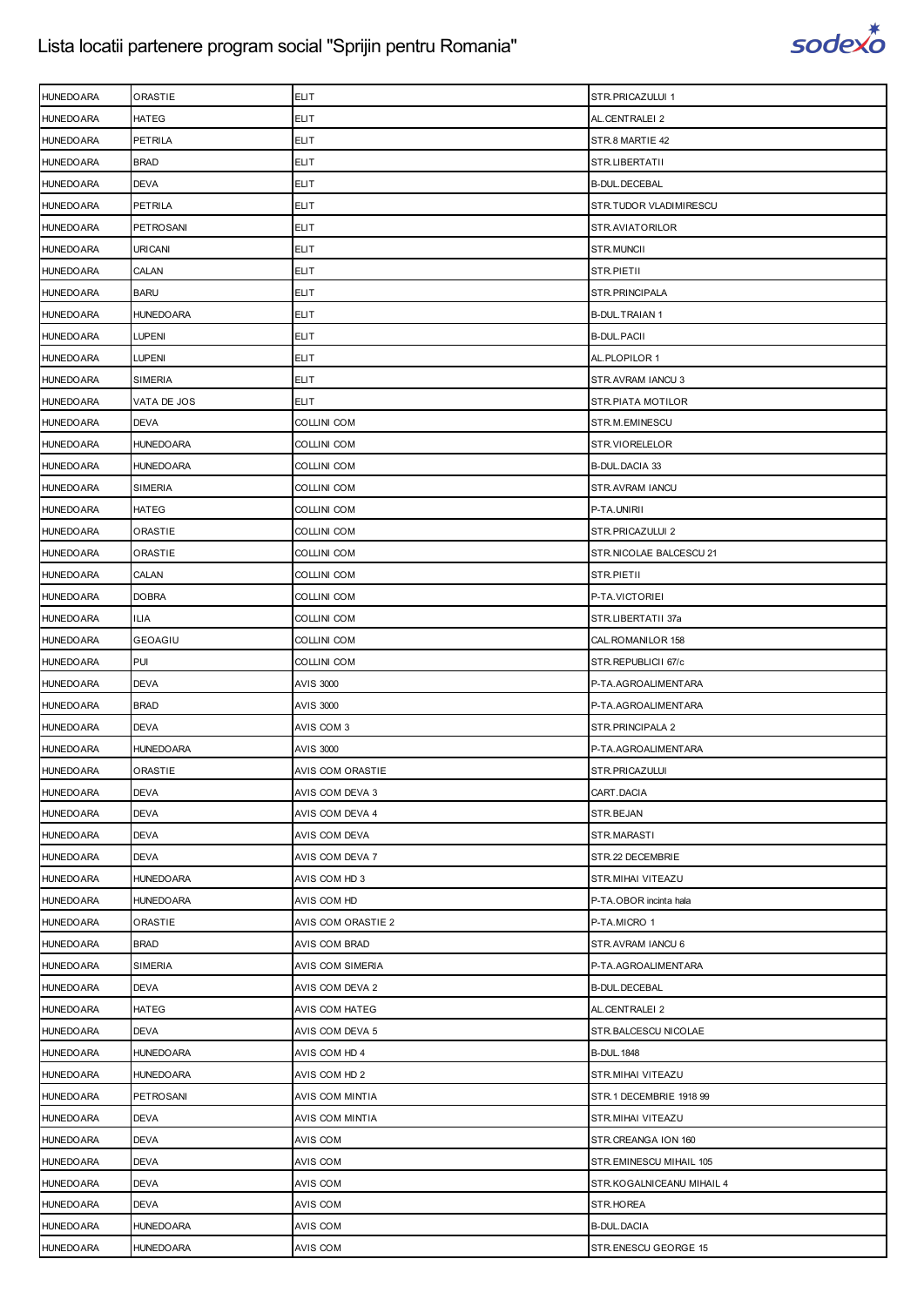| HUNEDOARA | ORASTIE | ELIT | STR.PRICAZULUI 1 |
|---|---|---|---|
| HUNEDOARA | HATEG | ELIT | AL.CENTRALEI 2 |
| HUNEDOARA | PETRILA | ELIT | STR.8 MARTIE 42 |
| HUNEDOARA | BRAD | ELIT | STR.LIBERTATII |
| HUNEDOARA | DEVA | ELIT | B-DUL.DECEBAL |
| HUNEDOARA | PETRILA | ELIT | STR.TUDOR VLADIMIRESCU |
| HUNEDOARA | PETROSANI | ELIT | STR.AVIATORILOR |
| HUNEDOARA | URICANI | ELIT | STR.MUNCII |
| HUNEDOARA | CALAN | ELIT | STR.PIETII |
| HUNEDOARA | BARU | ELIT | STR.PRINCIPALA |
| HUNEDOARA | HUNEDOARA | ELIT | B-DUL.TRAIAN 1 |
| HUNEDOARA | LUPENI | ELIT | B-DUL.PACII |
| HUNEDOARA | LUPENI | ELIT | AL.PLOPILOR 1 |
| HUNEDOARA | SIMERIA | ELIT | STR.AVRAM IANCU 3 |
| HUNEDOARA | VATA DE JOS | ELIT | STR.PIATA MOTILOR |
| HUNEDOARA | DEVA | COLLINI COM | STR.M.EMINESCU |
| HUNEDOARA | HUNEDOARA | COLLINI COM | STR.VIORELELOR |
| HUNEDOARA | HUNEDOARA | COLLINI COM | B-DUL.DACIA 33 |
| HUNEDOARA | SIMERIA | COLLINI COM | STR.AVRAM IANCU |
| HUNEDOARA | HATEG | COLLINI COM | P-TA.UNIRII |
| HUNEDOARA | ORASTIE | COLLINI COM | STR.PRICAZULUI 2 |
| HUNEDOARA | ORASTIE | COLLINI COM | STR.NICOLAE BALCESCU 21 |
| HUNEDOARA | CALAN | COLLINI COM | STR.PIETII |
| HUNEDOARA | DOBRA | COLLINI COM | P-TA.VICTORIEI |
| HUNEDOARA | ILIA | COLLINI COM | STR.LIBERTATII 37a |
| HUNEDOARA | GEOAGIU | COLLINI COM | CAL.ROMANILOR 158 |
| HUNEDOARA | PUI | COLLINI COM | STR.REPUBLICII 67/c |
| HUNEDOARA | DEVA | AVIS 3000 | P-TA.AGROALIMENTARA |
| HUNEDOARA | BRAD | AVIS 3000 | P-TA.AGROALIMENTARA |
| HUNEDOARA | DEVA | AVIS COM 3 | STR.PRINCIPALA 2 |
| HUNEDOARA | HUNEDOARA | AVIS 3000 | P-TA.AGROALIMENTARA |
| HUNEDOARA | ORASTIE | AVIS COM ORASTIE | STR.PRICAZULUI |
| HUNEDOARA | DEVA | AVIS COM DEVA 3 | CART.DACIA |
| HUNEDOARA | DEVA | AVIS COM DEVA 4 | STR.BEJAN |
| HUNEDOARA | DEVA | AVIS COM DEVA | STR.MARASTI |
| HUNEDOARA | DEVA | AVIS COM DEVA 7 | STR.22 DECEMBRIE |
| HUNEDOARA | HUNEDOARA | AVIS COM HD 3 | STR.MIHAI VITEAZU |
| HUNEDOARA | HUNEDOARA | AVIS COM HD | P-TA.OBOR incinta hala |
| HUNEDOARA | ORASTIE | AVIS COM ORASTIE 2 | P-TA.MICRO 1 |
| HUNEDOARA | BRAD | AVIS COM BRAD | STR.AVRAM IANCU 6 |
| HUNEDOARA | SIMERIA | AVIS COM SIMERIA | P-TA.AGROALIMENTARA |
| HUNEDOARA | DEVA | AVIS COM DEVA 2 | B-DUL.DECEBAL |
| HUNEDOARA | HATEG | AVIS COM HATEG | AL.CENTRALEI 2 |
| HUNEDOARA | DEVA | AVIS COM DEVA 5 | STR.BALCESCU NICOLAE |
| HUNEDOARA | HUNEDOARA | AVIS COM HD 4 | B-DUL.1848 |
| HUNEDOARA | HUNEDOARA | AVIS COM HD 2 | STR.MIHAI VITEAZU |
| HUNEDOARA | PETROSANI | AVIS COM MINTIA | STR.1 DECEMBRIE 1918 99 |
| HUNEDOARA | DEVA | AVIS COM MINTIA | STR.MIHAI VITEAZU |
| HUNEDOARA | DEVA | AVIS COM | STR.CREANGA ION 160 |
| HUNEDOARA | DEVA | AVIS COM | STR.EMINESCU MIHAIL 105 |
| HUNEDOARA | DEVA | AVIS COM | STR.KOGALNICEANU MIHAIL 4 |
| HUNEDOARA | DEVA | AVIS COM | STR.HOREA |
| HUNEDOARA | HUNEDOARA | AVIS COM | B-DUL.DACIA |
| HUNEDOARA | HUNEDOARA | AVIS COM | STR.ENESCU GEORGE 15 |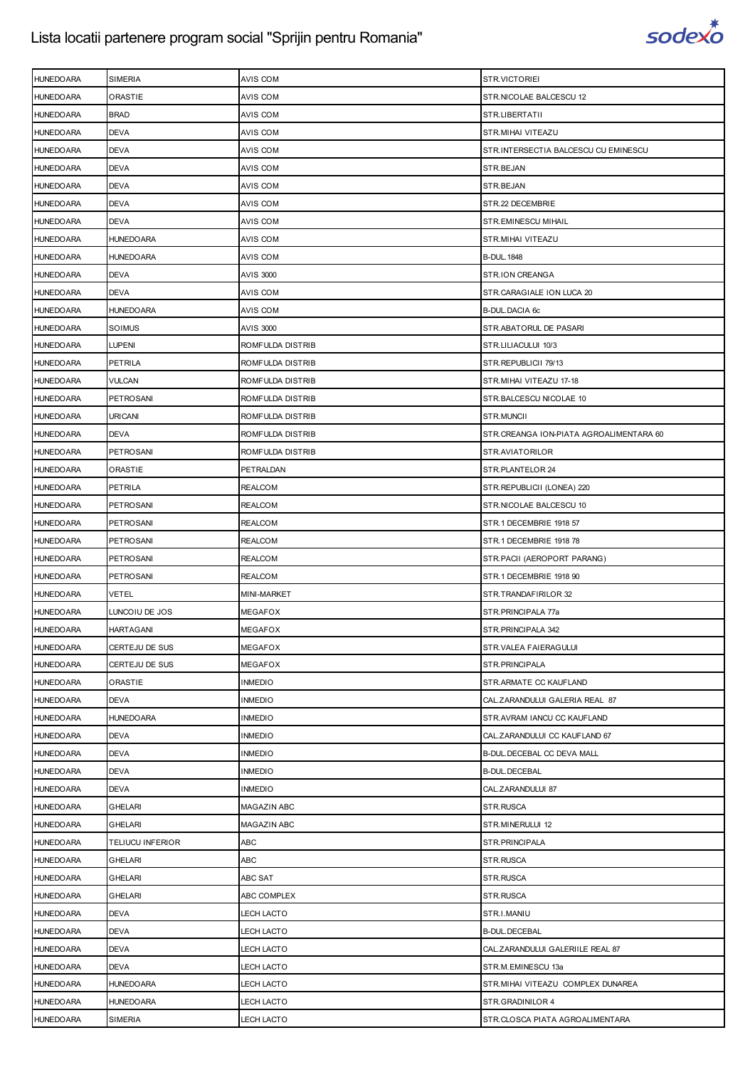| HUNEDOARA | SIMERIA | AVIS COM | STR.VICTORIEI |
|---|---|---|---|
| HUNEDOARA | ORASTIE | AVIS COM | STR.NICOLAE BALCESCU 12 |
| HUNEDOARA | BRAD | AVIS COM | STR.LIBERTATII |
| HUNEDOARA | DEVA | AVIS COM | STR.MIHAI VITEAZU |
| HUNEDOARA | DEVA | AVIS COM | STR.INTERSECTIA BALCESCU CU EMINESCU |
| HUNEDOARA | DEVA | AVIS COM | STR.BEJAN |
| HUNEDOARA | DEVA | AVIS COM | STR.BEJAN |
| HUNEDOARA | DEVA | AVIS COM | STR.22 DECEMBRIE |
| HUNEDOARA | DEVA | AVIS COM | STR.EMINESCU MIHAIL |
| HUNEDOARA | HUNEDOARA | AVIS COM | STR.MIHAI VITEAZU |
| HUNEDOARA | HUNEDOARA | AVIS COM | B-DUL.1848 |
| HUNEDOARA | DEVA | AVIS 3000 | STR.ION CREANGA |
| HUNEDOARA | DEVA | AVIS COM | STR.CARAGIALE ION LUCA 20 |
| HUNEDOARA | HUNEDOARA | AVIS COM | B-DUL.DACIA 6c |
| HUNEDOARA | SOIMUS | AVIS 3000 | STR.ABATORUL DE PASARI |
| HUNEDOARA | LUPENI | ROMFULDA DISTRIB | STR.LILIACULUI 10/3 |
| HUNEDOARA | PETRILA | ROMFULDA DISTRIB | STR.REPUBLICII 79/13 |
| HUNEDOARA | VULCAN | ROMFULDA DISTRIB | STR.MIHAI VITEAZU 17-18 |
| HUNEDOARA | PETROSANI | ROMFULDA DISTRIB | STR.BALCESCU NICOLAE 10 |
| HUNEDOARA | URICANI | ROMFULDA DISTRIB | STR.MUNCII |
| HUNEDOARA | DEVA | ROMFULDA DISTRIB | STR.CREANGA ION-PIATA AGROALIMENTARA 60 |
| HUNEDOARA | PETROSANI | ROMFULDA DISTRIB | STR.AVIATORILOR |
| HUNEDOARA | ORASTIE | PETRALDAN | STR.PLANTELOR 24 |
| HUNEDOARA | PETRILA | REALCOM | STR.REPUBLICII (LONEA) 220 |
| HUNEDOARA | PETROSANI | REALCOM | STR.NICOLAE BALCESCU 10 |
| HUNEDOARA | PETROSANI | REALCOM | STR.1 DECEMBRIE 1918 57 |
| HUNEDOARA | PETROSANI | REALCOM | STR.1 DECEMBRIE 1918 78 |
| HUNEDOARA | PETROSANI | REALCOM | STR.PACII (AEROPORT PARANG) |
| HUNEDOARA | PETROSANI | REALCOM | STR.1 DECEMBRIE 1918 90 |
| HUNEDOARA | VETEL | MINI-MARKET | STR.TRANDAFIRILOR 32 |
| HUNEDOARA | LUNCOIU DE JOS | MEGAFOX | STR.PRINCIPALA 77a |
| HUNEDOARA | HARTAGANI | MEGAFOX | STR.PRINCIPALA 342 |
| HUNEDOARA | CERTEJU DE SUS | MEGAFOX | STR.VALEA FAIERAGULUI |
| HUNEDOARA | CERTEJU DE SUS | MEGAFOX | STR.PRINCIPALA |
| HUNEDOARA | ORASTIE | INMEDIO | STR.ARMATE CC KAUFLAND |
| HUNEDOARA | DEVA | INMEDIO | CAL.ZARANDULUI GALERIA REAL 87 |
| HUNEDOARA | HUNEDOARA | INMEDIO | STR.AVRAM IANCU CC KAUFLAND |
| HUNEDOARA | DEVA | INMEDIO | CAL.ZARANDULUI CC KAUFLAND 67 |
| HUNEDOARA | DEVA | INMEDIO | B-DUL.DECEBAL CC DEVA MALL |
| HUNEDOARA | DEVA | INMEDIO | B-DUL.DECEBAL |
| HUNEDOARA | DEVA | INMEDIO | CAL.ZARANDULUI 87 |
| HUNEDOARA | GHELARI | MAGAZIN ABC | STR.RUSCA |
| HUNEDOARA | GHELARI | MAGAZIN ABC | STR.MINERULUI 12 |
| HUNEDOARA | TELIUCU INFERIOR | ABC | STR.PRINCIPALA |
| HUNEDOARA | GHELARI | ABC | STR.RUSCA |
| HUNEDOARA | GHELARI | ABC SAT | STR.RUSCA |
| HUNEDOARA | GHELARI | ABC COMPLEX | STR.RUSCA |
| HUNEDOARA | DEVA | LECH LACTO | STR.I.MANIU |
| HUNEDOARA | DEVA | LECH LACTO | B-DUL.DECEBAL |
| HUNEDOARA | DEVA | LECH LACTO | CAL.ZARANDULUI GALERIILE REAL 87 |
| HUNEDOARA | DEVA | LECH LACTO | STR.M.EMINESCU 13a |
| HUNEDOARA | HUNEDOARA | LECH LACTO | STR.MIHAI VITEAZU COMPLEX DUNAREA |
| HUNEDOARA | HUNEDOARA | LECH LACTO | STR.GRADINILOR 4 |
| HUNEDOARA | SIMERIA | LECH LACTO | STR.CLOSCA PIATA AGROALIMENTARA |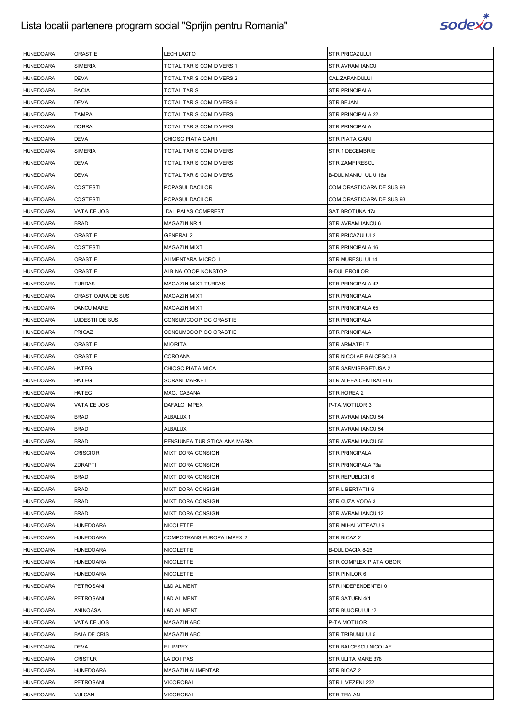# Lista locatii partenere program social "Sprijin pentru Romania"

| HUNEDOARA | ORASTIE | LECH LACTO | STR.PRICAZULUI |
|---|---|---|---|
| HUNEDOARA | SIMERIA | TOTALITARIS COM DIVERS 1 | STR.AVRAM IANCU |
| HUNEDOARA | DEVA | TOTALITARIS COM DIVERS 2 | CAL.ZARANDULUI |
| HUNEDOARA | BACIA | TOTALITARIS | STR.PRINCIPALA |
| HUNEDOARA | DEVA | TOTALITARIS COM DIVERS 6 | STR.BEJAN |
| HUNEDOARA | TAMPA | TOTALITARIS COM DIVERS | STR.PRINCIPALA 22 |
| HUNEDOARA | DOBRA | TOTALITARIS COM DIVERS | STR.PRINCIPALA |
| HUNEDOARA | DEVA | CHIOSC PIATA GARII | STR.PIATA GARII |
| HUNEDOARA | SIMERIA | TOTALITARIS COM DIVERS | STR.1 DECEMBRIE |
| HUNEDOARA | DEVA | TOTALITARIS COM DIVERS | STR.ZAMFIRESCU |
| HUNEDOARA | DEVA | TOTALITARIS COM DIVERS | B-DUL.MANIU IULIU 16a |
| HUNEDOARA | COSTESTI | POPASUL DACILOR | COM.ORASTIOARA DE SUS 93 |
| HUNEDOARA | COSTESTI | POPASUL DACILOR | COM.ORASTIOARA DE SUS 93 |
| HUNEDOARA | VATA DE JOS | DAL PALAS COMPREST | SAT.BROTUNA 17a |
| HUNEDOARA | BRAD | MAGAZIN NR 1 | STR.AVRAM IANCU 6 |
| HUNEDOARA | ORASTIE | GENERAL 2 | STR.PRICAZULUI 2 |
| HUNEDOARA | COSTESTI | MAGAZIN MIXT | STR.PRINCIPALA 16 |
| HUNEDOARA | ORASTIE | ALIMENTARA MICRO II | STR.MURESULUI 14 |
| HUNEDOARA | ORASTIE | ALBINA COOP NONSTOP | B-DUL.EROILOR |
| HUNEDOARA | TURDAS | MAGAZIN MIXT TURDAS | STR.PRINCIPALA 42 |
| HUNEDOARA | ORASTIOARA DE SUS | MAGAZIN MIXT | STR.PRINCIPALA |
| HUNEDOARA | DANCU MARE | MAGAZIN MIXT | STR.PRINCIPALA 65 |
| HUNEDOARA | LUDESTII DE SUS | CONSUMCOOP OC ORASTIE | STR.PRINCIPALA |
| HUNEDOARA | PRICAZ | CONSUMCOOP OC ORASTIE | STR.PRINCIPALA |
| HUNEDOARA | ORASTIE | MIORITA | STR.ARMATEI 7 |
| HUNEDOARA | ORASTIE | COROANA | STR.NICOLAE BALCESCU 8 |
| HUNEDOARA | HATEG | CHIOSC PIATA MICA | STR.SARMISEGETUSA 2 |
| HUNEDOARA | HATEG | SORANI MARKET | STR.ALEEA CENTRALEI 6 |
| HUNEDOARA | HATEG | MAG. CABANA | STR.HOREA 2 |
| HUNEDOARA | VATA DE JOS | DAFALO IMPEX | P-TA.MOTILOR 3 |
| HUNEDOARA | BRAD | ALBALUX 1 | STR.AVRAM IANCU 54 |
| HUNEDOARA | BRAD | ALBALUX | STR.AVRAM IANCU 54 |
| HUNEDOARA | BRAD | PENSIUNEA TURISTICA ANA MARIA | STR.AVRAM IANCU 56 |
| HUNEDOARA | CRISCIOR | MIXT DORA CONSIGN | STR.PRINCIPALA |
| HUNEDOARA | ZDRAPTI | MIXT DORA CONSIGN | STR.PRINCIPALA 73a |
| HUNEDOARA | BRAD | MIXT DORA CONSIGN | STR.REPUBLICII 6 |
| HUNEDOARA | BRAD | MIXT DORA CONSIGN | STR.LIBERTATII 6 |
| HUNEDOARA | BRAD | MIXT DORA CONSIGN | STR.CUZA VODA 3 |
| HUNEDOARA | BRAD | MIXT DORA CONSIGN | STR.AVRAM IANCU 12 |
| HUNEDOARA | HUNEDOARA | NICOLETTE | STR.MIHAI VITEAZU 9 |
| HUNEDOARA | HUNEDOARA | COMPOTRANS EUROPA IMPEX 2 | STR.BICAZ 2 |
| HUNEDOARA | HUNEDOARA | NICOLETTE | B-DUL.DACIA 8-26 |
| HUNEDOARA | HUNEDOARA | NICOLETTE | STR.COMPLEX PIATA OBOR |
| HUNEDOARA | HUNEDOARA | NICOLETTE | STR.PINILOR 6 |
| HUNEDOARA | PETROSANI | L&D ALIMENT | STR.INDEPENDENTEI 0 |
| HUNEDOARA | PETROSANI | L&D ALIMENT | STR.SATURN 4/1 |
| HUNEDOARA | ANINOASA | L&D ALIMENT | STR.BUJORULUI 12 |
| HUNEDOARA | VATA DE JOS | MAGAZIN ABC | P-TA.MOTILOR |
| HUNEDOARA | BAIA DE CRIS | MAGAZIN ABC | STR.TRIBUNULUI 5 |
| HUNEDOARA | DEVA | EL IMPEX | STR.BALCESCU NICOLAE |
| HUNEDOARA | CRISTUR | LA DOI PASI | STR.ULITA MARE 378 |
| HUNEDOARA | HUNEDOARA | MAGAZIN ALIMENTAR | STR.BICAZ 2 |
| HUNEDOARA | PETROSANI | VICOROBAI | STR.LIVEZENI 232 |
| HUNEDOARA | VULCAN | VICOROBAI | STR.TRAIAN |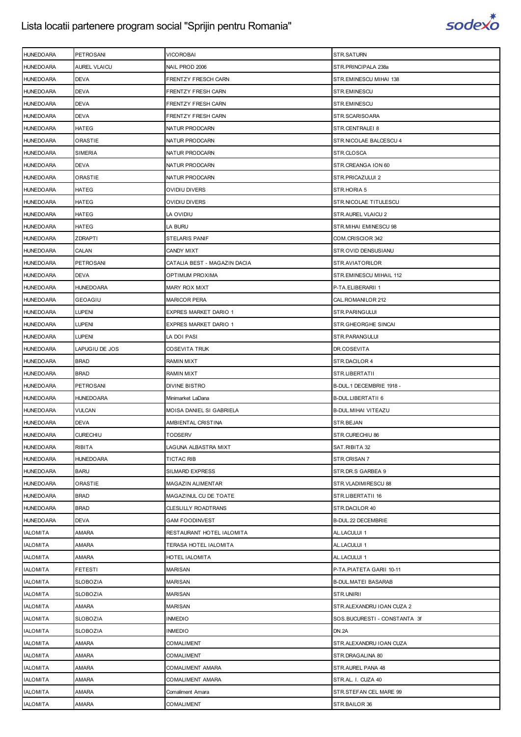| HUNEDOARA | PETROSANI | VICOROBAI | STR.SATURN |
|---|---|---|---|
| HUNEDOARA | AUREL VLAICU | NAIL PROD 2006 | STR.PRINCIPALA 238a |
| HUNEDOARA | DEVA | FRENTZY FRESCH CARN | STR.EMINESCU MIHAI 138 |
| HUNEDOARA | DEVA | FRENTZY FRESH CARN | STR.EMINESCU |
| HUNEDOARA | DEVA | FRENTZY FRESH CARN | STR.EMINESCU |
| HUNEDOARA | DEVA | FRENTZY FRESH CARN | STR.SCARISOARA |
| HUNEDOARA | HATEG | NATUR PRODCARN | STR.CENTRALEI 8 |
| HUNEDOARA | ORASTIE | NATUR PRODCARN | STR.NICOLAE BALCESCU 4 |
| HUNEDOARA | SIMERIA | NATUR PRODCARN | STR.CLOSCA |
| HUNEDOARA | DEVA | NATUR PRODCARN | STR.CREANGA ION 60 |
| HUNEDOARA | ORASTIE | NATUR PRODCARN | STR.PRICAZULUI 2 |
| HUNEDOARA | HATEG | OVIDIU DIVERS | STR.HORIA 5 |
| HUNEDOARA | HATEG | OVIDIU DIVERS | STR.NICOLAE TITULESCU |
| HUNEDOARA | HATEG | LA OVIDIU | STR.AUREL VLAICU 2 |
| HUNEDOARA | HATEG | LA BURU | STR.MIHAI EMINESCU 98 |
| HUNEDOARA | ZDRAPTI | STELARIS PANIF | COM.CRISCIOR 342 |
| HUNEDOARA | CALAN | CANDY MIXT | STR.OVID DENSUSIANU |
| HUNEDOARA | PETROSANI | CATALIA BEST - MAGAZIN DACIA | STR.AVIATORILOR |
| HUNEDOARA | DEVA | OPTIMUM PROXIMA | STR.EMINESCU MIHAIL 112 |
| HUNEDOARA | HUNEDOARA | MARY ROX MIXT | P-TA.ELIBERARII 1 |
| HUNEDOARA | GEOAGIU | MARICOR PERA | CAL.ROMANILOR 212 |
| HUNEDOARA | LUPENI | EXPRES MARKET DARIO 1 | STR.PARINGULUI |
| HUNEDOARA | LUPENI | EXPRES MARKET DARIO 1 | STR.GHEORGHE SINCAI |
| HUNEDOARA | LUPENI | LA DOI PASI | STR.PARANGULUI |
| HUNEDOARA | LAPUGIU DE JOS | COSEVITA TRUK | DR.COSEVITA |
| HUNEDOARA | BRAD | RAMIN MIXT | STR.DACILOR 4 |
| HUNEDOARA | BRAD | RAMIN MIXT | STR.LIBERTATII |
| HUNEDOARA | PETROSANI | DIVINE BISTRO | B-DUL.1 DECEMBRIE 1918 - |
| HUNEDOARA | HUNEDOARA | Minimarket LaDana | B-DUL.LIBERTATII 6 |
| HUNEDOARA | VULCAN | MOISA DANIEL SI GABRIELA | B-DUL.MIHAI VITEAZU |
| HUNEDOARA | DEVA | AMBIENTAL CRISTINA | STR.BEJAN |
| HUNEDOARA | CURECHIU | TODSERV | STR.CURECHIU 86 |
| HUNEDOARA | RIBITA | LAGUNA ALBASTRA MIXT | SAT.RIBITA 32 |
| HUNEDOARA | HUNEDOARA | TICTAC RIB | STR.CRISAN 7 |
| HUNEDOARA | BARU | SILMARD EXPRESS | STR.DR.S GARBEA 9 |
| HUNEDOARA | ORASTIE | MAGAZIN ALIMENTAR | STR.VLADIMIRESCU 88 |
| HUNEDOARA | BRAD | MAGAZINUL CU DE TOATE | STR.LIBERTATII 16 |
| HUNEDOARA | BRAD | CLESLILLY ROADTRANS | STR.DACILOR 40 |
| HUNEDOARA | DEVA | GAM FOODINVEST | B-DUL.22 DECEMBRIE |
| IALOMITA | AMARA | RESTAURANT HOTEL IALOMITA | AL.LACULUI 1 |
| IALOMITA | AMARA | TERASA HOTEL IALOMITA | AL.LACULUI 1 |
| IALOMITA | AMARA | HOTEL IALOMITA | AL.LACULUI 1 |
| IALOMITA | FETESTI | MARISAN | P-TA.PIATETA GARII 10-11 |
| IALOMITA | SLOBOZIA | MARISAN | B-DUL.MATEI BASARAB |
| IALOMITA | SLOBOZIA | MARISAN | STR.UNIRII |
| IALOMITA | AMARA | MARISAN | STR.ALEXANDRU IOAN CUZA 2 |
| IALOMITA | SLOBOZIA | INMEDIO | SOS.BUCURESTI - CONSTANTA 3f |
| IALOMITA | SLOBOZIA | INMEDIO | DN.2A |
| IALOMITA | AMARA | COMALIMENT | STR.ALEXANDRU IOAN CUZA |
| IALOMITA | AMARA | COMALIMENT | STR.DRAGALINA 80 |
| IALOMITA | AMARA | COMALIMENT AMARA | STR.AUREL PANA 48 |
| IALOMITA | AMARA | COMALIMENT AMARA | STR.AL. I. CUZA 40 |
| IALOMITA | AMARA | Comaliment Amara | STR.STEFAN CEL MARE 99 |
| IALOMITA | AMARA | COMALIMENT | STR.BAILOR 36 |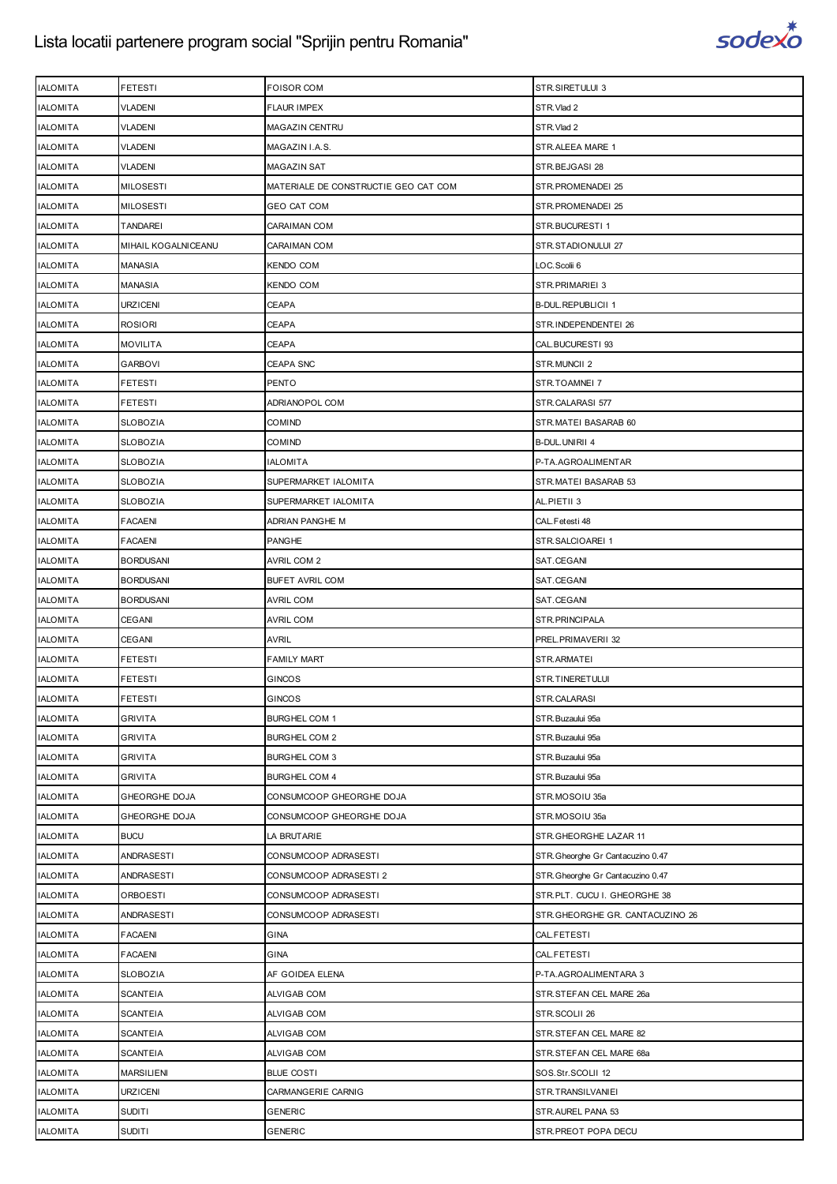| IALOMITA | FETESTI | FOISOR COM | STR.SIRETULUI 3 |
|---|---|---|---|
| IALOMITA | VLADENI | FLAUR IMPEX | STR.Vlad 2 |
| IALOMITA | VLADENI | MAGAZIN CENTRU | STR.Vlad 2 |
| IALOMITA | VLADENI | MAGAZIN I.A.S. | STR.ALEEA MARE 1 |
| IALOMITA | VLADENI | MAGAZIN SAT | STR.BEJGASI 28 |
| IALOMITA | MILOSESTI | MATERIALE DE CONSTRUCTIE GEO CAT COM | STR.PROMENADEI 25 |
| IALOMITA | MILOSESTI | GEO CAT COM | STR.PROMENADEI 25 |
| IALOMITA | TANDAREI | CARAIMAN COM | STR.BUCURESTI 1 |
| IALOMITA | MIHAIL KOGALNICEANU | CARAIMAN COM | STR.STADIONULUI 27 |
| IALOMITA | MANASIA | KENDO COM | LOC.Scolii 6 |
| IALOMITA | MANASIA | KENDO COM | STR.PRIMARIEI 3 |
| IALOMITA | URZICENI | CEAPA | B-DUL.REPUBLICII 1 |
| IALOMITA | ROSIORI | CEAPA | STR.INDEPENDENTEI 26 |
| IALOMITA | MOVILITA | CEAPA | CAL.BUCURESTI 93 |
| IALOMITA | GARBOVI | CEAPA SNC | STR.MUNCII 2 |
| IALOMITA | FETESTI | PENTO | STR.TOAMNEI 7 |
| IALOMITA | FETESTI | ADRIANOPOL COM | STR.CALARASI 577 |
| IALOMITA | SLOBOZIA | COMIND | STR.MATEI BASARAB 60 |
| IALOMITA | SLOBOZIA | COMIND | B-DUL.UNIRII 4 |
| IALOMITA | SLOBOZIA | IALOMITA | P-TA.AGROALIMENTAR |
| IALOMITA | SLOBOZIA | SUPERMARKET IALOMITA | STR.MATEI BASARAB 53 |
| IALOMITA | SLOBOZIA | SUPERMARKET IALOMITA | AL.PIETII 3 |
| IALOMITA | FACAENI | ADRIAN PANGHE M | CAL.Fetesti 48 |
| IALOMITA | FACAENI | PANGHE | STR.SALCIOAREI 1 |
| IALOMITA | BORDUSANI | AVRIL COM 2 | SAT.CEGANI |
| IALOMITA | BORDUSANI | BUFET AVRIL COM | SAT.CEGANI |
| IALOMITA | BORDUSANI | AVRIL COM | SAT.CEGANI |
| IALOMITA | CEGANI | AVRIL COM | STR.PRINCIPALA |
| IALOMITA | CEGANI | AVRIL | PREL.PRIMAVERII 32 |
| IALOMITA | FETESTI | FAMILY MART | STR.ARMATEI |
| IALOMITA | FETESTI | GINCOS | STR.TINERETULUI |
| IALOMITA | FETESTI | GINCOS | STR.CALARASI |
| IALOMITA | GRIVITA | BURGHEL COM 1 | STR.Buzaului 95a |
| IALOMITA | GRIVITA | BURGHEL COM 2 | STR.Buzaului 95a |
| IALOMITA | GRIVITA | BURGHEL COM 3 | STR.Buzaului 95a |
| IALOMITA | GRIVITA | BURGHEL COM 4 | STR.Buzaului 95a |
| IALOMITA | GHEORGHE DOJA | CONSUMCOOP GHEORGHE DOJA | STR.MOSOIU 35a |
| IALOMITA | GHEORGHE DOJA | CONSUMCOOP GHEORGHE DOJA | STR.MOSOIU 35a |
| IALOMITA | BUCU | LA BRUTARIE | STR.GHEORGHE LAZAR 11 |
| IALOMITA | ANDRASESTI | CONSUMCOOP ADRASESTI | STR.Gheorghe Gr Cantacuzino 0.47 |
| IALOMITA | ANDRASESTI | CONSUMCOOP ADRASESTI 2 | STR.Gheorghe Gr Cantacuzino 0.47 |
| IALOMITA | ORBOESTI | CONSUMCOOP ADRASESTI | STR.PLT. CUCU I. GHEORGHE 38 |
| IALOMITA | ANDRASESTI | CONSUMCOOP ADRASESTI | STR.GHEORGHE GR. CANTACUZINO 26 |
| IALOMITA | FACAENI | GINA | CAL.FETESTI |
| IALOMITA | FACAENI | GINA | CAL.FETESTI |
| IALOMITA | SLOBOZIA | AF GOIDEA ELENA | P-TA.AGROALIMENTARA 3 |
| IALOMITA | SCANTEIA | ALVIGAB COM | STR.STEFAN CEL MARE 26a |
| IALOMITA | SCANTEIA | ALVIGAB COM | STR.SCOLII 26 |
| IALOMITA | SCANTEIA | ALVIGAB COM | STR.STEFAN CEL MARE 82 |
| IALOMITA | SCANTEIA | ALVIGAB COM | STR.STEFAN CEL MARE 68a |
| IALOMITA | MARSILIENI | BLUE COSTI | SOS.Str.SCOLII 12 |
| IALOMITA | URZICENI | CARMANGERIE CARNIG | STR.TRANSILVANIEI |
| IALOMITA | SUDITI | GENERIC | STR.AUREL PANA 53 |
| IALOMITA | SUDITI | GENERIC | STR.PREOT POPA DECU |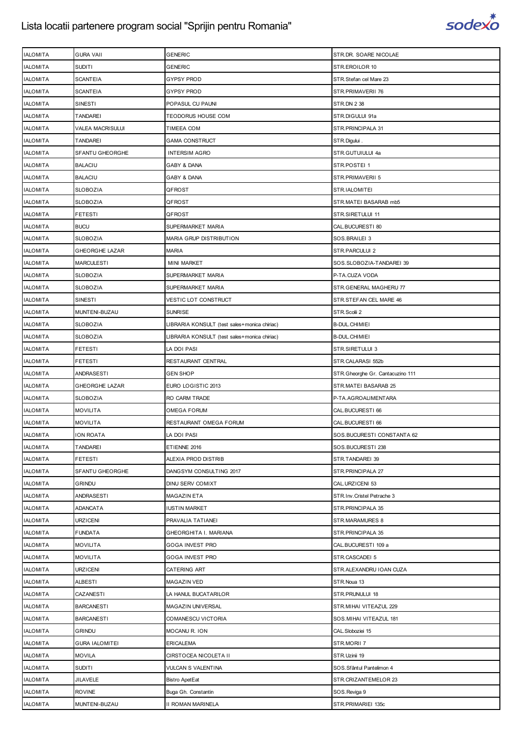| IALOMITA | GURA VAII | GENERIC | STR.DR. SOARE NICOLAE |
|---|---|---|---|
| IALOMITA | SUDITI | GENERIC | STR.EROILOR 10 |
| IALOMITA | SCANTEIA | GYPSY PROD | STR.Stefan cel Mare 23 |
| IALOMITA | SCANTEIA | GYPSY PROD | STR.PRIMAVERII 76 |
| IALOMITA | SINESTI | POPASUL CU PAUNI | STR.DN 2 38 |
| IALOMITA | TANDAREI | TEODORUS HOUSE COM | STR.DIGULUI 91a |
| IALOMITA | VALEA MACRISULUI | TIMEEA COM | STR.PRINCIPALA 31 |
| IALOMITA | TANDAREI | GAMA CONSTRUCT | STR.Digului . |
| IALOMITA | SFANTU GHEORGHE | INTERSIM AGRO | STR.GUTUIULUI 4a |
| IALOMITA | BALACIU | GABY & DANA | STR.POSTEI 1 |
| IALOMITA | BALACIU | GABY & DANA | STR.PRIMAVERII 5 |
| IALOMITA | SLOBOZIA | QFROST | STR.IALOMITEI |
| IALOMITA | SLOBOZIA | QFROST | STR.MATEI BASARAB mb5 |
| IALOMITA | FETESTI | QFROST | STR.SIRETULUI 11 |
| IALOMITA | BUCU | SUPERMARKET MARIA | CAL.BUCURESTI 80 |
| IALOMITA | SLOBOZIA | MARIA GRUP DISTRIBUTION | SOS.BRAILEI 3 |
| IALOMITA | GHEORGHE LAZAR | MARIA | STR.PARCULUI 2 |
| IALOMITA | MARCULESTI | MINI MARKET | SOS.SLOBOZIA-TANDAREI 39 |
| IALOMITA | SLOBOZIA | SUPERMARKET MARIA | P-TA.CUZA VODA |
| IALOMITA | SLOBOZIA | SUPERMARKET MARIA | STR.GENERAL MAGHERU 77 |
| IALOMITA | SINESTI | VESTIC LOT CONSTRUCT | STR.STEFAN CEL MARE 46 |
| IALOMITA | MUNTENI-BUZAU | SUNRISE | STR.Scolii 2 |
| IALOMITA | SLOBOZIA | LIBRARIA KONSULT (test sales+monica chiriac) | B-DUL.CHIMIEI |
| IALOMITA | SLOBOZIA | LIBRARIA KONSULT (test sales+monica chiriac) | B-DUL.CHIMIEI |
| IALOMITA | FETESTI | LA DOI PASI | STR.SIRETULUI 3 |
| IALOMITA | FETESTI | RESTAURANT CENTRAL | STR.CALARASI 552b |
| IALOMITA | ANDRASESTI | GEN SHOP | STR.Gheorghe Gr. Cantacuzino 111 |
| IALOMITA | GHEORGHE LAZAR | EURO LOGISTIC 2013 | STR.MATEI BASARAB 25 |
| IALOMITA | SLOBOZIA | RO CARM TRADE | P-TA.AGROALIMENTARA |
| IALOMITA | MOVILITA | OMEGA FORUM | CAL.BUCURESTI 66 |
| IALOMITA | MOVILITA | RESTAURANT OMEGA FORUM | CAL.BUCURESTI 66 |
| IALOMITA | ION ROATA | LA DOI PASI | SOS.BUCURESTI CONSTANTA 62 |
| IALOMITA | TANDAREI | ETIENNE 2016 | SOS.BUCURESTI 238 |
| IALOMITA | FETESTI | ALEXIA PROD DISTRIB | STR.TANDAREI 39 |
| IALOMITA | SFANTU GHEORGHE | DANGSYM CONSULTING 2017 | STR.PRINCIPALA 27 |
| IALOMITA | GRINDU | DINU SERV COMIXT | CAL.URZICENI 53 |
| IALOMITA | ANDRASESTI | MAGAZIN ETA | STR.Inv.Cristel Petrache 3 |
| IALOMITA | ADANCATA | IUSTIN MARKET | STR.PRINCIPALA 35 |
| IALOMITA | URZICENI | PRAVALIA TATIANEI | STR.MARAMURES 8 |
| IALOMITA | FUNDATA | GHEORGHITA I. MARIANA | STR.PRINCIPALA 35 |
| IALOMITA | MOVILITA | GOGA INVEST PRO | CAL.BUCURESTI 109 a |
| IALOMITA | MOVILITA | GOGA INVEST PRO | STR.CASCADEI 5 |
| IALOMITA | URZICENI | CATERING ART | STR.ALEXANDRU IOAN CUZA |
| IALOMITA | ALBESTI | MAGAZIN VED | STR.Noua 13 |
| IALOMITA | CAZANESTI | LA HANUL BUCATARILOR | STR.PRUNULUI 18 |
| IALOMITA | BARCANESTI | MAGAZIN UNIVERSAL | STR.MIHAI VITEAZUL 229 |
| IALOMITA | BARCANESTI | COMANESCU VICTORIA | SOS.MIHAI VITEAZUL 181 |
| IALOMITA | GRINDU | MOCANU R. ION | CAL.Sloboziei 15 |
| IALOMITA | GURA IALOMITEI | ERICALEMA | STR.MORII 7 |
| IALOMITA | MOVILA | CIRSTOCEA NICOLETA II | STR.Uzinii 19 |
| IALOMITA | SUDITI | VULCAN S VALENTINA | SOS.Sfântul Pantelimon 4 |
| IALOMITA | JILAVELE | Bistro ApetEat | STR.CRIZANTEMELOR 23 |
| IALOMITA | ROVINE | Buga Gh. Constantin | SOS.Reviga 9 |
| IALOMITA | MUNTENI-BUZAU | II ROMAN MARINELA | STR.PRIMARIEI 135c |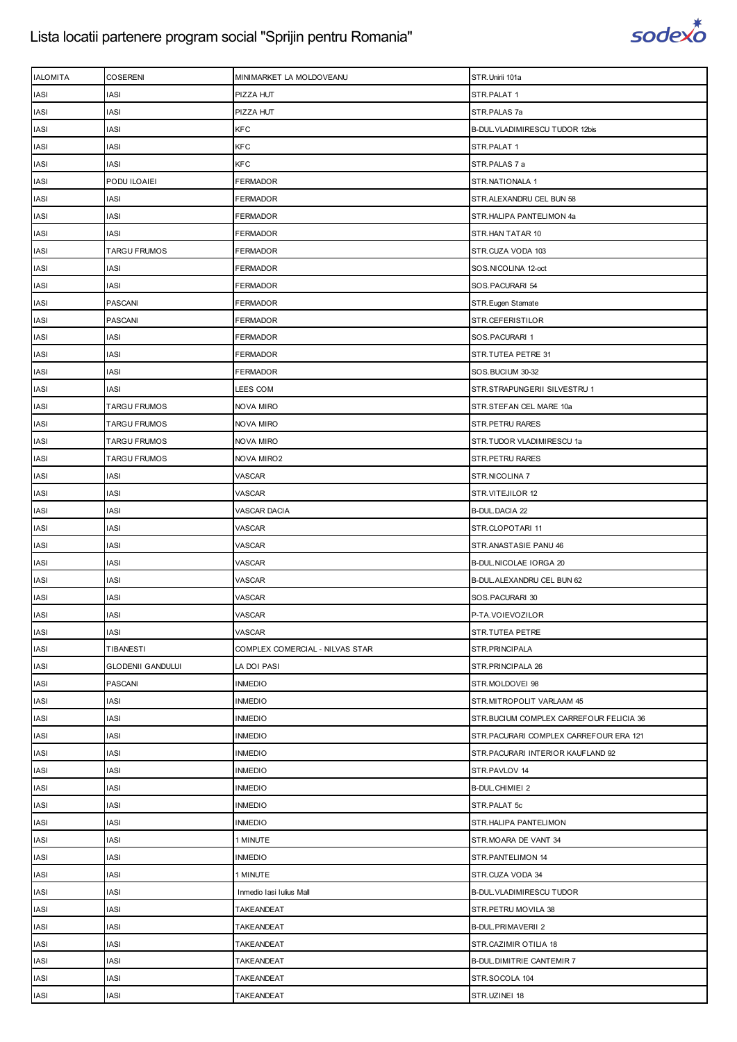# Lista locatii partenere program social "Sprijin pentru Romania"

| | | | |
|---|---|---|---|
| IALOMITA | COSERENI | MINIMARKET LA MOLDOVEANU | STR.Unirii 101a |
| IASI | IASI | PIZZA HUT | STR.PALAT 1 |
| IASI | IASI | PIZZA HUT | STR.PALAS 7a |
| IASI | IASI | KFC | B-DUL.VLADIMIRESCU TUDOR 12bis |
| IASI | IASI | KFC | STR.PALAT 1 |
| IASI | IASI | KFC | STR.PALAS 7 a |
| IASI | PODU ILOAIEI | FERMADOR | STR.NATIONALA 1 |
| IASI | IASI | FERMADOR | STR.ALEXANDRU CEL BUN 58 |
| IASI | IASI | FERMADOR | STR.HALIPA PANTELIMON 4a |
| IASI | IASI | FERMADOR | STR.HAN TATAR 10 |
| IASI | TARGU FRUMOS | FERMADOR | STR.CUZA VODA 103 |
| IASI | IASI | FERMADOR | SOS.NICOLINA 12-oct |
| IASI | IASI | FERMADOR | SOS.PACURARI 54 |
| IASI | PASCANI | FERMADOR | STR.Eugen Stamate |
| IASI | PASCANI | FERMADOR | STR.CEFERISTILOR |
| IASI | IASI | FERMADOR | SOS.PACURARI 1 |
| IASI | IASI | FERMADOR | STR.TUTEA PETRE 31 |
| IASI | IASI | FERMADOR | SOS.BUCIUM 30-32 |
| IASI | IASI | LEES COM | STR.STRAPUNGERII SILVESTRU 1 |
| IASI | TARGU FRUMOS | NOVA MIRO | STR.STEFAN CEL MARE 10a |
| IASI | TARGU FRUMOS | NOVA MIRO | STR.PETRU RARES |
| IASI | TARGU FRUMOS | NOVA MIRO | STR.TUDOR VLADIMIRESCU 1a |
| IASI | TARGU FRUMOS | NOVA MIRO2 | STR.PETRU RARES |
| IASI | IASI | VASCAR | STR.NICOLINA 7 |
| IASI | IASI | VASCAR | STR.VITEJILOR 12 |
| IASI | IASI | VASCAR DACIA | B-DUL.DACIA 22 |
| IASI | IASI | VASCAR | STR.CLOPOTARI 11 |
| IASI | IASI | VASCAR | STR.ANASTASIE PANU 46 |
| IASI | IASI | VASCAR | B-DUL.NICOLAE IORGA 20 |
| IASI | IASI | VASCAR | B-DUL.ALEXANDRU CEL BUN 62 |
| IASI | IASI | VASCAR | SOS.PACURARI 30 |
| IASI | IASI | VASCAR | P-TA.VOIEVOZILOR |
| IASI | IASI | VASCAR | STR.TUTEA PETRE |
| IASI | TIBANESTI | COMPLEX COMERCIAL - NILVAS STAR | STR.PRINCIPALA |
| IASI | GLODENII GANDULUI | LA DOI PASI | STR.PRINCIPALA 26 |
| IASI | PASCANI | INMEDIO | STR.MOLDOVEI 98 |
| IASI | IASI | INMEDIO | STR.MITROPOLIT VARLAAM 45 |
| IASI | IASI | INMEDIO | STR.BUCIUM COMPLEX CARREFOUR FELICIA 36 |
| IASI | IASI | INMEDIO | STR.PACURARI COMPLEX CARREFOUR ERA 121 |
| IASI | IASI | INMEDIO | STR.PACURARI INTERIOR KAUFLAND 92 |
| IASI | IASI | INMEDIO | STR.PAVLOV 14 |
| IASI | IASI | INMEDIO | B-DUL.CHIMIEI 2 |
| IASI | IASI | INMEDIO | STR.PALAT 5c |
| IASI | IASI | INMEDIO | STR.HALIPA PANTELIMON |
| IASI | IASI | 1 MINUTE | STR.MOARA DE VANT 34 |
| IASI | IASI | INMEDIO | STR.PANTELIMON 14 |
| IASI | IASI | 1 MINUTE | STR.CUZA VODA 34 |
| IASI | IASI | Inmedio Iasi Iulius Mall | B-DUL.VLADIMIRESCU TUDOR |
| IASI | IASI | TAKEANDEAT | STR.PETRU MOVILA 38 |
| IASI | IASI | TAKEANDEAT | B-DUL.PRIMAVERII 2 |
| IASI | IASI | TAKEANDEAT | STR.CAZIMIR OTILIA 18 |
| IASI | IASI | TAKEANDEAT | B-DUL.DIMITRIE CANTEMIR 7 |
| IASI | IASI | TAKEANDEAT | STR.SOCOLA 104 |
| IASI | IASI | TAKEANDEAT | STR.UZINEI 18 |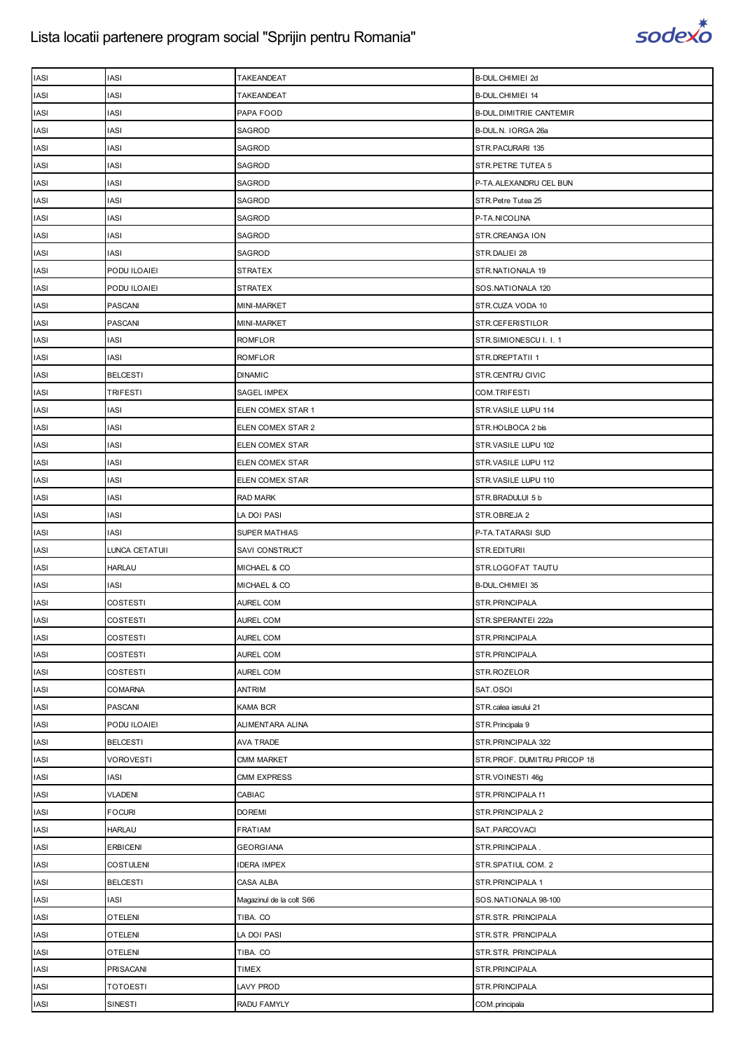| IASI | IASI | TAKEANDEAT | B-DUL.CHIMIEI 2d |
|---|---|---|---|
| IASI | IASI | TAKEANDEAT | B-DUL.CHIMIEI 14 |
| IASI | IASI | PAPA FOOD | B-DUL.DIMITRIE CANTEMIR |
| IASI | IASI | SAGROD | B-DUL.N. IORGA 26a |
| IASI | IASI | SAGROD | STR.PACURARI 135 |
| IASI | IASI | SAGROD | STR.PETRE TUTEA 5 |
| IASI | IASI | SAGROD | P-TA.ALEXANDRU CEL BUN |
| IASI | IASI | SAGROD | STR.Petre Tutea 25 |
| IASI | IASI | SAGROD | P-TA.NICOLINA |
| IASI | IASI | SAGROD | STR.CREANGA ION |
| IASI | IASI | SAGROD | STR.DALIEI 28 |
| IASI | PODU ILOAIEI | STRATEX | STR.NATIONALA 19 |
| IASI | PODU ILOAIEI | STRATEX | SOS.NATIONALA 120 |
| IASI | PASCANI | MINI-MARKET | STR.CUZA VODA 10 |
| IASI | PASCANI | MINI-MARKET | STR.CEFERISTILOR |
| IASI | IASI | ROMFLOR | STR.SIMIONESCU I. I. 1 |
| IASI | IASI | ROMFLOR | STR.DREPTATII 1 |
| IASI | BELCESTI | DINAMIC | STR.CENTRU CIVIC |
| IASI | TRIFESTI | SAGEL IMPEX | COM.TRIFESTI |
| IASI | IASI | ELEN COMEX STAR 1 | STR.VASILE LUPU 114 |
| IASI | IASI | ELEN COMEX STAR 2 | STR.HOLBOCA 2 bis |
| IASI | IASI | ELEN COMEX STAR | STR.VASILE LUPU 102 |
| IASI | IASI | ELEN COMEX STAR | STR.VASILE LUPU 112 |
| IASI | IASI | ELEN COMEX STAR | STR.VASILE LUPU 110 |
| IASI | IASI | RAD MARK | STR.BRADULUI 5 b |
| IASI | IASI | LA DOI PASI | STR.OBREJA 2 |
| IASI | IASI | SUPER MATHIAS | P-TA.TATARASI SUD |
| IASI | LUNCA CETATUII | SAVI CONSTRUCT | STR.EDITURII |
| IASI | HARLAU | MICHAEL & CO | STR.LOGOFAT TAUTU |
| IASI | IASI | MICHAEL & CO | B-DUL.CHIMIEI 35 |
| IASI | COSTESTI | AUREL COM | STR.PRINCIPALA |
| IASI | COSTESTI | AUREL COM | STR.SPERANTEI 222a |
| IASI | COSTESTI | AUREL COM | STR.PRINCIPALA |
| IASI | COSTESTI | AUREL COM | STR.PRINCIPALA |
| IASI | COSTESTI | AUREL COM | STR.ROZELOR |
| IASI | COMARNA | ANTRIM | SAT.OSOI |
| IASI | PASCANI | KAMA BCR | STR.calea iasului 21 |
| IASI | PODU ILOAIEI | ALIMENTARA ALINA | STR.Principala 9 |
| IASI | BELCESTI | AVA TRADE | STR.PRINCIPALA 322 |
| IASI | VOROVESTI | CMM MARKET | STR.PROF. DUMITRU PRICOP 18 |
| IASI | IASI | CMM EXPRESS | STR.VOINESTI 46g |
| IASI | VLADENI | CABIAC | STR.PRINCIPALA f1 |
| IASI | FOCURI | DOREMI | STR.PRINCIPALA 2 |
| IASI | HARLAU | FRATIAM | SAT.PARCOVACI |
| IASI | ERBICENI | GEORGIANA | STR.PRINCIPALA . |
| IASI | COSTULENI | IDERA IMPEX | STR.SPATIUL COM. 2 |
| IASI | BELCESTI | CASA ALBA | STR.PRINCIPALA 1 |
| IASI | IASI | Magazinul de la colt S66 | SOS.NATIONALA 98-100 |
| IASI | OTELENI | TIBA. CO | STR.STR. PRINCIPALA |
| IASI | OTELENI | LA DOI PASI | STR.STR. PRINCIPALA |
| IASI | OTELENI | TIBA. CO | STR.STR. PRINCIPALA |
| IASI | PRISACANI | TIMEX | STR.PRINCIPALA |
| IASI | TOTOESTI | LAVY PROD | STR.PRINCIPALA |
| IASI | SINESTI | RADU FAMYLY | COM.principala |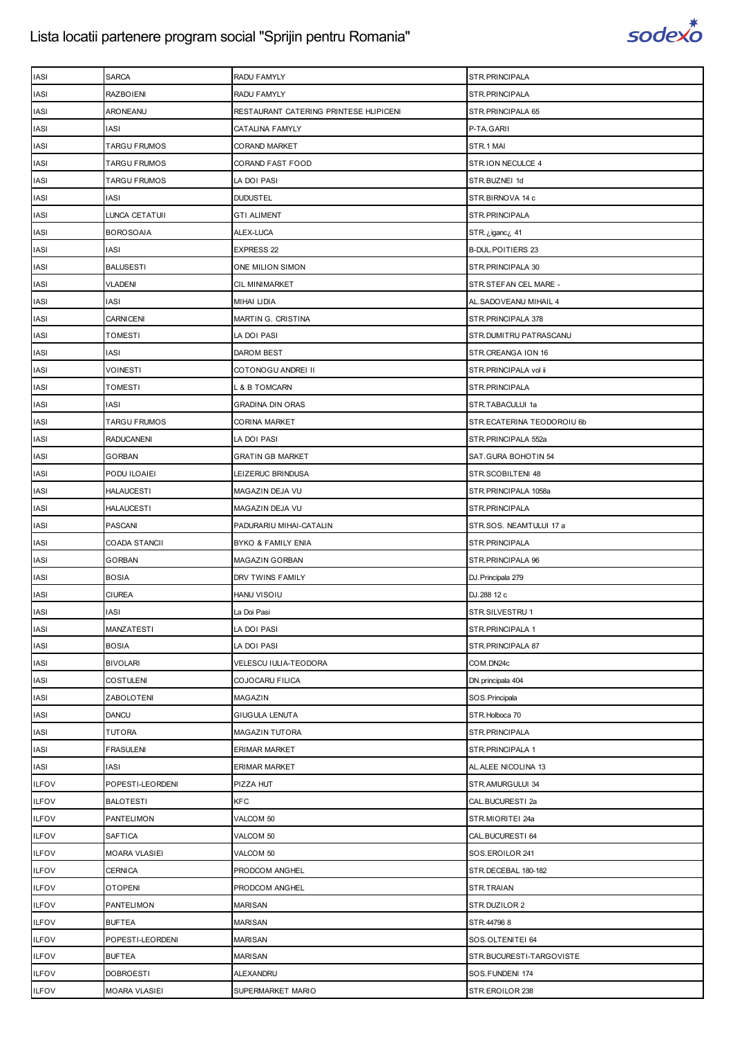# Lista locatii partenere program social "Sprijin pentru Romania"

| | | | |
|---|---|---|---|
| IASI | SARCA | RADU FAMYLY | STR.PRINCIPALA |
| IASI | RAZBOIENI | RADU FAMYLY | STR.PRINCIPALA |
| IASI | ARONEANU | RESTAURANT CATERING PRINTESE HLIPICENI | STR.PRINCIPALA 65 |
| IASI | IASI | CATALINA FAMYLY | P-TA.GARII |
| IASI | TARGU FRUMOS | CORAND MARKET | STR.1 MAI |
| IASI | TARGU FRUMOS | CORAND FAST FOOD | STR.ION NECULCE 4 |
| IASI | TARGU FRUMOS | LA DOI PASI | STR.BUZNEI 1d |
| IASI | IASI | DUDUSTEL | STR.BIRNOVA 14 c |
| IASI | LUNCA CETATUII | GTI ALIMENT | STR.PRINCIPALA |
| IASI | BOROSOAIA | ALEX-LUCA | STR.¿iganc¿ 41 |
| IASI | IASI | EXPRESS 22 | B-DUL.POITIERS 23 |
| IASI | BALUSESTI | ONE MILION SIMON | STR.PRINCIPALA 30 |
| IASI | VLADENI | CIL MINIMARKET | STR.STEFAN CEL MARE - |
| IASI | IASI | MIHAI LIDIA | AL.SADOVEANU MIHAIL 4 |
| IASI | CARNICENI | MARTIN G. CRISTINA | STR.PRINCIPALA 378 |
| IASI | TOMESTI | LA DOI PASI | STR.DUMITRU PATRASCANU |
| IASI | IASI | DAROM BEST | STR.CREANGA ION 16 |
| IASI | VOINESTI | COTONOGU ANDREI II | STR.PRINCIPALA vol ii |
| IASI | TOMESTI | L & B TOMCARN | STR.PRINCIPALA |
| IASI | IASI | GRADINA DIN ORAS | STR.TABACULUI 1a |
| IASI | TARGU FRUMOS | CORINA MARKET | STR.ECATERINA TEODOROIU 6b |
| IASI | RADUCANENI | LA DOI PASI | STR.PRINCIPALA 552a |
| IASI | GORBAN | GRATIN GB MARKET | SAT.GURA BOHOTIN 54 |
| IASI | PODU ILOAIEI | LEIZERUC BRINDUSA | STR.SCOBILTENI 48 |
| IASI | HALAUCESTI | MAGAZIN DEJA VU | STR.PRINCIPALA 1058a |
| IASI | HALAUCESTI | MAGAZIN DEJA VU | STR.PRINCIPALA |
| IASI | PASCANI | PADURARIU MIHAI-CATALIN | STR.SOS. NEAMTULUI 17 a |
| IASI | COADA STANCII | BYKO & FAMILY ENIA | STR.PRINCIPALA |
| IASI | GORBAN | MAGAZIN GORBAN | STR.PRINCIPALA 96 |
| IASI | BOSIA | DRV TWINS FAMILY | DJ.Principala 279 |
| IASI | CIUREA | HANU VISOIU | DJ.288 12 c |
| IASI | IASI | La Doi Pasi | STR.SILVESTRU 1 |
| IASI | MANZATESTI | LA DOI PASI | STR.PRINCIPALA 1 |
| IASI | BOSIA | LA DOI PASI | STR.PRINCIPALA 87 |
| IASI | BIVOLARI | VELESCU IULIA-TEODORA | COM.DN24c |
| IASI | COSTULENI | COJOCARU FILICA | DN.principala 404 |
| IASI | ZABOLOTENI | MAGAZIN | SOS.Principala |
| IASI | DANCU | GIUGULA LENUTA | STR.Holboca 70 |
| IASI | TUTORA | MAGAZIN TUTORA | STR.PRINCIPALA |
| IASI | FRASULENI | ERIMAR MARKET | STR.PRINCIPALA 1 |
| IASI | IASI | ERIMAR MARKET | AL.ALEE NICOLINA 13 |
| ILFOV | POPESTI-LEORDENI | PIZZA HUT | STR.AMURGULUI 34 |
| ILFOV | BALOTESTI | KFC | CAL.BUCURESTI 2a |
| ILFOV | PANTELIMON | VALCOM 50 | STR.MIORITEI 24a |
| ILFOV | SAFTICA | VALCOM 50 | CAL.BUCURESTI 64 |
| ILFOV | MOARA VLASIEI | VALCOM 50 | SOS.EROILOR 241 |
| ILFOV | CERNICA | PRODCOM ANGHEL | STR.DECEBAL 180-182 |
| ILFOV | OTOPENI | PRODCOM ANGHEL | STR.TRAIAN |
| ILFOV | PANTELIMON | MARISAN | STR.DUZILOR 2 |
| ILFOV | BUFTEA | MARISAN | STR.44796 8 |
| ILFOV | POPESTI-LEORDENI | MARISAN | SOS.OLTENITEI 64 |
| ILFOV | BUFTEA | MARISAN | STR.BUCURESTI-TARGOVISTE |
| ILFOV | DOBROESTI | ALEXANDRU | SOS.FUNDENI 174 |
| ILFOV | MOARA VLASIEI | SUPERMARKET MARIO | STR.EROILOR 238 |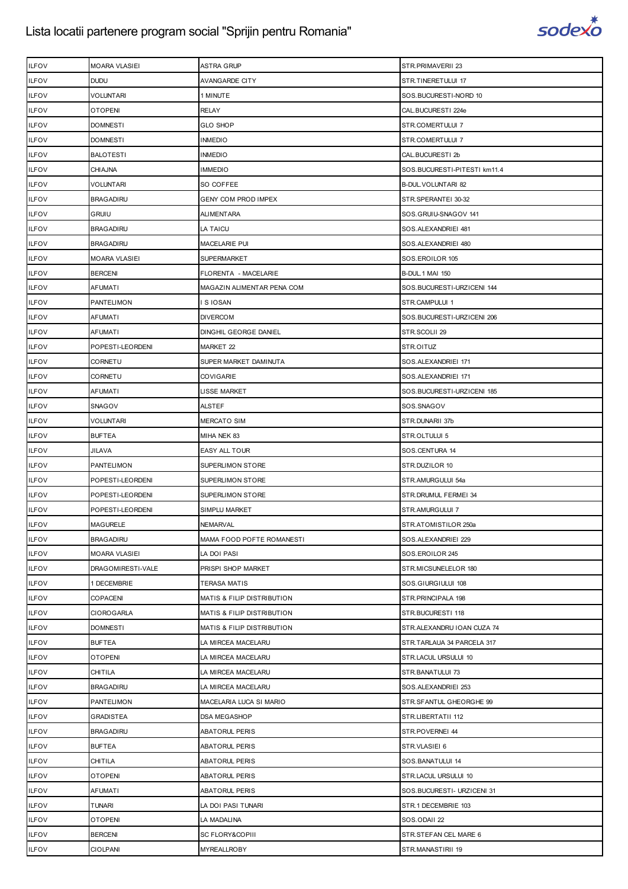# Lista locatii partenere program social "Sprijin pentru Romania"

| | | | |
|---|---|---|---|
| ILFOV | MOARA VLASIEI | ASTRA GRUP | STR.PRIMAVERII 23 |
| ILFOV | DUDU | AVANGARDE CITY | STR.TINERETULUI 17 |
| ILFOV | VOLUNTARI | 1 MINUTE | SOS.BUCURESTI-NORD 10 |
| ILFOV | OTOPENI | RELAY | CAL.BUCURESTI 224e |
| ILFOV | DOMNESTI | GLO SHOP | STR.COMERTULUI 7 |
| ILFOV | DOMNESTI | INMEDIO | STR.COMERTULUI 7 |
| ILFOV | BALOTESTI | INMEDIO | CAL.BUCURESTI 2b |
| ILFOV | CHIAJNA | IMMEDIO | SOS.BUCURESTI-PITESTI km11.4 |
| ILFOV | VOLUNTARI | SO COFFEE | B-DUL.VOLUNTARI 82 |
| ILFOV | BRAGADIRU | GENY COM PROD IMPEX | STR.SPERANTEI 30-32 |
| ILFOV | GRUIU | ALIMENTARA | SOS.GRUIU-SNAGOV 141 |
| ILFOV | BRAGADIRU | LA TAICU | SOS.ALEXANDRIEI 481 |
| ILFOV | BRAGADIRU | MACELARIE PUI | SOS.ALEXANDRIEI 480 |
| ILFOV | MOARA VLASIEI | SUPERMARKET | SOS.EROILOR 105 |
| ILFOV | BERCENI | FLORENTA - MACELARIE | B-DUL.1 MAI 150 |
| ILFOV | AFUMATI | MAGAZIN ALIMENTAR PENA COM | SOS.BUCURESTI-URZICENI 144 |
| ILFOV | PANTELIMON | I S IOSAN | STR.CAMPULUI 1 |
| ILFOV | AFUMATI | DIVERCOM | SOS.BUCURESTI-URZICENI 206 |
| ILFOV | AFUMATI | DINGHIL GEORGE DANIEL | STR.SCOLII 29 |
| ILFOV | POPESTI-LEORDENI | MARKET 22 | STR.OITUZ |
| ILFOV | CORNETU | SUPER MARKET DAMINUTA | SOS.ALEXANDRIEI 171 |
| ILFOV | CORNETU | COVIGARIE | SOS.ALEXANDRIEI 171 |
| ILFOV | AFUMATI | LISSE MARKET | SOS.BUCURESTI-URZICENI 185 |
| ILFOV | SNAGOV | ALSTEF | SOS.SNAGOV |
| ILFOV | VOLUNTARI | MERCATO SIM | STR.DUNARII 37b |
| ILFOV | BUFTEA | MIHA NEK 83 | STR.OLTULUI 5 |
| ILFOV | JILAVA | EASY ALL TOUR | SOS.CENTURA 14 |
| ILFOV | PANTELIMON | SUPERLIMON STORE | STR.DUZILOR 10 |
| ILFOV | POPESTI-LEORDENI | SUPERLIMON STORE | STR.AMURGULUI 54a |
| ILFOV | POPESTI-LEORDENI | SUPERLIMON STORE | STR.DRUMUL FERMEI 34 |
| ILFOV | POPESTI-LEORDENI | SIMPLU MARKET | STR.AMURGULUI 7 |
| ILFOV | MAGURELE | NEMARVAL | STR.ATOMISTILOR 250a |
| ILFOV | BRAGADIRU | MAMA FOOD POFTE ROMANESTI | SOS.ALEXANDRIEI 229 |
| ILFOV | MOARA VLASIEI | LA DOI PASI | SOS.EROILOR 245 |
| ILFOV | DRAGOMIRESTI-VALE | PRISPI SHOP MARKET | STR.MICSUNELELOR 180 |
| ILFOV | 1 DECEMBRIE | TERASA MATIS | SOS.GIURGIULUI 108 |
| ILFOV | COPACENI | MATIS & FILIP DISTRIBUTION | STR.PRINCIPALA 198 |
| ILFOV | CIOROGARLA | MATIS & FILIP DISTRIBUTION | STR.BUCURESTI 118 |
| ILFOV | DOMNESTI | MATIS & FILIP DISTRIBUTION | STR.ALEXANDRU IOAN CUZA 74 |
| ILFOV | BUFTEA | LA MIRCEA MACELARU | STR.TARLAUA 34 PARCELA 317 |
| ILFOV | OTOPENI | LA MIRCEA MACELARU | STR.LACUL URSULUI 10 |
| ILFOV | CHITILA | LA MIRCEA MACELARU | STR.BANATULUI 73 |
| ILFOV | BRAGADIRU | LA MIRCEA MACELARU | SOS.ALEXANDRIEI 253 |
| ILFOV | PANTELIMON | MACELARIA LUCA SI MARIO | STR.SFANTUL GHEORGHE 99 |
| ILFOV | GRADISTEA | DSA MEGASHOP | STR.LIBERTATII 112 |
| ILFOV | BRAGADIRU | ABATORUL PERIS | STR.POVERNEI 44 |
| ILFOV | BUFTEA | ABATORUL PERIS | STR.VLASIEI 6 |
| ILFOV | CHITILA | ABATORUL PERIS | SOS.BANATULUI 14 |
| ILFOV | OTOPENI | ABATORUL PERIS | STR.LACUL URSULUI 10 |
| ILFOV | AFUMATI | ABATORUL PERIS | SOS.BUCURESTI- URZICENI 31 |
| ILFOV | TUNARI | LA DOI PASI TUNARI | STR.1 DECEMBRIE 103 |
| ILFOV | OTOPENI | LA MADALINA | SOS.ODAII 22 |
| ILFOV | BERCENI | SC FLORY&COPIII | STR.STEFAN CEL MARE 6 |
| ILFOV | CIOLPANI | MYREALLROBY | STR.MANASTIRII 19 |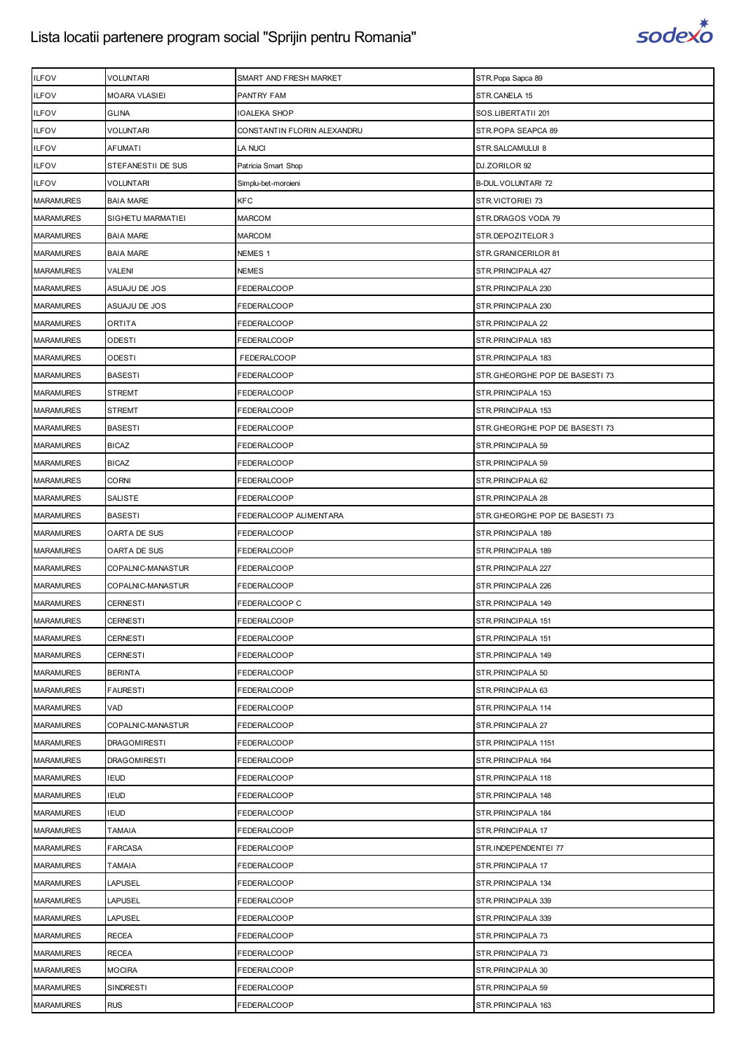# Lista locatii partenere program social "Sprijin pentru Romania"

| | | | |
|---|---|---|---|
| ILFOV | VOLUNTARI | SMART AND FRESH MARKET | STR.Popa Sapca 89 |
| ILFOV | MOARA VLASIEI | PANTRY FAM | STR.CANELA 15 |
| ILFOV | GLINA | IOALEKA SHOP | SOS.LIBERTATII 201 |
| ILFOV | VOLUNTARI | CONSTANTIN FLORIN ALEXANDRU | STR.POPA SEAPCA 89 |
| ILFOV | AFUMATI | LA NUCI | STR.SALCAMULUI 8 |
| ILFOV | STEFANESTII DE SUS | Patricia Smart Shop | DJ.ZORILOR 92 |
| ILFOV | VOLUNTARI | Simplu-bet-moroieni | B-DUL.VOLUNTARI 72 |
| MARAMURES | BAIA MARE | KFC | STR.VICTORIEI 73 |
| MARAMURES | SIGHETU MARMATIEI | MARCOM | STR.DRAGOS VODA 79 |
| MARAMURES | BAIA MARE | MARCOM | STR.DEPOZITELOR 3 |
| MARAMURES | BAIA MARE | NEMES 1 | STR.GRANICERILOR 81 |
| MARAMURES | VALENI | NEMES | STR.PRINCIPALA 427 |
| MARAMURES | ASUAJU DE JOS | FEDERALCOOP | STR.PRINCIPALA 230 |
| MARAMURES | ASUAJU DE JOS | FEDERALCOOP | STR.PRINCIPALA 230 |
| MARAMURES | ORTITA | FEDERALCOOP | STR.PRINCIPALA 22 |
| MARAMURES | ODESTI | FEDERALCOOP | STR.PRINCIPALA 183 |
| MARAMURES | ODESTI | FEDERALCOOP | STR.PRINCIPALA 183 |
| MARAMURES | BASESTI | FEDERALCOOP | STR.GHEORGHE POP DE BASESTI 73 |
| MARAMURES | STREMT | FEDERALCOOP | STR.PRINCIPALA 153 |
| MARAMURES | STREMT | FEDERALCOOP | STR.PRINCIPALA 153 |
| MARAMURES | BASESTI | FEDERALCOOP | STR.GHEORGHE POP DE BASESTI 73 |
| MARAMURES | BICAZ | FEDERALCOOP | STR.PRINCIPALA 59 |
| MARAMURES | BICAZ | FEDERALCOOP | STR.PRINCIPALA 59 |
| MARAMURES | CORNI | FEDERALCOOP | STR.PRINCIPALA 62 |
| MARAMURES | SALISTE | FEDERALCOOP | STR.PRINCIPALA 28 |
| MARAMURES | BASESTI | FEDERALCOOP ALIMENTARA | STR.GHEORGHE POP DE BASESTI 73 |
| MARAMURES | OARTA DE SUS | FEDERALCOOP | STR.PRINCIPALA 189 |
| MARAMURES | OARTA DE SUS | FEDERALCOOP | STR.PRINCIPALA 189 |
| MARAMURES | COPALNIC-MANASTUR | FEDERALCOOP | STR.PRINCIPALA 227 |
| MARAMURES | COPALNIC-MANASTUR | FEDERALCOOP | STR.PRINCIPALA 226 |
| MARAMURES | CERNESTI | FEDERALCOOP C | STR.PRINCIPALA 149 |
| MARAMURES | CERNESTI | FEDERALCOOP | STR.PRINCIPALA 151 |
| MARAMURES | CERNESTI | FEDERALCOOP | STR.PRINCIPALA 151 |
| MARAMURES | CERNESTI | FEDERALCOOP | STR.PRINCIPALA 149 |
| MARAMURES | BERINTA | FEDERALCOOP | STR.PRINCIPALA 50 |
| MARAMURES | FAURESTI | FEDERALCOOP | STR.PRINCIPALA 63 |
| MARAMURES | VAD | FEDERALCOOP | STR.PRINCIPALA 114 |
| MARAMURES | COPALNIC-MANASTUR | FEDERALCOOP | STR.PRINCIPALA 27 |
| MARAMURES | DRAGOMIRESTI | FEDERALCOOP | STR.PRINCIPALA 1151 |
| MARAMURES | DRAGOMIRESTI | FEDERALCOOP | STR.PRINCIPALA 164 |
| MARAMURES | IEUD | FEDERALCOOP | STR.PRINCIPALA 118 |
| MARAMURES | IEUD | FEDERALCOOP | STR.PRINCIPALA 148 |
| MARAMURES | IEUD | FEDERALCOOP | STR.PRINCIPALA 184 |
| MARAMURES | TAMAIA | FEDERALCOOP | STR.PRINCIPALA 17 |
| MARAMURES | FARCASA | FEDERALCOOP | STR.INDEPENDENTEI 77 |
| MARAMURES | TAMAIA | FEDERALCOOP | STR.PRINCIPALA 17 |
| MARAMURES | LAPUSEL | FEDERALCOOP | STR.PRINCIPALA 134 |
| MARAMURES | LAPUSEL | FEDERALCOOP | STR.PRINCIPALA 339 |
| MARAMURES | LAPUSEL | FEDERALCOOP | STR.PRINCIPALA 339 |
| MARAMURES | RECEA | FEDERALCOOP | STR.PRINCIPALA 73 |
| MARAMURES | RECEA | FEDERALCOOP | STR.PRINCIPALA 73 |
| MARAMURES | MOCIRA | FEDERALCOOP | STR.PRINCIPALA 30 |
| MARAMURES | SINDRESTI | FEDERALCOOP | STR.PRINCIPALA 59 |
| MARAMURES | RUS | FEDERALCOOP | STR.PRINCIPALA 163 |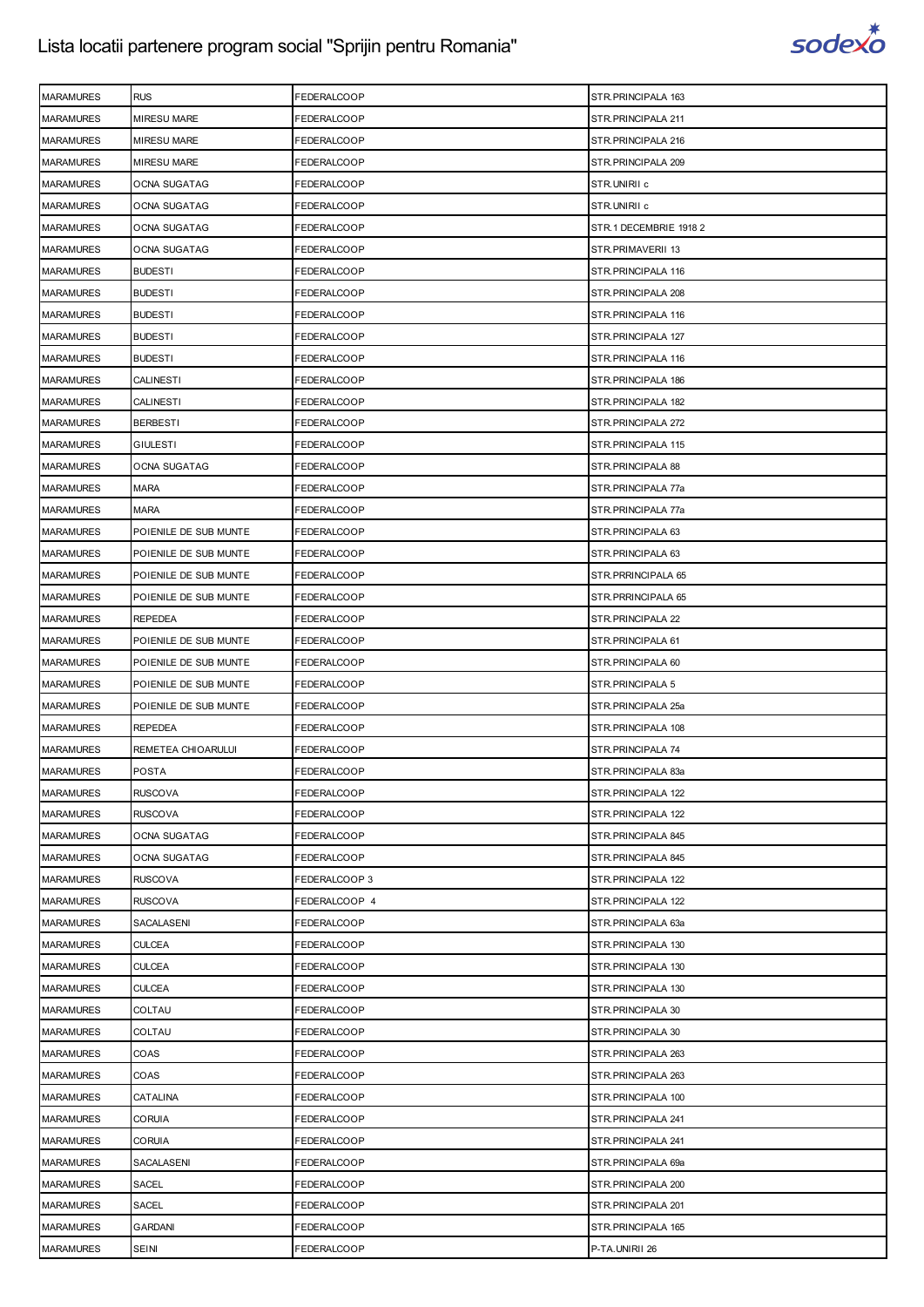# Lista locatii partenere program social "Sprijin pentru Romania"

| | | | |
|---|---|---|---|
| MARAMURES | RUS | FEDERALCOOP | STR.PRINCIPALA 163 |
| MARAMURES | MIRESU MARE | FEDERALCOOP | STR.PRINCIPALA 211 |
| MARAMURES | MIRESU MARE | FEDERALCOOP | STR.PRINCIPALA 216 |
| MARAMURES | MIRESU MARE | FEDERALCOOP | STR.PRINCIPALA 209 |
| MARAMURES | OCNA SUGATAG | FEDERALCOOP | STR.UNIRII c |
| MARAMURES | OCNA SUGATAG | FEDERALCOOP | STR.UNIRII c |
| MARAMURES | OCNA SUGATAG | FEDERALCOOP | STR.1 DECEMBRIE 1918 2 |
| MARAMURES | OCNA SUGATAG | FEDERALCOOP | STR.PRIMAVERII 13 |
| MARAMURES | BUDESTI | FEDERALCOOP | STR.PRINCIPALA 116 |
| MARAMURES | BUDESTI | FEDERALCOOP | STR.PRINCIPALA 208 |
| MARAMURES | BUDESTI | FEDERALCOOP | STR.PRINCIPALA 116 |
| MARAMURES | BUDESTI | FEDERALCOOP | STR.PRINCIPALA 127 |
| MARAMURES | BUDESTI | FEDERALCOOP | STR.PRINCIPALA 116 |
| MARAMURES | CALINESTI | FEDERALCOOP | STR.PRINCIPALA 186 |
| MARAMURES | CALINESTI | FEDERALCOOP | STR.PRINCIPALA 182 |
| MARAMURES | BERBESTI | FEDERALCOOP | STR.PRINCIPALA 272 |
| MARAMURES | GIULESTI | FEDERALCOOP | STR.PRINCIPALA 115 |
| MARAMURES | OCNA SUGATAG | FEDERALCOOP | STR.PRINCIPALA 88 |
| MARAMURES | MARA | FEDERALCOOP | STR.PRINCIPALA 77a |
| MARAMURES | MARA | FEDERALCOOP | STR.PRINCIPALA 77a |
| MARAMURES | POIENILE DE SUB MUNTE | FEDERALCOOP | STR.PRINCIPALA 63 |
| MARAMURES | POIENILE DE SUB MUNTE | FEDERALCOOP | STR.PRINCIPALA 63 |
| MARAMURES | POIENILE DE SUB MUNTE | FEDERALCOOP | STR.PRRINCIPALA 65 |
| MARAMURES | POIENILE DE SUB MUNTE | FEDERALCOOP | STR.PRRINCIPALA 65 |
| MARAMURES | REPEDEA | FEDERALCOOP | STR.PRINCIPALA 22 |
| MARAMURES | POIENILE DE SUB MUNTE | FEDERALCOOP | STR.PRINCIPALA 61 |
| MARAMURES | POIENILE DE SUB MUNTE | FEDERALCOOP | STR.PRINCIPALA 60 |
| MARAMURES | POIENILE DE SUB MUNTE | FEDERALCOOP | STR.PRINCIPALA 5 |
| MARAMURES | POIENILE DE SUB MUNTE | FEDERALCOOP | STR.PRINCIPALA 25a |
| MARAMURES | REPEDEA | FEDERALCOOP | STR.PRINCIPALA 108 |
| MARAMURES | REMETEA CHIOARULUI | FEDERALCOOP | STR.PRINCIPALA 74 |
| MARAMURES | POSTA | FEDERALCOOP | STR.PRINCIPALA 83a |
| MARAMURES | RUSCOVA | FEDERALCOOP | STR.PRINCIPALA 122 |
| MARAMURES | RUSCOVA | FEDERALCOOP | STR.PRINCIPALA 122 |
| MARAMURES | OCNA SUGATAG | FEDERALCOOP | STR.PRINCIPALA 845 |
| MARAMURES | OCNA SUGATAG | FEDERALCOOP | STR.PRINCIPALA 845 |
| MARAMURES | RUSCOVA | FEDERALCOOP 3 | STR.PRINCIPALA 122 |
| MARAMURES | RUSCOVA | FEDERALCOOP 4 | STR.PRINCIPALA 122 |
| MARAMURES | SACALASENI | FEDERALCOOP | STR.PRINCIPALA 63a |
| MARAMURES | CULCEA | FEDERALCOOP | STR.PRINCIPALA 130 |
| MARAMURES | CULCEA | FEDERALCOOP | STR.PRINCIPALA 130 |
| MARAMURES | CULCEA | FEDERALCOOP | STR.PRINCIPALA 130 |
| MARAMURES | COLTAU | FEDERALCOOP | STR.PRINCIPALA 30 |
| MARAMURES | COLTAU | FEDERALCOOP | STR.PRINCIPALA 30 |
| MARAMURES | COAS | FEDERALCOOP | STR.PRINCIPALA 263 |
| MARAMURES | COAS | FEDERALCOOP | STR.PRINCIPALA 263 |
| MARAMURES | CATALINA | FEDERALCOOP | STR.PRINCIPALA 100 |
| MARAMURES | CORUIA | FEDERALCOOP | STR.PRINCIPALA 241 |
| MARAMURES | CORUIA | FEDERALCOOP | STR.PRINCIPALA 241 |
| MARAMURES | SACALASENI | FEDERALCOOP | STR.PRINCIPALA 69a |
| MARAMURES | SACEL | FEDERALCOOP | STR.PRINCIPALA 200 |
| MARAMURES | SACEL | FEDERALCOOP | STR.PRINCIPALA 201 |
| MARAMURES | GARDANI | FEDERALCOOP | STR.PRINCIPALA 165 |
| MARAMURES | SEINI | FEDERALCOOP | P-TA.UNIRII 26 |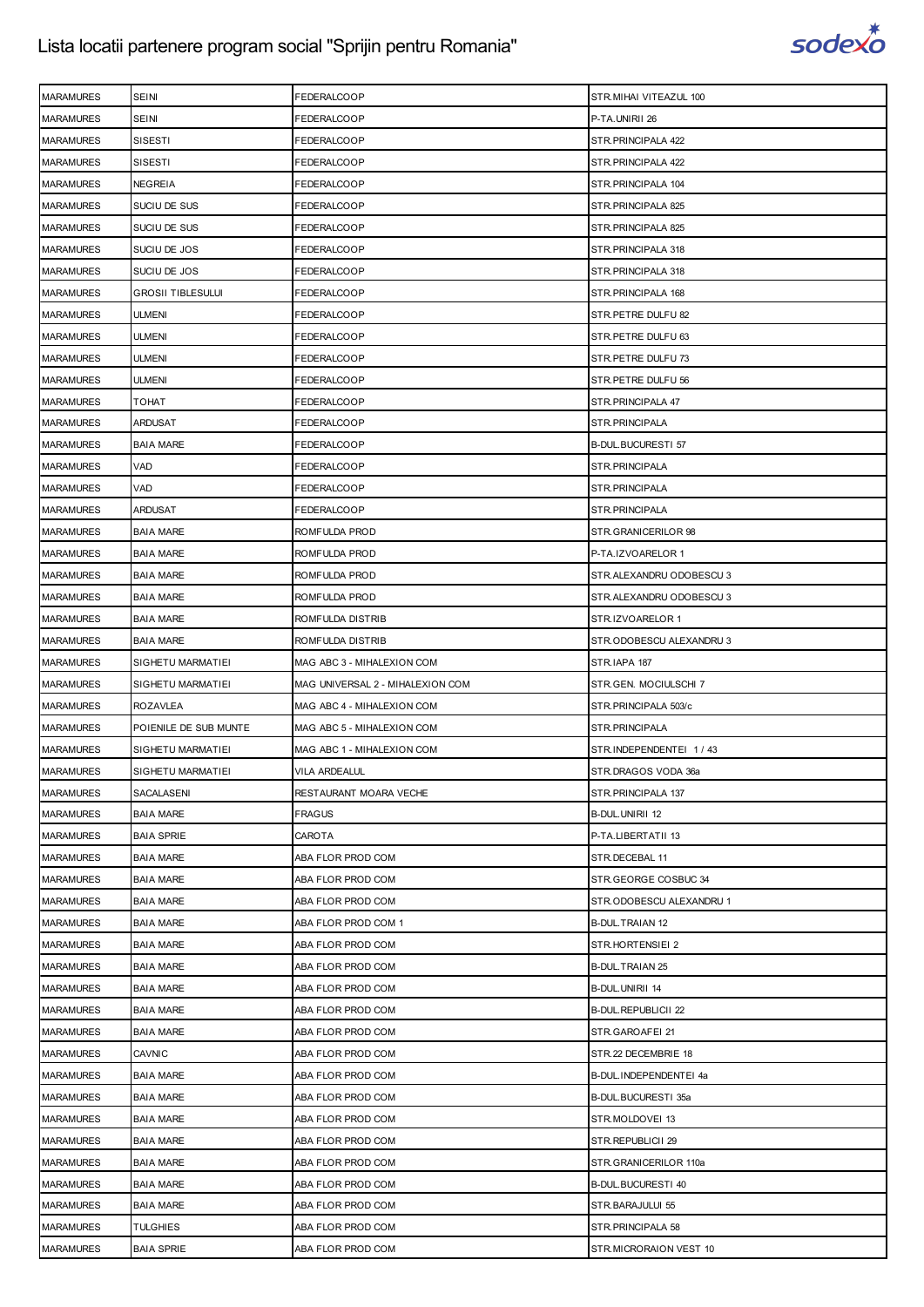# Lista locatii partenere program social "Sprijin pentru Romania"

| MARAMURES | SEINI | FEDERALCOOP | STR.MIHAI VITEAZUL 100 |
|---|---|---|---|
| MARAMURES | SEINI | FEDERALCOOP | P-TA.UNIRII 26 |
| MARAMURES | SISESTI | FEDERALCOOP | STR.PRINCIPALA 422 |
| MARAMURES | SISESTI | FEDERALCOOP | STR.PRINCIPALA 422 |
| MARAMURES | NEGREIA | FEDERALCOOP | STR.PRINCIPALA 104 |
| MARAMURES | SUCIU DE SUS | FEDERALCOOP | STR.PRINCIPALA 825 |
| MARAMURES | SUCIU DE SUS | FEDERALCOOP | STR.PRINCIPALA 825 |
| MARAMURES | SUCIU DE JOS | FEDERALCOOP | STR.PRINCIPALA 318 |
| MARAMURES | SUCIU DE JOS | FEDERALCOOP | STR.PRINCIPALA 318 |
| MARAMURES | GROSII TIBLESULUI | FEDERALCOOP | STR.PRINCIPALA 168 |
| MARAMURES | ULMENI | FEDERALCOOP | STR.PETRE DULFU 82 |
| MARAMURES | ULMENI | FEDERALCOOP | STR.PETRE DULFU 63 |
| MARAMURES | ULMENI | FEDERALCOOP | STR.PETRE DULFU 73 |
| MARAMURES | ULMENI | FEDERALCOOP | STR.PETRE DULFU 56 |
| MARAMURES | TOHAT | FEDERALCOOP | STR.PRINCIPALA 47 |
| MARAMURES | ARDUSAT | FEDERALCOOP | STR.PRINCIPALA |
| MARAMURES | BAIA MARE | FEDERALCOOP | B-DUL.BUCURESTI 57 |
| MARAMURES | VAD | FEDERALCOOP | STR.PRINCIPALA |
| MARAMURES | VAD | FEDERALCOOP | STR.PRINCIPALA |
| MARAMURES | ARDUSAT | FEDERALCOOP | STR.PRINCIPALA |
| MARAMURES | BAIA MARE | ROMFULDA PROD | STR.GRANICERILOR 98 |
| MARAMURES | BAIA MARE | ROMFULDA PROD | P-TA.IZVOARELOR 1 |
| MARAMURES | BAIA MARE | ROMFULDA PROD | STR.ALEXANDRU ODOBESCU 3 |
| MARAMURES | BAIA MARE | ROMFULDA PROD | STR.ALEXANDRU ODOBESCU 3 |
| MARAMURES | BAIA MARE | ROMFULDA DISTRIB | STR.IZVOARELOR 1 |
| MARAMURES | BAIA MARE | ROMFULDA DISTRIB | STR.ODOBESCU ALEXANDRU 3 |
| MARAMURES | SIGHETU MARMATIEI | MAG ABC 3 - MIHALEXION COM | STR.IAPA 187 |
| MARAMURES | SIGHETU MARMATIEI | MAG UNIVERSAL 2 - MIHALEXION COM | STR.GEN. MOCIULSCHI 7 |
| MARAMURES | ROZAVLEA | MAG ABC 4 - MIHALEXION COM | STR.PRINCIPALA 503/c |
| MARAMURES | POIENILE DE SUB MUNTE | MAG ABC 5 - MIHALEXION COM | STR.PRINCIPALA |
| MARAMURES | SIGHETU MARMATIEI | MAG ABC 1 - MIHALEXION COM | STR.INDEPENDENTEI 1 / 43 |
| MARAMURES | SIGHETU MARMATIEI | VILA ARDEALUL | STR.DRAGOS VODA 36a |
| MARAMURES | SACALASENI | RESTAURANT MOARA VECHE | STR.PRINCIPALA 137 |
| MARAMURES | BAIA MARE | FRAGUS | B-DUL.UNIRII 12 |
| MARAMURES | BAIA SPRIE | CAROTA | P-TA.LIBERTATII 13 |
| MARAMURES | BAIA MARE | ABA FLOR PROD COM | STR.DECEBAL 11 |
| MARAMURES | BAIA MARE | ABA FLOR PROD COM | STR.GEORGE COSBUC 34 |
| MARAMURES | BAIA MARE | ABA FLOR PROD COM | STR.ODOBESCU ALEXANDRU 1 |
| MARAMURES | BAIA MARE | ABA FLOR PROD COM 1 | B-DUL.TRAIAN 12 |
| MARAMURES | BAIA MARE | ABA FLOR PROD COM | STR.HORTENSIEI 2 |
| MARAMURES | BAIA MARE | ABA FLOR PROD COM | B-DUL.TRAIAN 25 |
| MARAMURES | BAIA MARE | ABA FLOR PROD COM | B-DUL.UNIRII 14 |
| MARAMURES | BAIA MARE | ABA FLOR PROD COM | B-DUL.REPUBLICII 22 |
| MARAMURES | BAIA MARE | ABA FLOR PROD COM | STR.GAROAFEI 21 |
| MARAMURES | CAVNIC | ABA FLOR PROD COM | STR.22 DECEMBRIE 18 |
| MARAMURES | BAIA MARE | ABA FLOR PROD COM | B-DUL.INDEPENDENTEI 4a |
| MARAMURES | BAIA MARE | ABA FLOR PROD COM | B-DUL.BUCURESTI 35a |
| MARAMURES | BAIA MARE | ABA FLOR PROD COM | STR.MOLDOVEI 13 |
| MARAMURES | BAIA MARE | ABA FLOR PROD COM | STR.REPUBLICII 29 |
| MARAMURES | BAIA MARE | ABA FLOR PROD COM | STR.GRANICERILOR 110a |
| MARAMURES | BAIA MARE | ABA FLOR PROD COM | B-DUL.BUCURESTI 40 |
| MARAMURES | BAIA MARE | ABA FLOR PROD COM | STR.BARAJULUI 55 |
| MARAMURES | TULGHIES | ABA FLOR PROD COM | STR.PRINCIPALA 58 |
| MARAMURES | BAIA SPRIE | ABA FLOR PROD COM | STR.MICRORAION VEST 10 |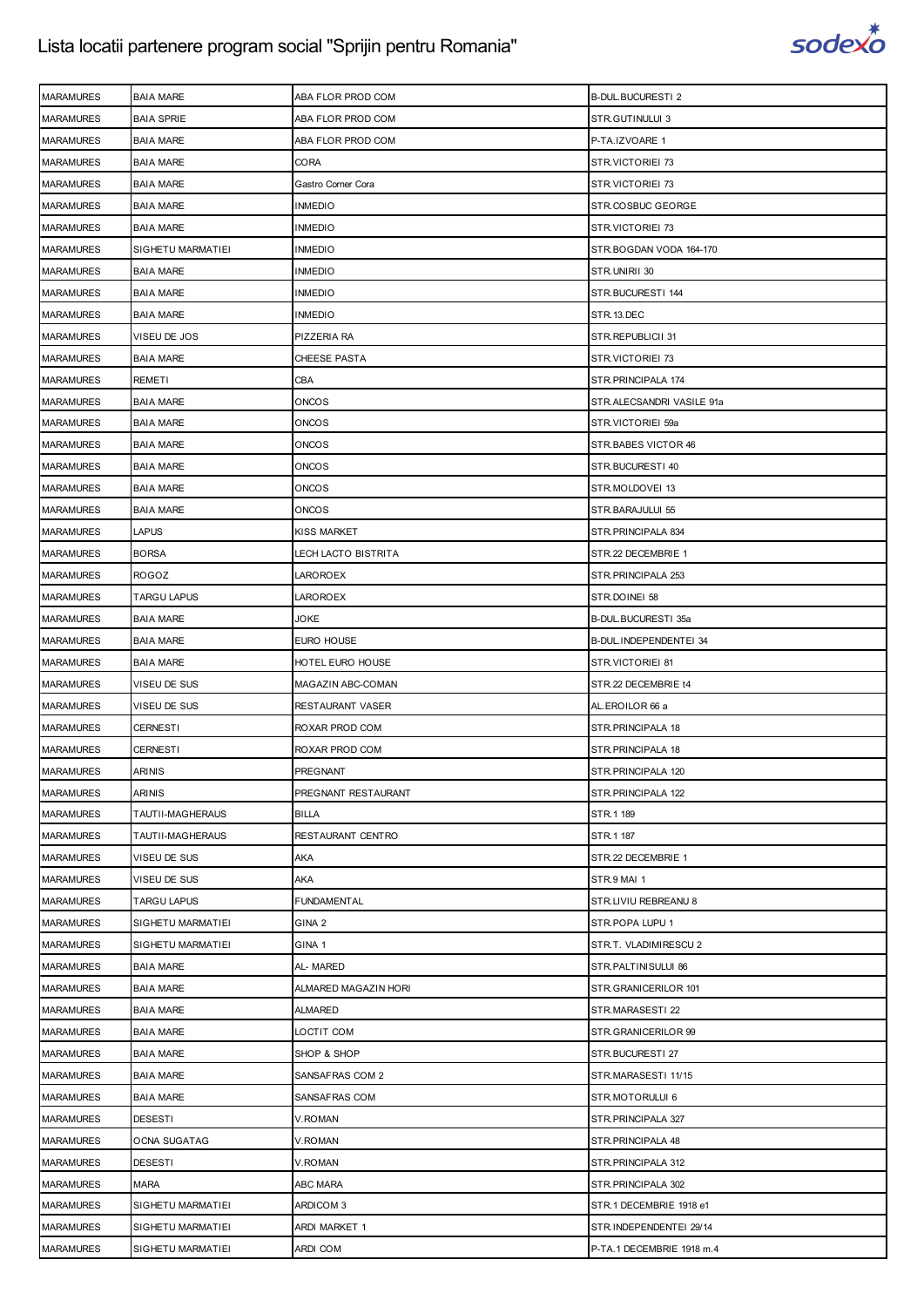# Lista locatii partenere program social "Sprijin pentru Romania"

| | | | |
|---|---|---|---|
| MARAMURES | BAIA MARE | ABA FLOR PROD COM | B-DUL.BUCURESTI 2 |
| MARAMURES | BAIA SPRIE | ABA FLOR PROD COM | STR.GUTINULUI 3 |
| MARAMURES | BAIA MARE | ABA FLOR PROD COM | P-TA.IZVOARE 1 |
| MARAMURES | BAIA MARE | CORA | STR.VICTORIEI 73 |
| MARAMURES | BAIA MARE | Gastro Corner Cora | STR.VICTORIEI 73 |
| MARAMURES | BAIA MARE | INMEDIO | STR.COSBUC GEORGE |
| MARAMURES | BAIA MARE | INMEDIO | STR.VICTORIEI 73 |
| MARAMURES | SIGHETU MARMATIEI | INMEDIO | STR.BOGDAN VODA 164-170 |
| MARAMURES | BAIA MARE | INMEDIO | STR.UNIRII 30 |
| MARAMURES | BAIA MARE | INMEDIO | STR.BUCURESTI 144 |
| MARAMURES | BAIA MARE | INMEDIO | STR.13.DEC |
| MARAMURES | VISEU DE JOS | PIZZERIA RA | STR.REPUBLICII 31 |
| MARAMURES | BAIA MARE | CHEESE PASTA | STR.VICTORIEI 73 |
| MARAMURES | REMETI | CBA | STR.PRINCIPALA 174 |
| MARAMURES | BAIA MARE | ONCOS | STR.ALECSANDRI VASILE 91a |
| MARAMURES | BAIA MARE | ONCOS | STR.VICTORIEI 59a |
| MARAMURES | BAIA MARE | ONCOS | STR.BABES VICTOR 46 |
| MARAMURES | BAIA MARE | ONCOS | STR.BUCURESTI 40 |
| MARAMURES | BAIA MARE | ONCOS | STR.MOLDOVEI 13 |
| MARAMURES | BAIA MARE | ONCOS | STR.BARAJULUI 55 |
| MARAMURES | LAPUS | KISS MARKET | STR.PRINCIPALA 834 |
| MARAMURES | BORSA | LECH LACTO BISTRITA | STR.22 DECEMBRIE 1 |
| MARAMURES | ROGOZ | LAROROEX | STR.PRINCIPALA 253 |
| MARAMURES | TARGU LAPUS | LAROROEX | STR.DOINEI 58 |
| MARAMURES | BAIA MARE | JOKE | B-DUL.BUCURESTI 35a |
| MARAMURES | BAIA MARE | EURO HOUSE | B-DUL.INDEPENDENTEI 34 |
| MARAMURES | BAIA MARE | HOTEL EURO HOUSE | STR.VICTORIEI 81 |
| MARAMURES | VISEU DE SUS | MAGAZIN ABC-COMAN | STR.22 DECEMBRIE t4 |
| MARAMURES | VISEU DE SUS | RESTAURANT VASER | AL.EROILOR 66 a |
| MARAMURES | CERNESTI | ROXAR PROD COM | STR.PRINCIPALA 18 |
| MARAMURES | CERNESTI | ROXAR PROD COM | STR.PRINCIPALA 18 |
| MARAMURES | ARINIS | PREGNANT | STR.PRINCIPALA 120 |
| MARAMURES | ARINIS | PREGNANT RESTAURANT | STR.PRINCIPALA 122 |
| MARAMURES | TAUTII-MAGHERAUS | BILLA | STR.1 189 |
| MARAMURES | TAUTII-MAGHERAUS | RESTAURANT CENTRO | STR.1 187 |
| MARAMURES | VISEU DE SUS | AKA | STR.22 DECEMBRIE 1 |
| MARAMURES | VISEU DE SUS | AKA | STR.9 MAI 1 |
| MARAMURES | TARGU LAPUS | FUNDAMENTAL | STR.LIVIU REBREANU 8 |
| MARAMURES | SIGHETU MARMATIEI | GINA 2 | STR.POPA LUPU 1 |
| MARAMURES | SIGHETU MARMATIEI | GINA 1 | STR.T. VLADIMIRESCU 2 |
| MARAMURES | BAIA MARE | AL- MARED | STR.PALTINISULUI 86 |
| MARAMURES | BAIA MARE | ALMARED MAGAZIN HORI | STR.GRANICERILOR 101 |
| MARAMURES | BAIA MARE | ALMARED | STR.MARASESTI 22 |
| MARAMURES | BAIA MARE | LOCTIT COM | STR.GRANICERILOR 99 |
| MARAMURES | BAIA MARE | SHOP & SHOP | STR.BUCURESTI 27 |
| MARAMURES | BAIA MARE | SANSAFRAS COM 2 | STR.MARASESTI 11/15 |
| MARAMURES | BAIA MARE | SANSAFRAS COM | STR.MOTORULUI 6 |
| MARAMURES | DESESTI | V.ROMAN | STR.PRINCIPALA 327 |
| MARAMURES | OCNA SUGATAG | V.ROMAN | STR.PRINCIPALA 48 |
| MARAMURES | DESESTI | V.ROMAN | STR.PRINCIPALA 312 |
| MARAMURES | MARA | ABC MARA | STR.PRINCIPALA 302 |
| MARAMURES | SIGHETU MARMATIEI | ARDICOM 3 | STR.1 DECEMBRIE 1918 e1 |
| MARAMURES | SIGHETU MARMATIEI | ARDI MARKET 1 | STR.INDEPENDENTEI 29/14 |
| MARAMURES | SIGHETU MARMATIEI | ARDI COM | P-TA.1 DECEMBRIE 1918 m.4 |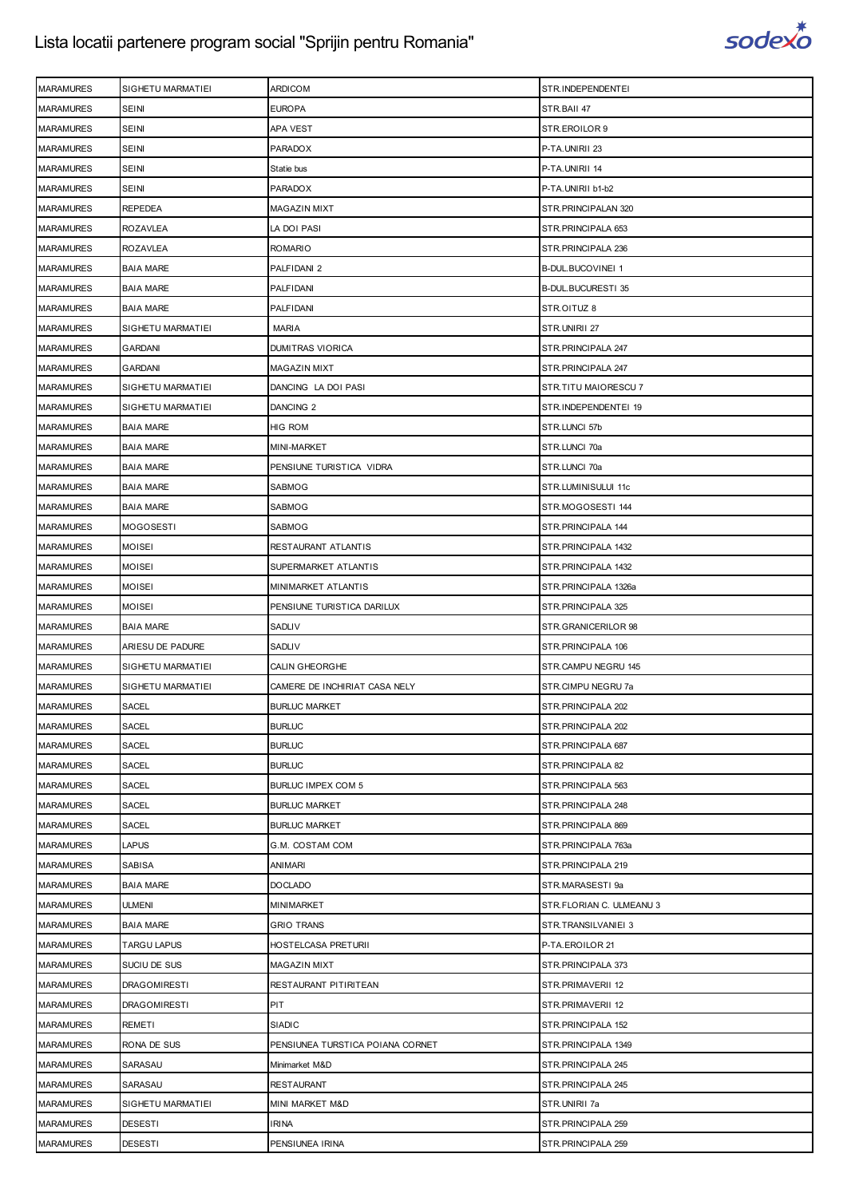# Lista locatii partenere program social "Sprijin pentru Romania"

| | | | |
|---|---|---|---|
| MARAMURES | SIGHETU MARMATIEI | ARDICOM | STR.INDEPENDENTEI |
| MARAMURES | SEINI | EUROPA | STR.BAII 47 |
| MARAMURES | SEINI | APA VEST | STR.EROILOR 9 |
| MARAMURES | SEINI | PARADOX | P-TA.UNIRII 23 |
| MARAMURES | SEINI | Statie bus | P-TA.UNIRII 14 |
| MARAMURES | SEINI | PARADOX | P-TA.UNIRII b1-b2 |
| MARAMURES | REPEDEA | MAGAZIN MIXT | STR.PRINCIPALAN 320 |
| MARAMURES | ROZAVLEA | LA DOI PASI | STR.PRINCIPALA 653 |
| MARAMURES | ROZAVLEA | ROMARIO | STR.PRINCIPALA 236 |
| MARAMURES | BAIA MARE | PALFIDANI 2 | B-DUL.BUCOVINEI 1 |
| MARAMURES | BAIA MARE | PALFIDANI | B-DUL.BUCURESTI 35 |
| MARAMURES | BAIA MARE | PALFIDANI | STR.OITUZ 8 |
| MARAMURES | SIGHETU MARMATIEI | MARIA | STR.UNIRII 27 |
| MARAMURES | GARDANI | DUMITRAS VIORICA | STR.PRINCIPALA 247 |
| MARAMURES | GARDANI | MAGAZIN MIXT | STR.PRINCIPALA 247 |
| MARAMURES | SIGHETU MARMATIEI | DANCING LA DOI PASI | STR.TITU MAIORESCU 7 |
| MARAMURES | SIGHETU MARMATIEI | DANCING 2 | STR.INDEPENDENTEI 19 |
| MARAMURES | BAIA MARE | HIG ROM | STR.LUNCI 57b |
| MARAMURES | BAIA MARE | MINI-MARKET | STR.LUNCI 70a |
| MARAMURES | BAIA MARE | PENSIUNE TURISTICA VIDRA | STR.LUNCI 70a |
| MARAMURES | BAIA MARE | SABMOG | STR.LUMINISULUI 11c |
| MARAMURES | BAIA MARE | SABMOG | STR.MOGOSESTI 144 |
| MARAMURES | MOGOSESTI | SABMOG | STR.PRINCIPALA 144 |
| MARAMURES | MOISEI | RESTAURANT ATLANTIS | STR.PRINCIPALA 1432 |
| MARAMURES | MOISEI | SUPERMARKET ATLANTIS | STR.PRINCIPALA 1432 |
| MARAMURES | MOISEI | MINIMARKET ATLANTIS | STR.PRINCIPALA 1326a |
| MARAMURES | MOISEI | PENSIUNE TURISTICA DARILUX | STR.PRINCIPALA 325 |
| MARAMURES | BAIA MARE | SADLIV | STR.GRANICERILOR 98 |
| MARAMURES | ARIESU DE PADURE | SADLIV | STR.PRINCIPALA 106 |
| MARAMURES | SIGHETU MARMATIEI | CALIN GHEORGHE | STR.CAMPU NEGRU 145 |
| MARAMURES | SIGHETU MARMATIEI | CAMERE DE INCHIRIAT CASA NELY | STR.CIMPU NEGRU 7a |
| MARAMURES | SACEL | BURLUC MARKET | STR.PRINCIPALA 202 |
| MARAMURES | SACEL | BURLUC | STR.PRINCIPALA 202 |
| MARAMURES | SACEL | BURLUC | STR.PRINCIPALA 687 |
| MARAMURES | SACEL | BURLUC | STR.PRINCIPALA 82 |
| MARAMURES | SACEL | BURLUC IMPEX COM 5 | STR.PRINCIPALA 563 |
| MARAMURES | SACEL | BURLUC MARKET | STR.PRINCIPALA 248 |
| MARAMURES | SACEL | BURLUC MARKET | STR.PRINCIPALA 869 |
| MARAMURES | LAPUS | G.M. COSTAM COM | STR.PRINCIPALA 763a |
| MARAMURES | SABISA | ANIMARI | STR.PRINCIPALA 219 |
| MARAMURES | BAIA MARE | DOCLADO | STR.MARASESTI 9a |
| MARAMURES | ULMENI | MINIMARKET | STR.FLORIAN C. ULMEANU 3 |
| MARAMURES | BAIA MARE | GRIO TRANS | STR.TRANSILVANIEI 3 |
| MARAMURES | TARGU LAPUS | HOSTELCASA PRETURII | P-TA.EROILOR 21 |
| MARAMURES | SUCIU DE SUS | MAGAZIN MIXT | STR.PRINCIPALA 373 |
| MARAMURES | DRAGOMIRESTI | RESTAURANT PITIRITEAN | STR.PRIMAVERII 12 |
| MARAMURES | DRAGOMIRESTI | PIT | STR.PRIMAVERII 12 |
| MARAMURES | REMETI | SIADIC | STR.PRINCIPALA 152 |
| MARAMURES | RONA DE SUS | PENSIUNEA TURSTICA POIANA CORNET | STR.PRINCIPALA 1349 |
| MARAMURES | SARASAU | Minimarket M&D | STR.PRINCIPALA 245 |
| MARAMURES | SARASAU | RESTAURANT | STR.PRINCIPALA 245 |
| MARAMURES | SIGHETU MARMATIEI | MINI MARKET M&D | STR.UNIRII 7a |
| MARAMURES | DESESTI | IRINA | STR.PRINCIPALA 259 |
| MARAMURES | DESESTI | PENSIUNEA IRINA | STR.PRINCIPALA 259 |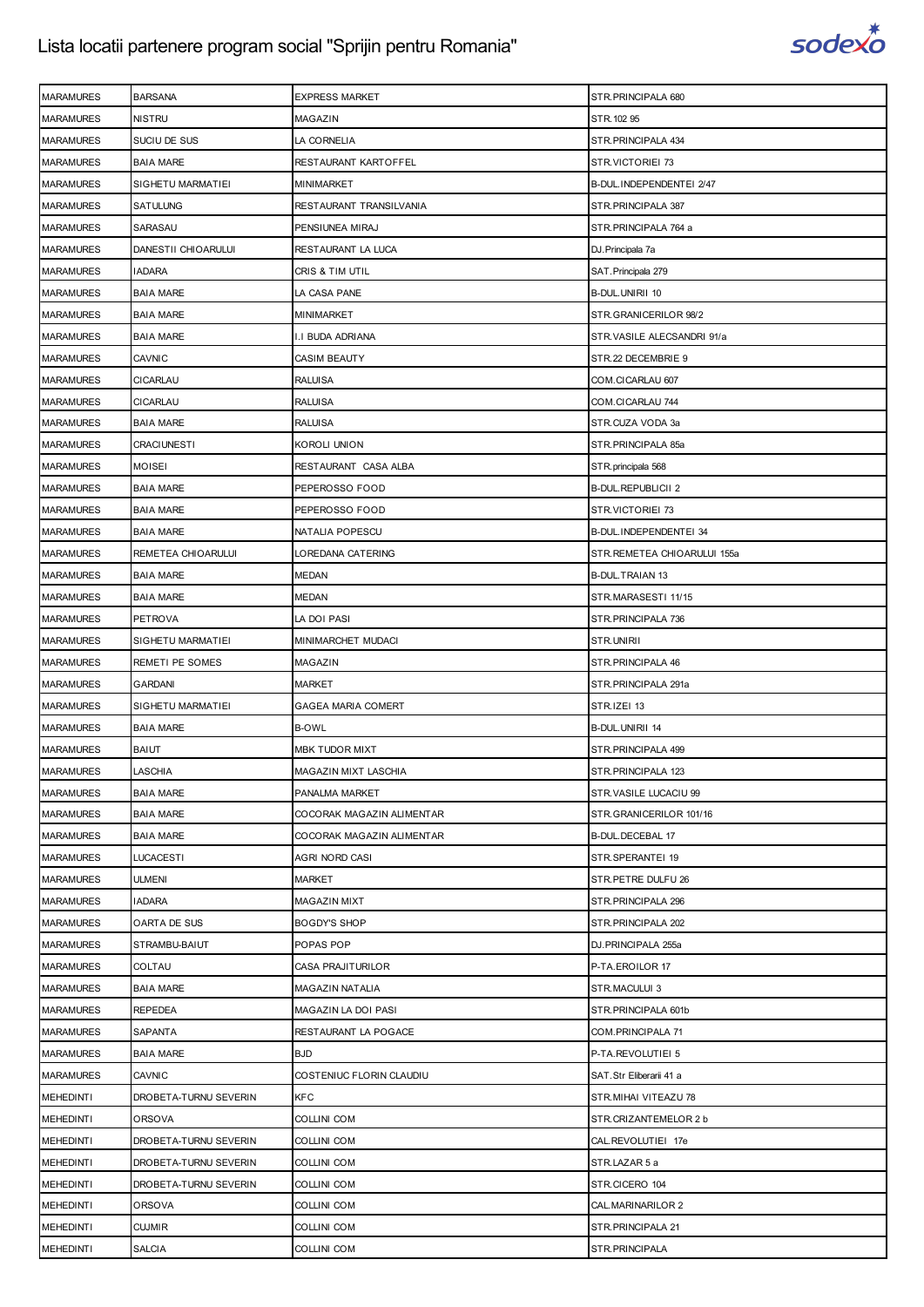# Lista locatii partenere program social "Sprijin pentru Romania"

| MARAMURES | BARSANA | EXPRESS MARKET | STR.PRINCIPALA 680 |
|---|---|---|---|
| MARAMURES | NISTRU | MAGAZIN | STR.102 95 |
| MARAMURES | SUCIU DE SUS | LA CORNELIA | STR.PRINCIPALA 434 |
| MARAMURES | BAIA MARE | RESTAURANT KARTOFFEL | STR.VICTORIEI 73 |
| MARAMURES | SIGHETU MARMATIEI | MINIMARKET | B-DUL.INDEPENDENTEI 2/47 |
| MARAMURES | SATULUNG | RESTAURANT TRANSILVANIA | STR.PRINCIPALA 387 |
| MARAMURES | SARASAU | PENSIUNEA MIRAJ | STR.PRINCIPALA 764 a |
| MARAMURES | DANESTII CHIOARULUI | RESTAURANT LA LUCA | DJ.Principala 7a |
| MARAMURES | IADARA | CRIS & TIM UTIL | SAT.Principala 279 |
| MARAMURES | BAIA MARE | LA CASA PANE | B-DUL.UNIRII 10 |
| MARAMURES | BAIA MARE | MINIMARKET | STR.GRANICERILOR 98/2 |
| MARAMURES | BAIA MARE | I.I BUDA ADRIANA | STR.VASILE ALECSANDRI 91/a |
| MARAMURES | CAVNIC | CASIM BEAUTY | STR.22 DECEMBRIE 9 |
| MARAMURES | CICARLAU | RALUISA | COM.CICARLAU 607 |
| MARAMURES | CICARLAU | RALUISA | COM.CICARLAU 744 |
| MARAMURES | BAIA MARE | RALUISA | STR.CUZA VODA 3a |
| MARAMURES | CRACIUNESTI | KOROLI UNION | STR.PRINCIPALA 85a |
| MARAMURES | MOISEI | RESTAURANT CASA ALBA | STR.principala 568 |
| MARAMURES | BAIA MARE | PEPEROSSO FOOD | B-DUL.REPUBLICII 2 |
| MARAMURES | BAIA MARE | PEPEROSSO FOOD | STR.VICTORIEI 73 |
| MARAMURES | BAIA MARE | NATALIA POPESCU | B-DUL.INDEPENDENTEI 34 |
| MARAMURES | REMETEA CHIOARULUI | LOREDANA CATERING | STR.REMETEA CHIOARULUI 155a |
| MARAMURES | BAIA MARE | MEDAN | B-DUL.TRAIAN 13 |
| MARAMURES | BAIA MARE | MEDAN | STR.MARASESTI 11/15 |
| MARAMURES | PETROVA | LA DOI PASI | STR.PRINCIPALA 736 |
| MARAMURES | SIGHETU MARMATIEI | MINIMARCHET MUDACI | STR.UNIRII |
| MARAMURES | REMETI PE SOMES | MAGAZIN | STR.PRINCIPALA 46 |
| MARAMURES | GARDANI | MARKET | STR.PRINCIPALA 291a |
| MARAMURES | SIGHETU MARMATIEI | GAGEA MARIA COMERT | STR.IZEI 13 |
| MARAMURES | BAIA MARE | B-OWL | B-DUL.UNIRII 14 |
| MARAMURES | BAIUT | MBK TUDOR MIXT | STR.PRINCIPALA 499 |
| MARAMURES | LASCHIA | MAGAZIN MIXT LASCHIA | STR.PRINCIPALA 123 |
| MARAMURES | BAIA MARE | PANALMA MARKET | STR.VASILE LUCACIU 99 |
| MARAMURES | BAIA MARE | COCORAK MAGAZIN ALIMENTAR | STR.GRANICERILOR 101/16 |
| MARAMURES | BAIA MARE | COCORAK MAGAZIN ALIMENTAR | B-DUL.DECEBAL 17 |
| MARAMURES | LUCACESTI | AGRI NORD CASI | STR.SPERANTEI 19 |
| MARAMURES | ULMENI | MARKET | STR.PETRE DULFU 26 |
| MARAMURES | IADARA | MAGAZIN MIXT | STR.PRINCIPALA 296 |
| MARAMURES | OARTA DE SUS | BOGDY'S SHOP | STR.PRINCIPALA 202 |
| MARAMURES | STRAMBU-BAIUT | POPAS POP | DJ.PRINCIPALA 255a |
| MARAMURES | COLTAU | CASA PRAJITURILOR | P-TA.EROILOR 17 |
| MARAMURES | BAIA MARE | MAGAZIN NATALIA | STR.MACULUI 3 |
| MARAMURES | REPEDEA | MAGAZIN LA DOI PASI | STR.PRINCIPALA 601b |
| MARAMURES | SAPANTA | RESTAURANT LA POGACE | COM.PRINCIPALA 71 |
| MARAMURES | BAIA MARE | BJD | P-TA.REVOLUTIEI 5 |
| MARAMURES | CAVNIC | COSTENIUC FLORIN CLAUDIU | SAT.Str Eliberarii 41 a |
| MEHEDINTI | DROBETA-TURNU SEVERIN | KFC | STR.MIHAI VITEAZU 78 |
| MEHEDINTI | ORSOVA | COLLINI COM | STR.CRIZANTEMELOR 2 b |
| MEHEDINTI | DROBETA-TURNU SEVERIN | COLLINI COM | CAL.REVOLUTIEI 17e |
| MEHEDINTI | DROBETA-TURNU SEVERIN | COLLINI COM | STR.LAZAR 5 a |
| MEHEDINTI | DROBETA-TURNU SEVERIN | COLLINI COM | STR.CICERO 104 |
| MEHEDINTI | ORSOVA | COLLINI COM | CAL.MARINARILOR 2 |
| MEHEDINTI | CUJMIR | COLLINI COM | STR.PRINCIPALA 21 |
| MEHEDINTI | SALCIA | COLLINI COM | STR.PRINCIPALA |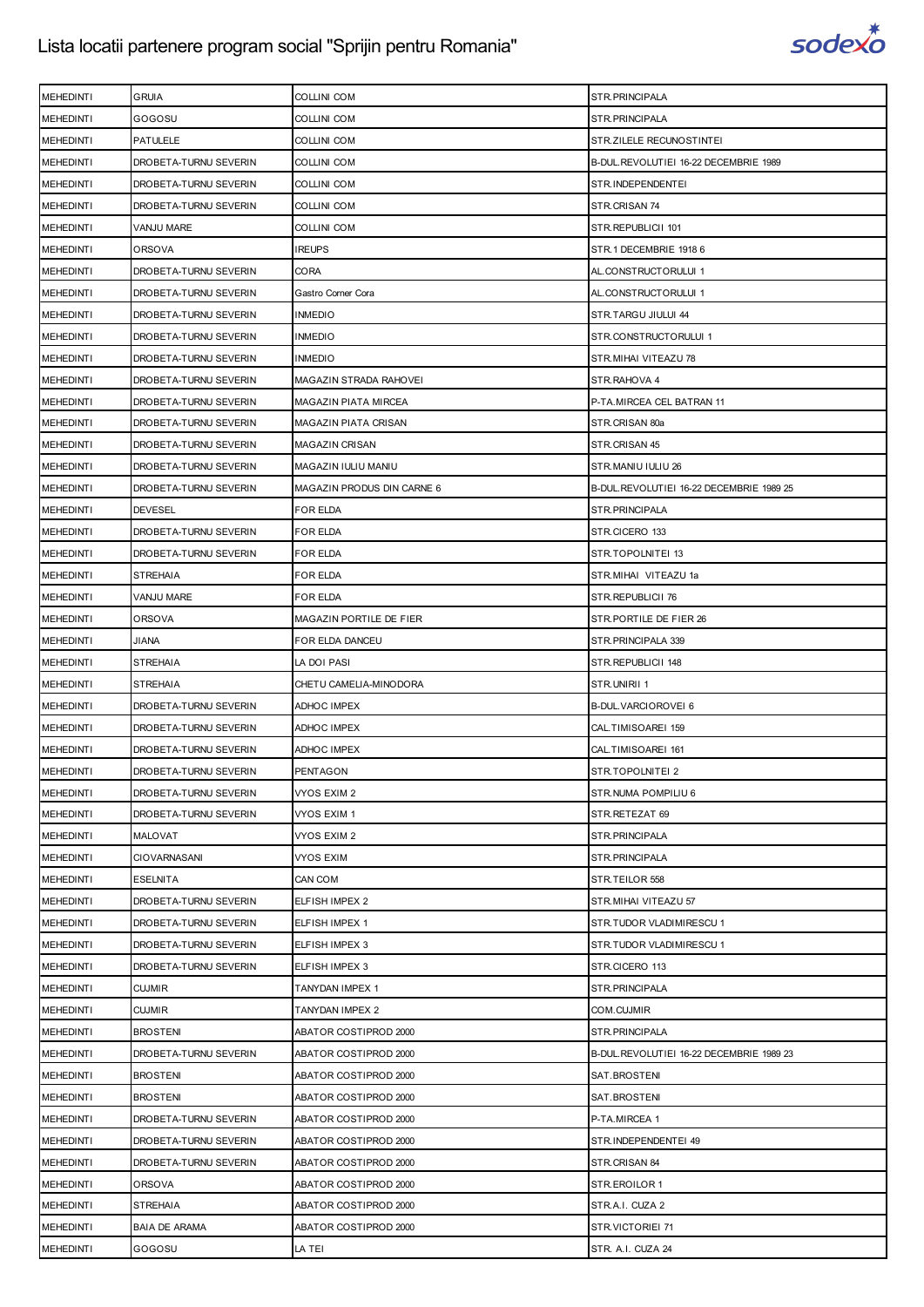# Lista locatii partenere program social "Sprijin pentru Romania"

| | | | |
|---|---|---|---|
| MEHEDINTI | GRUIA | COLLINI COM | STR.PRINCIPALA |
| MEHEDINTI | GOGOSU | COLLINI COM | STR.PRINCIPALA |
| MEHEDINTI | PATULELE | COLLINI COM | STR.ZILELE RECUNOSTINTEI |
| MEHEDINTI | DROBETA-TURNU SEVERIN | COLLINI COM | B-DUL.REVOLUTIEI 16-22 DECEMBRIE 1989 |
| MEHEDINTI | DROBETA-TURNU SEVERIN | COLLINI COM | STR.INDEPENDENTEI |
| MEHEDINTI | DROBETA-TURNU SEVERIN | COLLINI COM | STR.CRISAN 74 |
| MEHEDINTI | VANJU MARE | COLLINI COM | STR.REPUBLICII 101 |
| MEHEDINTI | ORSOVA | IREUPS | STR.1 DECEMBRIE 1918 6 |
| MEHEDINTI | DROBETA-TURNU SEVERIN | CORA | AL.CONSTRUCTORULUI 1 |
| MEHEDINTI | DROBETA-TURNU SEVERIN | Gastro Corner Cora | AL.CONSTRUCTORULUI 1 |
| MEHEDINTI | DROBETA-TURNU SEVERIN | INMEDIO | STR.TARGU JIULUI 44 |
| MEHEDINTI | DROBETA-TURNU SEVERIN | INMEDIO | STR.CONSTRUCTORULUI 1 |
| MEHEDINTI | DROBETA-TURNU SEVERIN | INMEDIO | STR.MIHAI VITEAZU 78 |
| MEHEDINTI | DROBETA-TURNU SEVERIN | MAGAZIN STRADA RAHOVEI | STR.RAHOVA 4 |
| MEHEDINTI | DROBETA-TURNU SEVERIN | MAGAZIN PIATA MIRCEA | P-TA.MIRCEA CEL BATRAN 11 |
| MEHEDINTI | DROBETA-TURNU SEVERIN | MAGAZIN PIATA CRISAN | STR.CRISAN 80a |
| MEHEDINTI | DROBETA-TURNU SEVERIN | MAGAZIN CRISAN | STR.CRISAN 45 |
| MEHEDINTI | DROBETA-TURNU SEVERIN | MAGAZIN IULIU MANIU | STR.MANIU IULIU 26 |
| MEHEDINTI | DROBETA-TURNU SEVERIN | MAGAZIN PRODUS DIN CARNE 6 | B-DUL.REVOLUTIEI 16-22 DECEMBRIE 1989 25 |
| MEHEDINTI | DEVESEL | FOR ELDA | STR.PRINCIPALA |
| MEHEDINTI | DROBETA-TURNU SEVERIN | FOR ELDA | STR.CICERO 133 |
| MEHEDINTI | DROBETA-TURNU SEVERIN | FOR ELDA | STR.TOPOLNITEI 13 |
| MEHEDINTI | STREHAIA | FOR ELDA | STR.MIHAI VITEAZU 1a |
| MEHEDINTI | VANJU MARE | FOR ELDA | STR.REPUBLICII 76 |
| MEHEDINTI | ORSOVA | MAGAZIN PORTILE DE FIER | STR.PORTILE DE FIER 26 |
| MEHEDINTI | JIANA | FOR ELDA DANCEU | STR.PRINCIPALA 339 |
| MEHEDINTI | STREHAIA | LA DOI PASI | STR.REPUBLICII 148 |
| MEHEDINTI | STREHAIA | CHETU CAMELIA-MINODORA | STR.UNIRII 1 |
| MEHEDINTI | DROBETA-TURNU SEVERIN | ADHOC IMPEX | B-DUL.VARCIOROVEI 6 |
| MEHEDINTI | DROBETA-TURNU SEVERIN | ADHOC IMPEX | CAL.TIMISOAREI 159 |
| MEHEDINTI | DROBETA-TURNU SEVERIN | ADHOC IMPEX | CAL.TIMISOAREI 161 |
| MEHEDINTI | DROBETA-TURNU SEVERIN | PENTAGON | STR.TOPOLNITEI 2 |
| MEHEDINTI | DROBETA-TURNU SEVERIN | VYOS EXIM 2 | STR.NUMA POMPILIU 6 |
| MEHEDINTI | DROBETA-TURNU SEVERIN | VYOS EXIM 1 | STR.RETEZAT 69 |
| MEHEDINTI | MALOVAT | VYOS EXIM 2 | STR.PRINCIPALA |
| MEHEDINTI | CIOVARNASANI | VYOS EXIM | STR.PRINCIPALA |
| MEHEDINTI | ESELNITA | CAN COM | STR.TEILOR 558 |
| MEHEDINTI | DROBETA-TURNU SEVERIN | ELFISH IMPEX 2 | STR.MIHAI VITEAZU 57 |
| MEHEDINTI | DROBETA-TURNU SEVERIN | ELFISH IMPEX 1 | STR.TUDOR VLADIMIRESCU 1 |
| MEHEDINTI | DROBETA-TURNU SEVERIN | ELFISH IMPEX 3 | STR.TUDOR VLADIMIRESCU 1 |
| MEHEDINTI | DROBETA-TURNU SEVERIN | ELFISH IMPEX 3 | STR.CICERO 113 |
| MEHEDINTI | CUJMIR | TANYDAN IMPEX 1 | STR.PRINCIPALA |
| MEHEDINTI | CUJMIR | TANYDAN IMPEX 2 | COM.CUJMIR |
| MEHEDINTI | BROSTENI | ABATOR COSTIPROD 2000 | STR.PRINCIPALA |
| MEHEDINTI | DROBETA-TURNU SEVERIN | ABATOR COSTIPROD 2000 | B-DUL.REVOLUTIEI 16-22 DECEMBRIE 1989 23 |
| MEHEDINTI | BROSTENI | ABATOR COSTIPROD 2000 | SAT.BROSTENI |
| MEHEDINTI | BROSTENI | ABATOR COSTIPROD 2000 | SAT.BROSTENI |
| MEHEDINTI | DROBETA-TURNU SEVERIN | ABATOR COSTIPROD 2000 | P-TA.MIRCEA 1 |
| MEHEDINTI | DROBETA-TURNU SEVERIN | ABATOR COSTIPROD 2000 | STR.INDEPENDENTEI 49 |
| MEHEDINTI | DROBETA-TURNU SEVERIN | ABATOR COSTIPROD 2000 | STR.CRISAN 84 |
| MEHEDINTI | ORSOVA | ABATOR COSTIPROD 2000 | STR.EROILOR 1 |
| MEHEDINTI | STREHAIA | ABATOR COSTIPROD 2000 | STR.A.I. CUZA 2 |
| MEHEDINTI | BAIA DE ARAMA | ABATOR COSTIPROD 2000 | STR.VICTORIEI 71 |
| MEHEDINTI | GOGOSU | LA TEI | STR. A.I. CUZA 24 |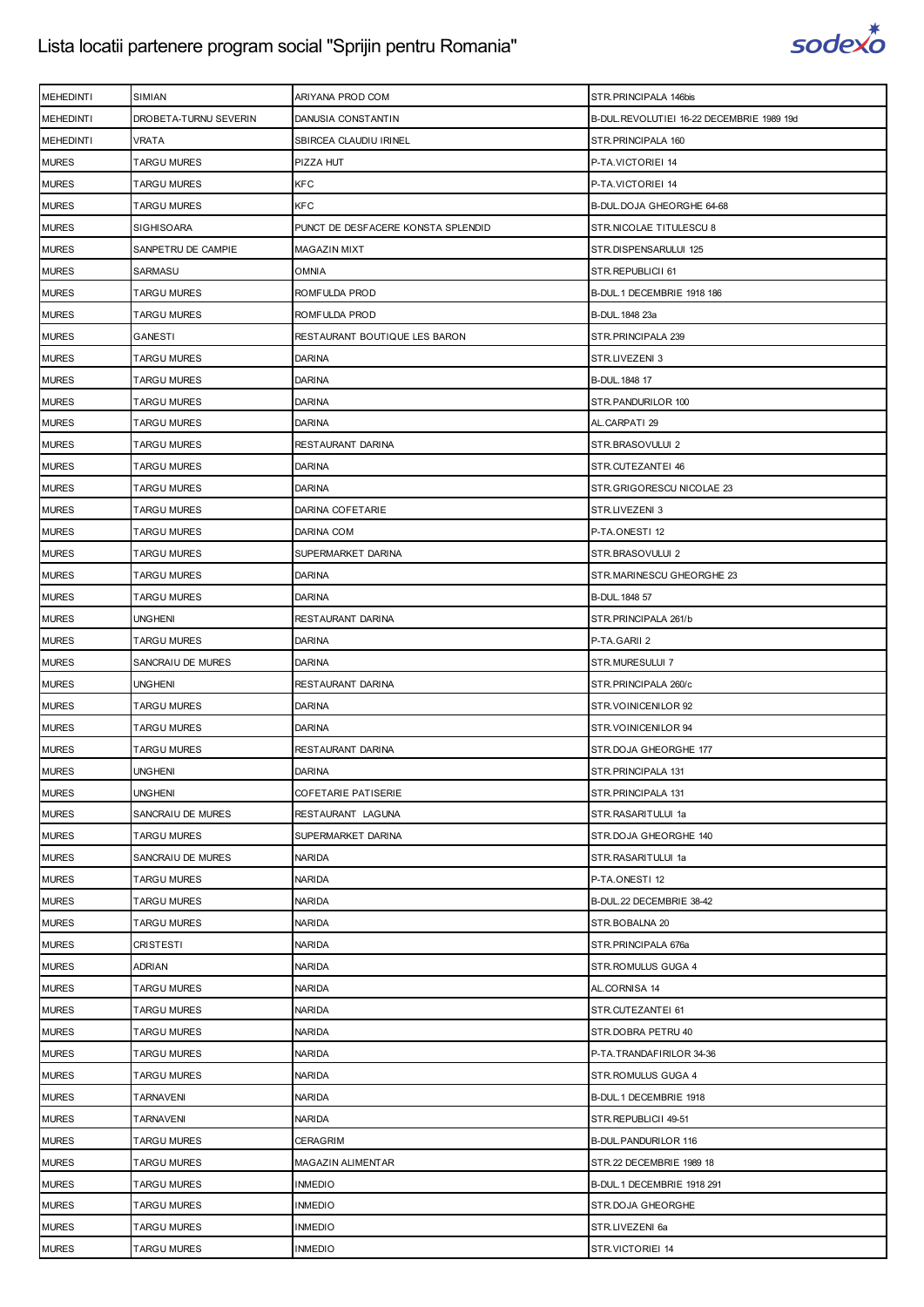| MEHEDINTI | SIMIAN | ARIYANA PROD COM | STR.PRINCIPALA 146bis |
|---|---|---|---|
| MEHEDINTI | DROBETA-TURNU SEVERIN | DANUSIA CONSTANTIN | B-DUL.REVOLUTIEI 16-22 DECEMBRIE 1989 19d |
| MEHEDINTI | VRATA | SBIRCEA CLAUDIU IRINEL | STR.PRINCIPALA 160 |
| MURES | TARGU MURES | PIZZA HUT | P-TA.VICTORIEI 14 |
| MURES | TARGU MURES | KFC | P-TA.VICTORIEI 14 |
| MURES | TARGU MURES | KFC | B-DUL.DOJA GHEORGHE 64-68 |
| MURES | SIGHISOARA | PUNCT DE DESFACERE KONSTA SPLENDID | STR.NICOLAE TITULESCU 8 |
| MURES | SANPETRU DE CAMPIE | MAGAZIN MIXT | STR.DISPENSARULUI 125 |
| MURES | SARMASU | OMNIA | STR.REPUBLICII 61 |
| MURES | TARGU MURES | ROMFULDA PROD | B-DUL.1 DECEMBRIE 1918 186 |
| MURES | TARGU MURES | ROMFULDA PROD | B-DUL.1848 23a |
| MURES | GANESTI | RESTAURANT BOUTIQUE LES BARON | STR.PRINCIPALA 239 |
| MURES | TARGU MURES | DARINA | STR.LIVEZENI 3 |
| MURES | TARGU MURES | DARINA | B-DUL.1848 17 |
| MURES | TARGU MURES | DARINA | STR.PANDURILOR 100 |
| MURES | TARGU MURES | DARINA | AL.CARPATI 29 |
| MURES | TARGU MURES | RESTAURANT DARINA | STR.BRASOVULUI 2 |
| MURES | TARGU MURES | DARINA | STR.CUTEZANTEI 46 |
| MURES | TARGU MURES | DARINA | STR.GRIGORESCU NICOLAE 23 |
| MURES | TARGU MURES | DARINA COFETARIE | STR.LIVEZENI 3 |
| MURES | TARGU MURES | DARINA COM | P-TA.ONESTI 12 |
| MURES | TARGU MURES | SUPERMARKET DARINA | STR.BRASOVULUI 2 |
| MURES | TARGU MURES | DARINA | STR.MARINESCU GHEORGHE 23 |
| MURES | TARGU MURES | DARINA | B-DUL.1848 57 |
| MURES | UNGHENI | RESTAURANT DARINA | STR.PRINCIPALA 261/b |
| MURES | TARGU MURES | DARINA | P-TA.GARII 2 |
| MURES | SANCRAIU DE MURES | DARINA | STR.MURESULUI 7 |
| MURES | UNGHENI | RESTAURANT DARINA | STR.PRINCIPALA 260/c |
| MURES | TARGU MURES | DARINA | STR.VOINICENILOR 92 |
| MURES | TARGU MURES | DARINA | STR.VOINICENILOR 94 |
| MURES | TARGU MURES | RESTAURANT DARINA | STR.DOJA GHEORGHE 177 |
| MURES | UNGHENI | DARINA | STR.PRINCIPALA 131 |
| MURES | UNGHENI | COFETARIE PATISERIE | STR.PRINCIPALA 131 |
| MURES | SANCRAIU DE MURES | RESTAURANT LAGUNA | STR.RASARITULUI 1a |
| MURES | TARGU MURES | SUPERMARKET DARINA | STR.DOJA GHEORGHE 140 |
| MURES | SANCRAIU DE MURES | NARIDA | STR.RASARITULUI 1a |
| MURES | TARGU MURES | NARIDA | P-TA.ONESTI 12 |
| MURES | TARGU MURES | NARIDA | B-DUL.22 DECEMBRIE 38-42 |
| MURES | TARGU MURES | NARIDA | STR.BOBALNA 20 |
| MURES | CRISTESTI | NARIDA | STR.PRINCIPALA 676a |
| MURES | ADRIAN | NARIDA | STR.ROMULUS GUGA 4 |
| MURES | TARGU MURES | NARIDA | AL.CORNISA 14 |
| MURES | TARGU MURES | NARIDA | STR.CUTEZANTEI 61 |
| MURES | TARGU MURES | NARIDA | STR.DOBRA PETRU 40 |
| MURES | TARGU MURES | NARIDA | P-TA.TRANDAFIRILOR 34-36 |
| MURES | TARGU MURES | NARIDA | STR.ROMULUS GUGA 4 |
| MURES | TARNAVENI | NARIDA | B-DUL.1 DECEMBRIE 1918 |
| MURES | TARNAVENI | NARIDA | STR.REPUBLICII 49-51 |
| MURES | TARGU MURES | CERAGRIM | B-DUL.PANDURILOR 116 |
| MURES | TARGU MURES | MAGAZIN ALIMENTAR | STR.22 DECEMBRIE 1989 18 |
| MURES | TARGU MURES | INMEDIO | B-DUL.1 DECEMBRIE 1918 291 |
| MURES | TARGU MURES | INMEDIO | STR.DOJA GHEORGHE |
| MURES | TARGU MURES | INMEDIO | STR.LIVEZENI 6a |
| MURES | TARGU MURES | INMEDIO | STR.VICTORIEI 14 |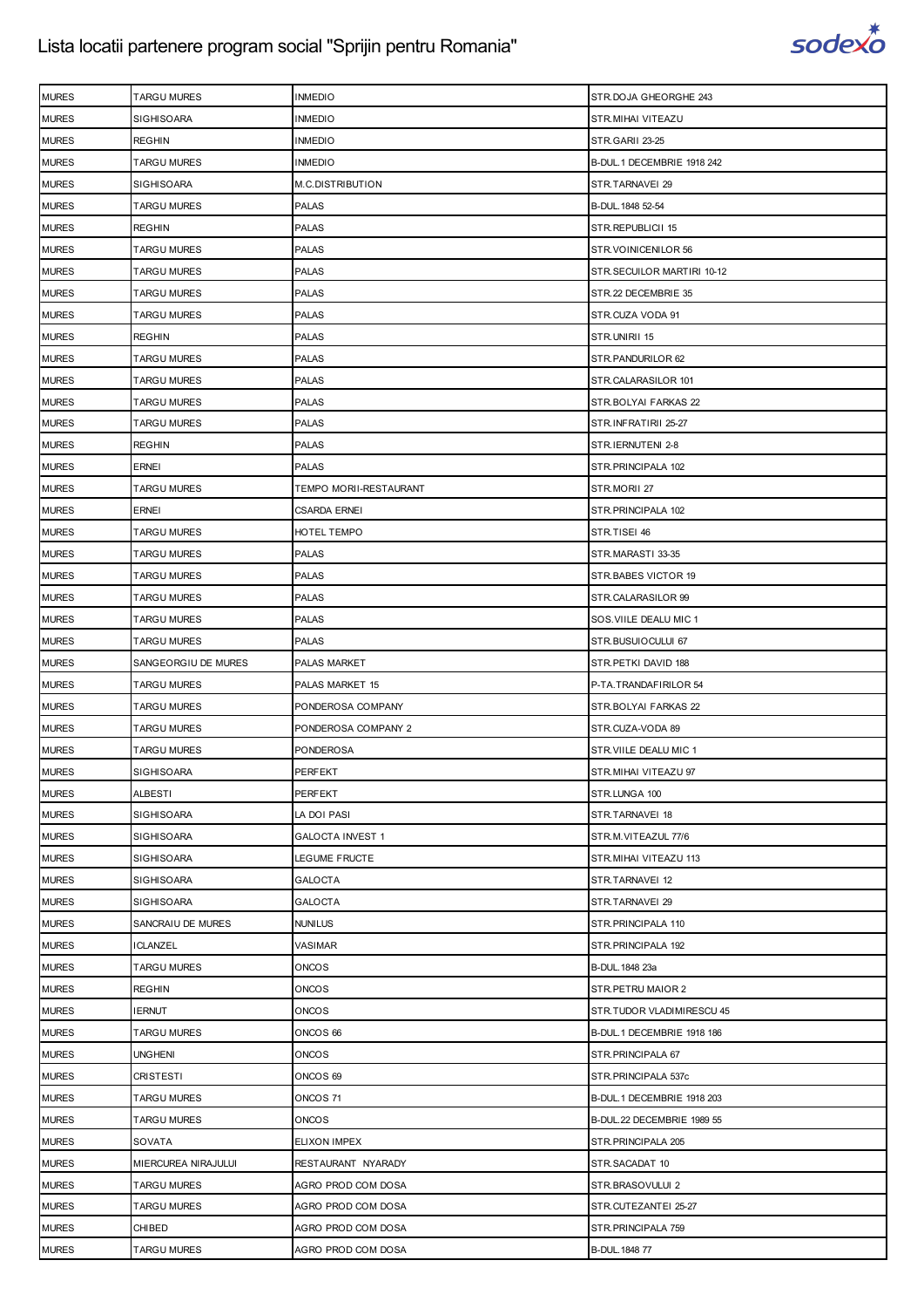| MURES | TARGU MURES | INMEDIO | STR.DOJA GHEORGHE 243 |
|---|---|---|---|
| MURES | SIGHISOARA | INMEDIO | STR.MIHAI VITEAZU |
| MURES | REGHIN | INMEDIO | STR.GARII 23-25 |
| MURES | TARGU MURES | INMEDIO | B-DUL.1 DECEMBRIE 1918 242 |
| MURES | SIGHISOARA | M.C.DISTRIBUTION | STR.TARNAVEI 29 |
| MURES | TARGU MURES | PALAS | B-DUL.1848 52-54 |
| MURES | REGHIN | PALAS | STR.REPUBLICII 15 |
| MURES | TARGU MURES | PALAS | STR.VOINICENILOR 56 |
| MURES | TARGU MURES | PALAS | STR.SECUILOR MARTIRI 10-12 |
| MURES | TARGU MURES | PALAS | STR.22 DECEMBRIE 35 |
| MURES | TARGU MURES | PALAS | STR.CUZA VODA 91 |
| MURES | REGHIN | PALAS | STR.UNIRII 15 |
| MURES | TARGU MURES | PALAS | STR.PANDURILOR 62 |
| MURES | TARGU MURES | PALAS | STR.CALARASILOR 101 |
| MURES | TARGU MURES | PALAS | STR.BOLYAI FARKAS 22 |
| MURES | TARGU MURES | PALAS | STR.INFRATIRII 25-27 |
| MURES | REGHIN | PALAS | STR.IERNUTENI 2-8 |
| MURES | ERNEI | PALAS | STR.PRINCIPALA 102 |
| MURES | TARGU MURES | TEMPO MORII-RESTAURANT | STR.MORII 27 |
| MURES | ERNEI | CSARDA ERNEI | STR.PRINCIPALA 102 |
| MURES | TARGU MURES | HOTEL TEMPO | STR.TISEI 46 |
| MURES | TARGU MURES | PALAS | STR.MARASTI 33-35 |
| MURES | TARGU MURES | PALAS | STR.BABES VICTOR 19 |
| MURES | TARGU MURES | PALAS | STR.CALARASILOR 99 |
| MURES | TARGU MURES | PALAS | SOS.VIILE DEALU MIC 1 |
| MURES | TARGU MURES | PALAS | STR.BUSUIOCULUI 67 |
| MURES | SANGEORGIU DE MURES | PALAS MARKET | STR.PETKI DAVID 188 |
| MURES | TARGU MURES | PALAS MARKET 15 | P-TA.TRANDAFIRILOR 54 |
| MURES | TARGU MURES | PONDEROSA COMPANY | STR.BOLYAI FARKAS 22 |
| MURES | TARGU MURES | PONDEROSA COMPANY 2 | STR.CUZA-VODA 89 |
| MURES | TARGU MURES | PONDEROSA | STR.VIILE DEALU MIC 1 |
| MURES | SIGHISOARA | PERFEKT | STR.MIHAI VITEAZU 97 |
| MURES | ALBESTI | PERFEKT | STR.LUNGA 100 |
| MURES | SIGHISOARA | LA DOI PASI | STR.TARNAVEI 18 |
| MURES | SIGHISOARA | GALOCTA INVEST 1 | STR.M.VITEAZUL 77/6 |
| MURES | SIGHISOARA | LEGUME FRUCTE | STR.MIHAI VITEAZU 113 |
| MURES | SIGHISOARA | GALOCTA | STR.TARNAVEI 12 |
| MURES | SIGHISOARA | GALOCTA | STR.TARNAVEI 29 |
| MURES | SANCRAIU DE MURES | NUNILUS | STR.PRINCIPALA 110 |
| MURES | ICLANZEL | VASIMAR | STR.PRINCIPALA 192 |
| MURES | TARGU MURES | ONCOS | B-DUL.1848 23a |
| MURES | REGHIN | ONCOS | STR.PETRU MAIOR 2 |
| MURES | IERNUT | ONCOS | STR.TUDOR VLADIMIRESCU 45 |
| MURES | TARGU MURES | ONCOS 66 | B-DUL.1 DECEMBRIE 1918 186 |
| MURES | UNGHENI | ONCOS | STR.PRINCIPALA 67 |
| MURES | CRISTESTI | ONCOS 69 | STR.PRINCIPALA 537c |
| MURES | TARGU MURES | ONCOS 71 | B-DUL.1 DECEMBRIE 1918 203 |
| MURES | TARGU MURES | ONCOS | B-DUL.22 DECEMBRIE 1989 55 |
| MURES | SOVATA | ELIXON IMPEX | STR.PRINCIPALA 205 |
| MURES | MIERCUREA NIRAJULUI | RESTAURANT NYARADY | STR.SACADAT 10 |
| MURES | TARGU MURES | AGRO PROD COM DOSA | STR.BRASOVULUI 2 |
| MURES | TARGU MURES | AGRO PROD COM DOSA | STR.CUTEZANTEI 25-27 |
| MURES | CHIBED | AGRO PROD COM DOSA | STR.PRINCIPALA 759 |
| MURES | TARGU MURES | AGRO PROD COM DOSA | B-DUL.1848 77 |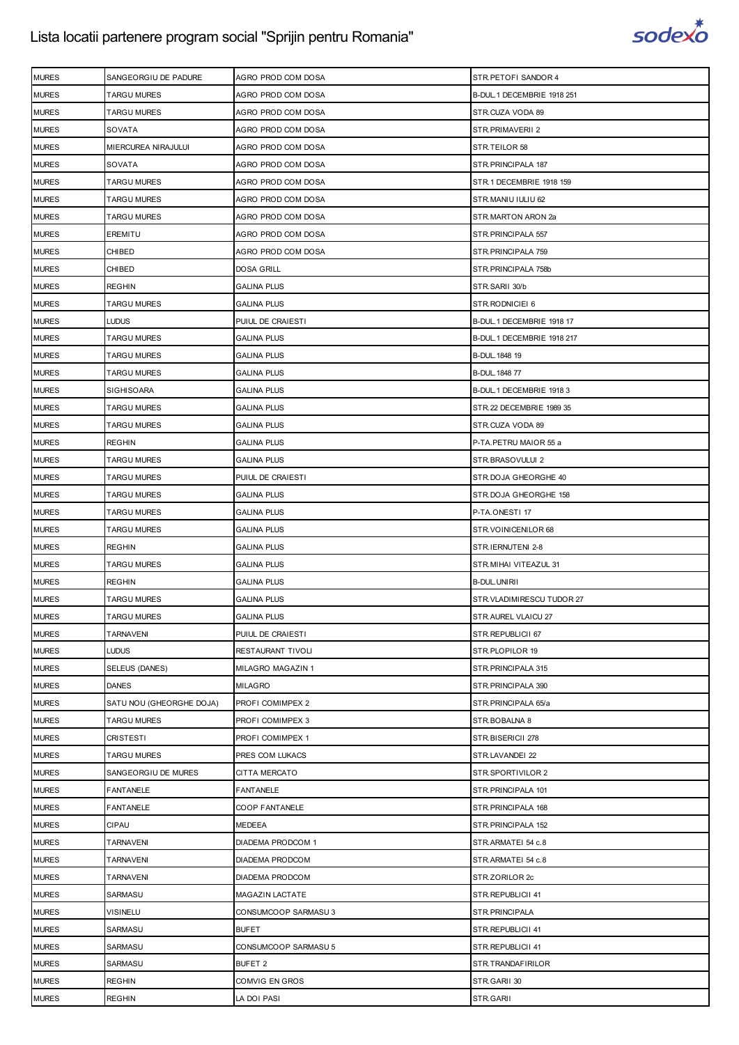# Lista locatii partenere program social "Sprijin pentru Romania"

| MURES | SANGEORGIU DE PADURE | AGRO PROD COM DOSA | STR.PETOFI SANDOR 4 |
|---|---|---|---|
| MURES | TARGU MURES | AGRO PROD COM DOSA | B-DUL.1 DECEMBRIE 1918 251 |
| MURES | TARGU MURES | AGRO PROD COM DOSA | STR.CUZA VODA 89 |
| MURES | SOVATA | AGRO PROD COM DOSA | STR.PRIMAVERII 2 |
| MURES | MIERCUREA NIRAJULUI | AGRO PROD COM DOSA | STR.TEILOR 58 |
| MURES | SOVATA | AGRO PROD COM DOSA | STR.PRINCIPALA 187 |
| MURES | TARGU MURES | AGRO PROD COM DOSA | STR.1 DECEMBRIE 1918 159 |
| MURES | TARGU MURES | AGRO PROD COM DOSA | STR.MANIU IULIU 62 |
| MURES | TARGU MURES | AGRO PROD COM DOSA | STR.MARTON ARON 2a |
| MURES | EREMITU | AGRO PROD COM DOSA | STR.PRINCIPALA 557 |
| MURES | CHIBED | AGRO PROD COM DOSA | STR.PRINCIPALA 759 |
| MURES | CHIBED | DOSA GRILL | STR.PRINCIPALA 758b |
| MURES | REGHIN | GALINA PLUS | STR.SARII 30/b |
| MURES | TARGU MURES | GALINA PLUS | STR.RODNICIEI 6 |
| MURES | LUDUS | PUIUL DE CRAIESTI | B-DUL.1 DECEMBRIE 1918 17 |
| MURES | TARGU MURES | GALINA PLUS | B-DUL.1 DECEMBRIE 1918 217 |
| MURES | TARGU MURES | GALINA PLUS | B-DUL.1848 19 |
| MURES | TARGU MURES | GALINA PLUS | B-DUL.1848 77 |
| MURES | SIGHISOARA | GALINA PLUS | B-DUL.1 DECEMBRIE 1918 3 |
| MURES | TARGU MURES | GALINA PLUS | STR.22 DECEMBRIE 1989 35 |
| MURES | TARGU MURES | GALINA PLUS | STR.CUZA VODA 89 |
| MURES | REGHIN | GALINA PLUS | P-TA.PETRU MAIOR 55 a |
| MURES | TARGU MURES | GALINA PLUS | STR.BRASOVULUI 2 |
| MURES | TARGU MURES | PUIUL DE CRAIESTI | STR.DOJA GHEORGHE 40 |
| MURES | TARGU MURES | GALINA PLUS | STR.DOJA GHEORGHE 158 |
| MURES | TARGU MURES | GALINA PLUS | P-TA.ONESTI 17 |
| MURES | TARGU MURES | GALINA PLUS | STR.VOINICENILOR 68 |
| MURES | REGHIN | GALINA PLUS | STR.IERNUTENI 2-8 |
| MURES | TARGU MURES | GALINA PLUS | STR.MIHAI VITEAZUL 31 |
| MURES | REGHIN | GALINA PLUS | B-DUL.UNIRII |
| MURES | TARGU MURES | GALINA PLUS | STR.VLADIMIRESCU TUDOR 27 |
| MURES | TARGU MURES | GALINA PLUS | STR.AUREL VLAICU 27 |
| MURES | TARNAVENI | PUIUL DE CRAIESTI | STR.REPUBLICII 67 |
| MURES | LUDUS | RESTAURANT TIVOLI | STR.PLOPILOR 19 |
| MURES | SELEUS (DANES) | MILAGRO MAGAZIN 1 | STR.PRINCIPALA 315 |
| MURES | DANES | MILAGRO | STR.PRINCIPALA 390 |
| MURES | SATU NOU (GHEORGHE DOJA) | PROFI COMIMPEX 2 | STR.PRINCIPALA 65/a |
| MURES | TARGU MURES | PROFI COMIMPEX 3 | STR.BOBALNA 8 |
| MURES | CRISTESTI | PROFI COMIMPEX 1 | STR.BISERICII 278 |
| MURES | TARGU MURES | PRES COM LUKACS | STR.LAVANDEI 22 |
| MURES | SANGEORGIU DE MURES | CITTA MERCATO | STR.SPORTIVILOR 2 |
| MURES | FANTANELE | FANTANELE | STR.PRINCIPALA 101 |
| MURES | FANTANELE | COOP FANTANELE | STR.PRINCIPALA 168 |
| MURES | CIPAU | MEDEEA | STR.PRINCIPALA 152 |
| MURES | TARNAVENI | DIADEMA PRODCOM 1 | STR.ARMATEI 54 c.8 |
| MURES | TARNAVENI | DIADEMA PRODCOM | STR.ARMATEI 54 c.8 |
| MURES | TARNAVENI | DIADEMA PRODCOM | STR.ZORILOR 2c |
| MURES | SARMASU | MAGAZIN LACTATE | STR.REPUBLICII 41 |
| MURES | VISINELU | CONSUMCOOP SARMASU 3 | STR.PRINCIPALA |
| MURES | SARMASU | BUFET | STR.REPUBLICII 41 |
| MURES | SARMASU | CONSUMCOOP SARMASU 5 | STR.REPUBLICII 41 |
| MURES | SARMASU | BUFET 2 | STR.TRANDAFIRILOR |
| MURES | REGHIN | COMVIG EN GROS | STR.GARII 30 |
| MURES | REGHIN | LA DOI PASI | STR.GARII |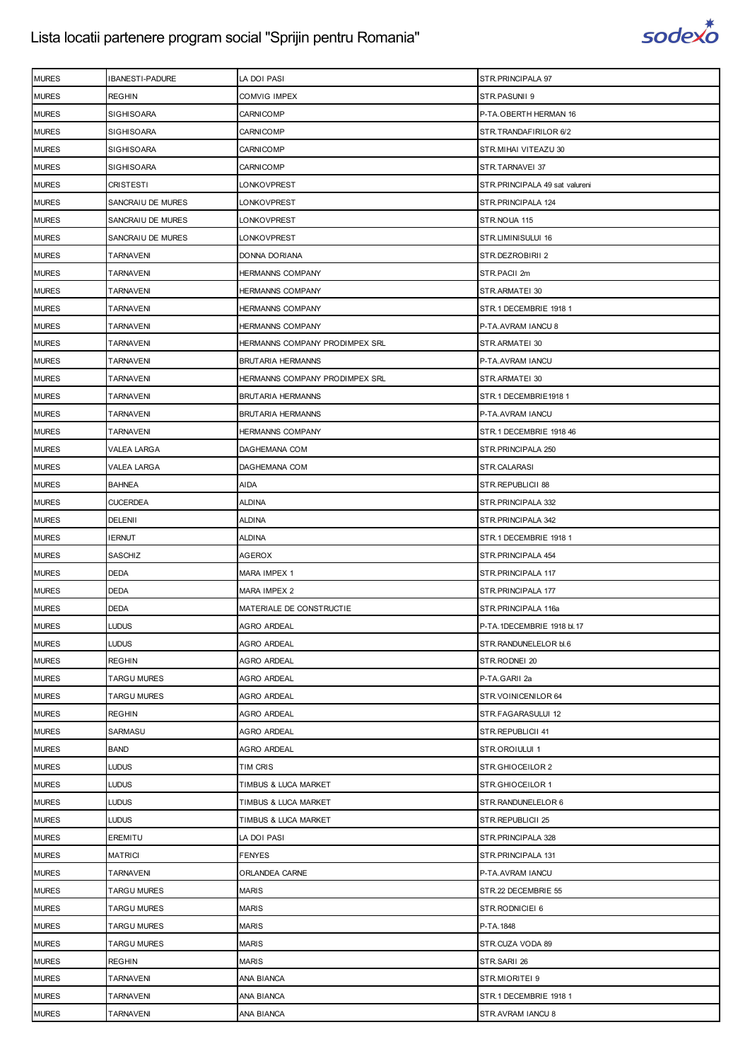| MURES | IBANESTI-PADURE | LA DOI PASI | STR.PRINCIPALA 97 |
|---|---|---|---|
| MURES | REGHIN | COMVIG IMPEX | STR.PASUNII 9 |
| MURES | SIGHISOARA | CARNICOMP | P-TA.OBERTH HERMAN 16 |
| MURES | SIGHISOARA | CARNICOMP | STR.TRANDAFIRILOR 6/2 |
| MURES | SIGHISOARA | CARNICOMP | STR.MIHAI VITEAZU 30 |
| MURES | SIGHISOARA | CARNICOMP | STR.TARNAVEI 37 |
| MURES | CRISTESTI | LONKOVPREST | STR.PRINCIPALA 49 sat valureni |
| MURES | SANCRAIU DE MURES | LONKOVPREST | STR.PRINCIPALA 124 |
| MURES | SANCRAIU DE MURES | LONKOVPREST | STR.NOUA 115 |
| MURES | SANCRAIU DE MURES | LONKOVPREST | STR.LIMINISULUI 16 |
| MURES | TARNAVENI | DONNA DORIANA | STR.DEZROBIRII 2 |
| MURES | TARNAVENI | HERMANNS COMPANY | STR.PACII 2m |
| MURES | TARNAVENI | HERMANNS COMPANY | STR.ARMATEI 30 |
| MURES | TARNAVENI | HERMANNS COMPANY | STR.1 DECEMBRIE 1918 1 |
| MURES | TARNAVENI | HERMANNS COMPANY | P-TA.AVRAM IANCU 8 |
| MURES | TARNAVENI | HERMANNS COMPANY PRODIMPEX SRL | STR.ARMATEI 30 |
| MURES | TARNAVENI | BRUTARIA HERMANNS | P-TA.AVRAM IANCU |
| MURES | TARNAVENI | HERMANNS COMPANY PRODIMPEX SRL | STR.ARMATEI 30 |
| MURES | TARNAVENI | BRUTARIA HERMANNS | STR.1 DECEMBRIE1918 1 |
| MURES | TARNAVENI | BRUTARIA HERMANNS | P-TA.AVRAM IANCU |
| MURES | TARNAVENI | HERMANNS COMPANY | STR.1 DECEMBRIE 1918 46 |
| MURES | VALEA LARGA | DAGHEMANA COM | STR.PRINCIPALA 250 |
| MURES | VALEA LARGA | DAGHEMANA COM | STR.CALARASI |
| MURES | BAHNEA | AIDA | STR.REPUBLICII 88 |
| MURES | CUCERDEA | ALDINA | STR.PRINCIPALA 332 |
| MURES | DELENII | ALDINA | STR.PRINCIPALA 342 |
| MURES | IERNUT | ALDINA | STR.1 DECEMBRIE 1918 1 |
| MURES | SASCHIZ | AGEROX | STR.PRINCIPALA 454 |
| MURES | DEDA | MARA IMPEX 1 | STR.PRINCIPALA 117 |
| MURES | DEDA | MARA IMPEX 2 | STR.PRINCIPALA 177 |
| MURES | DEDA | MATERIALE DE CONSTRUCTIE | STR.PRINCIPALA 116a |
| MURES | LUDUS | AGRO ARDEAL | P-TA.1DECEMBRIE 1918 bl.17 |
| MURES | LUDUS | AGRO ARDEAL | STR.RANDUNELELOR bl.6 |
| MURES | REGHIN | AGRO ARDEAL | STR.RODNEI 20 |
| MURES | TARGU MURES | AGRO ARDEAL | P-TA.GARII 2a |
| MURES | TARGU MURES | AGRO ARDEAL | STR.VOINICENILOR 64 |
| MURES | REGHIN | AGRO ARDEAL | STR.FAGARASULUI 12 |
| MURES | SARMASU | AGRO ARDEAL | STR.REPUBLICII 41 |
| MURES | BAND | AGRO ARDEAL | STR.OROIULUI 1 |
| MURES | LUDUS | TIM CRIS | STR.GHIOCEILOR 2 |
| MURES | LUDUS | TIMBUS & LUCA MARKET | STR.GHIOCEILOR 1 |
| MURES | LUDUS | TIMBUS & LUCA MARKET | STR.RANDUNELELOR 6 |
| MURES | LUDUS | TIMBUS & LUCA MARKET | STR.REPUBLICII 25 |
| MURES | EREMITU | LA DOI PASI | STR.PRINCIPALA 328 |
| MURES | MATRICI | FENYES | STR.PRINCIPALA 131 |
| MURES | TARNAVENI | ORLANDEA CARNE | P-TA.AVRAM IANCU |
| MURES | TARGU MURES | MARIS | STR.22 DECEMBRIE 55 |
| MURES | TARGU MURES | MARIS | STR.RODNICIEI 6 |
| MURES | TARGU MURES | MARIS | P-TA.1848 |
| MURES | TARGU MURES | MARIS | STR.CUZA VODA 89 |
| MURES | REGHIN | MARIS | STR.SARII 26 |
| MURES | TARNAVENI | ANA BIANCA | STR.MIORITEI 9 |
| MURES | TARNAVENI | ANA BIANCA | STR.1 DECEMBRIE 1918 1 |
| MURES | TARNAVENI | ANA BIANCA | STR.AVRAM IANCU 8 |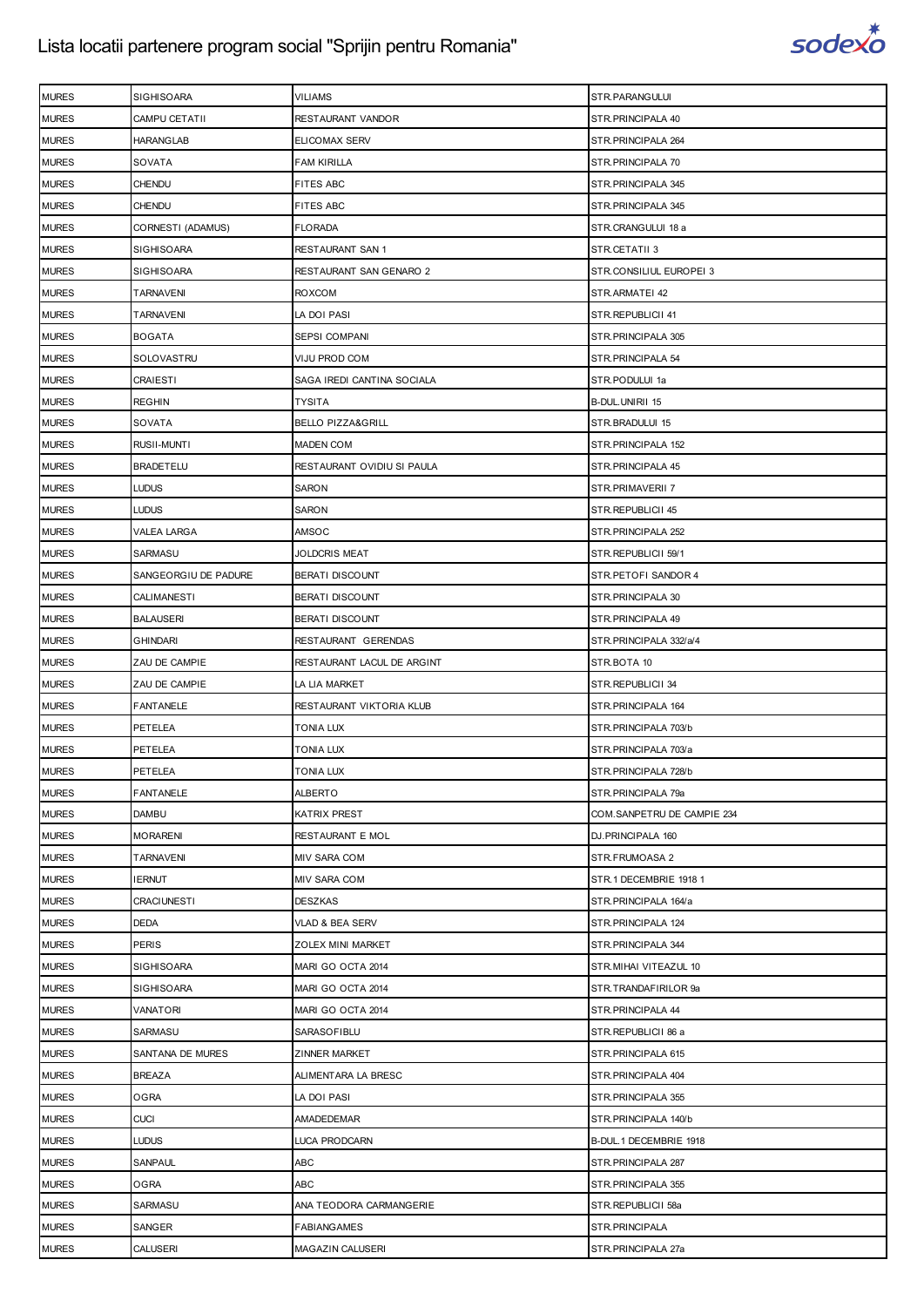| MURES | SIGHISOARA | VILIAMS | STR.PARANGULUI |
|---|---|---|---|
| MURES | CAMPU CETATII | RESTAURANT VANDOR | STR.PRINCIPALA 40 |
| MURES | HARANGLAB | ELICOMAX SERV | STR.PRINCIPALA 264 |
| MURES | SOVATA | FAM KIRILLA | STR.PRINCIPALA 70 |
| MURES | CHENDU | FITES ABC | STR.PRINCIPALA 345 |
| MURES | CHENDU | FITES ABC | STR.PRINCIPALA 345 |
| MURES | CORNESTI (ADAMUS) | FLORADA | STR.CRANGULUI 18 a |
| MURES | SIGHISOARA | RESTAURANT SAN 1 | STR.CETATII 3 |
| MURES | SIGHISOARA | RESTAURANT SAN GENARO 2 | STR.CONSILIUL EUROPEI 3 |
| MURES | TARNAVENI | ROXCOM | STR.ARMATEI 42 |
| MURES | TARNAVENI | LA DOI PASI | STR.REPUBLICII 41 |
| MURES | BOGATA | SEPSI COMPANI | STR.PRINCIPALA 305 |
| MURES | SOLOVASTRU | VIJU PROD COM | STR.PRINCIPALA 54 |
| MURES | CRAIESTI | SAGA IREDI CANTINA SOCIALA | STR.PODULUI 1a |
| MURES | REGHIN | TYSITA | B-DUL.UNIRII 15 |
| MURES | SOVATA | BELLO PIZZA&GRILL | STR.BRADULUI 15 |
| MURES | RUSII-MUNTI | MADEN COM | STR.PRINCIPALA 152 |
| MURES | BRADETELU | RESTAURANT OVIDIU SI PAULA | STR.PRINCIPALA 45 |
| MURES | LUDUS | SARON | STR.PRIMAVERII 7 |
| MURES | LUDUS | SARON | STR.REPUBLICII 45 |
| MURES | VALEA LARGA | AMSOC | STR.PRINCIPALA 252 |
| MURES | SARMASU | JOLDCRIS MEAT | STR.REPUBLICII 59/1 |
| MURES | SANGEORGIU DE PADURE | BERATI DISCOUNT | STR.PETOFI SANDOR 4 |
| MURES | CALIMANESTI | BERATI DISCOUNT | STR.PRINCIPALA 30 |
| MURES | BALAUSERI | BERATI DISCOUNT | STR.PRINCIPALA 49 |
| MURES | GHINDARI | RESTAURANT GERENDAS | STR.PRINCIPALA 332/a/4 |
| MURES | ZAU DE CAMPIE | RESTAURANT LACUL DE ARGINT | STR.BOTA 10 |
| MURES | ZAU DE CAMPIE | LA LIA MARKET | STR.REPUBLICII 34 |
| MURES | FANTANELE | RESTAURANT VIKTORIA KLUB | STR.PRINCIPALA 164 |
| MURES | PETELEA | TONIA LUX | STR.PRINCIPALA 703/b |
| MURES | PETELEA | TONIA LUX | STR.PRINCIPALA 703/a |
| MURES | PETELEA | TONIA LUX | STR.PRINCIPALA 728/b |
| MURES | FANTANELE | ALBERTO | STR.PRINCIPALA 79a |
| MURES | DAMBU | KATRIX PREST | COM.SANPETRU DE CAMPIE 234 |
| MURES | MORARENI | RESTAURANT E MOL | DJ.PRINCIPALA 160 |
| MURES | TARNAVENI | MIV SARA COM | STR.FRUMOASA 2 |
| MURES | IERNUT | MIV SARA COM | STR.1 DECEMBRIE 1918 1 |
| MURES | CRACIUNESTI | DESZKAS | STR.PRINCIPALA 164/a |
| MURES | DEDA | VLAD & BEA SERV | STR.PRINCIPALA 124 |
| MURES | PERIS | ZOLEX MINI MARKET | STR.PRINCIPALA 344 |
| MURES | SIGHISOARA | MARI GO OCTA 2014 | STR.MIHAI VITEAZUL 10 |
| MURES | SIGHISOARA | MARI GO OCTA 2014 | STR.TRANDAFIRILOR 9a |
| MURES | VANATORI | MARI GO OCTA 2014 | STR.PRINCIPALA 44 |
| MURES | SARMASU | SARASOFIBLU | STR.REPUBLICII 86 a |
| MURES | SANTANA DE MURES | ZINNER MARKET | STR.PRINCIPALA 615 |
| MURES | BREAZA | ALIMENTARA LA BRESC | STR.PRINCIPALA 404 |
| MURES | OGRA | LA DOI PASI | STR.PRINCIPALA 355 |
| MURES | CUCI | AMADEDEMAR | STR.PRINCIPALA 140/b |
| MURES | LUDUS | LUCA PRODCARN | B-DUL.1 DECEMBRIE 1918 |
| MURES | SANPAUL | ABC | STR.PRINCIPALA 287 |
| MURES | OGRA | ABC | STR.PRINCIPALA 355 |
| MURES | SARMASU | ANA TEODORA CARMANGERIE | STR.REPUBLICII 58a |
| MURES | SANGER | FABIANGAMES | STR.PRINCIPALA |
| MURES | CALUSERI | MAGAZIN CALUSERI | STR.PRINCIPALA 27a |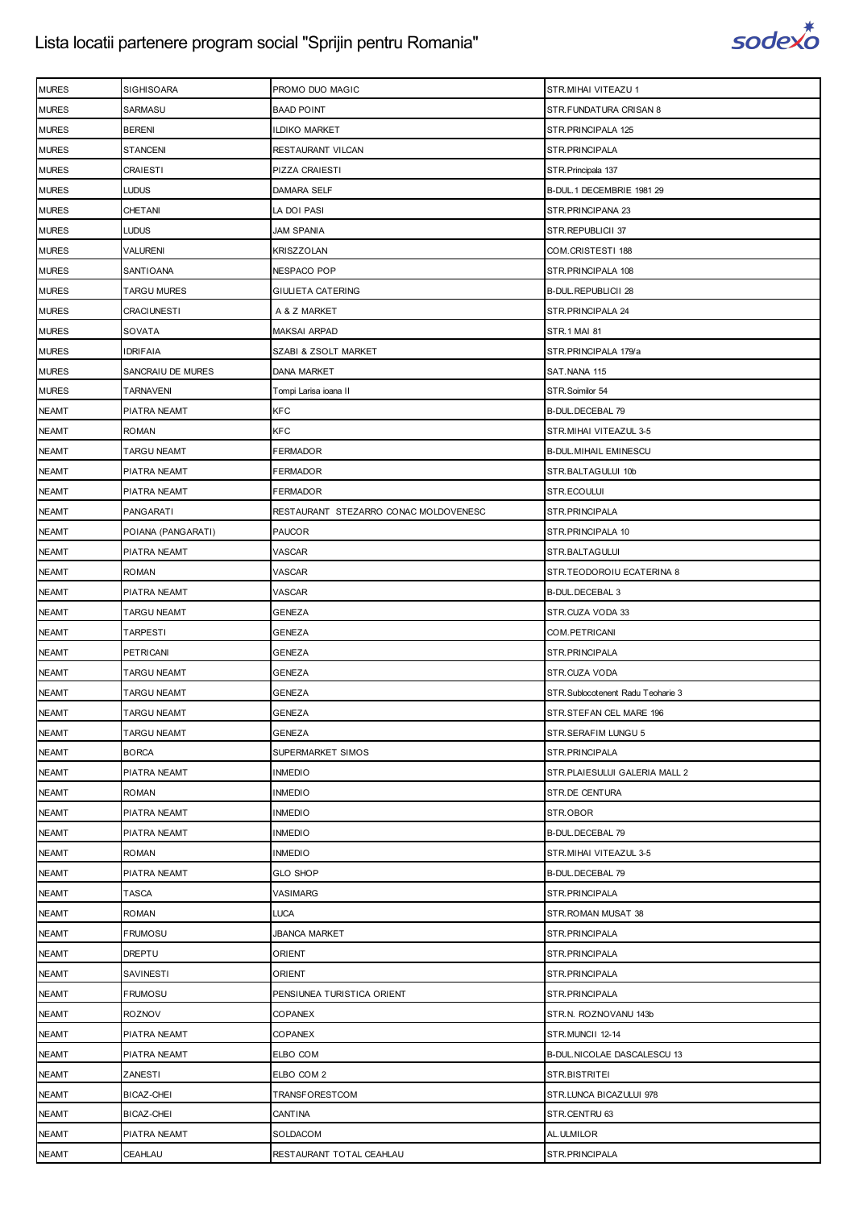| MURES | SIGHISOARA | PROMO DUO MAGIC | STR.MIHAI VITEAZU 1 |
|---|---|---|---|
| MURES | SARMASU | BAAD POINT | STR.FUNDATURA CRISAN 8 |
| MURES | BERENI | ILDIKO MARKET | STR.PRINCIPALA 125 |
| MURES | STANCENI | RESTAURANT VILCAN | STR.PRINCIPALA |
| MURES | CRAIESTI | PIZZA CRAIESTI | STR.Principala 137 |
| MURES | LUDUS | DAMARA SELF | B-DUL.1 DECEMBRIE 1981 29 |
| MURES | CHETANI | LA DOI PASI | STR.PRINCIPANA 23 |
| MURES | LUDUS | JAM SPANIA | STR.REPUBLICII 37 |
| MURES | VALURENI | KRISZZOLAN | COM.CRISTESTI 188 |
| MURES | SANTIOANA | NESPACO POP | STR.PRINCIPALA 108 |
| MURES | TARGU MURES | GIULIETA CATERING | B-DUL.REPUBLICII 28 |
| MURES | CRACIUNESTI | A & Z MARKET | STR.PRINCIPALA 24 |
| MURES | SOVATA | MAKSAI ARPAD | STR.1 MAI 81 |
| MURES | IDRIFAIA | SZABI & ZSOLT MARKET | STR.PRINCIPALA 179/a |
| MURES | SANCRAIU DE MURES | DANA MARKET | SAT.NANA 115 |
| MURES | TARNAVENI | Tompi Larisa ioana II | STR.Soimilor 54 |
| NEAMT | PIATRA NEAMT | KFC | B-DUL.DECEBAL 79 |
| NEAMT | ROMAN | KFC | STR.MIHAI VITEAZUL 3-5 |
| NEAMT | TARGU NEAMT | FERMADOR | B-DUL.MIHAIL EMINESCU |
| NEAMT | PIATRA NEAMT | FERMADOR | STR.BALTAGULUI 10b |
| NEAMT | PIATRA NEAMT | FERMADOR | STR.ECOULUI |
| NEAMT | PANGARATI | RESTAURANT STEZARRO CONAC MOLDOVENESC | STR.PRINCIPALA |
| NEAMT | POIANA (PANGARATI) | PAUCOR | STR.PRINCIPALA 10 |
| NEAMT | PIATRA NEAMT | VASCAR | STR.BALTAGULUI |
| NEAMT | ROMAN | VASCAR | STR.TEODOROIU ECATERINA 8 |
| NEAMT | PIATRA NEAMT | VASCAR | B-DUL.DECEBAL 3 |
| NEAMT | TARGU NEAMT | GENEZA | STR.CUZA VODA 33 |
| NEAMT | TARPESTI | GENEZA | COM.PETRICANI |
| NEAMT | PETRICANI | GENEZA | STR.PRINCIPALA |
| NEAMT | TARGU NEAMT | GENEZA | STR.CUZA VODA |
| NEAMT | TARGU NEAMT | GENEZA | STR.Sublocotenent Radu Teoharie 3 |
| NEAMT | TARGU NEAMT | GENEZA | STR.STEFAN CEL MARE 196 |
| NEAMT | TARGU NEAMT | GENEZA | STR.SERAFIM LUNGU 5 |
| NEAMT | BORCA | SUPERMARKET SIMOS | STR.PRINCIPALA |
| NEAMT | PIATRA NEAMT | INMEDIO | STR.PLAIESULUI GALERIA MALL 2 |
| NEAMT | ROMAN | INMEDIO | STR.DE CENTURA |
| NEAMT | PIATRA NEAMT | INMEDIO | STR.OBOR |
| NEAMT | PIATRA NEAMT | INMEDIO | B-DUL.DECEBAL 79 |
| NEAMT | ROMAN | INMEDIO | STR.MIHAI VITEAZUL 3-5 |
| NEAMT | PIATRA NEAMT | GLO SHOP | B-DUL.DECEBAL 79 |
| NEAMT | TASCA | VASIMARG | STR.PRINCIPALA |
| NEAMT | ROMAN | LUCA | STR.ROMAN MUSAT 38 |
| NEAMT | FRUMOSU | JBANCA MARKET | STR.PRINCIPALA |
| NEAMT | DREPTU | ORIENT | STR.PRINCIPALA |
| NEAMT | SAVINESTI | ORIENT | STR.PRINCIPALA |
| NEAMT | FRUMOSU | PENSIUNEA TURISTICA ORIENT | STR.PRINCIPALA |
| NEAMT | ROZNOV | COPANEX | STR.N. ROZNOVANU 143b |
| NEAMT | PIATRA NEAMT | COPANEX | STR.MUNCII 12-14 |
| NEAMT | PIATRA NEAMT | ELBO COM | B-DUL.NICOLAE DASCALESCU 13 |
| NEAMT | ZANESTI | ELBO COM 2 | STR.BISTRITEI |
| NEAMT | BICAZ-CHEI | TRANSFORESTCOM | STR.LUNCA BICAZULUI 978 |
| NEAMT | BICAZ-CHEI | CANTINA | STR.CENTRU 63 |
| NEAMT | PIATRA NEAMT | SOLDACOM | AL.ULMILOR |
| NEAMT | CEAHLAU | RESTAURANT TOTAL CEAHLAU | STR.PRINCIPALA |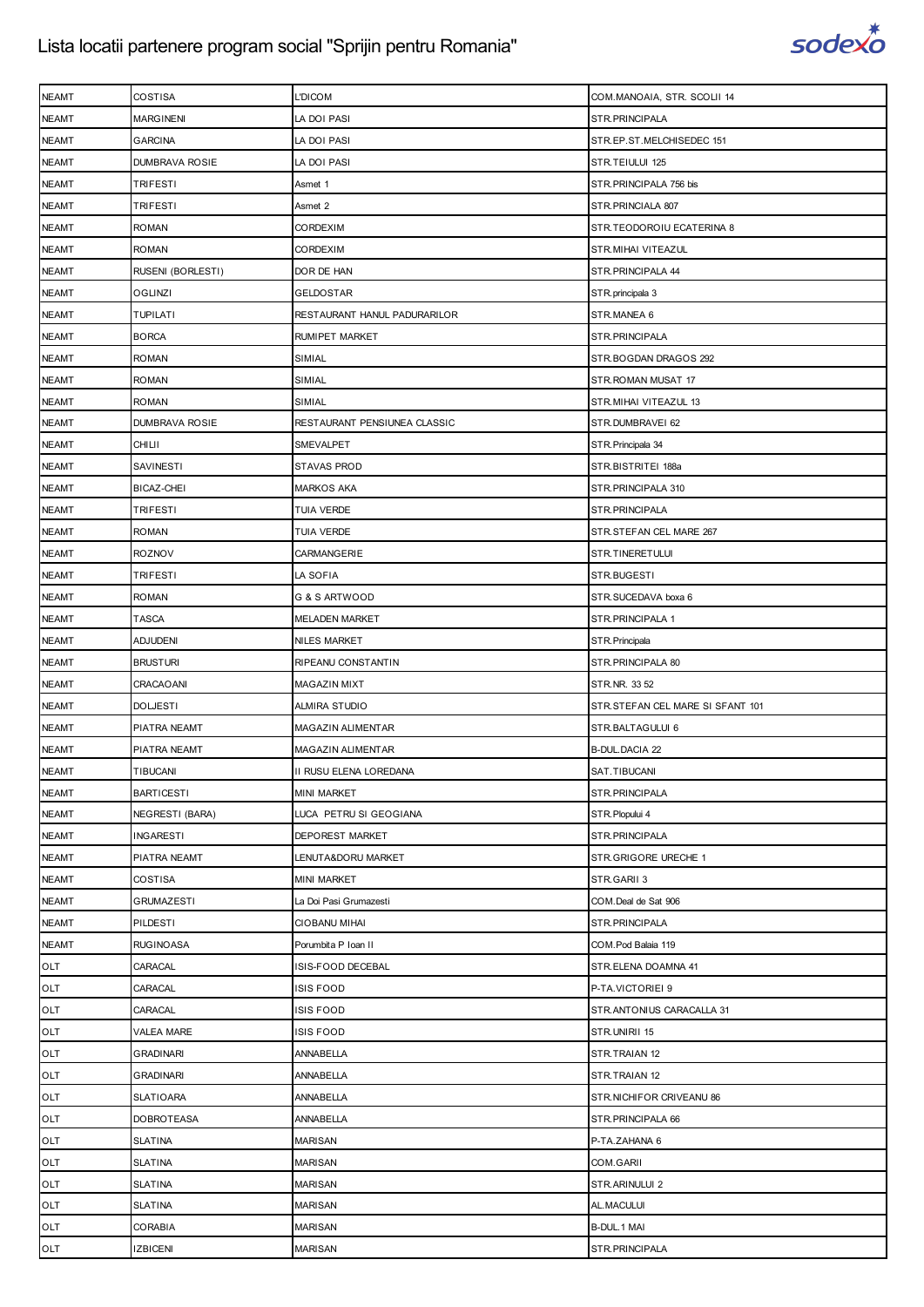| NEAMT | COSTISA | L'DICOM | COM.MANOAIA, STR. SCOLII 14 |
|---|---|---|---|
| NEAMT | MARGINENI | LA DOI PASI | STR.PRINCIPALA |
| NEAMT | GARCINA | LA DOI PASI | STR.EP.ST.MELCHISEDEC 151 |
| NEAMT | DUMBRAVA ROSIE | LA DOI PASI | STR.TEIULUI 125 |
| NEAMT | TRIFESTI | Asmet 1 | STR.PRINCIPALA 756 bis |
| NEAMT | TRIFESTI | Asmet 2 | STR.PRINCIALA 807 |
| NEAMT | ROMAN | CORDEXIM | STR.TEODOROIU ECATERINA 8 |
| NEAMT | ROMAN | CORDEXIM | STR.MIHAI VITEAZUL |
| NEAMT | RUSENI (BORLESTI) | DOR DE HAN | STR.PRINCIPALA 44 |
| NEAMT | OGLINZI | GELDOSTAR | STR.principala 3 |
| NEAMT | TUPILATI | RESTAURANT HANUL PADURARILOR | STR.MANEA 6 |
| NEAMT | BORCA | RUMIPET MARKET | STR.PRINCIPALA |
| NEAMT | ROMAN | SIMIAL | STR.BOGDAN DRAGOS 292 |
| NEAMT | ROMAN | SIMIAL | STR.ROMAN MUSAT 17 |
| NEAMT | ROMAN | SIMIAL | STR.MIHAI VITEAZUL 13 |
| NEAMT | DUMBRAVA ROSIE | RESTAURANT PENSIUNEA CLASSIC | STR.DUMBRAVEI 62 |
| NEAMT | CHILII | SMEVALPET | STR.Principala 34 |
| NEAMT | SAVINESTI | STAVAS PROD | STR.BISTRITEI 188a |
| NEAMT | BICAZ-CHEI | MARKOS AKA | STR.PRINCIPALA 310 |
| NEAMT | TRIFESTI | TUIA VERDE | STR.PRINCIPALA |
| NEAMT | ROMAN | TUIA VERDE | STR.STEFAN CEL MARE 267 |
| NEAMT | ROZNOV | CARMANGERIE | STR.TINERETULUI |
| NEAMT | TRIFESTI | LA SOFIA | STR.BUGESTI |
| NEAMT | ROMAN | G & S ARTWOOD | STR.SUCEDAVA boxa 6 |
| NEAMT | TASCA | MELADEN MARKET | STR.PRINCIPALA 1 |
| NEAMT | ADJUDENI | NILES MARKET | STR.Principala |
| NEAMT | BRUSTURI | RIPEANU CONSTANTIN | STR.PRINCIPALA 80 |
| NEAMT | CRACAOANI | MAGAZIN MIXT | STR.NR. 33 52 |
| NEAMT | DOLJESTI | ALMIRA STUDIO | STR.STEFAN CEL MARE SI SFANT 101 |
| NEAMT | PIATRA NEAMT | MAGAZIN ALIMENTAR | STR.BALTAGULUI 6 |
| NEAMT | PIATRA NEAMT | MAGAZIN ALIMENTAR | B-DUL.DACIA 22 |
| NEAMT | TIBUCANI | II RUSU ELENA LOREDANA | SAT.TIBUCANI |
| NEAMT | BARTICESTI | MINI MARKET | STR.PRINCIPALA |
| NEAMT | NEGRESTI (BARA) | LUCA PETRU SI GEOGIANA | STR.Plopului 4 |
| NEAMT | INGARESTI | DEPOREST MARKET | STR.PRINCIPALA |
| NEAMT | PIATRA NEAMT | LENUTA&DORU MARKET | STR.GRIGORE URECHE 1 |
| NEAMT | COSTISA | MINI MARKET | STR.GARII 3 |
| NEAMT | GRUMAZESTI | La Doi Pasi Grumazesti | COM.Deal de Sat 906 |
| NEAMT | PILDESTI | CIOBANU MIHAI | STR.PRINCIPALA |
| NEAMT | RUGINOASA | Porumbita P Ioan II | COM.Pod Balaia 119 |
| OLT | CARACAL | ISIS-FOOD DECEBAL | STR.ELENA DOAMNA 41 |
| OLT | CARACAL | ISIS FOOD | P-TA.VICTORIEI 9 |
| OLT | CARACAL | ISIS FOOD | STR.ANTONIUS CARACALLA 31 |
| OLT | VALEA MARE | ISIS FOOD | STR.UNIRII 15 |
| OLT | GRADINARI | ANNABELLA | STR.TRAIAN 12 |
| OLT | GRADINARI | ANNABELLA | STR.TRAIAN 12 |
| OLT | SLATIOARA | ANNABELLA | STR.NICHIFOR CRIVEANU 86 |
| OLT | DOBROTEASA | ANNABELLA | STR.PRINCIPALA 66 |
| OLT | SLATINA | MARISAN | P-TA.ZAHANA 6 |
| OLT | SLATINA | MARISAN | COM.GARII |
| OLT | SLATINA | MARISAN | STR.ARINULUI 2 |
| OLT | SLATINA | MARISAN | AL.MACULUI |
| OLT | CORABIA | MARISAN | B-DUL.1 MAI |
| OLT | IZBICENI | MARISAN | STR.PRINCIPALA |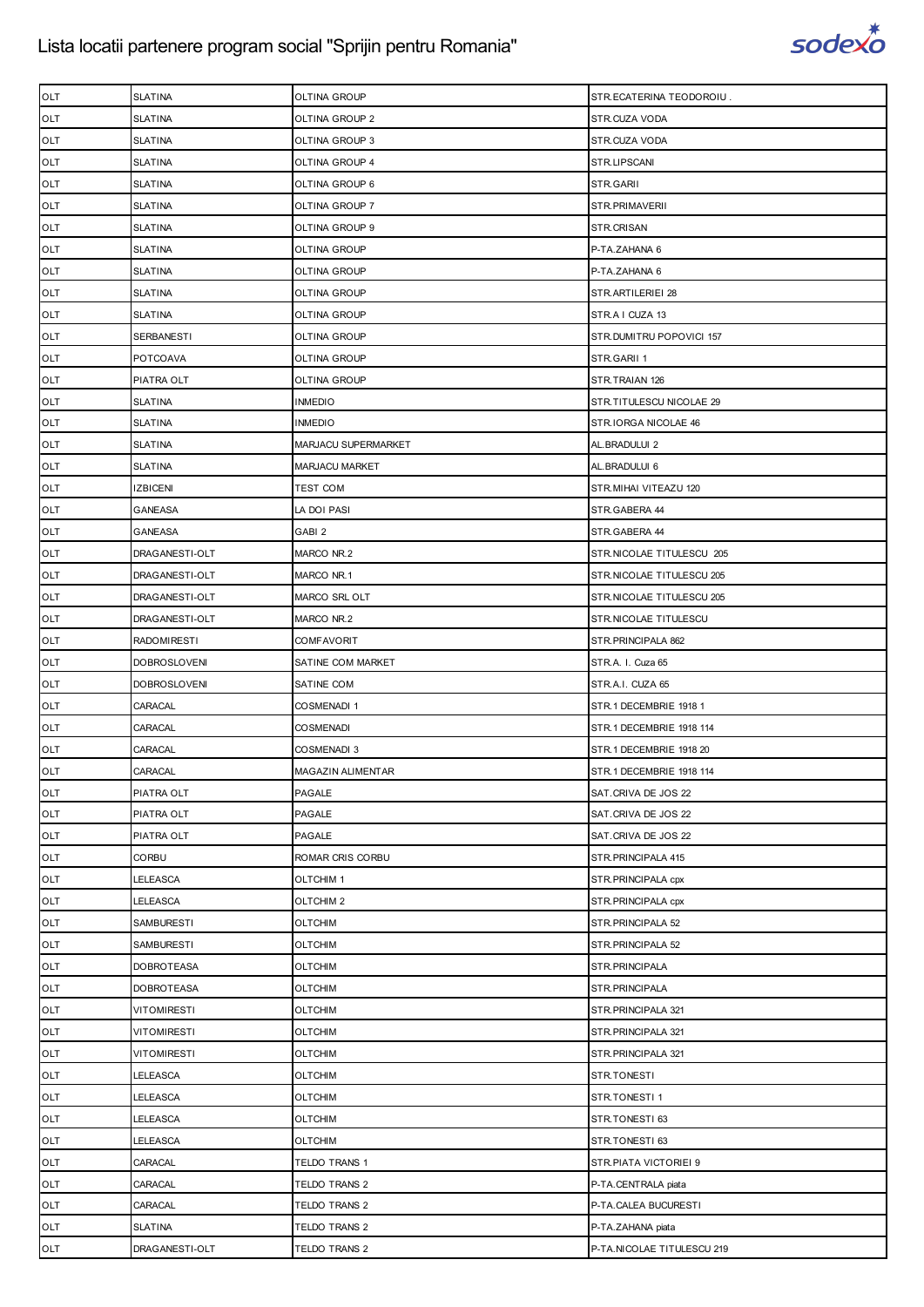| OLT | SLATINA | OLTINA GROUP | STR.ECATERINA TEODOROIU . |
|---|---|---|---|
| OLT | SLATINA | OLTINA GROUP 2 | STR.CUZA VODA |
| OLT | SLATINA | OLTINA GROUP 3 | STR.CUZA VODA |
| OLT | SLATINA | OLTINA GROUP 4 | STR.LIPSCANI |
| OLT | SLATINA | OLTINA GROUP 6 | STR.GARII |
| OLT | SLATINA | OLTINA GROUP 7 | STR.PRIMAVERII |
| OLT | SLATINA | OLTINA GROUP 9 | STR.CRISAN |
| OLT | SLATINA | OLTINA GROUP | P-TA.ZAHANA 6 |
| OLT | SLATINA | OLTINA GROUP | P-TA.ZAHANA 6 |
| OLT | SLATINA | OLTINA GROUP | STR.ARTILERIEI 28 |
| OLT | SLATINA | OLTINA GROUP | STR.A I CUZA 13 |
| OLT | SERBANESTI | OLTINA GROUP | STR.DUMITRU POPOVICI 157 |
| OLT | POTCOAVA | OLTINA GROUP | STR.GARII 1 |
| OLT | PIATRA OLT | OLTINA GROUP | STR.TRAIAN 126 |
| OLT | SLATINA | INMEDIO | STR.TITULESCU NICOLAE 29 |
| OLT | SLATINA | INMEDIO | STR.IORGA NICOLAE 46 |
| OLT | SLATINA | MARJACU SUPERMARKET | AL.BRADULUI 2 |
| OLT | SLATINA | MARJACU MARKET | AL.BRADULUI 6 |
| OLT | IZBICENI | TEST COM | STR.MIHAI VITEAZU 120 |
| OLT | GANEASA | LA DOI PASI | STR.GABERA 44 |
| OLT | GANEASA | GABI 2 | STR.GABERA 44 |
| OLT | DRAGANESTI-OLT | MARCO NR.2 | STR.NICOLAE TITULESCU 205 |
| OLT | DRAGANESTI-OLT | MARCO NR.1 | STR.NICOLAE TITULESCU 205 |
| OLT | DRAGANESTI-OLT | MARCO SRL OLT | STR.NICOLAE TITULESCU 205 |
| OLT | DRAGANESTI-OLT | MARCO NR.2 | STR.NICOLAE TITULESCU |
| OLT | RADOMIRESTI | COMFAVORIT | STR.PRINCIPALA 862 |
| OLT | DOBROSLOVENI | SATINE COM MARKET | STR.A. I. Cuza 65 |
| OLT | DOBROSLOVENI | SATINE COM | STR.A.I. CUZA 65 |
| OLT | CARACAL | COSMENADI 1 | STR.1 DECEMBRIE 1918 1 |
| OLT | CARACAL | COSMENADI | STR.1 DECEMBRIE 1918 114 |
| OLT | CARACAL | COSMENADI 3 | STR.1 DECEMBRIE 1918 20 |
| OLT | CARACAL | MAGAZIN ALIMENTAR | STR.1 DECEMBRIE 1918 114 |
| OLT | PIATRA OLT | PAGALE | SAT.CRIVA DE JOS 22 |
| OLT | PIATRA OLT | PAGALE | SAT.CRIVA DE JOS 22 |
| OLT | PIATRA OLT | PAGALE | SAT.CRIVA DE JOS 22 |
| OLT | CORBU | ROMAR CRIS CORBU | STR.PRINCIPALA 415 |
| OLT | LELEASCA | OLTCHIM 1 | STR.PRINCIPALA cpx |
| OLT | LELEASCA | OLTCHIM 2 | STR.PRINCIPALA cpx |
| OLT | SAMBURESTI | OLTCHIM | STR.PRINCIPALA 52 |
| OLT | SAMBURESTI | OLTCHIM | STR.PRINCIPALA 52 |
| OLT | DOBROTEASA | OLTCHIM | STR.PRINCIPALA |
| OLT | DOBROTEASA | OLTCHIM | STR.PRINCIPALA |
| OLT | VITOMIRESTI | OLTCHIM | STR.PRINCIPALA 321 |
| OLT | VITOMIRESTI | OLTCHIM | STR.PRINCIPALA 321 |
| OLT | VITOMIRESTI | OLTCHIM | STR.PRINCIPALA 321 |
| OLT | LELEASCA | OLTCHIM | STR.TONESTI |
| OLT | LELEASCA | OLTCHIM | STR.TONESTI 1 |
| OLT | LELEASCA | OLTCHIM | STR.TONESTI 63 |
| OLT | LELEASCA | OLTCHIM | STR.TONESTI 63 |
| OLT | CARACAL | TELDO TRANS 1 | STR.PIATA VICTORIEI 9 |
| OLT | CARACAL | TELDO TRANS 2 | P-TA.CENTRALA piata |
| OLT | CARACAL | TELDO TRANS 2 | P-TA.CALEA BUCURESTI |
| OLT | SLATINA | TELDO TRANS 2 | P-TA.ZAHANA piata |
| OLT | DRAGANESTI-OLT | TELDO TRANS 2 | P-TA.NICOLAE TITULESCU 219 |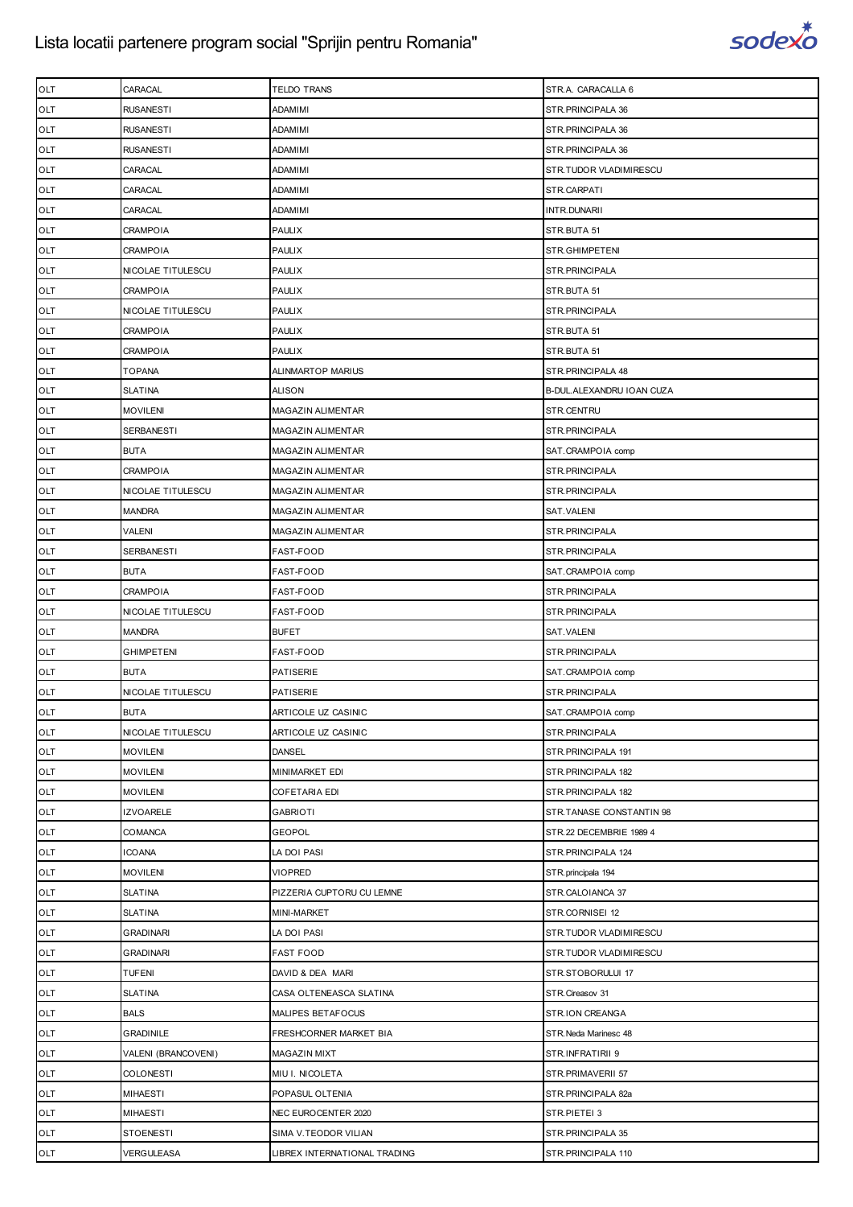# Lista locatii partenere program social "Sprijin pentru Romania"

| | | | |
|---|---|---|---|
| OLT | CARACAL | TELDO TRANS | STR.A. CARACALLA 6 |
| OLT | RUSANESTI | ADAMIMI | STR.PRINCIPALA 36 |
| OLT | RUSANESTI | ADAMIMI | STR.PRINCIPALA 36 |
| OLT | RUSANESTI | ADAMIMI | STR.PRINCIPALA 36 |
| OLT | CARACAL | ADAMIMI | STR.TUDOR VLADIMIRESCU |
| OLT | CARACAL | ADAMIMI | STR.CARPATI |
| OLT | CARACAL | ADAMIMI | INTR.DUNARII |
| OLT | CRAMPOIA | PAULIX | STR.BUTA 51 |
| OLT | CRAMPOIA | PAULIX | STR.GHIMPETENI |
| OLT | NICOLAE TITULESCU | PAULIX | STR.PRINCIPALA |
| OLT | CRAMPOIA | PAULIX | STR.BUTA 51 |
| OLT | NICOLAE TITULESCU | PAULIX | STR.PRINCIPALA |
| OLT | CRAMPOIA | PAULIX | STR.BUTA 51 |
| OLT | CRAMPOIA | PAULIX | STR.BUTA 51 |
| OLT | TOPANA | ALINMARTOP MARIUS | STR.PRINCIPALA 48 |
| OLT | SLATINA | ALISON | B-DUL.ALEXANDRU IOAN CUZA |
| OLT | MOVILENI | MAGAZIN ALIMENTAR | STR.CENTRU |
| OLT | SERBANESTI | MAGAZIN ALIMENTAR | STR.PRINCIPALA |
| OLT | BUTA | MAGAZIN ALIMENTAR | SAT.CRAMPOIA comp |
| OLT | CRAMPOIA | MAGAZIN ALIMENTAR | STR.PRINCIPALA |
| OLT | NICOLAE TITULESCU | MAGAZIN ALIMENTAR | STR.PRINCIPALA |
| OLT | MANDRA | MAGAZIN ALIMENTAR | SAT.VALENI |
| OLT | VALENI | MAGAZIN ALIMENTAR | STR.PRINCIPALA |
| OLT | SERBANESTI | FAST-FOOD | STR.PRINCIPALA |
| OLT | BUTA | FAST-FOOD | SAT.CRAMPOIA comp |
| OLT | CRAMPOIA | FAST-FOOD | STR.PRINCIPALA |
| OLT | NICOLAE TITULESCU | FAST-FOOD | STR.PRINCIPALA |
| OLT | MANDRA | BUFET | SAT.VALENI |
| OLT | GHIMPETENI | FAST-FOOD | STR.PRINCIPALA |
| OLT | BUTA | PATISERIE | SAT.CRAMPOIA comp |
| OLT | NICOLAE TITULESCU | PATISERIE | STR.PRINCIPALA |
| OLT | BUTA | ARTICOLE UZ CASINIC | SAT.CRAMPOIA comp |
| OLT | NICOLAE TITULESCU | ARTICOLE UZ CASINIC | STR.PRINCIPALA |
| OLT | MOVILENI | DANSEL | STR.PRINCIPALA 191 |
| OLT | MOVILENI | MINIMARKET EDI | STR.PRINCIPALA 182 |
| OLT | MOVILENI | COFETARIA EDI | STR.PRINCIPALA 182 |
| OLT | IZVOARELE | GABRIOTI | STR.TANASE CONSTANTIN 98 |
| OLT | COMANCA | GEOPOL | STR.22 DECEMBRIE 1989 4 |
| OLT | ICOANA | LA DOI PASI | STR.PRINCIPALA 124 |
| OLT | MOVILENI | VIOPRED | STR.principala 194 |
| OLT | SLATINA | PIZZERIA CUPTORU CU LEMNE | STR.CALOIANCA 37 |
| OLT | SLATINA | MINI-MARKET | STR.CORNISEI 12 |
| OLT | GRADINARI | LA DOI PASI | STR.TUDOR VLADIMIRESCU |
| OLT | GRADINARI | FAST FOOD | STR.TUDOR VLADIMIRESCU |
| OLT | TUFENI | DAVID & DEA MARI | STR.STOBORULUI 17 |
| OLT | SLATINA | CASA OLTENEASCA SLATINA | STR.Cireasov 31 |
| OLT | BALS | MALIPES BETAFOCUS | STR.ION CREANGA |
| OLT | GRADINILE | FRESHCORNER MARKET BIA | STR.Neda Marinesc 48 |
| OLT | VALENI (BRANCOVENI) | MAGAZIN MIXT | STR.INFRATIRII 9 |
| OLT | COLONESTI | MIU I. NICOLETA | STR.PRIMAVERII 57 |
| OLT | MIHAESTI | POPASUL OLTENIA | STR.PRINCIPALA 82a |
| OLT | MIHAESTI | NEC EUROCENTER 2020 | STR.PIETEI 3 |
| OLT | STOENESTI | SIMA V.TEODOR VILIAN | STR.PRINCIPALA 35 |
| OLT | VERGULEASA | LIBREX INTERNATIONAL TRADING | STR.PRINCIPALA 110 |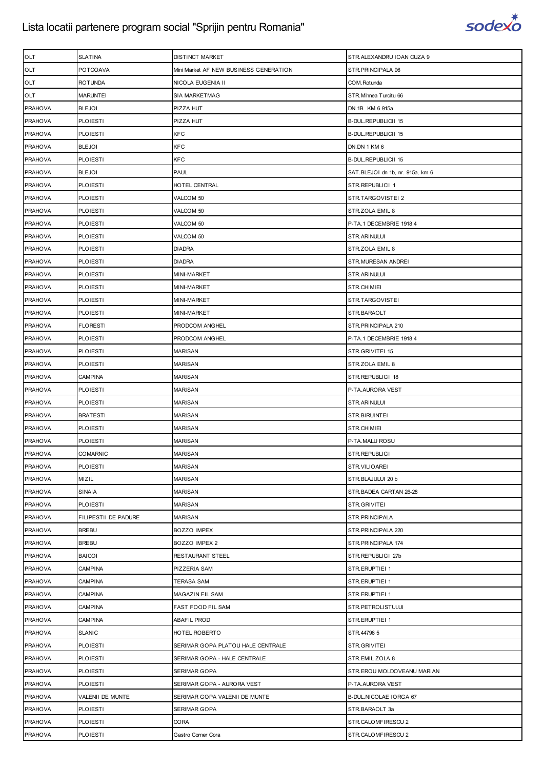# Lista locatii partenere program social "Sprijin pentru Romania"

| OLT | SLATINA | DISTINCT MARKET | STR.ALEXANDRU IOAN CUZA 9 |
|---|---|---|---|
| OLT | POTCOAVA | Mini Market AF NEW BUSINESS GENERATION | STR.PRINCIPALA 96 |
| OLT | ROTUNDA | NICOLA EUGENIA II | COM.Rotunda |
| OLT | MARUNTEI | SIA MARKETMAG | STR.Mihnea Turcitu 66 |
| PRAHOVA | BLEJOI | PIZZA HUT | DN.1B KM 6 915a |
| PRAHOVA | PLOIESTI | PIZZA HUT | B-DUL.REPUBLICII 15 |
| PRAHOVA | PLOIESTI | KFC | B-DUL.REPUBLICII 15 |
| PRAHOVA | BLEJOI | KFC | DN.DN 1 KM 6 |
| PRAHOVA | PLOIESTI | KFC | B-DUL.REPUBLICII 15 |
| PRAHOVA | BLEJOI | PAUL | SAT.BLEJOI dn 1b, nr. 915a, km 6 |
| PRAHOVA | PLOIESTI | HOTEL CENTRAL | STR.REPUBLICII 1 |
| PRAHOVA | PLOIESTI | VALCOM 50 | STR.TARGOVISTEI 2 |
| PRAHOVA | PLOIESTI | VALCOM 50 | STR.ZOLA EMIL 8 |
| PRAHOVA | PLOIESTI | VALCOM 50 | P-TA.1 DECEMBRIE 1918 4 |
| PRAHOVA | PLOIESTI | VALCOM 50 | STR.ARINULUI |
| PRAHOVA | PLOIESTI | DIADRA | STR.ZOLA EMIL 8 |
| PRAHOVA | PLOIESTI | DIADRA | STR.MURESAN ANDREI |
| PRAHOVA | PLOIESTI | MINI-MARKET | STR.ARINULUI |
| PRAHOVA | PLOIESTI | MINI-MARKET | STR.CHIMIEI |
| PRAHOVA | PLOIESTI | MINI-MARKET | STR.TARGOVISTEI |
| PRAHOVA | PLOIESTI | MINI-MARKET | STR.BARAOLT |
| PRAHOVA | FLORESTI | PRODCOM ANGHEL | STR.PRINCIPALA 210 |
| PRAHOVA | PLOIESTI | PRODCOM ANGHEL | P-TA.1 DECEMBRIE 1918 4 |
| PRAHOVA | PLOIESTI | MARISAN | STR.GRIVITEI 15 |
| PRAHOVA | PLOIESTI | MARISAN | STR.ZOLA EMIL 8 |
| PRAHOVA | CAMPINA | MARISAN | STR.REPUBLICII 18 |
| PRAHOVA | PLOIESTI | MARISAN | P-TA.AURORA VEST |
| PRAHOVA | PLOIESTI | MARISAN | STR.ARINULUI |
| PRAHOVA | BRATESTI | MARISAN | STR.BIRUINTEI |
| PRAHOVA | PLOIESTI | MARISAN | STR.CHIMIEI |
| PRAHOVA | PLOIESTI | MARISAN | P-TA.MALU ROSU |
| PRAHOVA | COMARNIC | MARISAN | STR.REPUBLICII |
| PRAHOVA | PLOIESTI | MARISAN | STR.VILIOAREI |
| PRAHOVA | MIZIL | MARISAN | STR.BLAJULUI 20 b |
| PRAHOVA | SINAIA | MARISAN | STR.BADEA CARTAN 26-28 |
| PRAHOVA | PLOIESTI | MARISAN | STR.GRIVITEI |
| PRAHOVA | FILIPESTII DE PADURE | MARISAN | STR.PRINCIPALA |
| PRAHOVA | BREBU | BOZZO IMPEX | STR.PRINCIPALA 220 |
| PRAHOVA | BREBU | BOZZO IMPEX 2 | STR.PRINCIPALA 174 |
| PRAHOVA | BAICOI | RESTAURANT STEEL | STR.REPUBLICII 27b |
| PRAHOVA | CAMPINA | PIZZERIA SAM | STR.ERUPTIEI 1 |
| PRAHOVA | CAMPINA | TERASA SAM | STR.ERUPTIEI 1 |
| PRAHOVA | CAMPINA | MAGAZIN FIL SAM | STR.ERUPTIEI 1 |
| PRAHOVA | CAMPINA | FAST FOOD FIL SAM | STR.PETROLISTULUI |
| PRAHOVA | CAMPINA | ABAFIL PROD | STR.ERUPTIEI 1 |
| PRAHOVA | SLANIC | HOTEL ROBERTO | STR.44796 5 |
| PRAHOVA | PLOIESTI | SERIMAR GOPA PLATOU HALE CENTRALE | STR.GRIVITEI |
| PRAHOVA | PLOIESTI | SERIMAR GOPA - HALE CENTRALE | STR.EMIL ZOLA 8 |
| PRAHOVA | PLOIESTI | SERIMAR GOPA | STR.EROU MOLDOVEANU MARIAN |
| PRAHOVA | PLOIESTI | SERIMAR GOPA - AURORA VEST | P-TA.AURORA VEST |
| PRAHOVA | VALENII DE MUNTE | SERIMAR GOPA VALENII DE MUNTE | B-DUL.NICOLAE IORGA 67 |
| PRAHOVA | PLOIESTI | SERIMAR GOPA | STR.BARAOLT 3a |
| PRAHOVA | PLOIESTI | CORA | STR.CALOMFIRESCU 2 |
| PRAHOVA | PLOIESTI | Gastro Corner Cora | STR.CALOMFIRESCU 2 |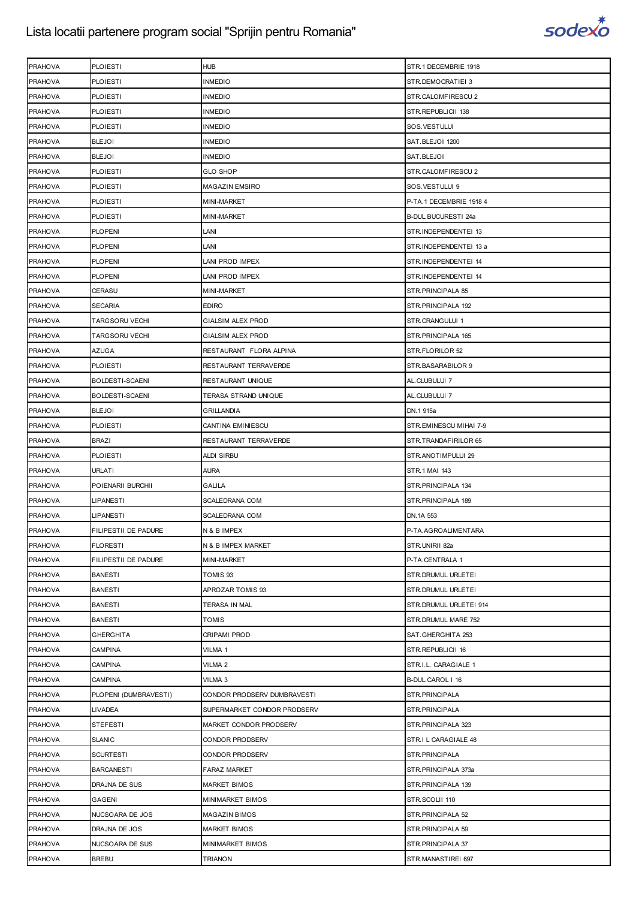# Lista locatii partenere program social "Sprijin pentru Romania"

| | | | |
|---|---|---|---|
| PRAHOVA | PLOIESTI | HUB | STR.1 DECEMBRIE 1918 |
| PRAHOVA | PLOIESTI | INMEDIO | STR.DEMOCRATIEI 3 |
| PRAHOVA | PLOIESTI | INMEDIO | STR.CALOMFIRESCU 2 |
| PRAHOVA | PLOIESTI | INMEDIO | STR.REPUBLICII 138 |
| PRAHOVA | PLOIESTI | INMEDIO | SOS.VESTULUI |
| PRAHOVA | BLEJOI | INMEDIO | SAT.BLEJOI 1200 |
| PRAHOVA | BLEJOI | INMEDIO | SAT.BLEJOI |
| PRAHOVA | PLOIESTI | GLO SHOP | STR.CALOMFIRESCU 2 |
| PRAHOVA | PLOIESTI | MAGAZIN EMSIRO | SOS.VESTULUI 9 |
| PRAHOVA | PLOIESTI | MINI-MARKET | P-TA.1 DECEMBRIE 1918 4 |
| PRAHOVA | PLOIESTI | MINI-MARKET | B-DUL.BUCURESTI 24a |
| PRAHOVA | PLOPENI | LANI | STR.INDEPENDENTEI 13 |
| PRAHOVA | PLOPENI | LANI | STR.INDEPENDENTEI 13 a |
| PRAHOVA | PLOPENI | LANI PROD IMPEX | STR.INDEPENDENTEI 14 |
| PRAHOVA | PLOPENI | LANI PROD IMPEX | STR.INDEPENDENTEI 14 |
| PRAHOVA | CERASU | MINI-MARKET | STR.PRINCIPALA 85 |
| PRAHOVA | SECARIA | EDIRO | STR.PRINCIPALA 192 |
| PRAHOVA | TARGSORU VECHI | GIALSIM ALEX PROD | STR.CRANGULUI 1 |
| PRAHOVA | TARGSORU VECHI | GIALSIM ALEX PROD | STR.PRINCIPALA 165 |
| PRAHOVA | AZUGA | RESTAURANT FLORA ALPINA | STR.FLORILOR 52 |
| PRAHOVA | PLOIESTI | RESTAURANT TERRAVERDE | STR.BASARABILOR 9 |
| PRAHOVA | BOLDESTI-SCAENI | RESTAURANT UNIQUE | AL.CLUBULUI 7 |
| PRAHOVA | BOLDESTI-SCAENI | TERASA STRAND UNIQUE | AL.CLUBULUI 7 |
| PRAHOVA | BLEJOI | GRILLANDIA | DN.1 915a |
| PRAHOVA | PLOIESTI | CANTINA EMINIESCU | STR.EMINESCU MIHAI 7-9 |
| PRAHOVA | BRAZI | RESTAURANT TERRAVERDE | STR.TRANDAFIRILOR 65 |
| PRAHOVA | PLOIESTI | ALDI SIRBU | STR.ANOTIMPULUI 29 |
| PRAHOVA | URLATI | AURA | STR.1 MAI 143 |
| PRAHOVA | POIENARII BURCHII | GALILA | STR.PRINCIPALA 134 |
| PRAHOVA | LIPANESTI | SCALEDRANA COM | STR.PRINCIPALA 189 |
| PRAHOVA | LIPANESTI | SCALEDRANA COM | DN.1A 553 |
| PRAHOVA | FILIPESTII DE PADURE | N & B IMPEX | P-TA.AGROALIMENTARA |
| PRAHOVA | FLORESTI | N & B IMPEX MARKET | STR.UNIRII 82a |
| PRAHOVA | FILIPESTII DE PADURE | MINI-MARKET | P-TA.CENTRALA 1 |
| PRAHOVA | BANESTI | TOMIS 93 | STR.DRUMUL URLETEI |
| PRAHOVA | BANESTI | APROZAR TOMIS 93 | STR.DRUMUL URLETEI |
| PRAHOVA | BANESTI | TERASA IN MAL | STR.DRUMUL URLETEI 914 |
| PRAHOVA | BANESTI | TOMIS | STR.DRUMUL MARE 752 |
| PRAHOVA | GHERGHITA | CRIPAMI PROD | SAT.GHERGHITA 253 |
| PRAHOVA | CAMPINA | VILMA 1 | STR.REPUBLICII 16 |
| PRAHOVA | CAMPINA | VILMA 2 | STR.I.L. CARAGIALE 1 |
| PRAHOVA | CAMPINA | VILMA 3 | B-DUL.CAROL I 16 |
| PRAHOVA | PLOPENI (DUMBRAVESTI) | CONDOR PRODSERV DUMBRAVESTI | STR.PRINCIPALA |
| PRAHOVA | LIVADEA | SUPERMARKET CONDOR PRODSERV | STR.PRINCIPALA |
| PRAHOVA | STEFESTI | MARKET CONDOR PRODSERV | STR.PRINCIPALA 323 |
| PRAHOVA | SLANIC | CONDOR PRODSERV | STR.I L CARAGIALE 48 |
| PRAHOVA | SCURTESTI | CONDOR PRODSERV | STR.PRINCIPALA |
| PRAHOVA | BARCANESTI | FARAZ MARKET | STR.PRINCIPALA 373a |
| PRAHOVA | DRAJNA DE SUS | MARKET BIMOS | STR.PRINCIPALA 139 |
| PRAHOVA | GAGENI | MINIMARKET BIMOS | STR.SCOLII 110 |
| PRAHOVA | NUCSOARA DE JOS | MAGAZIN BIMOS | STR.PRINCIPALA 52 |
| PRAHOVA | DRAJNA DE JOS | MARKET BIMOS | STR.PRINCIPALA 59 |
| PRAHOVA | NUCSOARA DE SUS | MINIMARKET BIMOS | STR.PRINCIPALA 37 |
| PRAHOVA | BREBU | TRIANON | STR.MANASTIREI 697 |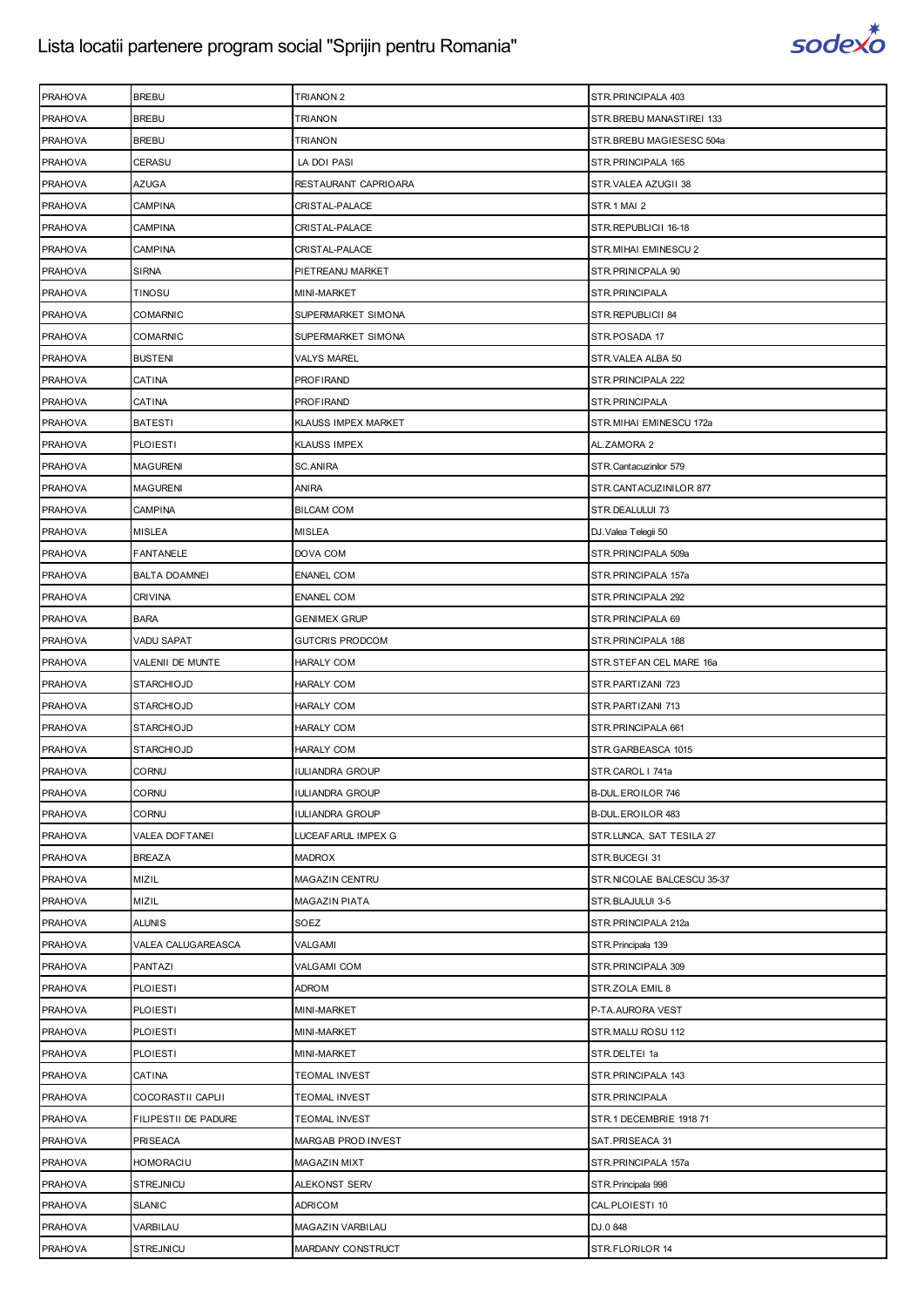# Lista locatii partenere program social "Sprijin pentru Romania"

| PRAHOVA | BREBU | TRIANON 2 | STR.PRINCIPALA 403 |
|---|---|---|---|
| PRAHOVA | BREBU | TRIANON | STR.BREBU MANASTIREI 133 |
| PRAHOVA | BREBU | TRIANON | STR.BREBU MAGIESESC 504a |
| PRAHOVA | CERASU | LA DOI PASI | STR.PRINCIPALA 165 |
| PRAHOVA | AZUGA | RESTAURANT CAPRIOARA | STR.VALEA AZUGII 38 |
| PRAHOVA | CAMPINA | CRISTAL-PALACE | STR.1 MAI 2 |
| PRAHOVA | CAMPINA | CRISTAL-PALACE | STR.REPUBLICII 16-18 |
| PRAHOVA | CAMPINA | CRISTAL-PALACE | STR.MIHAI EMINESCU 2 |
| PRAHOVA | SIRNA | PIETREANU MARKET | STR.PRINICPALA 90 |
| PRAHOVA | TINOSU | MINI-MARKET | STR.PRINCIPALA |
| PRAHOVA | COMARNIC | SUPERMARKET SIMONA | STR.REPUBLICII 84 |
| PRAHOVA | COMARNIC | SUPERMARKET SIMONA | STR.POSADA 17 |
| PRAHOVA | BUSTENI | VALYS MAREL | STR.VALEA ALBA 50 |
| PRAHOVA | CATINA | PROFIRAND | STR.PRINCIPALA 222 |
| PRAHOVA | CATINA | PROFIRAND | STR.PRINCIPALA |
| PRAHOVA | BATESTI | KLAUSS IMPEX MARKET | STR.MIHAI EMINESCU 172a |
| PRAHOVA | PLOIESTI | KLAUSS IMPEX | AL.ZAMORA 2 |
| PRAHOVA | MAGURENI | SC.ANIRA | STR.Cantacuzinilor 579 |
| PRAHOVA | MAGURENI | ANIRA | STR.CANTACUZINILOR 877 |
| PRAHOVA | CAMPINA | BILCAM COM | STR.DEALULUI 73 |
| PRAHOVA | MISLEA | MISLEA | DJ.Valea Telegii 50 |
| PRAHOVA | FANTANELE | DOVA COM | STR.PRINCIPALA 509a |
| PRAHOVA | BALTA DOAMNEI | ENANEL COM | STR.PRINCIPALA 157a |
| PRAHOVA | CRIVINA | ENANEL COM | STR.PRINCIPALA 292 |
| PRAHOVA | BARA | GENIMEX GRUP | STR.PRINCIPALA 69 |
| PRAHOVA | VADU SAPAT | GUTCRIS PRODCOM | STR.PRINCIPALA 188 |
| PRAHOVA | VALENII DE MUNTE | HARALY COM | STR.STEFAN CEL MARE 16a |
| PRAHOVA | STARCHIOJD | HARALY COM | STR.PARTIZANI 723 |
| PRAHOVA | STARCHIOJD | HARALY COM | STR.PARTIZANI 713 |
| PRAHOVA | STARCHIOJD | HARALY COM | STR.PRINCIPALA 661 |
| PRAHOVA | STARCHIOJD | HARALY COM | STR.GARBEASCA 1015 |
| PRAHOVA | CORNU | IULIANDRA GROUP | STR.CAROL I 741a |
| PRAHOVA | CORNU | IULIANDRA GROUP | B-DUL.EROILOR 746 |
| PRAHOVA | CORNU | IULIANDRA GROUP | B-DUL.EROILOR 483 |
| PRAHOVA | VALEA DOFTANEI | LUCEAFARUL IMPEX G | STR.LUNCA, SAT TESILA 27 |
| PRAHOVA | BREAZA | MADROX | STR.BUCEGI 31 |
| PRAHOVA | MIZIL | MAGAZIN CENTRU | STR.NICOLAE BALCESCU 35-37 |
| PRAHOVA | MIZIL | MAGAZIN PIATA | STR.BLAJULUI 3-5 |
| PRAHOVA | ALUNIS | SOEZ | STR.PRINCIPALA 212a |
| PRAHOVA | VALEA CALUGAREASCA | VALGAMI | STR.Principala 139 |
| PRAHOVA | PANTAZI | VALGAMI COM | STR.PRINCIPALA 309 |
| PRAHOVA | PLOIESTI | ADROM | STR.ZOLA EMIL 8 |
| PRAHOVA | PLOIESTI | MINI-MARKET | P-TA.AURORA VEST |
| PRAHOVA | PLOIESTI | MINI-MARKET | STR.MALU ROSU 112 |
| PRAHOVA | PLOIESTI | MINI-MARKET | STR.DELTEI 1a |
| PRAHOVA | CATINA | TEOMAL INVEST | STR.PRINCIPALA 143 |
| PRAHOVA | COCORASTII CAPLII | TEOMAL INVEST | STR.PRINCIPALA |
| PRAHOVA | FILIPESTII DE PADURE | TEOMAL INVEST | STR.1 DECEMBRIE 1918 71 |
| PRAHOVA | PRISEACA | MARGAB PROD INVEST | SAT.PRISEACA 31 |
| PRAHOVA | HOMORACIU | MAGAZIN MIXT | STR.PRINCIPALA 157a |
| PRAHOVA | STREJNICU | ALEKONST SERV | STR.Principala 998 |
| PRAHOVA | SLANIC | ADRICOM | CAL.PLOIESTI 10 |
| PRAHOVA | VARBILAU | MAGAZIN VARBILAU | DJ.0 848 |
| PRAHOVA | STREJNICU | MARDANY CONSTRUCT | STR.FLORILOR 14 |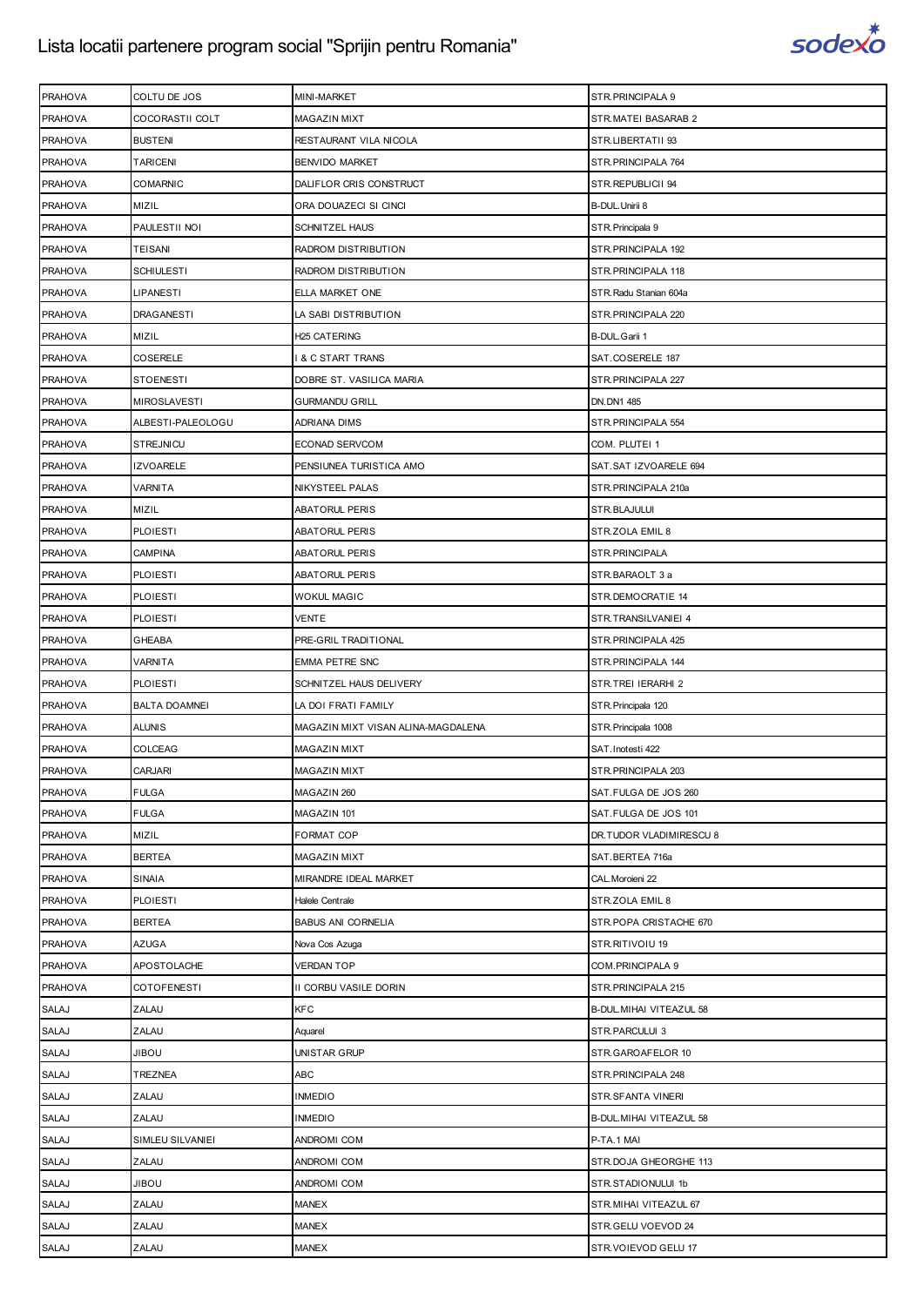# Lista locatii partenere program social "Sprijin pentru Romania"

| | | | |
|---|---|---|---|
| PRAHOVA | COLTU DE JOS | MINI-MARKET | STR.PRINCIPALA 9 |
| PRAHOVA | COCORASTII COLT | MAGAZIN MIXT | STR.MATEI BASARAB 2 |
| PRAHOVA | BUSTENI | RESTAURANT VILA NICOLA | STR.LIBERTATII 93 |
| PRAHOVA | TARICENI | BENVIDO MARKET | STR.PRINCIPALA 764 |
| PRAHOVA | COMARNIC | DALIFLOR CRIS CONSTRUCT | STR.REPUBLICII 94 |
| PRAHOVA | MIZIL | ORA DOUAZECI SI CINCI | B-DUL.Unirii 8 |
| PRAHOVA | PAULESTII NOI | SCHNITZEL HAUS | STR.Principala 9 |
| PRAHOVA | TEISANI | RADROM DISTRIBUTION | STR.PRINCIPALA 192 |
| PRAHOVA | SCHIULESTI | RADROM DISTRIBUTION | STR.PRINCIPALA 118 |
| PRAHOVA | LIPANESTI | ELLA MARKET ONE | STR.Radu Stanian 604a |
| PRAHOVA | DRAGANESTI | LA SABI DISTRIBUTION | STR.PRINCIPALA 220 |
| PRAHOVA | MIZIL | H25 CATERING | B-DUL.Garii 1 |
| PRAHOVA | COSERELE | I & C START TRANS | SAT.COSERELE 187 |
| PRAHOVA | STOENESTI | DOBRE ST. VASILICA MARIA | STR.PRINCIPALA 227 |
| PRAHOVA | MIROSLAVESTI | GURMANDU GRILL | DN.DN1 485 |
| PRAHOVA | ALBESTI-PALEOLOGU | ADRIANA DIMS | STR.PRINCIPALA 554 |
| PRAHOVA | STREJNICU | ECONAD SERVCOM | COM. PLUTEI 1 |
| PRAHOVA | IZVOARELE | PENSIUNEA TURISTICA AMO | SAT.SAT IZVOARELE 694 |
| PRAHOVA | VARNITA | NIKYSTEEL PALAS | STR.PRINCIPALA 210a |
| PRAHOVA | MIZIL | ABATORUL PERIS | STR.BLAJULUI |
| PRAHOVA | PLOIESTI | ABATORUL PERIS | STR.ZOLA EMIL 8 |
| PRAHOVA | CAMPINA | ABATORUL PERIS | STR.PRINCIPALA |
| PRAHOVA | PLOIESTI | ABATORUL PERIS | STR.BARAOLT 3 a |
| PRAHOVA | PLOIESTI | WOKUL MAGIC | STR.DEMOCRATIE 14 |
| PRAHOVA | PLOIESTI | VENTE | STR.TRANSILVANIEI 4 |
| PRAHOVA | GHEABA | PRE-GRIL TRADITIONAL | STR.PRINCIPALA 425 |
| PRAHOVA | VARNITA | EMMA PETRE SNC | STR.PRINCIPALA 144 |
| PRAHOVA | PLOIESTI | SCHNITZEL HAUS DELIVERY | STR.TREI IERARHI 2 |
| PRAHOVA | BALTA DOAMNEI | LA DOI FRATI FAMILY | STR.Principala 120 |
| PRAHOVA | ALUNIS | MAGAZIN MIXT VISAN ALINA-MAGDALENA | STR.Principala 1008 |
| PRAHOVA | COLCEAG | MAGAZIN MIXT | SAT.Inotesti 422 |
| PRAHOVA | CARJARI | MAGAZIN MIXT | STR.PRINCIPALA 203 |
| PRAHOVA | FULGA | MAGAZIN 260 | SAT.FULGA DE JOS 260 |
| PRAHOVA | FULGA | MAGAZIN 101 | SAT.FULGA DE JOS 101 |
| PRAHOVA | MIZIL | FORMAT COP | DR.TUDOR VLADIMIRESCU 8 |
| PRAHOVA | BERTEA | MAGAZIN MIXT | SAT.BERTEA 716a |
| PRAHOVA | SINAIA | MIRANDRE IDEAL MARKET | CAL.Moroieni 22 |
| PRAHOVA | PLOIESTI | Halele Centrale | STR.ZOLA EMIL 8 |
| PRAHOVA | BERTEA | BABUS ANI CORNELIA | STR.POPA CRISTACHE 670 |
| PRAHOVA | AZUGA | Nova Cos Azuga | STR.RITIVOIU 19 |
| PRAHOVA | APOSTOLACHE | VERDAN TOP | COM.PRINCIPALA 9 |
| PRAHOVA | COTOFENESTI | II CORBU VASILE DORIN | STR.PRINCIPALA 215 |
| SALAJ | ZALAU | KFC | B-DUL.MIHAI VITEAZUL 58 |
| SALAJ | ZALAU | Aquarel | STR.PARCULUI 3 |
| SALAJ | JIBOU | UNISTAR GRUP | STR.GAROAFELOR 10 |
| SALAJ | TREZNEA | ABC | STR.PRINCIPALA 248 |
| SALAJ | ZALAU | INMEDIO | STR.SFANTA VINERI |
| SALAJ | ZALAU | INMEDIO | B-DUL.MIHAI VITEAZUL 58 |
| SALAJ | SIMLEU SILVANIEI | ANDROMI COM | P-TA.1 MAI |
| SALAJ | ZALAU | ANDROMI COM | STR.DOJA GHEORGHE 113 |
| SALAJ | JIBOU | ANDROMI COM | STR.STADIONULUI 1b |
| SALAJ | ZALAU | MANEX | STR.MIHAI VITEAZUL 67 |
| SALAJ | ZALAU | MANEX | STR.GELU VOEVOD 24 |
| SALAJ | ZALAU | MANEX | STR.VOIEVOD GELU 17 |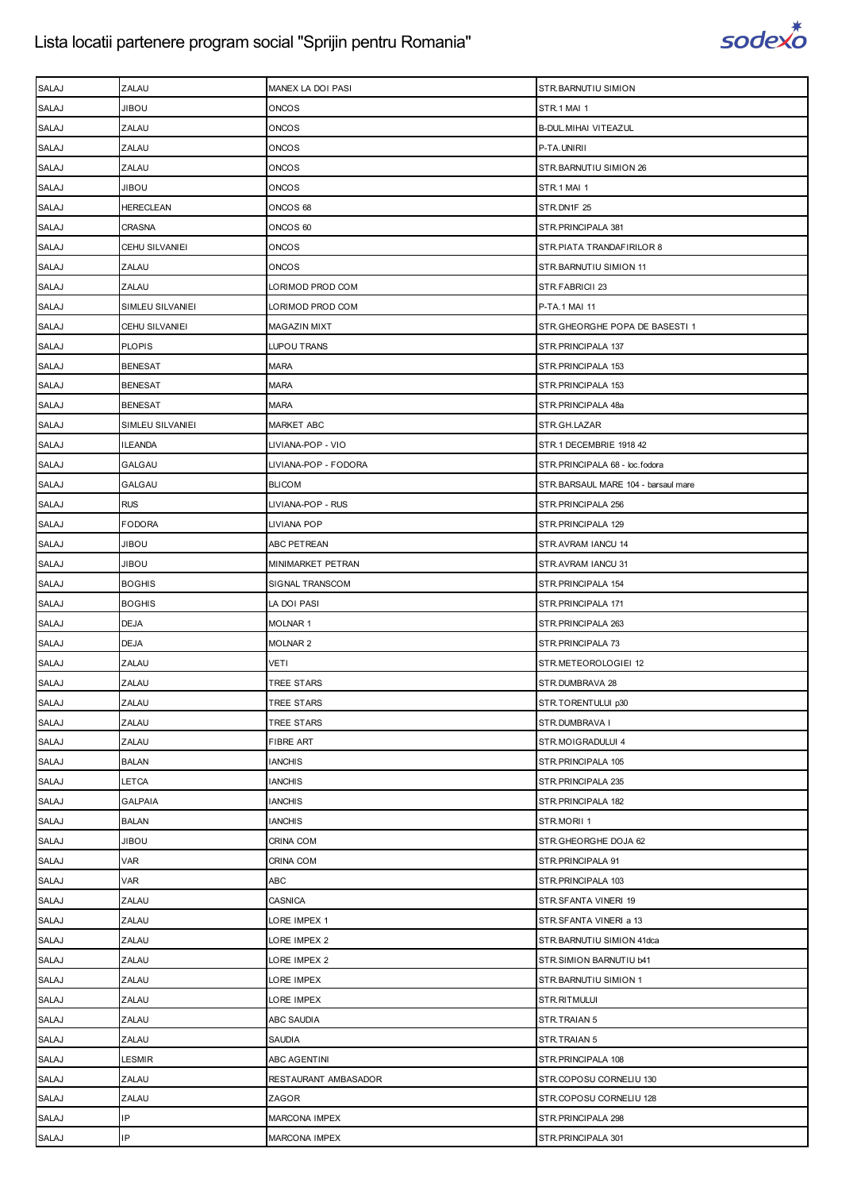| SALAJ | ZALAU | MANEX LA DOI PASI | STR.BARNUTIU SIMION |
|---|---|---|---|
| SALAJ | JIBOU | ONCOS | STR.1 MAI 1 |
| SALAJ | ZALAU | ONCOS | B-DUL.MIHAI VITEAZUL |
| SALAJ | ZALAU | ONCOS | P-TA.UNIRII |
| SALAJ | ZALAU | ONCOS | STR.BARNUTIU SIMION 26 |
| SALAJ | JIBOU | ONCOS | STR.1 MAI 1 |
| SALAJ | HERECLEAN | ONCOS 68 | STR.DN1F 25 |
| SALAJ | CRASNA | ONCOS 60 | STR.PRINCIPALA 381 |
| SALAJ | CEHU SILVANIEI | ONCOS | STR.PIATA TRANDAFIRILOR 8 |
| SALAJ | ZALAU | ONCOS | STR.BARNUTIU SIMION 11 |
| SALAJ | ZALAU | LORIMOD PROD COM | STR.FABRICII 23 |
| SALAJ | SIMLEU SILVANIEI | LORIMOD PROD COM | P-TA.1 MAI 11 |
| SALAJ | CEHU SILVANIEI | MAGAZIN MIXT | STR.GHEORGHE POPA DE BASESTI 1 |
| SALAJ | PLOPIS | LUPOU TRANS | STR.PRINCIPALA 137 |
| SALAJ | BENESAT | MARA | STR.PRINCIPALA 153 |
| SALAJ | BENESAT | MARA | STR.PRINCIPALA 153 |
| SALAJ | BENESAT | MARA | STR.PRINCIPALA 48a |
| SALAJ | SIMLEU SILVANIEI | MARKET ABC | STR.GH.LAZAR |
| SALAJ | ILEANDA | LIVIANA-POP - VIO | STR.1 DECEMBRIE 1918 42 |
| SALAJ | GALGAU | LIVIANA-POP - FODORA | STR.PRINCIPALA 68 - loc.fodora |
| SALAJ | GALGAU | BLICOM | STR.BARSAUL MARE 104 - barsaul mare |
| SALAJ | RUS | LIVIANA-POP - RUS | STR.PRINCIPALA 256 |
| SALAJ | FODORA | LIVIANA POP | STR.PRINCIPALA 129 |
| SALAJ | JIBOU | ABC PETREAN | STR.AVRAM IANCU 14 |
| SALAJ | JIBOU | MINIMARKET PETRAN | STR.AVRAM IANCU 31 |
| SALAJ | BOGHIS | SIGNAL TRANSCOM | STR.PRINCIPALA 154 |
| SALAJ | BOGHIS | LA DOI PASI | STR.PRINCIPALA 171 |
| SALAJ | DEJA | MOLNAR 1 | STR.PRINCIPALA 263 |
| SALAJ | DEJA | MOLNAR 2 | STR.PRINCIPALA 73 |
| SALAJ | ZALAU | VETI | STR.METEOROLOGIEI 12 |
| SALAJ | ZALAU | TREE STARS | STR.DUMBRAVA 28 |
| SALAJ | ZALAU | TREE STARS | STR.TORENTULUI p30 |
| SALAJ | ZALAU | TREE STARS | STR.DUMBRAVA I |
| SALAJ | ZALAU | FIBRE ART | STR.MOIGRADULUI 4 |
| SALAJ | BALAN | IANCHIS | STR.PRINCIPALA 105 |
| SALAJ | LETCA | IANCHIS | STR.PRINCIPALA 235 |
| SALAJ | GALPAIA | IANCHIS | STR.PRINCIPALA 182 |
| SALAJ | BALAN | IANCHIS | STR.MORII 1 |
| SALAJ | JIBOU | CRINA COM | STR.GHEORGHE DOJA 62 |
| SALAJ | VAR | CRINA COM | STR.PRINCIPALA 91 |
| SALAJ | VAR | ABC | STR.PRINCIPALA 103 |
| SALAJ | ZALAU | CASNICA | STR.SFANTA VINERI 19 |
| SALAJ | ZALAU | LORE IMPEX 1 | STR.SFANTA VINERI a 13 |
| SALAJ | ZALAU | LORE IMPEX 2 | STR.BARNUTIU SIMION 41dca |
| SALAJ | ZALAU | LORE IMPEX 2 | STR.SIMION BARNUTIU b41 |
| SALAJ | ZALAU | LORE IMPEX | STR.BARNUTIU SIMION 1 |
| SALAJ | ZALAU | LORE IMPEX | STR.RITMULUI |
| SALAJ | ZALAU | ABC SAUDIA | STR.TRAIAN 5 |
| SALAJ | ZALAU | SAUDIA | STR.TRAIAN 5 |
| SALAJ | LESMIR | ABC AGENTINI | STR.PRINCIPALA 108 |
| SALAJ | ZALAU | RESTAURANT AMBASADOR | STR.COPOSU CORNELIU 130 |
| SALAJ | ZALAU | ZAGOR | STR.COPOSU CORNELIU 128 |
| SALAJ | IP | MARCONA IMPEX | STR.PRINCIPALA 298 |
| SALAJ | IP | MARCONA IMPEX | STR.PRINCIPALA 301 |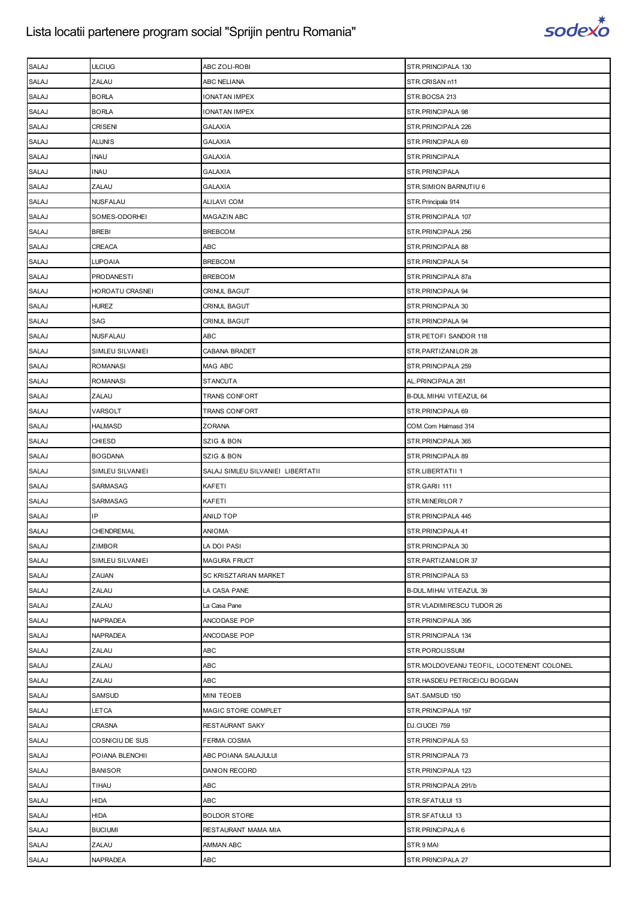| SALAJ | ULCIUG | ABC ZOLI-ROBI | STR.PRINCIPALA 130 |
|---|---|---|---|
| SALAJ | ZALAU | ABC NELIANA | STR.CRISAN n11 |
| SALAJ | BORLA | IONATAN IMPEX | STR.BOCSA 213 |
| SALAJ | BORLA | IONATAN IMPEX | STR.PRINCIPALA 98 |
| SALAJ | CRISENI | GALAXIA | STR.PRINCIPALA 226 |
| SALAJ | ALUNIS | GALAXIA | STR.PRINCIPALA 69 |
| SALAJ | INAU | GALAXIA | STR.PRINCIPALA |
| SALAJ | INAU | GALAXIA | STR.PRINCIPALA |
| SALAJ | ZALAU | GALAXIA | STR.SIMION BARNUTIU 6 |
| SALAJ | NUSFALAU | ALILAVI COM | STR.Principala 914 |
| SALAJ | SOMES-ODORHEI | MAGAZIN ABC | STR.PRINCIPALA 107 |
| SALAJ | BREBI | BREBCOM | STR.PRINCIPALA 256 |
| SALAJ | CREACA | ABC | STR.PRINCIPALA 88 |
| SALAJ | LUPOAIA | BREBCOM | STR.PRINCIPALA 54 |
| SALAJ | PRODANESTI | BREBCOM | STR.PRINCIPALA 87a |
| SALAJ | HOROATU CRASNEI | CRINUL BAGUT | STR.PRINCIPALA 94 |
| SALAJ | HUREZ | CRINUL BAGUT | STR.PRINCIPALA 30 |
| SALAJ | SAG | CRINUL BAGUT | STR.PRINCIPALA 94 |
| SALAJ | NUSFALAU | ABC | STR.PETOFI SANDOR 118 |
| SALAJ | SIMLEU SILVANIEI | CABANA BRADET | STR.PARTIZANILOR 28 |
| SALAJ | ROMANASI | MAG ABC | STR.PRINCIPALA 259 |
| SALAJ | ROMANASI | STANCUTA | AL.PRINCIPALA 261 |
| SALAJ | ZALAU | TRANS CONFORT | B-DUL.MIHAI VITEAZUL 64 |
| SALAJ | VARSOLT | TRANS CONFORT | STR.PRINCIPALA 69 |
| SALAJ | HALMASD | ZORANA | COM.Com Halmasd 314 |
| SALAJ | CHIESD | SZIG & BON | STR.PRINCIPALA 365 |
| SALAJ | BOGDANA | SZIG & BON | STR.PRINCIPALA 89 |
| SALAJ | SIMLEU SILVANIEI | SALAJ SIMLEU SILVANIEI LIBERTATII | STR.LIBERTATII 1 |
| SALAJ | SARMASAG | KAFETI | STR.GARII 111 |
| SALAJ | SARMASAG | KAFETI | STR.MINERILOR 7 |
| SALAJ | IP | ANILD TOP | STR.PRINCIPALA 445 |
| SALAJ | CHENDREMAL | ANIOMA | STR.PRINCIPALA 41 |
| SALAJ | ZIMBOR | LA DOI PASI | STR.PRINCIPALA 30 |
| SALAJ | SIMLEU SILVANIEI | MAGURA FRUCT | STR.PARTIZANILOR 37 |
| SALAJ | ZAUAN | SC KRISZTARIAN MARKET | STR.PRINCIPALA 53 |
| SALAJ | ZALAU | LA CASA PANE | B-DUL.MIHAI VITEAZUL 39 |
| SALAJ | ZALAU | La Casa Pane | STR.VLADIMIRESCU TUDOR 26 |
| SALAJ | NAPRADEA | ANCODASE POP | STR.PRINCIPALA 395 |
| SALAJ | NAPRADEA | ANCODASE POP | STR.PRINCIPALA 134 |
| SALAJ | ZALAU | ABC | STR.POROLISSUM |
| SALAJ | ZALAU | ABC | STR.MOLDOVEANU TEOFIL, LOCOTENENT COLONEL |
| SALAJ | ZALAU | ABC | STR.HASDEU PETRICEICU BOGDAN |
| SALAJ | SAMSUD | MINI TEOEB | SAT.SAMSUD 150 |
| SALAJ | LETCA | MAGIC STORE COMPLET | STR.PRINCIPALA 197 |
| SALAJ | CRASNA | RESTAURANT SAKY | DJ.CIUCEI 759 |
| SALAJ | COSNICIU DE SUS | FERMA COSMA | STR.PRINCIPALA 53 |
| SALAJ | POIANA BLENCHII | ABC POIANA SALAJULUI | STR.PRINCIPALA 73 |
| SALAJ | BANISOR | DANION RECORD | STR.PRINCIPALA 123 |
| SALAJ | TIHAU | ABC | STR.PRINCIPALA 291/b |
| SALAJ | HIDA | ABC | STR.SFATULUI 13 |
| SALAJ | HIDA | BOLDOR STORE | STR.SFATULUI 13 |
| SALAJ | BUCIUMI | RESTAURANT MAMA MIA | STR.PRINCIPALA 6 |
| SALAJ | ZALAU | AMMAN ABC | STR.9 MAI |
| SALAJ | NAPRADEA | ABC | STR.PRINCIPALA 27 |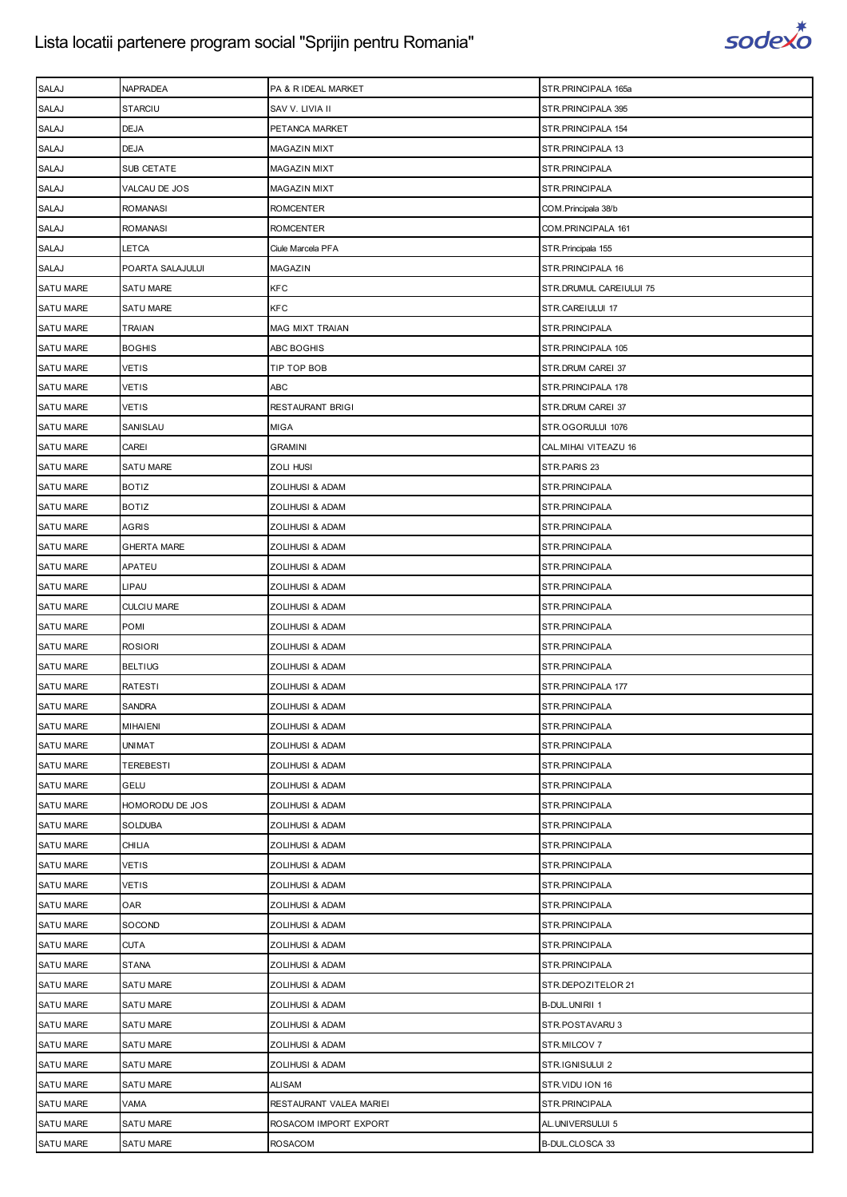# Lista locatii partenere program social "Sprijin pentru Romania"

| SALAJ | NAPRADEA | PA & R IDEAL MARKET | STR.PRINCIPALA 165a |
|---|---|---|---|
| SALAJ | STARCIU | SAV V. LIVIA II | STR.PRINCIPALA 395 |
| SALAJ | DEJA | PETANCA MARKET | STR.PRINCIPALA 154 |
| SALAJ | DEJA | MAGAZIN MIXT | STR.PRINCIPALA 13 |
| SALAJ | SUB CETATE | MAGAZIN MIXT | STR.PRINCIPALA |
| SALAJ | VALCAU DE JOS | MAGAZIN MIXT | STR.PRINCIPALA |
| SALAJ | ROMANASI | ROMCENTER | COM.Principala 38/b |
| SALAJ | ROMANASI | ROMCENTER | COM.PRINCIPALA 161 |
| SALAJ | LETCA | Ciule Marcela PFA | STR.Principala 155 |
| SALAJ | POARTA SALAJULUI | MAGAZIN | STR.PRINCIPALA 16 |
| SATU MARE | SATU MARE | KFC | STR.DRUMUL CAREIULUI 75 |
| SATU MARE | SATU MARE | KFC | STR.CAREIULUI 17 |
| SATU MARE | TRAIAN | MAG MIXT TRAIAN | STR.PRINCIPALA |
| SATU MARE | BOGHIS | ABC BOGHIS | STR.PRINCIPALA 105 |
| SATU MARE | VETIS | TIP TOP BOB | STR.DRUM CAREI 37 |
| SATU MARE | VETIS | ABC | STR.PRINCIPALA 178 |
| SATU MARE | VETIS | RESTAURANT BRIGI | STR.DRUM CAREI 37 |
| SATU MARE | SANISLAU | MIGA | STR.OGORULUI 1076 |
| SATU MARE | CAREI | GRAMINI | CAL.MIHAI VITEAZU 16 |
| SATU MARE | SATU MARE | ZOLI HUSI | STR.PARIS 23 |
| SATU MARE | BOTIZ | ZOLIHUSI & ADAM | STR.PRINCIPALA |
| SATU MARE | BOTIZ | ZOLIHUSI & ADAM | STR.PRINCIPALA |
| SATU MARE | AGRIS | ZOLIHUSI & ADAM | STR.PRINCIPALA |
| SATU MARE | GHERTA MARE | ZOLIHUSI & ADAM | STR.PRINCIPALA |
| SATU MARE | APATEU | ZOLIHUSI & ADAM | STR.PRINCIPALA |
| SATU MARE | LIPAU | ZOLIHUSI & ADAM | STR.PRINCIPALA |
| SATU MARE | CULCIU MARE | ZOLIHUSI & ADAM | STR.PRINCIPALA |
| SATU MARE | POMI | ZOLIHUSI & ADAM | STR.PRINCIPALA |
| SATU MARE | ROSIORI | ZOLIHUSI & ADAM | STR.PRINCIPALA |
| SATU MARE | BELTIUG | ZOLIHUSI & ADAM | STR.PRINCIPALA |
| SATU MARE | RATESTI | ZOLIHUSI & ADAM | STR.PRINCIPALA 177 |
| SATU MARE | SANDRA | ZOLIHUSI & ADAM | STR.PRINCIPALA |
| SATU MARE | MIHAIENI | ZOLIHUSI & ADAM | STR.PRINCIPALA |
| SATU MARE | UNIMAT | ZOLIHUSI & ADAM | STR.PRINCIPALA |
| SATU MARE | TEREBESTI | ZOLIHUSI & ADAM | STR.PRINCIPALA |
| SATU MARE | GELU | ZOLIHUSI & ADAM | STR.PRINCIPALA |
| SATU MARE | HOMORODU DE JOS | ZOLIHUSI & ADAM | STR.PRINCIPALA |
| SATU MARE | SOLDUBA | ZOLIHUSI & ADAM | STR.PRINCIPALA |
| SATU MARE | CHILIA | ZOLIHUSI & ADAM | STR.PRINCIPALA |
| SATU MARE | VETIS | ZOLIHUSI & ADAM | STR.PRINCIPALA |
| SATU MARE | VETIS | ZOLIHUSI & ADAM | STR.PRINCIPALA |
| SATU MARE | OAR | ZOLIHUSI & ADAM | STR.PRINCIPALA |
| SATU MARE | SOCOND | ZOLIHUSI & ADAM | STR.PRINCIPALA |
| SATU MARE | CUTA | ZOLIHUSI & ADAM | STR.PRINCIPALA |
| SATU MARE | STANA | ZOLIHUSI & ADAM | STR.PRINCIPALA |
| SATU MARE | SATU MARE | ZOLIHUSI & ADAM | STR.DEPOZITELOR 21 |
| SATU MARE | SATU MARE | ZOLIHUSI & ADAM | B-DUL.UNIRII 1 |
| SATU MARE | SATU MARE | ZOLIHUSI & ADAM | STR.POSTAVARU 3 |
| SATU MARE | SATU MARE | ZOLIHUSI & ADAM | STR.MILCOV 7 |
| SATU MARE | SATU MARE | ZOLIHUSI & ADAM | STR.IGNISULUI 2 |
| SATU MARE | SATU MARE | ALISAM | STR.VIDU ION 16 |
| SATU MARE | VAMA | RESTAURANT VALEA MARIEI | STR.PRINCIPALA |
| SATU MARE | SATU MARE | ROSACOM IMPORT EXPORT | AL.UNIVERSULUI 5 |
| SATU MARE | SATU MARE | ROSACOM | B-DUL.CLOSCA 33 |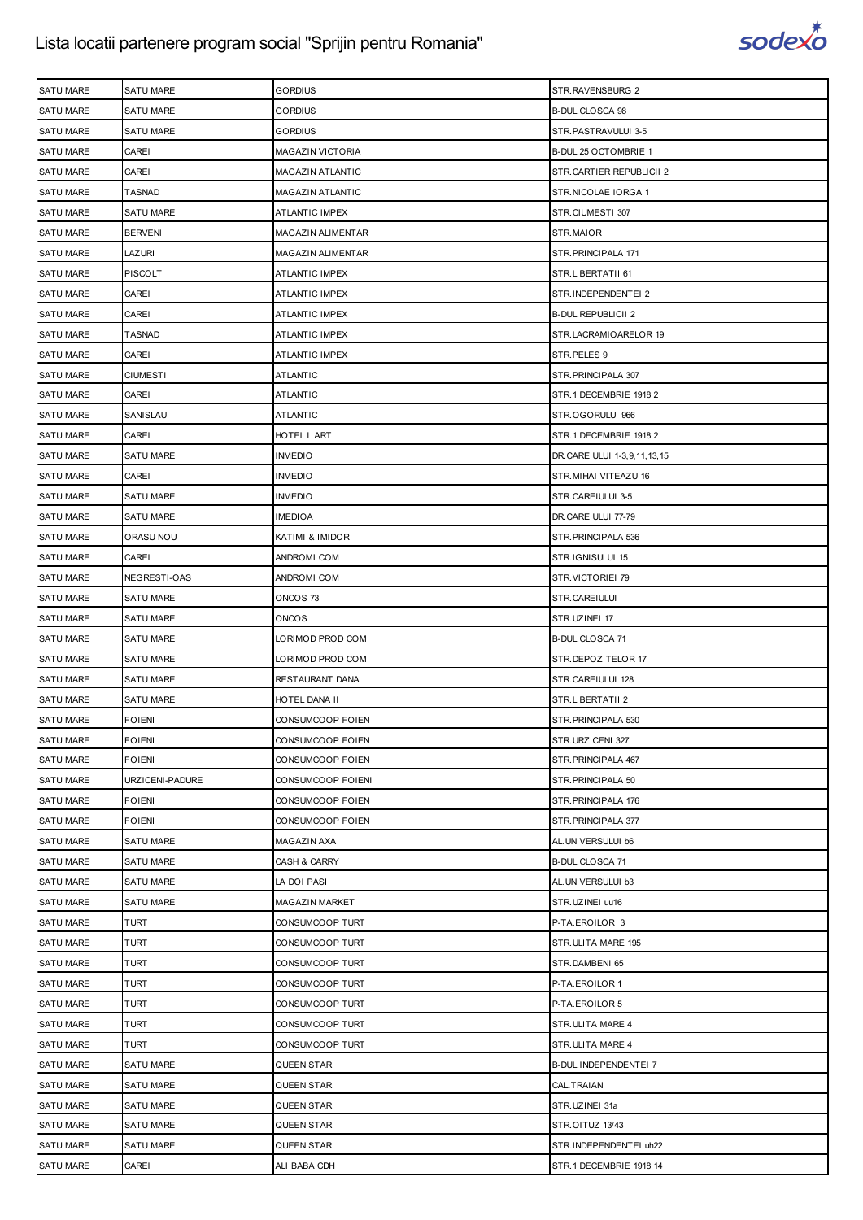| | | | |
|---|---|---|---|
| SATU MARE | SATU MARE | GORDIUS | STR.RAVENSBURG 2 |
| SATU MARE | SATU MARE | GORDIUS | B-DUL.CLOSCA 98 |
| SATU MARE | SATU MARE | GORDIUS | STR.PASTRAVULUI 3-5 |
| SATU MARE | CAREI | MAGAZIN VICTORIA | B-DUL.25 OCTOMBRIE 1 |
| SATU MARE | CAREI | MAGAZIN ATLANTIC | STR.CARTIER REPUBLICII 2 |
| SATU MARE | TASNAD | MAGAZIN ATLANTIC | STR.NICOLAE IORGA 1 |
| SATU MARE | SATU MARE | ATLANTIC IMPEX | STR.CIUMESTI 307 |
| SATU MARE | BERVENI | MAGAZIN ALIMENTAR | STR.MAIOR |
| SATU MARE | LAZURI | MAGAZIN ALIMENTAR | STR.PRINCIPALA 171 |
| SATU MARE | PISCOLT | ATLANTIC IMPEX | STR.LIBERTATII 61 |
| SATU MARE | CAREI | ATLANTIC IMPEX | STR.INDEPENDENTEI 2 |
| SATU MARE | CAREI | ATLANTIC IMPEX | B-DUL.REPUBLICII 2 |
| SATU MARE | TASNAD | ATLANTIC IMPEX | STR.LACRAMIOARELOR 19 |
| SATU MARE | CAREI | ATLANTIC IMPEX | STR.PELES 9 |
| SATU MARE | CIUMESTI | ATLANTIC | STR.PRINCIPALA 307 |
| SATU MARE | CAREI | ATLANTIC | STR.1 DECEMBRIE 1918 2 |
| SATU MARE | SANISLAU | ATLANTIC | STR.OGORULUI 966 |
| SATU MARE | CAREI | HOTEL L ART | STR.1 DECEMBRIE 1918 2 |
| SATU MARE | SATU MARE | INMEDIO | DR.CAREIULUI 1-3,9,11,13,15 |
| SATU MARE | CAREI | INMEDIO | STR.MIHAI VITEAZU 16 |
| SATU MARE | SATU MARE | INMEDIO | STR.CAREIULUI 3-5 |
| SATU MARE | SATU MARE | IMEDIOA | DR.CAREIULUI 77-79 |
| SATU MARE | ORASU NOU | KATIMI & IMIDOR | STR.PRINCIPALA 536 |
| SATU MARE | CAREI | ANDROMI COM | STR.IGNISULUI 15 |
| SATU MARE | NEGRESTI-OAS | ANDROMI COM | STR.VICTORIEI 79 |
| SATU MARE | SATU MARE | ONCOS 73 | STR.CAREIULUI |
| SATU MARE | SATU MARE | ONCOS | STR.UZINEI 17 |
| SATU MARE | SATU MARE | LORIMOD PROD COM | B-DUL.CLOSCA 71 |
| SATU MARE | SATU MARE | LORIMOD PROD COM | STR.DEPOZITELOR 17 |
| SATU MARE | SATU MARE | RESTAURANT DANA | STR.CAREIULUI 128 |
| SATU MARE | SATU MARE | HOTEL DANA II | STR.LIBERTATII 2 |
| SATU MARE | FOIENI | CONSUMCOOP FOIEN | STR.PRINCIPALA 530 |
| SATU MARE | FOIENI | CONSUMCOOP FOIEN | STR.URZICENI 327 |
| SATU MARE | FOIENI | CONSUMCOOP FOIEN | STR.PRINCIPALA 467 |
| SATU MARE | URZICENI-PADURE | CONSUMCOOP FOIENI | STR.PRINCIPALA 50 |
| SATU MARE | FOIENI | CONSUMCOOP FOIEN | STR.PRINCIPALA 176 |
| SATU MARE | FOIENI | CONSUMCOOP FOIEN | STR.PRINCIPALA 377 |
| SATU MARE | SATU MARE | MAGAZIN AXA | AL.UNIVERSULUI b6 |
| SATU MARE | SATU MARE | CASH & CARRY | B-DUL.CLOSCA 71 |
| SATU MARE | SATU MARE | LA DOI PASI | AL.UNIVERSULUI b3 |
| SATU MARE | SATU MARE | MAGAZIN MARKET | STR.UZINEI uu16 |
| SATU MARE | TURT | CONSUMCOOP TURT | P-TA.EROILOR 3 |
| SATU MARE | TURT | CONSUMCOOP TURT | STR.ULITA MARE 195 |
| SATU MARE | TURT | CONSUMCOOP TURT | STR.DAMBENI 65 |
| SATU MARE | TURT | CONSUMCOOP TURT | P-TA.EROILOR 1 |
| SATU MARE | TURT | CONSUMCOOP TURT | P-TA.EROILOR 5 |
| SATU MARE | TURT | CONSUMCOOP TURT | STR.ULITA MARE 4 |
| SATU MARE | TURT | CONSUMCOOP TURT | STR.ULITA MARE 4 |
| SATU MARE | SATU MARE | QUEEN STAR | B-DUL.INDEPENDENTEI 7 |
| SATU MARE | SATU MARE | QUEEN STAR | CAL.TRAIAN |
| SATU MARE | SATU MARE | QUEEN STAR | STR.UZINEI 31a |
| SATU MARE | SATU MARE | QUEEN STAR | STR.OITUZ 13/43 |
| SATU MARE | SATU MARE | QUEEN STAR | STR.INDEPENDENTEI uh22 |
| SATU MARE | CAREI | ALI BABA CDH | STR.1 DECEMBRIE 1918 14 |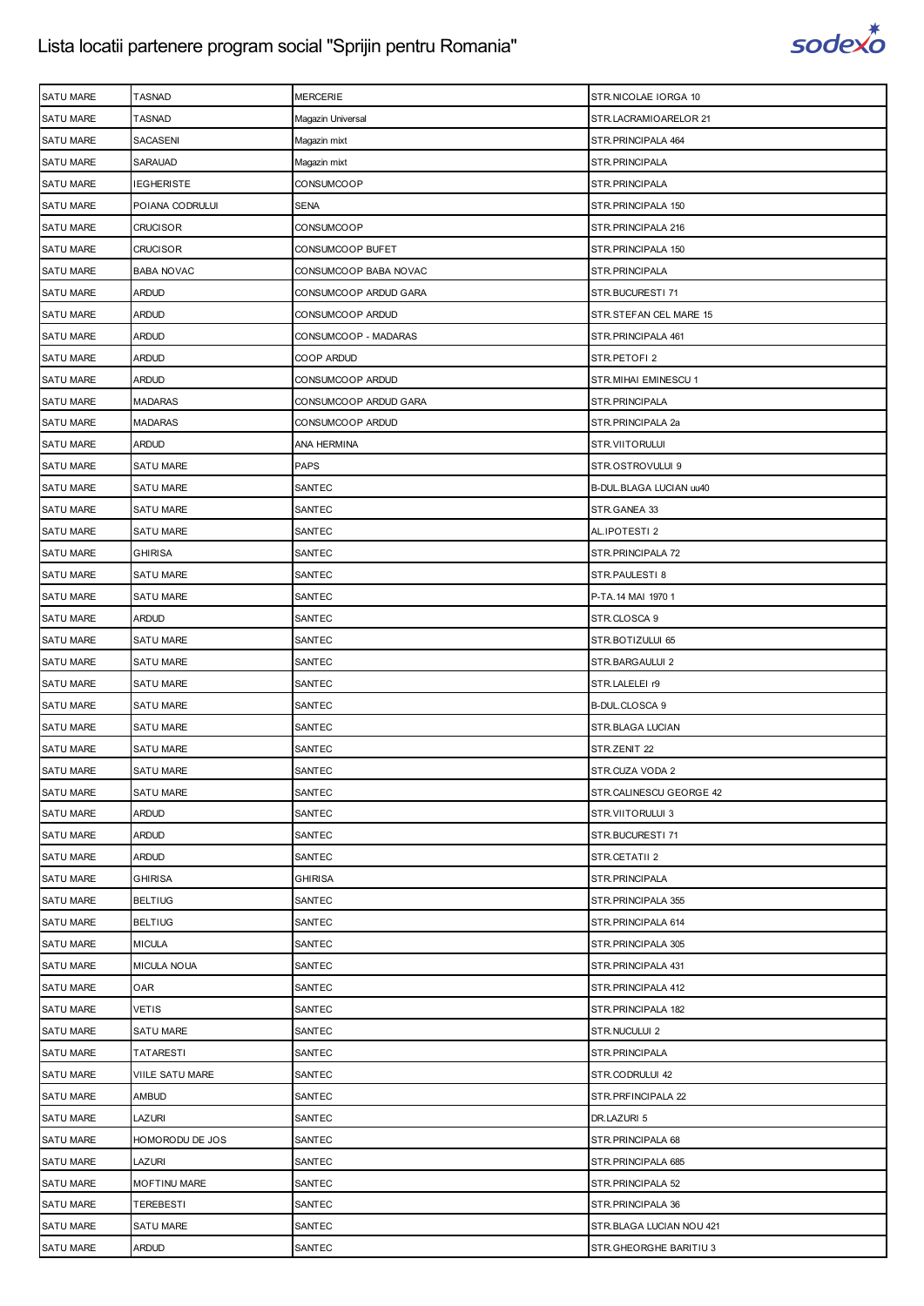# Lista locatii partenere program social "Sprijin pentru Romania"

| | | | |
|---|---|---|---|
| SATU MARE | TASNAD | MERCERIE | STR.NICOLAE IORGA 10 |
| SATU MARE | TASNAD | Magazin Universal | STR.LACRAMIOARELOR 21 |
| SATU MARE | SACASENI | Magazin mixt | STR.PRINCIPALA 464 |
| SATU MARE | SARAUAD | Magazin mixt | STR.PRINCIPALA |
| SATU MARE | IEGHERISTE | CONSUMCOOP | STR.PRINCIPALA |
| SATU MARE | POIANA CODRULUI | SENA | STR.PRINCIPALA 150 |
| SATU MARE | CRUCISOR | CONSUMCOOP | STR.PRINCIPALA 216 |
| SATU MARE | CRUCISOR | CONSUMCOOP BUFET | STR.PRINCIPALA 150 |
| SATU MARE | BABA NOVAC | CONSUMCOOP BABA NOVAC | STR.PRINCIPALA |
| SATU MARE | ARDUD | CONSUMCOOP ARDUD GARA | STR.BUCURESTI 71 |
| SATU MARE | ARDUD | CONSUMCOOP ARDUD | STR.STEFAN CEL MARE 15 |
| SATU MARE | ARDUD | CONSUMCOOP - MADARAS | STR.PRINCIPALA 461 |
| SATU MARE | ARDUD | COOP ARDUD | STR.PETOFI 2 |
| SATU MARE | ARDUD | CONSUMCOOP ARDUD | STR.MIHAI EMINESCU 1 |
| SATU MARE | MADARAS | CONSUMCOOP ARDUD GARA | STR.PRINCIPALA |
| SATU MARE | MADARAS | CONSUMCOOP ARDUD | STR.PRINCIPALA 2a |
| SATU MARE | ARDUD | ANA HERMINA | STR.VIITORULUI |
| SATU MARE | SATU MARE | PAPS | STR.OSTROVULUI 9 |
| SATU MARE | SATU MARE | SANTEC | B-DUL.BLAGA LUCIAN uu40 |
| SATU MARE | SATU MARE | SANTEC | STR.GANEA 33 |
| SATU MARE | SATU MARE | SANTEC | AL.IPOTESTI 2 |
| SATU MARE | GHIRISA | SANTEC | STR.PRINCIPALA 72 |
| SATU MARE | SATU MARE | SANTEC | STR.PAULESTI 8 |
| SATU MARE | SATU MARE | SANTEC | P-TA.14 MAI 1970 1 |
| SATU MARE | ARDUD | SANTEC | STR.CLOSCA 9 |
| SATU MARE | SATU MARE | SANTEC | STR.BOTIZULUI 65 |
| SATU MARE | SATU MARE | SANTEC | STR.BARGAULUI 2 |
| SATU MARE | SATU MARE | SANTEC | STR.LALELEI r9 |
| SATU MARE | SATU MARE | SANTEC | B-DUL.CLOSCA 9 |
| SATU MARE | SATU MARE | SANTEC | STR.BLAGA LUCIAN |
| SATU MARE | SATU MARE | SANTEC | STR.ZENIT 22 |
| SATU MARE | SATU MARE | SANTEC | STR.CUZA VODA 2 |
| SATU MARE | SATU MARE | SANTEC | STR.CALINESCU GEORGE 42 |
| SATU MARE | ARDUD | SANTEC | STR.VIITORULUI 3 |
| SATU MARE | ARDUD | SANTEC | STR.BUCURESTI 71 |
| SATU MARE | ARDUD | SANTEC | STR.CETATII 2 |
| SATU MARE | GHIRISA | GHIRISA | STR.PRINCIPALA |
| SATU MARE | BELTIUG | SANTEC | STR.PRINCIPALA 355 |
| SATU MARE | BELTIUG | SANTEC | STR.PRINCIPALA 614 |
| SATU MARE | MICULA | SANTEC | STR.PRINCIPALA 305 |
| SATU MARE | MICULA NOUA | SANTEC | STR.PRINCIPALA 431 |
| SATU MARE | OAR | SANTEC | STR.PRINCIPALA 412 |
| SATU MARE | VETIS | SANTEC | STR.PRINCIPALA 182 |
| SATU MARE | SATU MARE | SANTEC | STR.NUCULUI 2 |
| SATU MARE | TATARESTI | SANTEC | STR.PRINCIPALA |
| SATU MARE | VIILE SATU MARE | SANTEC | STR.CODRULUI 42 |
| SATU MARE | AMBUD | SANTEC | STR.PRFINCIPALA 22 |
| SATU MARE | LAZURI | SANTEC | DR.LAZURI 5 |
| SATU MARE | HOMORODU DE JOS | SANTEC | STR.PRINCIPALA 68 |
| SATU MARE | LAZURI | SANTEC | STR.PRINCIPALA 685 |
| SATU MARE | MOFTINU MARE | SANTEC | STR.PRINCIPALA 52 |
| SATU MARE | TEREBESTI | SANTEC | STR.PRINCIPALA 36 |
| SATU MARE | SATU MARE | SANTEC | STR.BLAGA LUCIAN NOU 421 |
| SATU MARE | ARDUD | SANTEC | STR.GHEORGHE BARITIU 3 |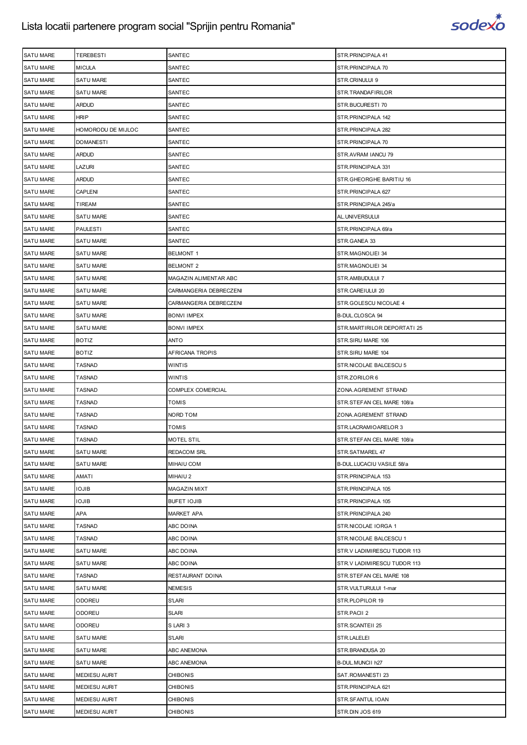| SATU MARE | TEREBESTI | SANTEC | STR.PRINCIPALA 41 |
|---|---|---|---|
| SATU MARE | MICULA | SANTEC | STR.PRINCIPALA 70 |
| SATU MARE | SATU MARE | SANTEC | STR.CRINULUI 9 |
| SATU MARE | SATU MARE | SANTEC | STR.TRANDAFIRILOR |
| SATU MARE | ARDUD | SANTEC | STR.BUCURESTI 70 |
| SATU MARE | HRIP | SANTEC | STR.PRINCIPALA 142 |
| SATU MARE | HOMORODU DE MIJLOC | SANTEC | STR.PRINCIPALA 282 |
| SATU MARE | DOMANESTI | SANTEC | STR.PRINCIPALA 70 |
| SATU MARE | ARDUD | SANTEC | STR.AVRAM IANCU 79 |
| SATU MARE | LAZURI | SANTEC | STR.PRINCIPALA 331 |
| SATU MARE | ARDUD | SANTEC | STR.GHEORGHE BARITIU 16 |
| SATU MARE | CAPLENI | SANTEC | STR.PRINCIPALA 627 |
| SATU MARE | TIREAM | SANTEC | STR.PRINCIPALA 245/a |
| SATU MARE | SATU MARE | SANTEC | AL.UNIVERSULUI |
| SATU MARE | PAULESTI | SANTEC | STR.PRINCIPALA 69/a |
| SATU MARE | SATU MARE | SANTEC | STR.GANEA 33 |
| SATU MARE | SATU MARE | BELMONT 1 | STR.MAGNOLIEI 34 |
| SATU MARE | SATU MARE | BELMONT 2 | STR.MAGNOLIEI 34 |
| SATU MARE | SATU MARE | MAGAZIN ALIMENTAR ABC | STR.AMBUDULUI 7 |
| SATU MARE | SATU MARE | CARMANGERIA DEBRECZENI | STR.CAREIULUI 20 |
| SATU MARE | SATU MARE | CARMANGERIA DEBRECZENI | STR.GOLESCU NICOLAE 4 |
| SATU MARE | SATU MARE | BONVI IMPEX | B-DUL.CLOSCA 94 |
| SATU MARE | SATU MARE | BONVI IMPEX | STR.MARTIRILOR DEPORTATI 25 |
| SATU MARE | BOTIZ | ANTO | STR.SIRU MARE 106 |
| SATU MARE | BOTIZ | AFRICANA TROPIS | STR.SIRU MARE 104 |
| SATU MARE | TASNAD | WINTIS | STR.NICOLAE BALCESCU 5 |
| SATU MARE | TASNAD | WINTIS | STR.ZORILOR 6 |
| SATU MARE | TASNAD | COMPLEX COMERCIAL | ZONA.AGREMENT STRAND |
| SATU MARE | TASNAD | TOMIS | STR.STEFAN CEL MARE 108/a |
| SATU MARE | TASNAD | NORD TOM | ZONA.AGREMENT STRAND |
| SATU MARE | TASNAD | TOMIS | STR.LACRAMIOARELOR 3 |
| SATU MARE | TASNAD | MOTEL STIL | STR.STEFAN CEL MARE 108/a |
| SATU MARE | SATU MARE | REDACOM SRL | STR.SATMAREL 47 |
| SATU MARE | SATU MARE | MIHAIU COM | B-DUL.LUCACIU VASILE 58/a |
| SATU MARE | AMATI | MIHAIU 2 | STR.PRINCIPALA 153 |
| SATU MARE | IOJIB | MAGAZIN MIXT | STR.PRINCIPALA 105 |
| SATU MARE | IOJIB | BUFET IOJIB | STR.PRINCIPALA 105 |
| SATU MARE | APA | MARKET APA | STR.PRINCIPALA 240 |
| SATU MARE | TASNAD | ABC DOINA | STR.NICOLAE IORGA 1 |
| SATU MARE | TASNAD | ABC DOINA | STR.NICOLAE BALCESCU 1 |
| SATU MARE | SATU MARE | ABC DOINA | STR.V LADIMIRESCU TUDOR 113 |
| SATU MARE | SATU MARE | ABC DOINA | STR.V LADIMIRESCU TUDOR 113 |
| SATU MARE | TASNAD | RESTAURANT DOINA | STR.STEFAN CEL MARE 108 |
| SATU MARE | SATU MARE | NEMESIS | STR.VULTURULUI 1-mar |
| SATU MARE | ODOREU | S'LARI | STR.PLOPILOR 19 |
| SATU MARE | ODOREU | SLARI | STR.PACII 2 |
| SATU MARE | ODOREU | S LARI 3 | STR.SCANTEII 25 |
| SATU MARE | SATU MARE | S'LARI | STR.LALELEI |
| SATU MARE | SATU MARE | ABC ANEMONA | STR.BRANDUSA 20 |
| SATU MARE | SATU MARE | ABC ANEMONA | B-DUL.MUNCII h27 |
| SATU MARE | MEDIESU AURIT | CHIBONIS | SAT.ROMANESTI 23 |
| SATU MARE | MEDIESU AURIT | CHIBONIS | STR.PRINCIPALA 621 |
| SATU MARE | MEDIESU AURIT | CHIBONIS | STR.SFANTUL IOAN |
| SATU MARE | MEDIESU AURIT | CHIBONIS | STR.DIN JOS 619 |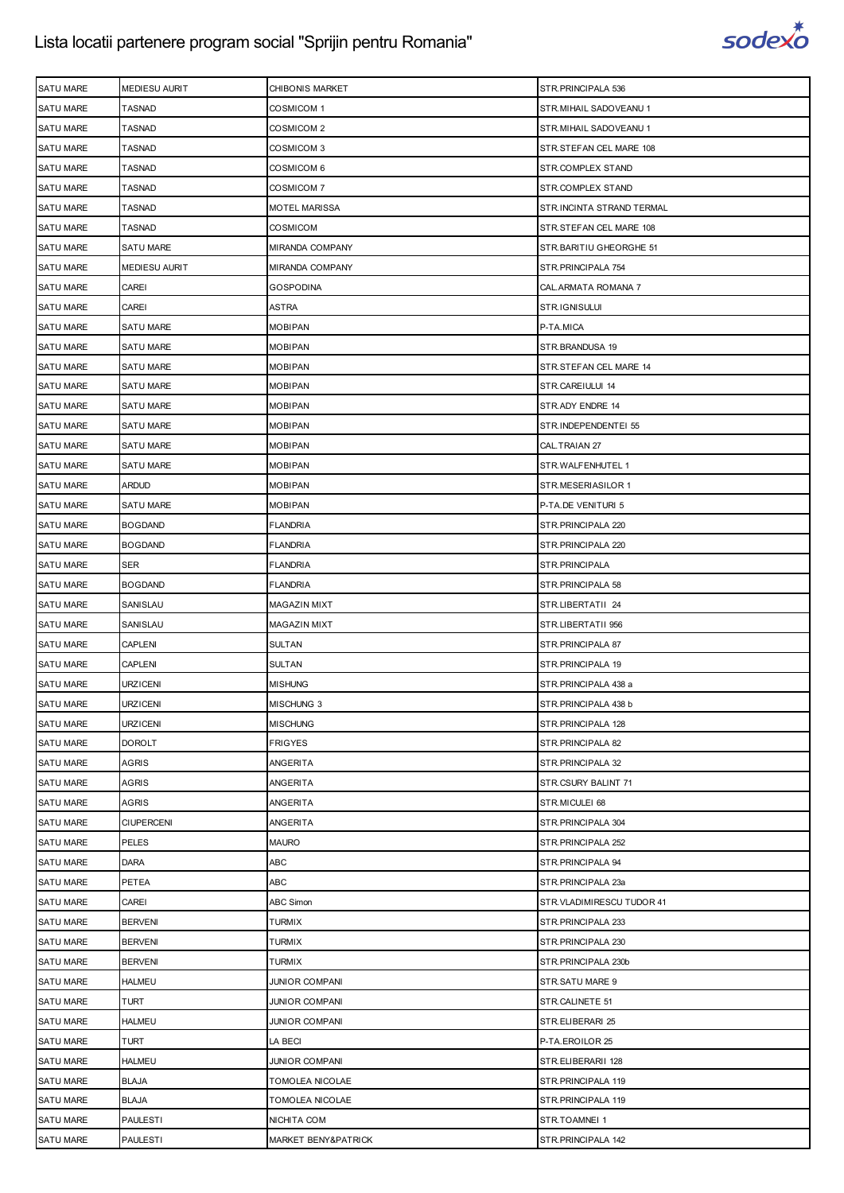# Lista locatii partenere program social "Sprijin pentru Romania"

| | | | |
|---|---|---|---|
| SATU MARE | MEDIESU AURIT | CHIBONIS MARKET | STR.PRINCIPALA 536 |
| SATU MARE | TASNAD | COSMICOM 1 | STR.MIHAIL SADOVEANU 1 |
| SATU MARE | TASNAD | COSMICOM 2 | STR.MIHAIL SADOVEANU 1 |
| SATU MARE | TASNAD | COSMICOM 3 | STR.STEFAN CEL MARE 108 |
| SATU MARE | TASNAD | COSMICOM 6 | STR.COMPLEX STAND |
| SATU MARE | TASNAD | COSMICOM 7 | STR.COMPLEX STAND |
| SATU MARE | TASNAD | MOTEL MARISSA | STR.INCINTA STRAND TERMAL |
| SATU MARE | TASNAD | COSMICOM | STR.STEFAN CEL MARE 108 |
| SATU MARE | SATU MARE | MIRANDA COMPANY | STR.BARITIU GHEORGHE 51 |
| SATU MARE | MEDIESU AURIT | MIRANDA COMPANY | STR.PRINCIPALA 754 |
| SATU MARE | CAREI | GOSPODINA | CAL.ARMATA ROMANA 7 |
| SATU MARE | CAREI | ASTRA | STR.IGNISULUI |
| SATU MARE | SATU MARE | MOBIPAN | P-TA.MICA |
| SATU MARE | SATU MARE | MOBIPAN | STR.BRANDUSA 19 |
| SATU MARE | SATU MARE | MOBIPAN | STR.STEFAN CEL MARE 14 |
| SATU MARE | SATU MARE | MOBIPAN | STR.CAREIULUI 14 |
| SATU MARE | SATU MARE | MOBIPAN | STR.ADY ENDRE 14 |
| SATU MARE | SATU MARE | MOBIPAN | STR.INDEPENDENTEI 55 |
| SATU MARE | SATU MARE | MOBIPAN | CAL.TRAIAN 27 |
| SATU MARE | SATU MARE | MOBIPAN | STR.WALFENHUTEL 1 |
| SATU MARE | ARDUD | MOBIPAN | STR.MESERIASILOR 1 |
| SATU MARE | SATU MARE | MOBIPAN | P-TA.DE VENITURI 5 |
| SATU MARE | BOGDAND | FLANDRIA | STR.PRINCIPALA 220 |
| SATU MARE | BOGDAND | FLANDRIA | STR.PRINCIPALA 220 |
| SATU MARE | SER | FLANDRIA | STR.PRINCIPALA |
| SATU MARE | BOGDAND | FLANDRIA | STR.PRINCIPALA 58 |
| SATU MARE | SANISLAU | MAGAZIN MIXT | STR.LIBERTATII 24 |
| SATU MARE | SANISLAU | MAGAZIN MIXT | STR.LIBERTATII 956 |
| SATU MARE | CAPLENI | SULTAN | STR.PRINCIPALA 87 |
| SATU MARE | CAPLENI | SULTAN | STR.PRINCIPALA 19 |
| SATU MARE | URZICENI | MISHUNG | STR.PRINCIPALA 438 a |
| SATU MARE | URZICENI | MISCHUNG 3 | STR.PRINCIPALA 438 b |
| SATU MARE | URZICENI | MISCHUNG | STR.PRINCIPALA 128 |
| SATU MARE | DOROLT | FRIGYES | STR.PRINCIPALA 82 |
| SATU MARE | AGRIS | ANGERITA | STR.PRINCIPALA 32 |
| SATU MARE | AGRIS | ANGERITA | STR.CSURY BALINT 71 |
| SATU MARE | AGRIS | ANGERITA | STR.MICULEI 68 |
| SATU MARE | CIUPERCENI | ANGERITA | STR.PRINCIPALA 304 |
| SATU MARE | PELES | MAURO | STR.PRINCIPALA 252 |
| SATU MARE | DARA | ABC | STR.PRINCIPALA 94 |
| SATU MARE | PETEA | ABC | STR.PRINCIPALA 23a |
| SATU MARE | CAREI | ABC Simon | STR.VLADIMIRESCU TUDOR 41 |
| SATU MARE | BERVENI | TURMIX | STR.PRINCIPALA 233 |
| SATU MARE | BERVENI | TURMIX | STR.PRINCIPALA 230 |
| SATU MARE | BERVENI | TURMIX | STR.PRINCIPALA 230b |
| SATU MARE | HALMEU | JUNIOR COMPANI | STR.SATU MARE 9 |
| SATU MARE | TURT | JUNIOR COMPANI | STR.CALINETE 51 |
| SATU MARE | HALMEU | JUNIOR COMPANI | STR.ELIBERARI 25 |
| SATU MARE | TURT | LA BECI | P-TA.EROILOR 25 |
| SATU MARE | HALMEU | JUNIOR COMPANI | STR.ELIBERARII 128 |
| SATU MARE | BLAJA | TOMOLEA NICOLAE | STR.PRINCIPALA 119 |
| SATU MARE | BLAJA | TOMOLEA NICOLAE | STR.PRINCIPALA 119 |
| SATU MARE | PAULESTI | NICHITA COM | STR.TOAMNEI 1 |
| SATU MARE | PAULESTI | MARKET BENY&PATRICK | STR.PRINCIPALA 142 |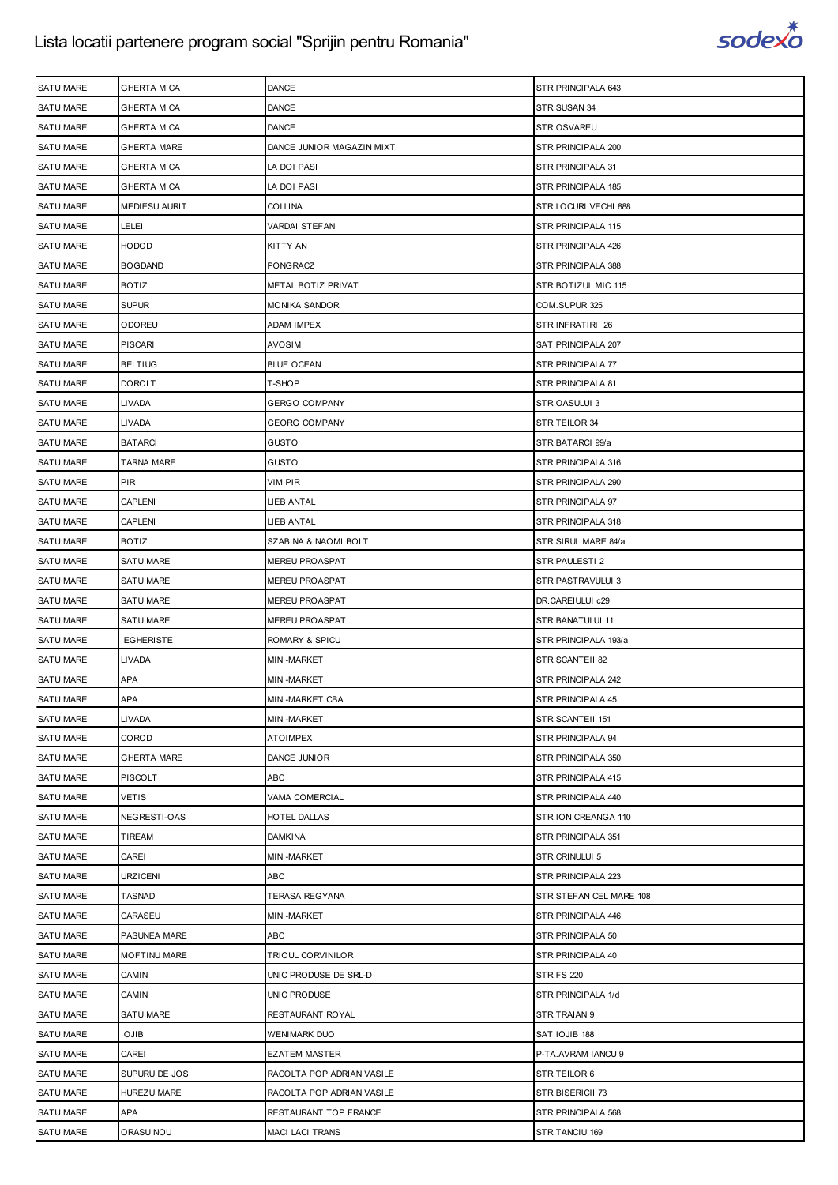| SATU MARE | GHERTA MICA | DANCE | STR.PRINCIPALA 643 |
|---|---|---|---|
| SATU MARE | GHERTA MICA | DANCE | STR.SUSAN 34 |
| SATU MARE | GHERTA MICA | DANCE | STR.OSVAREU |
| SATU MARE | GHERTA MARE | DANCE JUNIOR MAGAZIN MIXT | STR.PRINCIPALA 200 |
| SATU MARE | GHERTA MICA | LA DOI PASI | STR.PRINCIPALA 31 |
| SATU MARE | GHERTA MICA | LA DOI PASI | STR.PRINCIPALA 185 |
| SATU MARE | MEDIESU AURIT | COLLINA | STR.LOCURI VECHI 888 |
| SATU MARE | LELEI | VARDAI STEFAN | STR.PRINCIPALA 115 |
| SATU MARE | HODOD | KITTY AN | STR.PRINCIPALA 426 |
| SATU MARE | BOGDAND | PONGRACZ | STR.PRINCIPALA 388 |
| SATU MARE | BOTIZ | METAL BOTIZ PRIVAT | STR.BOTIZUL MIC 115 |
| SATU MARE | SUPUR | MONIKA SANDOR | COM.SUPUR 325 |
| SATU MARE | ODOREU | ADAM IMPEX | STR.INFRATIRII 26 |
| SATU MARE | PISCARI | AVOSIM | SAT.PRINCIPALA 207 |
| SATU MARE | BELTIUG | BLUE OCEAN | STR.PRINCIPALA 77 |
| SATU MARE | DOROLT | T-SHOP | STR.PRINCIPALA 81 |
| SATU MARE | LIVADA | GERGO COMPANY | STR.OASULUI 3 |
| SATU MARE | LIVADA | GEORG COMPANY | STR.TEILOR 34 |
| SATU MARE | BATARCI | GUSTO | STR.BATARCI 99/a |
| SATU MARE | TARNA MARE | GUSTO | STR.PRINCIPALA 316 |
| SATU MARE | PIR | VIMIPIR | STR.PRINCIPALA 290 |
| SATU MARE | CAPLENI | LIEB ANTAL | STR.PRINCIPALA 97 |
| SATU MARE | CAPLENI | LIEB ANTAL | STR.PRINCIPALA 318 |
| SATU MARE | BOTIZ | SZABINA & NAOMI BOLT | STR.SIRUL MARE 84/a |
| SATU MARE | SATU MARE | MEREU PROASPAT | STR.PAULESTI 2 |
| SATU MARE | SATU MARE | MEREU PROASPAT | STR.PASTRAVULUI 3 |
| SATU MARE | SATU MARE | MEREU PROASPAT | DR.CAREIULUI c29 |
| SATU MARE | SATU MARE | MEREU PROASPAT | STR.BANATULUI 11 |
| SATU MARE | IEGHERISTE | ROMARY & SPICU | STR.PRINCIPALA 193/a |
| SATU MARE | LIVADA | MINI-MARKET | STR.SCANTEII 82 |
| SATU MARE | APA | MINI-MARKET | STR.PRINCIPALA 242 |
| SATU MARE | APA | MINI-MARKET CBA | STR.PRINCIPALA 45 |
| SATU MARE | LIVADA | MINI-MARKET | STR.SCANTEII 151 |
| SATU MARE | COROD | ATOIMPEX | STR.PRINCIPALA 94 |
| SATU MARE | GHERTA MARE | DANCE JUNIOR | STR.PRINCIPALA 350 |
| SATU MARE | PISCOLT | ABC | STR.PRINCIPALA 415 |
| SATU MARE | VETIS | VAMA COMERCIAL | STR.PRINCIPALA 440 |
| SATU MARE | NEGRESTI-OAS | HOTEL DALLAS | STR.ION CREANGA 110 |
| SATU MARE | TIREAM | DAMKINA | STR.PRINCIPALA 351 |
| SATU MARE | CAREI | MINI-MARKET | STR.CRINULUI 5 |
| SATU MARE | URZICENI | ABC | STR.PRINCIPALA 223 |
| SATU MARE | TASNAD | TERASA REGYANA | STR.STEFAN CEL MARE 108 |
| SATU MARE | CARASEU | MINI-MARKET | STR.PRINCIPALA 446 |
| SATU MARE | PASUNEA MARE | ABC | STR.PRINCIPALA 50 |
| SATU MARE | MOFTINU MARE | TRIOUL CORVINILOR | STR.PRINCIPALA 40 |
| SATU MARE | CAMIN | UNIC PRODUSE DE SRL-D | STR.FS 220 |
| SATU MARE | CAMIN | UNIC PRODUSE | STR.PRINCIPALA 1/d |
| SATU MARE | SATU MARE | RESTAURANT ROYAL | STR.TRAIAN 9 |
| SATU MARE | IOJIB | WENIMARK DUO | SAT.IOJIB 188 |
| SATU MARE | CAREI | EZATEM MASTER | P-TA.AVRAM IANCU 9 |
| SATU MARE | SUPURU DE JOS | RACOLTA POP ADRIAN VASILE | STR.TEILOR 6 |
| SATU MARE | HUREZU MARE | RACOLTA POP ADRIAN VASILE | STR.BISERICII 73 |
| SATU MARE | APA | RESTAURANT TOP FRANCE | STR.PRINCIPALA 568 |
| SATU MARE | ORASU NOU | MACI LACI TRANS | STR.TANCIU 169 |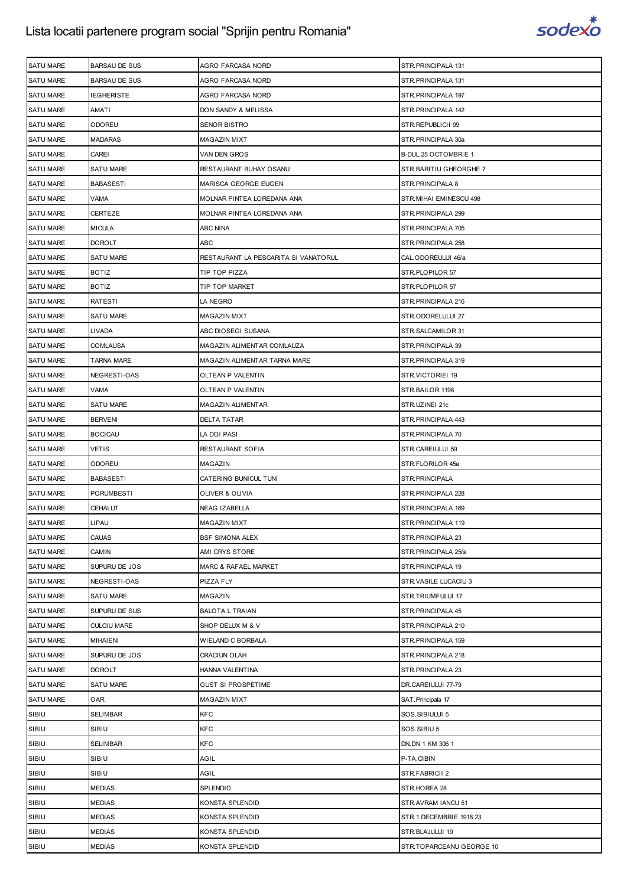| SATU MARE | BARSAU DE SUS | AGRO FARCASA NORD | STR.PRINCIPALA 131 |
|---|---|---|---|
| SATU MARE | BARSAU DE SUS | AGRO FARCASA NORD | STR.PRINCIPALA 131 |
| SATU MARE | IEGHERISTE | AGRO FARCASA NORD | STR.PRINCIPALA 197 |
| SATU MARE | AMATI | DON SANDY & MELISSA | STR.PRINCIPALA 142 |
| SATU MARE | ODOREU | SENOR BISTRO | STR.REPUBLICII 99 |
| SATU MARE | MADARAS | MAGAZIN MIXT | STR.PRINCIPALA 30a |
| SATU MARE | CAREI | VAN DEN GROS | B-DUL.25 OCTOMBRIE 1 |
| SATU MARE | SATU MARE | RESTAURANT BUHAY OSANU | STR.BARITIU GHEORGHE 7 |
| SATU MARE | BABASESTI | MARISCA GEORGE EUGEN | STR.PRINCIPALA 8 |
| SATU MARE | VAMA | MOLNAR PINTEA LOREDANA ANA | STR.MIHAI EMINESCU 498 |
| SATU MARE | CERTEZE | MOLNAR PINTEA LOREDANA ANA | STR.PRINCIPALA 299 |
| SATU MARE | MICULA | ABC NINA | STR.PRINCIPALA 705 |
| SATU MARE | DOROLT | ABC | STR.PRINCIPALA 258 |
| SATU MARE | SATU MARE | RESTAURANT LA PESCARITA SI VANATORUL | CAL.ODOREULUI 46/a |
| SATU MARE | BOTIZ | TIP TOP PIZZA | STR.PLOPILOR 57 |
| SATU MARE | BOTIZ | TIP TOP MARKET | STR.PLOPILOR 57 |
| SATU MARE | RATESTI | LA NEGRO | STR.PRINCIPALA 216 |
| SATU MARE | SATU MARE | MAGAZIN MIXT | STR.ODORELULUI 27 |
| SATU MARE | LIVADA | ABC DIOSEGI SUSANA | STR.SALCAMILOR 31 |
| SATU MARE | COMLAUSA | MAGAZIN ALIMENTAR COMLAUZA | STR.PRINCIPALA 39 |
| SATU MARE | TARNA MARE | MAGAZIN ALIMENTAR TARNA MARE | STR.PRINCIPALA 319 |
| SATU MARE | NEGRESTI-OAS | OLTEAN P VALENTIN | STR.VICTORIEI 19 |
| SATU MARE | VAMA | OLTEAN P VALENTIN | STR.BAILOR 1198 |
| SATU MARE | SATU MARE | MAGAZIN ALIMENTAR | STR.UZINEI 21c |
| SATU MARE | BERVENI | DELTA TATAR | STR.PRINCIPALA 443 |
| SATU MARE | BOCICAU | LA DOI PASI | STR.PRINCIPALA 70 |
| SATU MARE | VETIS | RESTAURANT SOFIA | STR.CAREIULUI 59 |
| SATU MARE | ODOREU | MAGAZIN | STR.FLORILOR 45a |
| SATU MARE | BABASESTI | CATERING BUNICUL TUNI | STR.PRINCIPALA |
| SATU MARE | PORUMBESTI | OLIVER & OLIVIA | STR.PRINCIPALA 228 |
| SATU MARE | CEHALUT | NEAG IZABELLA | STR.PRINCIPALA 169 |
| SATU MARE | LIPAU | MAGAZIN MIXT | STR.PRINCIPALA 119 |
| SATU MARE | CAUAS | BSF SIMONA ALEX | STR.PRINCIPALA 23 |
| SATU MARE | CAMIN | AMI CRYS STORE | STR.PRINCIPALA 25/a |
| SATU MARE | SUPURU DE JOS | MARC & RAFAEL MARKET | STR.PRINCIPALA 19 |
| SATU MARE | NEGRESTI-OAS | PIZZA FLY | STR.VASILE LUCACIU 3 |
| SATU MARE | SATU MARE | MAGAZIN | STR.TRIUMFULUI 17 |
| SATU MARE | SUPURU DE SUS | BALOTA L TRAIAN | STR.PRINCIPALA 45 |
| SATU MARE | CULCIU MARE | SHOP DELUX M & V | STR.PRINCIPALA 210 |
| SATU MARE | MIHAIENI | WIELAND C BORBALA | STR.PRINCIPALA 159 |
| SATU MARE | SUPURU DE JOS | CRACIUN OLAH | STR.PRINCIPALA 218 |
| SATU MARE | DOROLT | HANNA VALENTINA | STR.PRINCIPALA 23 |
| SATU MARE | SATU MARE | GUST SI PROSPETIME | DR.CAREIULUI 77-79 |
| SATU MARE | OAR | MAGAZIN MIXT | SAT.Principala 17 |
| SIBIU | SELIMBAR | KFC | SOS.SIBIULUI 5 |
| SIBIU | SIBIU | KFC | SOS.SIBIU 5 |
| SIBIU | SELIMBAR | KFC | DN.DN 1 KM 306 1 |
| SIBIU | SIBIU | AGIL | P-TA.CIBIN |
| SIBIU | SIBIU | AGIL | STR.FABRICII 2 |
| SIBIU | MEDIAS | SPLENDID | STR.HOREA 28 |
| SIBIU | MEDIAS | KONSTA SPLENDID | STR.AVRAM IANCU 51 |
| SIBIU | MEDIAS | KONSTA SPLENDID | STR.1 DECEMBRIE 1918 23 |
| SIBIU | MEDIAS | KONSTA SPLENDID | STR.BLAJULUI 19 |
| SIBIU | MEDIAS | KONSTA SPLENDID | STR.TOPARCEANU GEORGE 10 |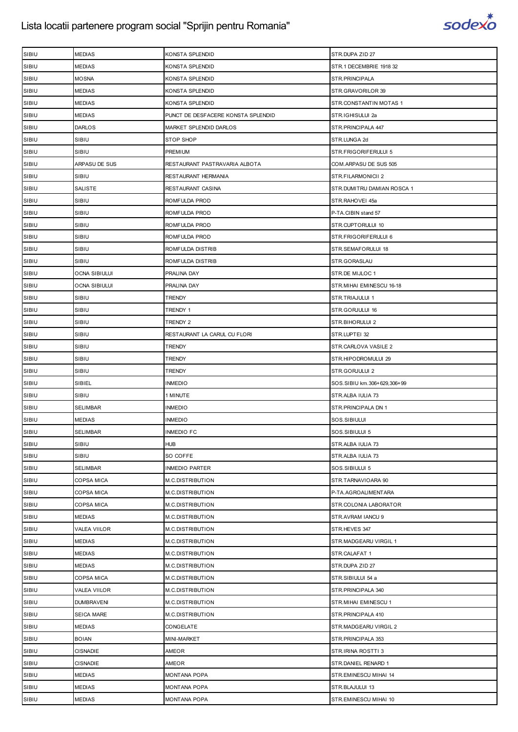# Lista locatii partenere program social "Sprijin pentru Romania"

| | | | |
|---|---|---|---|
| SIBIU | MEDIAS | KONSTA SPLENDID | STR.DUPA ZID 27 |
| SIBIU | MEDIAS | KONSTA SPLENDID | STR.1 DECEMBRIE 1918 32 |
| SIBIU | MOSNA | KONSTA SPLENDID | STR.PRINCIPALA |
| SIBIU | MEDIAS | KONSTA SPLENDID | STR.GRAVORILOR 39 |
| SIBIU | MEDIAS | KONSTA SPLENDID | STR.CONSTANTIN MOTAS 1 |
| SIBIU | MEDIAS | PUNCT DE DESFACERE KONSTA SPLENDID | STR.IGHISULUI 2a |
| SIBIU | DARLOS | MARKET SPLENDID DARLOS | STR.PRINCIPALA 447 |
| SIBIU | SIBIU | STOP SHOP | STR.LUNGA 2d |
| SIBIU | SIBIU | PREMIUM | STR.FRIGORIFERULUI 5 |
| SIBIU | ARPASU DE SUS | RESTAURANT PASTRAVARIA ALBOTA | COM.ARPASU DE SUS 505 |
| SIBIU | SIBIU | RESTAURANT HERMANIA | STR.FILARMONICII 2 |
| SIBIU | SALISTE | RESTAURANT CASINA | STR.DUMITRU DAMIAN ROSCA 1 |
| SIBIU | SIBIU | ROMFULDA PROD | STR.RAHOVEI 45a |
| SIBIU | SIBIU | ROMFULDA PROD | P-TA.CIBIN stand 57 |
| SIBIU | SIBIU | ROMFULDA PROD | STR.CUPTORULUI 10 |
| SIBIU | SIBIU | ROMFULDA PROD | STR.FRIGORIFERULUI 6 |
| SIBIU | SIBIU | ROMFULDA DISTRIB | STR.SEMAFORULUI 18 |
| SIBIU | SIBIU | ROMFULDA DISTRIB | STR.GORASLAU |
| SIBIU | OCNA SIBIULUI | PRALINA DAY | STR.DE MIJLOC 1 |
| SIBIU | OCNA SIBIULUI | PRALINA DAY | STR.MIHAI EMINESCU 16-18 |
| SIBIU | SIBIU | TRENDY | STR.TRIAJULUI 1 |
| SIBIU | SIBIU | TRENDY 1 | STR.GORJULUI 16 |
| SIBIU | SIBIU | TRENDY 2 | STR.BIHORULUI 2 |
| SIBIU | SIBIU | RESTAURANT LA CARUL CU FLORI | STR.LUPTEI 32 |
| SIBIU | SIBIU | TRENDY | STR.CARLOVA VASILE 2 |
| SIBIU | SIBIU | TRENDY | STR.HIPODROMULUI 29 |
| SIBIU | SIBIU | TRENDY | STR.GORJULUI 2 |
| SIBIU | SIBIEL | INMEDIO | SOS.SIBIU km.306+629,306+99 |
| SIBIU | SIBIU | 1 MINUTE | STR.ALBA IULIA 73 |
| SIBIU | SELIMBAR | INMEDIO | STR.PRINCIPALA DN 1 |
| SIBIU | MEDIAS | INMEDIO | SOS.SIBIULUI |
| SIBIU | SELIMBAR | INMEDIO FC | SOS.SIBIULUI 5 |
| SIBIU | SIBIU | HUB | STR.ALBA IULIA 73 |
| SIBIU | SIBIU | SO COFFE | STR.ALBA IULIA 73 |
| SIBIU | SELIMBAR | INMEDIO PARTER | SOS.SIBIULUI 5 |
| SIBIU | COPSA MICA | M.C.DISTRIBUTION | STR.TARNAVIOARA 90 |
| SIBIU | COPSA MICA | M.C.DISTRIBUTION | P-TA.AGROALIMENTARA |
| SIBIU | COPSA MICA | M.C.DISTRIBUTION | STR.COLONIA LABORATOR |
| SIBIU | MEDIAS | M.C.DISTRIBUTION | STR.AVRAM IANCU 9 |
| SIBIU | VALEA VIILOR | M.C.DISTRIBUTION | STR.HEVES 347 |
| SIBIU | MEDIAS | M.C.DISTRIBUTION | STR.MADGEARU VIRGIL 1 |
| SIBIU | MEDIAS | M.C.DISTRIBUTION | STR.CALAFAT 1 |
| SIBIU | MEDIAS | M.C.DISTRIBUTION | STR.DUPA ZID 27 |
| SIBIU | COPSA MICA | M.C.DISTRIBUTION | STR.SIBIULUI 54 a |
| SIBIU | VALEA VIILOR | M.C.DISTRIBUTION | STR.PRINCIPALA 340 |
| SIBIU | DUMBRAVENI | M.C.DISTRIBUTION | STR.MIHAI EMINESCU 1 |
| SIBIU | SEICA MARE | M.C.DISTRIBUTION | STR.PRINCIPALA 410 |
| SIBIU | MEDIAS | CONGELATE | STR.MADGEARU VIRGIL 2 |
| SIBIU | BOIAN | MINI-MARKET | STR.PRINCIPALA 353 |
| SIBIU | CISNADIE | AMEOR | STR.IRINA ROSTTI 3 |
| SIBIU | CISNADIE | AMEOR | STR.DANIEL RENARD 1 |
| SIBIU | MEDIAS | MONTANA POPA | STR.EMINESCU MIHAI 14 |
| SIBIU | MEDIAS | MONTANA POPA | STR.BLAJULUI 13 |
| SIBIU | MEDIAS | MONTANA POPA | STR.EMINESCU MIHAI 10 |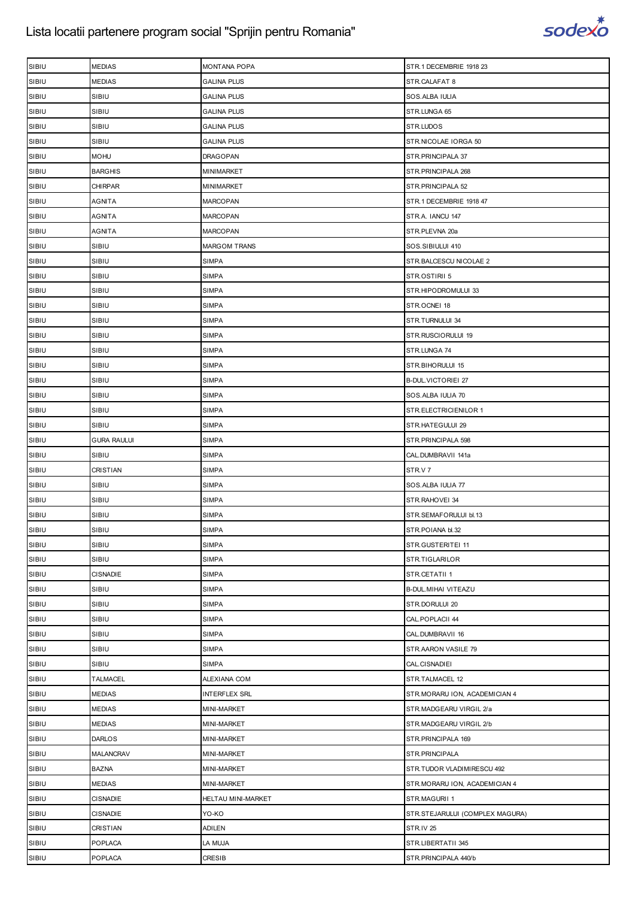| SIBIU | MEDIAS | MONTANA POPA | STR.1 DECEMBRIE 1918 23 |
|---|---|---|---|
| SIBIU | MEDIAS | GALINA PLUS | STR.CALAFAT 8 |
| SIBIU | SIBIU | GALINA PLUS | SOS.ALBA IULIA |
| SIBIU | SIBIU | GALINA PLUS | STR.LUNGA 65 |
| SIBIU | SIBIU | GALINA PLUS | STR.LUDOS |
| SIBIU | SIBIU | GALINA PLUS | STR.NICOLAE IORGA 50 |
| SIBIU | MOHU | DRAGOPAN | STR.PRINCIPALA 37 |
| SIBIU | BARGHIS | MINIMARKET | STR.PRINCIPALA 268 |
| SIBIU | CHIRPAR | MINIMARKET | STR.PRINCIPALA 52 |
| SIBIU | AGNITA | MARCOPAN | STR.1 DECEMBRIE 1918 47 |
| SIBIU | AGNITA | MARCOPAN | STR.A. IANCU 147 |
| SIBIU | AGNITA | MARCOPAN | STR.PLEVNA 20a |
| SIBIU | SIBIU | MARGOM TRANS | SOS.SIBIULUI 410 |
| SIBIU | SIBIU | SIMPA | STR.BALCESCU NICOLAE 2 |
| SIBIU | SIBIU | SIMPA | STR.OSTIRII 5 |
| SIBIU | SIBIU | SIMPA | STR.HIPODROMULUI 33 |
| SIBIU | SIBIU | SIMPA | STR.OCNEI 18 |
| SIBIU | SIBIU | SIMPA | STR.TURNULUI 34 |
| SIBIU | SIBIU | SIMPA | STR.RUSCIORULUI 19 |
| SIBIU | SIBIU | SIMPA | STR.LUNGA 74 |
| SIBIU | SIBIU | SIMPA | STR.BIHORULUI 15 |
| SIBIU | SIBIU | SIMPA | B-DUL.VICTORIEI 27 |
| SIBIU | SIBIU | SIMPA | SOS.ALBA IULIA 70 |
| SIBIU | SIBIU | SIMPA | STR.ELECTRICIENILOR 1 |
| SIBIU | SIBIU | SIMPA | STR.HATEGULUI 29 |
| SIBIU | GURA RAULUI | SIMPA | STR.PRINCIPALA 598 |
| SIBIU | SIBIU | SIMPA | CAL.DUMBRAVII 141a |
| SIBIU | CRISTIAN | SIMPA | STR.V 7 |
| SIBIU | SIBIU | SIMPA | SOS.ALBA IULIA 77 |
| SIBIU | SIBIU | SIMPA | STR.RAHOVEI 34 |
| SIBIU | SIBIU | SIMPA | STR.SEMAFORULUI bl.13 |
| SIBIU | SIBIU | SIMPA | STR.POIANA bl.32 |
| SIBIU | SIBIU | SIMPA | STR.GUSTERITEI 11 |
| SIBIU | SIBIU | SIMPA | STR.TIGLARILOR |
| SIBIU | CISNADIE | SIMPA | STR.CETATII 1 |
| SIBIU | SIBIU | SIMPA | B-DUL.MIHAI VITEAZU |
| SIBIU | SIBIU | SIMPA | STR.DORULUI 20 |
| SIBIU | SIBIU | SIMPA | CAL.POPLACII 44 |
| SIBIU | SIBIU | SIMPA | CAL.DUMBRAVII 16 |
| SIBIU | SIBIU | SIMPA | STR.AARON VASILE 79 |
| SIBIU | SIBIU | SIMPA | CAL.CISNADIEI |
| SIBIU | TALMACEL | ALEXIANA COM | STR.TALMACEL 12 |
| SIBIU | MEDIAS | INTERFLEX SRL | STR.MORARU ION, ACADEMICIAN 4 |
| SIBIU | MEDIAS | MINI-MARKET | STR.MADGEARU VIRGIL 2/a |
| SIBIU | MEDIAS | MINI-MARKET | STR.MADGEARU VIRGIL 2/b |
| SIBIU | DARLOS | MINI-MARKET | STR.PRINCIPALA 169 |
| SIBIU | MALANCRAV | MINI-MARKET | STR.PRINCIPALA |
| SIBIU | BAZNA | MINI-MARKET | STR.TUDOR VLADIMIRESCU 492 |
| SIBIU | MEDIAS | MINI-MARKET | STR.MORARU ION, ACADEMICIAN 4 |
| SIBIU | CISNADIE | HELTAU MINI-MARKET | STR.MAGURII 1 |
| SIBIU | CISNADIE | YO-KO | STR.STEJARULUI (COMPLEX MAGURA) |
| SIBIU | CRISTIAN | ADILEN | STR.IV 25 |
| SIBIU | POPLACA | LA MUJA | STR.LIBERTATII 345 |
| SIBIU | POPLACA | CRESIB | STR.PRINCIPALA 440/b |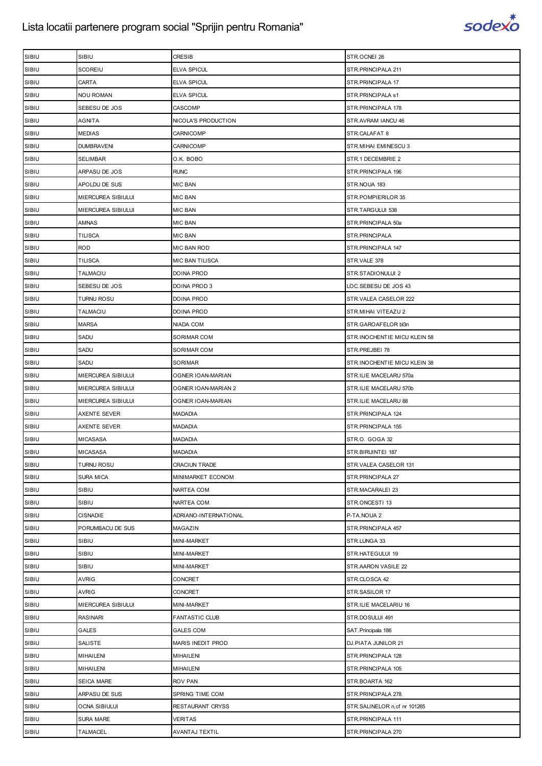| SIBIU | SIBIU | CRESIB | STR.OCNEI 26 |
|---|---|---|---|
| SIBIU | SCOREIU | ELVA SPICUL | STR.PRINCIPALA 211 |
| SIBIU | CARTA | ELVA SPICUL | STR.PRINCIPALA 17 |
| SIBIU | NOU ROMAN | ELVA SPICUL | STR.PRINCIPALA s1 |
| SIBIU | SEBESU DE JOS | CASCOMP | STR.PRINCIPALA 178 |
| SIBIU | AGNITA | NICOLA'S PRODUCTION | STR.AVRAM IANCU 46 |
| SIBIU | MEDIAS | CARNICOMP | STR.CALAFAT 8 |
| SIBIU | DUMBRAVENI | CARNICOMP | STR.MIHAI EMINESCU 3 |
| SIBIU | SELIMBAR | O.K. BOBO | STR.1 DECEMBRIE 2 |
| SIBIU | ARPASU DE JOS | RUNC | STR.PRINCIPALA 196 |
| SIBIU | APOLDU DE SUS | MIC BAN | STR.NOUA 183 |
| SIBIU | MIERCUREA SIBIULUI | MIC BAN | STR.POMPIERILOR 35 |
| SIBIU | MIERCUREA SIBIULUI | MIC BAN | STR.TARGULUI 538 |
| SIBIU | AMNAS | MIC BAN | STR.PRINCIPALA 50a |
| SIBIU | TILISCA | MIC BAN | STR.PRINCIPALA |
| SIBIU | ROD | MIC BAN ROD | STR.PRINCIPALA 147 |
| SIBIU | TILISCA | MIC BAN TILISCA | STR.VALE 378 |
| SIBIU | TALMACIU | DOINA PROD | STR.STADIONULUI 2 |
| SIBIU | SEBESU DE JOS | DOINA PROD 3 | LOC.SEBESU DE JOS 43 |
| SIBIU | TURNU ROSU | DOINA PROD | STR.VALEA CASELOR 222 |
| SIBIU | TALMACIU | DOINA PROD | STR.MIHAI VITEAZU 2 |
| SIBIU | MARSA | NIADA COM | STR.GAROAFELOR bl3n |
| SIBIU | SADU | SORIMAR COM | STR.INOCHENTIE MICU KLEIN 58 |
| SIBIU | SADU | SORIMAR COM | STR.PREJBEI 78 |
| SIBIU | SADU | SORIMAR | STR.INOCHENTIE MICU KLEIN 38 |
| SIBIU | MIERCUREA SIBIULUI | OGNER IOAN-MARIAN | STR.ILIE MACELARU 570a |
| SIBIU | MIERCUREA SIBIULUI | OGNER IOAN-MARIAN 2 | STR.ILIE MACELARU 570b |
| SIBIU | MIERCUREA SIBIULUI | OGNER IOAN-MARIAN | STR.ILIE MACELARU 88 |
| SIBIU | AXENTE SEVER | MADADIA | STR.PRINCIPALA 124 |
| SIBIU | AXENTE SEVER | MADADIA | STR.PRINCIPALA 155 |
| SIBIU | MICASASA | MADADIA | STR.O. GOGA 32 |
| SIBIU | MICASASA | MADADIA | STR.BIRUINTEI 187 |
| SIBIU | TURNU ROSU | CRACIUN TRADE | STR.VALEA CASELOR 131 |
| SIBIU | SURA MICA | MINIMARKET ECONOM | STR.PRINCIPALA 27 |
| SIBIU | SIBIU | NARTEA COM | STR.MACARALEI 23 |
| SIBIU | SIBIU | NARTEA COM | STR.ONCESTI 13 |
| SIBIU | CISNADIE | ADRIANO-INTERNATIONAL | P-TA.NOUA 2 |
| SIBIU | PORUMBACU DE SUS | MAGAZIN | STR.PRINCIPALA 457 |
| SIBIU | SIBIU | MINI-MARKET | STR.LUNGA 33 |
| SIBIU | SIBIU | MINI-MARKET | STR.HATEGULUI 19 |
| SIBIU | SIBIU | MINI-MARKET | STR.AARON VASILE 22 |
| SIBIU | AVRIG | CONCRET | STR.CLOSCA 42 |
| SIBIU | AVRIG | CONCRET | STR.SASILOR 17 |
| SIBIU | MIERCUREA SIBIULUI | MINI-MARKET | STR.ILIE MACELARIU 16 |
| SIBIU | RASINARI | FANTASTIC CLUB | STR.DOSULUI 491 |
| SIBIU | GALES | GALES COM | SAT.Principala 186 |
| SIBIU | SALISTE | MARIS INEDIT PROD | DJ.PIATA JUNILOR 21 |
| SIBIU | MIHAILENI | MIHAILENI | STR.PRINCIPALA 128 |
| SIBIU | MIHAILENI | MIHAILENI | STR.PRINCIPALA 105 |
| SIBIU | SEICA MARE | ROV PAN | STR.BOARTA 162 |
| SIBIU | ARPASU DE SUS | SPRING TIME COM | STR.PRINCIPALA 278 |
| SIBIU | OCNA SIBIULUI | RESTAURANT CRYSS | STR.SALINELOR n,cf nr 101265 |
| SIBIU | SURA MARE | VERITAS | STR.PRINCIPALA 111 |
| SIBIU | TALMACEL | AVANTAJ TEXTIL | STR.PRINCIPALA 270 |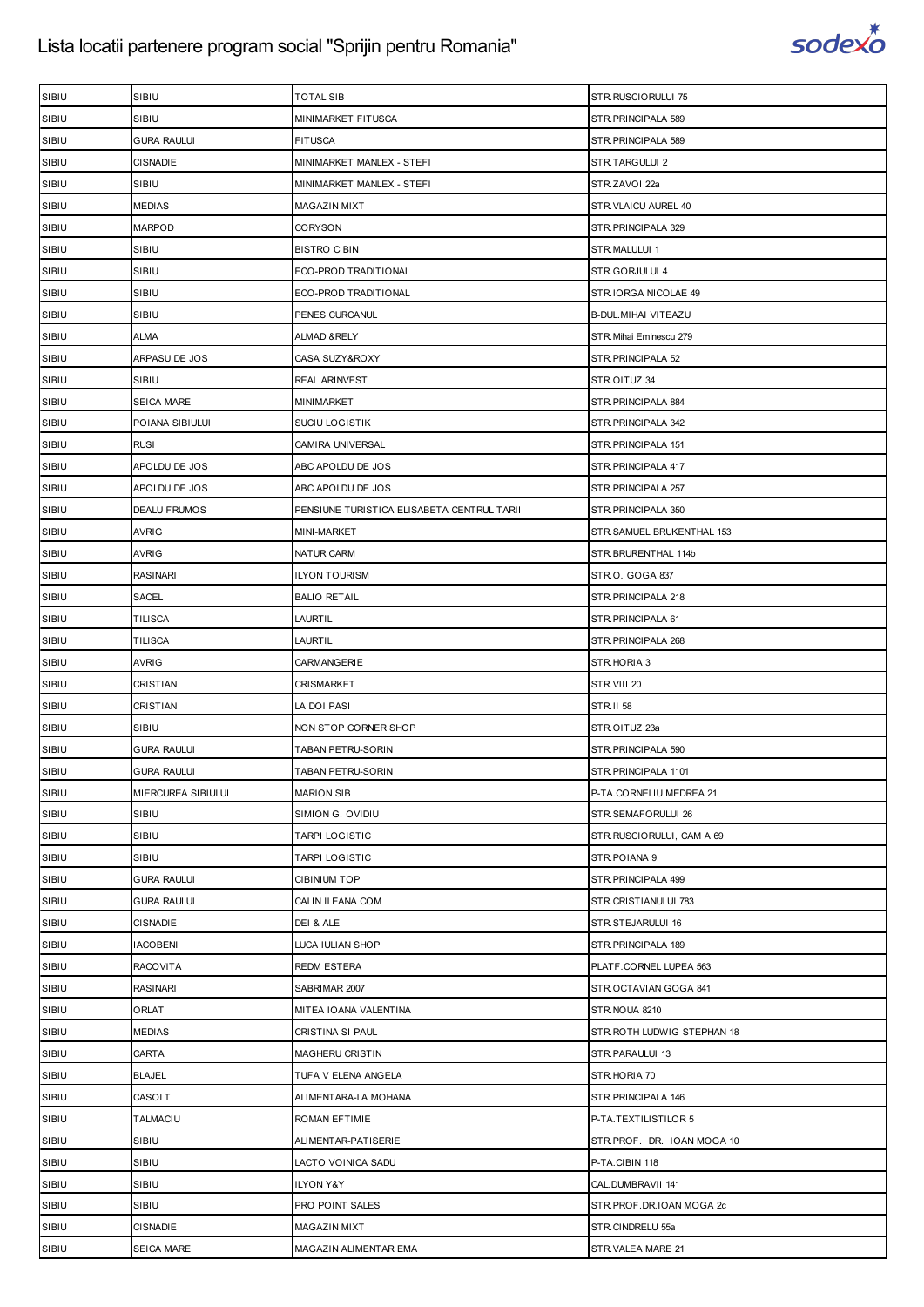| SIBIU | SIBIU | TOTAL SIB | STR.RUSCIORULUI 75 |
|---|---|---|---|
| SIBIU | SIBIU | MINIMARKET FITUSCA | STR.PRINCIPALA 589 |
| SIBIU | GURA RAULUI | FITUSCA | STR.PRINCIPALA 589 |
| SIBIU | CISNADIE | MINIMARKET MANLEX - STEFI | STR.TARGULUI 2 |
| SIBIU | SIBIU | MINIMARKET MANLEX - STEFI | STR.ZAVOI 22a |
| SIBIU | MEDIAS | MAGAZIN MIXT | STR.VLAICU AUREL 40 |
| SIBIU | MARPOD | CORYSON | STR.PRINCIPALA 329 |
| SIBIU | SIBIU | BISTRO CIBIN | STR.MALULUI 1 |
| SIBIU | SIBIU | ECO-PROD TRADITIONAL | STR.GORJULUI 4 |
| SIBIU | SIBIU | ECO-PROD TRADITIONAL | STR.IORGA NICOLAE 49 |
| SIBIU | SIBIU | PENES CURCANUL | B-DUL.MIHAI VITEAZU |
| SIBIU | ALMA | ALMADI&RELY | STR.Mihai Eminescu 279 |
| SIBIU | ARPASU DE JOS | CASA SUZY&ROXY | STR.PRINCIPALA 52 |
| SIBIU | SIBIU | REAL ARINVEST | STR.OITUZ 34 |
| SIBIU | SEICA MARE | MINIMARKET | STR.PRINCIPALA 884 |
| SIBIU | POIANA SIBIULUI | SUCIU LOGISTIK | STR.PRINCIPALA 342 |
| SIBIU | RUSI | CAMIRA UNIVERSAL | STR.PRINCIPALA 151 |
| SIBIU | APOLDU DE JOS | ABC APOLDU DE JOS | STR.PRINCIPALA 417 |
| SIBIU | APOLDU DE JOS | ABC APOLDU DE JOS | STR.PRINCIPALA 257 |
| SIBIU | DEALU FRUMOS | PENSIUNE TURISTICA ELISABETA CENTRUL TARII | STR.PRINCIPALA 350 |
| SIBIU | AVRIG | MINI-MARKET | STR.SAMUEL BRUKENTHAL 153 |
| SIBIU | AVRIG | NATUR CARM | STR.BRURENTHAL 114b |
| SIBIU | RASINARI | ILYON TOURISM | STR.O. GOGA 837 |
| SIBIU | SACEL | BALIO RETAIL | STR.PRINCIPALA 218 |
| SIBIU | TILISCA | LAURTIL | STR.PRINCIPALA 61 |
| SIBIU | TILISCA | LAURTIL | STR.PRINCIPALA 268 |
| SIBIU | AVRIG | CARMANGERIE | STR.HORIA 3 |
| SIBIU | CRISTIAN | CRISMARKET | STR.VIII 20 |
| SIBIU | CRISTIAN | LA DOI PASI | STR.II 58 |
| SIBIU | SIBIU | NON STOP CORNER SHOP | STR.OITUZ 23a |
| SIBIU | GURA RAULUI | TABAN PETRU-SORIN | STR.PRINCIPALA 590 |
| SIBIU | GURA RAULUI | TABAN PETRU-SORIN | STR.PRINCIPALA 1101 |
| SIBIU | MIERCUREA SIBIULUI | MARION SIB | P-TA.CORNELIU MEDREA 21 |
| SIBIU | SIBIU | SIMION G. OVIDIU | STR.SEMAFORULUI 26 |
| SIBIU | SIBIU | TARPI LOGISTIC | STR.RUSCIORULUI, CAM A 69 |
| SIBIU | SIBIU | TARPI LOGISTIC | STR.POIANA 9 |
| SIBIU | GURA RAULUI | CIBINIUM TOP | STR.PRINCIPALA 499 |
| SIBIU | GURA RAULUI | CALIN ILEANA COM | STR.CRISTIANULUI 783 |
| SIBIU | CISNADIE | DEI & ALE | STR.STEJARULUI 16 |
| SIBIU | IACOBENI | LUCA IULIAN SHOP | STR.PRINCIPALA 189 |
| SIBIU | RACOVITA | REDM ESTERA | PLATF.CORNEL LUPEA 563 |
| SIBIU | RASINARI | SABRIMAR 2007 | STR.OCTAVIAN GOGA 841 |
| SIBIU | ORLAT | MITEA IOANA VALENTINA | STR.NOUA 8210 |
| SIBIU | MEDIAS | CRISTINA SI PAUL | STR.ROTH LUDWIG STEPHAN 18 |
| SIBIU | CARTA | MAGHERU CRISTIN | STR.PARAULUI 13 |
| SIBIU | BLAJEL | TUFA V ELENA ANGELA | STR.HORIA 70 |
| SIBIU | CASOLT | ALIMENTARA-LA MOHANA | STR.PRINCIPALA 146 |
| SIBIU | TALMACIU | ROMAN EFTIMIE | P-TA.TEXTILISTILOR 5 |
| SIBIU | SIBIU | ALIMENTAR-PATISERIE | STR.PROF. DR. IOAN MOGA 10 |
| SIBIU | SIBIU | LACTO VOINICA SADU | P-TA.CIBIN 118 |
| SIBIU | SIBIU | ILYON Y&Y | CAL.DUMBRAVII 141 |
| SIBIU | SIBIU | PRO POINT SALES | STR.PROF.DR.IOAN MOGA 2c |
| SIBIU | CISNADIE | MAGAZIN MIXT | STR.CINDRELU 55a |
| SIBIU | SEICA MARE | MAGAZIN ALIMENTAR EMA | STR.VALEA MARE 21 |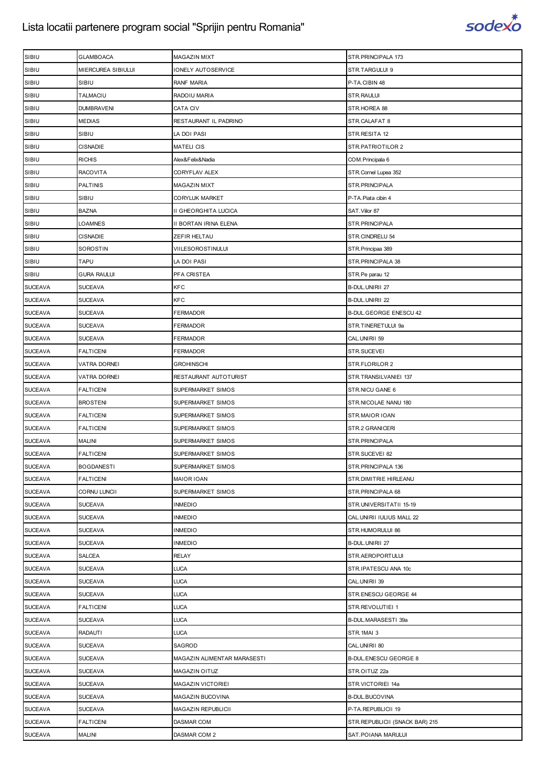# Lista locatii partenere program social "Sprijin pentru Romania"

| SIBIU | GLAMBOACA | MAGAZIN MIXT | STR.PRINCIPALA 173 |
|---|---|---|---|
| SIBIU | MIERCUREA SIBIULUI | IONELY AUTOSERVICE | STR.TARGULUI 9 |
| SIBIU | SIBIU | RANF MARIA | P-TA.CIBIN 48 |
| SIBIU | TALMACIU | RADOIU MARIA | STR.RAULUI |
| SIBIU | DUMBRAVENI | CATA CIV | STR.HOREA 88 |
| SIBIU | MEDIAS | RESTAURANT IL PADRINO | STR.CALAFAT 8 |
| SIBIU | SIBIU | LA DOI PASI | STR.RESITA 12 |
| SIBIU | CISNADIE | MATELI CIS | STR.PATRIOTILOR 2 |
| SIBIU | RICHIS | Alex&Felix&Nadia | COM.Principala 6 |
| SIBIU | RACOVITA | CORYFLAV ALEX | STR.Cornel Lupea 352 |
| SIBIU | PALTINIS | MAGAZIN MIXT | STR.PRINCIPALA |
| SIBIU | SIBIU | CORYLUK MARKET | P-TA.Piata cibin 4 |
| SIBIU | BAZNA | II GHEORGHITA LUCICA | SAT.Viilor 87 |
| SIBIU | LOAMNES | II BORTAN IRINA ELENA | STR.PRINCIPALA |
| SIBIU | CISNADIE | ZEFIR HELTAU | STR.CINDRELU 54 |
| SIBIU | SOROSTIN | VIILESOROSTINULUI | STR.Principaa 389 |
| SIBIU | TAPU | LA DOI PASI | STR.PRINCIPALA 38 |
| SIBIU | GURA RAULUI | PFA CRISTEA | STR.Pe parau 12 |
| SUCEAVA | SUCEAVA | KFC | B-DUL.UNIRII 27 |
| SUCEAVA | SUCEAVA | KFC | B-DUL.UNIRII 22 |
| SUCEAVA | SUCEAVA | FERMADOR | B-DUL.GEORGE ENESCU 42 |
| SUCEAVA | SUCEAVA | FERMADOR | STR.TINERETULUI 9a |
| SUCEAVA | SUCEAVA | FERMADOR | CAL.UNIRII 59 |
| SUCEAVA | FALTICENI | FERMADOR | STR.SUCEVEI |
| SUCEAVA | VATRA DORNEI | GROHINSCHI | STR.FLORILOR 2 |
| SUCEAVA | VATRA DORNEI | RESTAURANT AUTOTURIST | STR.TRANSILVANIEI 137 |
| SUCEAVA | FALTICENI | SUPERMARKET SIMOS | STR.NICU GANE 6 |
| SUCEAVA | BROSTENI | SUPERMARKET SIMOS | STR.NICOLAE NANU 180 |
| SUCEAVA | FALTICENI | SUPERMARKET SIMOS | STR.MAIOR IOAN |
| SUCEAVA | FALTICENI | SUPERMARKET SIMOS | STR.2 GRANICERI |
| SUCEAVA | MALINI | SUPERMARKET SIMOS | STR.PRINCIPALA |
| SUCEAVA | FALTICENI | SUPERMARKET SIMOS | STR.SUCEVEI 82 |
| SUCEAVA | BOGDANESTI | SUPERMARKET SIMOS | STR.PRINCIPALA 136 |
| SUCEAVA | FALTICENI | MAIOR IOAN | STR.DIMITRIE HIRLEANU |
| SUCEAVA | CORNU LUNCII | SUPERMARKET SIMOS | STR.PRINCIPALA 68 |
| SUCEAVA | SUCEAVA | INMEDIO | STR.UNIVERSITATII 15-19 |
| SUCEAVA | SUCEAVA | INMEDIO | CAL.UNIRII IULIUS MALL 22 |
| SUCEAVA | SUCEAVA | INMEDIO | STR.HUMORULUI 86 |
| SUCEAVA | SUCEAVA | INMEDIO | B-DUL.UNIRII 27 |
| SUCEAVA | SALCEA | RELAY | STR.AEROPORTULUI |
| SUCEAVA | SUCEAVA | LUCA | STR.IPATESCU ANA 10c |
| SUCEAVA | SUCEAVA | LUCA | CAL.UNIRII 39 |
| SUCEAVA | SUCEAVA | LUCA | STR.ENESCU GEORGE 44 |
| SUCEAVA | FALTICENI | LUCA | STR.REVOLUTIEI 1 |
| SUCEAVA | SUCEAVA | LUCA | B-DUL.MARASESTI 39a |
| SUCEAVA | RADAUTI | LUCA | STR.1MAI 3 |
| SUCEAVA | SUCEAVA | SAGROD | CAL.UNIRII 80 |
| SUCEAVA | SUCEAVA | MAGAZIN ALIMENTAR MARASESTI | B-DUL.ENESCU GEORGE 8 |
| SUCEAVA | SUCEAVA | MAGAZIN OITUZ | STR.OITUZ 22a |
| SUCEAVA | SUCEAVA | MAGAZIN VICTORIEI | STR.VICTORIEI 14a |
| SUCEAVA | SUCEAVA | MAGAZIN BUCOVINA | B-DUL.BUCOVINA |
| SUCEAVA | SUCEAVA | MAGAZIN REPUBLICII | P-TA.REPUBLICII 19 |
| SUCEAVA | FALTICENI | DASMAR COM | STR.REPUBLICII (SNACK BAR) 215 |
| SUCEAVA | MALINI | DASMAR COM 2 | SAT.POIANA MARULUI |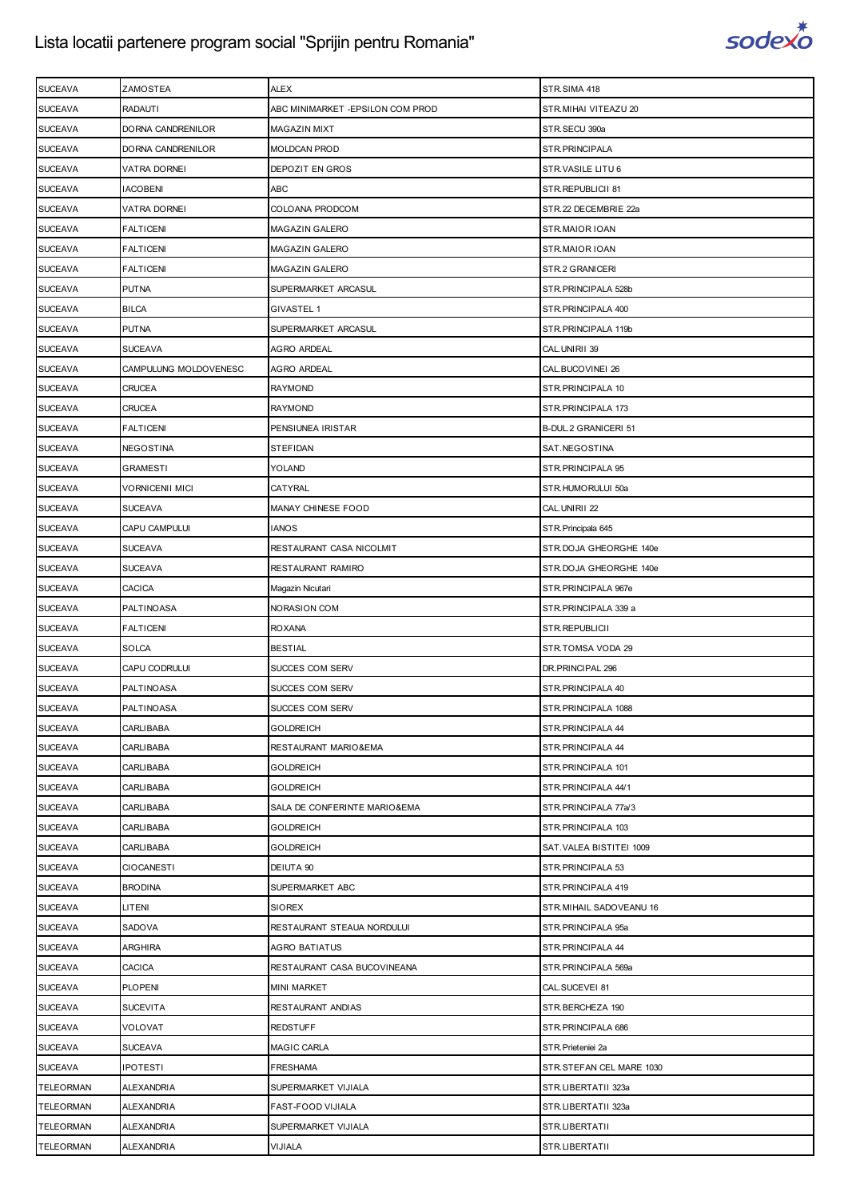# Lista locatii partenere program social "Sprijin pentru Romania"

| | | | |
|---|---|---|---|
| SUCEAVA | ZAMOSTEA | ALEX | STR.SIMA 418 |
| SUCEAVA | RADAUTI | ABC MINIMARKET -EPSILON COM PROD | STR.MIHAI VITEAZU 20 |
| SUCEAVA | DORNA CANDRENILOR | MAGAZIN MIXT | STR.SECU 390a |
| SUCEAVA | DORNA CANDRENILOR | MOLDCAN PROD | STR.PRINCIPALA |
| SUCEAVA | VATRA DORNEI | DEPOZIT EN GROS | STR.VASILE LITU 6 |
| SUCEAVA | IACOBENI | ABC | STR.REPUBLICII 81 |
| SUCEAVA | VATRA DORNEI | COLOANA PRODCOM | STR.22 DECEMBRIE 22a |
| SUCEAVA | FALTICENI | MAGAZIN GALERO | STR.MAIOR IOAN |
| SUCEAVA | FALTICENI | MAGAZIN GALERO | STR.MAIOR IOAN |
| SUCEAVA | FALTICENI | MAGAZIN GALERO | STR.2 GRANICERI |
| SUCEAVA | PUTNA | SUPERMARKET ARCASUL | STR.PRINCIPALA 528b |
| SUCEAVA | BILCA | GIVASTEL 1 | STR.PRINCIPALA 400 |
| SUCEAVA | PUTNA | SUPERMARKET ARCASUL | STR.PRINCIPALA 119b |
| SUCEAVA | SUCEAVA | AGRO ARDEAL | CAL.UNIRII 39 |
| SUCEAVA | CAMPULUNG MOLDOVENESC | AGRO ARDEAL | CAL.BUCOVINEI 26 |
| SUCEAVA | CRUCEA | RAYMOND | STR.PRINCIPALA 10 |
| SUCEAVA | CRUCEA | RAYMOND | STR.PRINCIPALA 173 |
| SUCEAVA | FALTICENI | PENSIUNEA IRISTAR | B-DUL.2 GRANICERI 51 |
| SUCEAVA | NEGOSTINA | STEFIDAN | SAT.NEGOSTINA |
| SUCEAVA | GRAMESTI | YOLAND | STR.PRINCIPALA 95 |
| SUCEAVA | VORNICENII MICI | CATYRAL | STR.HUMORULUI 50a |
| SUCEAVA | SUCEAVA | MANAY CHINESE FOOD | CAL.UNIRII 22 |
| SUCEAVA | CAPU CAMPULUI | IANOS | STR.Principala 645 |
| SUCEAVA | SUCEAVA | RESTAURANT CASA NICOLMIT | STR.DOJA GHEORGHE 140e |
| SUCEAVA | SUCEAVA | RESTAURANT RAMIRO | STR.DOJA GHEORGHE 140e |
| SUCEAVA | CACICA | Magazin Nicutari | STR.PRINCIPALA 967e |
| SUCEAVA | PALTINOASA | NORASION COM | STR.PRINCIPALA 339 a |
| SUCEAVA | FALTICENI | ROXANA | STR.REPUBLICII |
| SUCEAVA | SOLCA | BESTIAL | STR.TOMSA VODA 29 |
| SUCEAVA | CAPU CODRULUI | SUCCES COM SERV | DR.PRINCIPAL 296 |
| SUCEAVA | PALTINOASA | SUCCES COM SERV | STR.PRINCIPALA 40 |
| SUCEAVA | PALTINOASA | SUCCES COM SERV | STR.PRINCIPALA 1088 |
| SUCEAVA | CARLIBABA | GOLDREICH | STR.PRINCIPALA 44 |
| SUCEAVA | CARLIBABA | RESTAURANT MARIO&EMA | STR.PRINCIPALA 44 |
| SUCEAVA | CARLIBABA | GOLDREICH | STR.PRINCIPALA 101 |
| SUCEAVA | CARLIBABA | GOLDREICH | STR.PRINCIPALA 44/1 |
| SUCEAVA | CARLIBABA | SALA DE CONFERINTE MARIO&EMA | STR.PRINCIPALA 77a/3 |
| SUCEAVA | CARLIBABA | GOLDREICH | STR.PRINCIPALA 103 |
| SUCEAVA | CARLIBABA | GOLDREICH | SAT.VALEA BISTITEI 1009 |
| SUCEAVA | CIOCANESTI | DEIUTA 90 | STR.PRINCIPALA 53 |
| SUCEAVA | BRODINA | SUPERMARKET ABC | STR.PRINCIPALA 419 |
| SUCEAVA | LITENI | SIOREX | STR.MIHAIL SADOVEANU 16 |
| SUCEAVA | SADOVA | RESTAURANT STEAUA NORDULUI | STR.PRINCIPALA 95a |
| SUCEAVA | ARGHIRA | AGRO BATIATUS | STR.PRINCIPALA 44 |
| SUCEAVA | CACICA | RESTAURANT CASA BUCOVINEANA | STR.PRINCIPALA 569a |
| SUCEAVA | PLOPENI | MINI MARKET | CAL.SUCEVEI 81 |
| SUCEAVA | SUCEVITA | RESTAURANT ANDIAS | STR.BERCHEZA 190 |
| SUCEAVA | VOLOVAT | REDSTUFF | STR.PRINCIPALA 686 |
| SUCEAVA | SUCEAVA | MAGIC CARLA | STR.Prieteniei 2a |
| SUCEAVA | IPOTESTI | FRESHAMA | STR.STEFAN CEL MARE 1030 |
| TELEORMAN | ALEXANDRIA | SUPERMARKET VIJIALA | STR.LIBERTATII 323a |
| TELEORMAN | ALEXANDRIA | FAST-FOOD VIJIALA | STR.LIBERTATII 323a |
| TELEORMAN | ALEXANDRIA | SUPERMARKET VIJIALA | STR.LIBERTATII |
| TELEORMAN | ALEXANDRIA | VIJIALA | STR.LIBERTATII |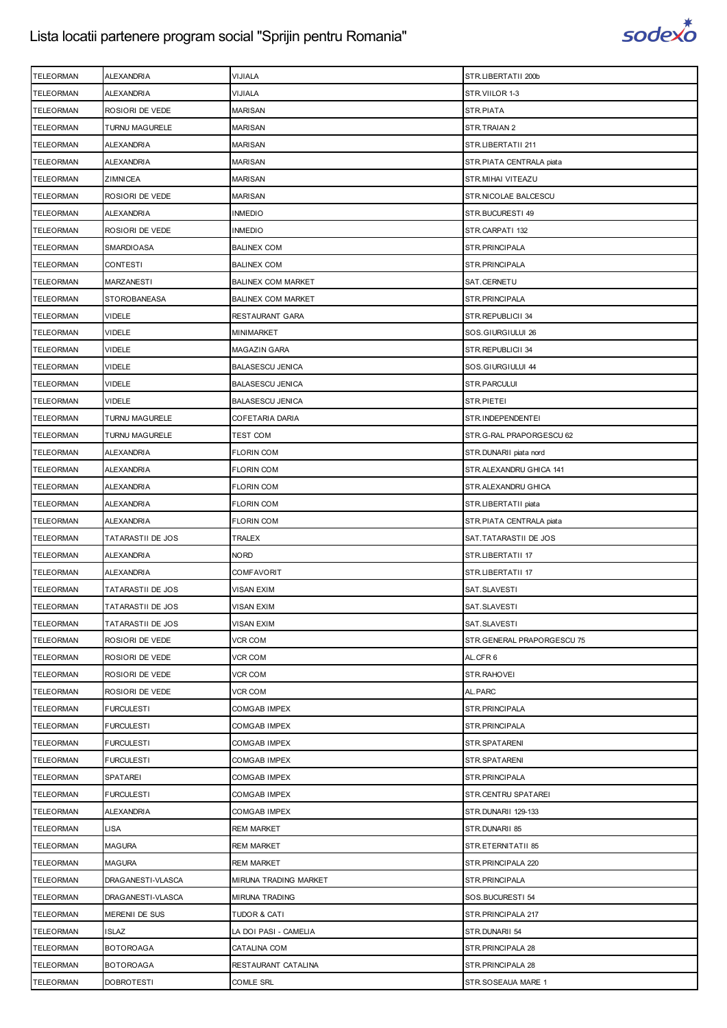# Lista locatii partenere program social "Sprijin pentru Romania"

| | | | |
|---|---|---|---|
| TELEORMAN | ALEXANDRIA | VIJIALA | STR.LIBERTATII 200b |
| TELEORMAN | ALEXANDRIA | VIJIALA | STR.VIILOR 1-3 |
| TELEORMAN | ROSIORI DE VEDE | MARISAN | STR.PIATA |
| TELEORMAN | TURNU MAGURELE | MARISAN | STR.TRAIAN 2 |
| TELEORMAN | ALEXANDRIA | MARISAN | STR.LIBERTATII 211 |
| TELEORMAN | ALEXANDRIA | MARISAN | STR.PIATA CENTRALA piata |
| TELEORMAN | ZIMNICEA | MARISAN | STR.MIHAI VITEAZU |
| TELEORMAN | ROSIORI DE VEDE | MARISAN | STR.NICOLAE BALCESCU |
| TELEORMAN | ALEXANDRIA | INMEDIO | STR.BUCURESTI 49 |
| TELEORMAN | ROSIORI DE VEDE | INMEDIO | STR.CARPATI 132 |
| TELEORMAN | SMARDIOASA | BALINEX COM | STR.PRINCIPALA |
| TELEORMAN | CONTESTI | BALINEX COM | STR.PRINCIPALA |
| TELEORMAN | MARZANESTI | BALINEX COM MARKET | SAT.CERNETU |
| TELEORMAN | STOROBANEASA | BALINEX COM MARKET | STR.PRINCIPALA |
| TELEORMAN | VIDELE | RESTAURANT GARA | STR.REPUBLICII 34 |
| TELEORMAN | VIDELE | MINIMARKET | SOS.GIURGIULUI 26 |
| TELEORMAN | VIDELE | MAGAZIN GARA | STR.REPUBLICII 34 |
| TELEORMAN | VIDELE | BALASESCU JENICA | SOS.GIURGIULUI 44 |
| TELEORMAN | VIDELE | BALASESCU JENICA | STR.PARCULUI |
| TELEORMAN | VIDELE | BALASESCU JENICA | STR.PIETEI |
| TELEORMAN | TURNU MAGURELE | COFETARIA DARIA | STR.INDEPENDENTEI |
| TELEORMAN | TURNU MAGURELE | TEST COM | STR.G-RAL PRAPORGESCU 62 |
| TELEORMAN | ALEXANDRIA | FLORIN COM | STR.DUNARII piata nord |
| TELEORMAN | ALEXANDRIA | FLORIN COM | STR.ALEXANDRU GHICA 141 |
| TELEORMAN | ALEXANDRIA | FLORIN COM | STR.ALEXANDRU GHICA |
| TELEORMAN | ALEXANDRIA | FLORIN COM | STR.LIBERTATII piata |
| TELEORMAN | ALEXANDRIA | FLORIN COM | STR.PIATA CENTRALA piata |
| TELEORMAN | TATARASTII DE JOS | TRALEX | SAT.TATARASTII DE JOS |
| TELEORMAN | ALEXANDRIA | NORD | STR.LIBERTATII 17 |
| TELEORMAN | ALEXANDRIA | COMFAVORIT | STR.LIBERTATII 17 |
| TELEORMAN | TATARASTII DE JOS | VISAN EXIM | SAT.SLAVESTI |
| TELEORMAN | TATARASTII DE JOS | VISAN EXIM | SAT.SLAVESTI |
| TELEORMAN | TATARASTII DE JOS | VISAN EXIM | SAT.SLAVESTI |
| TELEORMAN | ROSIORI DE VEDE | VCR COM | STR.GENERAL PRAPORGESCU 75 |
| TELEORMAN | ROSIORI DE VEDE | VCR COM | AL.CFR 6 |
| TELEORMAN | ROSIORI DE VEDE | VCR COM | STR.RAHOVEI |
| TELEORMAN | ROSIORI DE VEDE | VCR COM | AL.PARC |
| TELEORMAN | FURCULESTI | COMGAB IMPEX | STR.PRINCIPALA |
| TELEORMAN | FURCULESTI | COMGAB IMPEX | STR.PRINCIPALA |
| TELEORMAN | FURCULESTI | COMGAB IMPEX | STR.SPATARENI |
| TELEORMAN | FURCULESTI | COMGAB IMPEX | STR.SPATARENI |
| TELEORMAN | SPATAREI | COMGAB IMPEX | STR.PRINCIPALA |
| TELEORMAN | FURCULESTI | COMGAB IMPEX | STR.CENTRU SPATAREI |
| TELEORMAN | ALEXANDRIA | COMGAB IMPEX | STR.DUNARII 129-133 |
| TELEORMAN | LISA | REM MARKET | STR.DUNARII 85 |
| TELEORMAN | MAGURA | REM MARKET | STR.ETERNITATII 85 |
| TELEORMAN | MAGURA | REM MARKET | STR.PRINCIPALA 220 |
| TELEORMAN | DRAGANESTI-VLASCA | MIRUNA TRADING MARKET | STR.PRINCIPALA |
| TELEORMAN | DRAGANESTI-VLASCA | MIRUNA TRADING | SOS.BUCURESTI 54 |
| TELEORMAN | MERENII DE SUS | TUDOR & CATI | STR.PRINCIPALA 217 |
| TELEORMAN | ISLAZ | LA DOI PASI - CAMELIA | STR.DUNARII 54 |
| TELEORMAN | BOTOROAGA | CATALINA COM | STR.PRINCIPALA 28 |
| TELEORMAN | BOTOROAGA | RESTAURANT CATALINA | STR.PRINCIPALA 28 |
| TELEORMAN | DOBROTESTI | COMLE SRL | STR.SOSEAUA MARE 1 |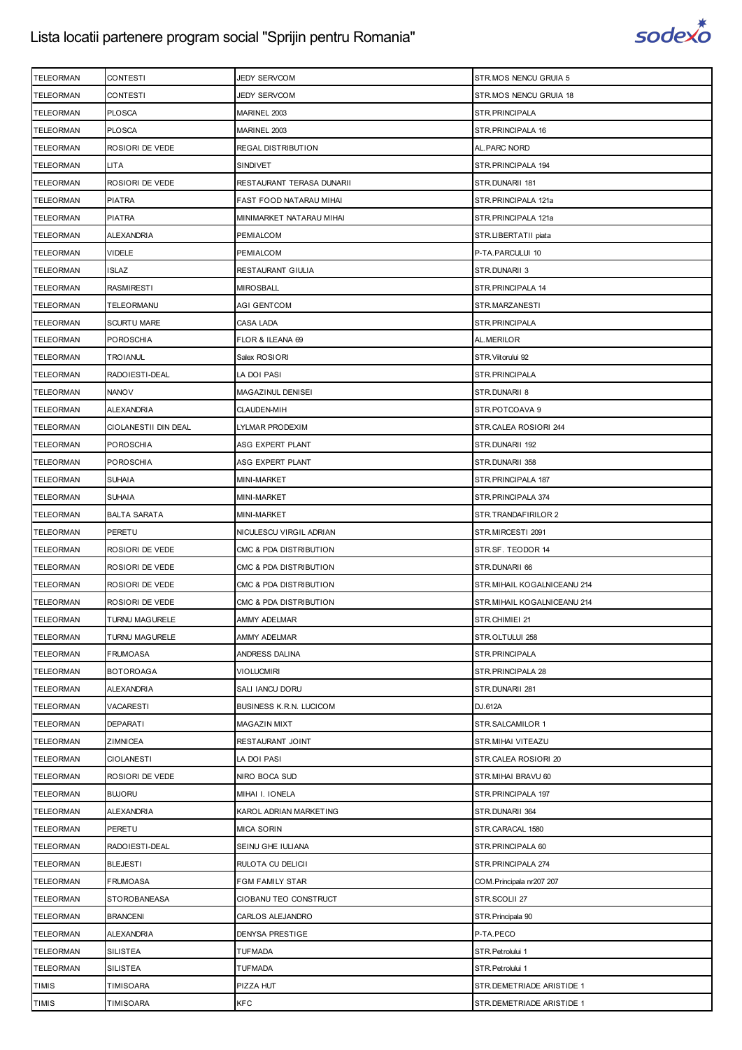| TELEORMAN | CONTESTI | JEDY SERVCOM | STR.MOS NENCU GRUIA 5 |
|---|---|---|---|
| TELEORMAN | CONTESTI | JEDY SERVCOM | STR.MOS NENCU GRUIA 18 |
| TELEORMAN | PLOSCA | MARINEL 2003 | STR.PRINCIPALA |
| TELEORMAN | PLOSCA | MARINEL 2003 | STR.PRINCIPALA 16 |
| TELEORMAN | ROSIORI DE VEDE | REGAL DISTRIBUTION | AL.PARC NORD |
| TELEORMAN | LITA | SINDIVET | STR.PRINCIPALA 194 |
| TELEORMAN | ROSIORI DE VEDE | RESTAURANT TERASA DUNARII | STR.DUNARII 181 |
| TELEORMAN | PIATRA | FAST FOOD NATARAU MIHAI | STR.PRINCIPALA 121a |
| TELEORMAN | PIATRA | MINIMARKET NATARAU MIHAI | STR.PRINCIPALA 121a |
| TELEORMAN | ALEXANDRIA | PEMIALCOM | STR.LIBERTATII piata |
| TELEORMAN | VIDELE | PEMIALCOM | P-TA.PARCULUI 10 |
| TELEORMAN | ISLAZ | RESTAURANT GIULIA | STR.DUNARII 3 |
| TELEORMAN | RASMIRESTI | MIROSBALL | STR.PRINCIPALA 14 |
| TELEORMAN | TELEORMANU | AGI GENTCOM | STR.MARZANESTI |
| TELEORMAN | SCURTU MARE | CASA LADA | STR.PRINCIPALA |
| TELEORMAN | POROSCHIA | FLOR & ILEANA 69 | AL.MERILOR |
| TELEORMAN | TROIANUL | Salex ROSIORI | STR.Viitorului 92 |
| TELEORMAN | RADOIESTI-DEAL | LA DOI PASI | STR.PRINCIPALA |
| TELEORMAN | NANOV | MAGAZINUL DENISEI | STR.DUNARII 8 |
| TELEORMAN | ALEXANDRIA | CLAUDEN-MIH | STR.POTCOAVA 9 |
| TELEORMAN | CIOLANESTII DIN DEAL | LYLMAR PRODEXIM | STR.CALEA ROSIORI 244 |
| TELEORMAN | POROSCHIA | ASG EXPERT PLANT | STR.DUNARII 192 |
| TELEORMAN | POROSCHIA | ASG EXPERT PLANT | STR.DUNARII 358 |
| TELEORMAN | SUHAIA | MINI-MARKET | STR.PRINCIPALA 187 |
| TELEORMAN | SUHAIA | MINI-MARKET | STR.PRINCIPALA 374 |
| TELEORMAN | BALTA SARATA | MINI-MARKET | STR.TRANDAFIRILOR 2 |
| TELEORMAN | PERETU | NICULESCU VIRGIL ADRIAN | STR.MIRCESTI 2091 |
| TELEORMAN | ROSIORI DE VEDE | CMC & PDA DISTRIBUTION | STR.SF. TEODOR 14 |
| TELEORMAN | ROSIORI DE VEDE | CMC & PDA DISTRIBUTION | STR.DUNARII 66 |
| TELEORMAN | ROSIORI DE VEDE | CMC & PDA DISTRIBUTION | STR.MIHAIL KOGALNICEANU 214 |
| TELEORMAN | ROSIORI DE VEDE | CMC & PDA DISTRIBUTION | STR.MIHAIL KOGALNICEANU 214 |
| TELEORMAN | TURNU MAGURELE | AMMY ADELMAR | STR.CHIMIEI 21 |
| TELEORMAN | TURNU MAGURELE | AMMY ADELMAR | STR.OLTULUI 258 |
| TELEORMAN | FRUMOASA | ANDRESS DALINA | STR.PRINCIPALA |
| TELEORMAN | BOTOROAGA | VIOLUCMIRI | STR.PRINCIPALA 28 |
| TELEORMAN | ALEXANDRIA | SALI IANCU DORU | STR.DUNARII 281 |
| TELEORMAN | VACARESTI | BUSINESS K.R.N. LUCICOM | DJ.612A |
| TELEORMAN | DEPARATI | MAGAZIN MIXT | STR.SALCAMILOR 1 |
| TELEORMAN | ZIMNICEA | RESTAURANT JOINT | STR.MIHAI VITEAZU |
| TELEORMAN | CIOLANESTI | LA DOI PASI | STR.CALEA ROSIORI 20 |
| TELEORMAN | ROSIORI DE VEDE | NIRO BOCA SUD | STR.MIHAI BRAVU 60 |
| TELEORMAN | BUJORU | MIHAI I. IONELA | STR.PRINCIPALA 197 |
| TELEORMAN | ALEXANDRIA | KAROL ADRIAN MARKETING | STR.DUNARII 364 |
| TELEORMAN | PERETU | MICA SORIN | STR.CARACAL 1580 |
| TELEORMAN | RADOIESTI-DEAL | SEINU GHE IULIANA | STR.PRINCIPALA 60 |
| TELEORMAN | BLEJESTI | RULOTA CU DELICII | STR.PRINCIPALA 274 |
| TELEORMAN | FRUMOASA | FGM FAMILY STAR | COM.Principala nr207 207 |
| TELEORMAN | STOROBANEASA | CIOBANU TEO CONSTRUCT | STR.SCOLII 27 |
| TELEORMAN | BRANCENI | CARLOS ALEJANDRO | STR.Principala 90 |
| TELEORMAN | ALEXANDRIA | DENYSA PRESTIGE | P-TA.PECO |
| TELEORMAN | SILISTEA | TUFMADA | STR.Petrolului 1 |
| TELEORMAN | SILISTEA | TUFMADA | STR.Petrolului 1 |
| TIMIS | TIMISOARA | PIZZA HUT | STR.DEMETRIADE ARISTIDE 1 |
| TIMIS | TIMISOARA | KFC | STR.DEMETRIADE ARISTIDE 1 |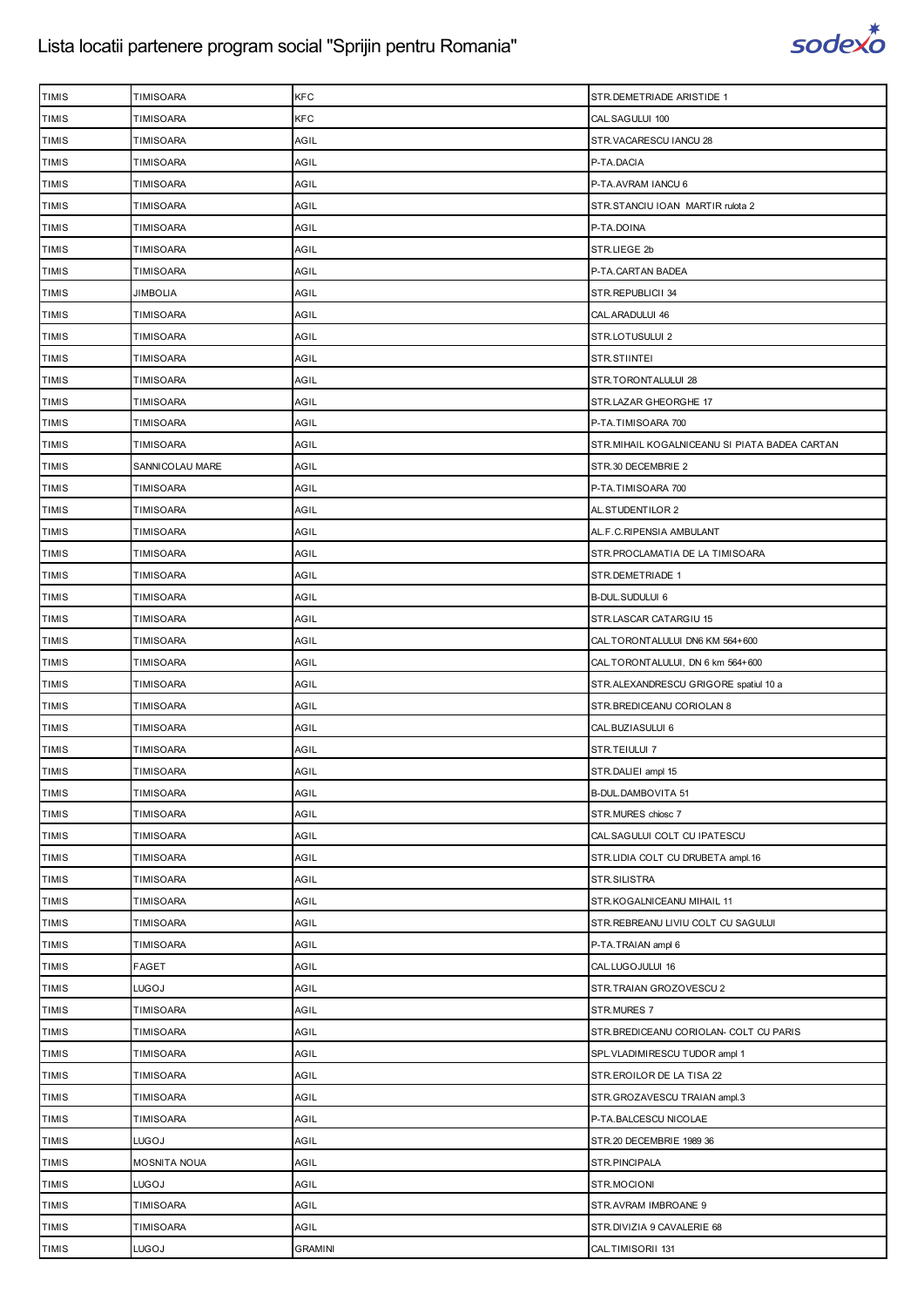| TIMIS | TIMISOARA | KFC | STR.DEMETRIADE ARISTIDE 1 |
|---|---|---|---|
| TIMIS | TIMISOARA | KFC | CAL.SAGULUI 100 |
| TIMIS | TIMISOARA | AGIL | STR.VACARESCU IANCU 28 |
| TIMIS | TIMISOARA | AGIL | P-TA.DACIA |
| TIMIS | TIMISOARA | AGIL | P-TA.AVRAM IANCU 6 |
| TIMIS | TIMISOARA | AGIL | STR.STANCIU IOAN MARTIR rulota 2 |
| TIMIS | TIMISOARA | AGIL | P-TA.DOINA |
| TIMIS | TIMISOARA | AGIL | STR.LIEGE 2b |
| TIMIS | TIMISOARA | AGIL | P-TA.CARTAN BADEA |
| TIMIS | JIMBOLIA | AGIL | STR.REPUBLICII 34 |
| TIMIS | TIMISOARA | AGIL | CAL.ARADULUI 46 |
| TIMIS | TIMISOARA | AGIL | STR.LOTUSULUI 2 |
| TIMIS | TIMISOARA | AGIL | STR.STIINTEI |
| TIMIS | TIMISOARA | AGIL | STR.TORONTALULUI 28 |
| TIMIS | TIMISOARA | AGIL | STR.LAZAR GHEORGHE 17 |
| TIMIS | TIMISOARA | AGIL | P-TA.TIMISOARA 700 |
| TIMIS | TIMISOARA | AGIL | STR.MIHAIL KOGALNICEANU SI PIATA BADEA CARTAN |
| TIMIS | SANNICOLAU MARE | AGIL | STR.30 DECEMBRIE 2 |
| TIMIS | TIMISOARA | AGIL | P-TA.TIMISOARA 700 |
| TIMIS | TIMISOARA | AGIL | AL.STUDENTILOR 2 |
| TIMIS | TIMISOARA | AGIL | AL.F.C.RIPENSIA AMBULANT |
| TIMIS | TIMISOARA | AGIL | STR.PROCLAMATIA DE LA TIMISOARA |
| TIMIS | TIMISOARA | AGIL | STR.DEMETRIADE 1 |
| TIMIS | TIMISOARA | AGIL | B-DUL.SUDULUI 6 |
| TIMIS | TIMISOARA | AGIL | STR.LASCAR CATARGIU 15 |
| TIMIS | TIMISOARA | AGIL | CAL.TORONTALULUI DN6 KM 564+600 |
| TIMIS | TIMISOARA | AGIL | CAL.TORONTALULUI, DN 6 km 564+600 |
| TIMIS | TIMISOARA | AGIL | STR.ALEXANDRESCU GRIGORE spatiul 10 a |
| TIMIS | TIMISOARA | AGIL | STR.BREDICEANU CORIOLAN 8 |
| TIMIS | TIMISOARA | AGIL | CAL.BUZIASULUI 6 |
| TIMIS | TIMISOARA | AGIL | STR.TEIULUI 7 |
| TIMIS | TIMISOARA | AGIL | STR.DALIEI ampl 15 |
| TIMIS | TIMISOARA | AGIL | B-DUL.DAMBOVITA 51 |
| TIMIS | TIMISOARA | AGIL | STR.MURES chiosc 7 |
| TIMIS | TIMISOARA | AGIL | CAL.SAGULUI COLT CU IPATESCU |
| TIMIS | TIMISOARA | AGIL | STR.LIDIA COLT CU DRUBETA ampl.16 |
| TIMIS | TIMISOARA | AGIL | STR.SILISTRA |
| TIMIS | TIMISOARA | AGIL | STR.KOGALNICEANU MIHAIL 11 |
| TIMIS | TIMISOARA | AGIL | STR.REBREANU LIVIU COLT CU SAGULUI |
| TIMIS | TIMISOARA | AGIL | P-TA.TRAIAN ampl 6 |
| TIMIS | FAGET | AGIL | CAL.LUGOJULUI 16 |
| TIMIS | LUGOJ | AGIL | STR.TRAIAN GROZOVESCU 2 |
| TIMIS | TIMISOARA | AGIL | STR.MURES 7 |
| TIMIS | TIMISOARA | AGIL | STR.BREDICEANU CORIOLAN- COLT CU PARIS |
| TIMIS | TIMISOARA | AGIL | SPL.VLADIMIRESCU TUDOR ampl 1 |
| TIMIS | TIMISOARA | AGIL | STR.EROILOR DE LA TISA 22 |
| TIMIS | TIMISOARA | AGIL | STR.GROZAVESCU TRAIAN ampl.3 |
| TIMIS | TIMISOARA | AGIL | P-TA.BALCESCU NICOLAE |
| TIMIS | LUGOJ | AGIL | STR.20 DECEMBRIE 1989 36 |
| TIMIS | MOSNITA NOUA | AGIL | STR.PINCIPALA |
| TIMIS | LUGOJ | AGIL | STR.MOCIONI |
| TIMIS | TIMISOARA | AGIL | STR.AVRAM IMBROANE 9 |
| TIMIS | TIMISOARA | AGIL | STR.DIVIZIA 9 CAVALERIE 68 |
| TIMIS | LUGOJ | GRAMINI | CAL.TIMISORII 131 |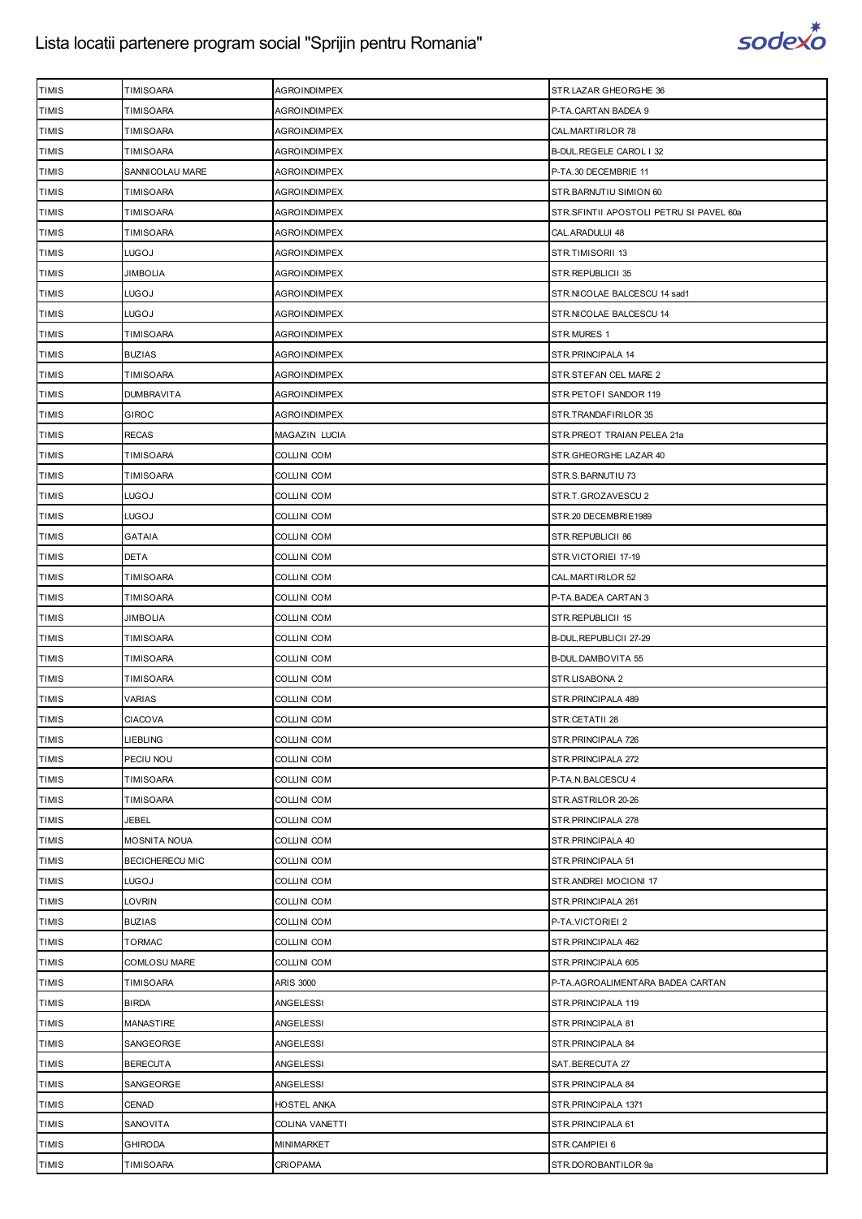| TIMIS | TIMISOARA | AGROINDIMPEX | STR.LAZAR GHEORGHE 36 |
|---|---|---|---|
| TIMIS | TIMISOARA | AGROINDIMPEX | P-TA.CARTAN BADEA 9 |
| TIMIS | TIMISOARA | AGROINDIMPEX | CAL.MARTIRILOR 78 |
| TIMIS | TIMISOARA | AGROINDIMPEX | B-DUL.REGELE CAROL I 32 |
| TIMIS | SANNICOLAU MARE | AGROINDIMPEX | P-TA.30 DECEMBRIE 11 |
| TIMIS | TIMISOARA | AGROINDIMPEX | STR.BARNUTIU SIMION 60 |
| TIMIS | TIMISOARA | AGROINDIMPEX | STR.SFINTII APOSTOLI PETRU SI PAVEL 60a |
| TIMIS | TIMISOARA | AGROINDIMPEX | CAL.ARADULUI 48 |
| TIMIS | LUGOJ | AGROINDIMPEX | STR.TIMISORII 13 |
| TIMIS | JIMBOLIA | AGROINDIMPEX | STR.REPUBLICII 35 |
| TIMIS | LUGOJ | AGROINDIMPEX | STR.NICOLAE BALCESCU 14 sad1 |
| TIMIS | LUGOJ | AGROINDIMPEX | STR.NICOLAE BALCESCU 14 |
| TIMIS | TIMISOARA | AGROINDIMPEX | STR.MURES 1 |
| TIMIS | BUZIAS | AGROINDIMPEX | STR.PRINCIPALA 14 |
| TIMIS | TIMISOARA | AGROINDIMPEX | STR.STEFAN CEL MARE 2 |
| TIMIS | DUMBRAVITA | AGROINDIMPEX | STR.PETOFI SANDOR 119 |
| TIMIS | GIROC | AGROINDIMPEX | STR.TRANDAFIRILOR 35 |
| TIMIS | RECAS | MAGAZIN LUCIA | STR.PREOT TRAIAN PELEA 21a |
| TIMIS | TIMISOARA | COLLINI COM | STR.GHEORGHE LAZAR 40 |
| TIMIS | TIMISOARA | COLLINI COM | STR.S.BARNUTIU 73 |
| TIMIS | LUGOJ | COLLINI COM | STR.T.GROZAVESCU 2 |
| TIMIS | LUGOJ | COLLINI COM | STR.20 DECEMBRIE1989 |
| TIMIS | GATAIA | COLLINI COM | STR.REPUBLICII 86 |
| TIMIS | DETA | COLLINI COM | STR.VICTORIEI 17-19 |
| TIMIS | TIMISOARA | COLLINI COM | CAL.MARTIRILOR 52 |
| TIMIS | TIMISOARA | COLLINI COM | P-TA.BADEA CARTAN 3 |
| TIMIS | JIMBOLIA | COLLINI COM | STR.REPUBLICII 15 |
| TIMIS | TIMISOARA | COLLINI COM | B-DUL.REPUBLICII 27-29 |
| TIMIS | TIMISOARA | COLLINI COM | B-DUL.DAMBOVITA 55 |
| TIMIS | TIMISOARA | COLLINI COM | STR.LISABONA 2 |
| TIMIS | VARIAS | COLLINI COM | STR.PRINCIPALA 489 |
| TIMIS | CIACOVA | COLLINI COM | STR.CETATII 28 |
| TIMIS | LIEBLING | COLLINI COM | STR.PRINCIPALA 726 |
| TIMIS | PECIU NOU | COLLINI COM | STR.PRINCIPALA 272 |
| TIMIS | TIMISOARA | COLLINI COM | P-TA.N.BALCESCU 4 |
| TIMIS | TIMISOARA | COLLINI COM | STR.ASTRILOR 20-26 |
| TIMIS | JEBEL | COLLINI COM | STR.PRINCIPALA 278 |
| TIMIS | MOSNITA NOUA | COLLINI COM | STR.PRINCIPALA 40 |
| TIMIS | BECICHERECU MIC | COLLINI COM | STR.PRINCIPALA 51 |
| TIMIS | LUGOJ | COLLINI COM | STR.ANDREI MOCIONI 17 |
| TIMIS | LOVRIN | COLLINI COM | STR.PRINCIPALA 261 |
| TIMIS | BUZIAS | COLLINI COM | P-TA.VICTORIEI 2 |
| TIMIS | TORMAC | COLLINI COM | STR.PRINCIPALA 462 |
| TIMIS | COMLOSU MARE | COLLINI COM | STR.PRINCIPALA 605 |
| TIMIS | TIMISOARA | ARIS 3000 | P-TA.AGROALIMENTARA BADEA CARTAN |
| TIMIS | BIRDA | ANGELESSI | STR.PRINCIPALA 119 |
| TIMIS | MANASTIRE | ANGELESSI | STR.PRINCIPALA 81 |
| TIMIS | SANGEORGE | ANGELESSI | STR.PRINCIPALA 84 |
| TIMIS | BERECUTA | ANGELESSI | SAT.BERECUTA 27 |
| TIMIS | SANGEORGE | ANGELESSI | STR.PRINCIPALA 84 |
| TIMIS | CENAD | HOSTEL ANKA | STR.PRINCIPALA 1371 |
| TIMIS | SANOVITA | COLINA VANETTI | STR.PRINCIPALA 61 |
| TIMIS | GHIRODA | MINIMARKET | STR.CAMPIEI 6 |
| TIMIS | TIMISOARA | CRIOPAMA | STR.DOROBANTILOR 9a |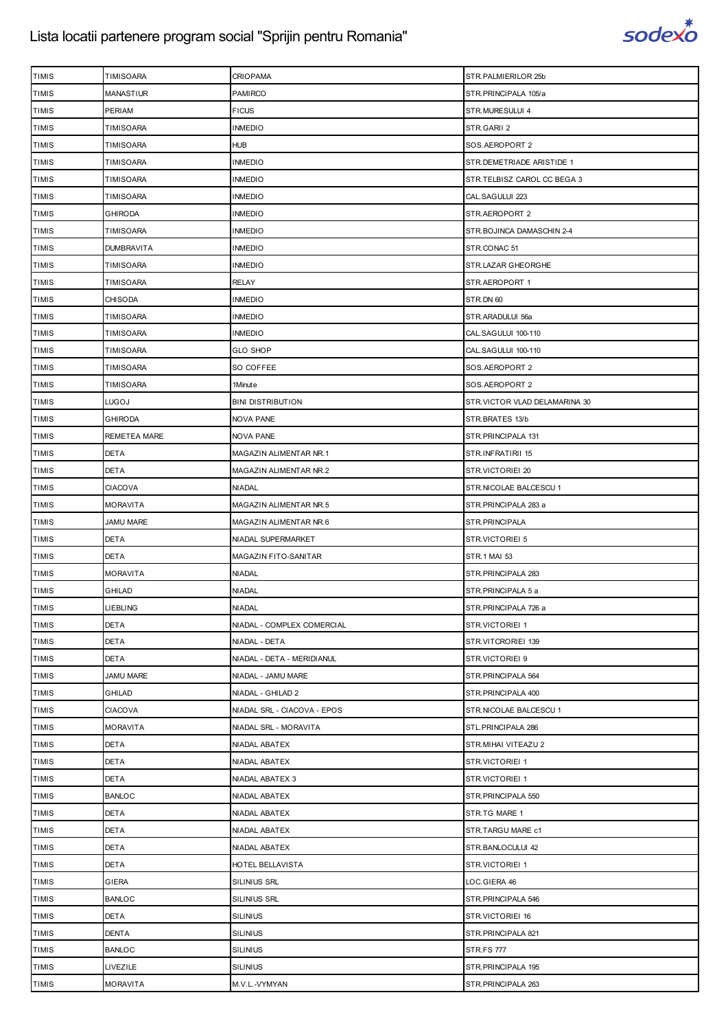# Lista locatii partenere program social "Sprijin pentru Romania"

| | | | |
|---|---|---|---|
| TIMIS | TIMISOARA | CRIOPAMA | STR.PALMIERILOR 25b |
| TIMIS | MANASTIUR | PAMIRCO | STR.PRINCIPALA 105/a |
| TIMIS | PERIAM | FICUS | STR.MURESULUI 4 |
| TIMIS | TIMISOARA | INMEDIO | STR.GARII 2 |
| TIMIS | TIMISOARA | HUB | SOS.AEROPORT 2 |
| TIMIS | TIMISOARA | INMEDIO | STR.DEMETRIADE ARISTIDE 1 |
| TIMIS | TIMISOARA | INMEDIO | STR.TELBISZ CAROL CC BEGA 3 |
| TIMIS | TIMISOARA | INMEDIO | CAL.SAGULUI 223 |
| TIMIS | GHIRODA | INMEDIO | STR.AEROPORT 2 |
| TIMIS | TIMISOARA | INMEDIO | STR.BOJINCA DAMASCHIN 2-4 |
| TIMIS | DUMBRAVITA | INMEDIO | STR.CONAC 51 |
| TIMIS | TIMISOARA | INMEDIO | STR.LAZAR GHEORGHE |
| TIMIS | TIMISOARA | RELAY | STR.AEROPORT 1 |
| TIMIS | CHISODA | INMEDIO | STR.DN 60 |
| TIMIS | TIMISOARA | INMEDIO | STR.ARADULUI 56a |
| TIMIS | TIMISOARA | INMEDIO | CAL.SAGULUI 100-110 |
| TIMIS | TIMISOARA | GLO SHOP | CAL.SAGULUI 100-110 |
| TIMIS | TIMISOARA | SO COFFEE | SOS.AEROPORT 2 |
| TIMIS | TIMISOARA | 1Minute | SOS.AEROPORT 2 |
| TIMIS | LUGOJ | BINI DISTRIBUTION | STR.VICTOR VLAD DELAMARINA 30 |
| TIMIS | GHIRODA | NOVA PANE | STR.BRATES 13/b |
| TIMIS | REMETEA MARE | NOVA PANE | STR.PRINCIPALA 131 |
| TIMIS | DETA | MAGAZIN ALIMENTAR NR.1 | STR.INFRATIRII 15 |
| TIMIS | DETA | MAGAZIN ALIMENTAR NR.2 | STR.VICTORIEI 20 |
| TIMIS | CIACOVA | NIADAL | STR.NICOLAE BALCESCU 1 |
| TIMIS | MORAVITA | MAGAZIN ALIMENTAR NR.5 | STR.PRINCIPALA 283 a |
| TIMIS | JAMU MARE | MAGAZIN ALIMENTAR NR.6 | STR.PRINCIPALA |
| TIMIS | DETA | NIADAL SUPERMARKET | STR.VICTORIEI 5 |
| TIMIS | DETA | MAGAZIN FITO-SANITAR | STR.1 MAI 53 |
| TIMIS | MORAVITA | NIADAL | STR.PRINCIPALA 283 |
| TIMIS | GHILAD | NIADAL | STR.PRINCIPALA 5 a |
| TIMIS | LIEBLING | NIADAL | STR.PRINCIPALA 726 a |
| TIMIS | DETA | NIADAL - COMPLEX COMERCIAL | STR.VICTORIEI 1 |
| TIMIS | DETA | NIADAL - DETA | STR.VITCRORIEI 139 |
| TIMIS | DETA | NIADAL - DETA - MERIDIANUL | STR.VICTORIEI 9 |
| TIMIS | JAMU MARE | NIADAL - JAMU MARE | STR.PRINCIPALA 564 |
| TIMIS | GHILAD | NIADAL - GHILAD 2 | STR.PRINCIPALA 400 |
| TIMIS | CIACOVA | NIADAL SRL - CIACOVA - EPOS | STR.NICOLAE BALCESCU 1 |
| TIMIS | MORAVITA | NIADAL SRL - MORAVITA | STL.PRINCIPALA 286 |
| TIMIS | DETA | NIADAL ABATEX | STR.MIHAI VITEAZU 2 |
| TIMIS | DETA | NIADAL ABATEX | STR.VICTORIEI 1 |
| TIMIS | DETA | NIADAL ABATEX 3 | STR.VICTORIEI 1 |
| TIMIS | BANLOC | NIADAL ABATEX | STR.PRINCIPALA 550 |
| TIMIS | DETA | NIADAL ABATEX | STR.TG MARE 1 |
| TIMIS | DETA | NIADAL ABATEX | STR.TARGU MARE c1 |
| TIMIS | DETA | NIADAL ABATEX | STR.BANLOCULUI 42 |
| TIMIS | DETA | HOTEL BELLAVISTA | STR.VICTORIEI 1 |
| TIMIS | GIERA | SILINIUS SRL | LOC.GIERA 46 |
| TIMIS | BANLOC | SILINIUS SRL | STR.PRINCIPALA 546 |
| TIMIS | DETA | SILINIUS | STR.VICTORIEI 16 |
| TIMIS | DENTA | SILINIUS | STR.PRINCIPALA 821 |
| TIMIS | BANLOC | SILINIUS | STR.FS 777 |
| TIMIS | LIVEZILE | SILINIUS | STR.PRINCIPALA 195 |
| TIMIS | MORAVITA | M.V.L.-VYMYAN | STR.PRINCIPALA 263 |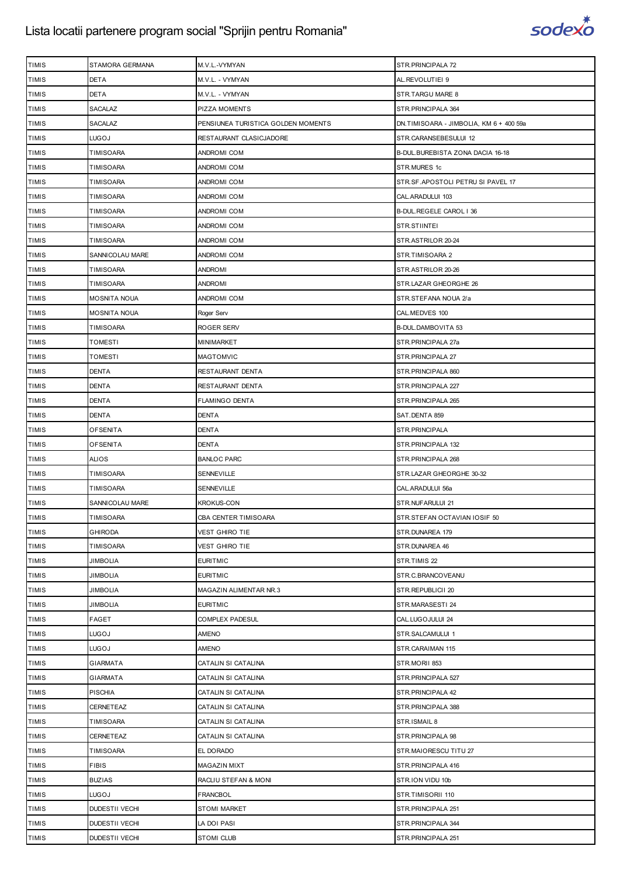| TIMIS | STAMORA GERMANA | M.V.L.-VYMYAN | STR.PRINCIPALA 72 |
|---|---|---|---|
| TIMIS | DETA | M.V.L. - VYMYAN | AL.REVOLUTIEI 9 |
| TIMIS | DETA | M.V.L. - VYMYAN | STR.TARGU MARE 8 |
| TIMIS | SACALAZ | PIZZA MOMENTS | STR.PRINCIPALA 364 |
| TIMIS | SACALAZ | PENSIUNEA TURISTICA GOLDEN MOMENTS | DN.TIMISOARA - JIMBOLIA, KM 6 + 400 59a |
| TIMIS | LUGOJ | RESTAURANT CLASICJADORE | STR.CARANSEBESULUI 12 |
| TIMIS | TIMISOARA | ANDROMI COM | B-DUL.BUREBISTA ZONA DACIA 16-18 |
| TIMIS | TIMISOARA | ANDROMI COM | STR.MURES 1c |
| TIMIS | TIMISOARA | ANDROMI COM | STR.SF.APOSTOLI PETRU SI PAVEL 17 |
| TIMIS | TIMISOARA | ANDROMI COM | CAL.ARADULUI 103 |
| TIMIS | TIMISOARA | ANDROMI COM | B-DUL.REGELE CAROL I 36 |
| TIMIS | TIMISOARA | ANDROMI COM | STR.STIINTEI |
| TIMIS | TIMISOARA | ANDROMI COM | STR.ASTRILOR 20-24 |
| TIMIS | SANNICOLAU MARE | ANDROMI COM | STR.TIMISOARA 2 |
| TIMIS | TIMISOARA | ANDROMI | STR.ASTRILOR 20-26 |
| TIMIS | TIMISOARA | ANDROMI | STR.LAZAR GHEORGHE 26 |
| TIMIS | MOSNITA NOUA | ANDROMI COM | STR.STEFANA NOUA 2/a |
| TIMIS | MOSNITA NOUA | Roger Serv | CAL.MEDVES 100 |
| TIMIS | TIMISOARA | ROGER SERV | B-DUL.DAMBOVITA 53 |
| TIMIS | TOMESTI | MINIMARKET | STR.PRINCIPALA 27a |
| TIMIS | TOMESTI | MAGTOMVIC | STR.PRINCIPALA 27 |
| TIMIS | DENTA | RESTAURANT DENTA | STR.PRINCIPALA 860 |
| TIMIS | DENTA | RESTAURANT DENTA | STR.PRINCIPALA 227 |
| TIMIS | DENTA | FLAMINGO DENTA | STR.PRINCIPALA 265 |
| TIMIS | DENTA | DENTA | SAT.DENTA 859 |
| TIMIS | OFSENITA | DENTA | STR.PRINCIPALA |
| TIMIS | OFSENITA | DENTA | STR.PRINCIPALA 132 |
| TIMIS | ALIOS | BANLOC PARC | STR.PRINCIPALA 268 |
| TIMIS | TIMISOARA | SENNEVILLE | STR.LAZAR GHEORGHE 30-32 |
| TIMIS | TIMISOARA | SENNEVILLE | CAL.ARADULUI 56a |
| TIMIS | SANNICOLAU MARE | KROKUS-CON | STR.NUFARULUI 21 |
| TIMIS | TIMISOARA | CBA CENTER TIMISOARA | STR.STEFAN OCTAVIAN IOSIF 50 |
| TIMIS | GHIRODA | VEST GHIRO TIE | STR.DUNAREA 179 |
| TIMIS | TIMISOARA | VEST GHIRO TIE | STR.DUNAREA 46 |
| TIMIS | JIMBOLIA | EURITMIC | STR.TIMIS 22 |
| TIMIS | JIMBOLIA | EURITMIC | STR.C.BRANCOVEANU |
| TIMIS | JIMBOLIA | MAGAZIN ALIMENTAR NR.3 | STR.REPUBLICII 20 |
| TIMIS | JIMBOLIA | EURITMIC | STR.MARASESTI 24 |
| TIMIS | FAGET | COMPLEX PADESUL | CAL.LUGOJULUI 24 |
| TIMIS | LUGOJ | AMENO | STR.SALCAMULUI 1 |
| TIMIS | LUGOJ | AMENO | STR.CARAIMAN 115 |
| TIMIS | GIARMATA | CATALIN SI CATALINA | STR.MORII 853 |
| TIMIS | GIARMATA | CATALIN SI CATALINA | STR.PRINCIPALA 527 |
| TIMIS | PISCHIA | CATALIN SI CATALINA | STR.PRINCIPALA 42 |
| TIMIS | CERNETEAZ | CATALIN SI CATALINA | STR.PRINCIPALA 388 |
| TIMIS | TIMISOARA | CATALIN SI CATALINA | STR.ISMAIL 8 |
| TIMIS | CERNETEAZ | CATALIN SI CATALINA | STR.PRINCIPALA 98 |
| TIMIS | TIMISOARA | EL DORADO | STR.MAIORESCU TITU 27 |
| TIMIS | FIBIS | MAGAZIN MIXT | STR.PRINCIPALA 416 |
| TIMIS | BUZIAS | RACLIU STEFAN & MONI | STR.ION VIDU 10b |
| TIMIS | LUGOJ | FRANCBOL | STR.TIMISORII 110 |
| TIMIS | DUDESTII VECHI | STOMI MARKET | STR.PRINCIPALA 251 |
| TIMIS | DUDESTII VECHI | LA DOI PASI | STR.PRINCIPALA 344 |
| TIMIS | DUDESTII VECHI | STOMI CLUB | STR.PRINCIPALA 251 |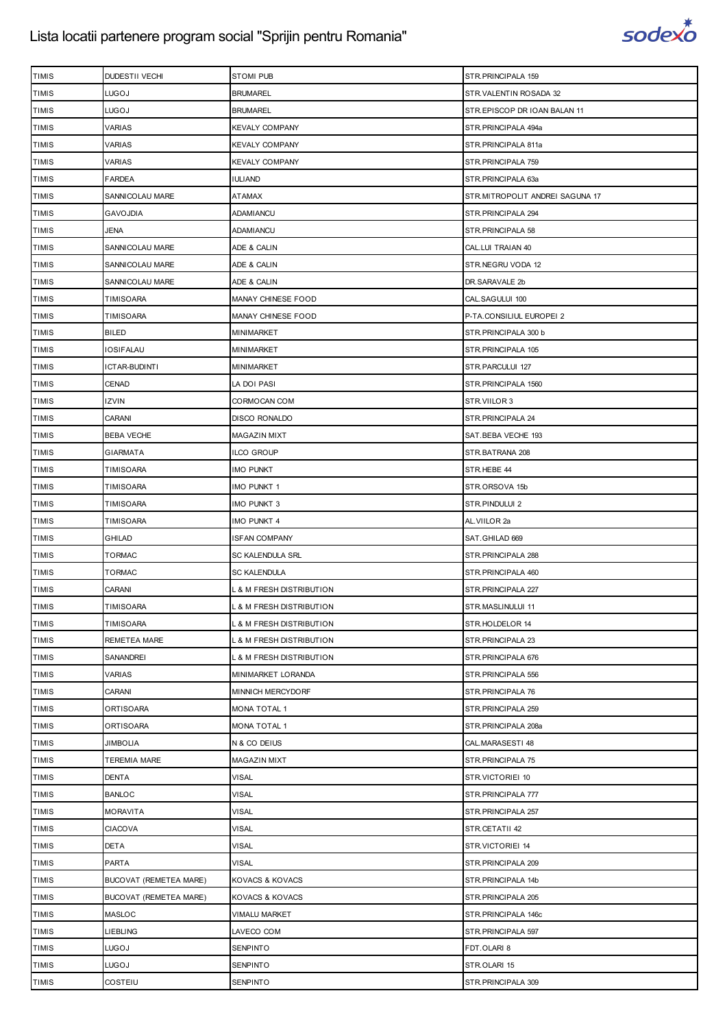# Lista locatii partenere program social "Sprijin pentru Romania"

| | | | |
|---|---|---|---|
| TIMIS | DUDESTII VECHI | STOMI PUB | STR.PRINCIPALA 159 |
| TIMIS | LUGOJ | BRUMAREL | STR.VALENTIN ROSADA 32 |
| TIMIS | LUGOJ | BRUMAREL | STR.EPISCOP DR IOAN BALAN 11 |
| TIMIS | VARIAS | KEVALY COMPANY | STR.PRINCIPALA 494a |
| TIMIS | VARIAS | KEVALY COMPANY | STR.PRINCIPALA 811a |
| TIMIS | VARIAS | KEVALY COMPANY | STR.PRINCIPALA 759 |
| TIMIS | FARDEA | IULIAND | STR.PRINCIPALA 63a |
| TIMIS | SANNICOLAU MARE | ATAMAX | STR.MITROPOLIT ANDREI SAGUNA 17 |
| TIMIS | GAVOJDIA | ADAMIANCU | STR.PRINCIPALA 294 |
| TIMIS | JENA | ADAMIANCU | STR.PRINCIPALA 58 |
| TIMIS | SANNICOLAU MARE | ADE & CALIN | CAL.LUI TRAIAN 40 |
| TIMIS | SANNICOLAU MARE | ADE & CALIN | STR.NEGRU VODA 12 |
| TIMIS | SANNICOLAU MARE | ADE & CALIN | DR.SARAVALE 2b |
| TIMIS | TIMISOARA | MANAY CHINESE FOOD | CAL.SAGULUI 100 |
| TIMIS | TIMISOARA | MANAY CHINESE FOOD | P-TA.CONSILIUL EUROPEI 2 |
| TIMIS | BILED | MINIMARKET | STR.PRINCIPALA 300 b |
| TIMIS | IOSIFALAU | MINIMARKET | STR.PRINCIPALA 105 |
| TIMIS | ICTAR-BUDINTI | MINIMARKET | STR.PARCULUI 127 |
| TIMIS | CENAD | LA DOI PASI | STR.PRINCIPALA 1560 |
| TIMIS | IZVIN | CORMOCAN COM | STR.VIILOR 3 |
| TIMIS | CARANI | DISCO RONALDO | STR.PRINCIPALA 24 |
| TIMIS | BEBA VECHE | MAGAZIN MIXT | SAT.BEBA VECHE 193 |
| TIMIS | GIARMATA | ILCO GROUP | STR.BATRANA 208 |
| TIMIS | TIMISOARA | IMO PUNKT | STR.HEBE 44 |
| TIMIS | TIMISOARA | IMO PUNKT 1 | STR.ORSOVA 15b |
| TIMIS | TIMISOARA | IMO PUNKT 3 | STR.PINDULUI 2 |
| TIMIS | TIMISOARA | IMO PUNKT 4 | AL.VIILOR 2a |
| TIMIS | GHILAD | ISFAN COMPANY | SAT.GHILAD 669 |
| TIMIS | TORMAC | SC KALENDULA SRL | STR.PRINCIPALA 288 |
| TIMIS | TORMAC | SC KALENDULA | STR.PRINCIPALA 460 |
| TIMIS | CARANI | L & M FRESH DISTRIBUTION | STR.PRINCIPALA 227 |
| TIMIS | TIMISOARA | L & M FRESH DISTRIBUTION | STR.MASLINULUI 11 |
| TIMIS | TIMISOARA | L & M FRESH DISTRIBUTION | STR.HOLDELOR 14 |
| TIMIS | REMETEA MARE | L & M FRESH DISTRIBUTION | STR.PRINCIPALA 23 |
| TIMIS | SANANDREI | L & M FRESH DISTRIBUTION | STR.PRINCIPALA 676 |
| TIMIS | VARIAS | MINIMARKET LORANDA | STR.PRINCIPALA 556 |
| TIMIS | CARANI | MINNICH MERCYDORF | STR.PRINCIPALA 76 |
| TIMIS | ORTISOARA | MONA TOTAL 1 | STR.PRINCIPALA 259 |
| TIMIS | ORTISOARA | MONA TOTAL 1 | STR.PRINCIPALA 208a |
| TIMIS | JIMBOLIA | N & CO DEIUS | CAL.MARASESTI 48 |
| TIMIS | TEREMIA MARE | MAGAZIN MIXT | STR.PRINCIPALA 75 |
| TIMIS | DENTA | VISAL | STR.VICTORIEI 10 |
| TIMIS | BANLOC | VISAL | STR.PRINCIPALA 777 |
| TIMIS | MORAVITA | VISAL | STR.PRINCIPALA 257 |
| TIMIS | CIACOVA | VISAL | STR.CETATII 42 |
| TIMIS | DETA | VISAL | STR.VICTORIEI 14 |
| TIMIS | PARTA | VISAL | STR.PRINCIPALA 209 |
| TIMIS | BUCOVAT (REMETEA MARE) | KOVACS & KOVACS | STR.PRINCIPALA 14b |
| TIMIS | BUCOVAT (REMETEA MARE) | KOVACS & KOVACS | STR.PRINCIPALA 205 |
| TIMIS | MASLOC | VIMALU MARKET | STR.PRINCIPALA 146c |
| TIMIS | LIEBLING | LAVECO COM | STR.PRINCIPALA 597 |
| TIMIS | LUGOJ | SENPINTO | FDT.OLARI 8 |
| TIMIS | LUGOJ | SENPINTO | STR.OLARI 15 |
| TIMIS | COSTEIU | SENPINTO | STR.PRINCIPALA 309 |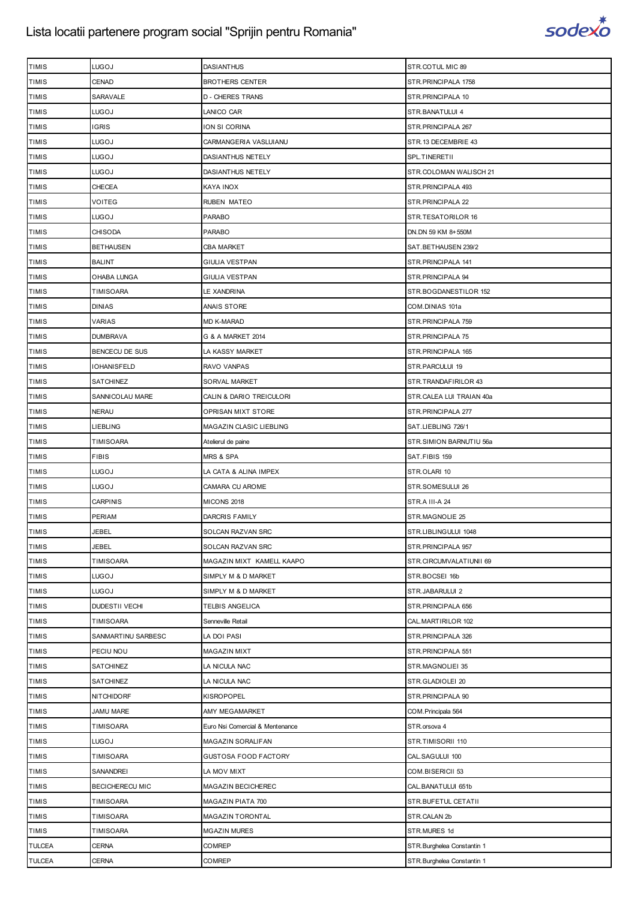# Lista locatii partenere program social "Sprijin pentru Romania"

| | | | |
|---|---|---|---|
| TIMIS | LUGOJ | DASIANTHUS | STR.COTUL MIC 89 |
| TIMIS | CENAD | BROTHERS CENTER | STR.PRINCIPALA 1758 |
| TIMIS | SARAVALE | D - CHERES TRANS | STR.PRINCIPALA 10 |
| TIMIS | LUGOJ | LANICO CAR | STR.BANATULUI 4 |
| TIMIS | IGRIS | ION SI CORINA | STR.PRINCIPALA 267 |
| TIMIS | LUGOJ | CARMANGERIA VASLUIANU | STR.13 DECEMBRIE 43 |
| TIMIS | LUGOJ | DASIANTHUS NETELY | SPL.TINERETII |
| TIMIS | LUGOJ | DASIANTHUS NETELY | STR.COLOMAN WALISCH 21 |
| TIMIS | CHECEA | KAYA INOX | STR.PRINCIPALA 493 |
| TIMIS | VOITEG | RUBEN MATEO | STR.PRINCIPALA 22 |
| TIMIS | LUGOJ | PARABO | STR.TESATORILOR 16 |
| TIMIS | CHISODA | PARABO | DN.DN 59 KM 8+550M |
| TIMIS | BETHAUSEN | CBA MARKET | SAT.BETHAUSEN 239/2 |
| TIMIS | BALINT | GIULIA VESTPAN | STR.PRINCIPALA 141 |
| TIMIS | OHABA LUNGA | GIULIA VESTPAN | STR.PRINCIPALA 94 |
| TIMIS | TIMISOARA | LE XANDRINA | STR.BOGDANESTILOR 152 |
| TIMIS | DINIAS | ANAIS STORE | COM.DINIAS 101a |
| TIMIS | VARIAS | MD K-MARAD | STR.PRINCIPALA 759 |
| TIMIS | DUMBRAVA | G & A MARKET 2014 | STR.PRINCIPALA 75 |
| TIMIS | BENCECU DE SUS | LA KASSY MARKET | STR.PRINCIPALA 165 |
| TIMIS | IOHANISFELD | RAVO VANPAS | STR.PARCULUI 19 |
| TIMIS | SATCHINEZ | SORVAL MARKET | STR.TRANDAFIRILOR 43 |
| TIMIS | SANNICOLAU MARE | CALIN & DARIO TREICULORI | STR.CALEA LUI TRAIAN 40a |
| TIMIS | NERAU | OPRISAN MIXT STORE | STR.PRINCIPALA 277 |
| TIMIS | LIEBLING | MAGAZIN CLASIC LIEBLING | SAT.LIEBLING 726/1 |
| TIMIS | TIMISOARA | Atelierul de paine | STR.SIMION BARNUTIU 56a |
| TIMIS | FIBIS | MRS & SPA | SAT.FIBIS 159 |
| TIMIS | LUGOJ | LA CATA & ALINA IMPEX | STR.OLARI 10 |
| TIMIS | LUGOJ | CAMARA CU AROME | STR.SOMESULUI 26 |
| TIMIS | CARPINIS | MICONS 2018 | STR.A III-A 24 |
| TIMIS | PERIAM | DARCRIS FAMILY | STR.MAGNOLIE 25 |
| TIMIS | JEBEL | SOLCAN RAZVAN SRC | STR.LIBLINGULUI 1048 |
| TIMIS | JEBEL | SOLCAN RAZVAN SRC | STR.PRINCIPALA 957 |
| TIMIS | TIMISOARA | MAGAZIN MIXT KAMELL KAAPO | STR.CIRCUMVALATIUNII 69 |
| TIMIS | LUGOJ | SIMPLY M & D MARKET | STR.BOCSEI 16b |
| TIMIS | LUGOJ | SIMPLY M & D MARKET | STR.JABARULUI 2 |
| TIMIS | DUDESTII VECHI | TELBIS ANGELICA | STR.PRINCIPALA 656 |
| TIMIS | TIMISOARA | Senneville Retail | CAL.MARTIRILOR 102 |
| TIMIS | SANMARTINU SARBESC | LA DOI PASI | STR.PRINCIPALA 326 |
| TIMIS | PECIU NOU | MAGAZIN MIXT | STR.PRINCIPALA 551 |
| TIMIS | SATCHINEZ | LA NICULA NAC | STR.MAGNOLIEI 35 |
| TIMIS | SATCHINEZ | LA NICULA NAC | STR.GLADIOLEI 20 |
| TIMIS | NITCHIDORF | KISROPOPEL | STR.PRINCIPALA 90 |
| TIMIS | JAMU MARE | AMY MEGAMARKET | COM.Principala 564 |
| TIMIS | TIMISOARA | Euro Nsi Comercial & Mentenance | STR.orsova 4 |
| TIMIS | LUGOJ | MAGAZIN SORALIFAN | STR.TIMISORII 110 |
| TIMIS | TIMISOARA | GUSTOSA FOOD FACTORY | CAL.SAGULUI 100 |
| TIMIS | SANANDREI | LA MOV MIXT | COM.BISERICII 53 |
| TIMIS | BECICHERECU MIC | MAGAZIN BECICHEREC | CAL.BANATULUI 651b |
| TIMIS | TIMISOARA | MAGAZIN PIATA 700 | STR.BUFETUL CETATII |
| TIMIS | TIMISOARA | MAGAZIN TORONTAL | STR.CALAN 2b |
| TIMIS | TIMISOARA | MGAZIN MURES | STR.MURES 1d |
| TULCEA | CERNA | COMREP | STR.Burghelea Constantin 1 |
| TULCEA | CERNA | COMREP | STR.Burghelea Constantin 1 |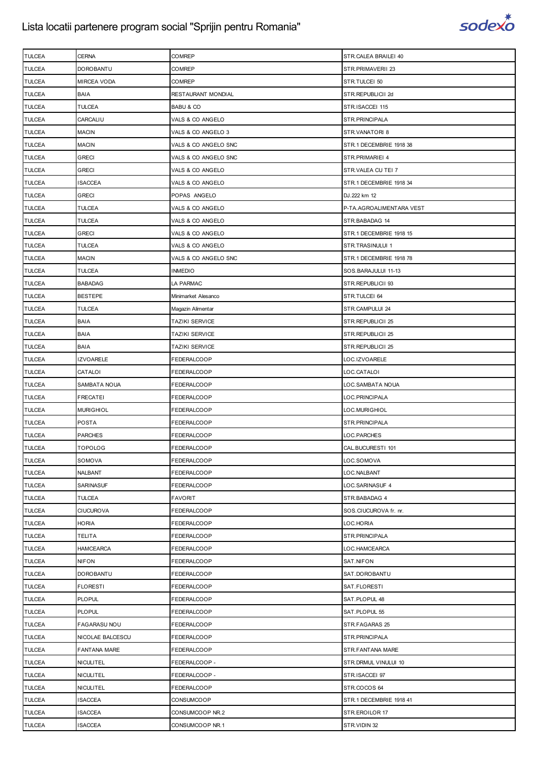# Lista locatii partenere program social "Sprijin pentru Romania"

| | | | |
|---|---|---|---|
| TULCEA | CERNA | COMREP | STR.CALEA BRAILEI 40 |
| TULCEA | DOROBANTU | COMREP | STR.PRIMAVERII 23 |
| TULCEA | MIRCEA VODA | COMREP | STR.TULCEI 50 |
| TULCEA | BAIA | RESTAURANT MONDIAL | STR.REPUBLICII 2d |
| TULCEA | TULCEA | BABU & CO | STR.ISACCEI 115 |
| TULCEA | CARCALIU | VALS & CO ANGELO | STR.PRINCIPALA |
| TULCEA | MACIN | VALS & CO ANGELO 3 | STR.VANATORI 8 |
| TULCEA | MACIN | VALS & CO ANGELO SNC | STR.1 DECEMBRIE 1918 38 |
| TULCEA | GRECI | VALS & CO ANGELO SNC | STR.PRIMARIEI 4 |
| TULCEA | GRECI | VALS & CO ANGELO | STR.VALEA CU TEI 7 |
| TULCEA | ISACCEA | VALS & CO ANGELO | STR.1 DECEMBRIE 1918 34 |
| TULCEA | GRECI | POPAS ANGELO | DJ.222 km 12 |
| TULCEA | TULCEA | VALS & CO ANGELO | P-TA.AGROALIMENTARA VEST |
| TULCEA | TULCEA | VALS & CO ANGELO | STR.BABADAG 14 |
| TULCEA | GRECI | VALS & CO ANGELO | STR.1 DECEMBRIE 1918 15 |
| TULCEA | TULCEA | VALS & CO ANGELO | STR.TRASINULUI 1 |
| TULCEA | MACIN | VALS & CO ANGELO SNC | STR.1 DECEMBRIE 1918 78 |
| TULCEA | TULCEA | INMEDIO | SOS.BARAJULUI 11-13 |
| TULCEA | BABADAG | LA PARMAC | STR.REPUBLICII 93 |
| TULCEA | BESTEPE | Minimarket Alesanco | STR.TULCEI 64 |
| TULCEA | TULCEA | Magazin Alimentar | STR.CAMPULUI 24 |
| TULCEA | BAIA | TAZIKI SERVICE | STR.REPUBLICII 25 |
| TULCEA | BAIA | TAZIKI SERVICE | STR.REPUBLICII 25 |
| TULCEA | BAIA | TAZIKI SERVICE | STR.REPUBLICII 25 |
| TULCEA | IZVOARELE | FEDERALCOOP | LOC.IZVOARELE |
| TULCEA | CATALOI | FEDERALCOOP | LOC.CATALOI |
| TULCEA | SAMBATA NOUA | FEDERALCOOP | LOC.SAMBATA NOUA |
| TULCEA | FRECATEI | FEDERALCOOP | LOC.PRINCIPALA |
| TULCEA | MURIGHIOL | FEDERALCOOP | LOC.MURIGHIOL |
| TULCEA | POSTA | FEDERALCOOP | STR.PRINCIPALA |
| TULCEA | PARCHES | FEDERALCOOP | LOC.PARCHES |
| TULCEA | TOPOLOG | FEDERALCOOP | CAL.BUCURESTI 101 |
| TULCEA | SOMOVA | FEDERALCOOP | LOC.SOMOVA |
| TULCEA | NALBANT | FEDERALCOOP | LOC.NALBANT |
| TULCEA | SARINASUF | FEDERALCOOP | LOC.SARINASUF 4 |
| TULCEA | TULCEA | FAVORIT | STR.BABADAG 4 |
| TULCEA | CIUCUROVA | FEDERALCOOP | SOS.CIUCUROVA fr. nr. |
| TULCEA | HORIA | FEDERALCOOP | LOC.HORIA |
| TULCEA | TELITA | FEDERALCOOP | STR.PRINCIPALA |
| TULCEA | HAMCEARCA | FEDERALCOOP | LOC.HAMCEARCA |
| TULCEA | NIFON | FEDERALCOOP | SAT.NIFON |
| TULCEA | DOROBANTU | FEDERALCOOP | SAT.DOROBANTU |
| TULCEA | FLORESTI | FEDERALCOOP | SAT.FLORESTI |
| TULCEA | PLOPUL | FEDERALCOOP | SAT.PLOPUL 48 |
| TULCEA | PLOPUL | FEDERALCOOP | SAT.PLOPUL 55 |
| TULCEA | FAGARASU NOU | FEDERALCOOP | STR.FAGARAS 25 |
| TULCEA | NICOLAE BALCESCU | FEDERALCOOP | STR.PRINCIPALA |
| TULCEA | FANTANA MARE | FEDERALCOOP | STR.FANTANA MARE |
| TULCEA | NICULITEL | FEDERALCOOP - | STR.DRMUL VINULUI 10 |
| TULCEA | NICULITEL | FEDERALCOOP - | STR.ISACCEI 97 |
| TULCEA | NICULITEL | FEDERALCOOP | STR.COCOS 64 |
| TULCEA | ISACCEA | CONSUMCOOP | STR.1 DECEMBRIE 1918 41 |
| TULCEA | ISACCEA | CONSUMCOOP NR.2 | STR.EROILOR 17 |
| TULCEA | ISACCEA | CONSUMCOOP NR.1 | STR.VIDIN 32 |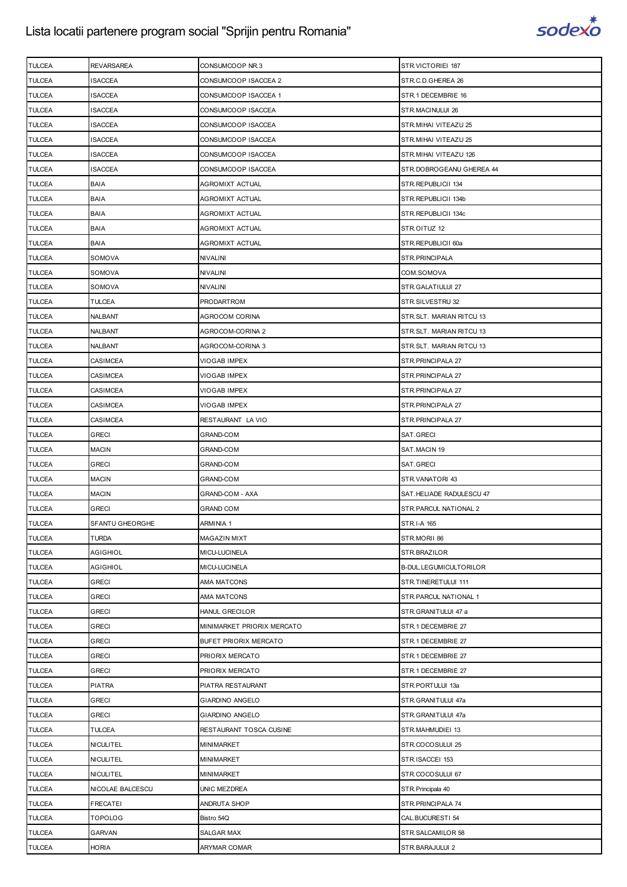# Lista locatii partenere program social "Sprijin pentru Romania"

| TULCEA | REVARSAREA | CONSUMCOOP NR.3 | STR.VICTORIEI 187 |
|---|---|---|---|
| TULCEA | ISACCEA | CONSUMCOOP ISACCEA 2 | STR.C.D.GHEREA 26 |
| TULCEA | ISACCEA | CONSUMCOOP ISACCEA 1 | STR.1 DECEMBRIE 16 |
| TULCEA | ISACCEA | CONSUMCOOP ISACCEA | STR.MACINULUI 26 |
| TULCEA | ISACCEA | CONSUMCOOP ISACCEA | STR.MIHAI VITEAZU 25 |
| TULCEA | ISACCEA | CONSUMCOOP ISACCEA | STR.MIHAI VITEAZU 25 |
| TULCEA | ISACCEA | CONSUMCOOP ISACCEA | STR.MIHAI VITEAZU 126 |
| TULCEA | ISACCEA | CONSUMCOOP ISACCEA | STR.DOBROGEANU GHEREA 44 |
| TULCEA | BAIA | AGROMIXT ACTUAL | STR.REPUBLICII 134 |
| TULCEA | BAIA | AGROMIXT ACTUAL | STR.REPUBLICII 134b |
| TULCEA | BAIA | AGROMIXT ACTUAL | STR.REPUBLICII 134c |
| TULCEA | BAIA | AGROMIXT ACTUAL | STR.OITUZ 12 |
| TULCEA | BAIA | AGROMIXT ACTUAL | STR.REPUBLICII 60a |
| TULCEA | SOMOVA | NIVALINI | STR.PRINCIPALA |
| TULCEA | SOMOVA | NIVALINI | COM.SOMOVA |
| TULCEA | SOMOVA | NIVALINI | STR.GALATIULUI 27 |
| TULCEA | TULCEA | PRODARTROM | STR.SILVESTRU 32 |
| TULCEA | NALBANT | AGROCOM CORINA | STR.SLT. MARIAN RITCU 13 |
| TULCEA | NALBANT | AGROCOM-CORINA 2 | STR.SLT. MARIAN RITCU 13 |
| TULCEA | NALBANT | AGROCOM-CORINA 3 | STR.SLT. MARIAN RITCU 13 |
| TULCEA | CASIMCEA | VIOGAB IMPEX | STR.PRINCIPALA 27 |
| TULCEA | CASIMCEA | VIOGAB IMPEX | STR.PRINCIPALA 27 |
| TULCEA | CASIMCEA | VIOGAB IMPEX | STR.PRINCIPALA 27 |
| TULCEA | CASIMCEA | VIOGAB IMPEX | STR.PRINCIPALA 27 |
| TULCEA | CASIMCEA | RESTAURANT LA VIO | STR.PRINCIPALA 27 |
| TULCEA | GRECI | GRAND-COM | SAT.GRECI |
| TULCEA | MACIN | GRAND-COM | SAT.MACIN 19 |
| TULCEA | GRECI | GRAND-COM | SAT.GRECI |
| TULCEA | MACIN | GRAND-COM | STR.VANATORI 43 |
| TULCEA | MACIN | GRAND-COM - AXA | SAT.HELIADE RADULESCU 47 |
| TULCEA | GRECI | GRAND COM | STR.PARCUL NATIONAL 2 |
| TULCEA | SFANTU GHEORGHE | ARMINIA 1 | STR.I-A 165 |
| TULCEA | TURDA | MAGAZIN MIXT | STR.MORII 86 |
| TULCEA | AGIGHIOL | MICU-LUCINELA | STR.BRAZILOR |
| TULCEA | AGIGHIOL | MICU-LUCINELA | B-DUL.LEGUMICULTORILOR |
| TULCEA | GRECI | AMA MATCONS | STR.TINERETULUI 111 |
| TULCEA | GRECI | AMA MATCONS | STR.PARCUL NATIONAL 1 |
| TULCEA | GRECI | HANUL GRECILOR | STR.GRANITULUI 47 a |
| TULCEA | GRECI | MINIMARKET PRIORIX MERCATO | STR.1 DECEMBRIE 27 |
| TULCEA | GRECI | BUFET PRIORIX MERCATO | STR.1 DECEMBRIE 27 |
| TULCEA | GRECI | PRIORIX MERCATO | STR.1 DECEMBRIE 27 |
| TULCEA | GRECI | PRIORIX MERCATO | STR.1 DECEMBRIE 27 |
| TULCEA | PIATRA | PIATRA RESTAURANT | STR.PORTULUI 13a |
| TULCEA | GRECI | GIARDINO ANGELO | STR.GRANITULUI 47a |
| TULCEA | GRECI | GIARDINO ANGELO | STR.GRANITULUI 47a |
| TULCEA | TULCEA | RESTAURANT TOSCA CUSINE | STR.MAHMUDIEI 13 |
| TULCEA | NICULITEL | MINIMARKET | STR.COCOSULUI 25 |
| TULCEA | NICULITEL | MINIMARKET | STR.ISACCEI 153 |
| TULCEA | NICULITEL | MINIMARKET | STR.COCOSULUI 67 |
| TULCEA | NICOLAE BALCESCU | UNIC MEZDREA | STR.Principala 40 |
| TULCEA | FRECATEI | ANDRUTA SHOP | STR.PRINCIPALA 74 |
| TULCEA | TOPOLOG | Bistro 54Q | CAL.BUCURESTI 54 |
| TULCEA | GARVAN | SALGAR MAX | STR.SALCAMILOR 58 |
| TULCEA | HORIA | ARYMAR COMAR | STR.BARAJULUI 2 |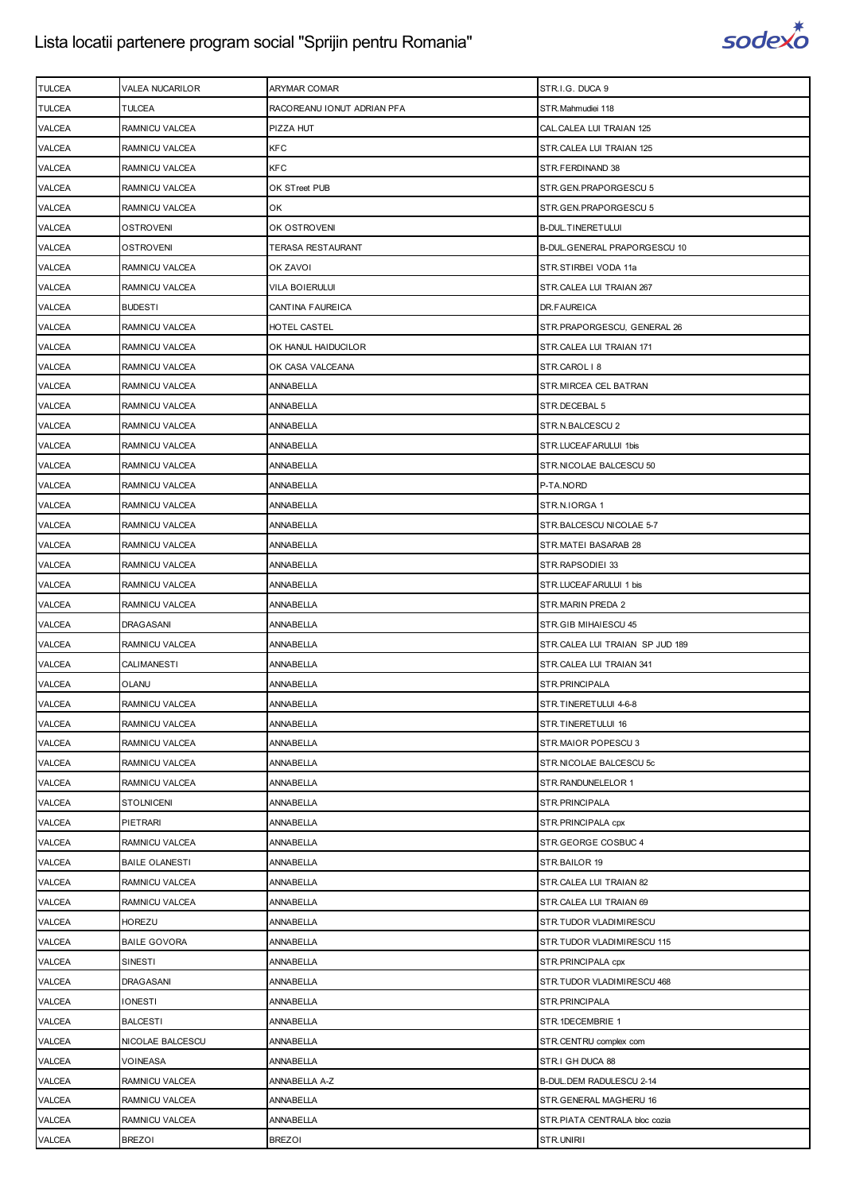| TULCEA | VALEA NUCARILOR | ARYMAR COMAR | STR.I.G. DUCA 9 |
|---|---|---|---|
| TULCEA | TULCEA | RACOREANU IONUT ADRIAN PFA | STR.Mahmudiei 118 |
| VALCEA | RAMNICU VALCEA | PIZZA HUT | CAL.CALEA LUI TRAIAN 125 |
| VALCEA | RAMNICU VALCEA | KFC | STR.CALEA LUI TRAIAN 125 |
| VALCEA | RAMNICU VALCEA | KFC | STR.FERDINAND 38 |
| VALCEA | RAMNICU VALCEA | OK STreet PUB | STR.GEN.PRAPORGESCU 5 |
| VALCEA | RAMNICU VALCEA | OK | STR.GEN.PRAPORGESCU 5 |
| VALCEA | OSTROVENI | OK OSTROVENI | B-DUL.TINERETULUI |
| VALCEA | OSTROVENI | TERASA RESTAURANT | B-DUL.GENERAL PRAPORGESCU 10 |
| VALCEA | RAMNICU VALCEA | OK ZAVOI | STR.STIRBEI VODA 11a |
| VALCEA | RAMNICU VALCEA | VILA BOIERULUI | STR.CALEA LUI TRAIAN 267 |
| VALCEA | BUDESTI | CANTINA FAUREICA | DR.FAUREICA |
| VALCEA | RAMNICU VALCEA | HOTEL CASTEL | STR.PRAPORGESCU, GENERAL 26 |
| VALCEA | RAMNICU VALCEA | OK HANUL HAIDUCILOR | STR.CALEA LUI TRAIAN 171 |
| VALCEA | RAMNICU VALCEA | OK CASA VALCEANA | STR.CAROL I 8 |
| VALCEA | RAMNICU VALCEA | ANNABELLA | STR.MIRCEA CEL BATRAN |
| VALCEA | RAMNICU VALCEA | ANNABELLA | STR.DECEBAL 5 |
| VALCEA | RAMNICU VALCEA | ANNABELLA | STR.N.BALCESCU 2 |
| VALCEA | RAMNICU VALCEA | ANNABELLA | STR.LUCEAFARULUI 1bis |
| VALCEA | RAMNICU VALCEA | ANNABELLA | STR.NICOLAE BALCESCU 50 |
| VALCEA | RAMNICU VALCEA | ANNABELLA | P-TA.NORD |
| VALCEA | RAMNICU VALCEA | ANNABELLA | STR.N.IORGA 1 |
| VALCEA | RAMNICU VALCEA | ANNABELLA | STR.BALCESCU NICOLAE 5-7 |
| VALCEA | RAMNICU VALCEA | ANNABELLA | STR.MATEI BASARAB 28 |
| VALCEA | RAMNICU VALCEA | ANNABELLA | STR.RAPSODIEI 33 |
| VALCEA | RAMNICU VALCEA | ANNABELLA | STR.LUCEAFARULUI 1 bis |
| VALCEA | RAMNICU VALCEA | ANNABELLA | STR.MARIN PREDA 2 |
| VALCEA | DRAGASANI | ANNABELLA | STR.GIB MIHAIESCU 45 |
| VALCEA | RAMNICU VALCEA | ANNABELLA | STR.CALEA LUI TRAIAN SP JUD 189 |
| VALCEA | CALIMANESTI | ANNABELLA | STR.CALEA LUI TRAIAN 341 |
| VALCEA | OLANU | ANNABELLA | STR.PRINCIPALA |
| VALCEA | RAMNICU VALCEA | ANNABELLA | STR.TINERETULUI 4-6-8 |
| VALCEA | RAMNICU VALCEA | ANNABELLA | STR.TINERETULUI 16 |
| VALCEA | RAMNICU VALCEA | ANNABELLA | STR.MAIOR POPESCU 3 |
| VALCEA | RAMNICU VALCEA | ANNABELLA | STR.NICOLAE BALCESCU 5c |
| VALCEA | RAMNICU VALCEA | ANNABELLA | STR.RANDUNELELOR 1 |
| VALCEA | STOLNICENI | ANNABELLA | STR.PRINCIPALA |
| VALCEA | PIETRARI | ANNABELLA | STR.PRINCIPALA cpx |
| VALCEA | RAMNICU VALCEA | ANNABELLA | STR.GEORGE COSBUC 4 |
| VALCEA | BAILE OLANESTI | ANNABELLA | STR.BAILOR 19 |
| VALCEA | RAMNICU VALCEA | ANNABELLA | STR.CALEA LUI TRAIAN 82 |
| VALCEA | RAMNICU VALCEA | ANNABELLA | STR.CALEA LUI TRAIAN 69 |
| VALCEA | HOREZU | ANNABELLA | STR.TUDOR VLADIMIRESCU |
| VALCEA | BAILE GOVORA | ANNABELLA | STR.TUDOR VLADIMIRESCU 115 |
| VALCEA | SINESTI | ANNABELLA | STR.PRINCIPALA cpx |
| VALCEA | DRAGASANI | ANNABELLA | STR.TUDOR VLADIMIRESCU 468 |
| VALCEA | IONESTI | ANNABELLA | STR.PRINCIPALA |
| VALCEA | BALCESTI | ANNABELLA | STR.1DECEMBRIE 1 |
| VALCEA | NICOLAE BALCESCU | ANNABELLA | STR.CENTRU complex com |
| VALCEA | VOINEASA | ANNABELLA | STR.I GH DUCA 88 |
| VALCEA | RAMNICU VALCEA | ANNABELLA A-Z | B-DUL.DEM RADULESCU 2-14 |
| VALCEA | RAMNICU VALCEA | ANNABELLA | STR.GENERAL MAGHERU 16 |
| VALCEA | RAMNICU VALCEA | ANNABELLA | STR.PIATA CENTRALA bloc cozia |
| VALCEA | BREZOI | BREZOI | STR.UNIRII |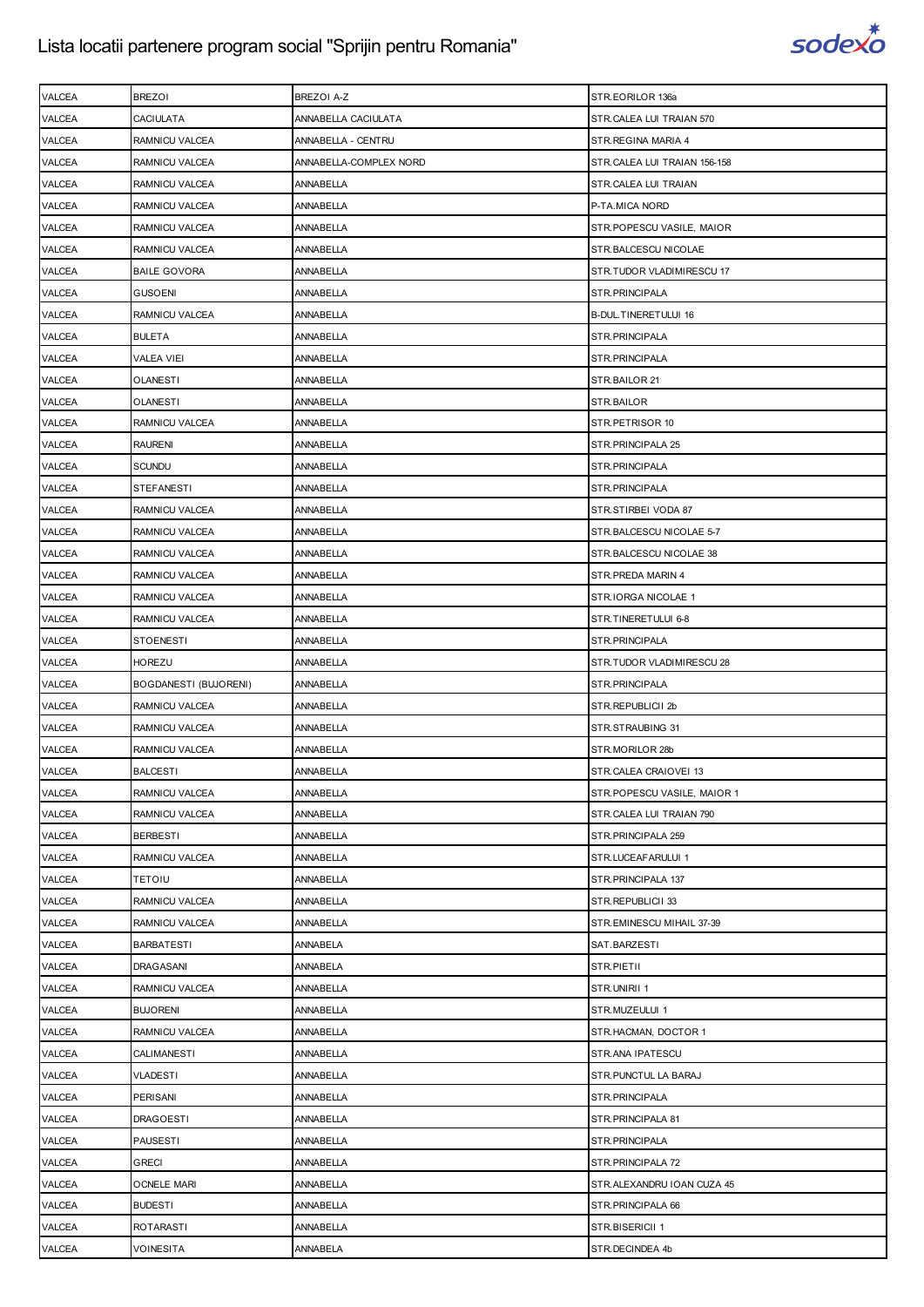# Lista locatii partenere program social "Sprijin pentru Romania"

| | | | |
|---|---|---|---|
| VALCEA | BREZOI | BREZOI A-Z | STR.EORILOR 136a |
| VALCEA | CACIULATA | ANNABELLA CACIULATA | STR.CALEA LUI TRAIAN 570 |
| VALCEA | RAMNICU VALCEA | ANNABELLA - CENTRU | STR.REGINA MARIA 4 |
| VALCEA | RAMNICU VALCEA | ANNABELLA-COMPLEX NORD | STR.CALEA LUI TRAIAN 156-158 |
| VALCEA | RAMNICU VALCEA | ANNABELLA | STR.CALEA LUI TRAIAN |
| VALCEA | RAMNICU VALCEA | ANNABELLA | P-TA.MICA NORD |
| VALCEA | RAMNICU VALCEA | ANNABELLA | STR.POPESCU VASILE, MAIOR |
| VALCEA | RAMNICU VALCEA | ANNABELLA | STR.BALCESCU NICOLAE |
| VALCEA | BAILE GOVORA | ANNABELLA | STR.TUDOR VLADIMIRESCU 17 |
| VALCEA | GUSOENI | ANNABELLA | STR.PRINCIPALA |
| VALCEA | RAMNICU VALCEA | ANNABELLA | B-DUL.TINERETULUI 16 |
| VALCEA | BULETA | ANNABELLA | STR.PRINCIPALA |
| VALCEA | VALEA VIEI | ANNABELLA | STR.PRINCIPALA |
| VALCEA | OLANESTI | ANNABELLA | STR.BAILOR 21 |
| VALCEA | OLANESTI | ANNABELLA | STR.BAILOR |
| VALCEA | RAMNICU VALCEA | ANNABELLA | STR.PETRISOR 10 |
| VALCEA | RAURENI | ANNABELLA | STR.PRINCIPALA 25 |
| VALCEA | SCUNDU | ANNABELLA | STR.PRINCIPALA |
| VALCEA | STEFANESTI | ANNABELLA | STR.PRINCIPALA |
| VALCEA | RAMNICU VALCEA | ANNABELLA | STR.STIRBEI VODA 87 |
| VALCEA | RAMNICU VALCEA | ANNABELLA | STR.BALCESCU NICOLAE 5-7 |
| VALCEA | RAMNICU VALCEA | ANNABELLA | STR.BALCESCU NICOLAE 38 |
| VALCEA | RAMNICU VALCEA | ANNABELLA | STR.PREDA MARIN 4 |
| VALCEA | RAMNICU VALCEA | ANNABELLA | STR.IORGA NICOLAE 1 |
| VALCEA | RAMNICU VALCEA | ANNABELLA | STR.TINERETULUI 6-8 |
| VALCEA | STOENESTI | ANNABELLA | STR.PRINCIPALA |
| VALCEA | HOREZU | ANNABELLA | STR.TUDOR VLADIMIRESCU 28 |
| VALCEA | BOGDANESTI (BUJORENI) | ANNABELLA | STR.PRINCIPALA |
| VALCEA | RAMNICU VALCEA | ANNABELLA | STR.REPUBLICII 2b |
| VALCEA | RAMNICU VALCEA | ANNABELLA | STR.STRAUBING 31 |
| VALCEA | RAMNICU VALCEA | ANNABELLA | STR.MORILOR 28b |
| VALCEA | BALCESTI | ANNABELLA | STR.CALEA CRAIOVEI 13 |
| VALCEA | RAMNICU VALCEA | ANNABELLA | STR.POPESCU VASILE, MAIOR 1 |
| VALCEA | RAMNICU VALCEA | ANNABELLA | STR.CALEA LUI TRAIAN 790 |
| VALCEA | BERBESTI | ANNABELLA | STR.PRINCIPALA 259 |
| VALCEA | RAMNICU VALCEA | ANNABELLA | STR.LUCEAFARULUI 1 |
| VALCEA | TETOIU | ANNABELLA | STR.PRINCIPALA 137 |
| VALCEA | RAMNICU VALCEA | ANNABELLA | STR.REPUBLICII 33 |
| VALCEA | RAMNICU VALCEA | ANNABELLA | STR.EMINESCU MIHAIL 37-39 |
| VALCEA | BARBATESTI | ANNABELA | SAT.BARZESTI |
| VALCEA | DRAGASANI | ANNABELA | STR.PIETII |
| VALCEA | RAMNICU VALCEA | ANNABELLA | STR.UNIRII 1 |
| VALCEA | BUJORENI | ANNABELLA | STR.MUZEULUI 1 |
| VALCEA | RAMNICU VALCEA | ANNABELLA | STR.HACMAN, DOCTOR 1 |
| VALCEA | CALIMANESTI | ANNABELLA | STR.ANA IPATESCU |
| VALCEA | VLADESTI | ANNABELLA | STR.PUNCTUL LA BARAJ |
| VALCEA | PERISANI | ANNABELLA | STR.PRINCIPALA |
| VALCEA | DRAGOESTI | ANNABELLA | STR.PRINCIPALA 81 |
| VALCEA | PAUSESTI | ANNABELLA | STR.PRINCIPALA |
| VALCEA | GRECI | ANNABELLA | STR.PRINCIPALA 72 |
| VALCEA | OCNELE MARI | ANNABELLA | STR.ALEXANDRU IOAN CUZA 45 |
| VALCEA | BUDESTI | ANNABELLA | STR.PRINCIPALA 66 |
| VALCEA | ROTARASTI | ANNABELLA | STR.BISERICII 1 |
| VALCEA | VOINESITA | ANNABELA | STR.DECINDEA 4b |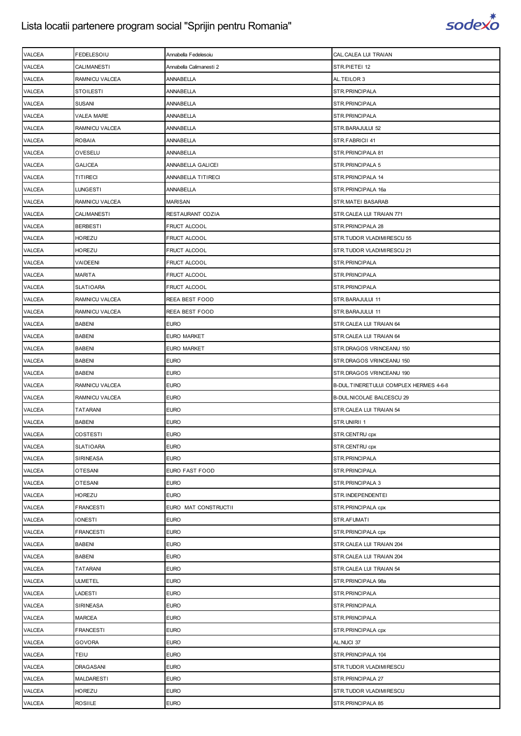# Lista locatii partenere program social "Sprijin pentru Romania"

| | | | |
|---|---|---|---|
| VALCEA | FEDELESOIU | Annabella Fedelesoiu | CAL.CALEA LUI TRAIAN |
| VALCEA | CALIMANESTI | Annabella Calimanesti 2 | STR.PIETEI 12 |
| VALCEA | RAMNICU VALCEA | ANNABELLA | AL.TEILOR 3 |
| VALCEA | STOILESTI | ANNABELLA | STR.PRINCIPALA |
| VALCEA | SUSANI | ANNABELLA | STR.PRINCIPALA |
| VALCEA | VALEA MARE | ANNABELLA | STR.PRINCIPALA |
| VALCEA | RAMNICU VALCEA | ANNABELLA | STR.BARAJULUI 52 |
| VALCEA | ROBAIA | ANNABELLA | STR.FABRICII 41 |
| VALCEA | OVESELU | ANNABELLA | STR.PRINCIPALA 81 |
| VALCEA | GALICEA | ANNABELLA GALICEI | STR.PRINCIPALA 5 |
| VALCEA | TITIRECI | ANNABELLA TITIRECI | STR.PRINCIPALA 14 |
| VALCEA | LUNGESTI | ANNABELLA | STR.PRINCIPALA 16a |
| VALCEA | RAMNICU VALCEA | MARISAN | STR.MATEI BASARAB |
| VALCEA | CALIMANESTI | RESTAURANT COZIA | STR.CALEA LUI TRAIAN 771 |
| VALCEA | BERBESTI | FRUCT ALCOOL | STR.PRINCIPALA 28 |
| VALCEA | HOREZU | FRUCT ALCOOL | STR.TUDOR VLADIMIRESCU 55 |
| VALCEA | HOREZU | FRUCT ALCOOL | STR.TUDOR VLADIMIRESCU 21 |
| VALCEA | VAIDEENI | FRUCT ALCOOL | STR.PRINCIPALA |
| VALCEA | MARITA | FRUCT ALCOOL | STR.PRINCIPALA |
| VALCEA | SLATIOARA | FRUCT ALCOOL | STR.PRINCIPALA |
| VALCEA | RAMNICU VALCEA | REEA BEST FOOD | STR.BARAJULUI 11 |
| VALCEA | RAMNICU VALCEA | REEA BEST FOOD | STR.BARAJULUI 11 |
| VALCEA | BABENI | EURO | STR.CALEA LUI TRAIAN 64 |
| VALCEA | BABENI | EURO MARKET | STR.CALEA LUI TRAIAN 64 |
| VALCEA | BABENI | EURO MARKET | STR.DRAGOS VRINCEANU 150 |
| VALCEA | BABENI | EURO | STR.DRAGOS VRINCEANU 150 |
| VALCEA | BABENI | EURO | STR.DRAGOS VRINCEANU 190 |
| VALCEA | RAMNICU VALCEA | EURO | B-DUL.TINERETULUI COMPLEX HERMES 4-6-8 |
| VALCEA | RAMNICU VALCEA | EURO | B-DUL.NICOLAE BALCESCU 29 |
| VALCEA | TATARANI | EURO | STR.CALEA LUI TRAIAN 54 |
| VALCEA | BABENI | EURO | STR.UNIRII 1 |
| VALCEA | COSTESTI | EURO | STR.CENTRU cpx |
| VALCEA | SLATIOARA | EURO | STR.CENTRU cpx |
| VALCEA | SIRINEASA | EURO | STR.PRINCIPALA |
| VALCEA | OTESANI | EURO FAST FOOD | STR.PRINCIPALA |
| VALCEA | OTESANI | EURO | STR.PRINCIPALA 3 |
| VALCEA | HOREZU | EURO | STR.INDEPENDENTEI |
| VALCEA | FRANCESTI | EURO MAT CONSTRUCTII | STR.PRINCIPALA cpx |
| VALCEA | IONESTI | EURO | STR.AFUMATI |
| VALCEA | FRANCESTI | EURO | STR.PRINCIPALA cpx |
| VALCEA | BABENI | EURO | STR.CALEA LUI TRAIAN 204 |
| VALCEA | BABENI | EURO | STR.CALEA LUI TRAIAN 204 |
| VALCEA | TATARANI | EURO | STR.CALEA LUI TRAIAN 54 |
| VALCEA | ULMETEL | EURO | STR.PRINCIPALA 98a |
| VALCEA | LADESTI | EURO | STR.PRINCIPALA |
| VALCEA | SIRINEASA | EURO | STR.PRINCIPALA |
| VALCEA | MARCEA | EURO | STR.PRINCIPALA |
| VALCEA | FRANCESTI | EURO | STR.PRINCIPALA cpx |
| VALCEA | GOVORA | EURO | AL.NUCI 37 |
| VALCEA | TEIU | EURO | STR.PRINCIPALA 104 |
| VALCEA | DRAGASANI | EURO | STR.TUDOR VLADIMIRESCU |
| VALCEA | MALDARESTI | EURO | STR.PRINCIPALA 27 |
| VALCEA | HOREZU | EURO | STR.TUDOR VLADIMIRESCU |
| VALCEA | ROSIILE | EURO | STR.PRINCIPALA 85 |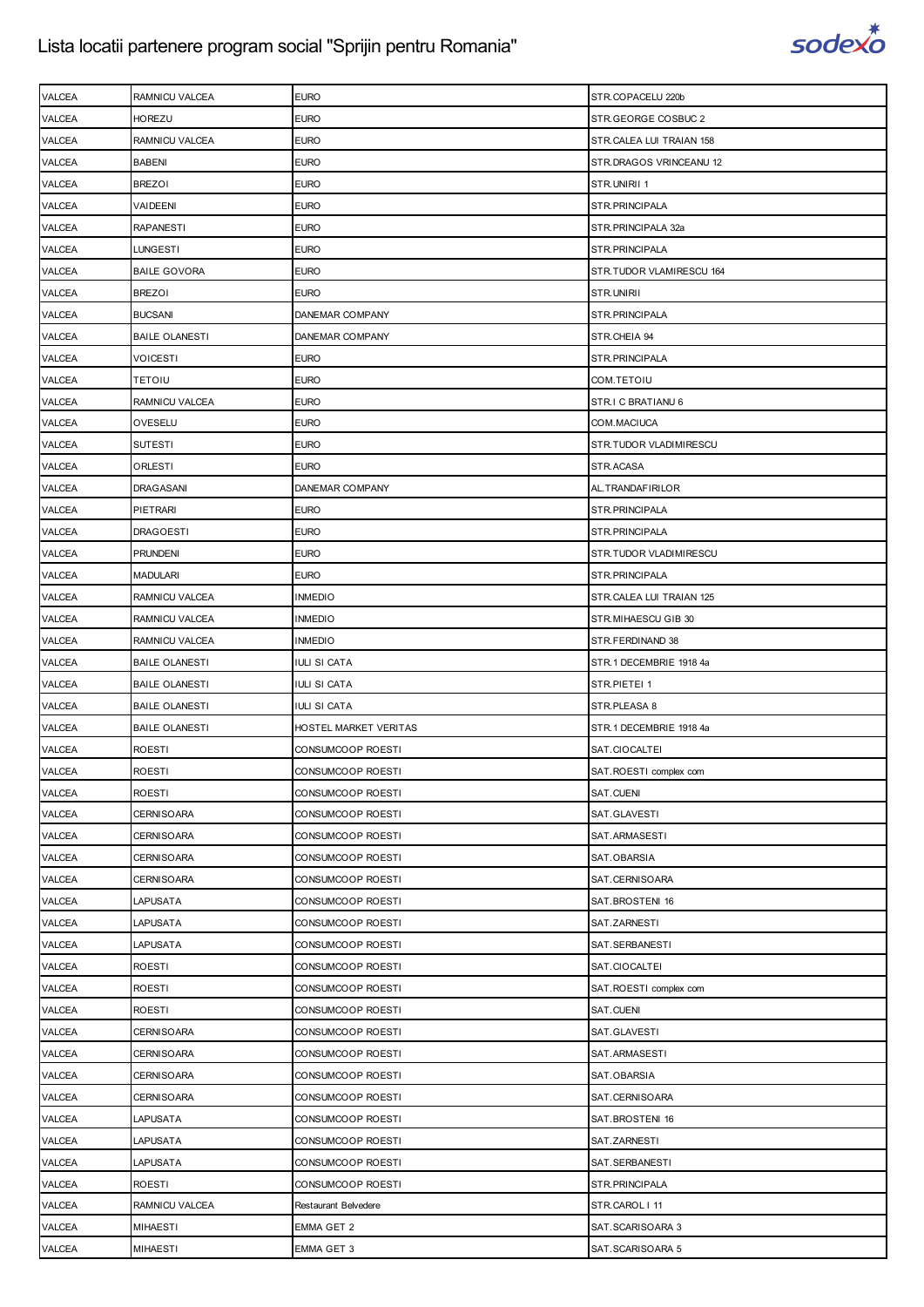| | | | |
|---|---|---|---|
| VALCEA | RAMNICU VALCEA | EURO | STR.COPACELU 220b |
| VALCEA | HOREZU | EURO | STR.GEORGE COSBUC 2 |
| VALCEA | RAMNICU VALCEA | EURO | STR.CALEA LUI TRAIAN 158 |
| VALCEA | BABENI | EURO | STR.DRAGOS VRINCEANU 12 |
| VALCEA | BREZOI | EURO | STR.UNIRII 1 |
| VALCEA | VAIDEENI | EURO | STR.PRINCIPALA |
| VALCEA | RAPANESTI | EURO | STR.PRINCIPALA 32a |
| VALCEA | LUNGESTI | EURO | STR.PRINCIPALA |
| VALCEA | BAILE GOVORA | EURO | STR.TUDOR VLAMIRESCU 164 |
| VALCEA | BREZOI | EURO | STR.UNIRII |
| VALCEA | BUCSANI | DANEMAR COMPANY | STR.PRINCIPALA |
| VALCEA | BAILE OLANESTI | DANEMAR COMPANY | STR.CHEIA 94 |
| VALCEA | VOICESTI | EURO | STR.PRINCIPALA |
| VALCEA | TETOIU | EURO | COM.TETOIU |
| VALCEA | RAMNICU VALCEA | EURO | STR.I C BRATIANU 6 |
| VALCEA | OVESELU | EURO | COM.MACIUCA |
| VALCEA | SUTESTI | EURO | STR.TUDOR VLADIMIRESCU |
| VALCEA | ORLESTI | EURO | STR.ACASA |
| VALCEA | DRAGASANI | DANEMAR COMPANY | AL.TRANDAFIRILOR |
| VALCEA | PIETRARI | EURO | STR.PRINCIPALA |
| VALCEA | DRAGOESTI | EURO | STR.PRINCIPALA |
| VALCEA | PRUNDENI | EURO | STR.TUDOR VLADIMIRESCU |
| VALCEA | MADULARI | EURO | STR.PRINCIPALA |
| VALCEA | RAMNICU VALCEA | INMEDIO | STR.CALEA LUI TRAIAN 125 |
| VALCEA | RAMNICU VALCEA | INMEDIO | STR.MIHAESCU GIB 30 |
| VALCEA | RAMNICU VALCEA | INMEDIO | STR.FERDINAND 38 |
| VALCEA | BAILE OLANESTI | IULI SI CATA | STR.1 DECEMBRIE 1918 4a |
| VALCEA | BAILE OLANESTI | IULI SI CATA | STR.PIETEI 1 |
| VALCEA | BAILE OLANESTI | IULI SI CATA | STR.PLEASA 8 |
| VALCEA | BAILE OLANESTI | HOSTEL MARKET VERITAS | STR.1 DECEMBRIE 1918 4a |
| VALCEA | ROESTI | CONSUMCOOP ROESTI | SAT.CIOCALTEI |
| VALCEA | ROESTI | CONSUMCOOP ROESTI | SAT.ROESTI complex com |
| VALCEA | ROESTI | CONSUMCOOP ROESTI | SAT.CUENI |
| VALCEA | CERNISOARA | CONSUMCOOP ROESTI | SAT.GLAVESTI |
| VALCEA | CERNISOARA | CONSUMCOOP ROESTI | SAT.ARMASESTI |
| VALCEA | CERNISOARA | CONSUMCOOP ROESTI | SAT.OBARSIA |
| VALCEA | CERNISOARA | CONSUMCOOP ROESTI | SAT.CERNISOARA |
| VALCEA | LAPUSATA | CONSUMCOOP ROESTI | SAT.BROSTENI 16 |
| VALCEA | LAPUSATA | CONSUMCOOP ROESTI | SAT.ZARNESTI |
| VALCEA | LAPUSATA | CONSUMCOOP ROESTI | SAT.SERBANESTI |
| VALCEA | ROESTI | CONSUMCOOP ROESTI | SAT.CIOCALTEI |
| VALCEA | ROESTI | CONSUMCOOP ROESTI | SAT.ROESTI complex com |
| VALCEA | ROESTI | CONSUMCOOP ROESTI | SAT.CUENI |
| VALCEA | CERNISOARA | CONSUMCOOP ROESTI | SAT.GLAVESTI |
| VALCEA | CERNISOARA | CONSUMCOOP ROESTI | SAT.ARMASESTI |
| VALCEA | CERNISOARA | CONSUMCOOP ROESTI | SAT.OBARSIA |
| VALCEA | CERNISOARA | CONSUMCOOP ROESTI | SAT.CERNISOARA |
| VALCEA | LAPUSATA | CONSUMCOOP ROESTI | SAT.BROSTENI 16 |
| VALCEA | LAPUSATA | CONSUMCOOP ROESTI | SAT.ZARNESTI |
| VALCEA | LAPUSATA | CONSUMCOOP ROESTI | SAT.SERBANESTI |
| VALCEA | ROESTI | CONSUMCOOP ROESTI | STR.PRINCIPALA |
| VALCEA | RAMNICU VALCEA | Restaurant Belvedere | STR.CAROL I 11 |
| VALCEA | MIHAESTI | EMMA GET 2 | SAT.SCARISOARA 3 |
| VALCEA | MIHAESTI | EMMA GET 3 | SAT.SCARISOARA 5 |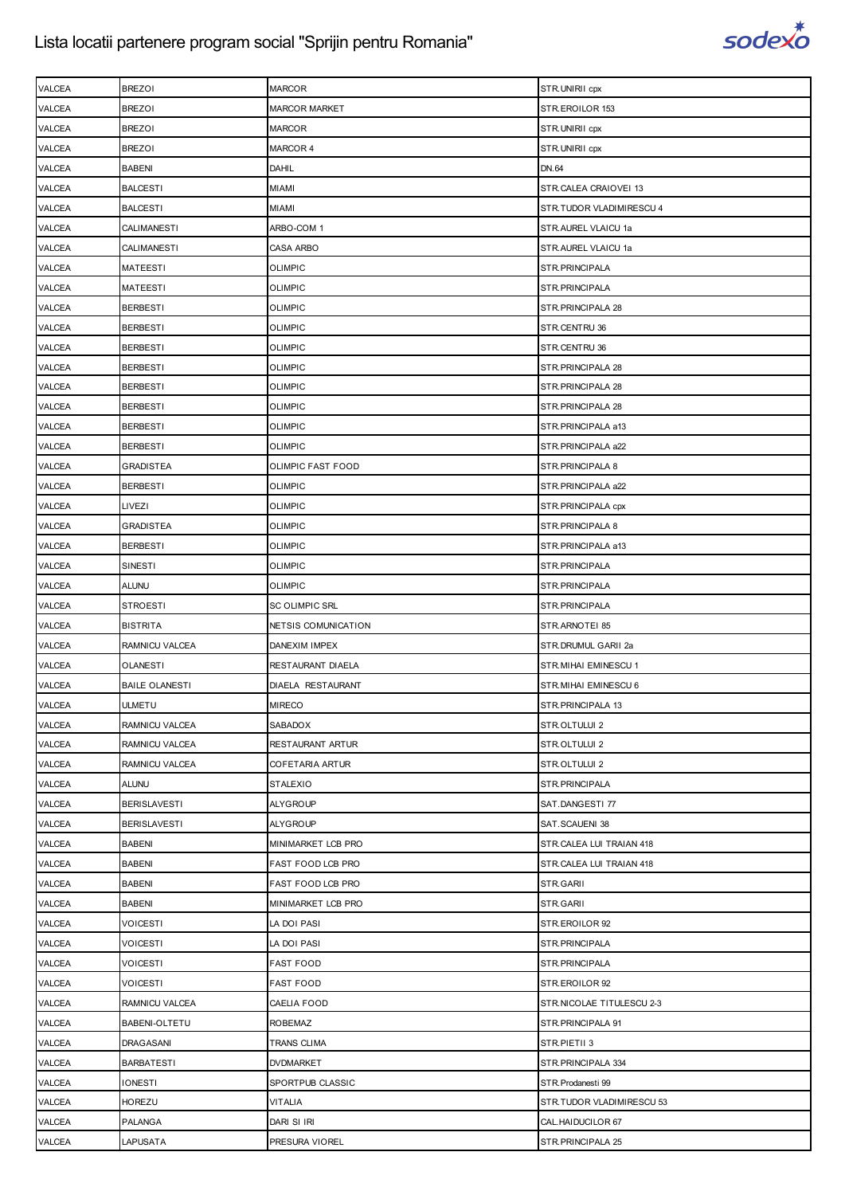# Lista locatii partenere program social "Sprijin pentru Romania"

| | | | |
|---|---|---|---|
| VALCEA | BREZOI | MARCOR | STR.UNIRII cpx |
| VALCEA | BREZOI | MARCOR MARKET | STR.EROILOR 153 |
| VALCEA | BREZOI | MARCOR | STR.UNIRII cpx |
| VALCEA | BREZOI | MARCOR 4 | STR.UNIRII cpx |
| VALCEA | BABENI | DAHIL | DN.64 |
| VALCEA | BALCESTI | MIAMI | STR.CALEA CRAIOVEI 13 |
| VALCEA | BALCESTI | MIAMI | STR.TUDOR VLADIMIRESCU 4 |
| VALCEA | CALIMANESTI | ARBO-COM 1 | STR.AUREL VLAICU 1a |
| VALCEA | CALIMANESTI | CASA ARBO | STR.AUREL VLAICU 1a |
| VALCEA | MATEESTI | OLIMPIC | STR.PRINCIPALA |
| VALCEA | MATEESTI | OLIMPIC | STR.PRINCIPALA |
| VALCEA | BERBESTI | OLIMPIC | STR.PRINCIPALA 28 |
| VALCEA | BERBESTI | OLIMPIC | STR.CENTRU 36 |
| VALCEA | BERBESTI | OLIMPIC | STR.CENTRU 36 |
| VALCEA | BERBESTI | OLIMPIC | STR.PRINCIPALA 28 |
| VALCEA | BERBESTI | OLIMPIC | STR.PRINCIPALA 28 |
| VALCEA | BERBESTI | OLIMPIC | STR.PRINCIPALA 28 |
| VALCEA | BERBESTI | OLIMPIC | STR.PRINCIPALA a13 |
| VALCEA | BERBESTI | OLIMPIC | STR.PRINCIPALA a22 |
| VALCEA | GRADISTEA | OLIMPIC FAST FOOD | STR.PRINCIPALA 8 |
| VALCEA | BERBESTI | OLIMPIC | STR.PRINCIPALA a22 |
| VALCEA | LIVEZI | OLIMPIC | STR.PRINCIPALA cpx |
| VALCEA | GRADISTEA | OLIMPIC | STR.PRINCIPALA 8 |
| VALCEA | BERBESTI | OLIMPIC | STR.PRINCIPALA a13 |
| VALCEA | SINESTI | OLIMPIC | STR.PRINCIPALA |
| VALCEA | ALUNU | OLIMPIC | STR.PRINCIPALA |
| VALCEA | STROESTI | SC OLIMPIC SRL | STR.PRINCIPALA |
| VALCEA | BISTRITA | NETSIS COMUNICATION | STR.ARNOTEI 85 |
| VALCEA | RAMNICU VALCEA | DANEXIM IMPEX | STR.DRUMUL GARII 2a |
| VALCEA | OLANESTI | RESTAURANT DIAELA | STR.MIHAI EMINESCU 1 |
| VALCEA | BAILE OLANESTI | DIAELA RESTAURANT | STR.MIHAI EMINESCU 6 |
| VALCEA | ULMETU | MIRECO | STR.PRINCIPALA 13 |
| VALCEA | RAMNICU VALCEA | SABADOX | STR.OLTULUI 2 |
| VALCEA | RAMNICU VALCEA | RESTAURANT ARTUR | STR.OLTULUI 2 |
| VALCEA | RAMNICU VALCEA | COFETARIA ARTUR | STR.OLTULUI 2 |
| VALCEA | ALUNU | STALEXIO | STR.PRINCIPALA |
| VALCEA | BERISLAVESTI | ALYGROUP | SAT.DANGESTI 77 |
| VALCEA | BERISLAVESTI | ALYGROUP | SAT.SCAUENI 38 |
| VALCEA | BABENI | MINIMARKET LCB PRO | STR.CALEA LUI TRAIAN 418 |
| VALCEA | BABENI | FAST FOOD LCB PRO | STR.CALEA LUI TRAIAN 418 |
| VALCEA | BABENI | FAST FOOD LCB PRO | STR.GARII |
| VALCEA | BABENI | MINIMARKET LCB PRO | STR.GARII |
| VALCEA | VOICESTI | LA DOI PASI | STR.EROILOR 92 |
| VALCEA | VOICESTI | LA DOI PASI | STR.PRINCIPALA |
| VALCEA | VOICESTI | FAST FOOD | STR.PRINCIPALA |
| VALCEA | VOICESTI | FAST FOOD | STR.EROILOR 92 |
| VALCEA | RAMNICU VALCEA | CAELIA FOOD | STR.NICOLAE TITULESCU 2-3 |
| VALCEA | BABENI-OLTETU | ROBEMAZ | STR.PRINCIPALA 91 |
| VALCEA | DRAGASANI | TRANS CLIMA | STR.PIETII 3 |
| VALCEA | BARBATESTI | DVDMARKET | STR.PRINCIPALA 334 |
| VALCEA | IONESTI | SPORTPUB CLASSIC | STR.Prodanesti 99 |
| VALCEA | HOREZU | VITALIA | STR.TUDOR VLADIMIRESCU 53 |
| VALCEA | PALANGA | DARI SI IRI | CAL.HAIDUCILOR 67 |
| VALCEA | LAPUSATA | PRESURA VIOREL | STR.PRINCIPALA 25 |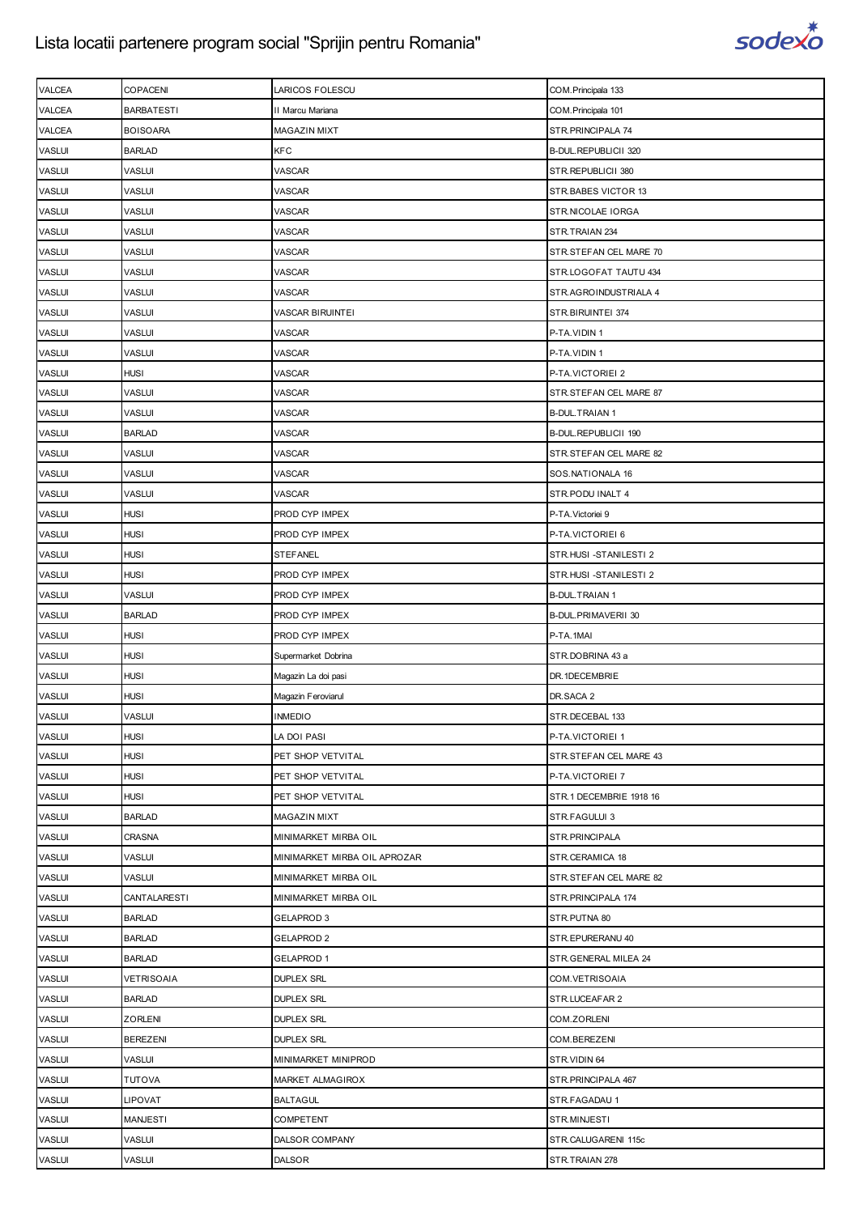| VALCEA | COPACENI | LARICOS FOLESCU | COM.Principala 133 |
|---|---|---|---|
| VALCEA | BARBATESTI | II Marcu Mariana | COM.Principala 101 |
| VALCEA | BOISOARA | MAGAZIN MIXT | STR.PRINCIPALA 74 |
| VASLUI | BARLAD | KFC | B-DUL.REPUBLICII 320 |
| VASLUI | VASLUI | VASCAR | STR.REPUBLICII 380 |
| VASLUI | VASLUI | VASCAR | STR.BABES VICTOR 13 |
| VASLUI | VASLUI | VASCAR | STR.NICOLAE IORGA |
| VASLUI | VASLUI | VASCAR | STR.TRAIAN 234 |
| VASLUI | VASLUI | VASCAR | STR.STEFAN CEL MARE 70 |
| VASLUI | VASLUI | VASCAR | STR.LOGOFAT TAUTU 434 |
| VASLUI | VASLUI | VASCAR | STR.AGROINDUSTRIALA 4 |
| VASLUI | VASLUI | VASCAR BIRUINTEI | STR.BIRUINTEI 374 |
| VASLUI | VASLUI | VASCAR | P-TA.VIDIN 1 |
| VASLUI | VASLUI | VASCAR | P-TA.VIDIN 1 |
| VASLUI | HUSI | VASCAR | P-TA.VICTORIEI 2 |
| VASLUI | VASLUI | VASCAR | STR.STEFAN CEL MARE 87 |
| VASLUI | VASLUI | VASCAR | B-DUL.TRAIAN 1 |
| VASLUI | BARLAD | VASCAR | B-DUL.REPUBLICII 190 |
| VASLUI | VASLUI | VASCAR | STR.STEFAN CEL MARE 82 |
| VASLUI | VASLUI | VASCAR | SOS.NATIONALA 16 |
| VASLUI | VASLUI | VASCAR | STR.PODU INALT 4 |
| VASLUI | HUSI | PROD CYP IMPEX | P-TA.Victoriei 9 |
| VASLUI | HUSI | PROD CYP IMPEX | P-TA.VICTORIEI 6 |
| VASLUI | HUSI | STEFANEL | STR.HUSI -STANILESTI 2 |
| VASLUI | HUSI | PROD CYP IMPEX | STR.HUSI -STANILESTI 2 |
| VASLUI | VASLUI | PROD CYP IMPEX | B-DUL.TRAIAN 1 |
| VASLUI | BARLAD | PROD CYP IMPEX | B-DUL.PRIMAVERII 30 |
| VASLUI | HUSI | PROD CYP IMPEX | P-TA.1MAI |
| VASLUI | HUSI | Supermarket Dobrina | STR.DOBRINA 43 a |
| VASLUI | HUSI | Magazin La doi pasi | DR.1DECEMBRIE |
| VASLUI | HUSI | Magazin Feroviarul | DR.SACA 2 |
| VASLUI | VASLUI | INMEDIO | STR.DECEBAL 133 |
| VASLUI | HUSI | LA DOI PASI | P-TA.VICTORIEI 1 |
| VASLUI | HUSI | PET SHOP VETVITAL | STR.STEFAN CEL MARE 43 |
| VASLUI | HUSI | PET SHOP VETVITAL | P-TA.VICTORIEI 7 |
| VASLUI | HUSI | PET SHOP VETVITAL | STR.1 DECEMBRIE 1918 16 |
| VASLUI | BARLAD | MAGAZIN MIXT | STR.FAGULUI 3 |
| VASLUI | CRASNA | MINIMARKET MIRBA OIL | STR.PRINCIPALA |
| VASLUI | VASLUI | MINIMARKET MIRBA OIL APROZAR | STR.CERAMICA 18 |
| VASLUI | VASLUI | MINIMARKET MIRBA OIL | STR.STEFAN CEL MARE 82 |
| VASLUI | CANTALARESTI | MINIMARKET MIRBA OIL | STR.PRINCIPALA 174 |
| VASLUI | BARLAD | GELAPROD 3 | STR.PUTNA 80 |
| VASLUI | BARLAD | GELAPROD 2 | STR.EPURERANU 40 |
| VASLUI | BARLAD | GELAPROD 1 | STR.GENERAL MILEA 24 |
| VASLUI | VETRISOAIA | DUPLEX SRL | COM.VETRISOAIA |
| VASLUI | BARLAD | DUPLEX SRL | STR.LUCEAFAR 2 |
| VASLUI | ZORLENI | DUPLEX SRL | COM.ZORLENI |
| VASLUI | BEREZENI | DUPLEX SRL | COM.BEREZENI |
| VASLUI | VASLUI | MINIMARKET MINIPROD | STR.VIDIN 64 |
| VASLUI | TUTOVA | MARKET ALMAGIROX | STR.PRINCIPALA 467 |
| VASLUI | LIPOVAT | BALTAGUL | STR.FAGADAU 1 |
| VASLUI | MANJESTI | COMPETENT | STR.MINJESTI |
| VASLUI | VASLUI | DALSOR COMPANY | STR.CALUGARENI 115c |
| VASLUI | VASLUI | DALSOR | STR.TRAIAN 278 |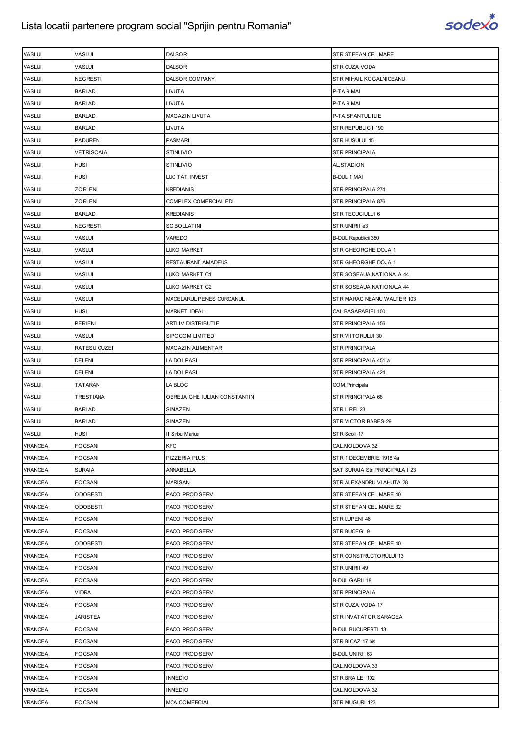| VASLUI | VASLUI | DALSOR | STR.STEFAN CEL MARE |
|---|---|---|---|
| VASLUI | VASLUI | DALSOR | STR.CUZA VODA |
| VASLUI | NEGRESTI | DALSOR COMPANY | STR.MIHAIL KOGALNICEANU |
| VASLUI | BARLAD | LIVUTA | P-TA.9 MAI |
| VASLUI | BARLAD | LIVUTA | P-TA.9 MAI |
| VASLUI | BARLAD | MAGAZIN LIVUTA | P-TA.SFANTUL ILIE |
| VASLUI | BARLAD | LIVUTA | STR.REPUBLICII 190 |
| VASLUI | PADURENI | PASMARI | STR.HUSULUI 15 |
| VASLUI | VETRISOAIA | STINLIVIO | STR.PRINCIPALA |
| VASLUI | HUSI | STINLIVIO | AL.STADION |
| VASLUI | HUSI | LUCITAT INVEST | B-DUL.1 MAI |
| VASLUI | ZORLENI | KREDIANIS | STR.PRINCIPALA 274 |
| VASLUI | ZORLENI | COMPLEX COMERCIAL EDI | STR.PRINCIPALA 876 |
| VASLUI | BARLAD | KREDIANIS | STR.TECUCIULUI 6 |
| VASLUI | NEGRESTI | SC BOLLATINI | STR.UNIRII e3 |
| VASLUI | VASLUI | VAREDO | B-DUL.Republicii 350 |
| VASLUI | VASLUI | LUKO MARKET | STR.GHEORGHE DOJA 1 |
| VASLUI | VASLUI | RESTAURANT AMADEUS | STR.GHEORGHE DOJA 1 |
| VASLUI | VASLUI | LUKO MARKET C1 | STR.SOSEAUA NATIONALA 44 |
| VASLUI | VASLUI | LUKO MARKET C2 | STR.SOSEAUA NATIONALA 44 |
| VASLUI | VASLUI | MACELARUL PENES CURCANUL | STR.MARACINEANU WALTER 103 |
| VASLUI | HUSI | MARKET IDEAL | CAL.BASARABIEI 100 |
| VASLUI | PERIENI | ARTLIV DISTRIBUTIE | STR.PRINCIPALA 156 |
| VASLUI | VASLUI | SIPOCOM LIMITED | STR.VIITORULUI 30 |
| VASLUI | RATESU CUZEI | MAGAZIN ALIMENTAR | STR.PRINCIPALA |
| VASLUI | DELENI | LA DOI PASI | STR.PRINCIPALA 451 a |
| VASLUI | DELENI | LA DOI PASI | STR.PRINCIPALA 424 |
| VASLUI | TATARANI | LA BLOC | COM.Principala |
| VASLUI | TRESTIANA | OBREJA GHE IULIAN CONSTANTIN | STR.PRINCIPALA 68 |
| VASLUI | BARLAD | SIMAZEN | STR.LIREI 23 |
| VASLUI | BARLAD | SIMAZEN | STR.VICTOR BABES 29 |
| VASLUI | HUSI | II Sirbu Marius | STR.Scolii 17 |
| VRANCEA | FOCSANI | KFC | CAL.MOLDOVA 32 |
| VRANCEA | FOCSANI | PIZZERIA PLUS | STR.1 DECEMBRIE 1918 4a |
| VRANCEA | SURAIA | ANNABELLA | SAT.SURAIA Str PRINCIPALA I 23 |
| VRANCEA | FOCSANI | MARISAN | STR.ALEXANDRU VLAHUTA 28 |
| VRANCEA | ODOBESTI | PACO PROD SERV | STR.STEFAN CEL MARE 40 |
| VRANCEA | ODOBESTI | PACO PROD SERV | STR.STEFAN CEL MARE 32 |
| VRANCEA | FOCSANI | PACO PROD SERV | STR.LUPENI 46 |
| VRANCEA | FOCSANI | PACO PROD SERV | STR.BUCEGI 9 |
| VRANCEA | ODOBESTI | PACO PROD SERV | STR.STEFAN CEL MARE 40 |
| VRANCEA | FOCSANI | PACO PROD SERV | STR.CONSTRUCTORULUI 13 |
| VRANCEA | FOCSANI | PACO PROD SERV | STR.UNIRII 49 |
| VRANCEA | FOCSANI | PACO PROD SERV | B-DUL.GARII 18 |
| VRANCEA | VIDRA | PACO PROD SERV | STR.PRINCIPALA |
| VRANCEA | FOCSANI | PACO PROD SERV | STR.CUZA VODA 17 |
| VRANCEA | JARISTEA | PACO PROD SERV | STR.INVATATOR SARAGEA |
| VRANCEA | FOCSANI | PACO PROD SERV | B-DUL.BUCURESTI 13 |
| VRANCEA | FOCSANI | PACO PROD SERV | STR.BICAZ 17 bis |
| VRANCEA | FOCSANI | PACO PROD SERV | B-DUL.UNIRII 63 |
| VRANCEA | FOCSANI | PACO PROD SERV | CAL.MOLDOVA 33 |
| VRANCEA | FOCSANI | INMEDIO | STR.BRAILEI 102 |
| VRANCEA | FOCSANI | INMEDIO | CAL.MOLDOVA 32 |
| VRANCEA | FOCSANI | MCA COMERCIAL | STR.MUGURI 123 |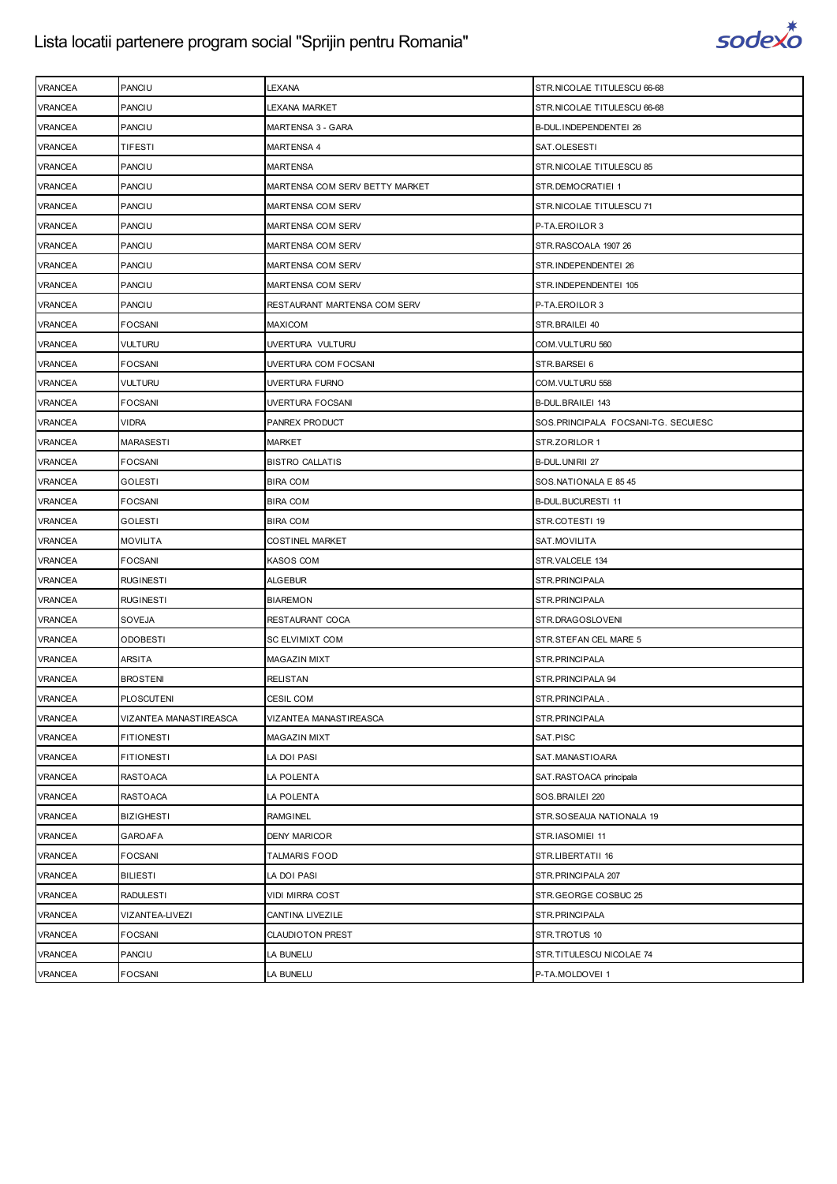| | | | |
|---|---|---|---|
| VRANCEA | PANCIU | LEXANA | STR.NICOLAE TITULESCU 66-68 |
| VRANCEA | PANCIU | LEXANA MARKET | STR.NICOLAE TITULESCU 66-68 |
| VRANCEA | PANCIU | MARTENSA 3 - GARA | B-DUL.INDEPENDENTEI 26 |
| VRANCEA | TIFESTI | MARTENSA 4 | SAT.OLESESTI |
| VRANCEA | PANCIU | MARTENSA | STR.NICOLAE TITULESCU 85 |
| VRANCEA | PANCIU | MARTENSA COM SERV BETTY MARKET | STR.DEMOCRATIEI 1 |
| VRANCEA | PANCIU | MARTENSA COM SERV | STR.NICOLAE TITULESCU 71 |
| VRANCEA | PANCIU | MARTENSA COM SERV | P-TA.EROILOR 3 |
| VRANCEA | PANCIU | MARTENSA COM SERV | STR.RASCOALA 1907 26 |
| VRANCEA | PANCIU | MARTENSA COM SERV | STR.INDEPENDENTEI 26 |
| VRANCEA | PANCIU | MARTENSA COM SERV | STR.INDEPENDENTEI 105 |
| VRANCEA | PANCIU | RESTAURANT MARTENSA COM SERV | P-TA.EROILOR 3 |
| VRANCEA | FOCSANI | MAXICOM | STR.BRAILEI 40 |
| VRANCEA | VULTURU | UVERTURA VULTURU | COM.VULTURU 560 |
| VRANCEA | FOCSANI | UVERTURA COM FOCSANI | STR.BARSEI 6 |
| VRANCEA | VULTURU | UVERTURA FURNO | COM.VULTURU 558 |
| VRANCEA | FOCSANI | UVERTURA FOCSANI | B-DUL.BRAILEI 143 |
| VRANCEA | VIDRA | PANREX PRODUCT | SOS.PRINCIPALA FOCSANI-TG. SECUIESC |
| VRANCEA | MARASESTI | MARKET | STR.ZORILOR 1 |
| VRANCEA | FOCSANI | BISTRO CALLATIS | B-DUL.UNIRII 27 |
| VRANCEA | GOLESTI | BIRA COM | SOS.NATIONALA E 85 45 |
| VRANCEA | FOCSANI | BIRA COM | B-DUL.BUCURESTI 11 |
| VRANCEA | GOLESTI | BIRA COM | STR.COTESTI 19 |
| VRANCEA | MOVILITA | COSTINEL MARKET | SAT.MOVILITA |
| VRANCEA | FOCSANI | KASOS COM | STR.VALCELE 134 |
| VRANCEA | RUGINESTI | ALGEBUR | STR.PRINCIPALA |
| VRANCEA | RUGINESTI | BIAREMON | STR.PRINCIPALA |
| VRANCEA | SOVEJA | RESTAURANT COCA | STR.DRAGOSLOVENI |
| VRANCEA | ODOBESTI | SC ELVIMIXT COM | STR.STEFAN CEL MARE 5 |
| VRANCEA | ARSITA | MAGAZIN MIXT | STR.PRINCIPALA |
| VRANCEA | BROSTENI | RELISTAN | STR.PRINCIPALA 94 |
| VRANCEA | PLOSCUTENI | CESIL COM | STR.PRINCIPALA . |
| VRANCEA | VIZANTEA MANASTIREASCA | VIZANTEA MANASTIREASCA | STR.PRINCIPALA |
| VRANCEA | FITIONESTI | MAGAZIN MIXT | SAT.PISC |
| VRANCEA | FITIONESTI | LA DOI PASI | SAT.MANASTIOARA |
| VRANCEA | RASTOACA | LA POLENTA | SAT.RASTOACA principala |
| VRANCEA | RASTOACA | LA POLENTA | SOS.BRAILEI 220 |
| VRANCEA | BIZIGHESTI | RAMGINEL | STR.SOSEAUA NATIONALA 19 |
| VRANCEA | GAROAFA | DENY MARICOR | STR.IASOMIEI 11 |
| VRANCEA | FOCSANI | TALMARIS FOOD | STR.LIBERTATII 16 |
| VRANCEA | BILIESTI | LA DOI PASI | STR.PRINCIPALA 207 |
| VRANCEA | RADULESTI | VIDI MIRRA COST | STR.GEORGE COSBUC 25 |
| VRANCEA | VIZANTEA-LIVEZI | CANTINA LIVEZILE | STR.PRINCIPALA |
| VRANCEA | FOCSANI | CLAUDIOTON PREST | STR.TROTUS 10 |
| VRANCEA | PANCIU | LA BUNELU | STR.TITULESCU NICOLAE 74 |
| VRANCEA | FOCSANI | LA BUNELU | P-TA.MOLDOVEI 1 |